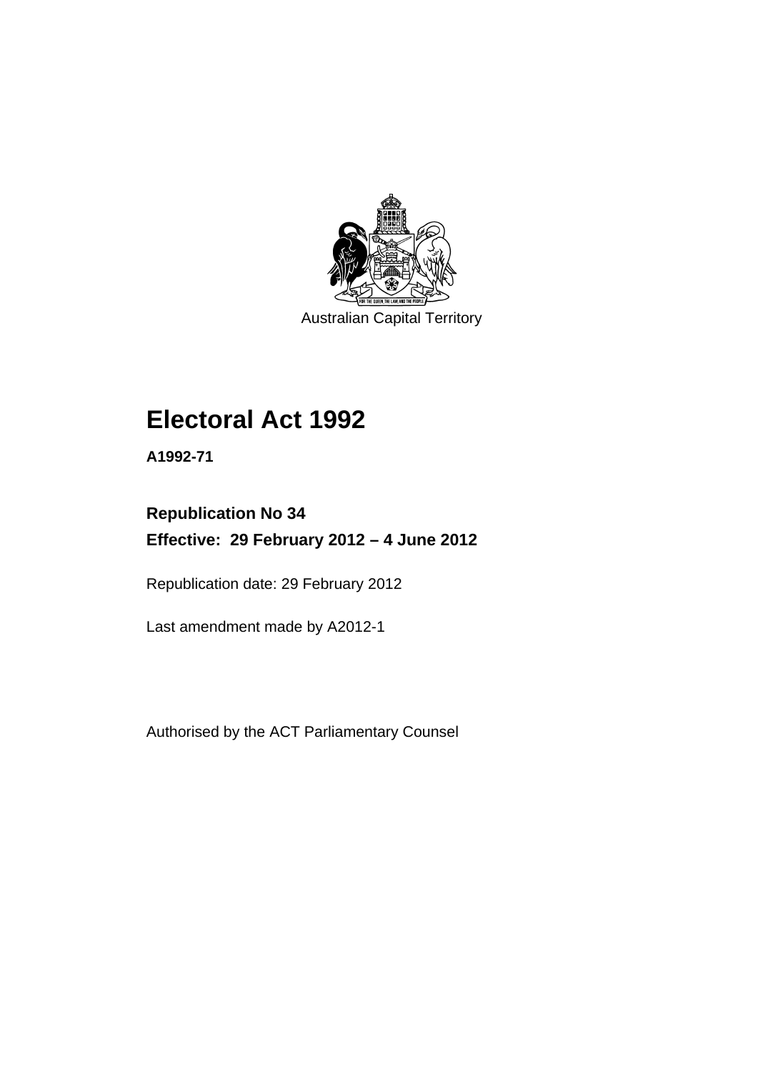Australian Capital Territory

# Electoral Act 1992

**A1992-71**

**Republication No 34**

**Effective: 29 February 2012 – 4 June 2012**

Republication date: 29 February 2012

Last amendment made by A2012-1

Authorised by the ACT Parliamentary Counsel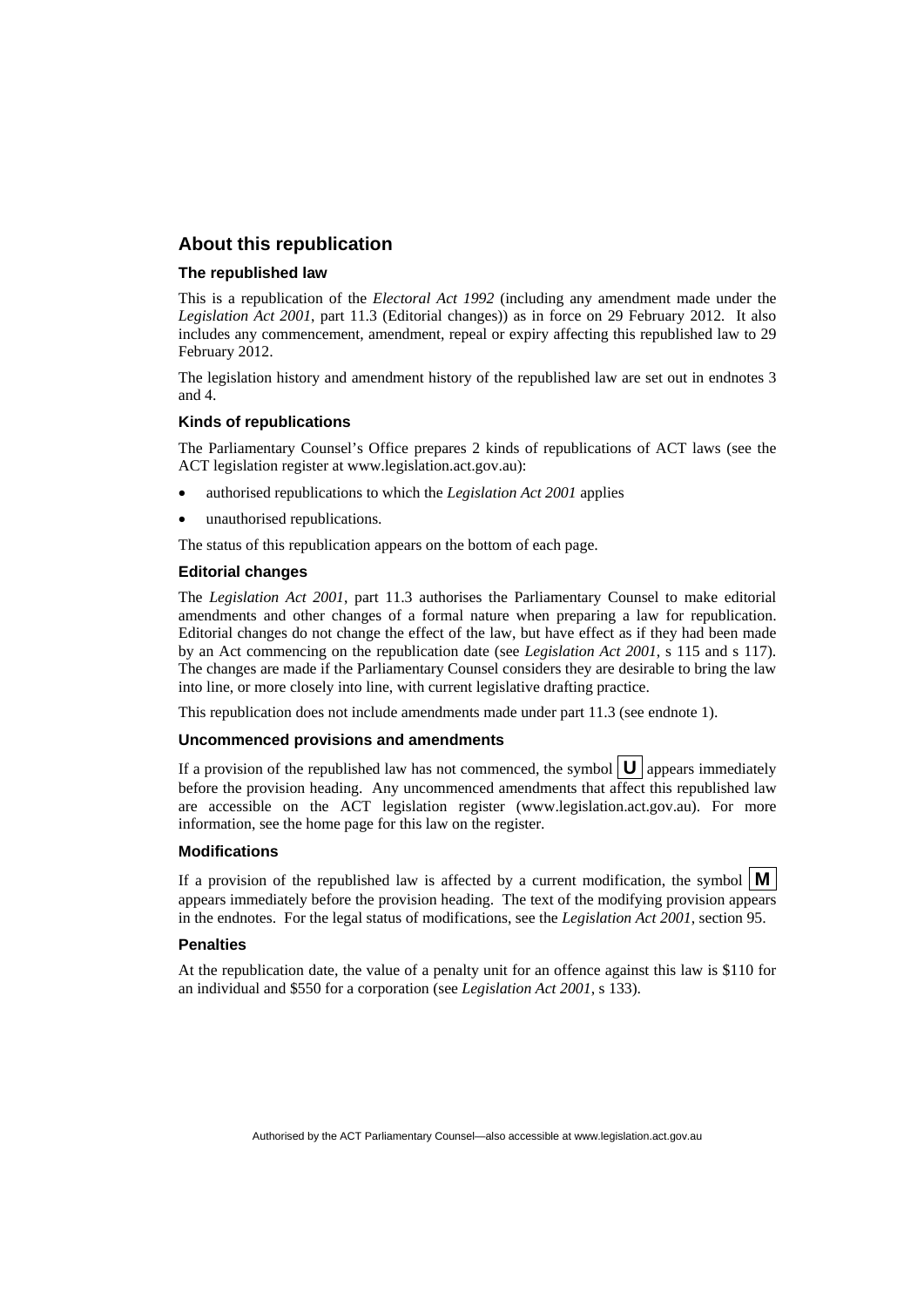## About this republication

### The republished law

This is a republication of the *Electoral Act 1992* (including any amendment made under the *Legislation Act 2001*, part 11.3 (Editorial changes)) as in force on 29 February 2012. It also includes any commencement, amendment, repeal or expiry affecting this republished law to 29 February 2012.

The legislation history and amendment history of the republished law are set out in endnotes 3 and 4.

### Kinds of republications

The Parliamentary Counsel's Office prepares 2 kinds of republications of ACT laws (see the ACT legislation register at www.legislation.act.gov.au):

- authorised republications to which the *Legislation Act 2001* applies
- unauthorised republications.

The status of this republication appears on the bottom of each page.

### Editorial changes

The *Legislation Act 2001*, part 11.3 authorises the Parliamentary Counsel to make editorial amendments and other changes of a formal nature when preparing a law for republication. Editorial changes do not change the effect of the law, but have effect as if they had been made by an Act commencing on the republication date (see *Legislation Act 2001*, s 115 and s 117). The changes are made if the Parliamentary Counsel considers they are desirable to bring the law into line, or more closely into line, with current legislative drafting practice.

This republication does not include amendments made under part 11.3 (see endnote 1).

### Uncommenced provisions and amendments

If a provision of the republished law has not commenced, the symbol **U** appears immediately before the provision heading. Any uncommenced amendments that affect this republished law are accessible on the ACT legislation register (www.legislation.act.gov.au). For more information, see the home page for this law on the register.

### Modifications

If a provision of the republished law is affected by a current modification, the symbol **M** appears immediately before the provision heading. The text of the modifying provision appears in the endnotes. For the legal status of modifications, see the *Legislation Act 2001*, section 95.

### Penalties

At the republication date, the value of a penalty unit for an offence against this law is $110 for an individual and $550 for a corporation (see *Legislation Act 2001*, s 133).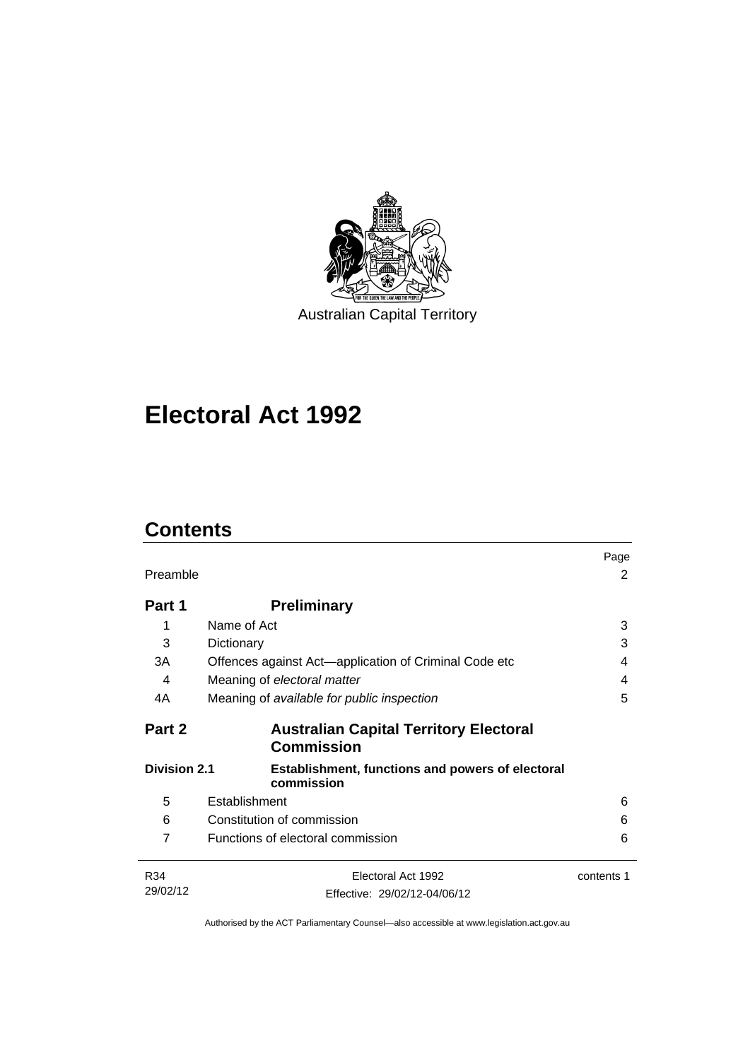Australian Capital Territory

# Electoral Act 1992

## Contents

| | | Page |
|---|---|---|
| Preamble | | 2 |
| **Part 1** | **Preliminary** | |
| 1 | Name of Act | 3 |
| 3 | Dictionary | 3 |
| 3A | Offences against Act—application of Criminal Code etc | 4 |
| 4 | Meaning of *electoral matter* | 4 |
| 4A | Meaning of *available for public inspection* | 5 |
| **Part 2** | **Australian Capital Territory Electoral Commission** | |
| **Division 2.1** | **Establishment, functions and powers of electoral commission** | |
| 5 | Establishment | 6 |
| 6 | Constitution of commission | 6 |
| 7 | Functions of electoral commission | 6 |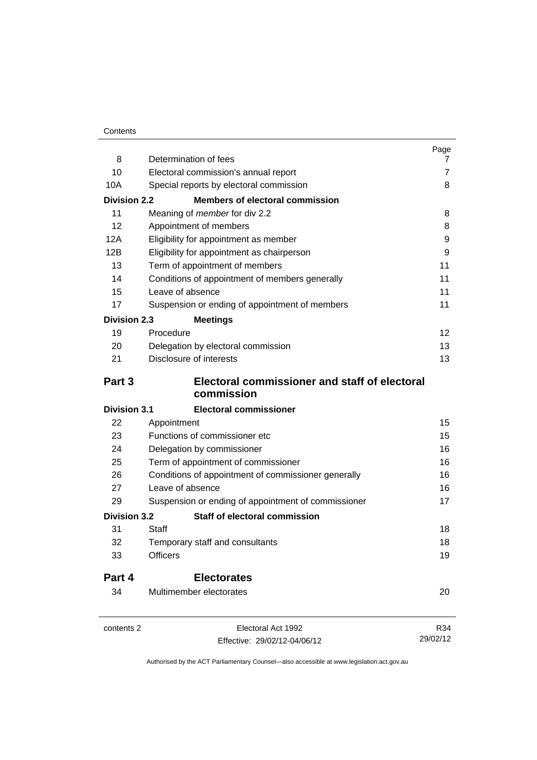| | | Page |
|---|---|---|
| 8 | Determination of fees | 7 |
| 10 | Electoral commission's annual report | 7 |
| 10A | Special reports by electoral commission | 8 |
| **Division 2.2** | **Members of electoral commission** | |
| 11 | Meaning of *member* for div 2.2 | 8 |
| 12 | Appointment of members | 8 |
| 12A | Eligibility for appointment as member | 9 |
| 12B | Eligibility for appointment as chairperson | 9 |
| 13 | Term of appointment of members | 11 |
| 14 | Conditions of appointment of members generally | 11 |
| 15 | Leave of absence | 11 |
| 17 | Suspension or ending of appointment of members | 11 |
| **Division 2.3** | **Meetings** | |
| 19 | Procedure | 12 |
| 20 | Delegation by electoral commission | 13 |
| 21 | Disclosure of interests | 13 |
| **Part 3** | **Electoral commissioner and staff of electoral commission** | |
| **Division 3.1** | **Electoral commissioner** | |
| 22 | Appointment | 15 |
| 23 | Functions of commissioner etc | 15 |
| 24 | Delegation by commissioner | 16 |
| 25 | Term of appointment of commissioner | 16 |
| 26 | Conditions of appointment of commissioner generally | 16 |
| 27 | Leave of absence | 16 |
| 29 | Suspension or ending of appointment of commissioner | 17 |
| **Division 3.2** | **Staff of electoral commission** | |
| 31 | Staff | 18 |
| 32 | Temporary staff and consultants | 18 |
| 33 | Officers | 19 |
| **Part 4** | **Electorates** | |
| 34 | Multimember electorates | 20 |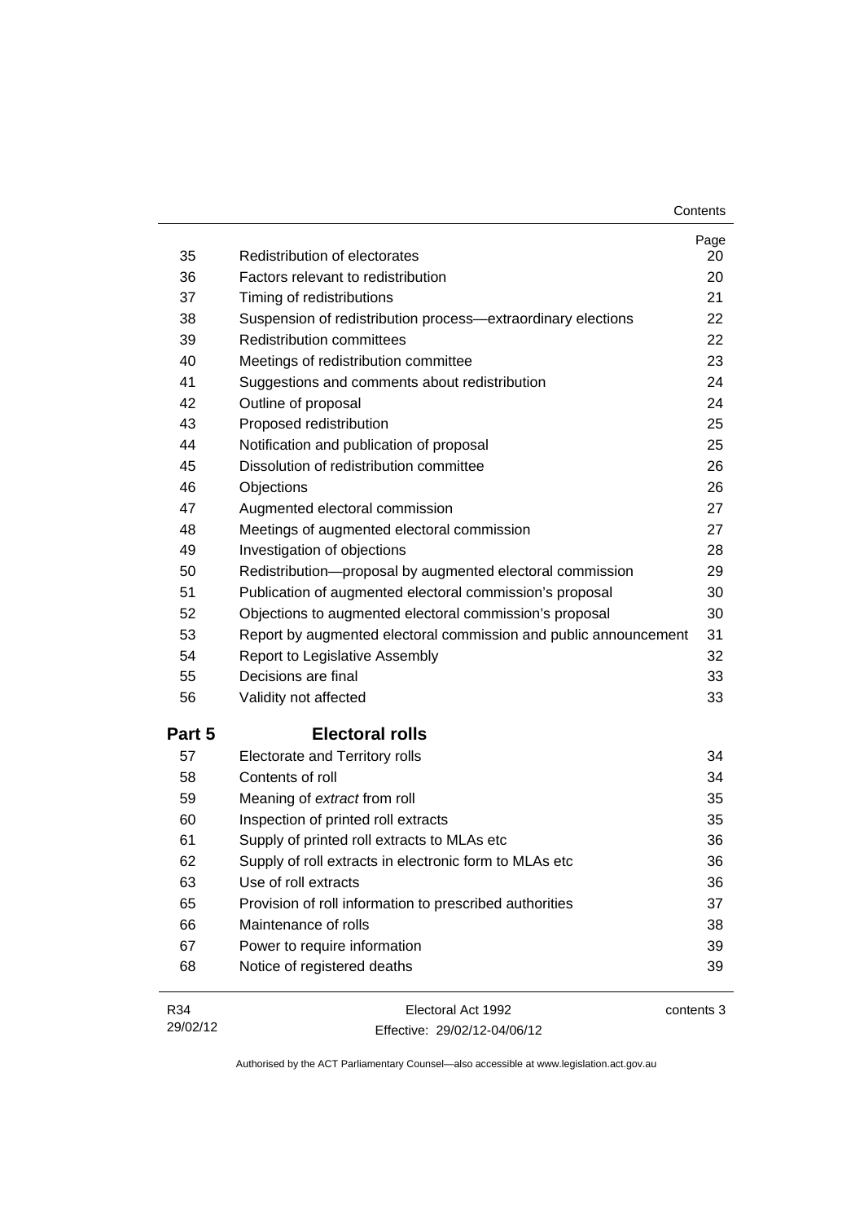| | | Page |
|---|---|---|
| 35 | Redistribution of electorates | 20 |
| 36 | Factors relevant to redistribution | 20 |
| 37 | Timing of redistributions | 21 |
| 38 | Suspension of redistribution process—extraordinary elections | 22 |
| 39 | Redistribution committees | 22 |
| 40 | Meetings of redistribution committee | 23 |
| 41 | Suggestions and comments about redistribution | 24 |
| 42 | Outline of proposal | 24 |
| 43 | Proposed redistribution | 25 |
| 44 | Notification and publication of proposal | 25 |
| 45 | Dissolution of redistribution committee | 26 |
| 46 | Objections | 26 |
| 47 | Augmented electoral commission | 27 |
| 48 | Meetings of augmented electoral commission | 27 |
| 49 | Investigation of objections | 28 |
| 50 | Redistribution—proposal by augmented electoral commission | 29 |
| 51 | Publication of augmented electoral commission's proposal | 30 |
| 52 | Objections to augmented electoral commission's proposal | 30 |
| 53 | Report by augmented electoral commission and public announcement | 31 |
| 54 | Report to Legislative Assembly | 32 |
| 55 | Decisions are final | 33 |
| 56 | Validity not affected | 33 |

## Part 5 Electoral rolls

| | | |
|---|---|---|
| 57 | Electorate and Territory rolls | 34 |
| 58 | Contents of roll | 34 |
| 59 | Meaning of *extract* from roll | 35 |
| 60 | Inspection of printed roll extracts | 35 |
| 61 | Supply of printed roll extracts to MLAs etc | 36 |
| 62 | Supply of roll extracts in electronic form to MLAs etc | 36 |
| 63 | Use of roll extracts | 36 |
| 65 | Provision of roll information to prescribed authorities | 37 |
| 66 | Maintenance of rolls | 38 |
| 67 | Power to require information | 39 |
| 68 | Notice of registered deaths | 39 |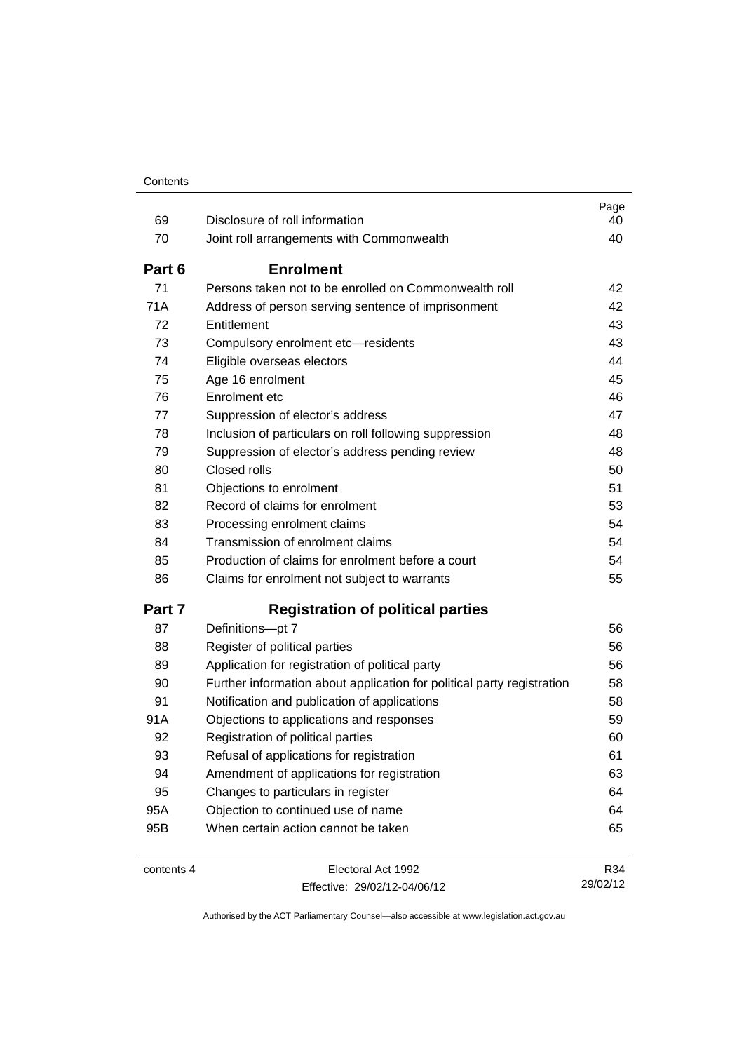| | | Page |
|---|---|---|
| 69 | Disclosure of roll information | 40 |
| 70 | Joint roll arrangements with Commonwealth | 40 |
| **Part 6** | **Enrolment** | |
| 71 | Persons taken not to be enrolled on Commonwealth roll | 42 |
| 71A | Address of person serving sentence of imprisonment | 42 |
| 72 | Entitlement | 43 |
| 73 | Compulsory enrolment etc—residents | 43 |
| 74 | Eligible overseas electors | 44 |
| 75 | Age 16 enrolment | 45 |
| 76 | Enrolment etc | 46 |
| 77 | Suppression of elector's address | 47 |
| 78 | Inclusion of particulars on roll following suppression | 48 |
| 79 | Suppression of elector's address pending review | 48 |
| 80 | Closed rolls | 50 |
| 81 | Objections to enrolment | 51 |
| 82 | Record of claims for enrolment | 53 |
| 83 | Processing enrolment claims | 54 |
| 84 | Transmission of enrolment claims | 54 |
| 85 | Production of claims for enrolment before a court | 54 |
| 86 | Claims for enrolment not subject to warrants | 55 |
| **Part 7** | **Registration of political parties** | |
| 87 | Definitions—pt 7 | 56 |
| 88 | Register of political parties | 56 |
| 89 | Application for registration of political party | 56 |
| 90 | Further information about application for political party registration | 58 |
| 91 | Notification and publication of applications | 58 |
| 91A | Objections to applications and responses | 59 |
| 92 | Registration of political parties | 60 |
| 93 | Refusal of applications for registration | 61 |
| 94 | Amendment of applications for registration | 63 |
| 95 | Changes to particulars in register | 64 |
| 95A | Objection to continued use of name | 64 |
| 95B | When certain action cannot be taken | 65 |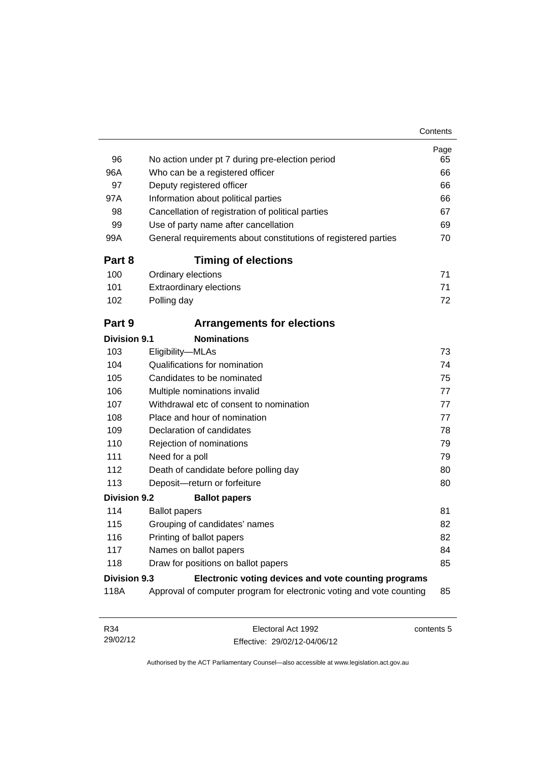| | | Page |
|---|---|---|
| 96 | No action under pt 7 during pre-election period | 65 |
| 96A | Who can be a registered officer | 66 |
| 97 | Deputy registered officer | 66 |
| 97A | Information about political parties | 66 |
| 98 | Cancellation of registration of political parties | 67 |
| 99 | Use of party name after cancellation | 69 |
| 99A | General requirements about constitutions of registered parties | 70 |

## Part 8 Timing of elections

| | | |
|---|---|---|
| 100 | Ordinary elections | 71 |
| 101 | Extraordinary elections | 71 |
| 102 | Polling day | 72 |

## Part 9 Arrangements for elections

### Division 9.1 Nominations

| | | |
|---|---|---|
| 103 | Eligibility—MLAs | 73 |
| 104 | Qualifications for nomination | 74 |
| 105 | Candidates to be nominated | 75 |
| 106 | Multiple nominations invalid | 77 |
| 107 | Withdrawal etc of consent to nomination | 77 |
| 108 | Place and hour of nomination | 77 |
| 109 | Declaration of candidates | 78 |
| 110 | Rejection of nominations | 79 |
| 111 | Need for a poll | 79 |
| 112 | Death of candidate before polling day | 80 |
| 113 | Deposit—return or forfeiture | 80 |

### Division 9.2 Ballot papers

| | | |
|---|---|---|
| 114 | Ballot papers | 81 |
| 115 | Grouping of candidates' names | 82 |
| 116 | Printing of ballot papers | 82 |
| 117 | Names on ballot papers | 84 |
| 118 | Draw for positions on ballot papers | 85 |

### Division 9.3 Electronic voting devices and vote counting programs

| | | |
|---|---|---|
| 118A | Approval of computer program for electronic voting and vote counting | 85 |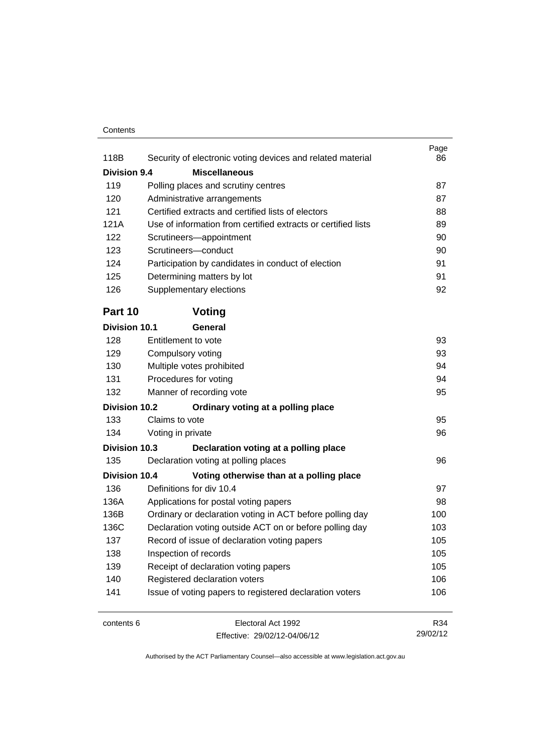| | | Page |
|---|---|---|
| 118B | Security of electronic voting devices and related material | 86 |
| **Division 9.4** | **Miscellaneous** | |
| 119 | Polling places and scrutiny centres | 87 |
| 120 | Administrative arrangements | 87 |
| 121 | Certified extracts and certified lists of electors | 88 |
| 121A | Use of information from certified extracts or certified lists | 89 |
| 122 | Scrutineers—appointment | 90 |
| 123 | Scrutineers—conduct | 90 |
| 124 | Participation by candidates in conduct of election | 91 |
| 125 | Determining matters by lot | 91 |
| 126 | Supplementary elections | 92 |

## Part 10 Voting

| | | |
|---|---|---|
| **Division 10.1** | **General** | |
| 128 | Entitlement to vote | 93 |
| 129 | Compulsory voting | 93 |
| 130 | Multiple votes prohibited | 94 |
| 131 | Procedures for voting | 94 |
| 132 | Manner of recording vote | 95 |
| **Division 10.2** | **Ordinary voting at a polling place** | |
| 133 | Claims to vote | 95 |
| 134 | Voting in private | 96 |
| **Division 10.3** | **Declaration voting at a polling place** | |
| 135 | Declaration voting at polling places | 96 |
| **Division 10.4** | **Voting otherwise than at a polling place** | |
| 136 | Definitions for div 10.4 | 97 |
| 136A | Applications for postal voting papers | 98 |
| 136B | Ordinary or declaration voting in ACT before polling day | 100 |
| 136C | Declaration voting outside ACT on or before polling day | 103 |
| 137 | Record of issue of declaration voting papers | 105 |
| 138 | Inspection of records | 105 |
| 139 | Receipt of declaration voting papers | 105 |
| 140 | Registered declaration voters | 106 |
| 141 | Issue of voting papers to registered declaration voters | 106 |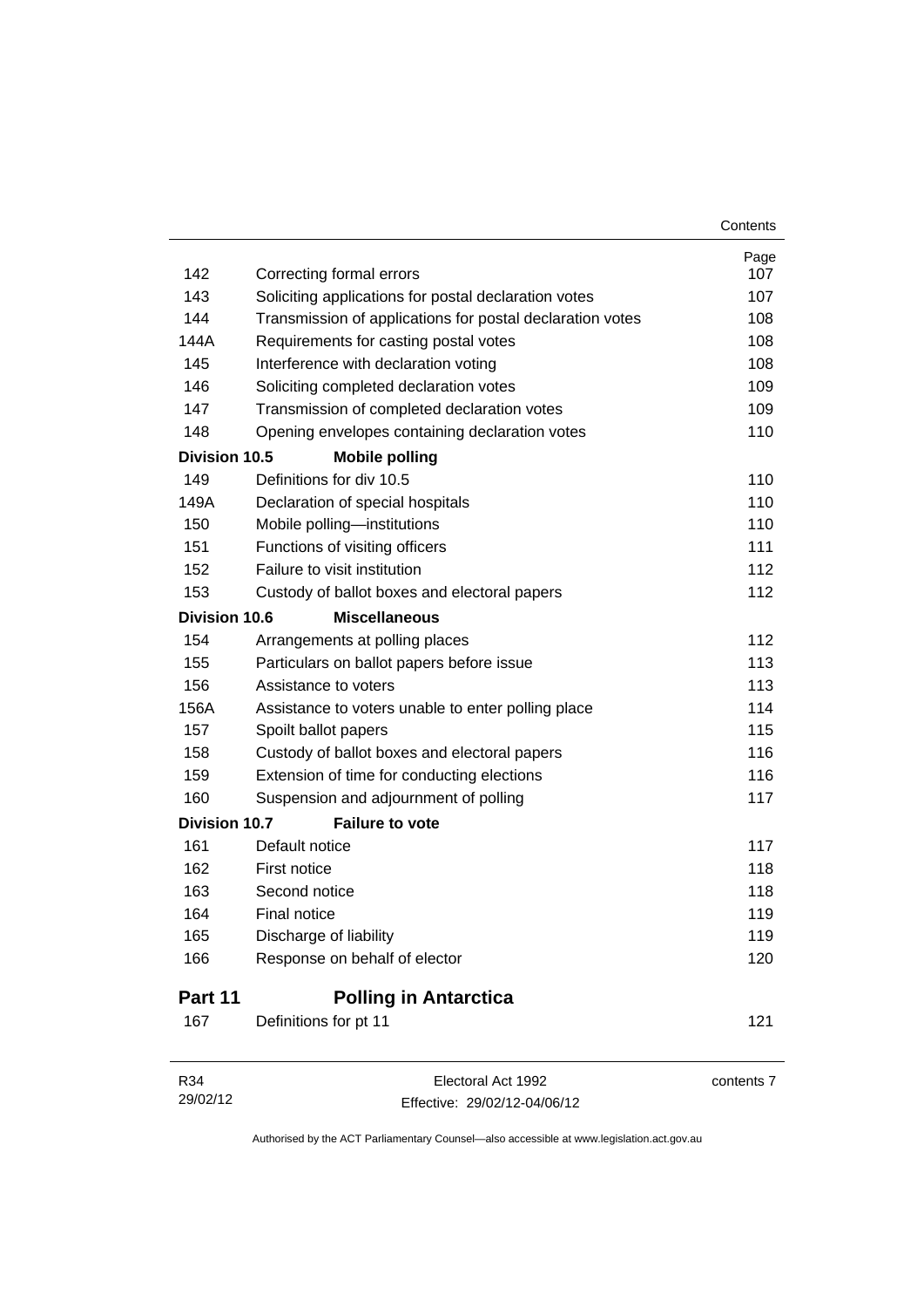| | | Page |
|---|---|---|
| 142 | Correcting formal errors | 107 |
| 143 | Soliciting applications for postal declaration votes | 107 |
| 144 | Transmission of applications for postal declaration votes | 108 |
| 144A | Requirements for casting postal votes | 108 |
| 145 | Interference with declaration voting | 108 |
| 146 | Soliciting completed declaration votes | 109 |
| 147 | Transmission of completed declaration votes | 109 |
| 148 | Opening envelopes containing declaration votes | 110 |
| **Division 10.5** | **Mobile polling** | |
| 149 | Definitions for div 10.5 | 110 |
| 149A | Declaration of special hospitals | 110 |
| 150 | Mobile polling—institutions | 110 |
| 151 | Functions of visiting officers | 111 |
| 152 | Failure to visit institution | 112 |
| 153 | Custody of ballot boxes and electoral papers | 112 |
| **Division 10.6** | **Miscellaneous** | |
| 154 | Arrangements at polling places | 112 |
| 155 | Particulars on ballot papers before issue | 113 |
| 156 | Assistance to voters | 113 |
| 156A | Assistance to voters unable to enter polling place | 114 |
| 157 | Spoilt ballot papers | 115 |
| 158 | Custody of ballot boxes and electoral papers | 116 |
| 159 | Extension of time for conducting elections | 116 |
| 160 | Suspension and adjournment of polling | 117 |
| **Division 10.7** | **Failure to vote** | |
| 161 | Default notice | 117 |
| 162 | First notice | 118 |
| 163 | Second notice | 118 |
| 164 | Final notice | 119 |
| 165 | Discharge of liability | 119 |
| 166 | Response on behalf of elector | 120 |

## Part 11 Polling in Antarctica

| | | |
|---|---|---|
| 167 | Definitions for pt 11 | 121 |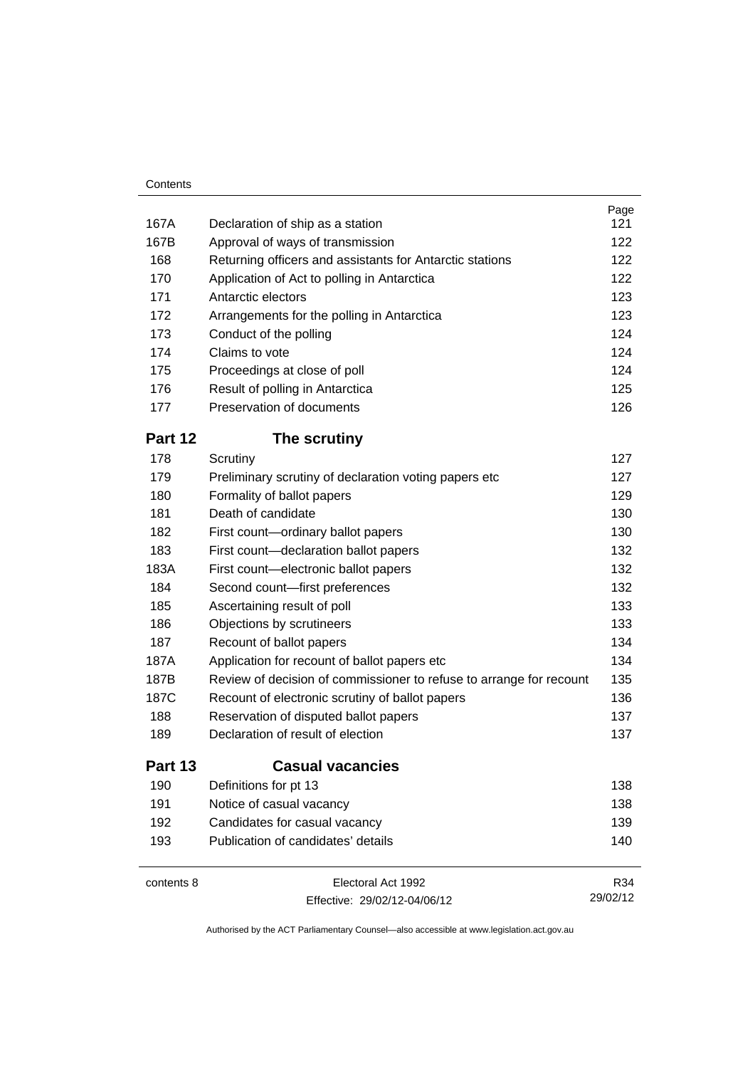| | | Page |
|---|---|---|
| 167A | Declaration of ship as a station | 121 |
| 167B | Approval of ways of transmission | 122 |
| 168 | Returning officers and assistants for Antarctic stations | 122 |
| 170 | Application of Act to polling in Antarctica | 122 |
| 171 | Antarctic electors | 123 |
| 172 | Arrangements for the polling in Antarctica | 123 |
| 173 | Conduct of the polling | 124 |
| 174 | Claims to vote | 124 |
| 175 | Proceedings at close of poll | 124 |
| 176 | Result of polling in Antarctica | 125 |
| 177 | Preservation of documents | 126 |

## Part 12 The scrutiny

| | | |
|---|---|---|
| 178 | Scrutiny | 127 |
| 179 | Preliminary scrutiny of declaration voting papers etc | 127 |
| 180 | Formality of ballot papers | 129 |
| 181 | Death of candidate | 130 |
| 182 | First count—ordinary ballot papers | 130 |
| 183 | First count—declaration ballot papers | 132 |
| 183A | First count—electronic ballot papers | 132 |
| 184 | Second count—first preferences | 132 |
| 185 | Ascertaining result of poll | 133 |
| 186 | Objections by scrutineers | 133 |
| 187 | Recount of ballot papers | 134 |
| 187A | Application for recount of ballot papers etc | 134 |
| 187B | Review of decision of commissioner to refuse to arrange for recount | 135 |
| 187C | Recount of electronic scrutiny of ballot papers | 136 |
| 188 | Reservation of disputed ballot papers | 137 |
| 189 | Declaration of result of election | 137 |

## Part 13 Casual vacancies

| | | |
|---|---|---|
| 190 | Definitions for pt 13 | 138 |
| 191 | Notice of casual vacancy | 138 |
| 192 | Candidates for casual vacancy | 139 |
| 193 | Publication of candidates' details | 140 |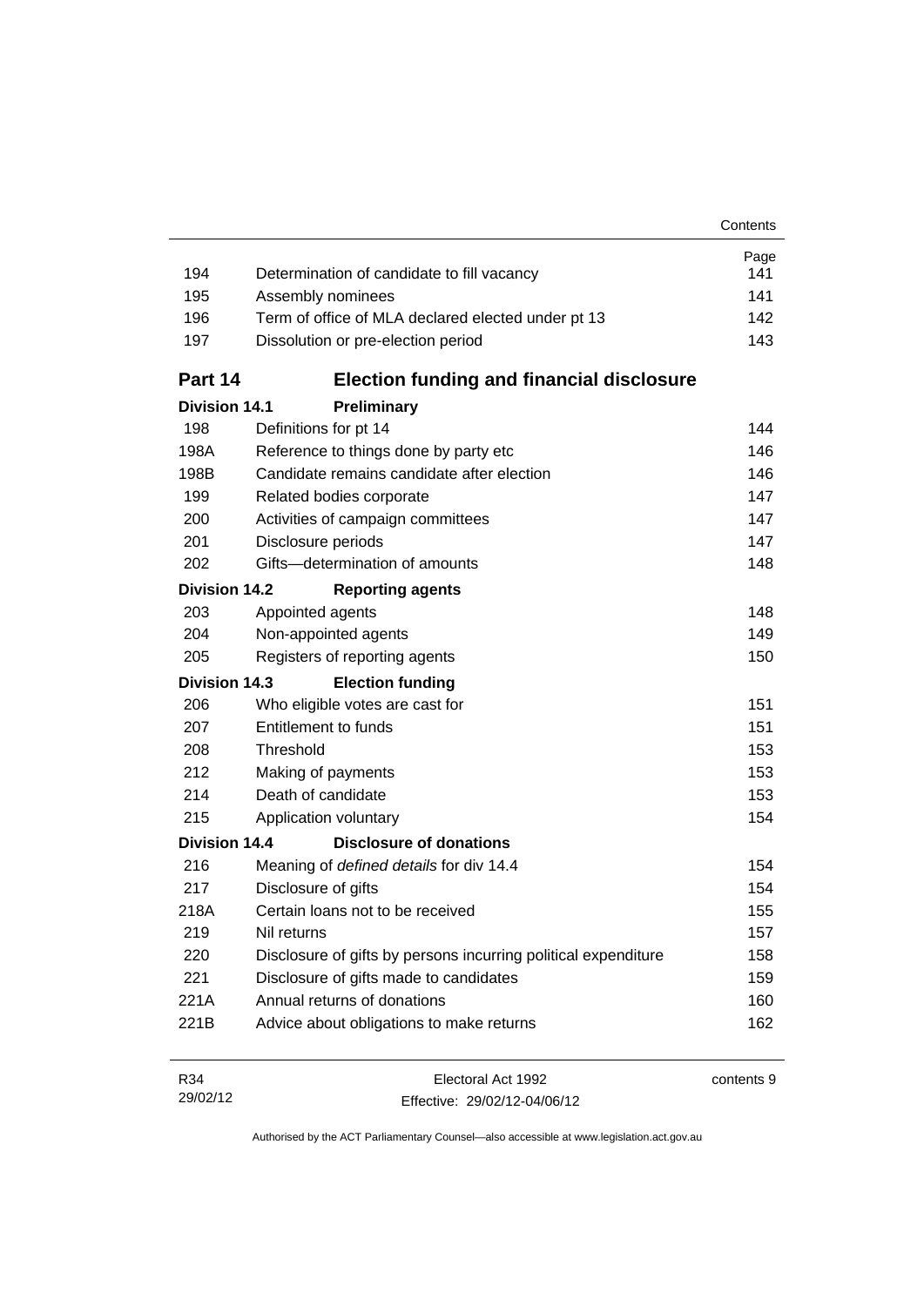| | | Page |
|---|---|---|
| 194 | Determination of candidate to fill vacancy | 141 |
| 195 | Assembly nominees | 141 |
| 196 | Term of office of MLA declared elected under pt 13 | 142 |
| 197 | Dissolution or pre-election period | 143 |

## Part 14 Election funding and financial disclosure

### Division 14.1 Preliminary

| | | |
|---|---|---|
| 198 | Definitions for pt 14 | 144 |
| 198A | Reference to things done by party etc | 146 |
| 198B | Candidate remains candidate after election | 146 |
| 199 | Related bodies corporate | 147 |
| 200 | Activities of campaign committees | 147 |
| 201 | Disclosure periods | 147 |
| 202 | Gifts—determination of amounts | 148 |

### Division 14.2 Reporting agents

| | | |
|---|---|---|
| 203 | Appointed agents | 148 |
| 204 | Non-appointed agents | 149 |
| 205 | Registers of reporting agents | 150 |

### Division 14.3 Election funding

| | | |
|---|---|---|
| 206 | Who eligible votes are cast for | 151 |
| 207 | Entitlement to funds | 151 |
| 208 | Threshold | 153 |
| 212 | Making of payments | 153 |
| 214 | Death of candidate | 153 |
| 215 | Application voluntary | 154 |

### Division 14.4 Disclosure of donations

| | | |
|---|---|---|
| 216 | Meaning of *defined details* for div 14.4 | 154 |
| 217 | Disclosure of gifts | 154 |
| 218A | Certain loans not to be received | 155 |
| 219 | Nil returns | 157 |
| 220 | Disclosure of gifts by persons incurring political expenditure | 158 |
| 221 | Disclosure of gifts made to candidates | 159 |
| 221A | Annual returns of donations | 160 |
| 221B | Advice about obligations to make returns | 162 |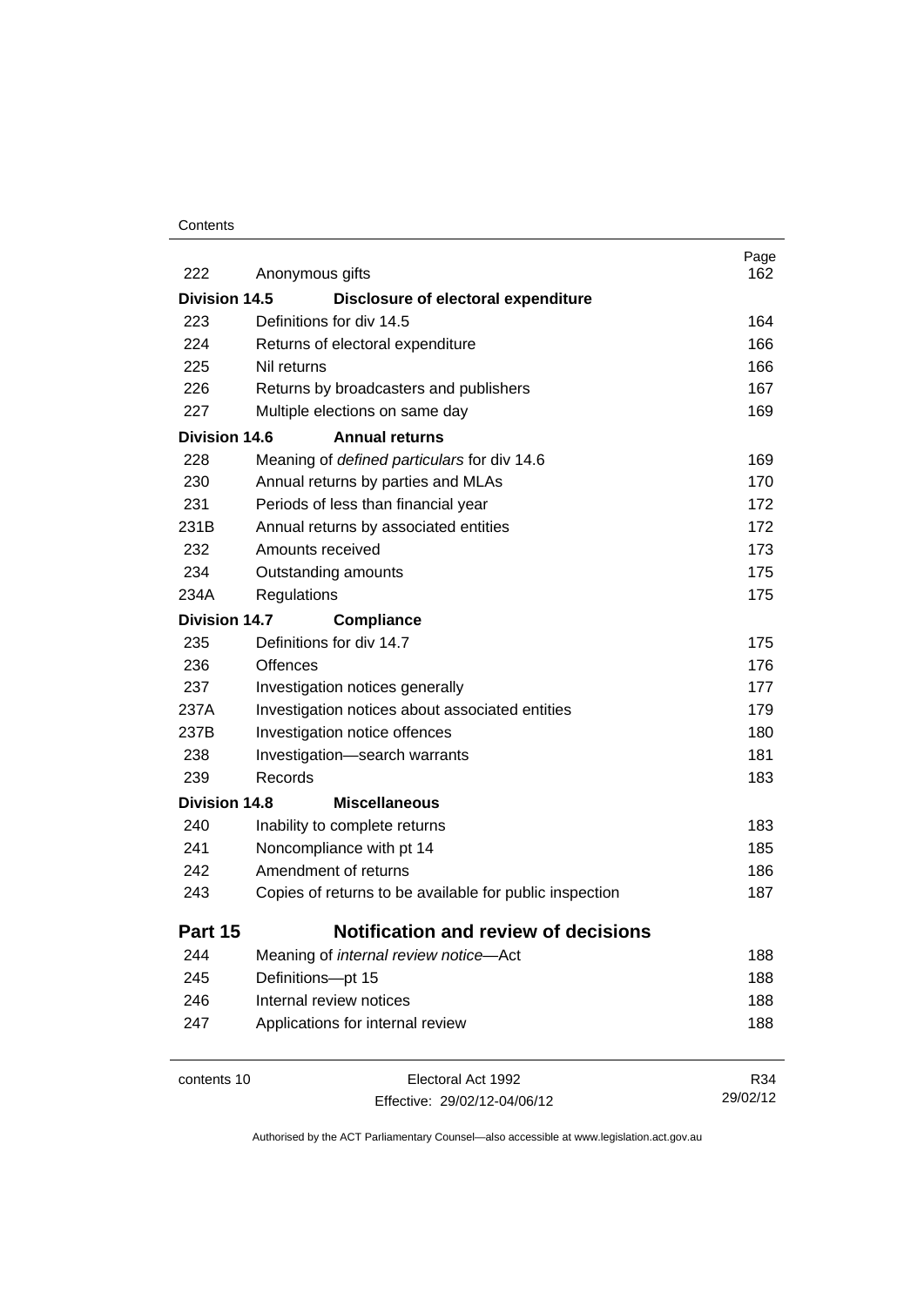| | | Page |
|---|---|---|
| 222 | Anonymous gifts | 162 |
| **Division 14.5** | **Disclosure of electoral expenditure** | |
| 223 | Definitions for div 14.5 | 164 |
| 224 | Returns of electoral expenditure | 166 |
| 225 | Nil returns | 166 |
| 226 | Returns by broadcasters and publishers | 167 |
| 227 | Multiple elections on same day | 169 |
| **Division 14.6** | **Annual returns** | |
| 228 | Meaning of *defined particulars* for div 14.6 | 169 |
| 230 | Annual returns by parties and MLAs | 170 |
| 231 | Periods of less than financial year | 172 |
| 231B | Annual returns by associated entities | 172 |
| 232 | Amounts received | 173 |
| 234 | Outstanding amounts | 175 |
| 234A | Regulations | 175 |
| **Division 14.7** | **Compliance** | |
| 235 | Definitions for div 14.7 | 175 |
| 236 | Offences | 176 |
| 237 | Investigation notices generally | 177 |
| 237A | Investigation notices about associated entities | 179 |
| 237B | Investigation notice offences | 180 |
| 238 | Investigation—search warrants | 181 |
| 239 | Records | 183 |
| **Division 14.8** | **Miscellaneous** | |
| 240 | Inability to complete returns | 183 |
| 241 | Noncompliance with pt 14 | 185 |
| 242 | Amendment of returns | 186 |
| 243 | Copies of returns to be available for public inspection | 187 |
| **Part 15** | **Notification and review of decisions** | |
| 244 | Meaning of *internal review notice*—Act | 188 |
| 245 | Definitions—pt 15 | 188 |
| 246 | Internal review notices | 188 |
| 247 | Applications for internal review | 188 |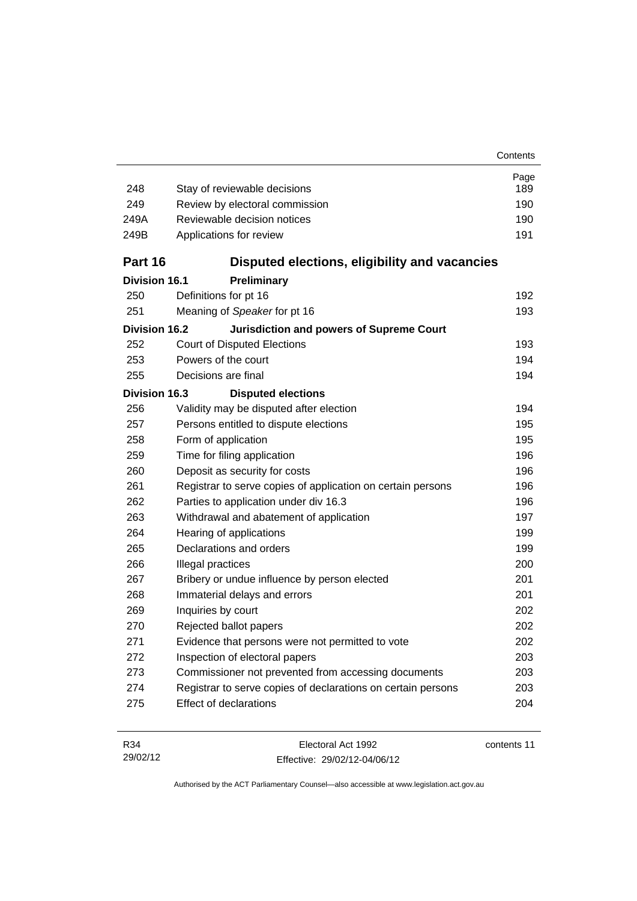| | | Page |
|---|---|---|
| 248 | Stay of reviewable decisions | 189 |
| 249 | Review by electoral commission | 190 |
| 249A | Reviewable decision notices | 190 |
| 249B | Applications for review | 191 |

## Part 16 Disputed elections, eligibility and vacancies

**Division 16.1 Preliminary**

| | | |
|---|---|---|
| 250 | Definitions for pt 16 | 192 |
| 251 | Meaning of *Speaker* for pt 16 | 193 |

**Division 16.2 Jurisdiction and powers of Supreme Court**

| | | |
|---|---|---|
| 252 | Court of Disputed Elections | 193 |
| 253 | Powers of the court | 194 |
| 255 | Decisions are final | 194 |

**Division 16.3 Disputed elections**

| | | |
|---|---|---|
| 256 | Validity may be disputed after election | 194 |
| 257 | Persons entitled to dispute elections | 195 |
| 258 | Form of application | 195 |
| 259 | Time for filing application | 196 |
| 260 | Deposit as security for costs | 196 |
| 261 | Registrar to serve copies of application on certain persons | 196 |
| 262 | Parties to application under div 16.3 | 196 |
| 263 | Withdrawal and abatement of application | 197 |
| 264 | Hearing of applications | 199 |
| 265 | Declarations and orders | 199 |
| 266 | Illegal practices | 200 |
| 267 | Bribery or undue influence by person elected | 201 |
| 268 | Immaterial delays and errors | 201 |
| 269 | Inquiries by court | 202 |
| 270 | Rejected ballot papers | 202 |
| 271 | Evidence that persons were not permitted to vote | 202 |
| 272 | Inspection of electoral papers | 203 |
| 273 | Commissioner not prevented from accessing documents | 203 |
| 274 | Registrar to serve copies of declarations on certain persons | 203 |
| 275 | Effect of declarations | 204 |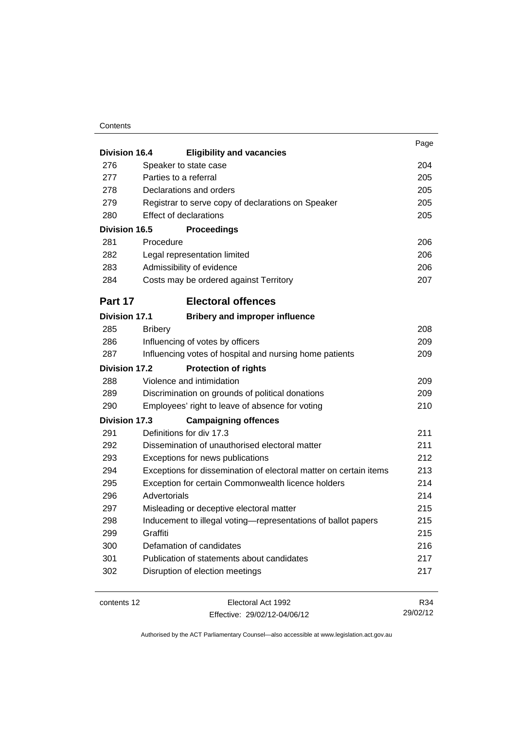| | | Page |
|---|---|---|
| **Division 16.4** | **Eligibility and vacancies** | |
| 276 | Speaker to state case | 204 |
| 277 | Parties to a referral | 205 |
| 278 | Declarations and orders | 205 |
| 279 | Registrar to serve copy of declarations on Speaker | 205 |
| 280 | Effect of declarations | 205 |
| **Division 16.5** | **Proceedings** | |
| 281 | Procedure | 206 |
| 282 | Legal representation limited | 206 |
| 283 | Admissibility of evidence | 206 |
| 284 | Costs may be ordered against Territory | 207 |
| **Part 17** | **Electoral offences** | |
| **Division 17.1** | **Bribery and improper influence** | |
| 285 | Bribery | 208 |
| 286 | Influencing of votes by officers | 209 |
| 287 | Influencing votes of hospital and nursing home patients | 209 |
| **Division 17.2** | **Protection of rights** | |
| 288 | Violence and intimidation | 209 |
| 289 | Discrimination on grounds of political donations | 209 |
| 290 | Employees' right to leave of absence for voting | 210 |
| **Division 17.3** | **Campaigning offences** | |
| 291 | Definitions for div 17.3 | 211 |
| 292 | Dissemination of unauthorised electoral matter | 211 |
| 293 | Exceptions for news publications | 212 |
| 294 | Exceptions for dissemination of electoral matter on certain items | 213 |
| 295 | Exception for certain Commonwealth licence holders | 214 |
| 296 | Advertorials | 214 |
| 297 | Misleading or deceptive electoral matter | 215 |
| 298 | Inducement to illegal voting—representations of ballot papers | 215 |
| 299 | Graffiti | 215 |
| 300 | Defamation of candidates | 216 |
| 301 | Publication of statements about candidates | 217 |
| 302 | Disruption of election meetings | 217 |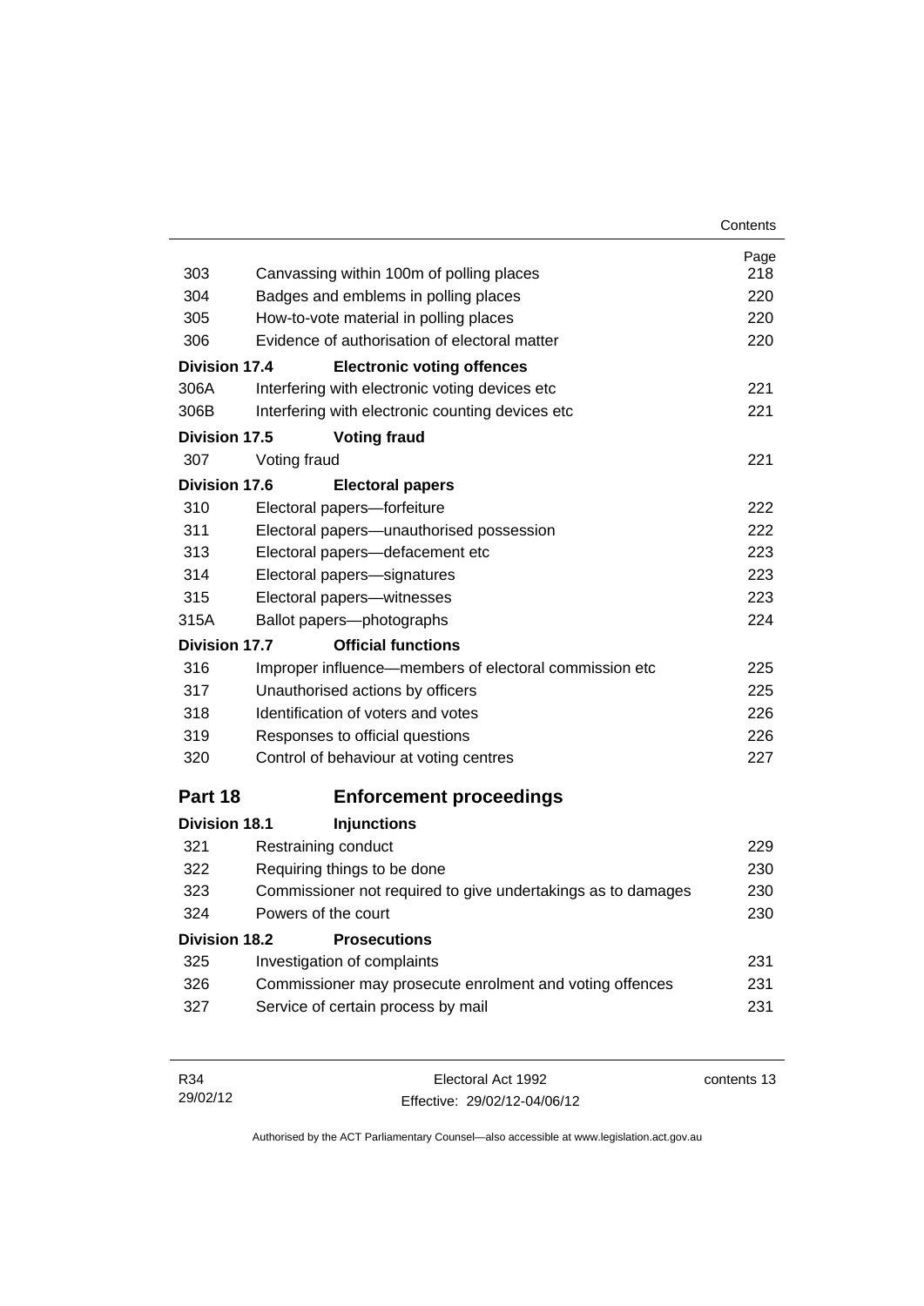| | | Page |
|---|---|---|
| 303 | Canvassing within 100m of polling places | 218 |
| 304 | Badges and emblems in polling places | 220 |
| 305 | How-to-vote material in polling places | 220 |
| 306 | Evidence of authorisation of electoral matter | 220 |
| **Division 17.4** | **Electronic voting offences** | |
| 306A | Interfering with electronic voting devices etc | 221 |
| 306B | Interfering with electronic counting devices etc | 221 |
| **Division 17.5** | **Voting fraud** | |
| 307 | Voting fraud | 221 |
| **Division 17.6** | **Electoral papers** | |
| 310 | Electoral papers—forfeiture | 222 |
| 311 | Electoral papers—unauthorised possession | 222 |
| 313 | Electoral papers—defacement etc | 223 |
| 314 | Electoral papers—signatures | 223 |
| 315 | Electoral papers—witnesses | 223 |
| 315A | Ballot papers—photographs | 224 |
| **Division 17.7** | **Official functions** | |
| 316 | Improper influence—members of electoral commission etc | 225 |
| 317 | Unauthorised actions by officers | 225 |
| 318 | Identification of voters and votes | 226 |
| 319 | Responses to official questions | 226 |
| 320 | Control of behaviour at voting centres | 227 |

## Part 18 Enforcement proceedings

| | | |
|---|---|---|
| **Division 18.1** | **Injunctions** | |
| 321 | Restraining conduct | 229 |
| 322 | Requiring things to be done | 230 |
| 323 | Commissioner not required to give undertakings as to damages | 230 |
| 324 | Powers of the court | 230 |
| **Division 18.2** | **Prosecutions** | |
| 325 | Investigation of complaints | 231 |
| 326 | Commissioner may prosecute enrolment and voting offences | 231 |
| 327 | Service of certain process by mail | 231 |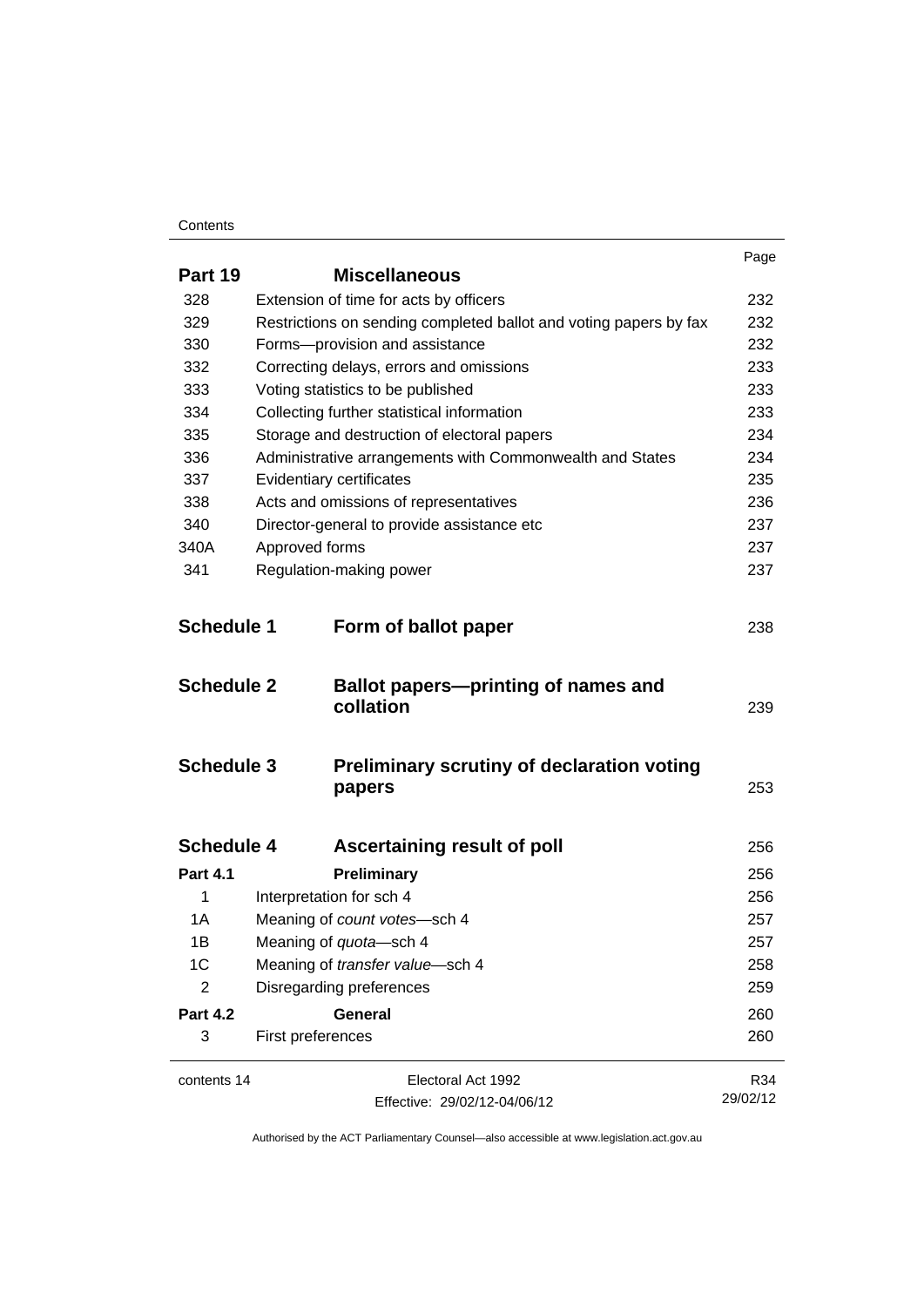| | | Page |
|---|---|---|
| **Part 19** | **Miscellaneous** | |
| 328 | Extension of time for acts by officers | 232 |
| 329 | Restrictions on sending completed ballot and voting papers by fax | 232 |
| 330 | Forms—provision and assistance | 232 |
| 332 | Correcting delays, errors and omissions | 233 |
| 333 | Voting statistics to be published | 233 |
| 334 | Collecting further statistical information | 233 |
| 335 | Storage and destruction of electoral papers | 234 |
| 336 | Administrative arrangements with Commonwealth and States | 234 |
| 337 | Evidentiary certificates | 235 |
| 338 | Acts and omissions of representatives | 236 |
| 340 | Director-general to provide assistance etc | 237 |
| 340A | Approved forms | 237 |
| 341 | Regulation-making power | 237 |
| **Schedule 1** | **Form of ballot paper** | 238 |
| **Schedule 2** | **Ballot papers—printing of names and collation** | 239 |
| **Schedule 3** | **Preliminary scrutiny of declaration voting papers** | 253 |
| **Schedule 4** | **Ascertaining result of poll** | 256 |
| **Part 4.1** | **Preliminary** | 256 |
| 1 | Interpretation for sch 4 | 256 |
| 1A | Meaning of *count votes*—sch 4 | 257 |
| 1B | Meaning of *quota*—sch 4 | 257 |
| 1C | Meaning of *transfer value*—sch 4 | 258 |
| 2 | Disregarding preferences | 259 |
| **Part 4.2** | **General** | 260 |
| 3 | First preferences | 260 |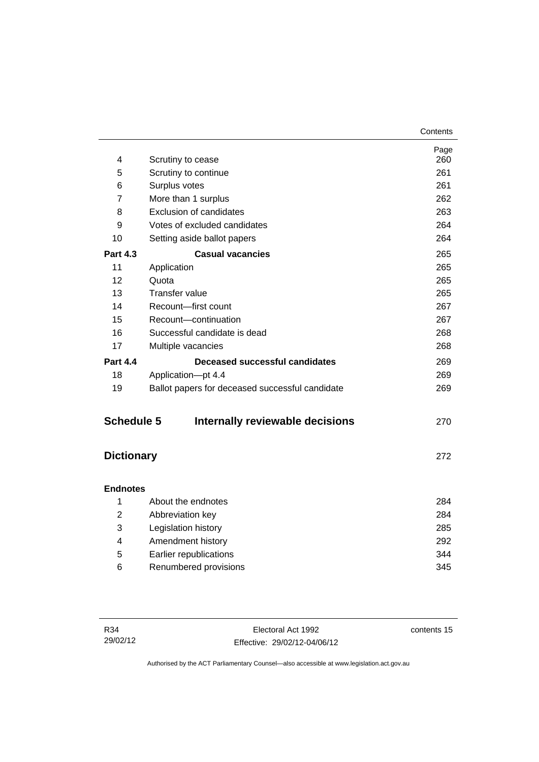| | | Page |
|---|---|---|
| 4 | Scrutiny to cease | 260 |
| 5 | Scrutiny to continue | 261 |
| 6 | Surplus votes | 261 |
| 7 | More than 1 surplus | 262 |
| 8 | Exclusion of candidates | 263 |
| 9 | Votes of excluded candidates | 264 |
| 10 | Setting aside ballot papers | 264 |
| **Part 4.3** | **Casual vacancies** | 265 |
| 11 | Application | 265 |
| 12 | Quota | 265 |
| 13 | Transfer value | 265 |
| 14 | Recount—first count | 267 |
| 15 | Recount—continuation | 267 |
| 16 | Successful candidate is dead | 268 |
| 17 | Multiple vacancies | 268 |
| **Part 4.4** | **Deceased successful candidates** | 269 |
| 18 | Application—pt 4.4 | 269 |
| 19 | Ballot papers for deceased successful candidate | 269 |

## Schedule 5 Internally reviewable decisions 270

## Dictionary 272

**Endnotes**

| | | |
|---|---|---|
| 1 | About the endnotes | 284 |
| 2 | Abbreviation key | 284 |
| 3 | Legislation history | 285 |
| 4 | Amendment history | 292 |
| 5 | Earlier republications | 344 |
| 6 | Renumbered provisions | 345 |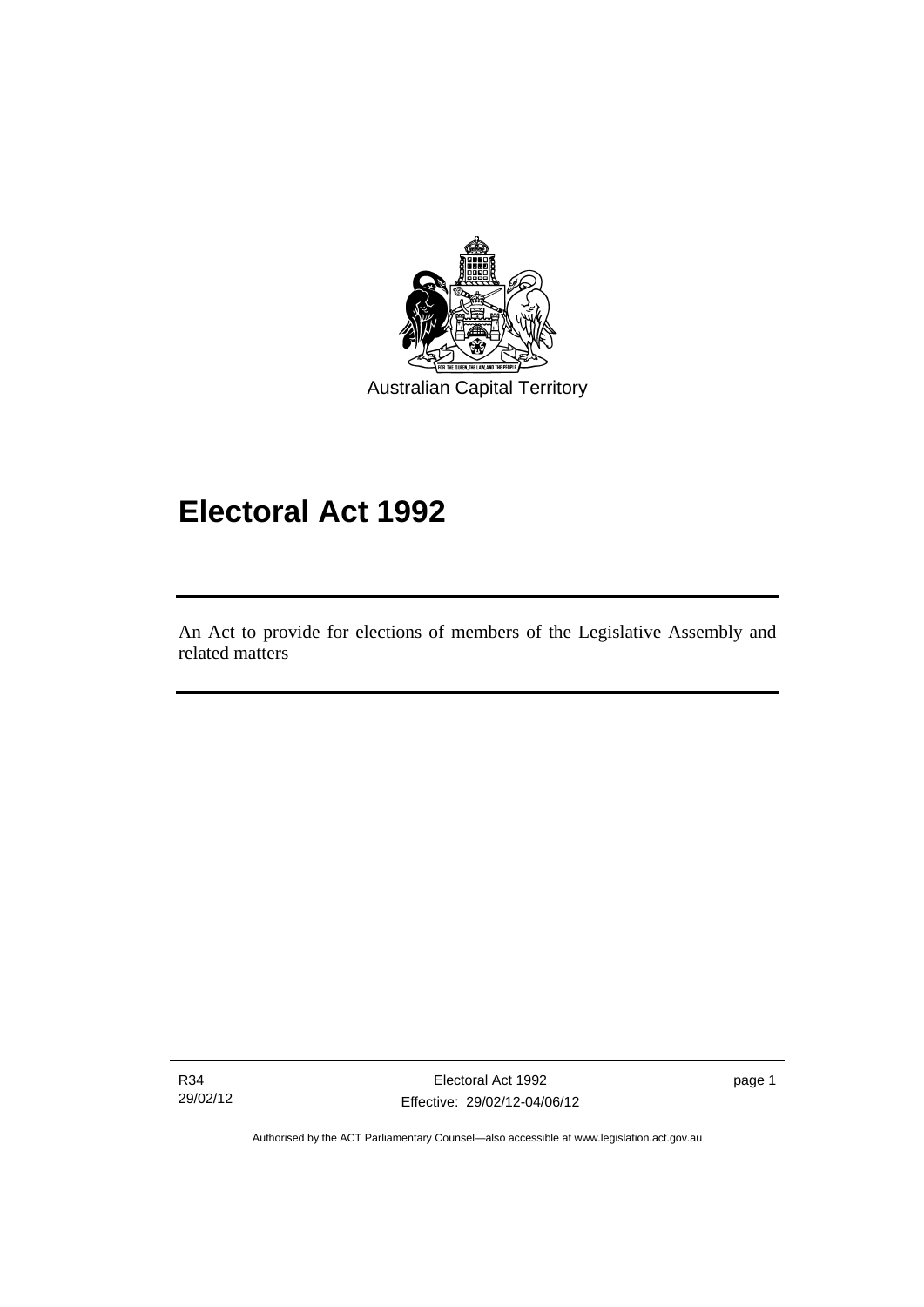Australian Capital Territory

# Electoral Act 1992

An Act to provide for elections of members of the Legislative Assembly and related matters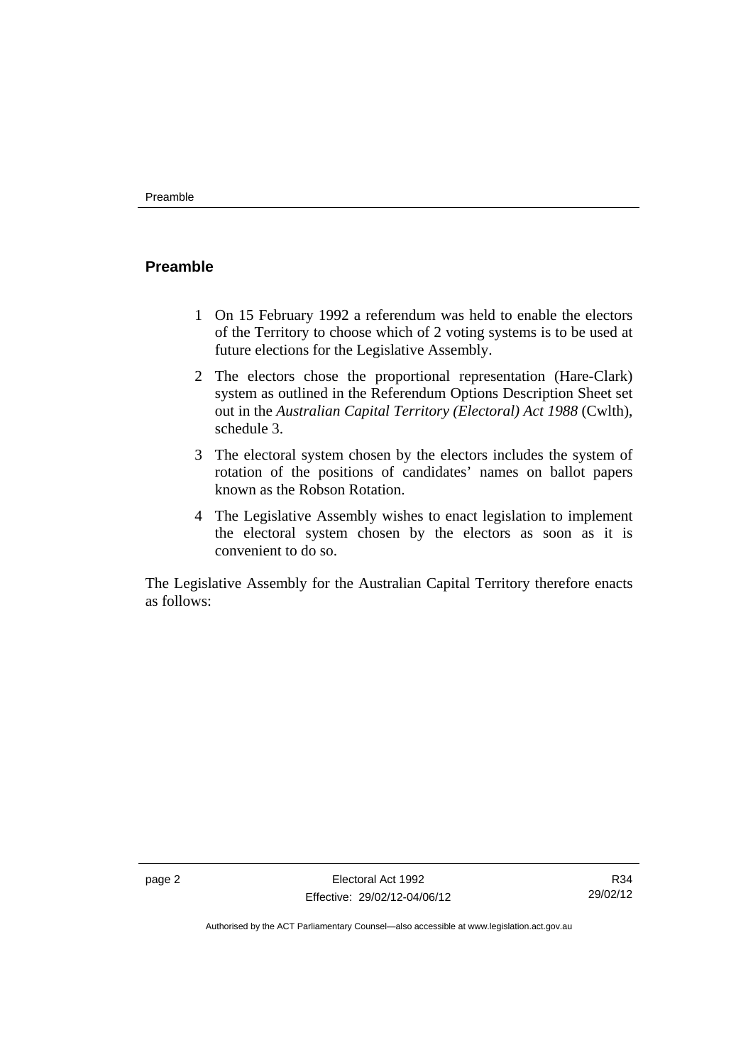## Preamble

1. On 15 February 1992 a referendum was held to enable the electors of the Territory to choose which of 2 voting systems is to be used at future elections for the Legislative Assembly.
2. The electors chose the proportional representation (Hare-Clark) system as outlined in the Referendum Options Description Sheet set out in the *Australian Capital Territory (Electoral) Act 1988* (Cwlth), schedule 3.
3. The electoral system chosen by the electors includes the system of rotation of the positions of candidates' names on ballot papers known as the Robson Rotation.
4. The Legislative Assembly wishes to enact legislation to implement the electoral system chosen by the electors as soon as it is convenient to do so.

The Legislative Assembly for the Australian Capital Territory therefore enacts as follows: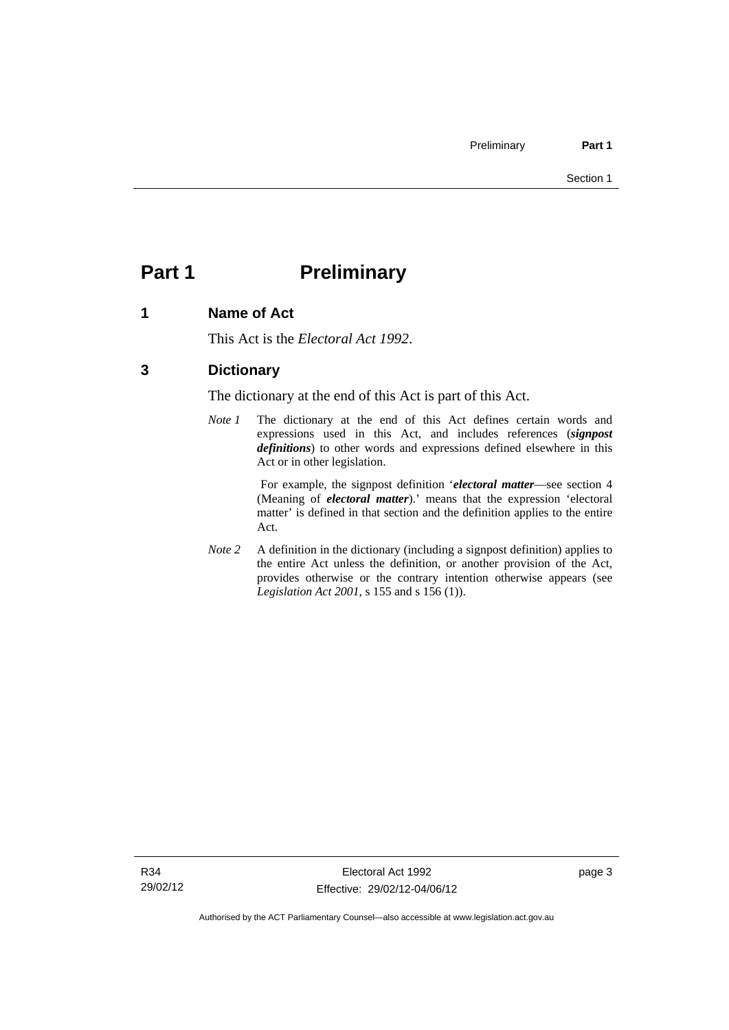# Part 1 Preliminary

## 1 Name of Act

This Act is the *Electoral Act 1992*.

## 3 Dictionary

The dictionary at the end of this Act is part of this Act.

*Note 1* The dictionary at the end of this Act defines certain words and expressions used in this Act, and includes references (***signpost definitions***) to other words and expressions defined elsewhere in this Act or in other legislation.

For example, the signpost definition '***electoral matter***—see section 4 (Meaning of ***electoral matter***).' means that the expression 'electoral matter' is defined in that section and the definition applies to the entire Act.

*Note 2* A definition in the dictionary (including a signpost definition) applies to the entire Act unless the definition, or another provision of the Act, provides otherwise or the contrary intention otherwise appears (see *Legislation Act 2001*, s 155 and s 156 (1)).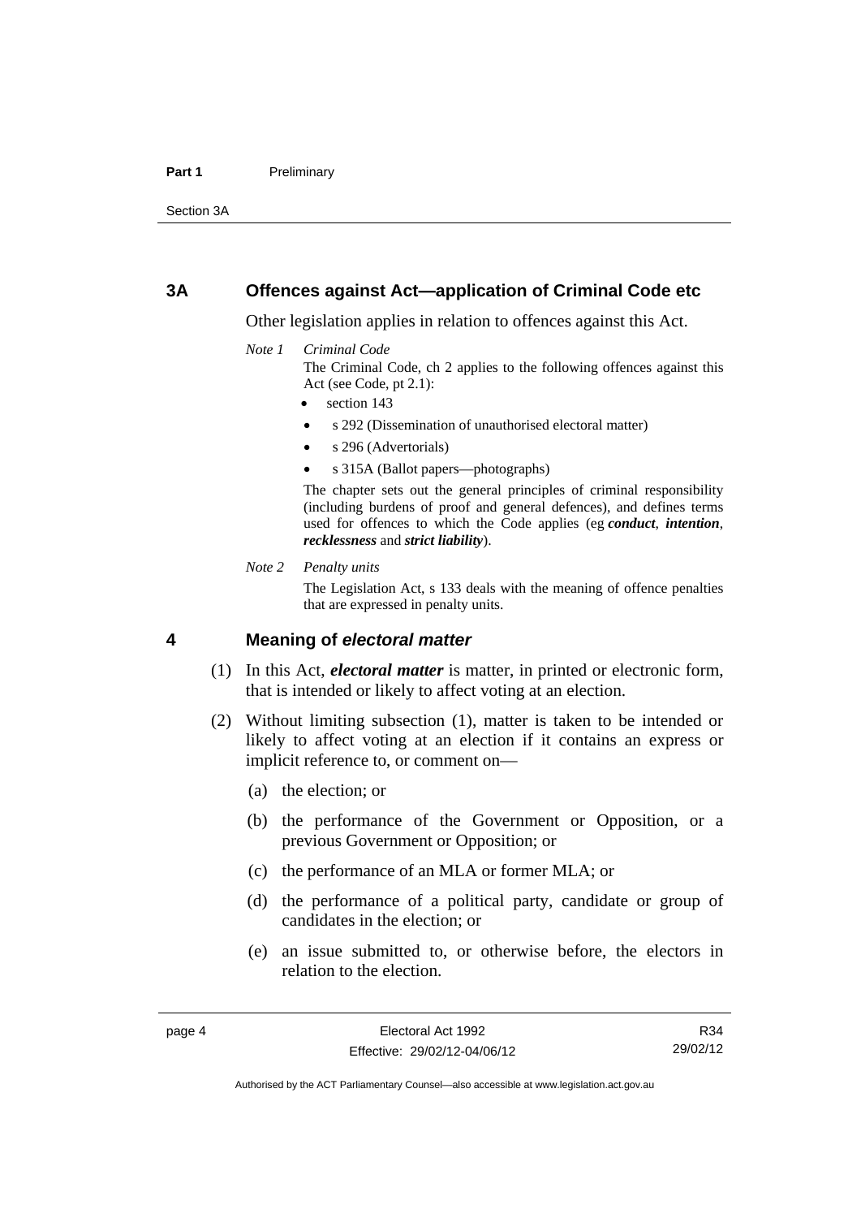## 3A Offences against Act—application of Criminal Code etc

Other legislation applies in relation to offences against this Act.

*Note 1 Criminal Code*

The Criminal Code, ch 2 applies to the following offences against this Act (see Code, pt 2.1):

- section 143
- s 292 (Dissemination of unauthorised electoral matter)
- s 296 (Advertorials)
- s 315A (Ballot papers—photographs)

The chapter sets out the general principles of criminal responsibility (including burdens of proof and general defences), and defines terms used for offences to which the Code applies (eg ***conduct***, ***intention***, ***recklessness*** and ***strict liability***).

*Note 2 Penalty units*

The Legislation Act, s 133 deals with the meaning of offence penalties that are expressed in penalty units.

## 4 Meaning of *electoral matter*

(1) In this Act, ***electoral matter*** is matter, in printed or electronic form, that is intended or likely to affect voting at an election.

(2) Without limiting subsection (1), matter is taken to be intended or likely to affect voting at an election if it contains an express or implicit reference to, or comment on—

(a) the election; or

(b) the performance of the Government or Opposition, or a previous Government or Opposition; or

(c) the performance of an MLA or former MLA; or

(d) the performance of a political party, candidate or group of candidates in the election; or

(e) an issue submitted to, or otherwise before, the electors in relation to the election.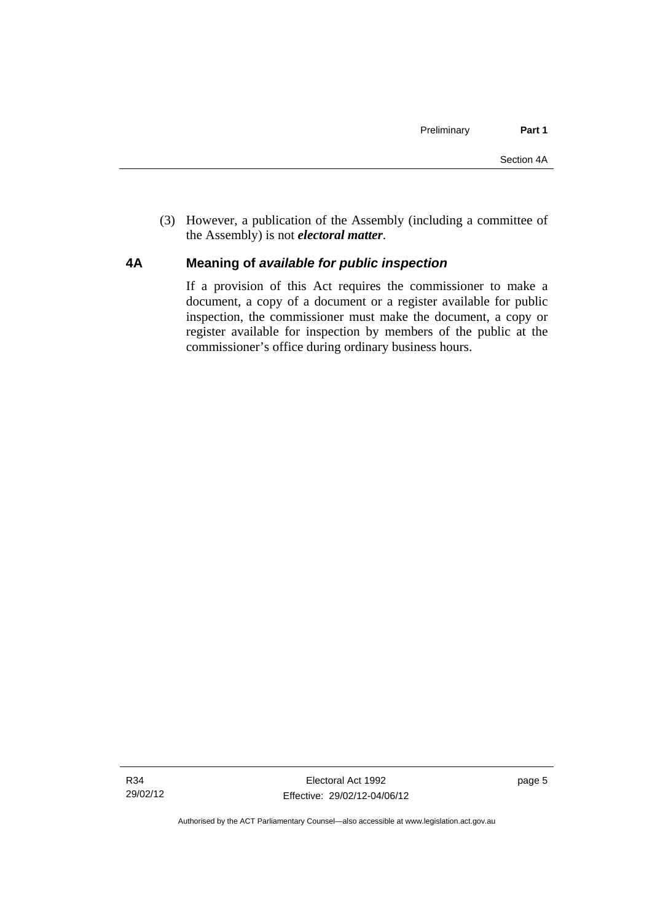(3) However, a publication of the Assembly (including a committee of the Assembly) is not ***electoral matter***.

## 4A Meaning of *available for public inspection*

If a provision of this Act requires the commissioner to make a document, a copy of a document or a register available for public inspection, the commissioner must make the document, a copy or register available for inspection by members of the public at the commissioner's office during ordinary business hours.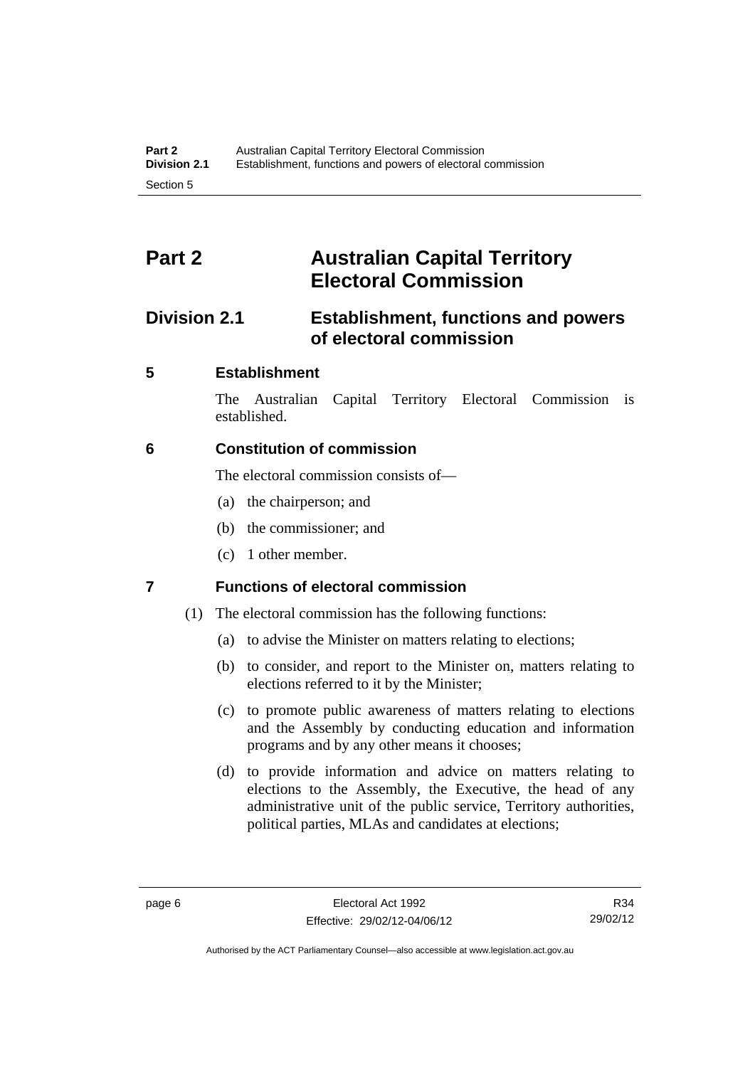# Part 2 Australian Capital Territory Electoral Commission

## Division 2.1 Establishment, functions and powers of electoral commission

### 5 Establishment

The Australian Capital Territory Electoral Commission is established.

### 6 Constitution of commission

The electoral commission consists of—

(a) the chairperson; and

(b) the commissioner; and

(c) 1 other member.

### 7 Functions of electoral commission

(1) The electoral commission has the following functions:

(a) to advise the Minister on matters relating to elections;

(b) to consider, and report to the Minister on, matters relating to elections referred to it by the Minister;

(c) to promote public awareness of matters relating to elections and the Assembly by conducting education and information programs and by any other means it chooses;

(d) to provide information and advice on matters relating to elections to the Assembly, the Executive, the head of any administrative unit of the public service, Territory authorities, political parties, MLAs and candidates at elections;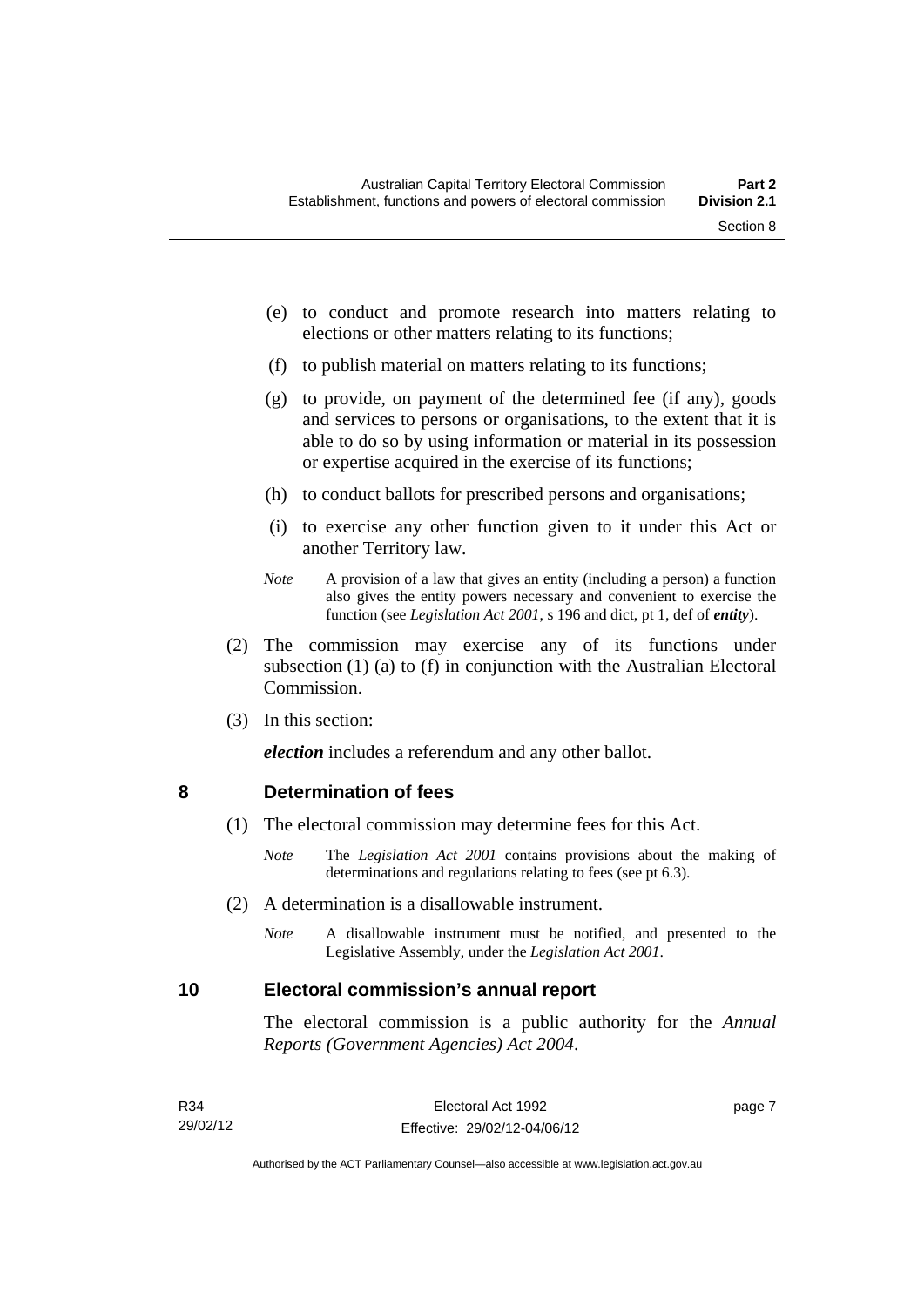(e) to conduct and promote research into matters relating to elections or other matters relating to its functions;

(f) to publish material on matters relating to its functions;

(g) to provide, on payment of the determined fee (if any), goods and services to persons or organisations, to the extent that it is able to do so by using information or material in its possession or expertise acquired in the exercise of its functions;

(h) to conduct ballots for prescribed persons and organisations;

(i) to exercise any other function given to it under this Act or another Territory law.

*Note* A provision of a law that gives an entity (including a person) a function also gives the entity powers necessary and convenient to exercise the function (see *Legislation Act 2001*, s 196 and dict, pt 1, def of ***entity***).

(2) The commission may exercise any of its functions under subsection (1) (a) to (f) in conjunction with the Australian Electoral Commission.

(3) In this section:

***election*** includes a referendum and any other ballot.

## 8 Determination of fees

(1) The electoral commission may determine fees for this Act.

*Note* The *Legislation Act 2001* contains provisions about the making of determinations and regulations relating to fees (see pt 6.3).

(2) A determination is a disallowable instrument.

*Note* A disallowable instrument must be notified, and presented to the Legislative Assembly, under the *Legislation Act 2001*.

## 10 Electoral commission's annual report

The electoral commission is a public authority for the *Annual Reports (Government Agencies) Act 2004*.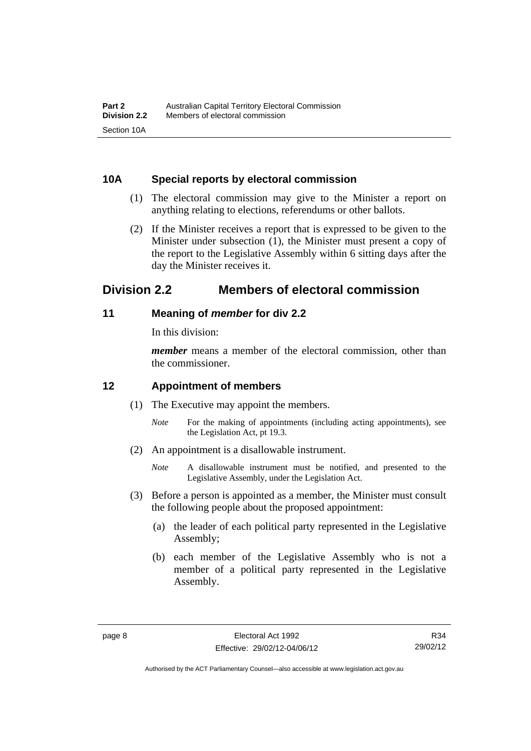### 10A Special reports by electoral commission

(1) The electoral commission may give to the Minister a report on anything relating to elections, referendums or other ballots.

(2) If the Minister receives a report that is expressed to be given to the Minister under subsection (1), the Minister must present a copy of the report to the Legislative Assembly within 6 sitting days after the day the Minister receives it.

## Division 2.2 Members of electoral commission

### 11 Meaning of *member* for div 2.2

In this division:

***member*** means a member of the electoral commission, other than the commissioner.

### 12 Appointment of members

(1) The Executive may appoint the members.

*Note* For the making of appointments (including acting appointments), see the Legislation Act, pt 19.3.

(2) An appointment is a disallowable instrument.

*Note* A disallowable instrument must be notified, and presented to the Legislative Assembly, under the Legislation Act.

(3) Before a person is appointed as a member, the Minister must consult the following people about the proposed appointment:

(a) the leader of each political party represented in the Legislative Assembly;

(b) each member of the Legislative Assembly who is not a member of a political party represented in the Legislative Assembly.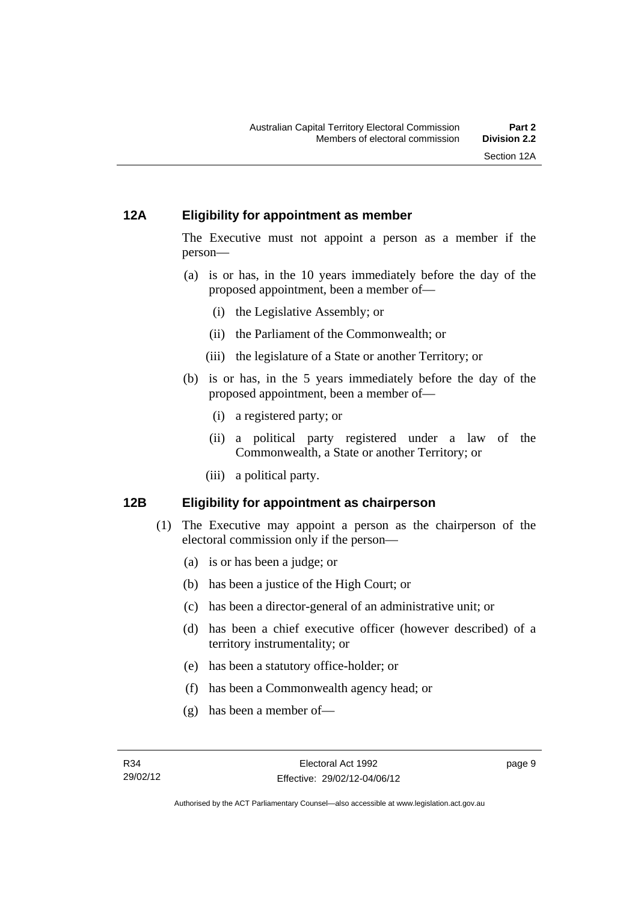### 12A Eligibility for appointment as member

The Executive must not appoint a person as a member if the person—

(a) is or has, in the 10 years immediately before the day of the proposed appointment, been a member of—

  (i) the Legislative Assembly; or

  (ii) the Parliament of the Commonwealth; or

  (iii) the legislature of a State or another Territory; or

(b) is or has, in the 5 years immediately before the day of the proposed appointment, been a member of—

  (i) a registered party; or

  (ii) a political party registered under a law of the Commonwealth, a State or another Territory; or

  (iii) a political party.

### 12B Eligibility for appointment as chairperson

(1) The Executive may appoint a person as the chairperson of the electoral commission only if the person—

  (a) is or has been a judge; or

  (b) has been a justice of the High Court; or

  (c) has been a director-general of an administrative unit; or

  (d) has been a chief executive officer (however described) of a territory instrumentality; or

  (e) has been a statutory office-holder; or

  (f) has been a Commonwealth agency head; or

  (g) has been a member of—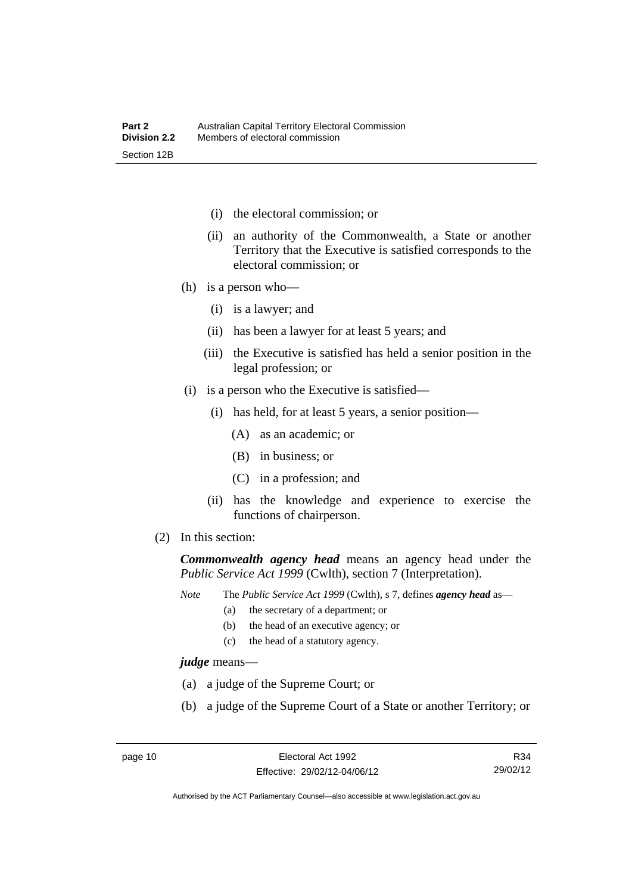(i) the electoral commission; or

(ii) an authority of the Commonwealth, a State or another Territory that the Executive is satisfied corresponds to the electoral commission; or

(h) is a person who—

(i) is a lawyer; and

(ii) has been a lawyer for at least 5 years; and

(iii) the Executive is satisfied has held a senior position in the legal profession; or

(i) is a person who the Executive is satisfied—

(i) has held, for at least 5 years, a senior position—

(A) as an academic; or

(B) in business; or

(C) in a profession; and

(ii) has the knowledge and experience to exercise the functions of chairperson.

(2) In this section:

***Commonwealth agency head*** means an agency head under the *Public Service Act 1999* (Cwlth), section 7 (Interpretation).

*Note* The *Public Service Act 1999* (Cwlth), s 7, defines ***agency head*** as—

(a) the secretary of a department; or

(b) the head of an executive agency; or

(c) the head of a statutory agency.

***judge*** means—

(a) a judge of the Supreme Court; or

(b) a judge of the Supreme Court of a State or another Territory; or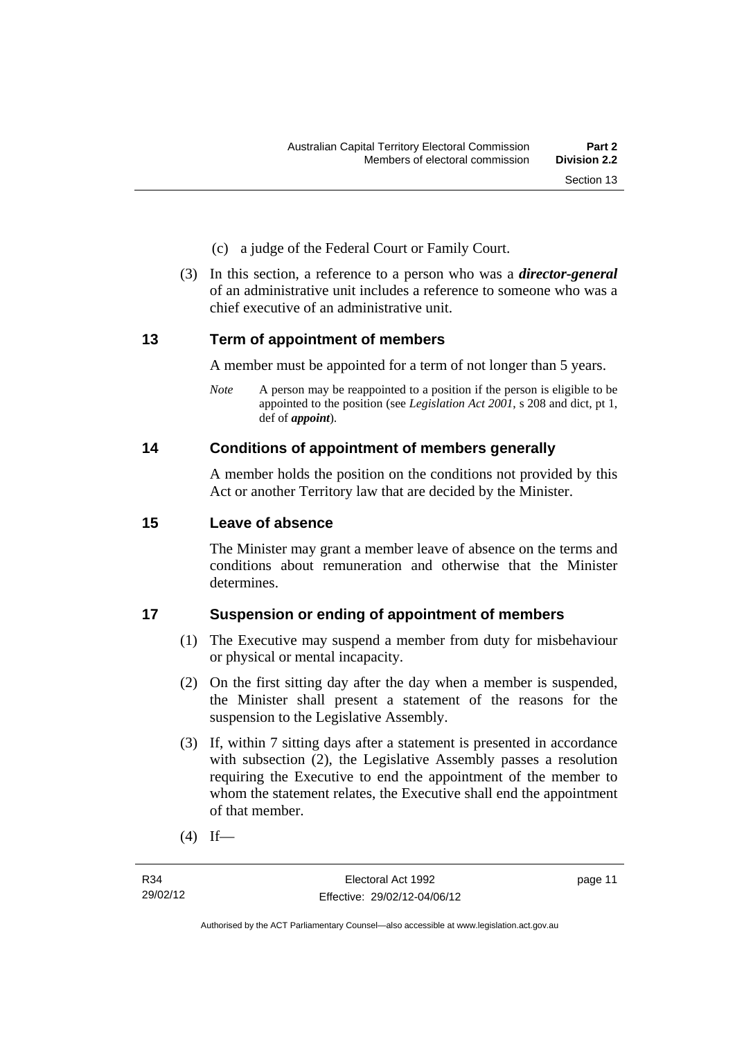(c) a judge of the Federal Court or Family Court.

(3) In this section, a reference to a person who was a ***director-general*** of an administrative unit includes a reference to someone who was a chief executive of an administrative unit.

## 13 Term of appointment of members

A member must be appointed for a term of not longer than 5 years.

*Note* A person may be reappointed to a position if the person is eligible to be appointed to the position (see *Legislation Act 2001*, s 208 and dict, pt 1, def of ***appoint***).

## 14 Conditions of appointment of members generally

A member holds the position on the conditions not provided by this Act or another Territory law that are decided by the Minister.

## 15 Leave of absence

The Minister may grant a member leave of absence on the terms and conditions about remuneration and otherwise that the Minister determines.

## 17 Suspension or ending of appointment of members

(1) The Executive may suspend a member from duty for misbehaviour or physical or mental incapacity.

(2) On the first sitting day after the day when a member is suspended, the Minister shall present a statement of the reasons for the suspension to the Legislative Assembly.

(3) If, within 7 sitting days after a statement is presented in accordance with subsection (2), the Legislative Assembly passes a resolution requiring the Executive to end the appointment of the member to whom the statement relates, the Executive shall end the appointment of that member.

(4) If—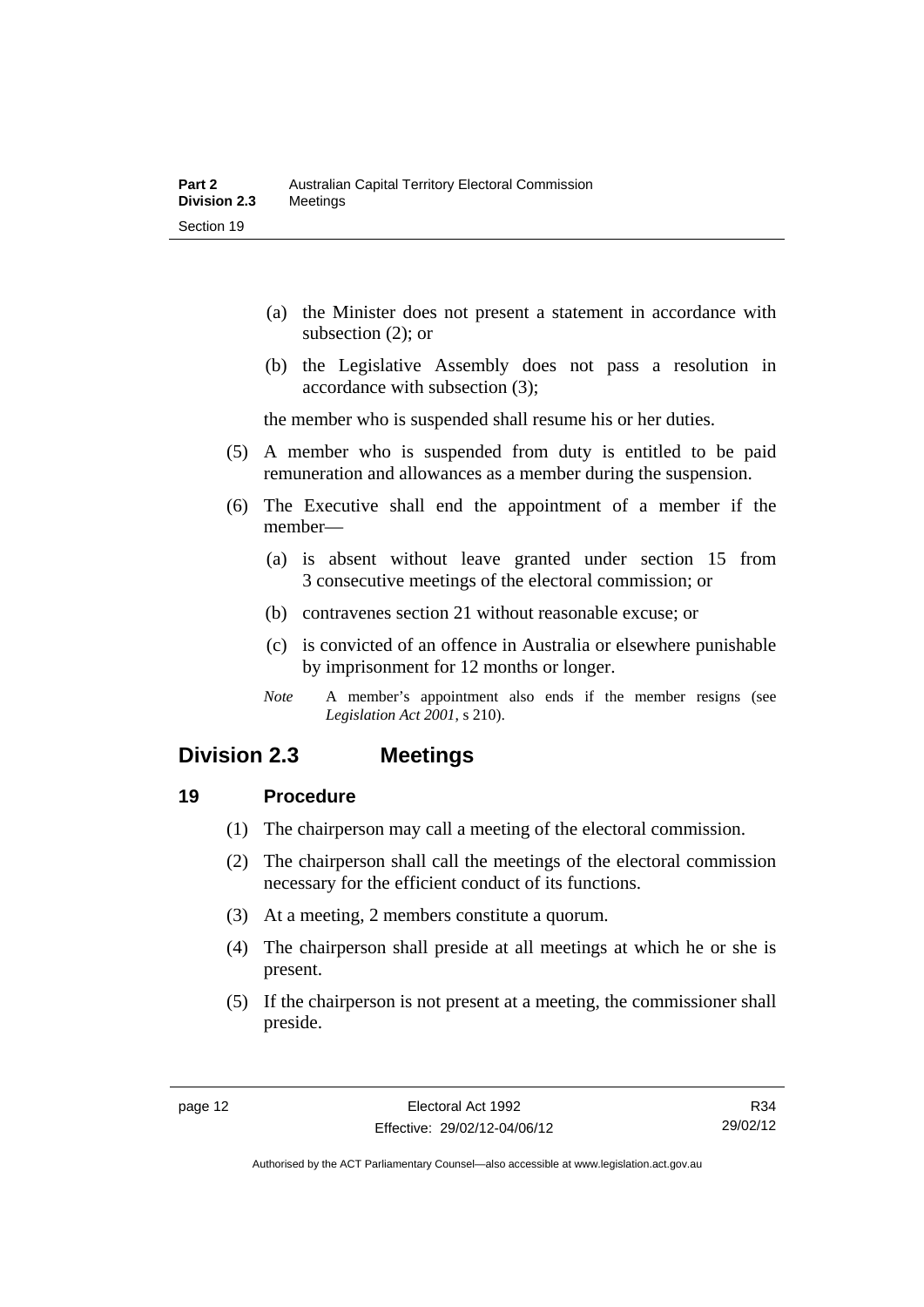(a) the Minister does not present a statement in accordance with subsection (2); or

(b) the Legislative Assembly does not pass a resolution in accordance with subsection (3);

the member who is suspended shall resume his or her duties.

(5) A member who is suspended from duty is entitled to be paid remuneration and allowances as a member during the suspension.

(6) The Executive shall end the appointment of a member if the member—

(a) is absent without leave granted under section 15 from 3 consecutive meetings of the electoral commission; or

(b) contravenes section 21 without reasonable excuse; or

(c) is convicted of an offence in Australia or elsewhere punishable by imprisonment for 12 months or longer.

*Note* A member's appointment also ends if the member resigns (see *Legislation Act 2001*, s 210).

## Division 2.3 Meetings

### 19 Procedure

(1) The chairperson may call a meeting of the electoral commission.

(2) The chairperson shall call the meetings of the electoral commission necessary for the efficient conduct of its functions.

(3) At a meeting, 2 members constitute a quorum.

(4) The chairperson shall preside at all meetings at which he or she is present.

(5) If the chairperson is not present at a meeting, the commissioner shall preside.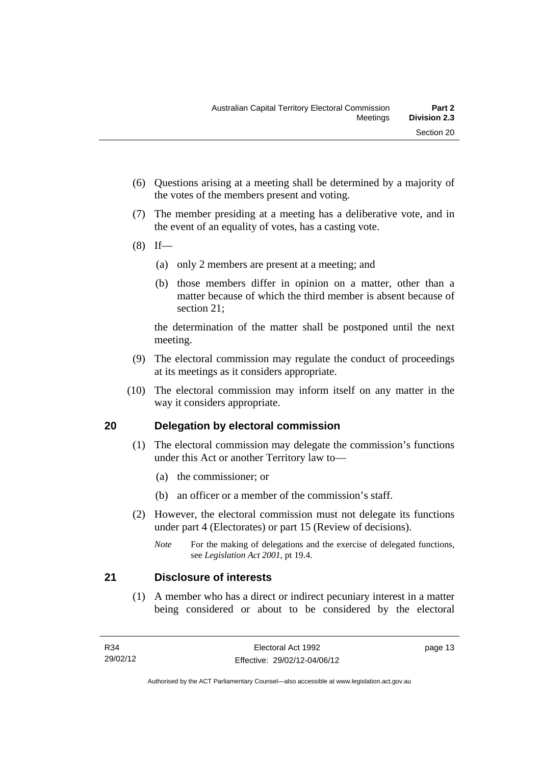(6) Questions arising at a meeting shall be determined by a majority of the votes of the members present and voting.

(7) The member presiding at a meeting has a deliberative vote, and in the event of an equality of votes, has a casting vote.

(8) If—

(a) only 2 members are present at a meeting; and

(b) those members differ in opinion on a matter, other than a matter because of which the third member is absent because of section 21;

the determination of the matter shall be postponed until the next meeting.

(9) The electoral commission may regulate the conduct of proceedings at its meetings as it considers appropriate.

(10) The electoral commission may inform itself on any matter in the way it considers appropriate.

## 20 Delegation by electoral commission

(1) The electoral commission may delegate the commission's functions under this Act or another Territory law to—

(a) the commissioner; or

(b) an officer or a member of the commission's staff.

(2) However, the electoral commission must not delegate its functions under part 4 (Electorates) or part 15 (Review of decisions).

*Note* For the making of delegations and the exercise of delegated functions, see *Legislation Act 2001*, pt 19.4.

## 21 Disclosure of interests

(1) A member who has a direct or indirect pecuniary interest in a matter being considered or about to be considered by the electoral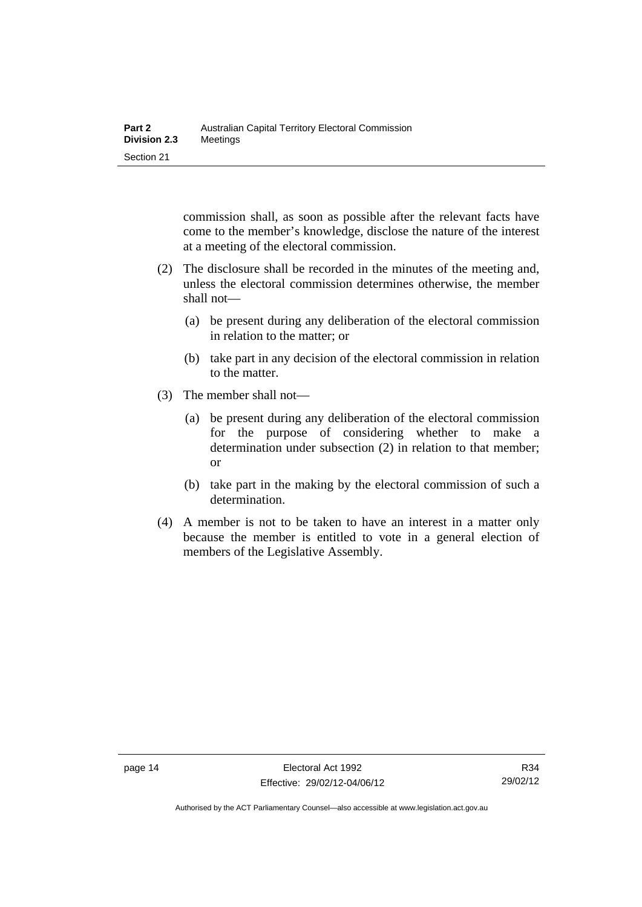commission shall, as soon as possible after the relevant facts have come to the member's knowledge, disclose the nature of the interest at a meeting of the electoral commission.

(2) The disclosure shall be recorded in the minutes of the meeting and, unless the electoral commission determines otherwise, the member shall not—

(a) be present during any deliberation of the electoral commission in relation to the matter; or

(b) take part in any decision of the electoral commission in relation to the matter.

(3) The member shall not—

(a) be present during any deliberation of the electoral commission for the purpose of considering whether to make a determination under subsection (2) in relation to that member; or

(b) take part in the making by the electoral commission of such a determination.

(4) A member is not to be taken to have an interest in a matter only because the member is entitled to vote in a general election of members of the Legislative Assembly.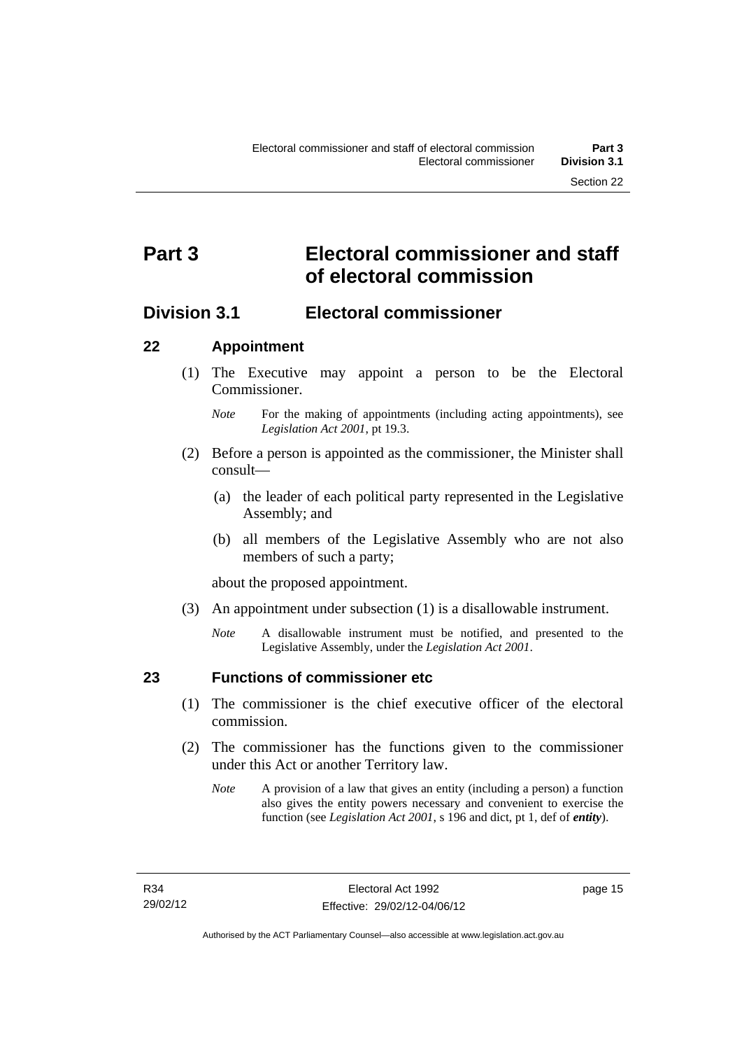# Part 3 Electoral commissioner and staff of electoral commission

## Division 3.1 Electoral commissioner

### 22 Appointment

(1) The Executive may appoint a person to be the Electoral Commissioner.

*Note* For the making of appointments (including acting appointments), see *Legislation Act 2001*, pt 19.3.

(2) Before a person is appointed as the commissioner, the Minister shall consult—

(a) the leader of each political party represented in the Legislative Assembly; and

(b) all members of the Legislative Assembly who are not also members of such a party;

about the proposed appointment.

(3) An appointment under subsection (1) is a disallowable instrument.

*Note* A disallowable instrument must be notified, and presented to the Legislative Assembly, under the *Legislation Act 2001*.

### 23 Functions of commissioner etc

(1) The commissioner is the chief executive officer of the electoral commission.

(2) The commissioner has the functions given to the commissioner under this Act or another Territory law.

*Note* A provision of a law that gives an entity (including a person) a function also gives the entity powers necessary and convenient to exercise the function (see *Legislation Act 2001*, s 196 and dict, pt 1, def of ***entity***).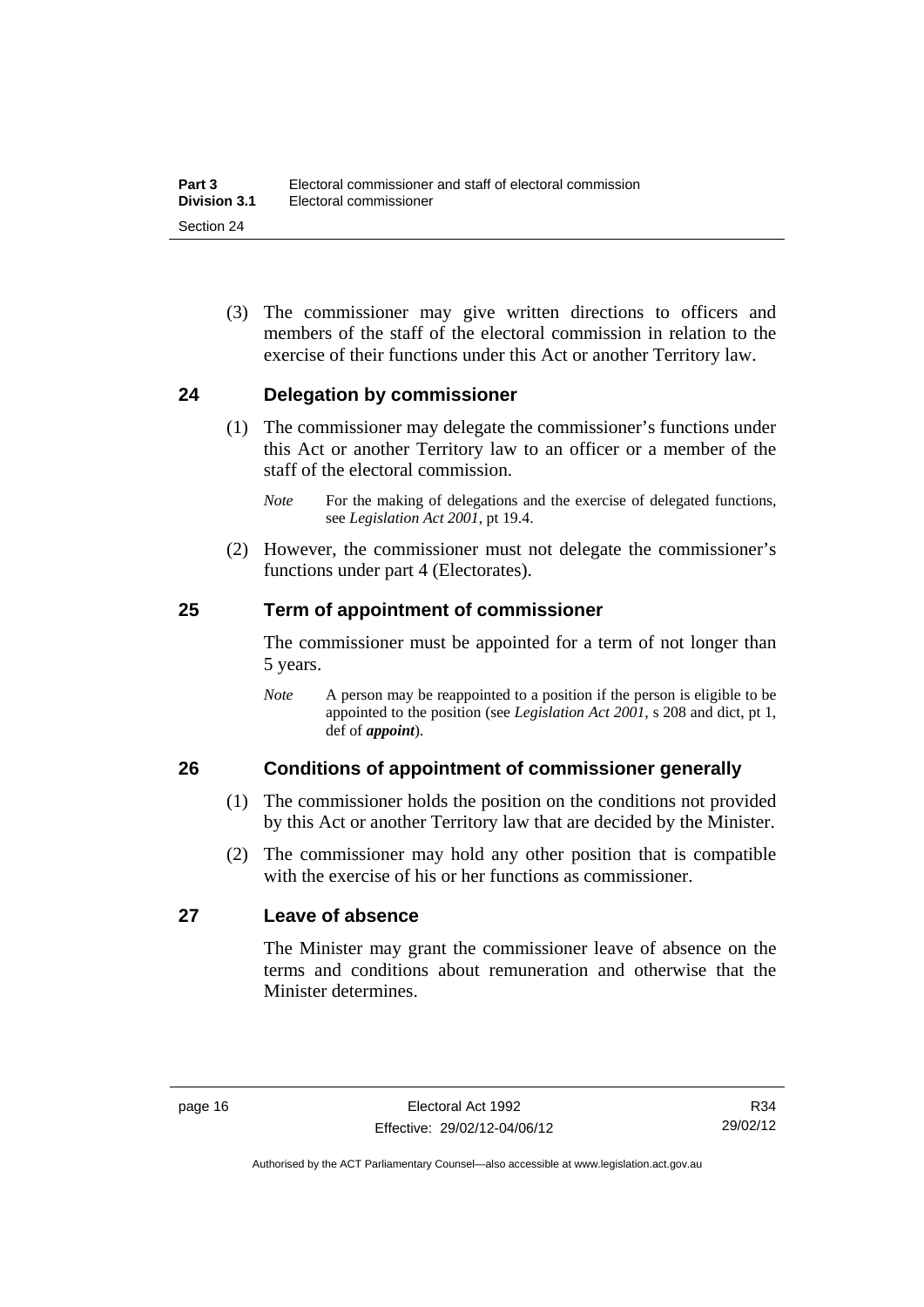(3) The commissioner may give written directions to officers and members of the staff of the electoral commission in relation to the exercise of their functions under this Act or another Territory law.

## 24 Delegation by commissioner

(1) The commissioner may delegate the commissioner's functions under this Act or another Territory law to an officer or a member of the staff of the electoral commission.

*Note* For the making of delegations and the exercise of delegated functions, see *Legislation Act 2001*, pt 19.4.

(2) However, the commissioner must not delegate the commissioner's functions under part 4 (Electorates).

## 25 Term of appointment of commissioner

The commissioner must be appointed for a term of not longer than 5 years.

*Note* A person may be reappointed to a position if the person is eligible to be appointed to the position (see *Legislation Act 2001*, s 208 and dict, pt 1, def of ***appoint***).

## 26 Conditions of appointment of commissioner generally

(1) The commissioner holds the position on the conditions not provided by this Act or another Territory law that are decided by the Minister.

(2) The commissioner may hold any other position that is compatible with the exercise of his or her functions as commissioner.

## 27 Leave of absence

The Minister may grant the commissioner leave of absence on the terms and conditions about remuneration and otherwise that the Minister determines.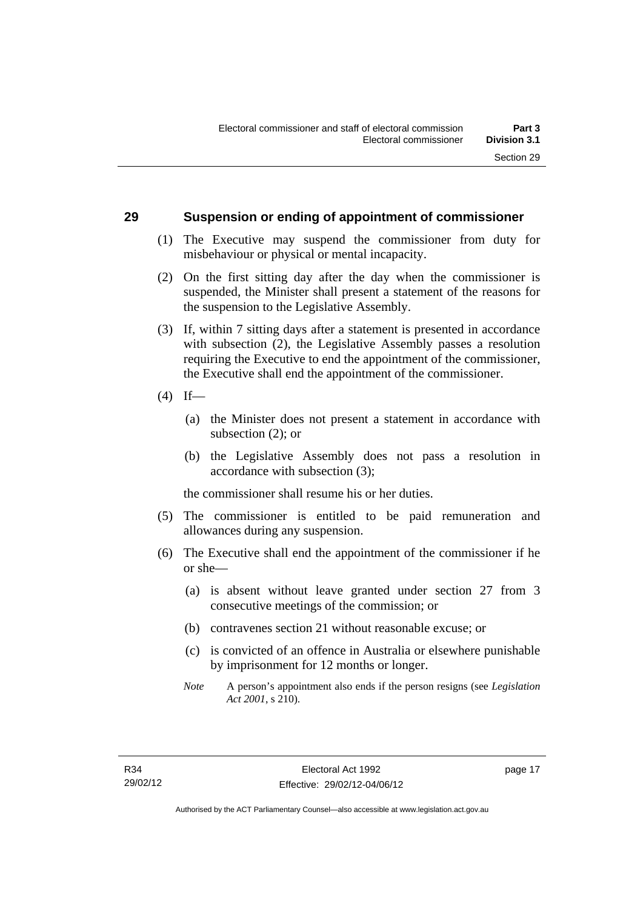## 29 Suspension or ending of appointment of commissioner

(1) The Executive may suspend the commissioner from duty for misbehaviour or physical or mental incapacity.

(2) On the first sitting day after the day when the commissioner is suspended, the Minister shall present a statement of the reasons for the suspension to the Legislative Assembly.

(3) If, within 7 sitting days after a statement is presented in accordance with subsection (2), the Legislative Assembly passes a resolution requiring the Executive to end the appointment of the commissioner, the Executive shall end the appointment of the commissioner.

(4) If—

(a) the Minister does not present a statement in accordance with subsection (2); or

(b) the Legislative Assembly does not pass a resolution in accordance with subsection (3);

the commissioner shall resume his or her duties.

(5) The commissioner is entitled to be paid remuneration and allowances during any suspension.

(6) The Executive shall end the appointment of the commissioner if he or she—

(a) is absent without leave granted under section 27 from 3 consecutive meetings of the commission; or

(b) contravenes section 21 without reasonable excuse; or

(c) is convicted of an offence in Australia or elsewhere punishable by imprisonment for 12 months or longer.

*Note* A person's appointment also ends if the person resigns (see *Legislation Act 2001*, s 210).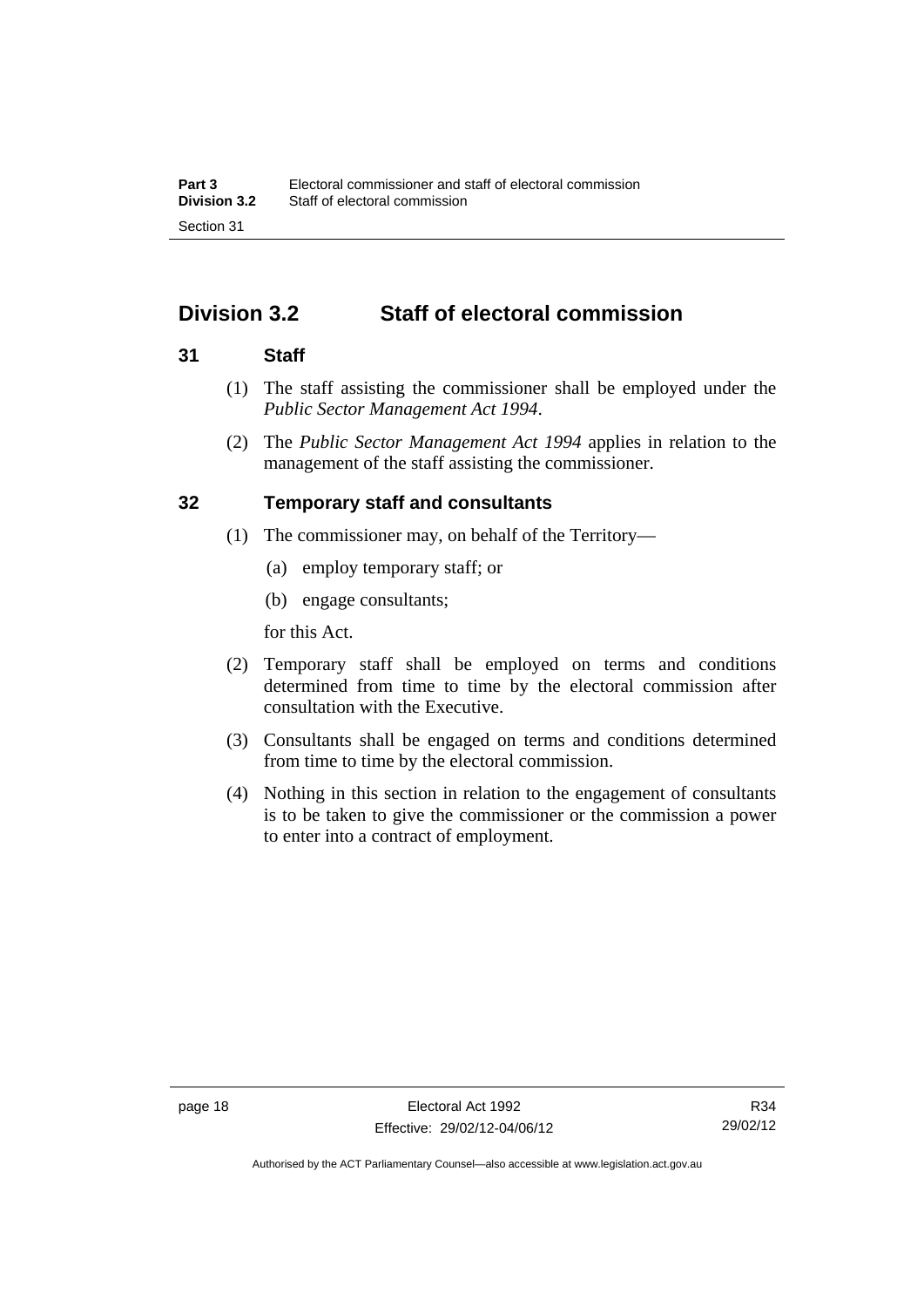## Division 3.2 Staff of electoral commission

### 31 Staff

(1) The staff assisting the commissioner shall be employed under the *Public Sector Management Act 1994*.

(2) The *Public Sector Management Act 1994* applies in relation to the management of the staff assisting the commissioner.

### 32 Temporary staff and consultants

(1) The commissioner may, on behalf of the Territory—

(a) employ temporary staff; or

(b) engage consultants;

for this Act.

(2) Temporary staff shall be employed on terms and conditions determined from time to time by the electoral commission after consultation with the Executive.

(3) Consultants shall be engaged on terms and conditions determined from time to time by the electoral commission.

(4) Nothing in this section in relation to the engagement of consultants is to be taken to give the commissioner or the commission a power to enter into a contract of employment.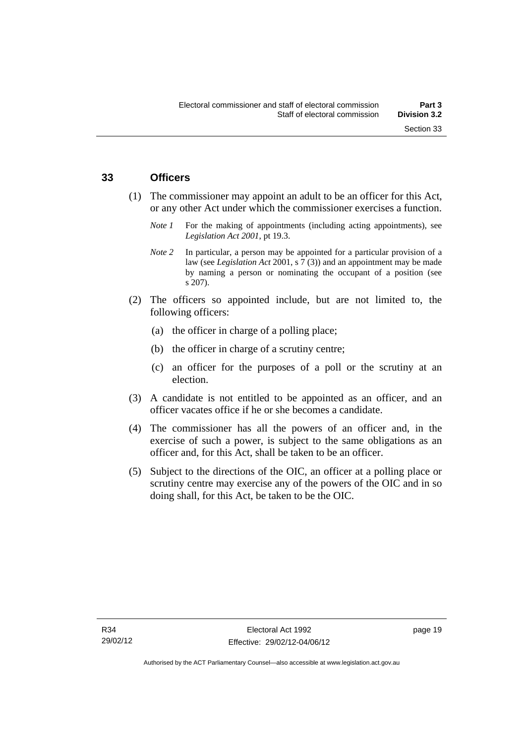## 33 Officers

(1) The commissioner may appoint an adult to be an officer for this Act, or any other Act under which the commissioner exercises a function.

*Note 1* For the making of appointments (including acting appointments), see *Legislation Act 2001*, pt 19.3.

*Note 2* In particular, a person may be appointed for a particular provision of a law (see *Legislation Act* 2001, s 7 (3)) and an appointment may be made by naming a person or nominating the occupant of a position (see s 207).

(2) The officers so appointed include, but are not limited to, the following officers:

(a) the officer in charge of a polling place;

(b) the officer in charge of a scrutiny centre;

(c) an officer for the purposes of a poll or the scrutiny at an election.

(3) A candidate is not entitled to be appointed as an officer, and an officer vacates office if he or she becomes a candidate.

(4) The commissioner has all the powers of an officer and, in the exercise of such a power, is subject to the same obligations as an officer and, for this Act, shall be taken to be an officer.

(5) Subject to the directions of the OIC, an officer at a polling place or scrutiny centre may exercise any of the powers of the OIC and in so doing shall, for this Act, be taken to be the OIC.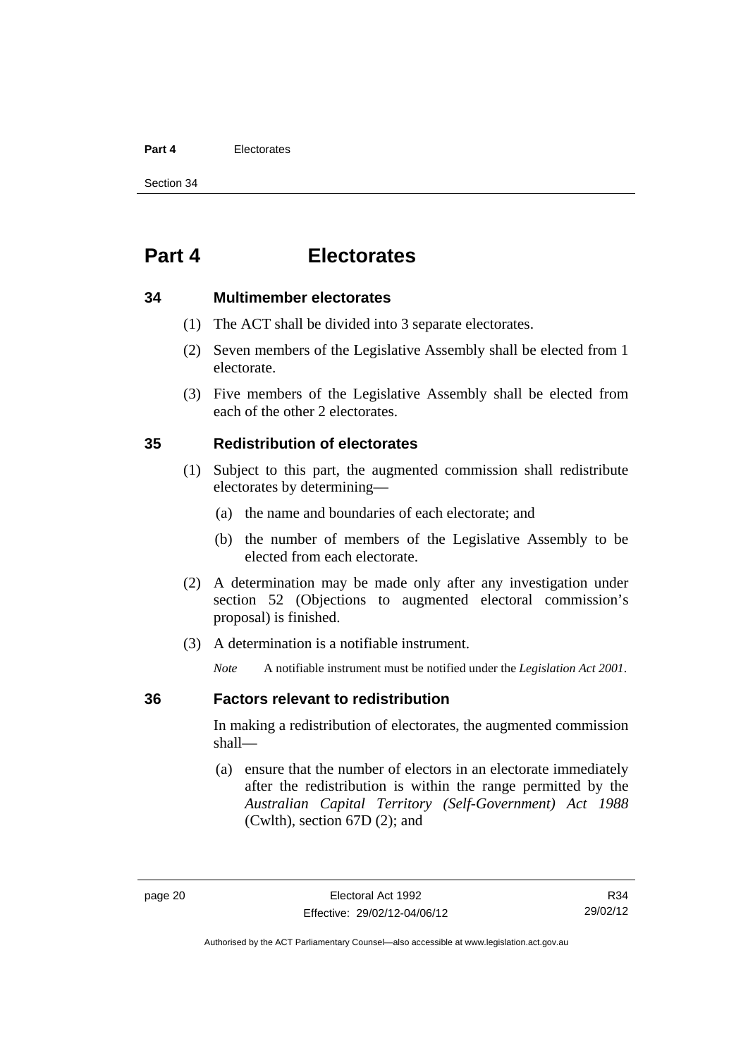# Part 4 Electorates

## 34 Multimember electorates

(1) The ACT shall be divided into 3 separate electorates.

(2) Seven members of the Legislative Assembly shall be elected from 1 electorate.

(3) Five members of the Legislative Assembly shall be elected from each of the other 2 electorates.

## 35 Redistribution of electorates

(1) Subject to this part, the augmented commission shall redistribute electorates by determining—

- (a) the name and boundaries of each electorate; and
- (b) the number of members of the Legislative Assembly to be elected from each electorate.

(2) A determination may be made only after any investigation under section 52 (Objections to augmented electoral commission's proposal) is finished.

(3) A determination is a notifiable instrument.

*Note* A notifiable instrument must be notified under the *Legislation Act 2001*.

## 36 Factors relevant to redistribution

In making a redistribution of electorates, the augmented commission shall—

- (a) ensure that the number of electors in an electorate immediately after the redistribution is within the range permitted by the *Australian Capital Territory (Self-Government) Act 1988* (Cwlth), section 67D (2); and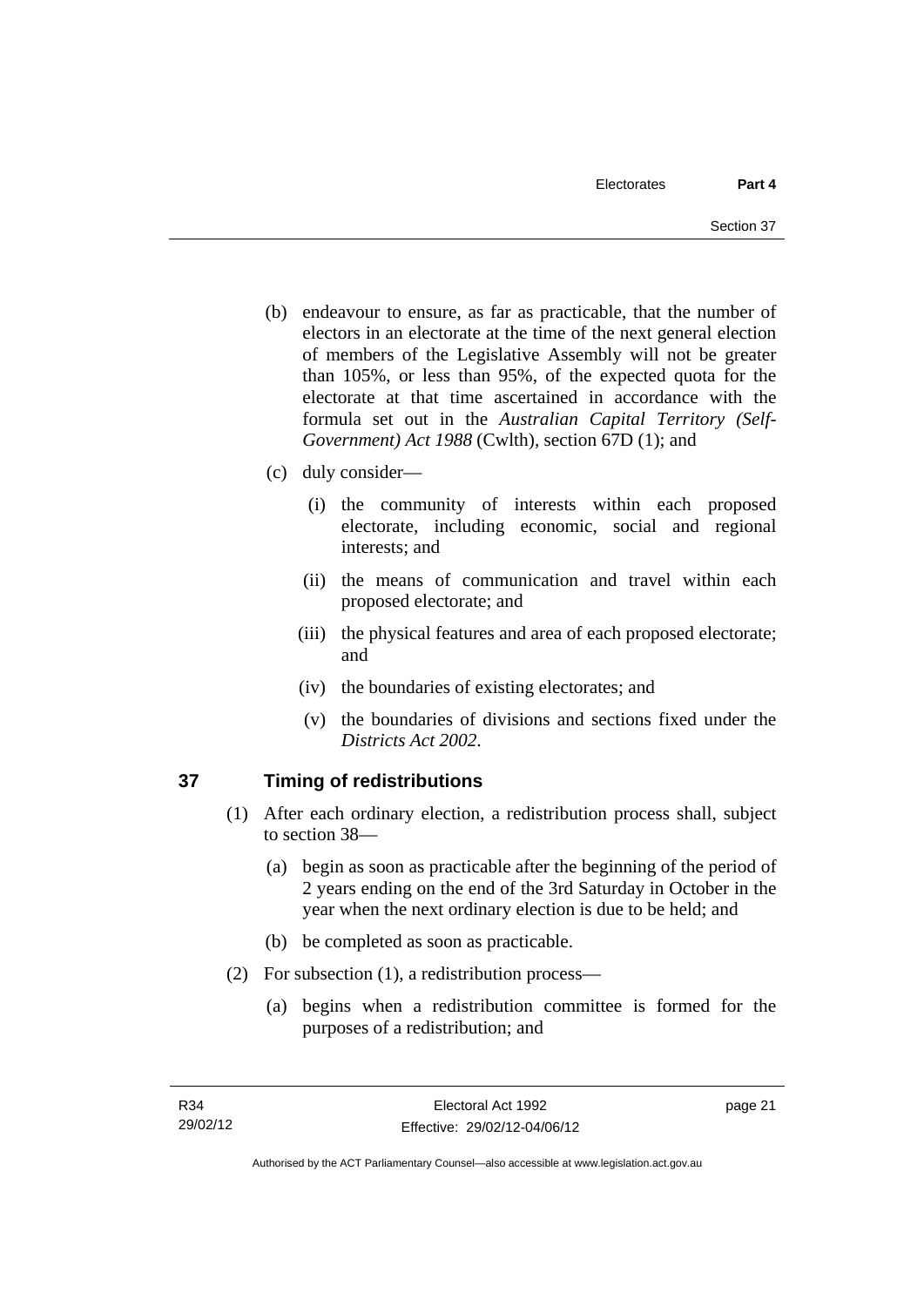(b) endeavour to ensure, as far as practicable, that the number of electors in an electorate at the time of the next general election of members of the Legislative Assembly will not be greater than 105%, or less than 95%, of the expected quota for the electorate at that time ascertained in accordance with the formula set out in the *Australian Capital Territory (Self-Government) Act 1988* (Cwlth), section 67D (1); and

(c) duly consider—

(i) the community of interests within each proposed electorate, including economic, social and regional interests; and

(ii) the means of communication and travel within each proposed electorate; and

(iii) the physical features and area of each proposed electorate; and

(iv) the boundaries of existing electorates; and

(v) the boundaries of divisions and sections fixed under the *Districts Act 2002*.

## 37 Timing of redistributions

(1) After each ordinary election, a redistribution process shall, subject to section 38—

(a) begin as soon as practicable after the beginning of the period of 2 years ending on the end of the 3rd Saturday in October in the year when the next ordinary election is due to be held; and

(b) be completed as soon as practicable.

(2) For subsection (1), a redistribution process—

(a) begins when a redistribution committee is formed for the purposes of a redistribution; and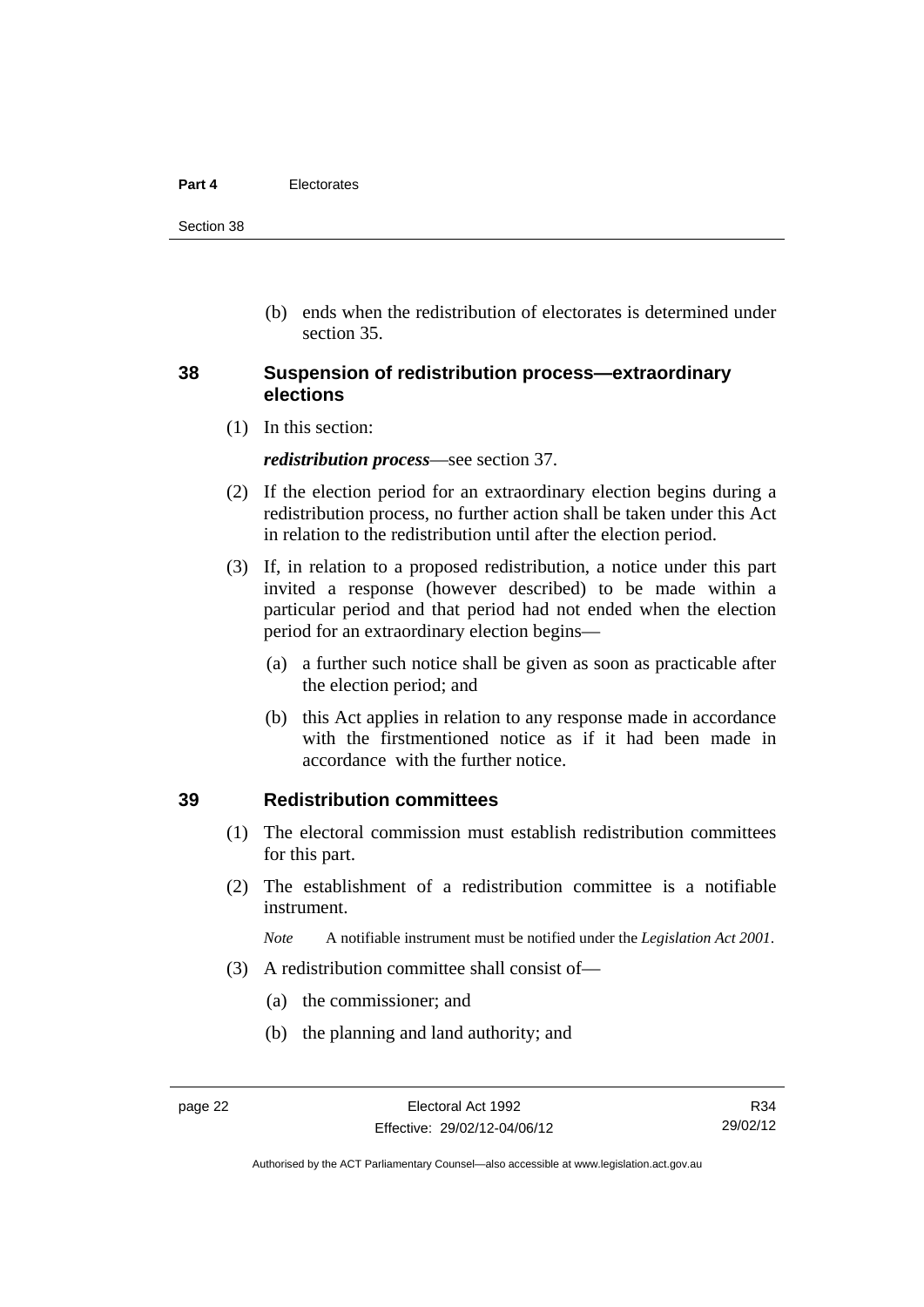(b) ends when the redistribution of electorates is determined under section 35.

## 38 Suspension of redistribution process—extraordinary elections

(1) In this section:

***redistribution process***—see section 37.

(2) If the election period for an extraordinary election begins during a redistribution process, no further action shall be taken under this Act in relation to the redistribution until after the election period.

(3) If, in relation to a proposed redistribution, a notice under this part invited a response (however described) to be made within a particular period and that period had not ended when the election period for an extraordinary election begins—

(a) a further such notice shall be given as soon as practicable after the election period; and

(b) this Act applies in relation to any response made in accordance with the firstmentioned notice as if it had been made in accordance with the further notice.

## 39 Redistribution committees

(1) The electoral commission must establish redistribution committees for this part.

(2) The establishment of a redistribution committee is a notifiable instrument.

*Note* A notifiable instrument must be notified under the *Legislation Act 2001*.

(3) A redistribution committee shall consist of—

(a) the commissioner; and

(b) the planning and land authority; and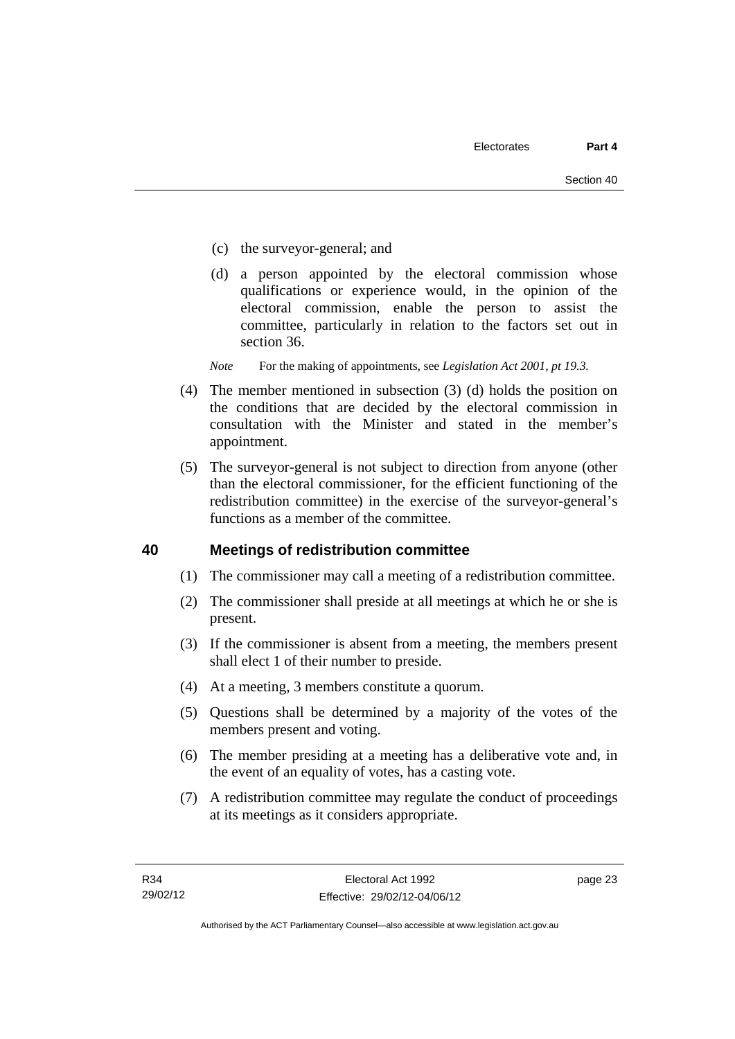(c) the surveyor-general; and

(d) a person appointed by the electoral commission whose qualifications or experience would, in the opinion of the electoral commission, enable the person to assist the committee, particularly in relation to the factors set out in section 36.

*Note* For the making of appointments, see *Legislation Act 2001, pt 19.3.*

(4) The member mentioned in subsection (3) (d) holds the position on the conditions that are decided by the electoral commission in consultation with the Minister and stated in the member's appointment.

(5) The surveyor-general is not subject to direction from anyone (other than the electoral commissioner, for the efficient functioning of the redistribution committee) in the exercise of the surveyor-general's functions as a member of the committee.

## 40 Meetings of redistribution committee

(1) The commissioner may call a meeting of a redistribution committee.

(2) The commissioner shall preside at all meetings at which he or she is present.

(3) If the commissioner is absent from a meeting, the members present shall elect 1 of their number to preside.

(4) At a meeting, 3 members constitute a quorum.

(5) Questions shall be determined by a majority of the votes of the members present and voting.

(6) The member presiding at a meeting has a deliberative vote and, in the event of an equality of votes, has a casting vote.

(7) A redistribution committee may regulate the conduct of proceedings at its meetings as it considers appropriate.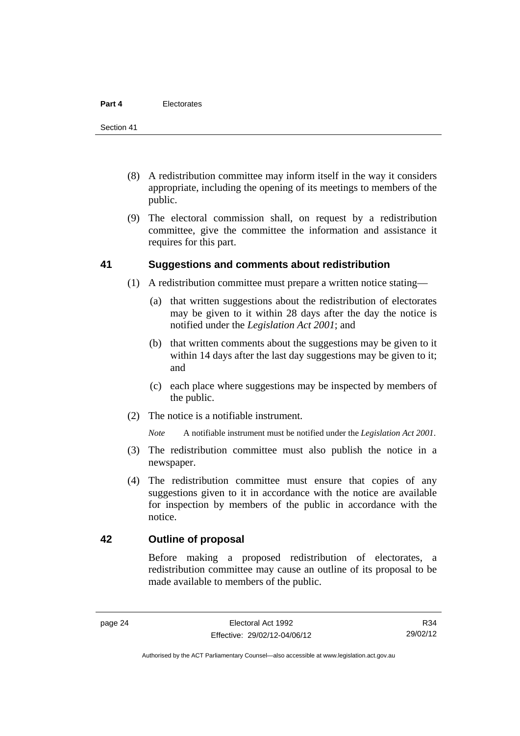(8) A redistribution committee may inform itself in the way it considers appropriate, including the opening of its meetings to members of the public.

(9) The electoral commission shall, on request by a redistribution committee, give the committee the information and assistance it requires for this part.

## 41 Suggestions and comments about redistribution

(1) A redistribution committee must prepare a written notice stating—

(a) that written suggestions about the redistribution of electorates may be given to it within 28 days after the day the notice is notified under the *Legislation Act 2001*; and

(b) that written comments about the suggestions may be given to it within 14 days after the last day suggestions may be given to it; and

(c) each place where suggestions may be inspected by members of the public.

(2) The notice is a notifiable instrument.

*Note* A notifiable instrument must be notified under the *Legislation Act 2001*.

(3) The redistribution committee must also publish the notice in a newspaper.

(4) The redistribution committee must ensure that copies of any suggestions given to it in accordance with the notice are available for inspection by members of the public in accordance with the notice.

## 42 Outline of proposal

Before making a proposed redistribution of electorates, a redistribution committee may cause an outline of its proposal to be made available to members of the public.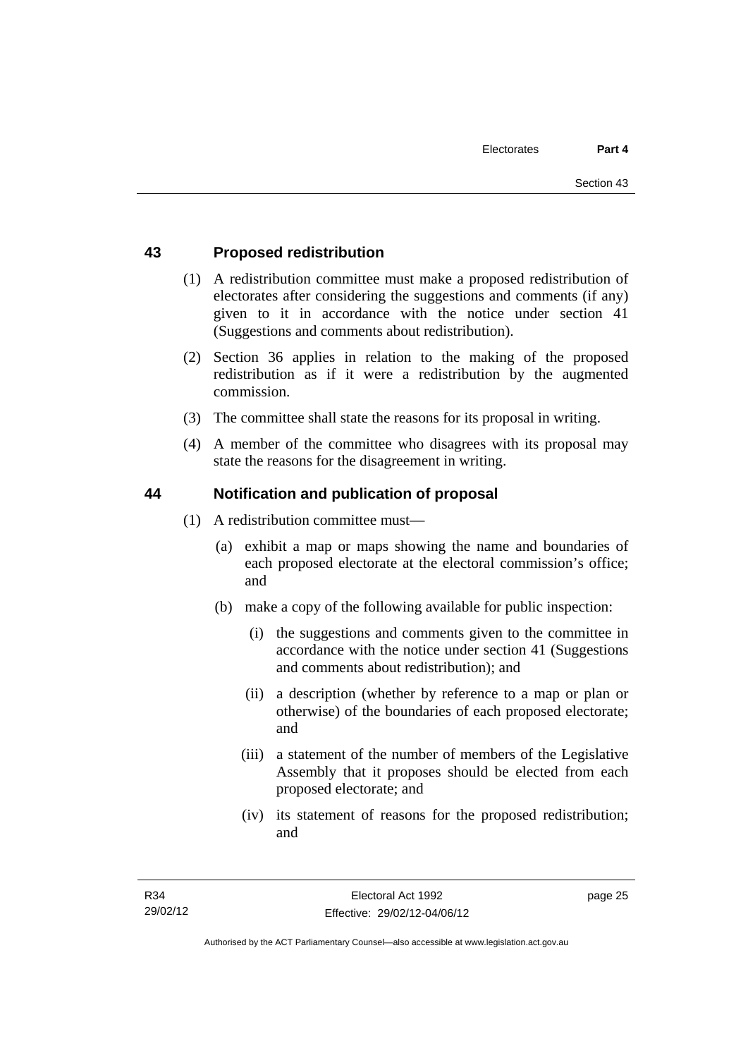## 43 Proposed redistribution

(1) A redistribution committee must make a proposed redistribution of electorates after considering the suggestions and comments (if any) given to it in accordance with the notice under section 41 (Suggestions and comments about redistribution).

(2) Section 36 applies in relation to the making of the proposed redistribution as if it were a redistribution by the augmented commission.

(3) The committee shall state the reasons for its proposal in writing.

(4) A member of the committee who disagrees with its proposal may state the reasons for the disagreement in writing.

## 44 Notification and publication of proposal

(1) A redistribution committee must—

(a) exhibit a map or maps showing the name and boundaries of each proposed electorate at the electoral commission's office; and

(b) make a copy of the following available for public inspection:

(i) the suggestions and comments given to the committee in accordance with the notice under section 41 (Suggestions and comments about redistribution); and

(ii) a description (whether by reference to a map or plan or otherwise) of the boundaries of each proposed electorate; and

(iii) a statement of the number of members of the Legislative Assembly that it proposes should be elected from each proposed electorate; and

(iv) its statement of reasons for the proposed redistribution; and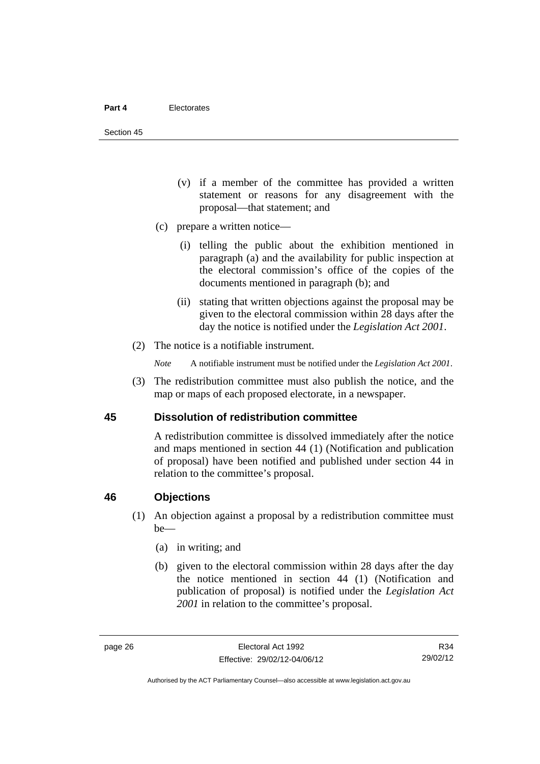(v) if a member of the committee has provided a written statement or reasons for any disagreement with the proposal—that statement; and

(c) prepare a written notice—

(i) telling the public about the exhibition mentioned in paragraph (a) and the availability for public inspection at the electoral commission's office of the copies of the documents mentioned in paragraph (b); and

(ii) stating that written objections against the proposal may be given to the electoral commission within 28 days after the day the notice is notified under the *Legislation Act 2001*.

(2) The notice is a notifiable instrument.

*Note* A notifiable instrument must be notified under the *Legislation Act 2001*.

(3) The redistribution committee must also publish the notice, and the map or maps of each proposed electorate, in a newspaper.

## 45 Dissolution of redistribution committee

A redistribution committee is dissolved immediately after the notice and maps mentioned in section 44 (1) (Notification and publication of proposal) have been notified and published under section 44 in relation to the committee's proposal.

## 46 Objections

(1) An objection against a proposal by a redistribution committee must be—

(a) in writing; and

(b) given to the electoral commission within 28 days after the day the notice mentioned in section 44 (1) (Notification and publication of proposal) is notified under the *Legislation Act 2001* in relation to the committee's proposal.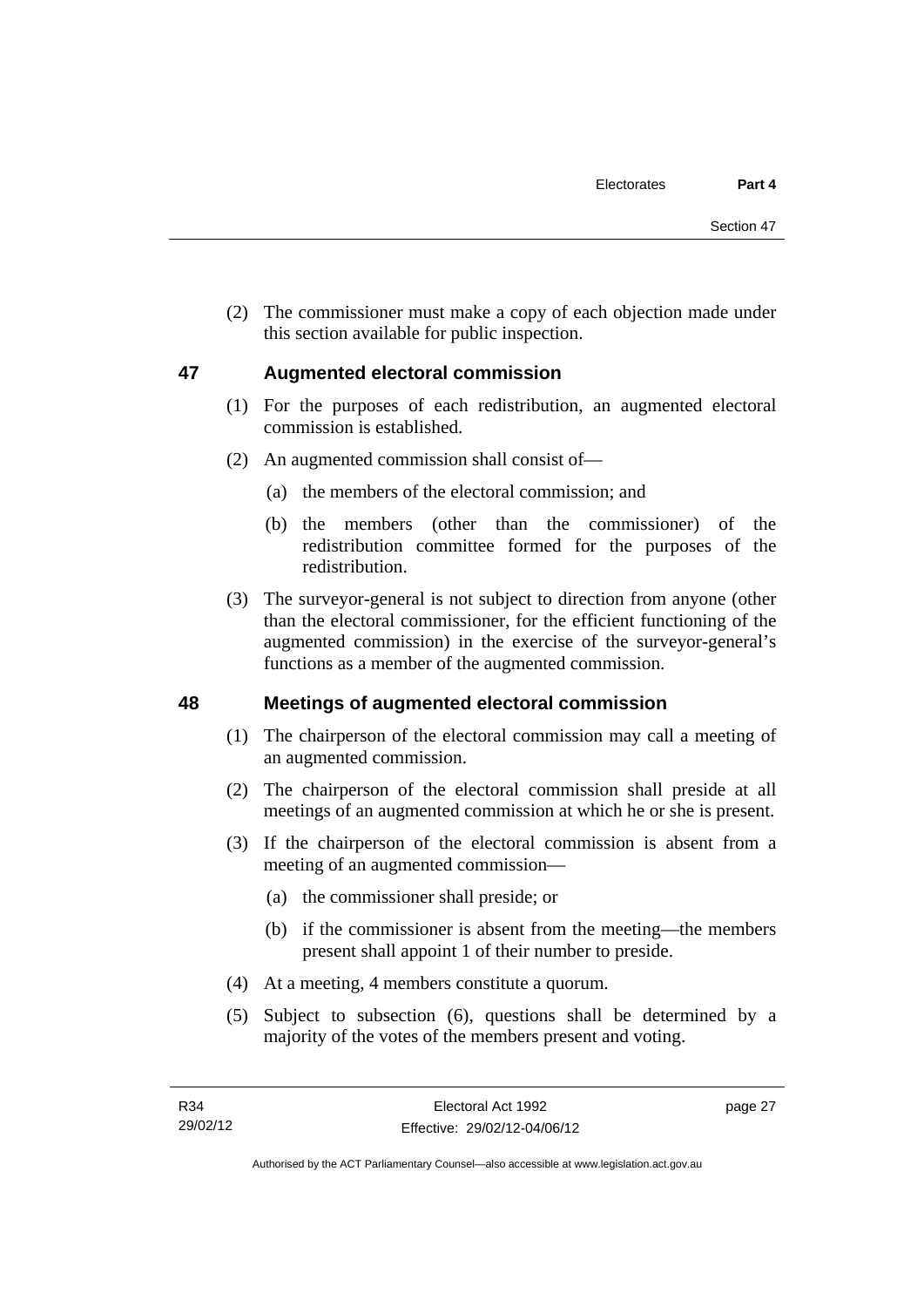(2) The commissioner must make a copy of each objection made under this section available for public inspection.

## 47 Augmented electoral commission

(1) For the purposes of each redistribution, an augmented electoral commission is established.

(2) An augmented commission shall consist of—

(a) the members of the electoral commission; and

(b) the members (other than the commissioner) of the redistribution committee formed for the purposes of the redistribution.

(3) The surveyor-general is not subject to direction from anyone (other than the electoral commissioner, for the efficient functioning of the augmented commission) in the exercise of the surveyor-general's functions as a member of the augmented commission.

## 48 Meetings of augmented electoral commission

(1) The chairperson of the electoral commission may call a meeting of an augmented commission.

(2) The chairperson of the electoral commission shall preside at all meetings of an augmented commission at which he or she is present.

(3) If the chairperson of the electoral commission is absent from a meeting of an augmented commission—

(a) the commissioner shall preside; or

(b) if the commissioner is absent from the meeting—the members present shall appoint 1 of their number to preside.

(4) At a meeting, 4 members constitute a quorum.

(5) Subject to subsection (6), questions shall be determined by a majority of the votes of the members present and voting.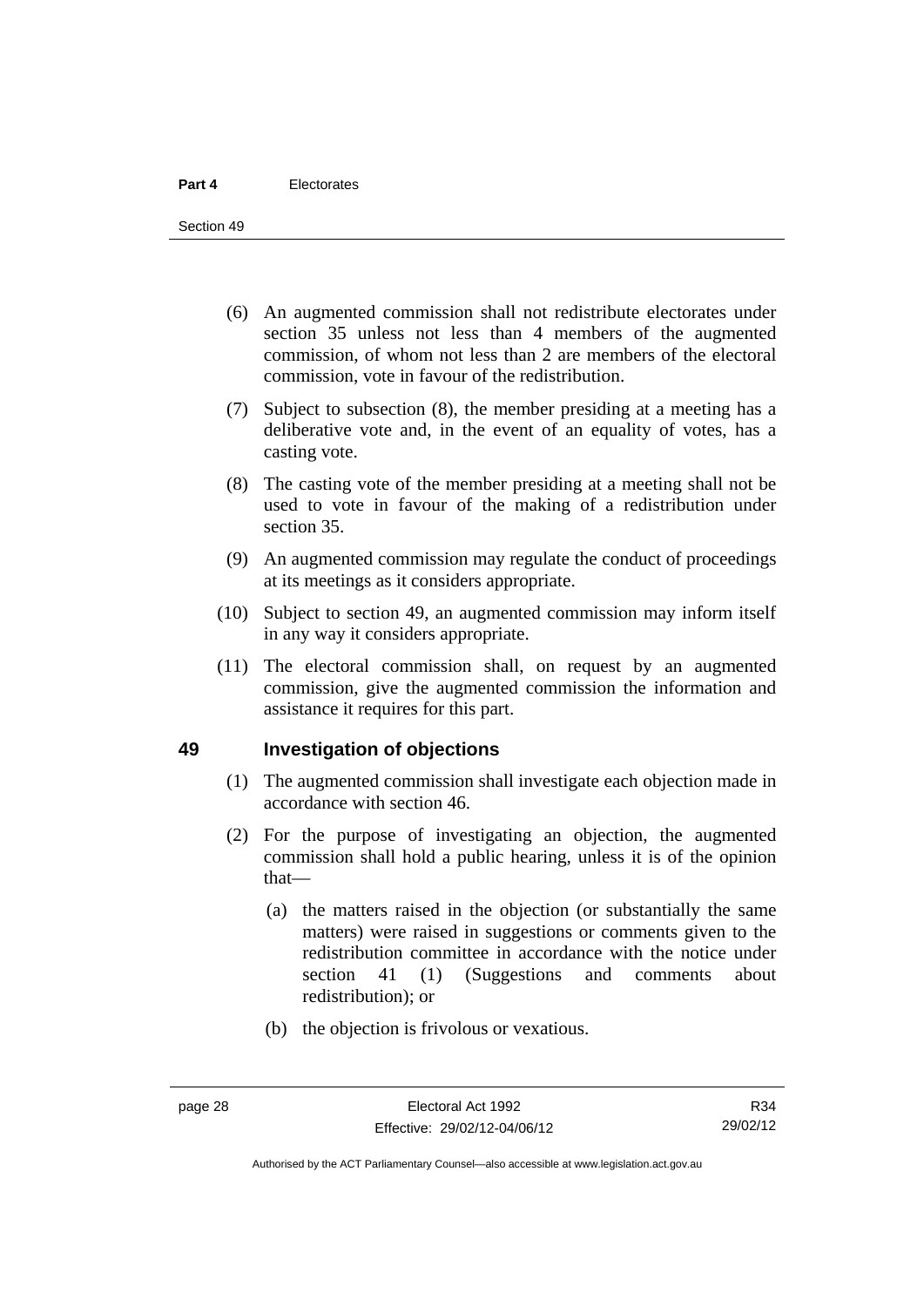(6) An augmented commission shall not redistribute electorates under section 35 unless not less than 4 members of the augmented commission, of whom not less than 2 are members of the electoral commission, vote in favour of the redistribution.

(7) Subject to subsection (8), the member presiding at a meeting has a deliberative vote and, in the event of an equality of votes, has a casting vote.

(8) The casting vote of the member presiding at a meeting shall not be used to vote in favour of the making of a redistribution under section 35.

(9) An augmented commission may regulate the conduct of proceedings at its meetings as it considers appropriate.

(10) Subject to section 49, an augmented commission may inform itself in any way it considers appropriate.

(11) The electoral commission shall, on request by an augmented commission, give the augmented commission the information and assistance it requires for this part.

## 49 Investigation of objections

(1) The augmented commission shall investigate each objection made in accordance with section 46.

(2) For the purpose of investigating an objection, the augmented commission shall hold a public hearing, unless it is of the opinion that—

(a) the matters raised in the objection (or substantially the same matters) were raised in suggestions or comments given to the redistribution committee in accordance with the notice under section 41 (1) (Suggestions and comments about redistribution); or

(b) the objection is frivolous or vexatious.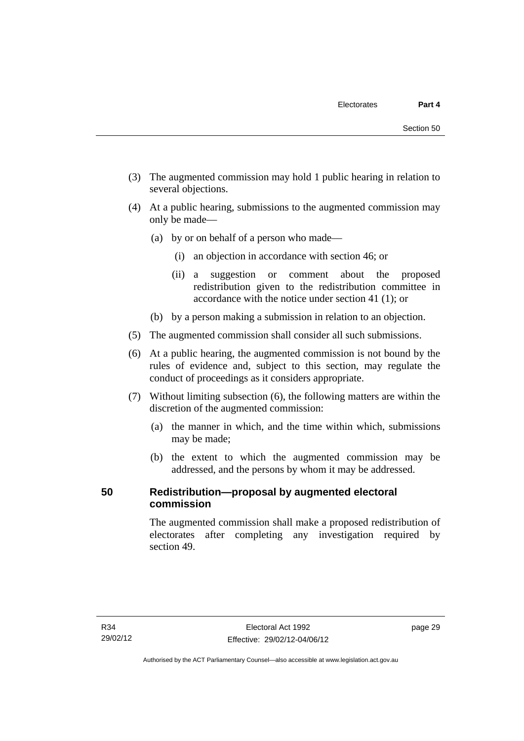(3) The augmented commission may hold 1 public hearing in relation to several objections.

(4) At a public hearing, submissions to the augmented commission may only be made—

(a) by or on behalf of a person who made—

(i) an objection in accordance with section 46; or

(ii) a suggestion or comment about the proposed redistribution given to the redistribution committee in accordance with the notice under section 41 (1); or

(b) by a person making a submission in relation to an objection.

(5) The augmented commission shall consider all such submissions.

(6) At a public hearing, the augmented commission is not bound by the rules of evidence and, subject to this section, may regulate the conduct of proceedings as it considers appropriate.

(7) Without limiting subsection (6), the following matters are within the discretion of the augmented commission:

(a) the manner in which, and the time within which, submissions may be made;

(b) the extent to which the augmented commission may be addressed, and the persons by whom it may be addressed.

## 50 Redistribution—proposal by augmented electoral commission

The augmented commission shall make a proposed redistribution of electorates after completing any investigation required by section 49.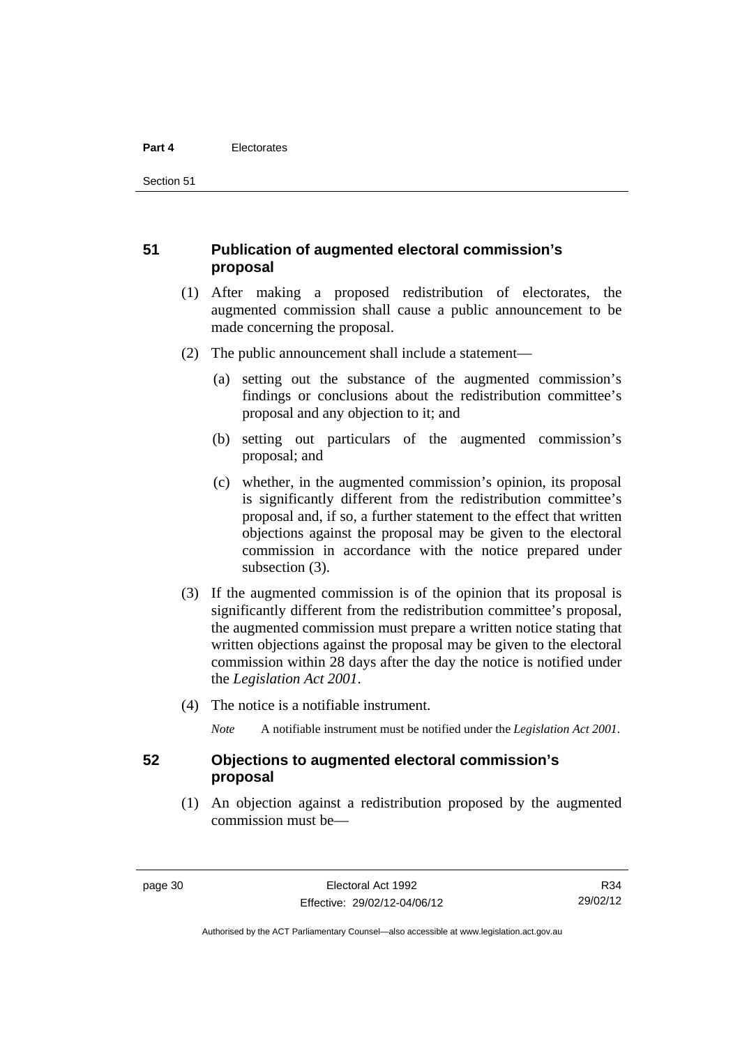## 51 Publication of augmented electoral commission's proposal

(1) After making a proposed redistribution of electorates, the augmented commission shall cause a public announcement to be made concerning the proposal.

(2) The public announcement shall include a statement—

(a) setting out the substance of the augmented commission's findings or conclusions about the redistribution committee's proposal and any objection to it; and

(b) setting out particulars of the augmented commission's proposal; and

(c) whether, in the augmented commission's opinion, its proposal is significantly different from the redistribution committee's proposal and, if so, a further statement to the effect that written objections against the proposal may be given to the electoral commission in accordance with the notice prepared under subsection (3).

(3) If the augmented commission is of the opinion that its proposal is significantly different from the redistribution committee's proposal, the augmented commission must prepare a written notice stating that written objections against the proposal may be given to the electoral commission within 28 days after the day the notice is notified under the *Legislation Act 2001*.

(4) The notice is a notifiable instrument.

*Note* A notifiable instrument must be notified under the *Legislation Act 2001*.

## 52 Objections to augmented electoral commission's proposal

(1) An objection against a redistribution proposed by the augmented commission must be—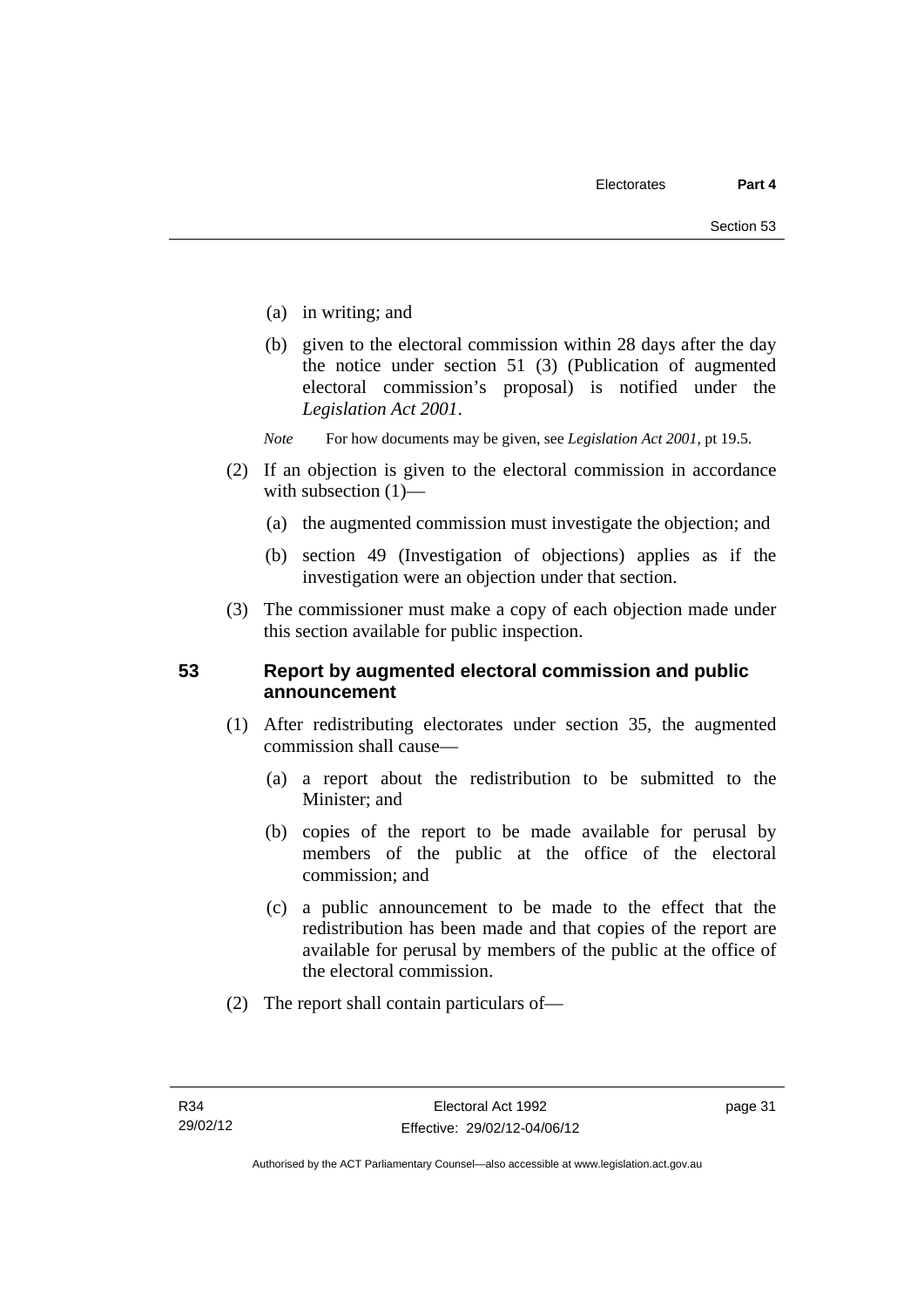(a) in writing; and

(b) given to the electoral commission within 28 days after the day the notice under section 51 (3) (Publication of augmented electoral commission's proposal) is notified under the *Legislation Act 2001*.

*Note* For how documents may be given, see *Legislation Act 2001*, pt 19.5.

(2) If an objection is given to the electoral commission in accordance with subsection (1)—

(a) the augmented commission must investigate the objection; and

(b) section 49 (Investigation of objections) applies as if the investigation were an objection under that section.

(3) The commissioner must make a copy of each objection made under this section available for public inspection.

## 53 Report by augmented electoral commission and public announcement

(1) After redistributing electorates under section 35, the augmented commission shall cause—

(a) a report about the redistribution to be submitted to the Minister; and

(b) copies of the report to be made available for perusal by members of the public at the office of the electoral commission; and

(c) a public announcement to be made to the effect that the redistribution has been made and that copies of the report are available for perusal by members of the public at the office of the electoral commission.

(2) The report shall contain particulars of—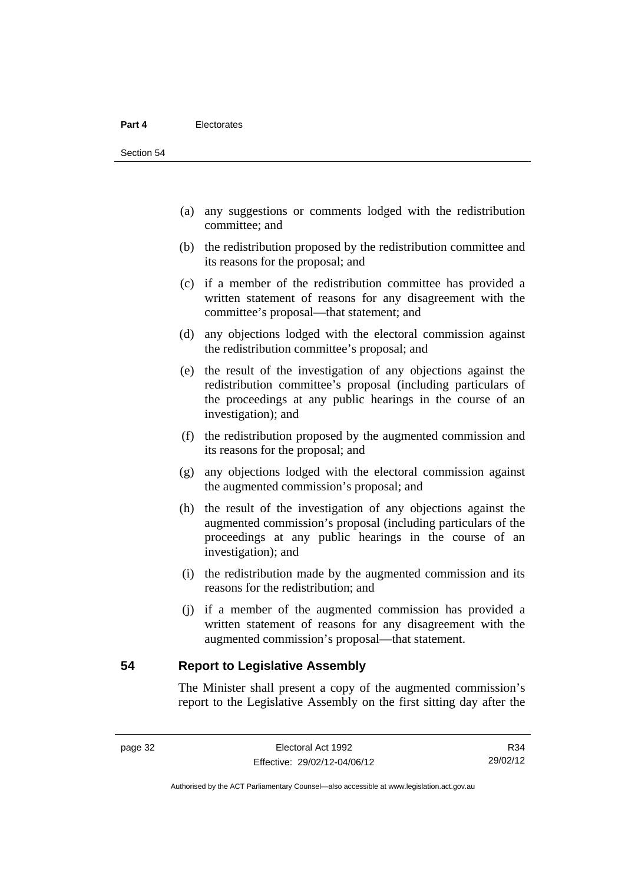(a) any suggestions or comments lodged with the redistribution committee; and

(b) the redistribution proposed by the redistribution committee and its reasons for the proposal; and

(c) if a member of the redistribution committee has provided a written statement of reasons for any disagreement with the committee's proposal—that statement; and

(d) any objections lodged with the electoral commission against the redistribution committee's proposal; and

(e) the result of the investigation of any objections against the redistribution committee's proposal (including particulars of the proceedings at any public hearings in the course of an investigation); and

(f) the redistribution proposed by the augmented commission and its reasons for the proposal; and

(g) any objections lodged with the electoral commission against the augmented commission's proposal; and

(h) the result of the investigation of any objections against the augmented commission's proposal (including particulars of the proceedings at any public hearings in the course of an investigation); and

(i) the redistribution made by the augmented commission and its reasons for the redistribution; and

(j) if a member of the augmented commission has provided a written statement of reasons for any disagreement with the augmented commission's proposal—that statement.

## 54 Report to Legislative Assembly

The Minister shall present a copy of the augmented commission's report to the Legislative Assembly on the first sitting day after the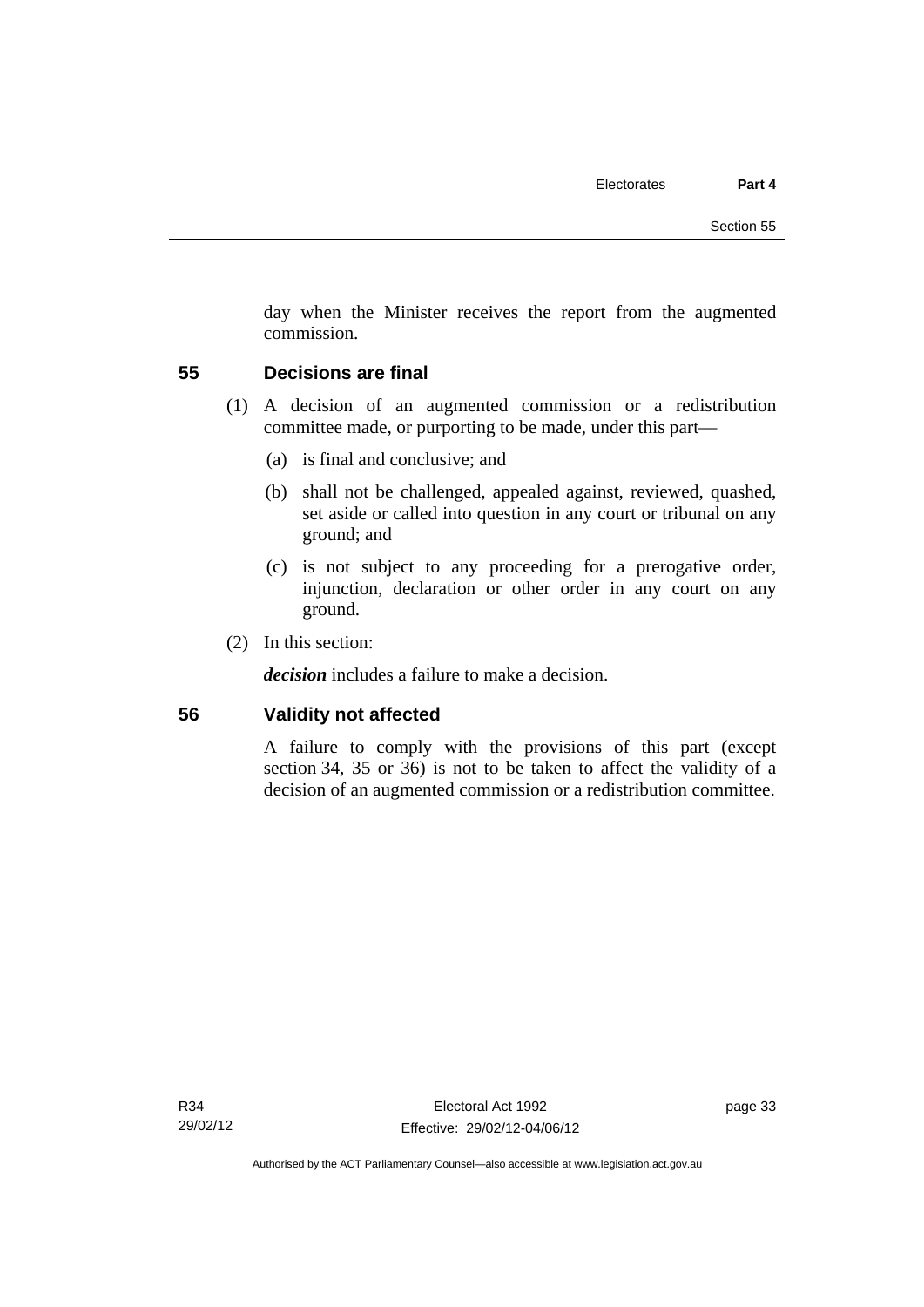day when the Minister receives the report from the augmented commission.

## 55 Decisions are final

(1) A decision of an augmented commission or a redistribution committee made, or purporting to be made, under this part—

(a) is final and conclusive; and

(b) shall not be challenged, appealed against, reviewed, quashed, set aside or called into question in any court or tribunal on any ground; and

(c) is not subject to any proceeding for a prerogative order, injunction, declaration or other order in any court on any ground.

(2) In this section:

***decision*** includes a failure to make a decision.

## 56 Validity not affected

A failure to comply with the provisions of this part (except section 34, 35 or 36) is not to be taken to affect the validity of a decision of an augmented commission or a redistribution committee.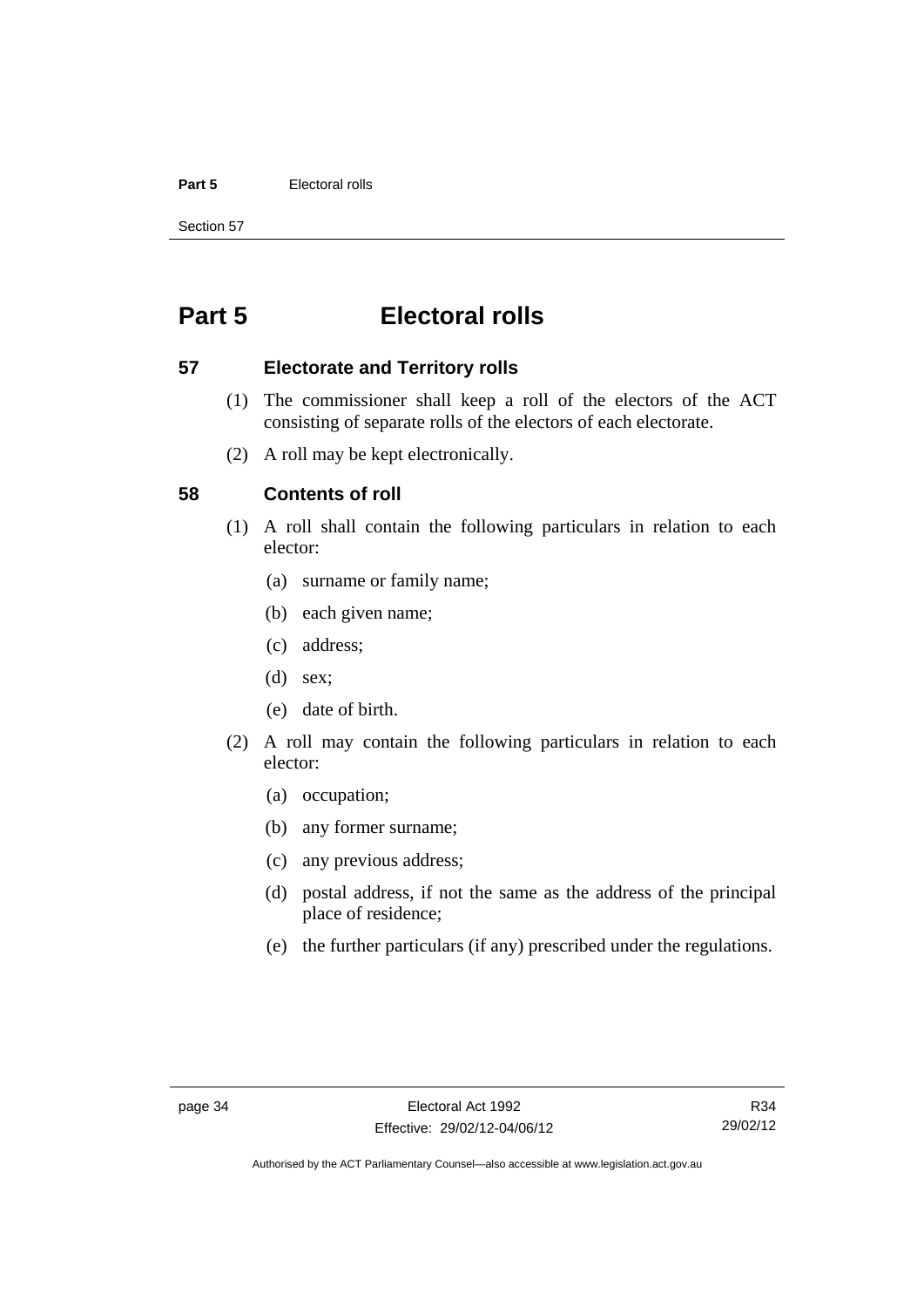# Part 5 Electoral rolls

## 57 Electorate and Territory rolls

(1) The commissioner shall keep a roll of the electors of the ACT consisting of separate rolls of the electors of each electorate.

(2) A roll may be kept electronically.

## 58 Contents of roll

(1) A roll shall contain the following particulars in relation to each elector:

(a) surname or family name;

(b) each given name;

(c) address;

(d) sex;

(e) date of birth.

(2) A roll may contain the following particulars in relation to each elector:

(a) occupation;

(b) any former surname;

(c) any previous address;

(d) postal address, if not the same as the address of the principal place of residence;

(e) the further particulars (if any) prescribed under the regulations.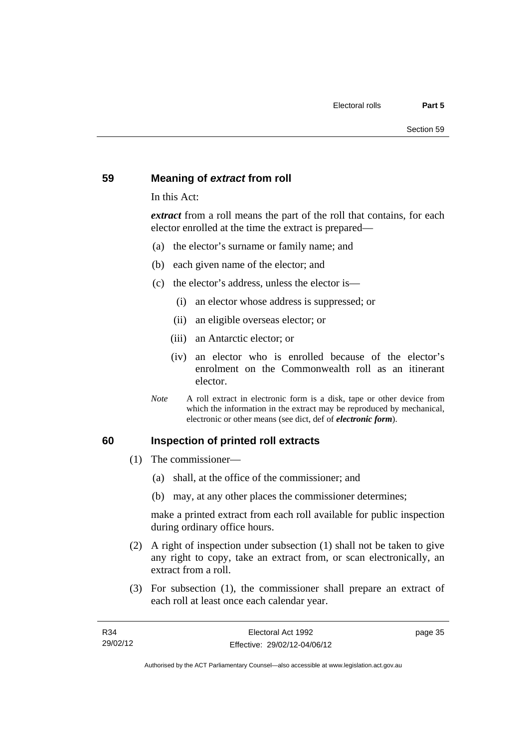## 59 Meaning of *extract* from roll

In this Act:

***extract*** from a roll means the part of the roll that contains, for each elector enrolled at the time the extract is prepared—

(a) the elector's surname or family name; and

(b) each given name of the elector; and

(c) the elector's address, unless the elector is—

(i) an elector whose address is suppressed; or

(ii) an eligible overseas elector; or

(iii) an Antarctic elector; or

(iv) an elector who is enrolled because of the elector's enrolment on the Commonwealth roll as an itinerant elector.

*Note* A roll extract in electronic form is a disk, tape or other device from which the information in the extract may be reproduced by mechanical, electronic or other means (see dict, def of ***electronic form***).

## 60 Inspection of printed roll extracts

(1) The commissioner—

(a) shall, at the office of the commissioner; and

(b) may, at any other places the commissioner determines;

make a printed extract from each roll available for public inspection during ordinary office hours.

(2) A right of inspection under subsection (1) shall not be taken to give any right to copy, take an extract from, or scan electronically, an extract from a roll.

(3) For subsection (1), the commissioner shall prepare an extract of each roll at least once each calendar year.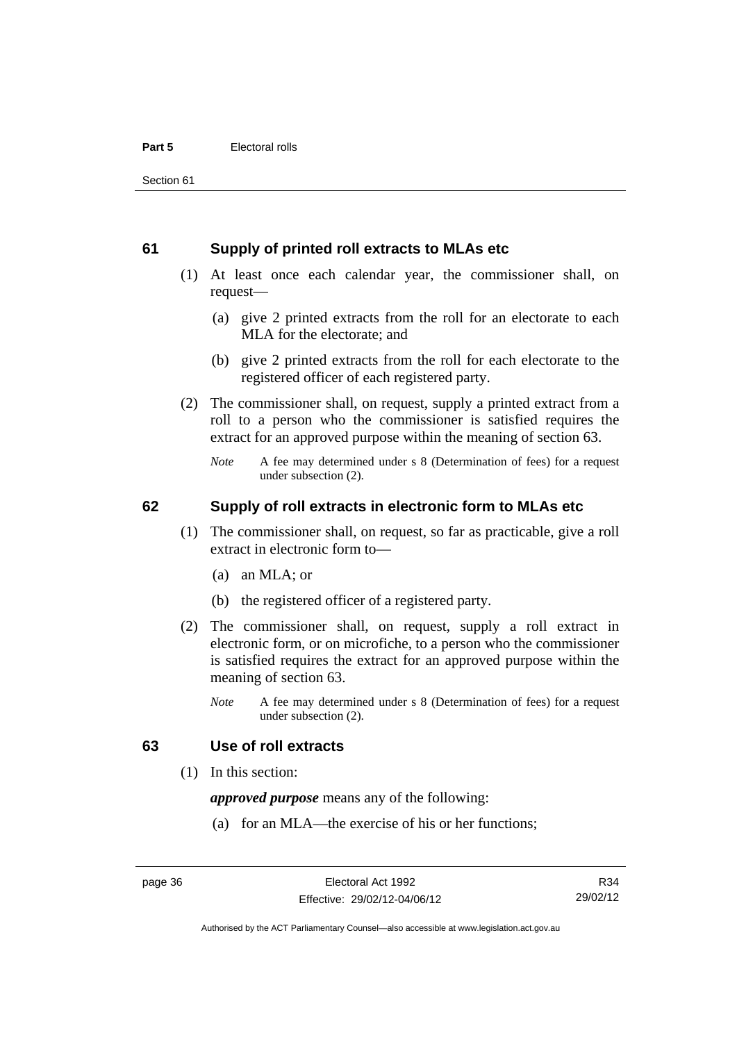## 61 Supply of printed roll extracts to MLAs etc

(1) At least once each calendar year, the commissioner shall, on request—

(a) give 2 printed extracts from the roll for an electorate to each MLA for the electorate; and

(b) give 2 printed extracts from the roll for each electorate to the registered officer of each registered party.

(2) The commissioner shall, on request, supply a printed extract from a roll to a person who the commissioner is satisfied requires the extract for an approved purpose within the meaning of section 63.

*Note* A fee may determined under s 8 (Determination of fees) for a request under subsection (2).

## 62 Supply of roll extracts in electronic form to MLAs etc

(1) The commissioner shall, on request, so far as practicable, give a roll extract in electronic form to—

(a) an MLA; or

(b) the registered officer of a registered party.

(2) The commissioner shall, on request, supply a roll extract in electronic form, or on microfiche, to a person who the commissioner is satisfied requires the extract for an approved purpose within the meaning of section 63.

*Note* A fee may determined under s 8 (Determination of fees) for a request under subsection (2).

## 63 Use of roll extracts

(1) In this section:

***approved purpose*** means any of the following:

(a) for an MLA—the exercise of his or her functions;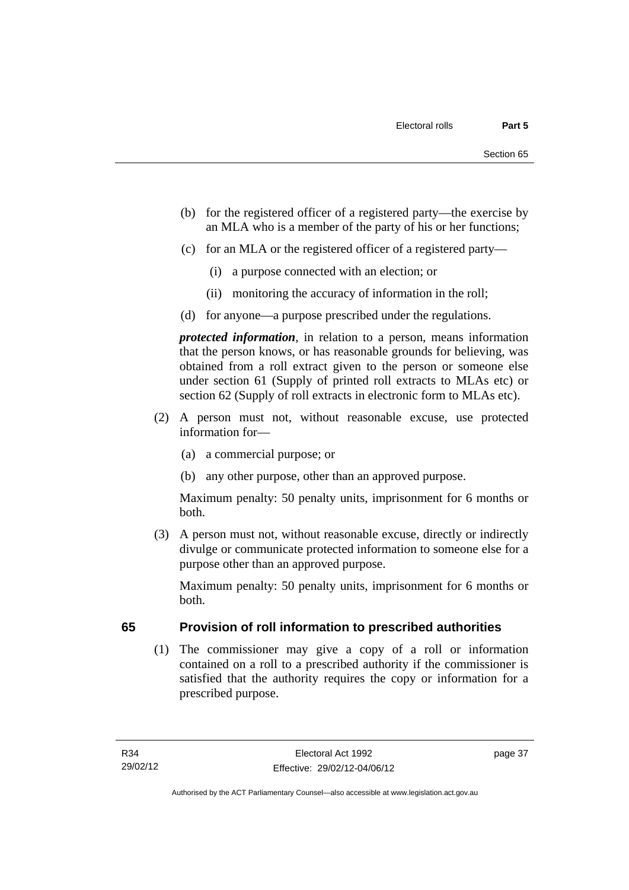(b) for the registered officer of a registered party—the exercise by an MLA who is a member of the party of his or her functions;

(c) for an MLA or the registered officer of a registered party—

(i) a purpose connected with an election; or

(ii) monitoring the accuracy of information in the roll;

(d) for anyone—a purpose prescribed under the regulations.

***protected information***, in relation to a person, means information that the person knows, or has reasonable grounds for believing, was obtained from a roll extract given to the person or someone else under section 61 (Supply of printed roll extracts to MLAs etc) or section 62 (Supply of roll extracts in electronic form to MLAs etc).

(2) A person must not, without reasonable excuse, use protected information for—

(a) a commercial purpose; or

(b) any other purpose, other than an approved purpose.

Maximum penalty: 50 penalty units, imprisonment for 6 months or both.

(3) A person must not, without reasonable excuse, directly or indirectly divulge or communicate protected information to someone else for a purpose other than an approved purpose.

Maximum penalty: 50 penalty units, imprisonment for 6 months or both.

## 65 Provision of roll information to prescribed authorities

(1) The commissioner may give a copy of a roll or information contained on a roll to a prescribed authority if the commissioner is satisfied that the authority requires the copy or information for a prescribed purpose.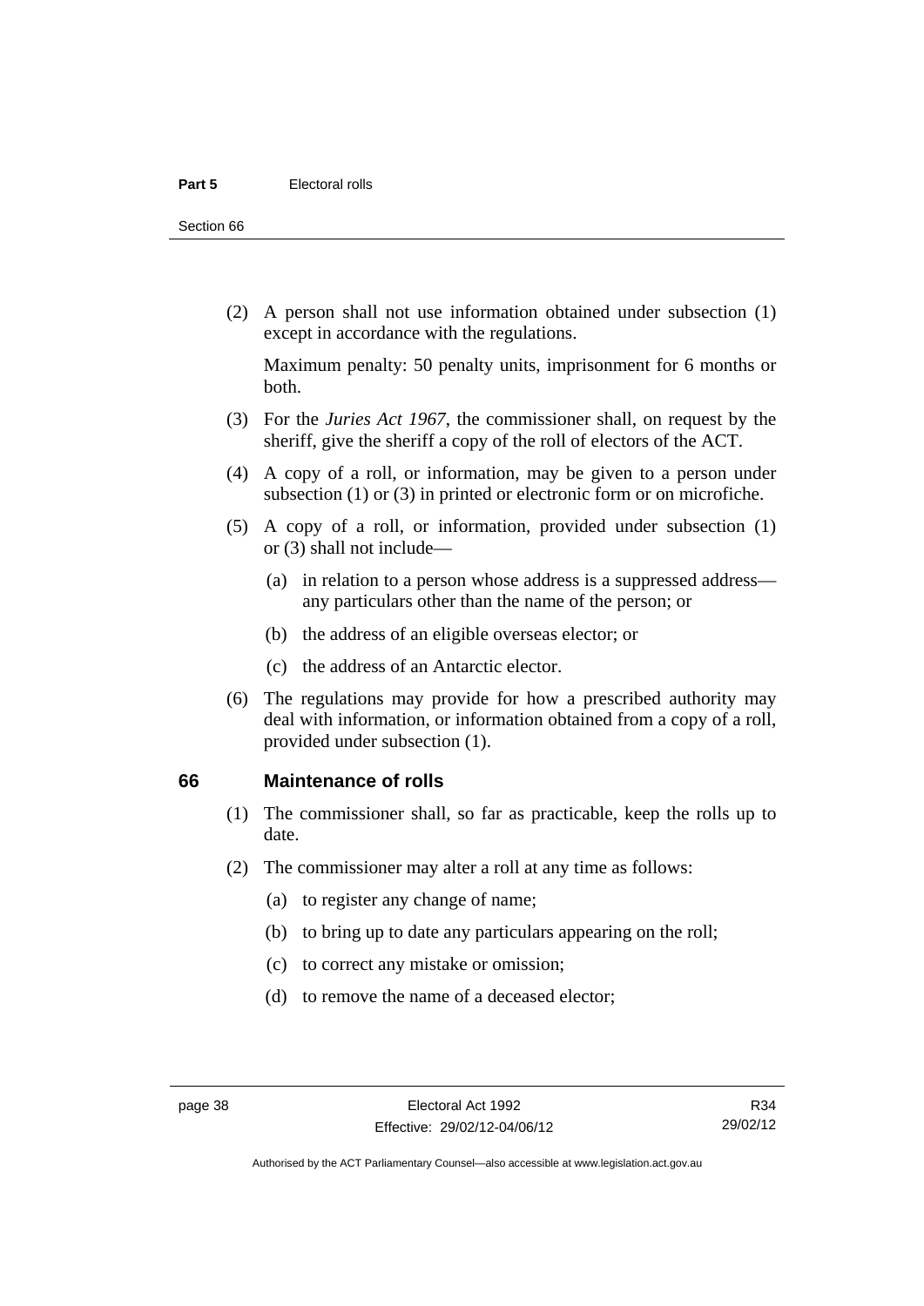(2) A person shall not use information obtained under subsection (1) except in accordance with the regulations.

Maximum penalty: 50 penalty units, imprisonment for 6 months or both.

(3) For the *Juries Act 1967*, the commissioner shall, on request by the sheriff, give the sheriff a copy of the roll of electors of the ACT.

(4) A copy of a roll, or information, may be given to a person under subsection (1) or (3) in printed or electronic form or on microfiche.

(5) A copy of a roll, or information, provided under subsection (1) or (3) shall not include—

(a) in relation to a person whose address is a suppressed address—any particulars other than the name of the person; or

(b) the address of an eligible overseas elector; or

(c) the address of an Antarctic elector.

(6) The regulations may provide for how a prescribed authority may deal with information, or information obtained from a copy of a roll, provided under subsection (1).

## 66 Maintenance of rolls

(1) The commissioner shall, so far as practicable, keep the rolls up to date.

(2) The commissioner may alter a roll at any time as follows:

(a) to register any change of name;

(b) to bring up to date any particulars appearing on the roll;

(c) to correct any mistake or omission;

(d) to remove the name of a deceased elector;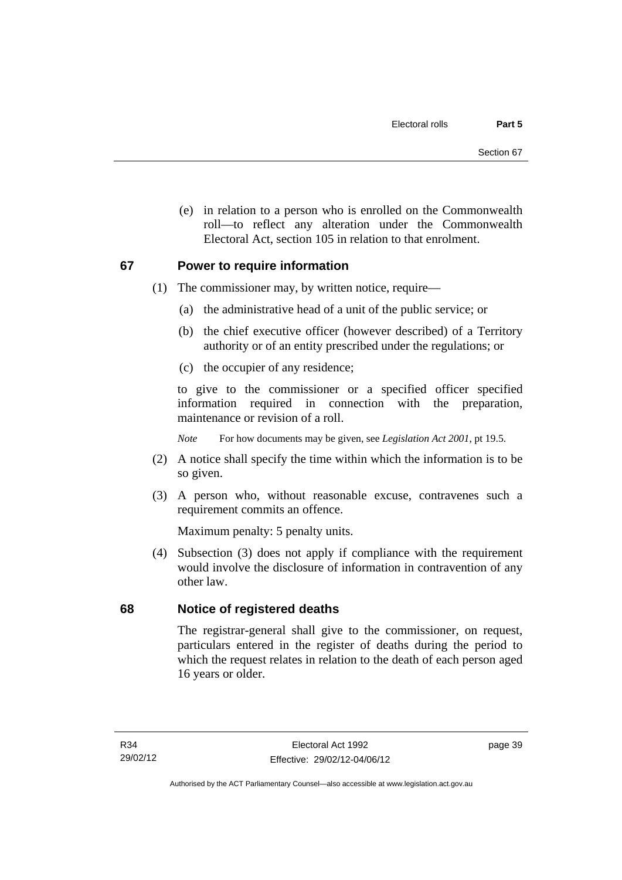(e) in relation to a person who is enrolled on the Commonwealth roll—to reflect any alteration under the Commonwealth Electoral Act, section 105 in relation to that enrolment.

## 67 Power to require information

(1) The commissioner may, by written notice, require—

(a) the administrative head of a unit of the public service; or

(b) the chief executive officer (however described) of a Territory authority or of an entity prescribed under the regulations; or

(c) the occupier of any residence;

to give to the commissioner or a specified officer specified information required in connection with the preparation, maintenance or revision of a roll.

*Note* For how documents may be given, see *Legislation Act 2001*, pt 19.5.

(2) A notice shall specify the time within which the information is to be so given.

(3) A person who, without reasonable excuse, contravenes such a requirement commits an offence.

Maximum penalty: 5 penalty units.

(4) Subsection (3) does not apply if compliance with the requirement would involve the disclosure of information in contravention of any other law.

## 68 Notice of registered deaths

The registrar-general shall give to the commissioner, on request, particulars entered in the register of deaths during the period to which the request relates in relation to the death of each person aged 16 years or older.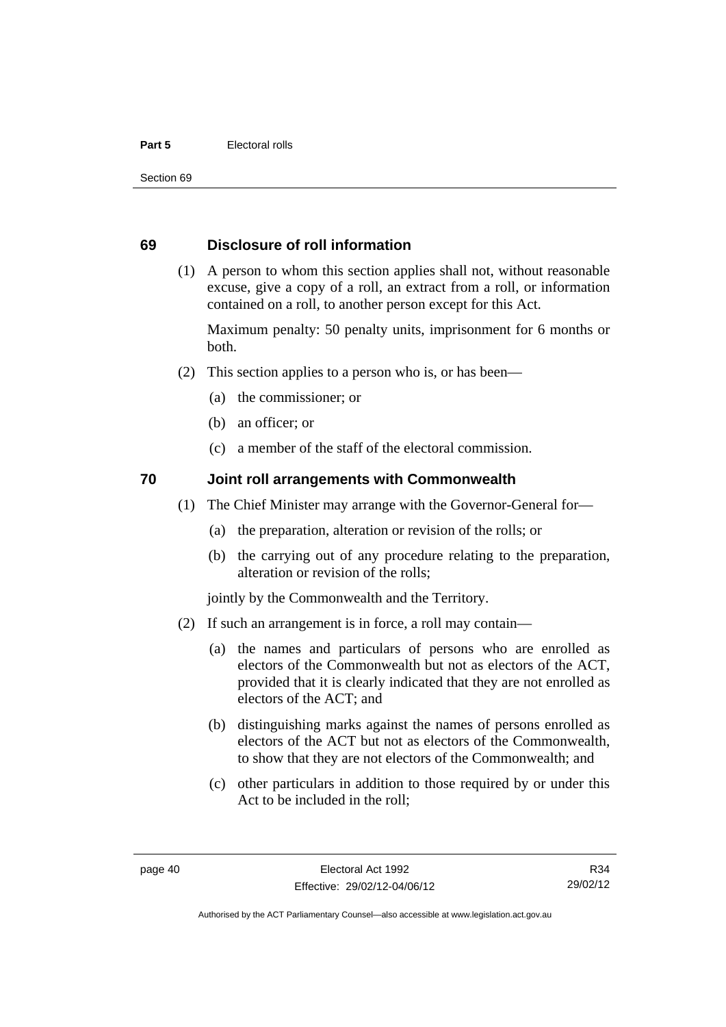## 69 Disclosure of roll information

(1) A person to whom this section applies shall not, without reasonable excuse, give a copy of a roll, an extract from a roll, or information contained on a roll, to another person except for this Act.

Maximum penalty: 50 penalty units, imprisonment for 6 months or both.

(2) This section applies to a person who is, or has been—

(a) the commissioner; or

(b) an officer; or

(c) a member of the staff of the electoral commission.

## 70 Joint roll arrangements with Commonwealth

(1) The Chief Minister may arrange with the Governor-General for—

(a) the preparation, alteration or revision of the rolls; or

(b) the carrying out of any procedure relating to the preparation, alteration or revision of the rolls;

jointly by the Commonwealth and the Territory.

(2) If such an arrangement is in force, a roll may contain—

(a) the names and particulars of persons who are enrolled as electors of the Commonwealth but not as electors of the ACT, provided that it is clearly indicated that they are not enrolled as electors of the ACT; and

(b) distinguishing marks against the names of persons enrolled as electors of the ACT but not as electors of the Commonwealth, to show that they are not electors of the Commonwealth; and

(c) other particulars in addition to those required by or under this Act to be included in the roll;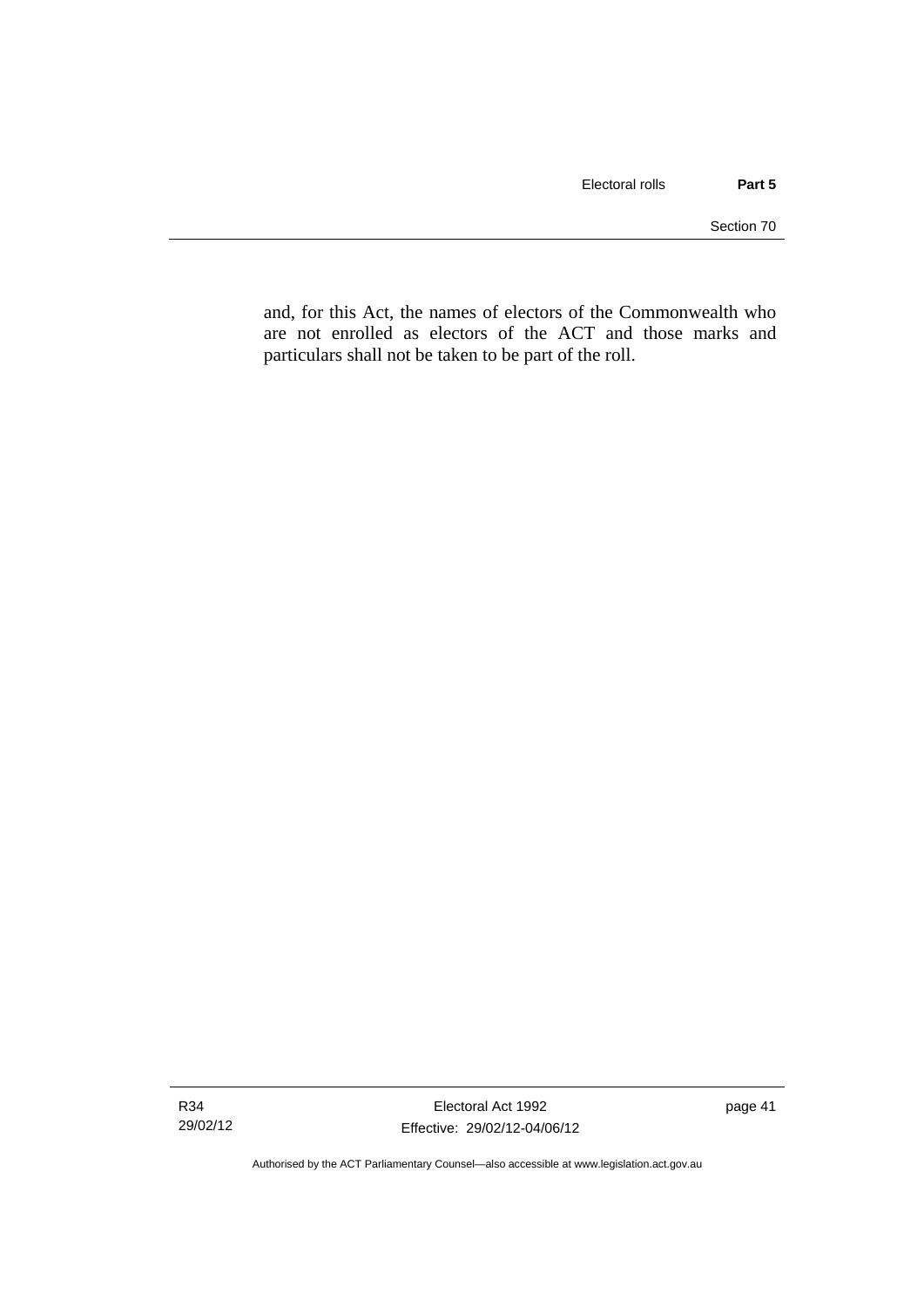and, for this Act, the names of electors of the Commonwealth who are not enrolled as electors of the ACT and those marks and particulars shall not be taken to be part of the roll.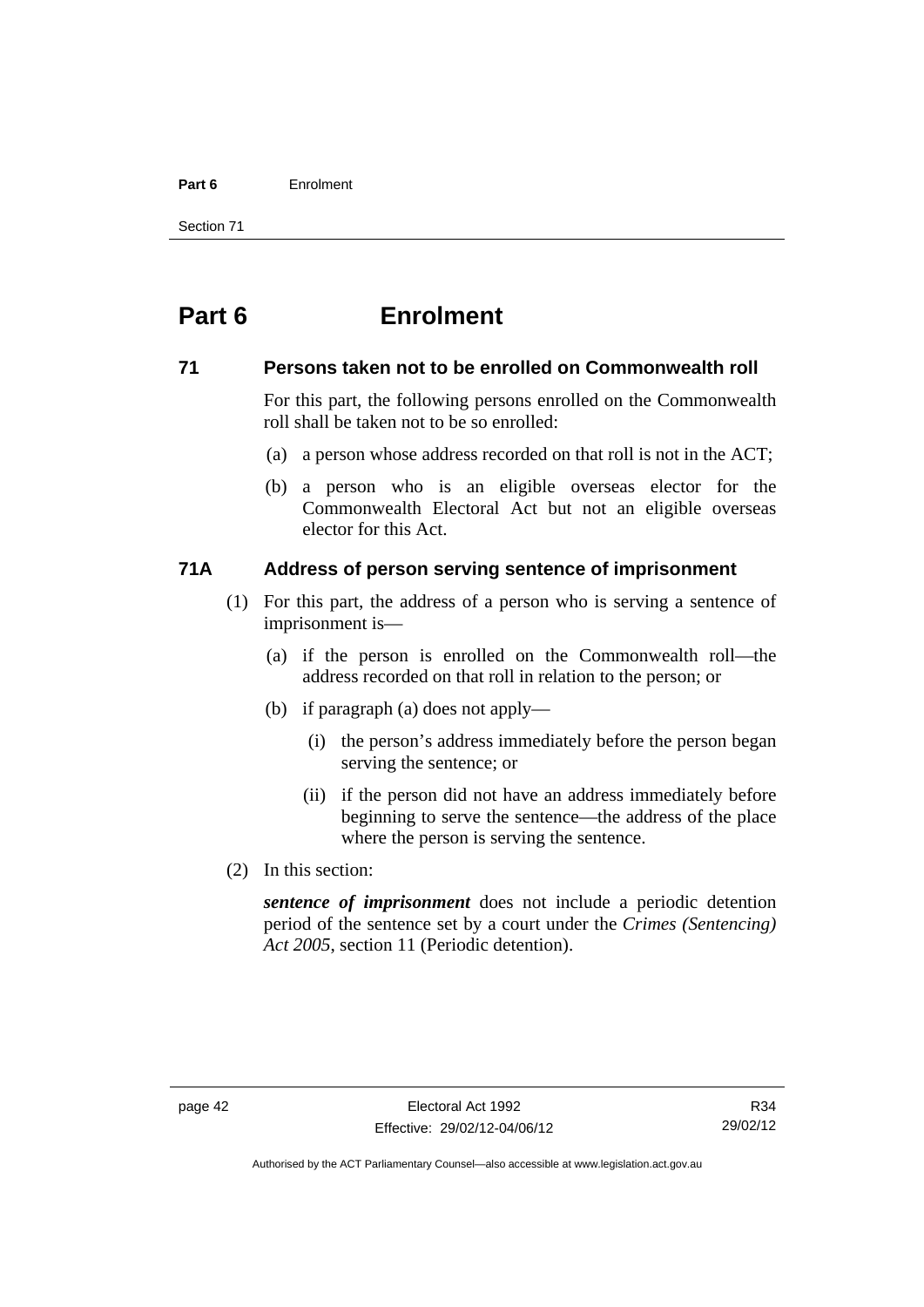# Part 6 Enrolment

## 71 Persons taken not to be enrolled on Commonwealth roll

For this part, the following persons enrolled on the Commonwealth roll shall be taken not to be so enrolled:

(a) a person whose address recorded on that roll is not in the ACT;

(b) a person who is an eligible overseas elector for the Commonwealth Electoral Act but not an eligible overseas elector for this Act.

## 71A Address of person serving sentence of imprisonment

(1) For this part, the address of a person who is serving a sentence of imprisonment is—

(a) if the person is enrolled on the Commonwealth roll—the address recorded on that roll in relation to the person; or

(b) if paragraph (a) does not apply—

(i) the person's address immediately before the person began serving the sentence; or

(ii) if the person did not have an address immediately before beginning to serve the sentence—the address of the place where the person is serving the sentence.

(2) In this section:

***sentence of imprisonment*** does not include a periodic detention period of the sentence set by a court under the *Crimes (Sentencing) Act 2005*, section 11 (Periodic detention).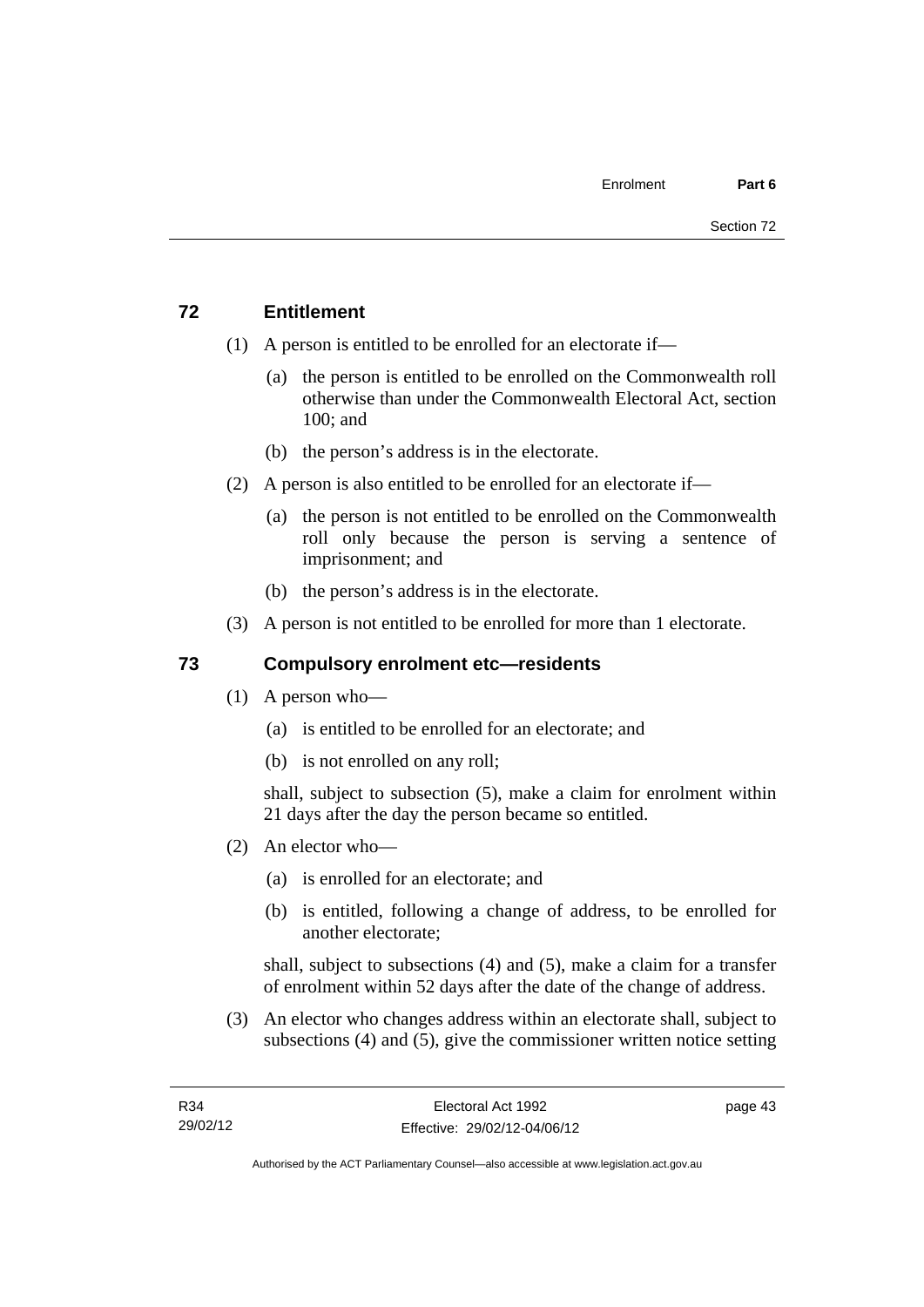## 72 Entitlement

(1) A person is entitled to be enrolled for an electorate if—

(a) the person is entitled to be enrolled on the Commonwealth roll otherwise than under the Commonwealth Electoral Act, section 100; and

(b) the person's address is in the electorate.

(2) A person is also entitled to be enrolled for an electorate if—

(a) the person is not entitled to be enrolled on the Commonwealth roll only because the person is serving a sentence of imprisonment; and

(b) the person's address is in the electorate.

(3) A person is not entitled to be enrolled for more than 1 electorate.

## 73 Compulsory enrolment etc—residents

(1) A person who—

(a) is entitled to be enrolled for an electorate; and

(b) is not enrolled on any roll;

shall, subject to subsection (5), make a claim for enrolment within 21 days after the day the person became so entitled.

(2) An elector who—

(a) is enrolled for an electorate; and

(b) is entitled, following a change of address, to be enrolled for another electorate;

shall, subject to subsections (4) and (5), make a claim for a transfer of enrolment within 52 days after the date of the change of address.

(3) An elector who changes address within an electorate shall, subject to subsections (4) and (5), give the commissioner written notice setting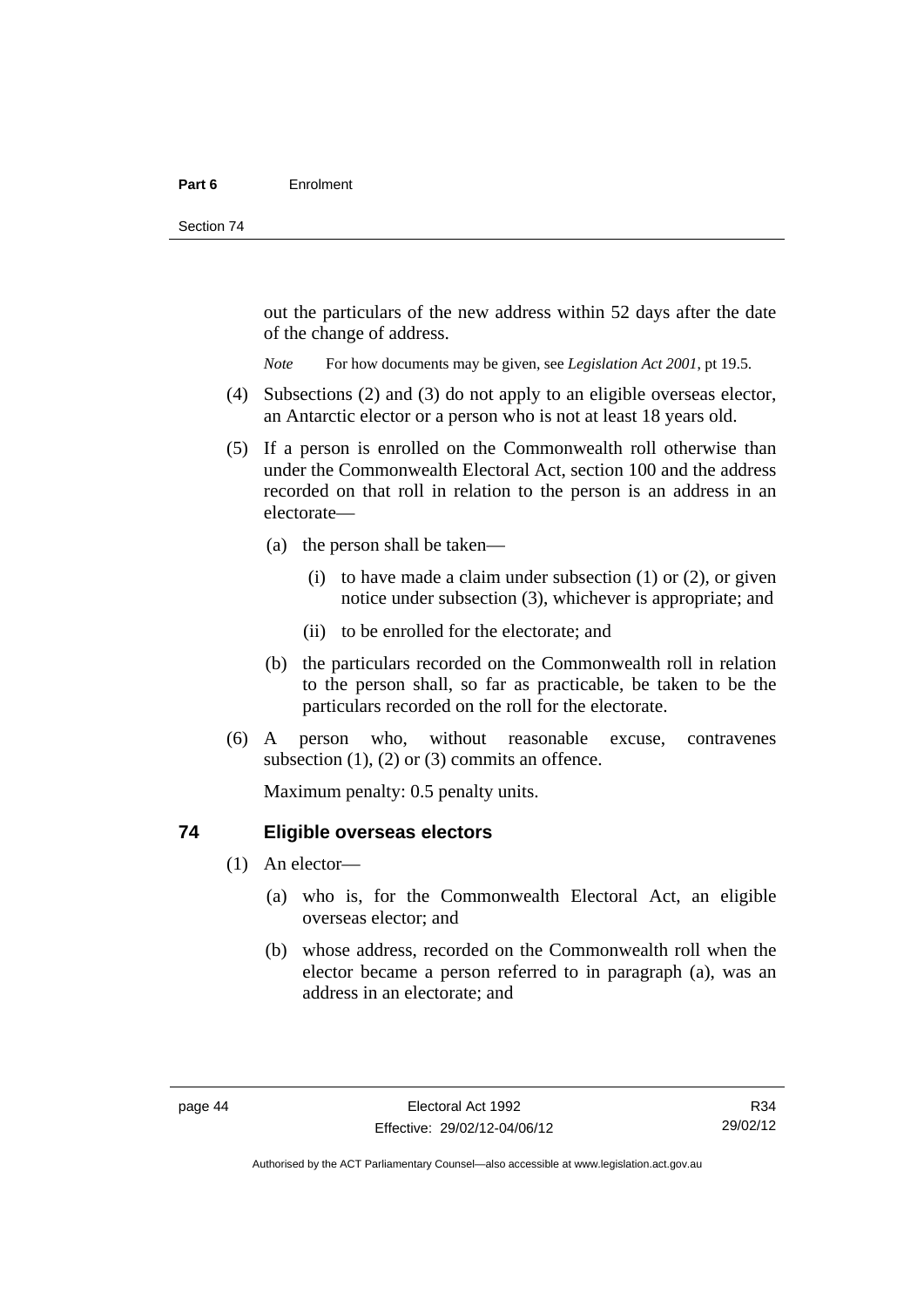out the particulars of the new address within 52 days after the date of the change of address.

*Note* For how documents may be given, see *Legislation Act 2001*, pt 19.5.

(4) Subsections (2) and (3) do not apply to an eligible overseas elector, an Antarctic elector or a person who is not at least 18 years old.

(5) If a person is enrolled on the Commonwealth roll otherwise than under the Commonwealth Electoral Act, section 100 and the address recorded on that roll in relation to the person is an address in an electorate—

(a) the person shall be taken—

(i) to have made a claim under subsection (1) or (2), or given notice under subsection (3), whichever is appropriate; and

(ii) to be enrolled for the electorate; and

(b) the particulars recorded on the Commonwealth roll in relation to the person shall, so far as practicable, be taken to be the particulars recorded on the roll for the electorate.

(6) A person who, without reasonable excuse, contravenes subsection (1), (2) or (3) commits an offence.

Maximum penalty: 0.5 penalty units.

### 74 Eligible overseas electors

(1) An elector—

(a) who is, for the Commonwealth Electoral Act, an eligible overseas elector; and

(b) whose address, recorded on the Commonwealth roll when the elector became a person referred to in paragraph (a), was an address in an electorate; and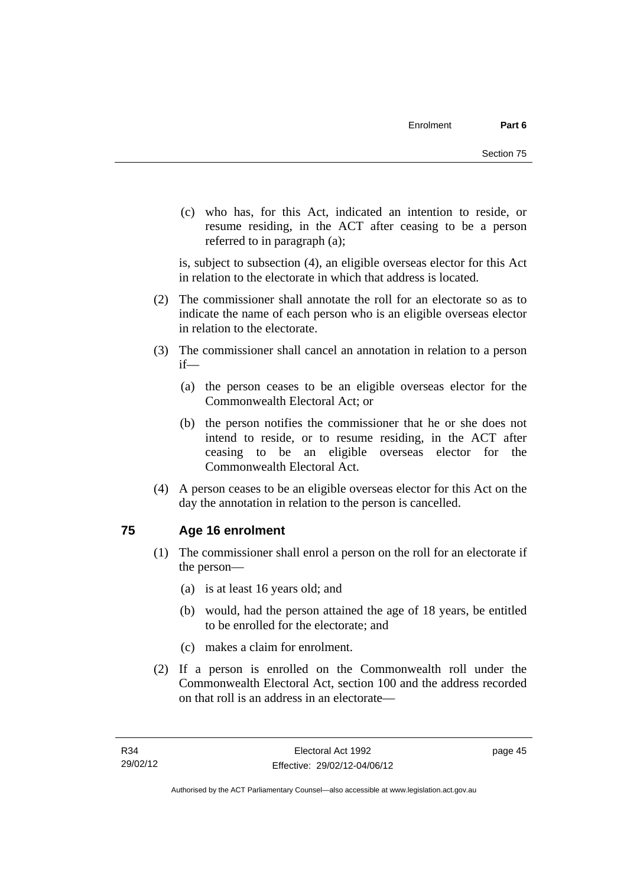(c) who has, for this Act, indicated an intention to reside, or resume residing, in the ACT after ceasing to be a person referred to in paragraph (a);

is, subject to subsection (4), an eligible overseas elector for this Act in relation to the electorate in which that address is located.

(2) The commissioner shall annotate the roll for an electorate so as to indicate the name of each person who is an eligible overseas elector in relation to the electorate.

(3) The commissioner shall cancel an annotation in relation to a person if—

(a) the person ceases to be an eligible overseas elector for the Commonwealth Electoral Act; or

(b) the person notifies the commissioner that he or she does not intend to reside, or to resume residing, in the ACT after ceasing to be an eligible overseas elector for the Commonwealth Electoral Act.

(4) A person ceases to be an eligible overseas elector for this Act on the day the annotation in relation to the person is cancelled.

## 75 Age 16 enrolment

(1) The commissioner shall enrol a person on the roll for an electorate if the person—

(a) is at least 16 years old; and

(b) would, had the person attained the age of 18 years, be entitled to be enrolled for the electorate; and

(c) makes a claim for enrolment.

(2) If a person is enrolled on the Commonwealth roll under the Commonwealth Electoral Act, section 100 and the address recorded on that roll is an address in an electorate—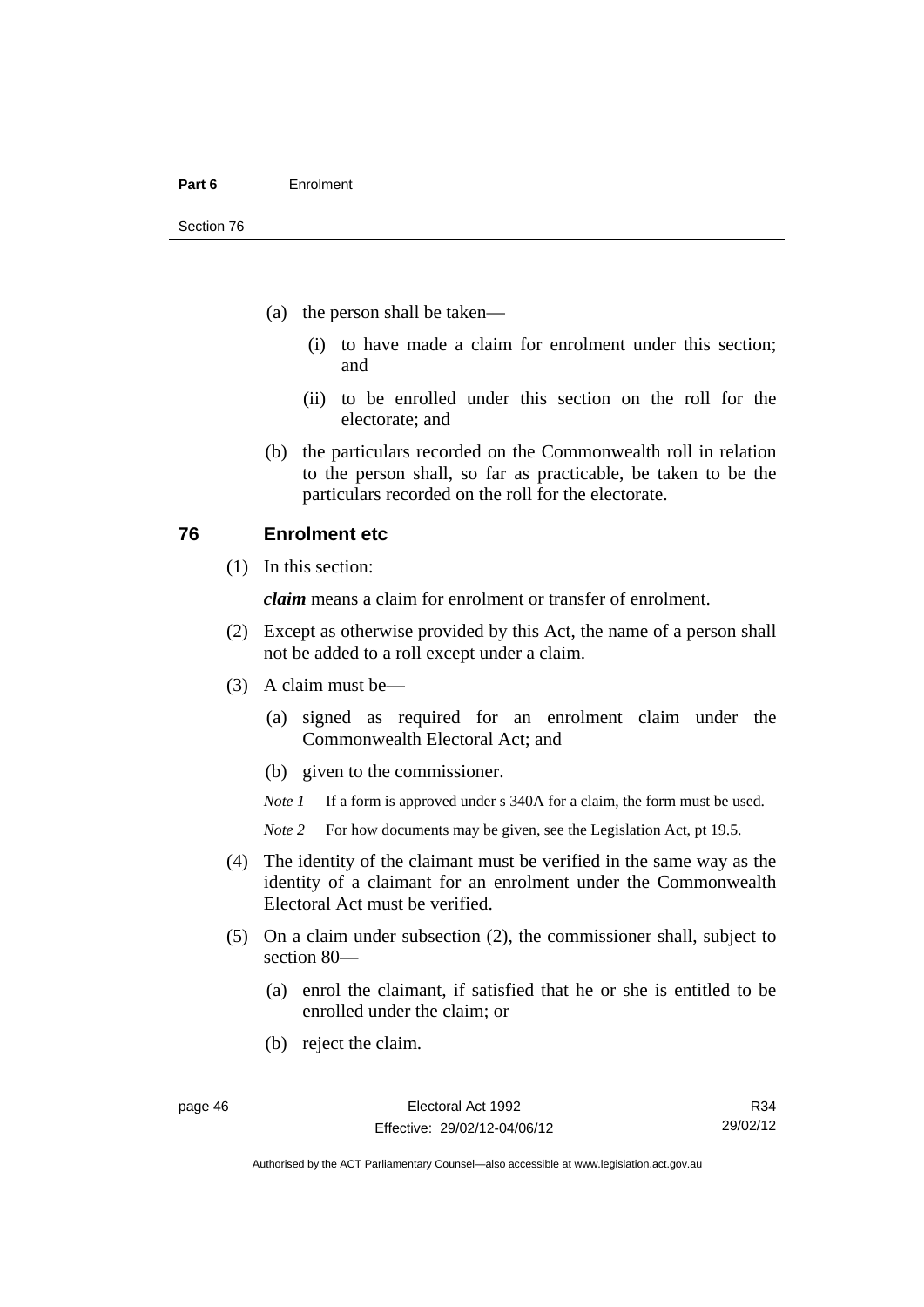(a) the person shall be taken—

  (i) to have made a claim for enrolment under this section; and

  (ii) to be enrolled under this section on the roll for the electorate; and

(b) the particulars recorded on the Commonwealth roll in relation to the person shall, so far as practicable, be taken to be the particulars recorded on the roll for the electorate.

## 76 Enrolment etc

(1) In this section:

***claim*** means a claim for enrolment or transfer of enrolment.

(2) Except as otherwise provided by this Act, the name of a person shall not be added to a roll except under a claim.

(3) A claim must be—

  (a) signed as required for an enrolment claim under the Commonwealth Electoral Act; and

  (b) given to the commissioner.

  *Note 1* If a form is approved under s 340A for a claim, the form must be used.

  *Note 2* For how documents may be given, see the Legislation Act, pt 19.5.

(4) The identity of the claimant must be verified in the same way as the identity of a claimant for an enrolment under the Commonwealth Electoral Act must be verified.

(5) On a claim under subsection (2), the commissioner shall, subject to section 80—

  (a) enrol the claimant, if satisfied that he or she is entitled to be enrolled under the claim; or

  (b) reject the claim.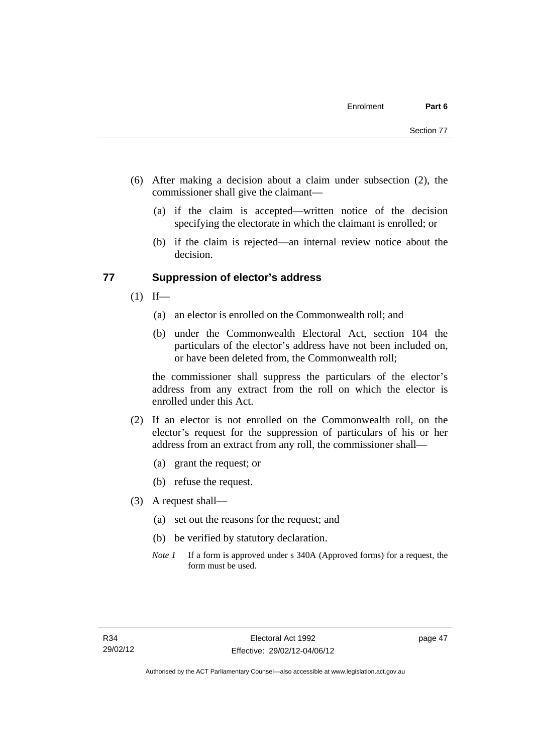(6) After making a decision about a claim under subsection (2), the commissioner shall give the claimant—

(a) if the claim is accepted—written notice of the decision specifying the electorate in which the claimant is enrolled; or

(b) if the claim is rejected—an internal review notice about the decision.

## 77 Suppression of elector's address

(1) If—

(a) an elector is enrolled on the Commonwealth roll; and

(b) under the Commonwealth Electoral Act, section 104 the particulars of the elector's address have not been included on, or have been deleted from, the Commonwealth roll;

the commissioner shall suppress the particulars of the elector's address from any extract from the roll on which the elector is enrolled under this Act.

(2) If an elector is not enrolled on the Commonwealth roll, on the elector's request for the suppression of particulars of his or her address from an extract from any roll, the commissioner shall—

(a) grant the request; or

(b) refuse the request.

(3) A request shall—

(a) set out the reasons for the request; and

(b) be verified by statutory declaration.

*Note 1* If a form is approved under s 340A (Approved forms) for a request, the form must be used.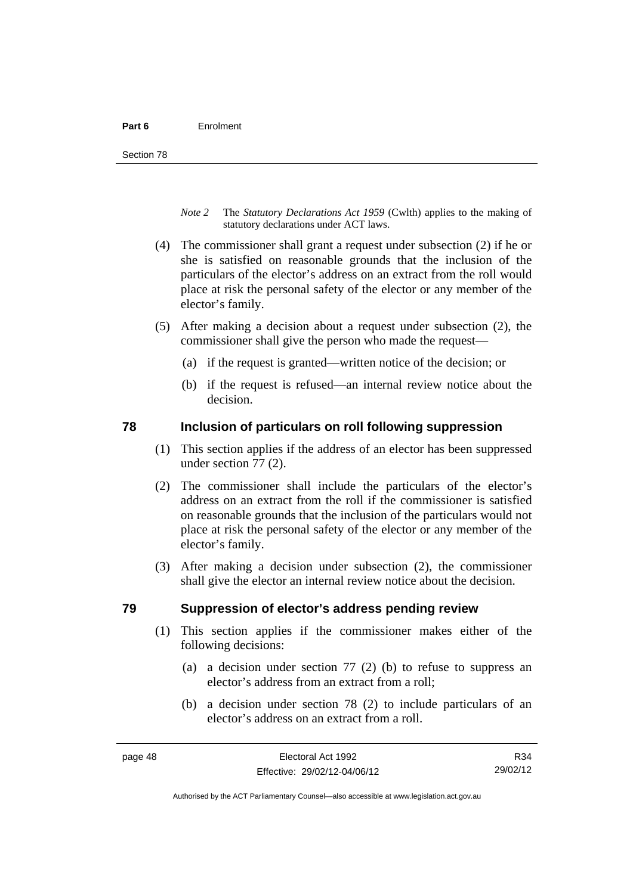*Note 2* The *Statutory Declarations Act 1959* (Cwlth) applies to the making of statutory declarations under ACT laws.

(4) The commissioner shall grant a request under subsection (2) if he or she is satisfied on reasonable grounds that the inclusion of the particulars of the elector's address on an extract from the roll would place at risk the personal safety of the elector or any member of the elector's family.

(5) After making a decision about a request under subsection (2), the commissioner shall give the person who made the request—

(a) if the request is granted—written notice of the decision; or

(b) if the request is refused—an internal review notice about the decision.

## 78 Inclusion of particulars on roll following suppression

(1) This section applies if the address of an elector has been suppressed under section 77 (2).

(2) The commissioner shall include the particulars of the elector's address on an extract from the roll if the commissioner is satisfied on reasonable grounds that the inclusion of the particulars would not place at risk the personal safety of the elector or any member of the elector's family.

(3) After making a decision under subsection (2), the commissioner shall give the elector an internal review notice about the decision.

## 79 Suppression of elector's address pending review

(1) This section applies if the commissioner makes either of the following decisions:

(a) a decision under section 77 (2) (b) to refuse to suppress an elector's address from an extract from a roll;

(b) a decision under section 78 (2) to include particulars of an elector's address on an extract from a roll.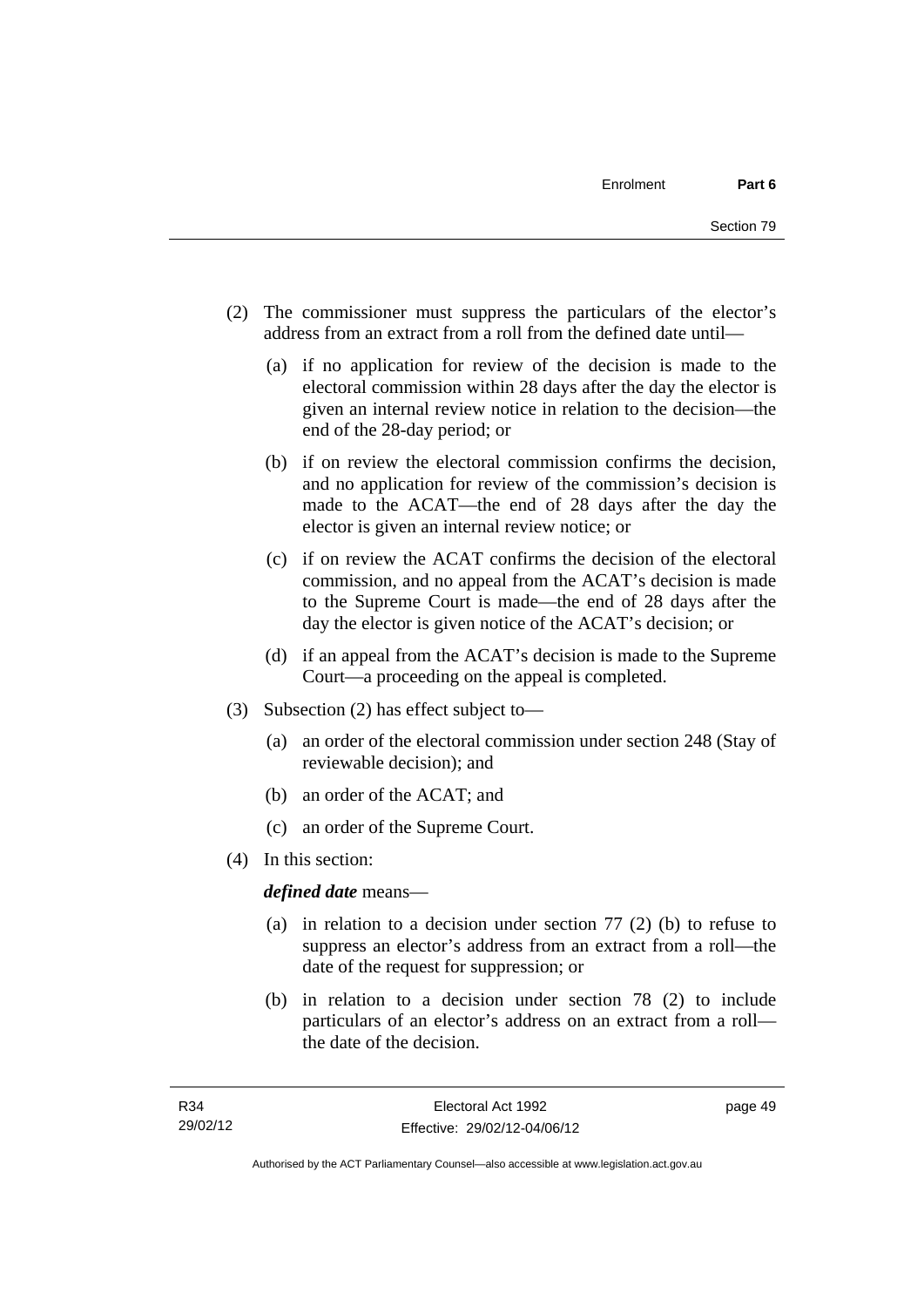(2) The commissioner must suppress the particulars of the elector's address from an extract from a roll from the defined date until—

(a) if no application for review of the decision is made to the electoral commission within 28 days after the day the elector is given an internal review notice in relation to the decision—the end of the 28-day period; or

(b) if on review the electoral commission confirms the decision, and no application for review of the commission's decision is made to the ACAT—the end of 28 days after the day the elector is given an internal review notice; or

(c) if on review the ACAT confirms the decision of the electoral commission, and no appeal from the ACAT's decision is made to the Supreme Court is made—the end of 28 days after the day the elector is given notice of the ACAT's decision; or

(d) if an appeal from the ACAT's decision is made to the Supreme Court—a proceeding on the appeal is completed.

(3) Subsection (2) has effect subject to—

(a) an order of the electoral commission under section 248 (Stay of reviewable decision); and

(b) an order of the ACAT; and

(c) an order of the Supreme Court.

(4) In this section:

***defined date*** means—

(a) in relation to a decision under section 77 (2) (b) to refuse to suppress an elector's address from an extract from a roll—the date of the request for suppression; or

(b) in relation to a decision under section 78 (2) to include particulars of an elector's address on an extract from a roll—the date of the decision.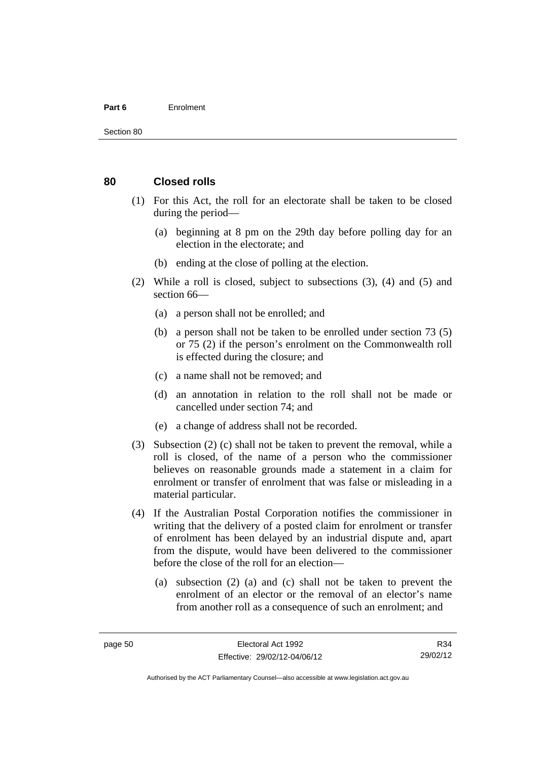## 80 Closed rolls

(1) For this Act, the roll for an electorate shall be taken to be closed during the period—

(a) beginning at 8 pm on the 29th day before polling day for an election in the electorate; and

(b) ending at the close of polling at the election.

(2) While a roll is closed, subject to subsections (3), (4) and (5) and section 66—

(a) a person shall not be enrolled; and

(b) a person shall not be taken to be enrolled under section 73 (5) or 75 (2) if the person's enrolment on the Commonwealth roll is effected during the closure; and

(c) a name shall not be removed; and

(d) an annotation in relation to the roll shall not be made or cancelled under section 74; and

(e) a change of address shall not be recorded.

(3) Subsection (2) (c) shall not be taken to prevent the removal, while a roll is closed, of the name of a person who the commissioner believes on reasonable grounds made a statement in a claim for enrolment or transfer of enrolment that was false or misleading in a material particular.

(4) If the Australian Postal Corporation notifies the commissioner in writing that the delivery of a posted claim for enrolment or transfer of enrolment has been delayed by an industrial dispute and, apart from the dispute, would have been delivered to the commissioner before the close of the roll for an election—

(a) subsection (2) (a) and (c) shall not be taken to prevent the enrolment of an elector or the removal of an elector's name from another roll as a consequence of such an enrolment; and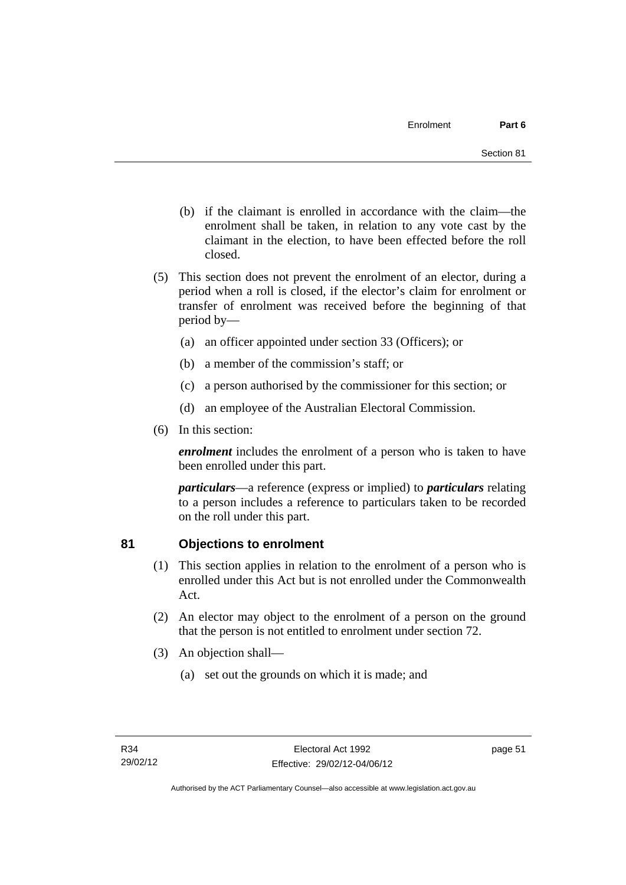(b) if the claimant is enrolled in accordance with the claim—the enrolment shall be taken, in relation to any vote cast by the claimant in the election, to have been effected before the roll closed.

(5) This section does not prevent the enrolment of an elector, during a period when a roll is closed, if the elector's claim for enrolment or transfer of enrolment was received before the beginning of that period by—

(a) an officer appointed under section 33 (Officers); or

(b) a member of the commission's staff; or

(c) a person authorised by the commissioner for this section; or

(d) an employee of the Australian Electoral Commission.

(6) In this section:

***enrolment*** includes the enrolment of a person who is taken to have been enrolled under this part.

***particulars***—a reference (express or implied) to ***particulars*** relating to a person includes a reference to particulars taken to be recorded on the roll under this part.

## 81 Objections to enrolment

(1) This section applies in relation to the enrolment of a person who is enrolled under this Act but is not enrolled under the Commonwealth Act.

(2) An elector may object to the enrolment of a person on the ground that the person is not entitled to enrolment under section 72.

(3) An objection shall—

(a) set out the grounds on which it is made; and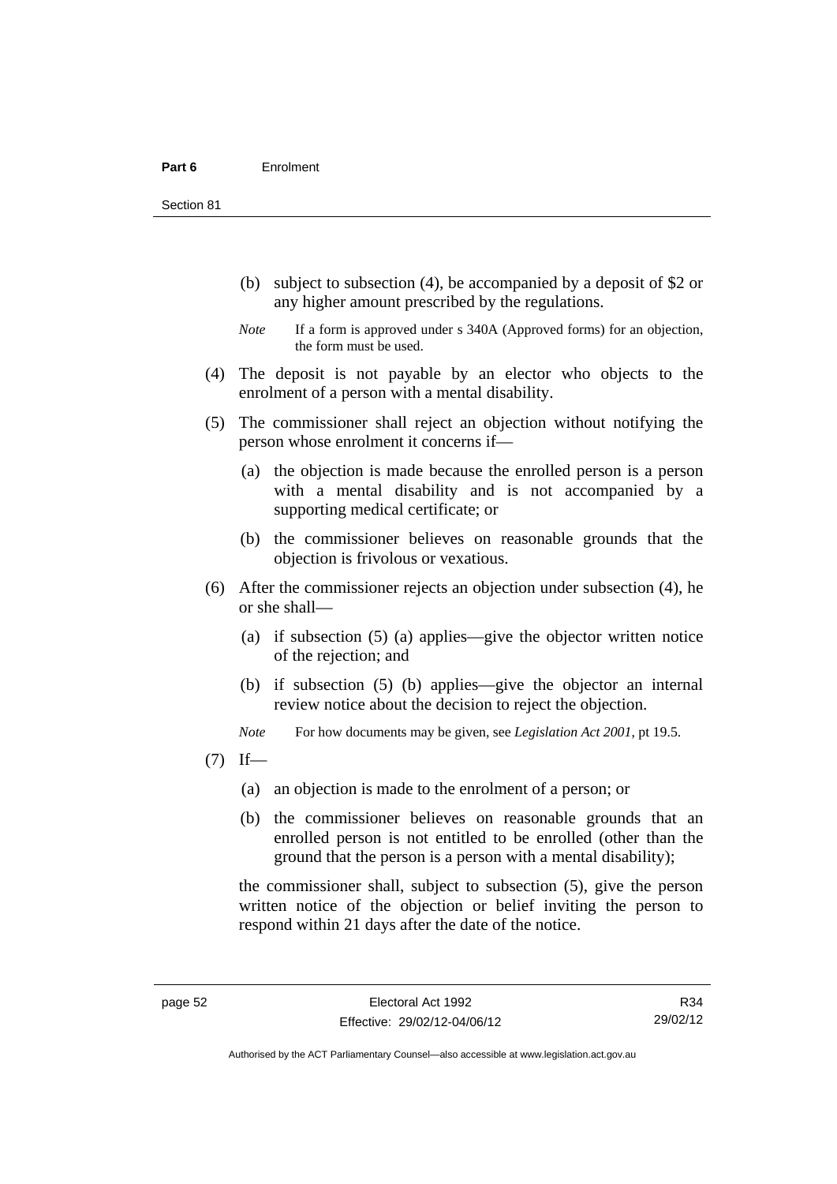(b) subject to subsection (4), be accompanied by a deposit of $2 or any higher amount prescribed by the regulations.

*Note* If a form is approved under s 340A (Approved forms) for an objection, the form must be used.

(4) The deposit is not payable by an elector who objects to the enrolment of a person with a mental disability.

(5) The commissioner shall reject an objection without notifying the person whose enrolment it concerns if—

(a) the objection is made because the enrolled person is a person with a mental disability and is not accompanied by a supporting medical certificate; or

(b) the commissioner believes on reasonable grounds that the objection is frivolous or vexatious.

(6) After the commissioner rejects an objection under subsection (4), he or she shall—

(a) if subsection (5) (a) applies—give the objector written notice of the rejection; and

(b) if subsection (5) (b) applies—give the objector an internal review notice about the decision to reject the objection.

*Note* For how documents may be given, see *Legislation Act 2001*, pt 19.5.

(7) If—

(a) an objection is made to the enrolment of a person; or

(b) the commissioner believes on reasonable grounds that an enrolled person is not entitled to be enrolled (other than the ground that the person is a person with a mental disability);

the commissioner shall, subject to subsection (5), give the person written notice of the objection or belief inviting the person to respond within 21 days after the date of the notice.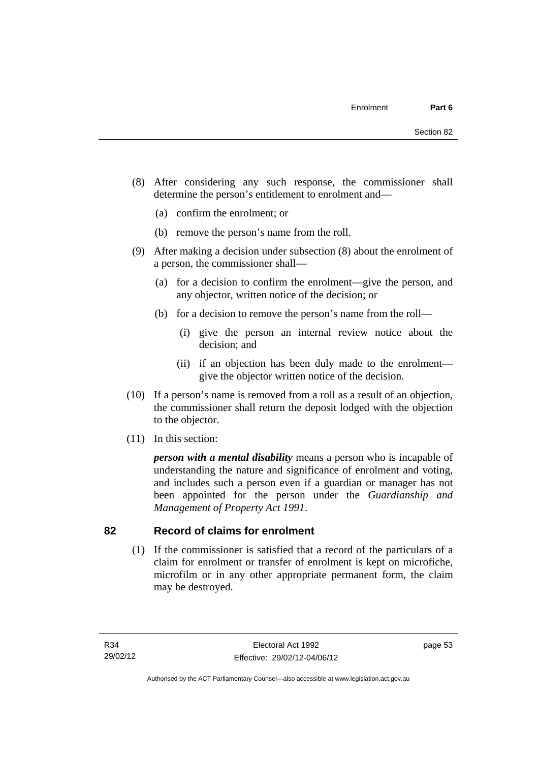(8) After considering any such response, the commissioner shall determine the person's entitlement to enrolment and—

(a) confirm the enrolment; or

(b) remove the person's name from the roll.

(9) After making a decision under subsection (8) about the enrolment of a person, the commissioner shall—

(a) for a decision to confirm the enrolment—give the person, and any objector, written notice of the decision; or

(b) for a decision to remove the person's name from the roll—

(i) give the person an internal review notice about the decision; and

(ii) if an objection has been duly made to the enrolment—give the objector written notice of the decision.

(10) If a person's name is removed from a roll as a result of an objection, the commissioner shall return the deposit lodged with the objection to the objector.

(11) In this section:

***person with a mental disability*** means a person who is incapable of understanding the nature and significance of enrolment and voting, and includes such a person even if a guardian or manager has not been appointed for the person under the *Guardianship and Management of Property Act 1991*.

## 82 Record of claims for enrolment

(1) If the commissioner is satisfied that a record of the particulars of a claim for enrolment or transfer of enrolment is kept on microfiche, microfilm or in any other appropriate permanent form, the claim may be destroyed.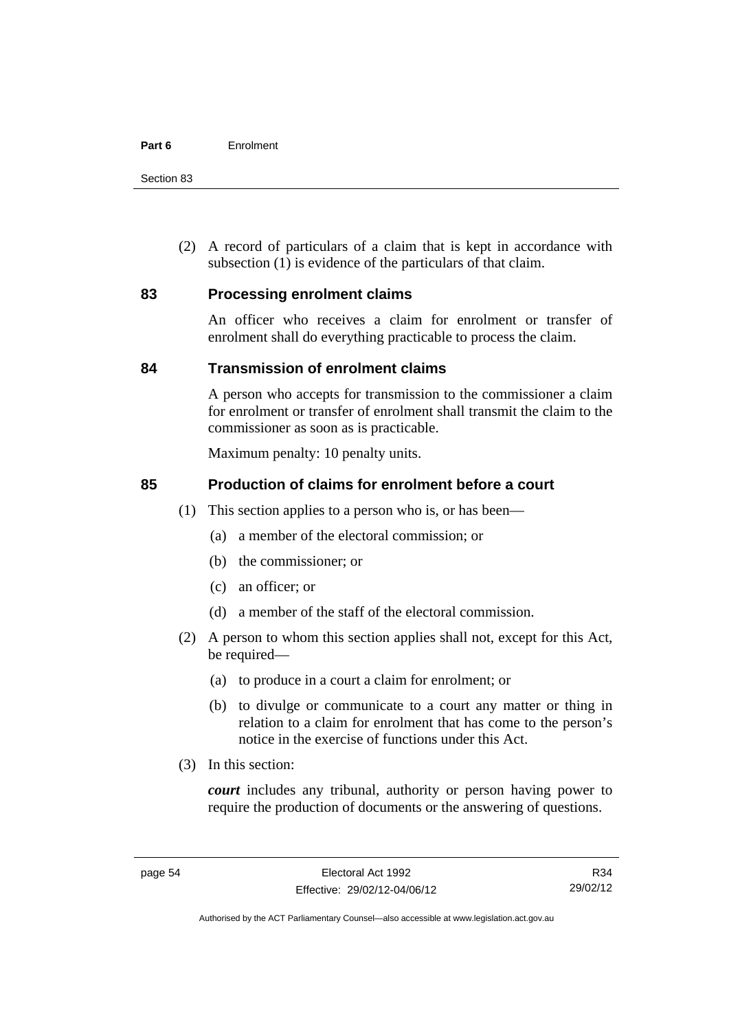(2) A record of particulars of a claim that is kept in accordance with subsection (1) is evidence of the particulars of that claim.

## 83 Processing enrolment claims

An officer who receives a claim for enrolment or transfer of enrolment shall do everything practicable to process the claim.

## 84 Transmission of enrolment claims

A person who accepts for transmission to the commissioner a claim for enrolment or transfer of enrolment shall transmit the claim to the commissioner as soon as is practicable.

Maximum penalty: 10 penalty units.

## 85 Production of claims for enrolment before a court

(1) This section applies to a person who is, or has been—

- (a) a member of the electoral commission; or
- (b) the commissioner; or
- (c) an officer; or
- (d) a member of the staff of the electoral commission.

(2) A person to whom this section applies shall not, except for this Act, be required—

- (a) to produce in a court a claim for enrolment; or
- (b) to divulge or communicate to a court any matter or thing in relation to a claim for enrolment that has come to the person's notice in the exercise of functions under this Act.

(3) In this section:

***court*** includes any tribunal, authority or person having power to require the production of documents or the answering of questions.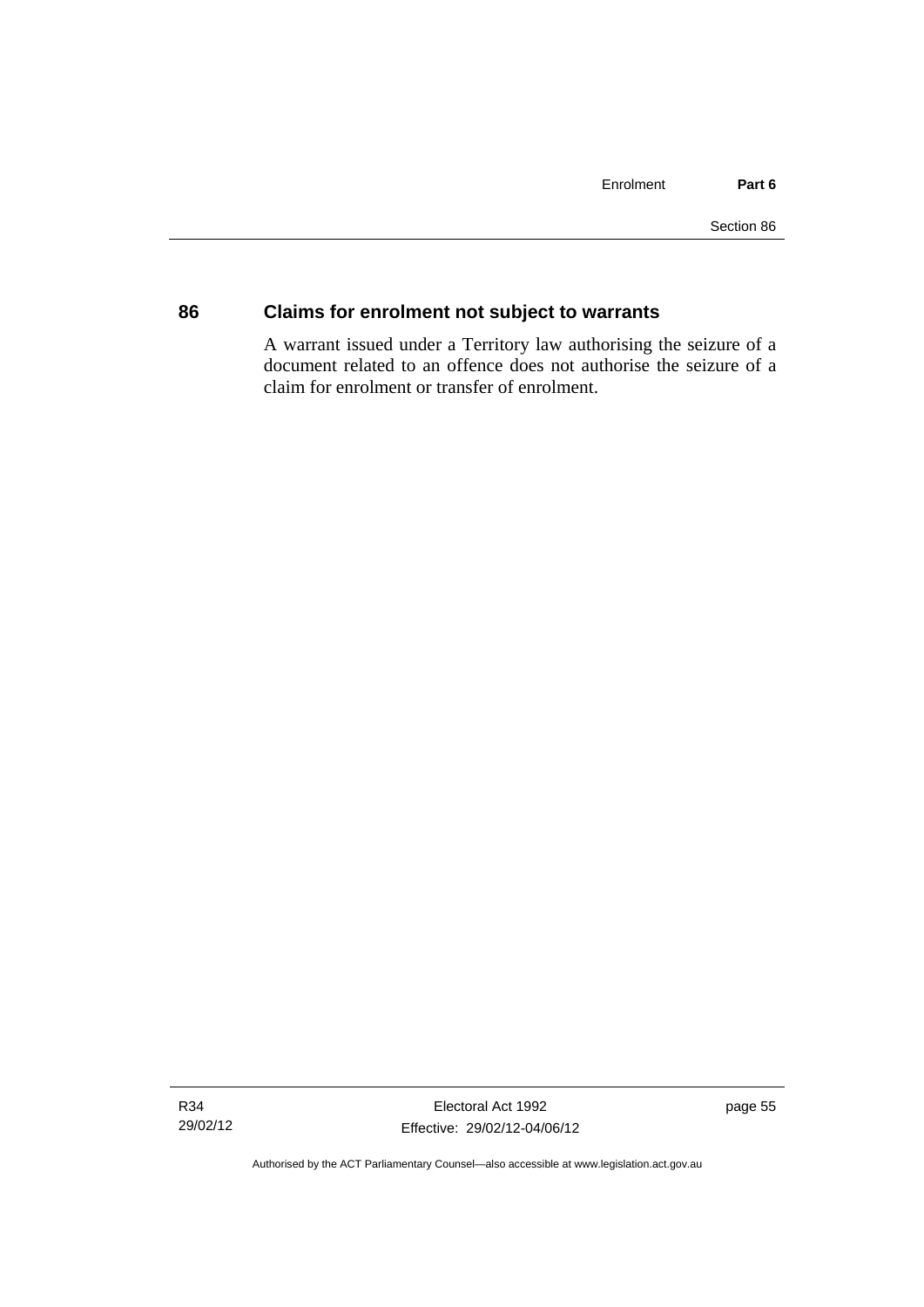## 86 Claims for enrolment not subject to warrants

A warrant issued under a Territory law authorising the seizure of a document related to an offence does not authorise the seizure of a claim for enrolment or transfer of enrolment.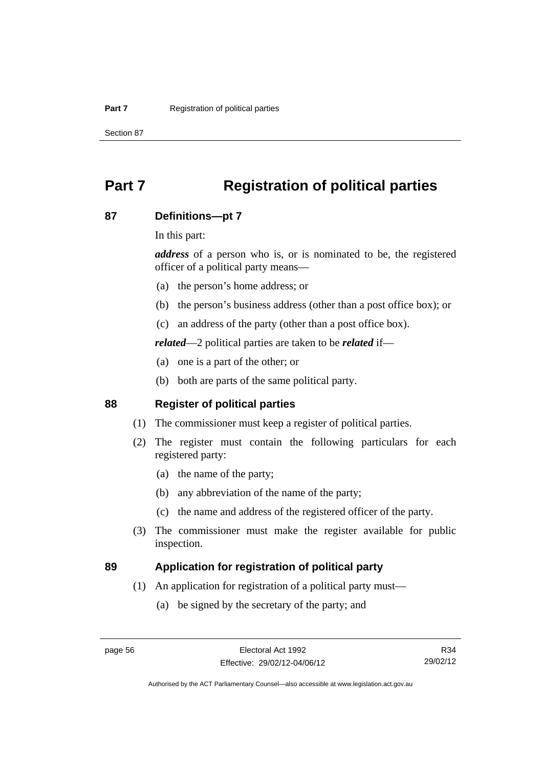# Part 7 Registration of political parties

## 87 Definitions—pt 7

In this part:

***address*** of a person who is, or is nominated to be, the registered officer of a political party means—

(a) the person's home address; or

(b) the person's business address (other than a post office box); or

(c) an address of the party (other than a post office box).

***related***—2 political parties are taken to be ***related*** if—

(a) one is a part of the other; or

(b) both are parts of the same political party.

## 88 Register of political parties

(1) The commissioner must keep a register of political parties.

(2) The register must contain the following particulars for each registered party:

(a) the name of the party;

(b) any abbreviation of the name of the party;

(c) the name and address of the registered officer of the party.

(3) The commissioner must make the register available for public inspection.

## 89 Application for registration of political party

(1) An application for registration of a political party must—

(a) be signed by the secretary of the party; and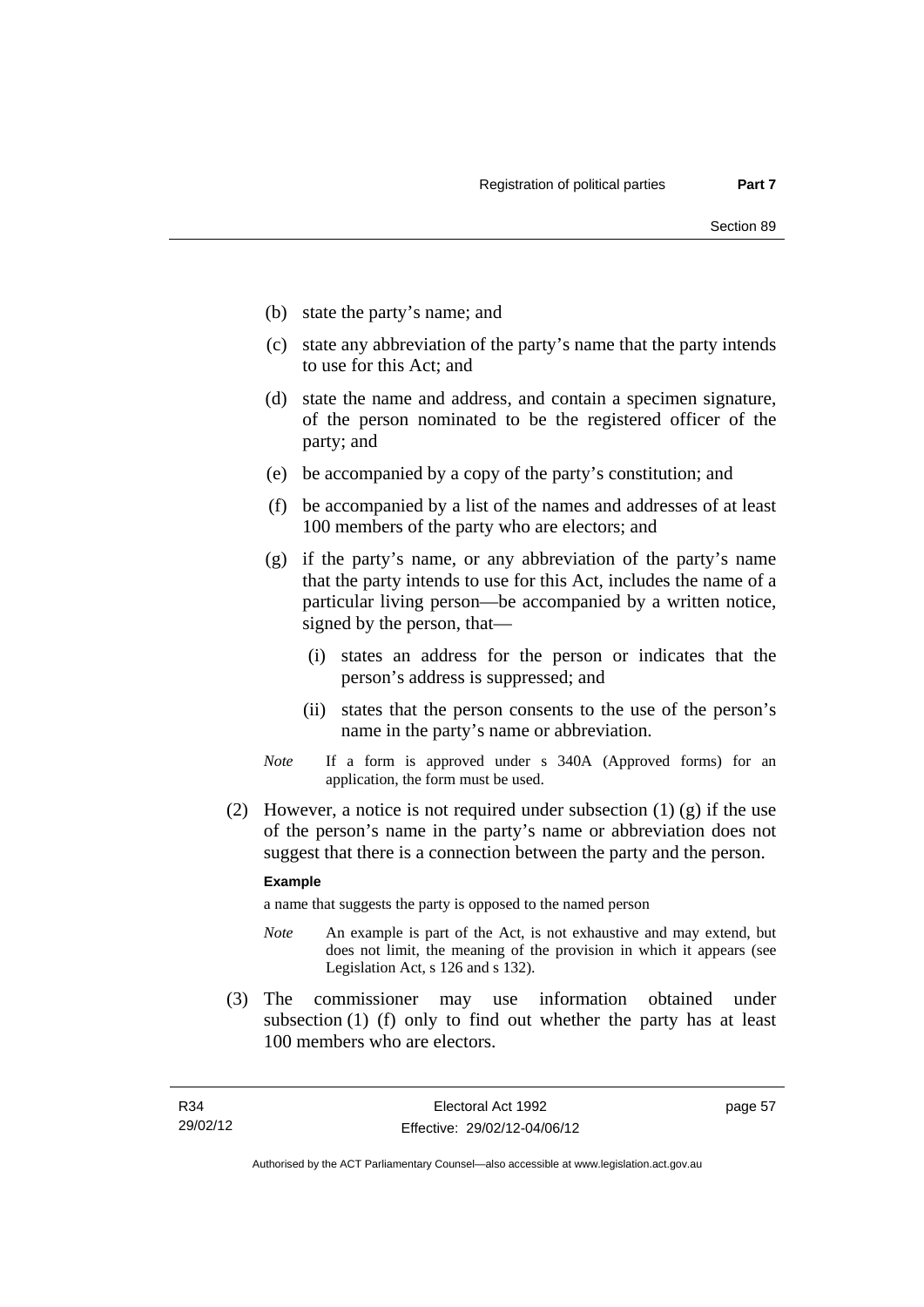(b) state the party's name; and

(c) state any abbreviation of the party's name that the party intends to use for this Act; and

(d) state the name and address, and contain a specimen signature, of the person nominated to be the registered officer of the party; and

(e) be accompanied by a copy of the party's constitution; and

(f) be accompanied by a list of the names and addresses of at least 100 members of the party who are electors; and

(g) if the party's name, or any abbreviation of the party's name that the party intends to use for this Act, includes the name of a particular living person—be accompanied by a written notice, signed by the person, that—

(i) states an address for the person or indicates that the person's address is suppressed; and

(ii) states that the person consents to the use of the person's name in the party's name or abbreviation.

*Note* If a form is approved under s 340A (Approved forms) for an application, the form must be used.

(2) However, a notice is not required under subsection (1) (g) if the use of the person's name in the party's name or abbreviation does not suggest that there is a connection between the party and the person.

**Example**

a name that suggests the party is opposed to the named person

*Note* An example is part of the Act, is not exhaustive and may extend, but does not limit, the meaning of the provision in which it appears (see Legislation Act, s 126 and s 132).

(3) The commissioner may use information obtained under subsection (1) (f) only to find out whether the party has at least 100 members who are electors.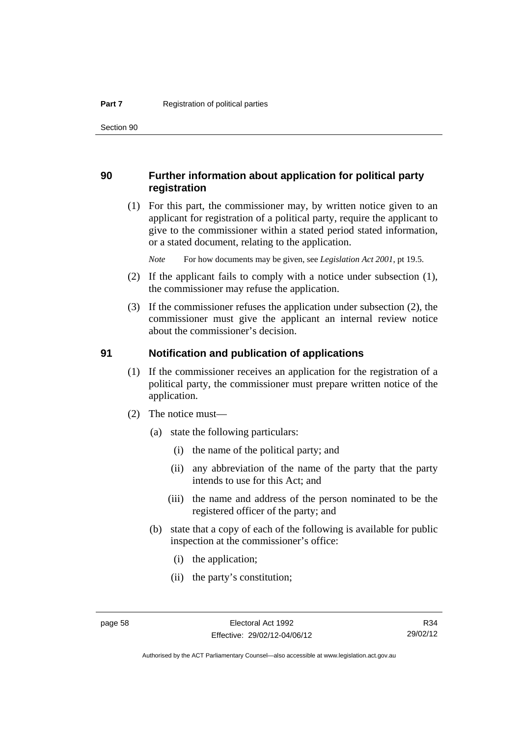## 90 Further information about application for political party registration

(1) For this part, the commissioner may, by written notice given to an applicant for registration of a political party, require the applicant to give to the commissioner within a stated period stated information, or a stated document, relating to the application.

*Note* For how documents may be given, see *Legislation Act 2001*, pt 19.5.

(2) If the applicant fails to comply with a notice under subsection (1), the commissioner may refuse the application.

(3) If the commissioner refuses the application under subsection (2), the commissioner must give the applicant an internal review notice about the commissioner's decision.

## 91 Notification and publication of applications

(1) If the commissioner receives an application for the registration of a political party, the commissioner must prepare written notice of the application.

(2) The notice must—

(a) state the following particulars:

(i) the name of the political party; and

(ii) any abbreviation of the name of the party that the party intends to use for this Act; and

(iii) the name and address of the person nominated to be the registered officer of the party; and

(b) state that a copy of each of the following is available for public inspection at the commissioner's office:

(i) the application;

(ii) the party's constitution;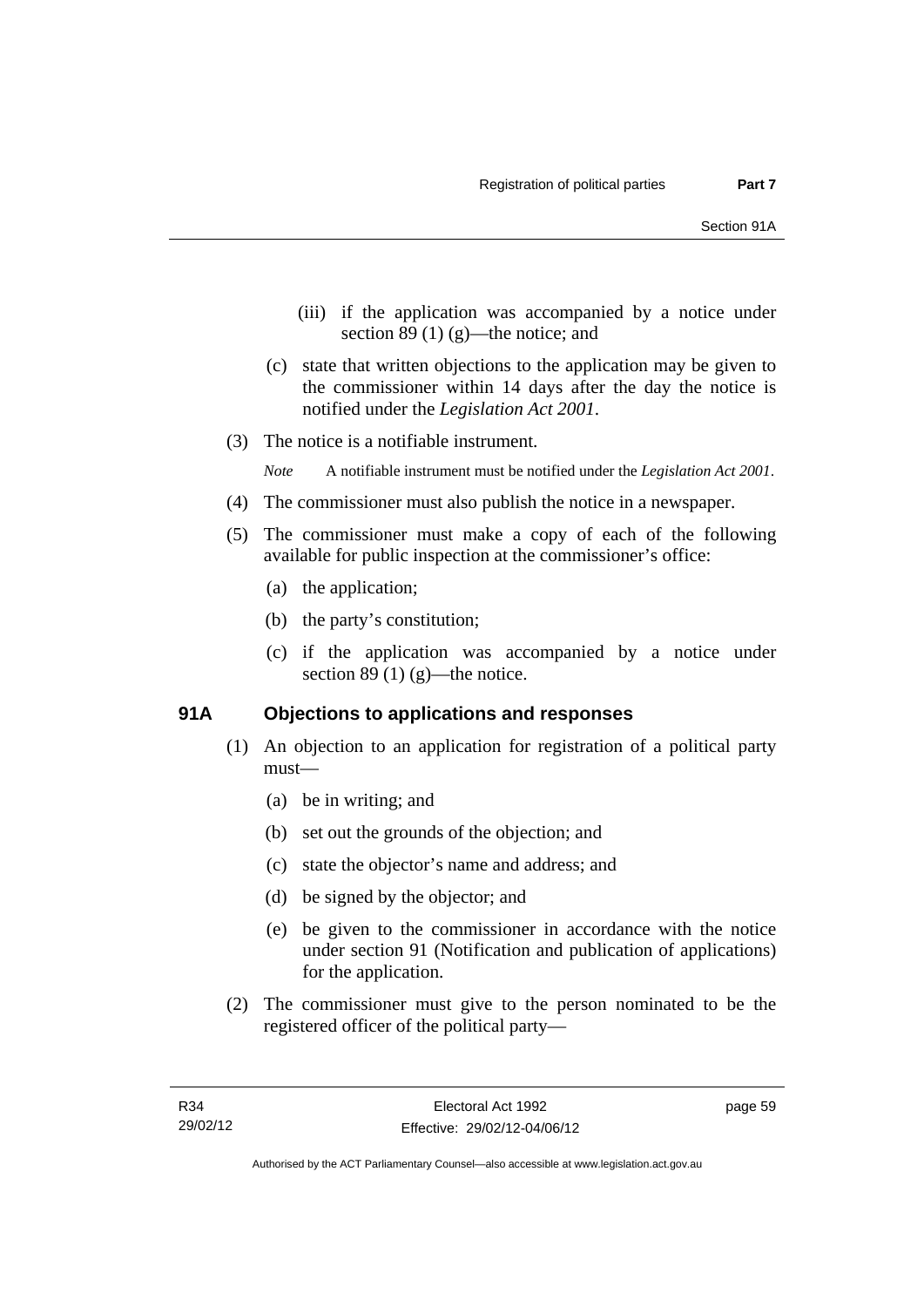(iii) if the application was accompanied by a notice under section 89 (1) (g)—the notice; and

(c) state that written objections to the application may be given to the commissioner within 14 days after the day the notice is notified under the *Legislation Act 2001*.

(3) The notice is a notifiable instrument.

*Note* A notifiable instrument must be notified under the *Legislation Act 2001*.

(4) The commissioner must also publish the notice in a newspaper.

(5) The commissioner must make a copy of each of the following available for public inspection at the commissioner's office:

(a) the application;

(b) the party's constitution;

(c) if the application was accompanied by a notice under section 89 (1) (g)—the notice.

## 91A Objections to applications and responses

(1) An objection to an application for registration of a political party must—

(a) be in writing; and

(b) set out the grounds of the objection; and

(c) state the objector's name and address; and

(d) be signed by the objector; and

(e) be given to the commissioner in accordance with the notice under section 91 (Notification and publication of applications) for the application.

(2) The commissioner must give to the person nominated to be the registered officer of the political party—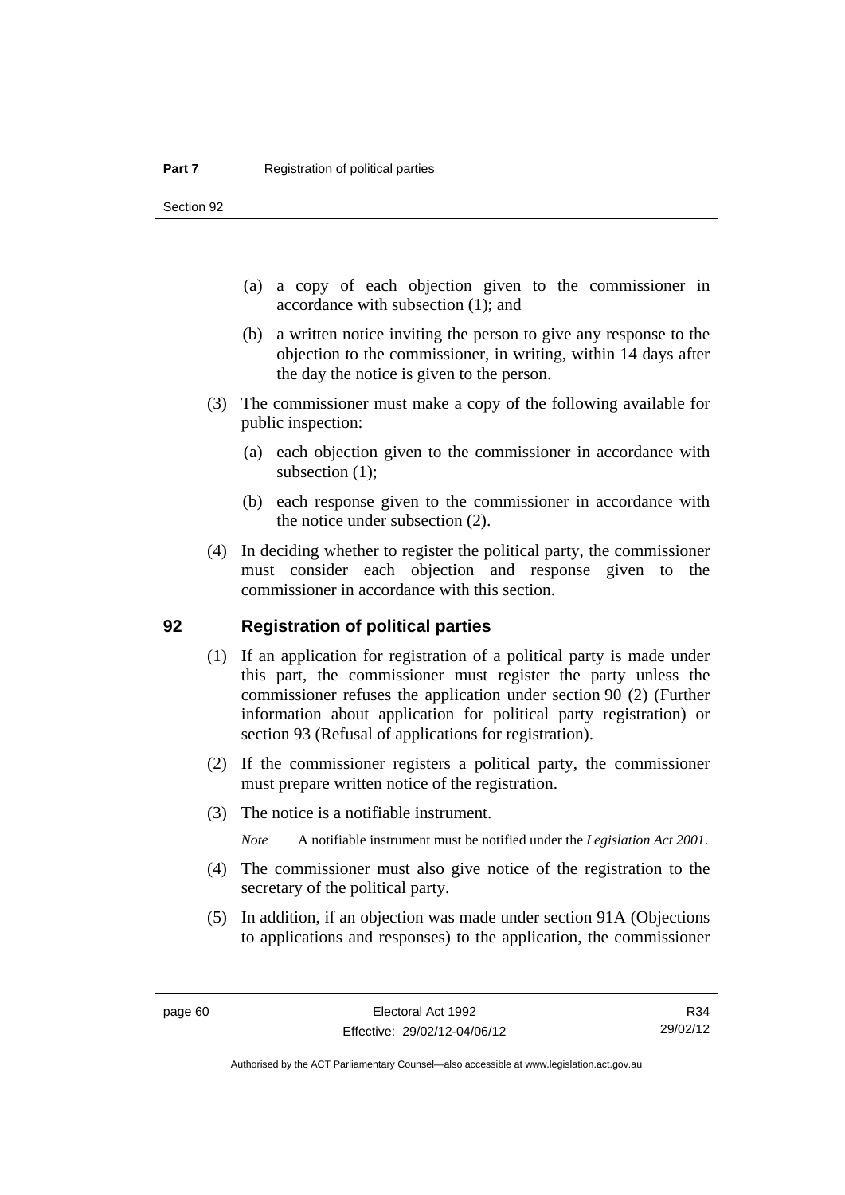(a) a copy of each objection given to the commissioner in accordance with subsection (1); and

(b) a written notice inviting the person to give any response to the objection to the commissioner, in writing, within 14 days after the day the notice is given to the person.

(3) The commissioner must make a copy of the following available for public inspection:

(a) each objection given to the commissioner in accordance with subsection (1);

(b) each response given to the commissioner in accordance with the notice under subsection (2).

(4) In deciding whether to register the political party, the commissioner must consider each objection and response given to the commissioner in accordance with this section.

## 92 Registration of political parties

(1) If an application for registration of a political party is made under this part, the commissioner must register the party unless the commissioner refuses the application under section 90 (2) (Further information about application for political party registration) or section 93 (Refusal of applications for registration).

(2) If the commissioner registers a political party, the commissioner must prepare written notice of the registration.

(3) The notice is a notifiable instrument.

*Note* A notifiable instrument must be notified under the *Legislation Act 2001*.

(4) The commissioner must also give notice of the registration to the secretary of the political party.

(5) In addition, if an objection was made under section 91A (Objections to applications and responses) to the application, the commissioner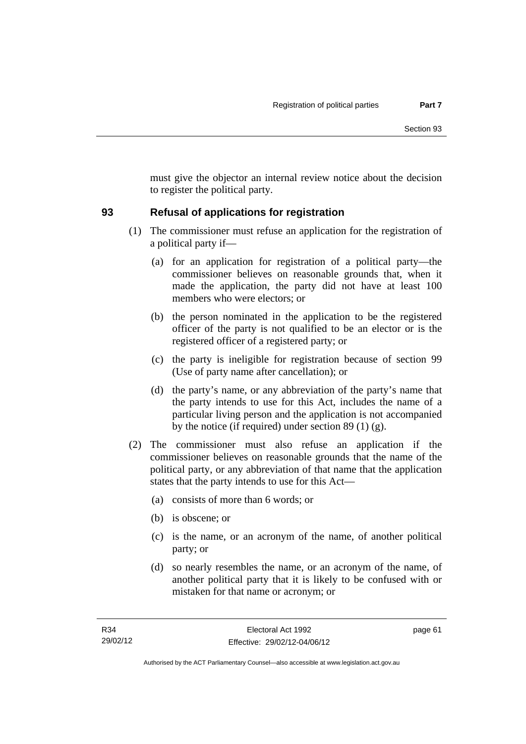must give the objector an internal review notice about the decision to register the political party.

## 93 Refusal of applications for registration

(1) The commissioner must refuse an application for the registration of a political party if—

(a) for an application for registration of a political party—the commissioner believes on reasonable grounds that, when it made the application, the party did not have at least 100 members who were electors; or

(b) the person nominated in the application to be the registered officer of the party is not qualified to be an elector or is the registered officer of a registered party; or

(c) the party is ineligible for registration because of section 99 (Use of party name after cancellation); or

(d) the party's name, or any abbreviation of the party's name that the party intends to use for this Act, includes the name of a particular living person and the application is not accompanied by the notice (if required) under section 89 (1) (g).

(2) The commissioner must also refuse an application if the commissioner believes on reasonable grounds that the name of the political party, or any abbreviation of that name that the application states that the party intends to use for this Act—

(a) consists of more than 6 words; or

(b) is obscene; or

(c) is the name, or an acronym of the name, of another political party; or

(d) so nearly resembles the name, or an acronym of the name, of another political party that it is likely to be confused with or mistaken for that name or acronym; or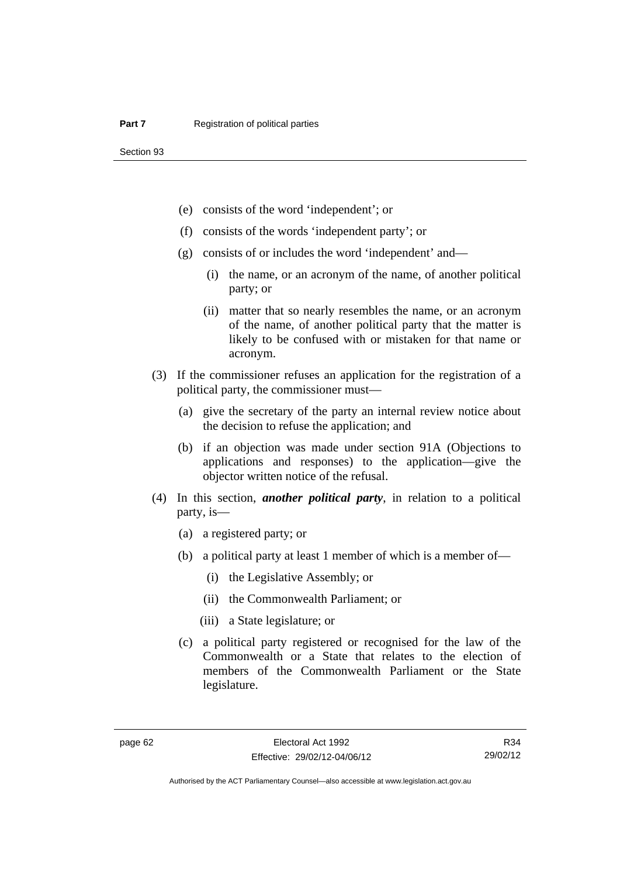(e) consists of the word 'independent'; or

(f) consists of the words 'independent party'; or

(g) consists of or includes the word 'independent' and—

(i) the name, or an acronym of the name, of another political party; or

(ii) matter that so nearly resembles the name, or an acronym of the name, of another political party that the matter is likely to be confused with or mistaken for that name or acronym.

(3) If the commissioner refuses an application for the registration of a political party, the commissioner must—

(a) give the secretary of the party an internal review notice about the decision to refuse the application; and

(b) if an objection was made under section 91A (Objections to applications and responses) to the application—give the objector written notice of the refusal.

(4) In this section, ***another political party***, in relation to a political party, is—

(a) a registered party; or

(b) a political party at least 1 member of which is a member of—

(i) the Legislative Assembly; or

(ii) the Commonwealth Parliament; or

(iii) a State legislature; or

(c) a political party registered or recognised for the law of the Commonwealth or a State that relates to the election of members of the Commonwealth Parliament or the State legislature.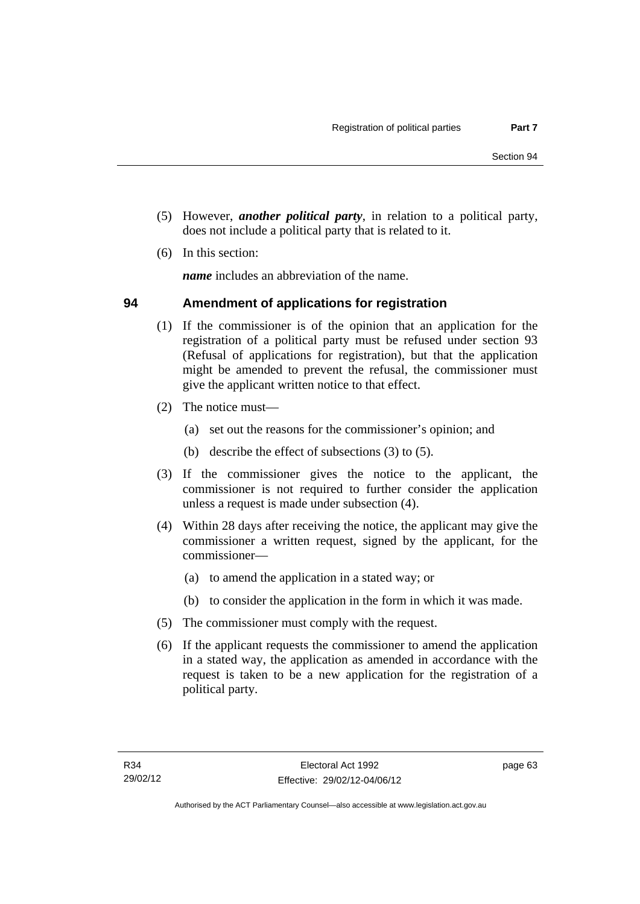(5) However, ***another political party***, in relation to a political party, does not include a political party that is related to it.

(6) In this section:

***name*** includes an abbreviation of the name.

## 94 Amendment of applications for registration

(1) If the commissioner is of the opinion that an application for the registration of a political party must be refused under section 93 (Refusal of applications for registration), but that the application might be amended to prevent the refusal, the commissioner must give the applicant written notice to that effect.

(2) The notice must—

(a) set out the reasons for the commissioner's opinion; and

(b) describe the effect of subsections (3) to (5).

(3) If the commissioner gives the notice to the applicant, the commissioner is not required to further consider the application unless a request is made under subsection (4).

(4) Within 28 days after receiving the notice, the applicant may give the commissioner a written request, signed by the applicant, for the commissioner—

(a) to amend the application in a stated way; or

(b) to consider the application in the form in which it was made.

(5) The commissioner must comply with the request.

(6) If the applicant requests the commissioner to amend the application in a stated way, the application as amended in accordance with the request is taken to be a new application for the registration of a political party.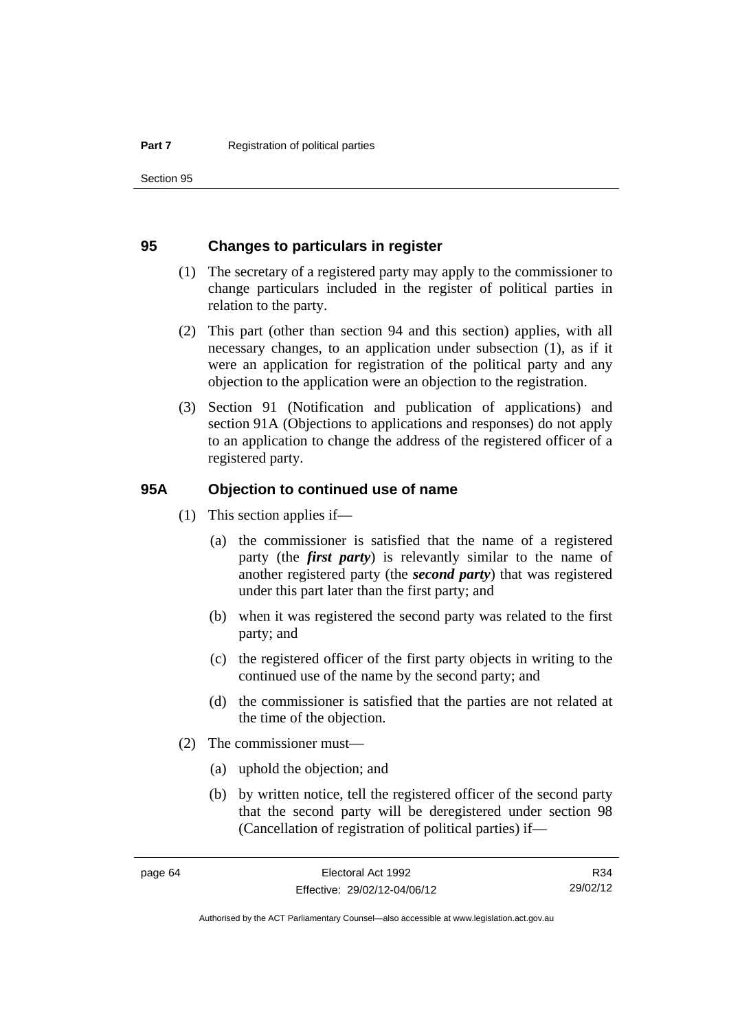## 95 Changes to particulars in register

(1) The secretary of a registered party may apply to the commissioner to change particulars included in the register of political parties in relation to the party.

(2) This part (other than section 94 and this section) applies, with all necessary changes, to an application under subsection (1), as if it were an application for registration of the political party and any objection to the application were an objection to the registration.

(3) Section 91 (Notification and publication of applications) and section 91A (Objections to applications and responses) do not apply to an application to change the address of the registered officer of a registered party.

## 95A Objection to continued use of name

(1) This section applies if—

(a) the commissioner is satisfied that the name of a registered party (the ***first party***) is relevantly similar to the name of another registered party (the ***second party***) that was registered under this part later than the first party; and

(b) when it was registered the second party was related to the first party; and

(c) the registered officer of the first party objects in writing to the continued use of the name by the second party; and

(d) the commissioner is satisfied that the parties are not related at the time of the objection.

(2) The commissioner must—

(a) uphold the objection; and

(b) by written notice, tell the registered officer of the second party that the second party will be deregistered under section 98 (Cancellation of registration of political parties) if—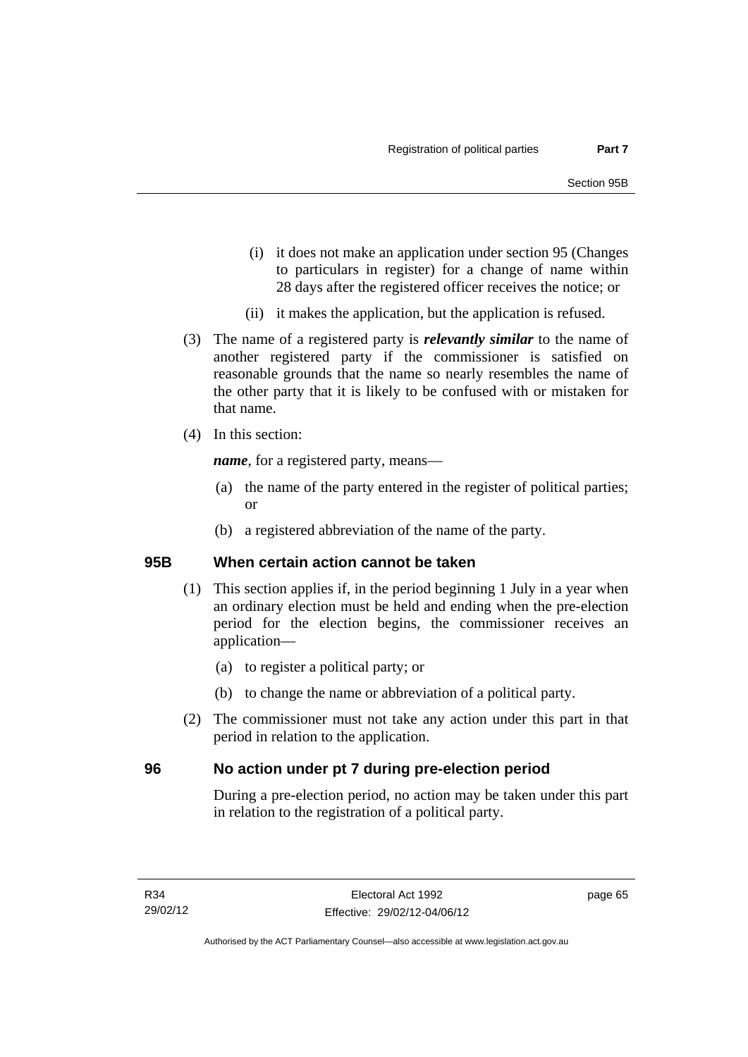(i) it does not make an application under section 95 (Changes to particulars in register) for a change of name within 28 days after the registered officer receives the notice; or

(ii) it makes the application, but the application is refused.

(3) The name of a registered party is ***relevantly similar*** to the name of another registered party if the commissioner is satisfied on reasonable grounds that the name so nearly resembles the name of the other party that it is likely to be confused with or mistaken for that name.

(4) In this section:

***name***, for a registered party, means—

(a) the name of the party entered in the register of political parties; or

(b) a registered abbreviation of the name of the party.

## 95B When certain action cannot be taken

(1) This section applies if, in the period beginning 1 July in a year when an ordinary election must be held and ending when the pre-election period for the election begins, the commissioner receives an application—

(a) to register a political party; or

(b) to change the name or abbreviation of a political party.

(2) The commissioner must not take any action under this part in that period in relation to the application.

## 96 No action under pt 7 during pre-election period

During a pre-election period, no action may be taken under this part in relation to the registration of a political party.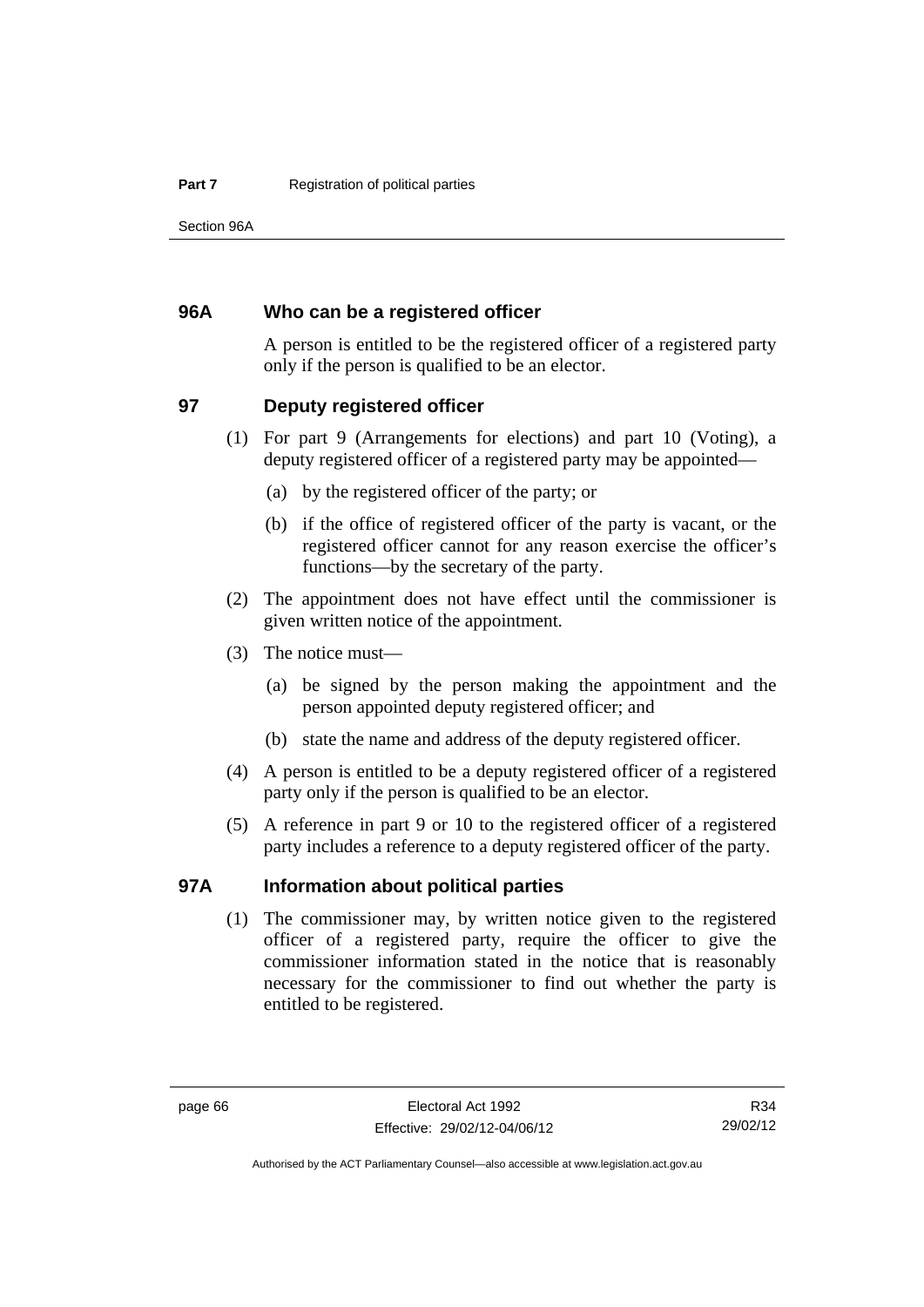## 96A Who can be a registered officer

A person is entitled to be the registered officer of a registered party only if the person is qualified to be an elector.

## 97 Deputy registered officer

(1) For part 9 (Arrangements for elections) and part 10 (Voting), a deputy registered officer of a registered party may be appointed—

(a) by the registered officer of the party; or

(b) if the office of registered officer of the party is vacant, or the registered officer cannot for any reason exercise the officer's functions—by the secretary of the party.

(2) The appointment does not have effect until the commissioner is given written notice of the appointment.

(3) The notice must—

(a) be signed by the person making the appointment and the person appointed deputy registered officer; and

(b) state the name and address of the deputy registered officer.

(4) A person is entitled to be a deputy registered officer of a registered party only if the person is qualified to be an elector.

(5) A reference in part 9 or 10 to the registered officer of a registered party includes a reference to a deputy registered officer of the party.

## 97A Information about political parties

(1) The commissioner may, by written notice given to the registered officer of a registered party, require the officer to give the commissioner information stated in the notice that is reasonably necessary for the commissioner to find out whether the party is entitled to be registered.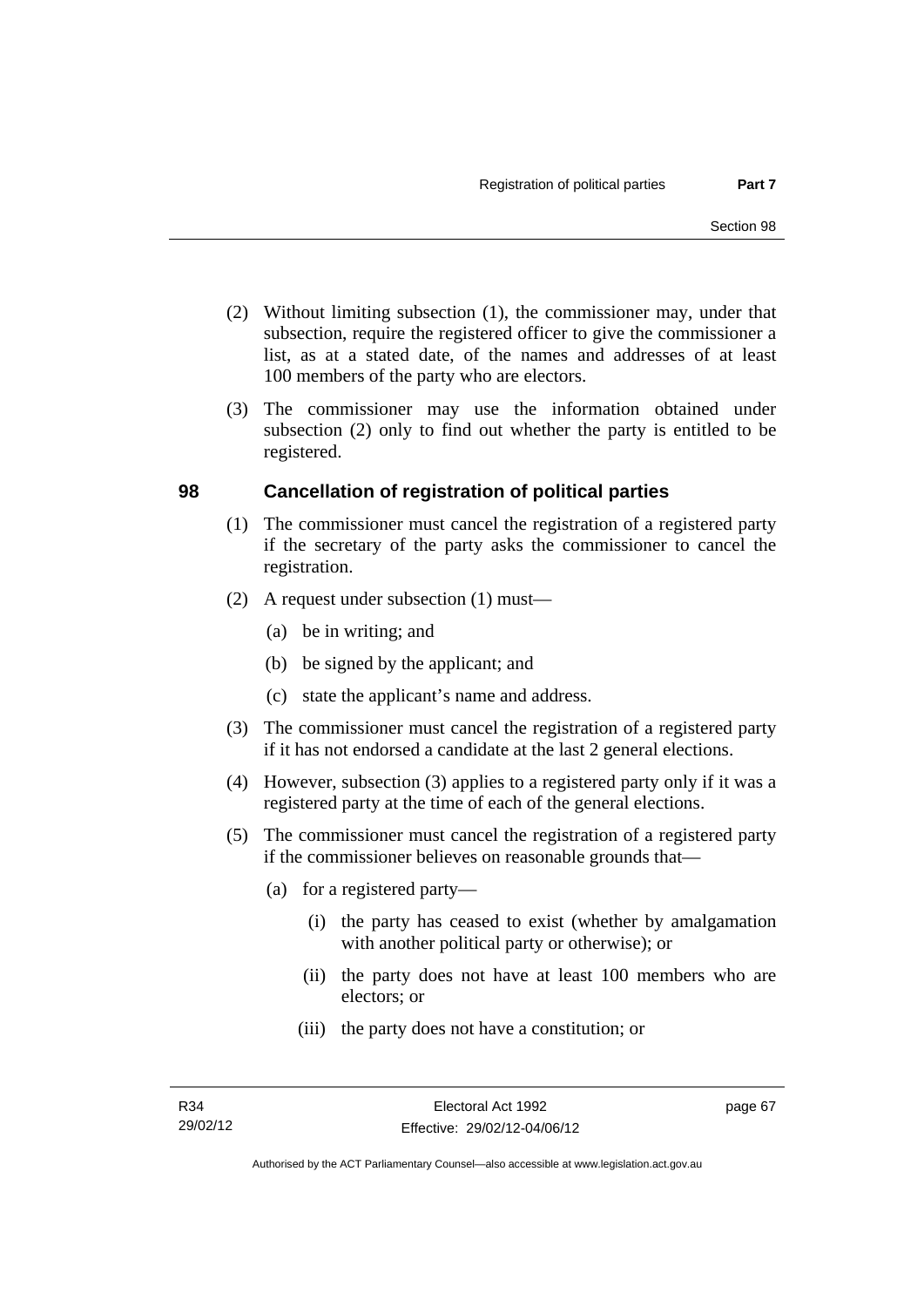(2) Without limiting subsection (1), the commissioner may, under that subsection, require the registered officer to give the commissioner a list, as at a stated date, of the names and addresses of at least 100 members of the party who are electors.

(3) The commissioner may use the information obtained under subsection (2) only to find out whether the party is entitled to be registered.

## 98 Cancellation of registration of political parties

(1) The commissioner must cancel the registration of a registered party if the secretary of the party asks the commissioner to cancel the registration.

(2) A request under subsection (1) must—

(a) be in writing; and

(b) be signed by the applicant; and

(c) state the applicant's name and address.

(3) The commissioner must cancel the registration of a registered party if it has not endorsed a candidate at the last 2 general elections.

(4) However, subsection (3) applies to a registered party only if it was a registered party at the time of each of the general elections.

(5) The commissioner must cancel the registration of a registered party if the commissioner believes on reasonable grounds that—

(a) for a registered party—

(i) the party has ceased to exist (whether by amalgamation with another political party or otherwise); or

(ii) the party does not have at least 100 members who are electors; or

(iii) the party does not have a constitution; or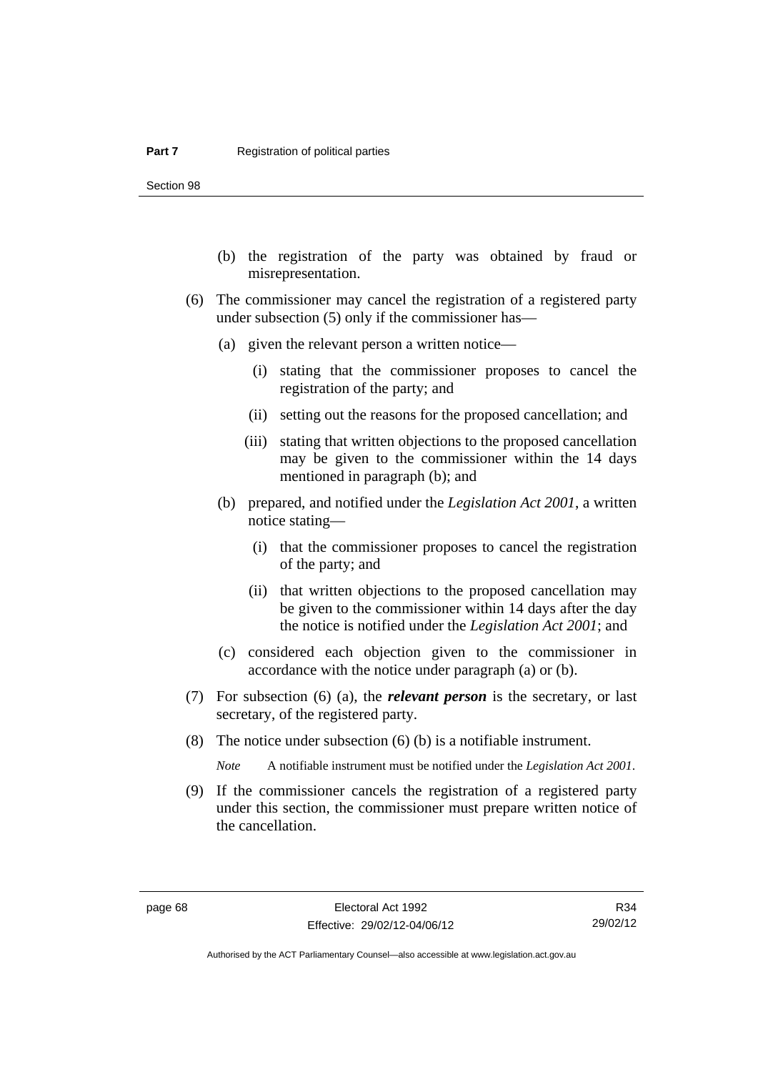(b) the registration of the party was obtained by fraud or misrepresentation.

(6) The commissioner may cancel the registration of a registered party under subsection (5) only if the commissioner has—

(a) given the relevant person a written notice—

(i) stating that the commissioner proposes to cancel the registration of the party; and

(ii) setting out the reasons for the proposed cancellation; and

(iii) stating that written objections to the proposed cancellation may be given to the commissioner within the 14 days mentioned in paragraph (b); and

(b) prepared, and notified under the *Legislation Act 2001*, a written notice stating—

(i) that the commissioner proposes to cancel the registration of the party; and

(ii) that written objections to the proposed cancellation may be given to the commissioner within 14 days after the day the notice is notified under the *Legislation Act 2001*; and

(c) considered each objection given to the commissioner in accordance with the notice under paragraph (a) or (b).

(7) For subsection (6) (a), the ***relevant person*** is the secretary, or last secretary, of the registered party.

(8) The notice under subsection (6) (b) is a notifiable instrument.

*Note* A notifiable instrument must be notified under the *Legislation Act 2001*.

(9) If the commissioner cancels the registration of a registered party under this section, the commissioner must prepare written notice of the cancellation.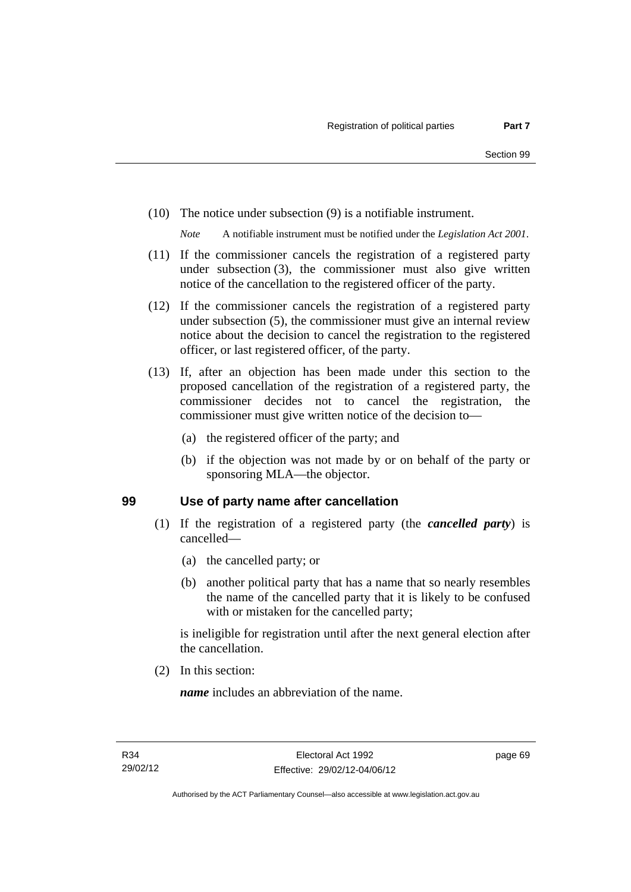(10) The notice under subsection (9) is a notifiable instrument.

*Note* A notifiable instrument must be notified under the *Legislation Act 2001*.

(11) If the commissioner cancels the registration of a registered party under subsection (3), the commissioner must also give written notice of the cancellation to the registered officer of the party.

(12) If the commissioner cancels the registration of a registered party under subsection (5), the commissioner must give an internal review notice about the decision to cancel the registration to the registered officer, or last registered officer, of the party.

(13) If, after an objection has been made under this section to the proposed cancellation of the registration of a registered party, the commissioner decides not to cancel the registration, the commissioner must give written notice of the decision to—

(a) the registered officer of the party; and

(b) if the objection was not made by or on behalf of the party or sponsoring MLA—the objector.

## 99 Use of party name after cancellation

(1) If the registration of a registered party (the ***cancelled party***) is cancelled—

(a) the cancelled party; or

(b) another political party that has a name that so nearly resembles the name of the cancelled party that it is likely to be confused with or mistaken for the cancelled party;

is ineligible for registration until after the next general election after the cancellation.

(2) In this section:

***name*** includes an abbreviation of the name.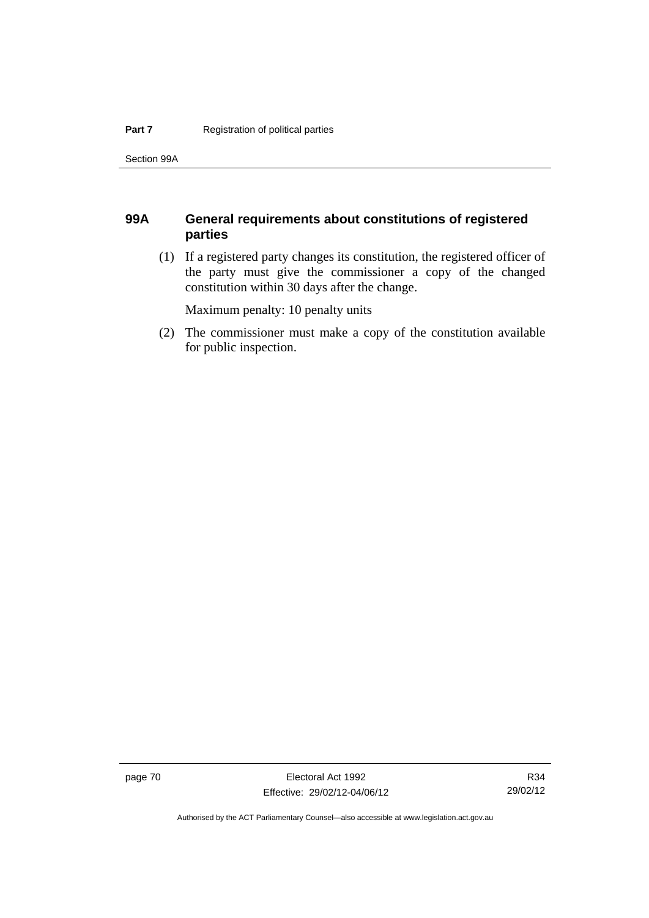## 99A General requirements about constitutions of registered parties

(1) If a registered party changes its constitution, the registered officer of the party must give the commissioner a copy of the changed constitution within 30 days after the change.

Maximum penalty: 10 penalty units

(2) The commissioner must make a copy of the constitution available for public inspection.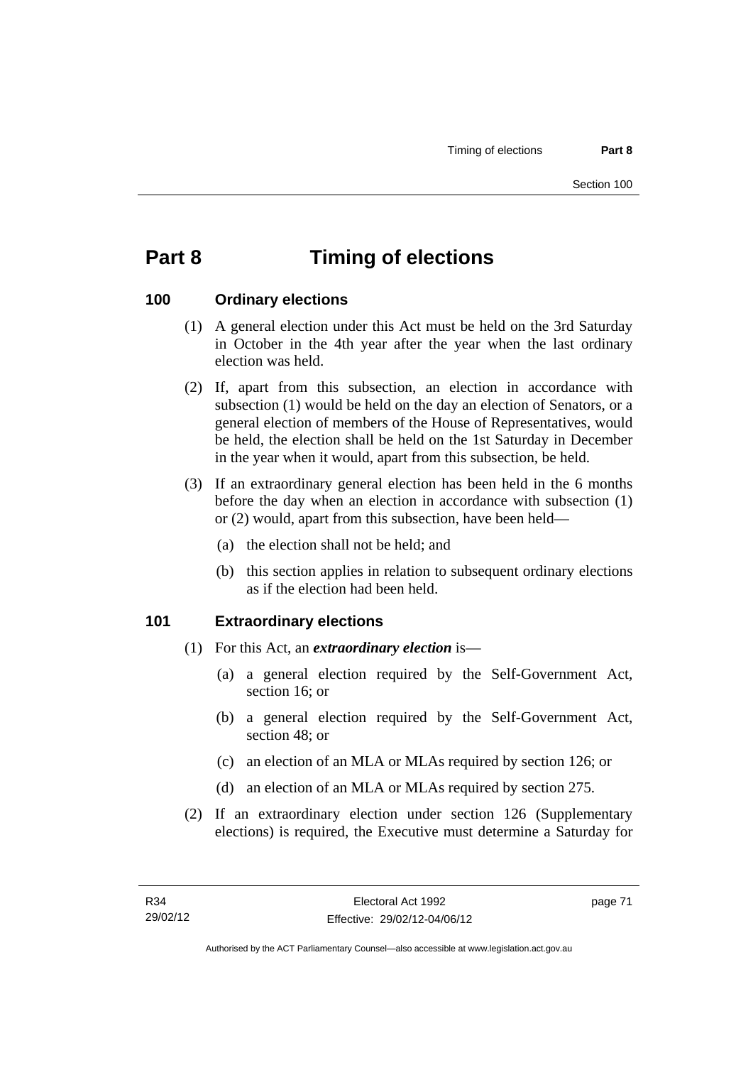# Part 8 Timing of elections

## 100 Ordinary elections

(1) A general election under this Act must be held on the 3rd Saturday in October in the 4th year after the year when the last ordinary election was held.

(2) If, apart from this subsection, an election in accordance with subsection (1) would be held on the day an election of Senators, or a general election of members of the House of Representatives, would be held, the election shall be held on the 1st Saturday in December in the year when it would, apart from this subsection, be held.

(3) If an extraordinary general election has been held in the 6 months before the day when an election in accordance with subsection (1) or (2) would, apart from this subsection, have been held—

- (a) the election shall not be held; and
- (b) this section applies in relation to subsequent ordinary elections as if the election had been held.

## 101 Extraordinary elections

(1) For this Act, an ***extraordinary election*** is—

- (a) a general election required by the Self-Government Act, section 16; or
- (b) a general election required by the Self-Government Act, section 48; or
- (c) an election of an MLA or MLAs required by section 126; or
- (d) an election of an MLA or MLAs required by section 275.

(2) If an extraordinary election under section 126 (Supplementary elections) is required, the Executive must determine a Saturday for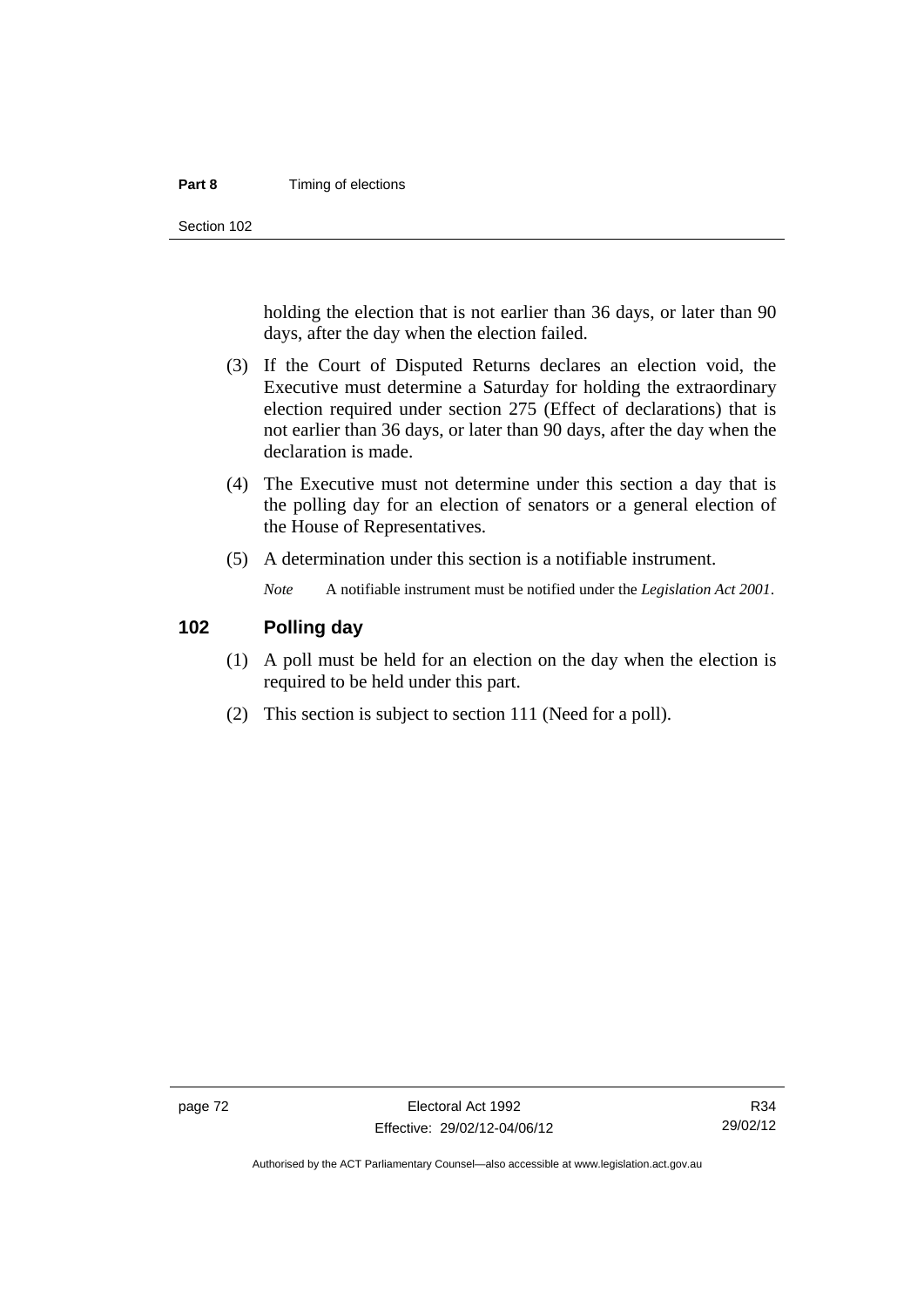holding the election that is not earlier than 36 days, or later than 90 days, after the day when the election failed.

(3) If the Court of Disputed Returns declares an election void, the Executive must determine a Saturday for holding the extraordinary election required under section 275 (Effect of declarations) that is not earlier than 36 days, or later than 90 days, after the day when the declaration is made.

(4) The Executive must not determine under this section a day that is the polling day for an election of senators or a general election of the House of Representatives.

(5) A determination under this section is a notifiable instrument.

*Note* A notifiable instrument must be notified under the *Legislation Act 2001*.

## 102 Polling day

(1) A poll must be held for an election on the day when the election is required to be held under this part.

(2) This section is subject to section 111 (Need for a poll).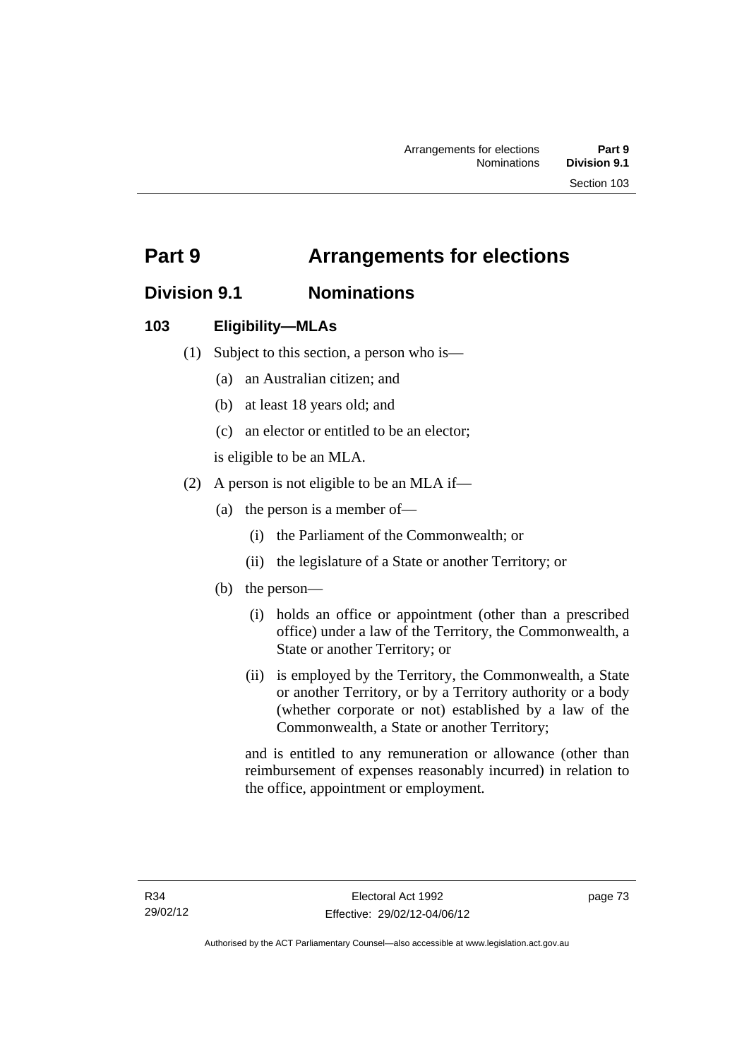# Part 9 Arrangements for elections

## Division 9.1 Nominations

### 103 Eligibility—MLAs

(1) Subject to this section, a person who is—

(a) an Australian citizen; and

(b) at least 18 years old; and

(c) an elector or entitled to be an elector;

is eligible to be an MLA.

(2) A person is not eligible to be an MLA if—

(a) the person is a member of—

(i) the Parliament of the Commonwealth; or

(ii) the legislature of a State or another Territory; or

(b) the person—

(i) holds an office or appointment (other than a prescribed office) under a law of the Territory, the Commonwealth, a State or another Territory; or

(ii) is employed by the Territory, the Commonwealth, a State or another Territory, or by a Territory authority or a body (whether corporate or not) established by a law of the Commonwealth, a State or another Territory;

and is entitled to any remuneration or allowance (other than reimbursement of expenses reasonably incurred) in relation to the office, appointment or employment.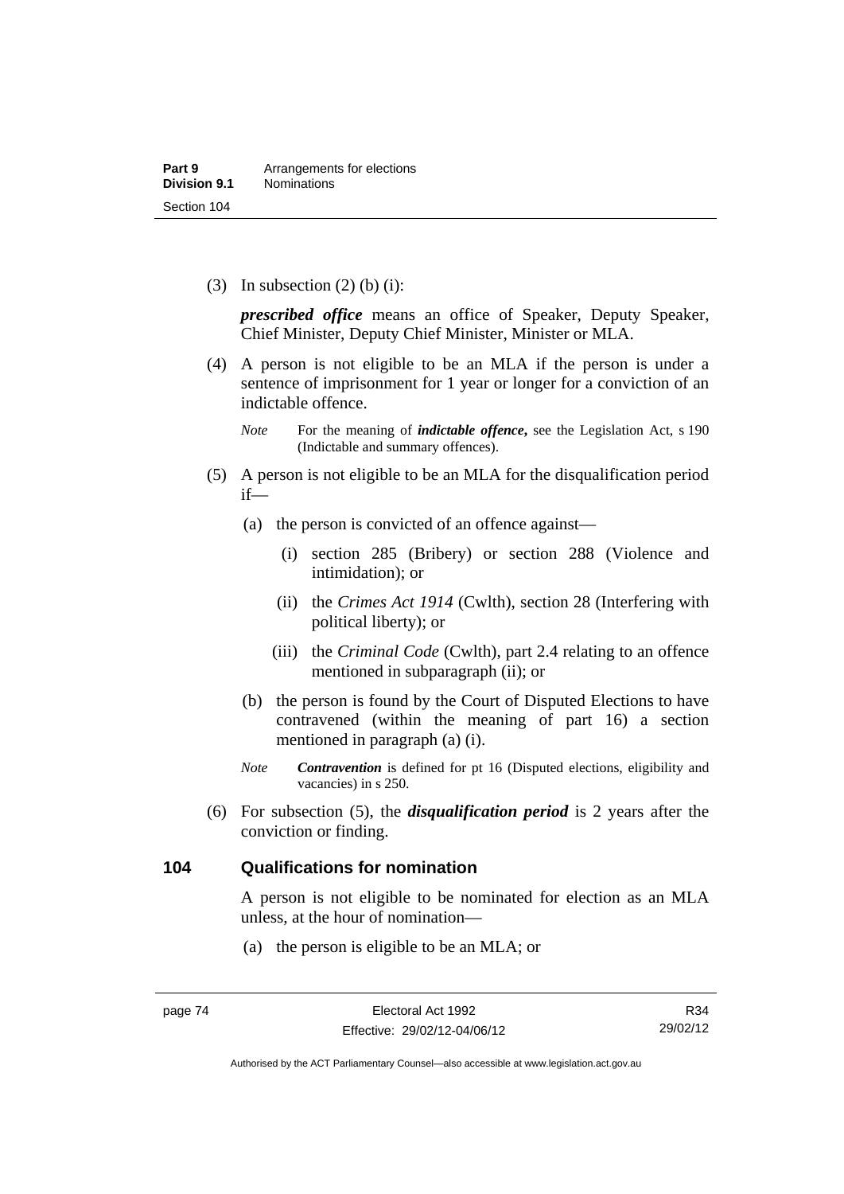(3) In subsection (2) (b) (i):

***prescribed office*** means an office of Speaker, Deputy Speaker, Chief Minister, Deputy Chief Minister, Minister or MLA.

(4) A person is not eligible to be an MLA if the person is under a sentence of imprisonment for 1 year or longer for a conviction of an indictable offence.

*Note* For the meaning of ***indictable offence***, see the Legislation Act, s 190 (Indictable and summary offences).

(5) A person is not eligible to be an MLA for the disqualification period if—

(a) the person is convicted of an offence against—

(i) section 285 (Bribery) or section 288 (Violence and intimidation); or

(ii) the *Crimes Act 1914* (Cwlth), section 28 (Interfering with political liberty); or

(iii) the *Criminal Code* (Cwlth), part 2.4 relating to an offence mentioned in subparagraph (ii); or

(b) the person is found by the Court of Disputed Elections to have contravened (within the meaning of part 16) a section mentioned in paragraph (a) (i).

*Note* ***Contravention*** is defined for pt 16 (Disputed elections, eligibility and vacancies) in s 250.

(6) For subsection (5), the ***disqualification period*** is 2 years after the conviction or finding.

## 104 Qualifications for nomination

A person is not eligible to be nominated for election as an MLA unless, at the hour of nomination—

(a) the person is eligible to be an MLA; or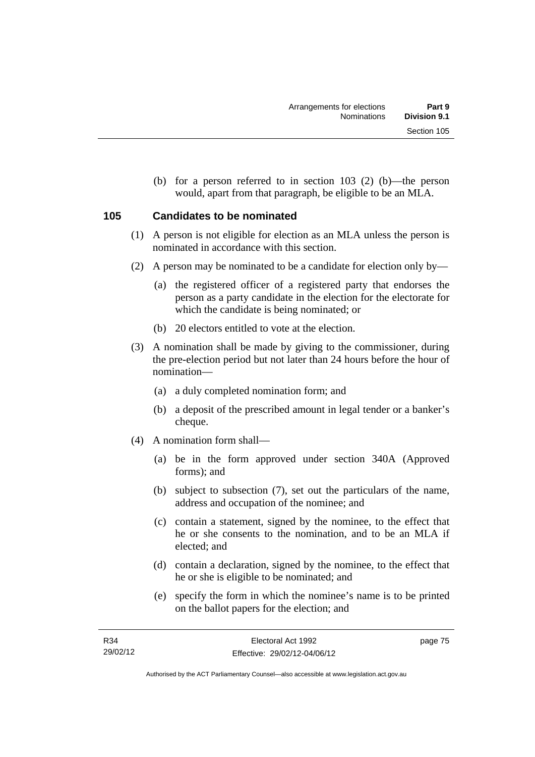(b) for a person referred to in section 103 (2) (b)—the person would, apart from that paragraph, be eligible to be an MLA.

## 105 Candidates to be nominated

(1) A person is not eligible for election as an MLA unless the person is nominated in accordance with this section.

(2) A person may be nominated to be a candidate for election only by—

(a) the registered officer of a registered party that endorses the person as a party candidate in the election for the electorate for which the candidate is being nominated; or

(b) 20 electors entitled to vote at the election.

(3) A nomination shall be made by giving to the commissioner, during the pre-election period but not later than 24 hours before the hour of nomination—

(a) a duly completed nomination form; and

(b) a deposit of the prescribed amount in legal tender or a banker's cheque.

(4) A nomination form shall—

(a) be in the form approved under section 340A (Approved forms); and

(b) subject to subsection (7), set out the particulars of the name, address and occupation of the nominee; and

(c) contain a statement, signed by the nominee, to the effect that he or she consents to the nomination, and to be an MLA if elected; and

(d) contain a declaration, signed by the nominee, to the effect that he or she is eligible to be nominated; and

(e) specify the form in which the nominee's name is to be printed on the ballot papers for the election; and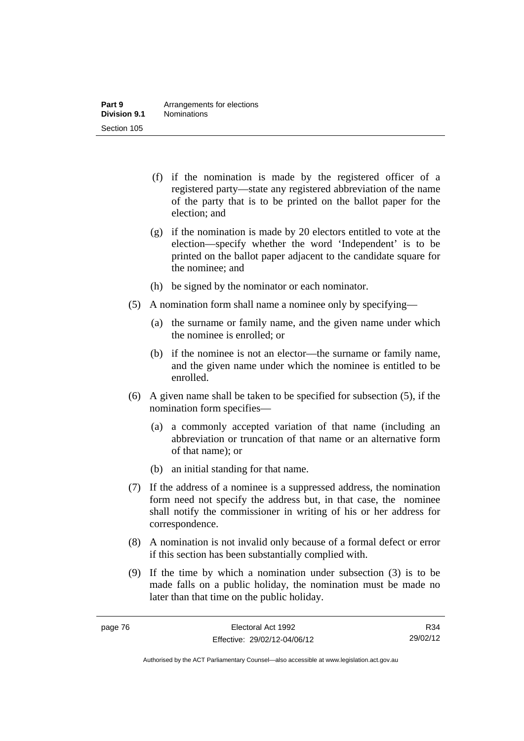(f) if the nomination is made by the registered officer of a registered party—state any registered abbreviation of the name of the party that is to be printed on the ballot paper for the election; and

(g) if the nomination is made by 20 electors entitled to vote at the election—specify whether the word 'Independent' is to be printed on the ballot paper adjacent to the candidate square for the nominee; and

(h) be signed by the nominator or each nominator.

(5) A nomination form shall name a nominee only by specifying—

(a) the surname or family name, and the given name under which the nominee is enrolled; or

(b) if the nominee is not an elector—the surname or family name, and the given name under which the nominee is entitled to be enrolled.

(6) A given name shall be taken to be specified for subsection (5), if the nomination form specifies—

(a) a commonly accepted variation of that name (including an abbreviation or truncation of that name or an alternative form of that name); or

(b) an initial standing for that name.

(7) If the address of a nominee is a suppressed address, the nomination form need not specify the address but, in that case, the nominee shall notify the commissioner in writing of his or her address for correspondence.

(8) A nomination is not invalid only because of a formal defect or error if this section has been substantially complied with.

(9) If the time by which a nomination under subsection (3) is to be made falls on a public holiday, the nomination must be made no later than that time on the public holiday.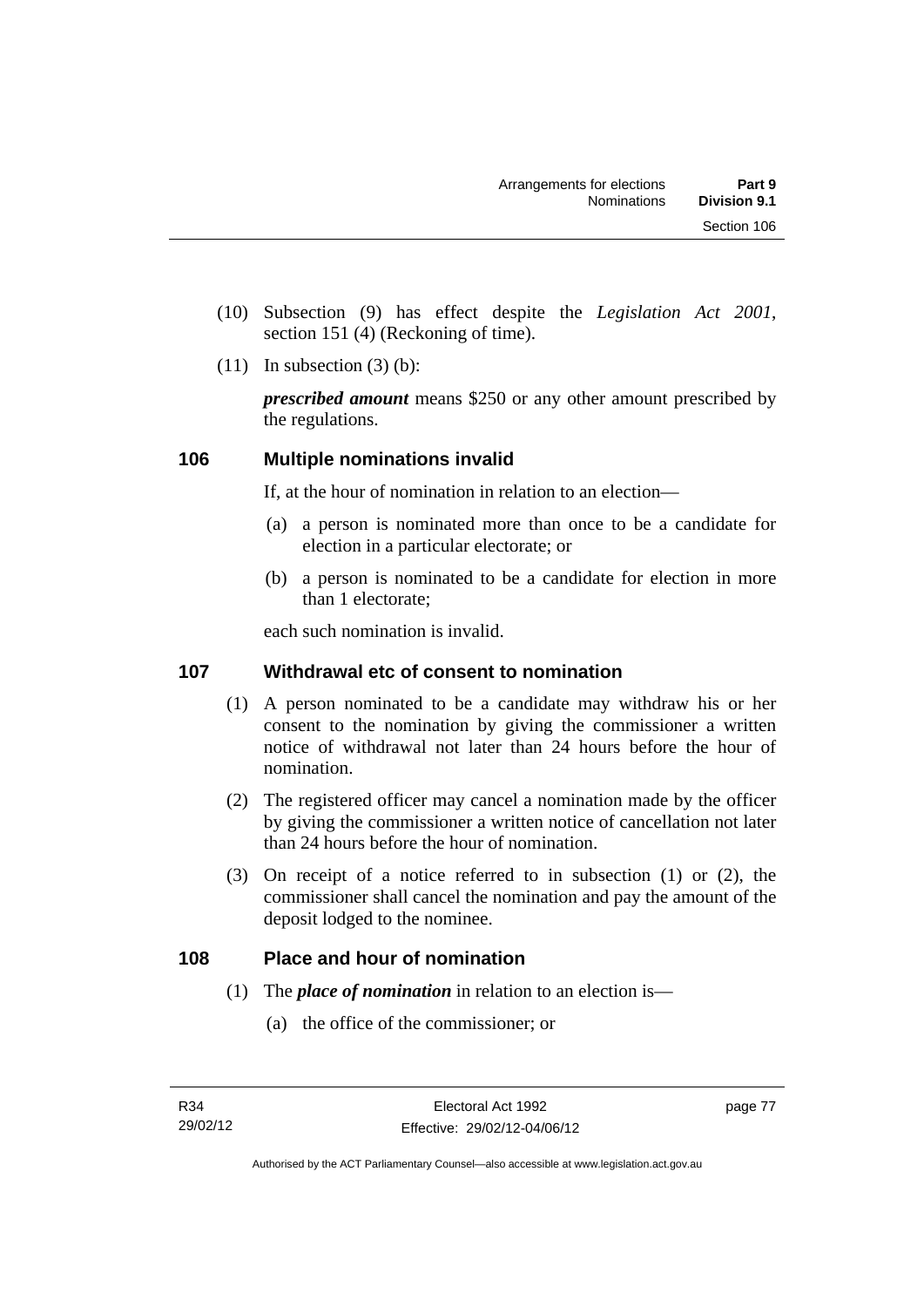(10) Subsection (9) has effect despite the *Legislation Act 2001*, section 151 (4) (Reckoning of time).

(11) In subsection (3) (b):

***prescribed amount*** means $250 or any other amount prescribed by the regulations.

## 106 Multiple nominations invalid

If, at the hour of nomination in relation to an election—

(a) a person is nominated more than once to be a candidate for election in a particular electorate; or

(b) a person is nominated to be a candidate for election in more than 1 electorate;

each such nomination is invalid.

## 107 Withdrawal etc of consent to nomination

(1) A person nominated to be a candidate may withdraw his or her consent to the nomination by giving the commissioner a written notice of withdrawal not later than 24 hours before the hour of nomination.

(2) The registered officer may cancel a nomination made by the officer by giving the commissioner a written notice of cancellation not later than 24 hours before the hour of nomination.

(3) On receipt of a notice referred to in subsection (1) or (2), the commissioner shall cancel the nomination and pay the amount of the deposit lodged to the nominee.

## 108 Place and hour of nomination

(1) The ***place of nomination*** in relation to an election is—

(a) the office of the commissioner; or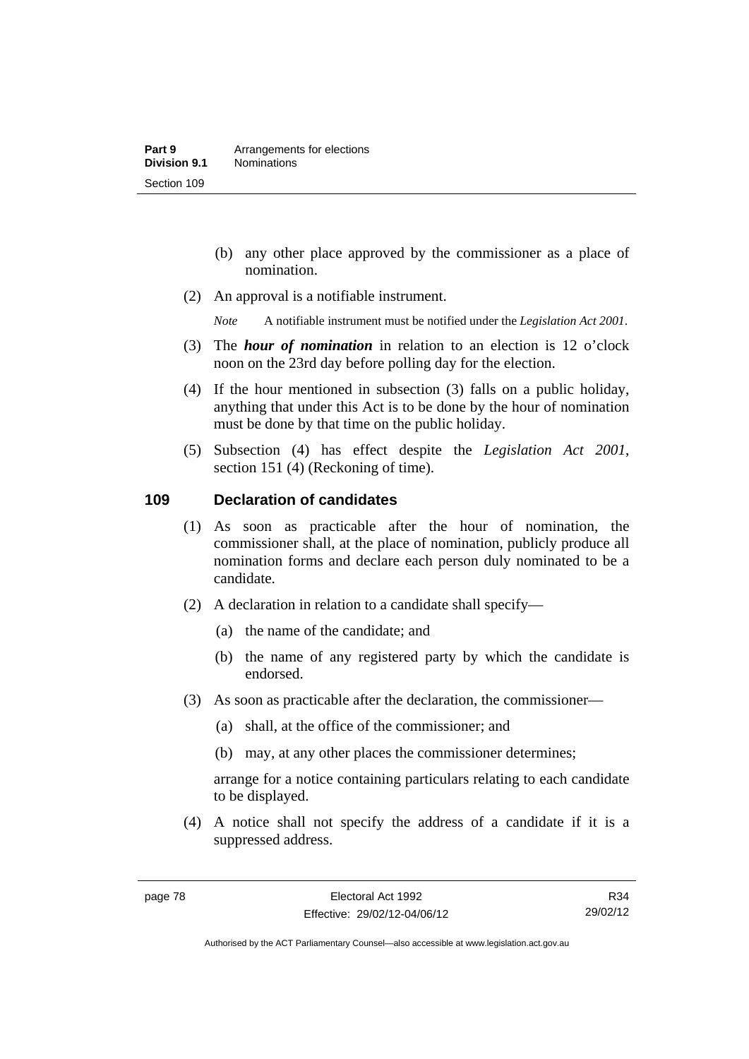(b) any other place approved by the commissioner as a place of nomination.

(2) An approval is a notifiable instrument.

*Note* A notifiable instrument must be notified under the *Legislation Act 2001*.

(3) The ***hour of nomination*** in relation to an election is 12 o'clock noon on the 23rd day before polling day for the election.

(4) If the hour mentioned in subsection (3) falls on a public holiday, anything that under this Act is to be done by the hour of nomination must be done by that time on the public holiday.

(5) Subsection (4) has effect despite the *Legislation Act 2001*, section 151 (4) (Reckoning of time).

## 109 Declaration of candidates

(1) As soon as practicable after the hour of nomination, the commissioner shall, at the place of nomination, publicly produce all nomination forms and declare each person duly nominated to be a candidate.

(2) A declaration in relation to a candidate shall specify—

(a) the name of the candidate; and

(b) the name of any registered party by which the candidate is endorsed.

(3) As soon as practicable after the declaration, the commissioner—

(a) shall, at the office of the commissioner; and

(b) may, at any other places the commissioner determines;

arrange for a notice containing particulars relating to each candidate to be displayed.

(4) A notice shall not specify the address of a candidate if it is a suppressed address.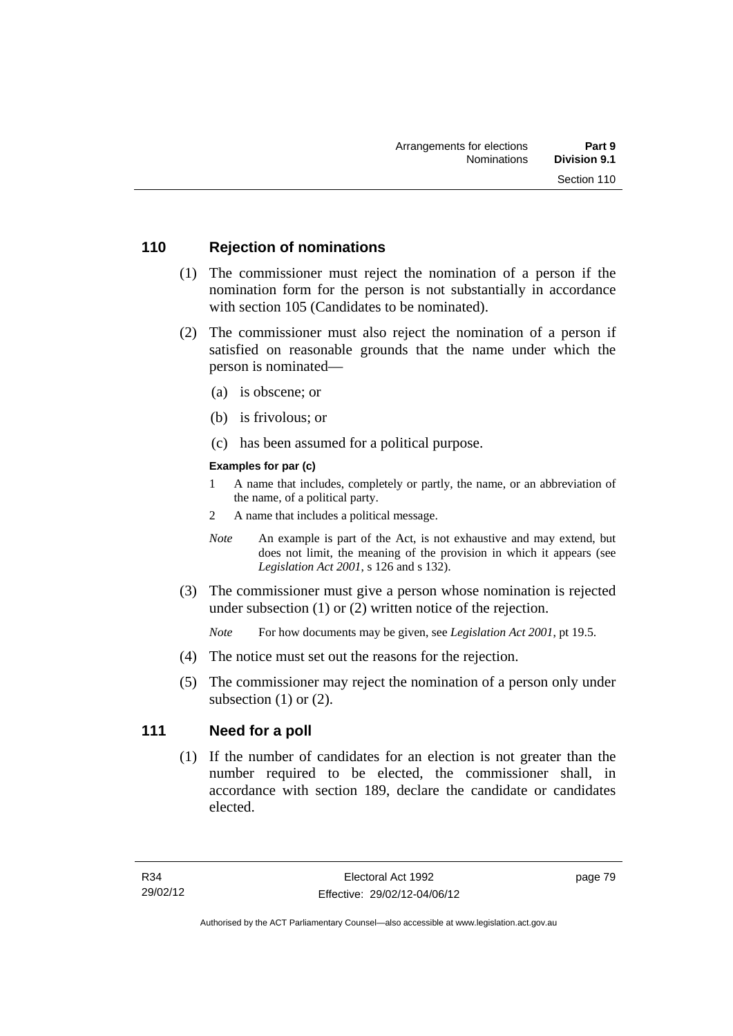## 110 Rejection of nominations

(1) The commissioner must reject the nomination of a person if the nomination form for the person is not substantially in accordance with section 105 (Candidates to be nominated).

(2) The commissioner must also reject the nomination of a person if satisfied on reasonable grounds that the name under which the person is nominated—

(a) is obscene; or

(b) is frivolous; or

(c) has been assumed for a political purpose.

**Examples for par (c)**

1 A name that includes, completely or partly, the name, or an abbreviation of the name, of a political party.

2 A name that includes a political message.

*Note* An example is part of the Act, is not exhaustive and may extend, but does not limit, the meaning of the provision in which it appears (see *Legislation Act 2001*, s 126 and s 132).

(3) The commissioner must give a person whose nomination is rejected under subsection (1) or (2) written notice of the rejection.

*Note* For how documents may be given, see *Legislation Act 2001*, pt 19.5.

(4) The notice must set out the reasons for the rejection.

(5) The commissioner may reject the nomination of a person only under subsection (1) or (2).

## 111 Need for a poll

(1) If the number of candidates for an election is not greater than the number required to be elected, the commissioner shall, in accordance with section 189, declare the candidate or candidates elected.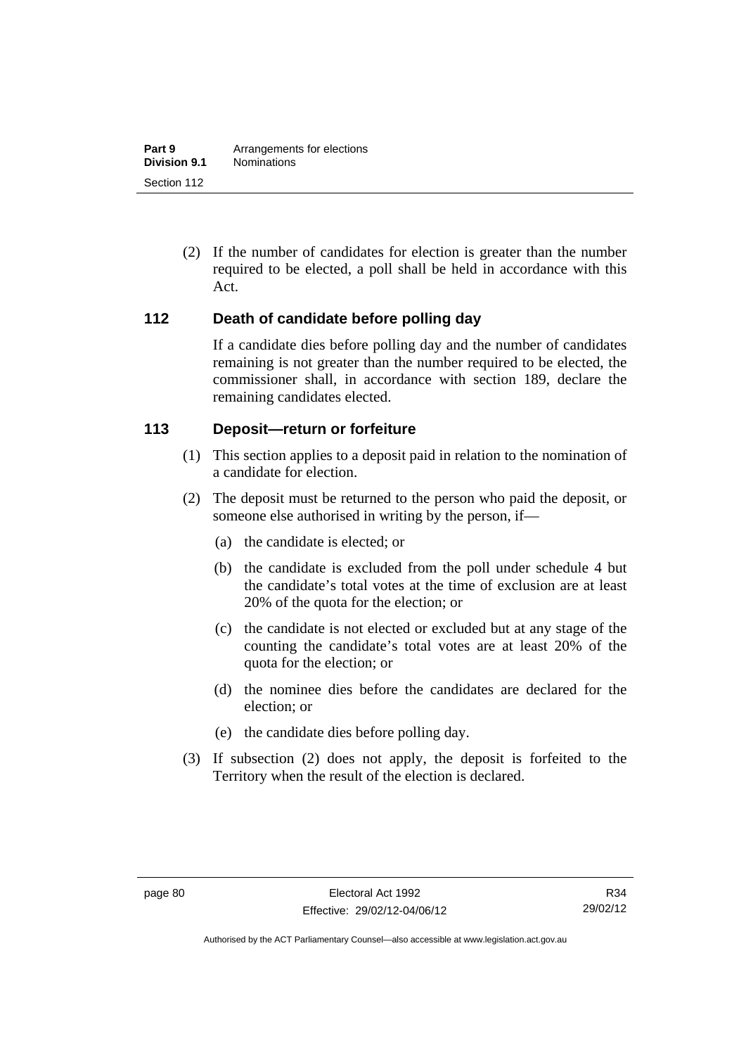(2) If the number of candidates for election is greater than the number required to be elected, a poll shall be held in accordance with this Act.

## 112 Death of candidate before polling day

If a candidate dies before polling day and the number of candidates remaining is not greater than the number required to be elected, the commissioner shall, in accordance with section 189, declare the remaining candidates elected.

## 113 Deposit—return or forfeiture

(1) This section applies to a deposit paid in relation to the nomination of a candidate for election.

(2) The deposit must be returned to the person who paid the deposit, or someone else authorised in writing by the person, if—

(a) the candidate is elected; or

(b) the candidate is excluded from the poll under schedule 4 but the candidate's total votes at the time of exclusion are at least 20% of the quota for the election; or

(c) the candidate is not elected or excluded but at any stage of the counting the candidate's total votes are at least 20% of the quota for the election; or

(d) the nominee dies before the candidates are declared for the election; or

(e) the candidate dies before polling day.

(3) If subsection (2) does not apply, the deposit is forfeited to the Territory when the result of the election is declared.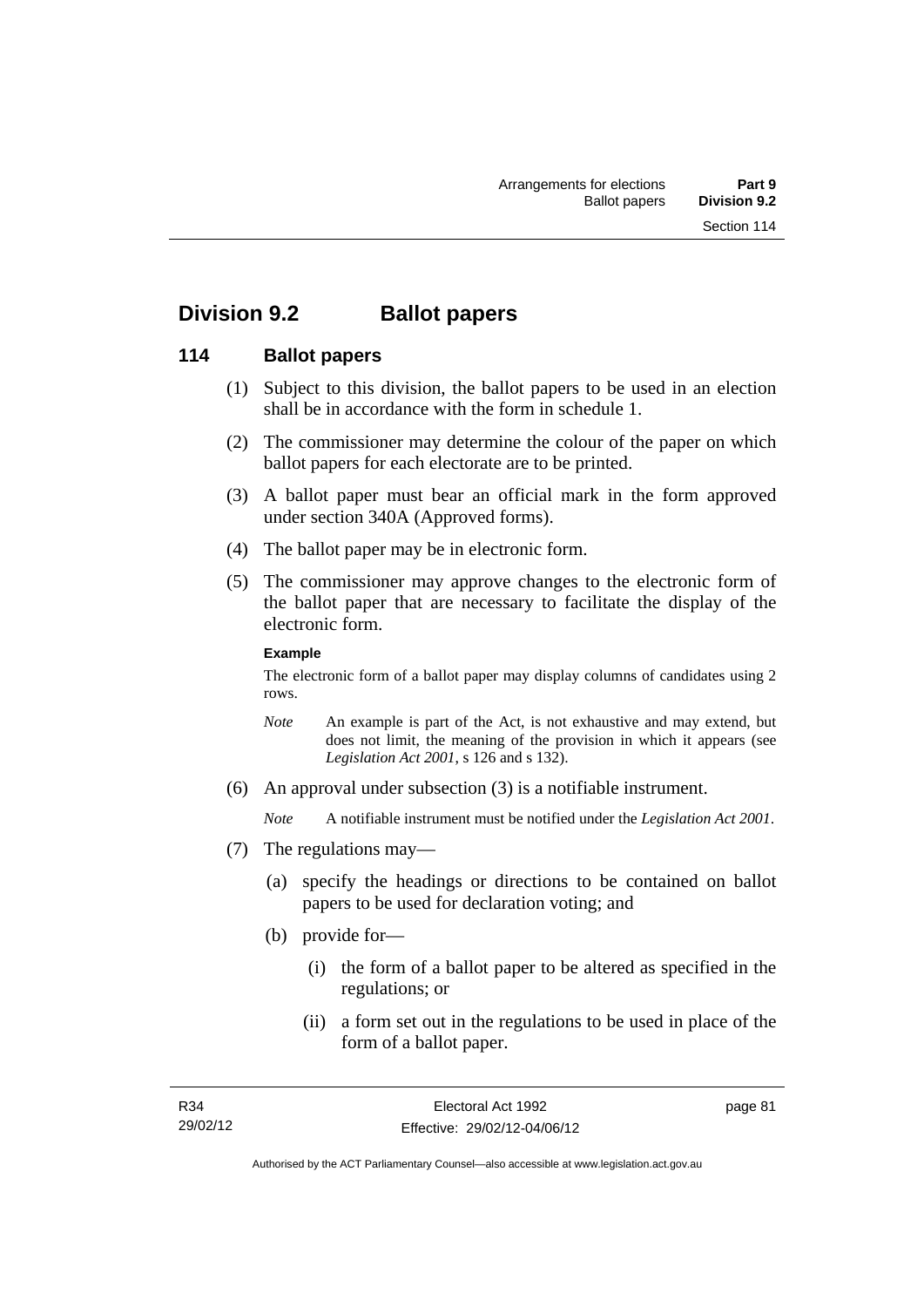## Division 9.2 Ballot papers

### 114 Ballot papers

(1) Subject to this division, the ballot papers to be used in an election shall be in accordance with the form in schedule 1.

(2) The commissioner may determine the colour of the paper on which ballot papers for each electorate are to be printed.

(3) A ballot paper must bear an official mark in the form approved under section 340A (Approved forms).

(4) The ballot paper may be in electronic form.

(5) The commissioner may approve changes to the electronic form of the ballot paper that are necessary to facilitate the display of the electronic form.

**Example**

The electronic form of a ballot paper may display columns of candidates using 2 rows.

*Note* An example is part of the Act, is not exhaustive and may extend, but does not limit, the meaning of the provision in which it appears (see *Legislation Act 2001*, s 126 and s 132).

(6) An approval under subsection (3) is a notifiable instrument.

*Note* A notifiable instrument must be notified under the *Legislation Act 2001*.

(7) The regulations may—

(a) specify the headings or directions to be contained on ballot papers to be used for declaration voting; and

(b) provide for—

(i) the form of a ballot paper to be altered as specified in the regulations; or

(ii) a form set out in the regulations to be used in place of the form of a ballot paper.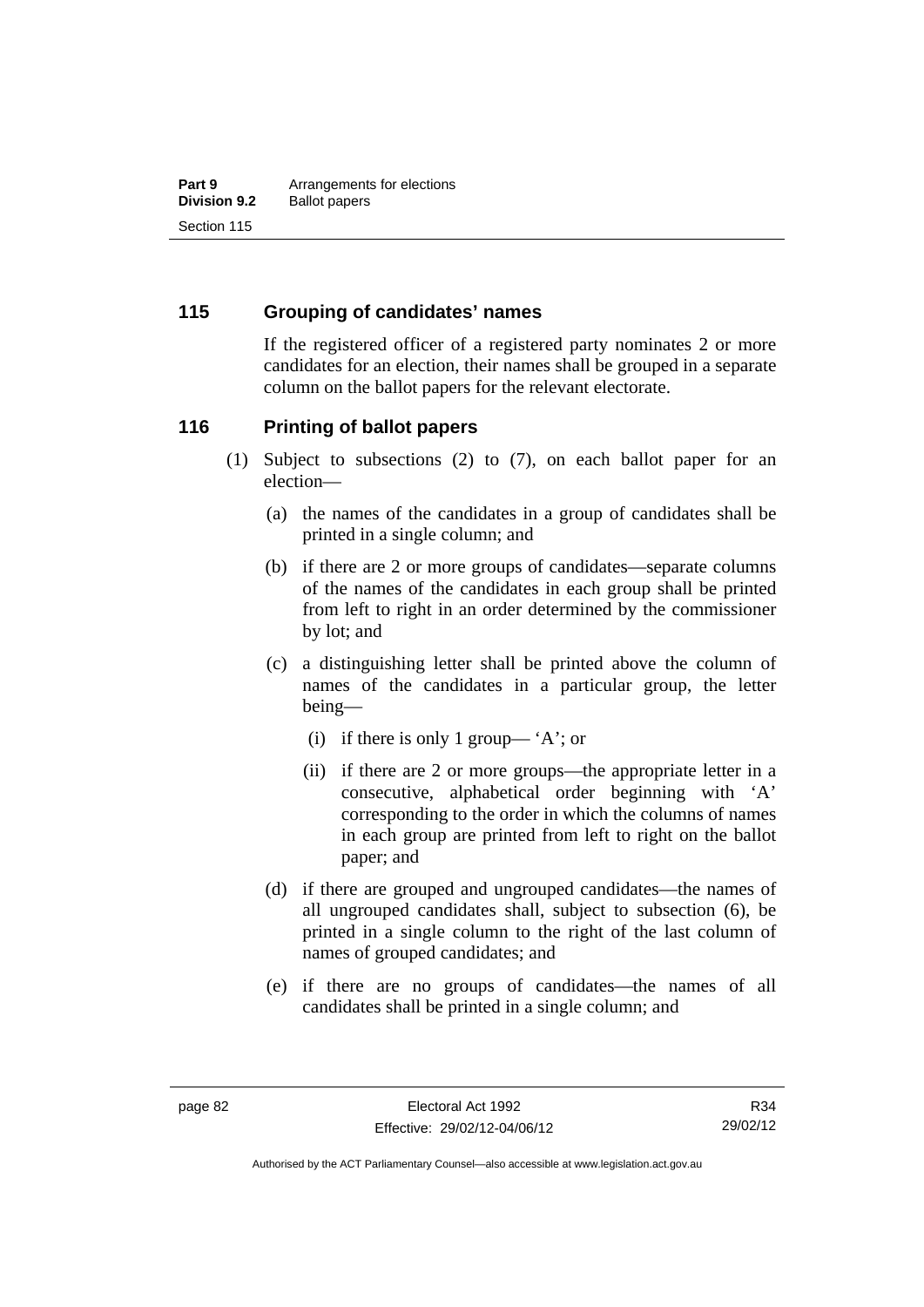## 115 Grouping of candidates' names

If the registered officer of a registered party nominates 2 or more candidates for an election, their names shall be grouped in a separate column on the ballot papers for the relevant electorate.

## 116 Printing of ballot papers

(1) Subject to subsections (2) to (7), on each ballot paper for an election—

(a) the names of the candidates in a group of candidates shall be printed in a single column; and

(b) if there are 2 or more groups of candidates—separate columns of the names of the candidates in each group shall be printed from left to right in an order determined by the commissioner by lot; and

(c) a distinguishing letter shall be printed above the column of names of the candidates in a particular group, the letter being—

(i) if there is only 1 group— 'A'; or

(ii) if there are 2 or more groups—the appropriate letter in a consecutive, alphabetical order beginning with 'A' corresponding to the order in which the columns of names in each group are printed from left to right on the ballot paper; and

(d) if there are grouped and ungrouped candidates—the names of all ungrouped candidates shall, subject to subsection (6), be printed in a single column to the right of the last column of names of grouped candidates; and

(e) if there are no groups of candidates—the names of all candidates shall be printed in a single column; and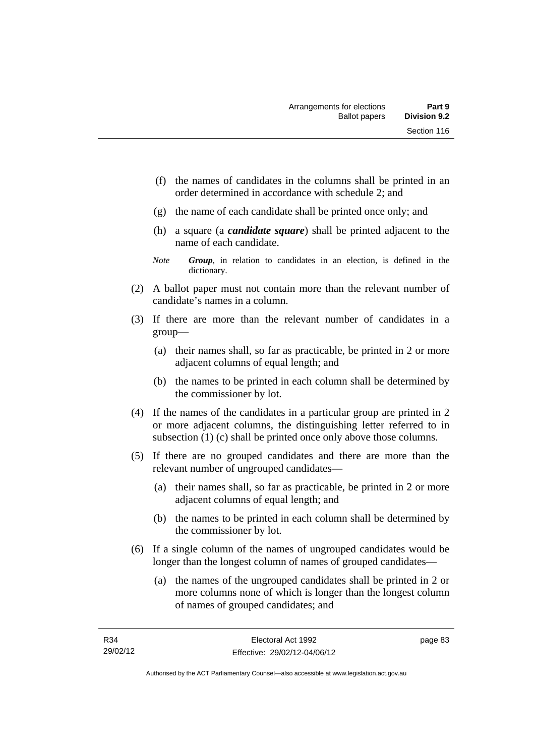(f) the names of candidates in the columns shall be printed in an order determined in accordance with schedule 2; and

(g) the name of each candidate shall be printed once only; and

(h) a square (a ***candidate square***) shall be printed adjacent to the name of each candidate.

*Note* ***Group***, in relation to candidates in an election, is defined in the dictionary.

(2) A ballot paper must not contain more than the relevant number of candidate's names in a column.

(3) If there are more than the relevant number of candidates in a group—

(a) their names shall, so far as practicable, be printed in 2 or more adjacent columns of equal length; and

(b) the names to be printed in each column shall be determined by the commissioner by lot.

(4) If the names of the candidates in a particular group are printed in 2 or more adjacent columns, the distinguishing letter referred to in subsection (1) (c) shall be printed once only above those columns.

(5) If there are no grouped candidates and there are more than the relevant number of ungrouped candidates—

(a) their names shall, so far as practicable, be printed in 2 or more adjacent columns of equal length; and

(b) the names to be printed in each column shall be determined by the commissioner by lot.

(6) If a single column of the names of ungrouped candidates would be longer than the longest column of names of grouped candidates—

(a) the names of the ungrouped candidates shall be printed in 2 or more columns none of which is longer than the longest column of names of grouped candidates; and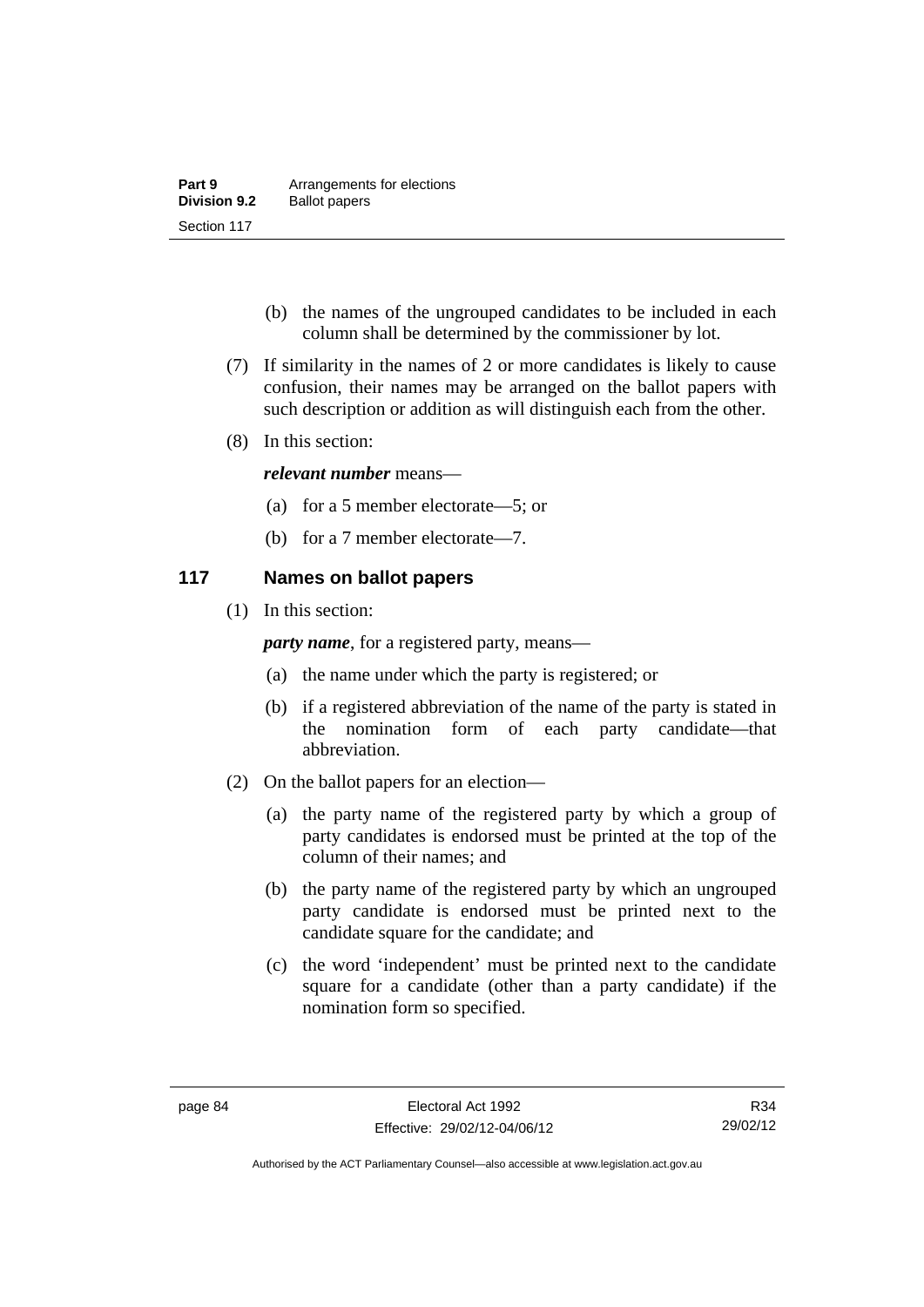(b) the names of the ungrouped candidates to be included in each column shall be determined by the commissioner by lot.

(7) If similarity in the names of 2 or more candidates is likely to cause confusion, their names may be arranged on the ballot papers with such description or addition as will distinguish each from the other.

(8) In this section:

***relevant number*** means—

(a) for a 5 member electorate—5; or

(b) for a 7 member electorate—7.

## 117 Names on ballot papers

(1) In this section:

***party name***, for a registered party, means—

(a) the name under which the party is registered; or

(b) if a registered abbreviation of the name of the party is stated in the nomination form of each party candidate—that abbreviation.

(2) On the ballot papers for an election—

(a) the party name of the registered party by which a group of party candidates is endorsed must be printed at the top of the column of their names; and

(b) the party name of the registered party by which an ungrouped party candidate is endorsed must be printed next to the candidate square for the candidate; and

(c) the word 'independent' must be printed next to the candidate square for a candidate (other than a party candidate) if the nomination form so specified.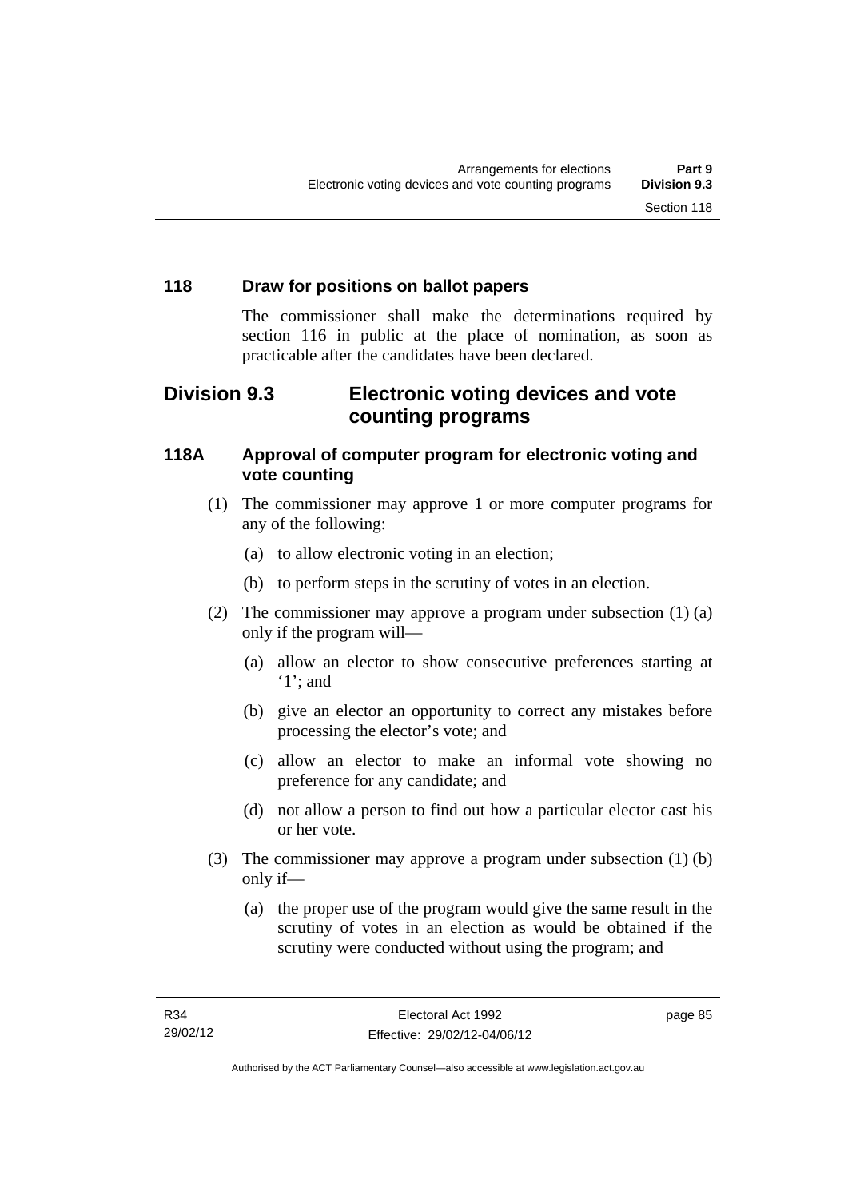### 118 Draw for positions on ballot papers

The commissioner shall make the determinations required by section 116 in public at the place of nomination, as soon as practicable after the candidates have been declared.

## Division 9.3 Electronic voting devices and vote counting programs

### 118A Approval of computer program for electronic voting and vote counting

(1) The commissioner may approve 1 or more computer programs for any of the following:

  (a) to allow electronic voting in an election;

  (b) to perform steps in the scrutiny of votes in an election.

(2) The commissioner may approve a program under subsection (1) (a) only if the program will—

  (a) allow an elector to show consecutive preferences starting at '1'; and

  (b) give an elector an opportunity to correct any mistakes before processing the elector's vote; and

  (c) allow an elector to make an informal vote showing no preference for any candidate; and

  (d) not allow a person to find out how a particular elector cast his or her vote.

(3) The commissioner may approve a program under subsection (1) (b) only if—

  (a) the proper use of the program would give the same result in the scrutiny of votes in an election as would be obtained if the scrutiny were conducted without using the program; and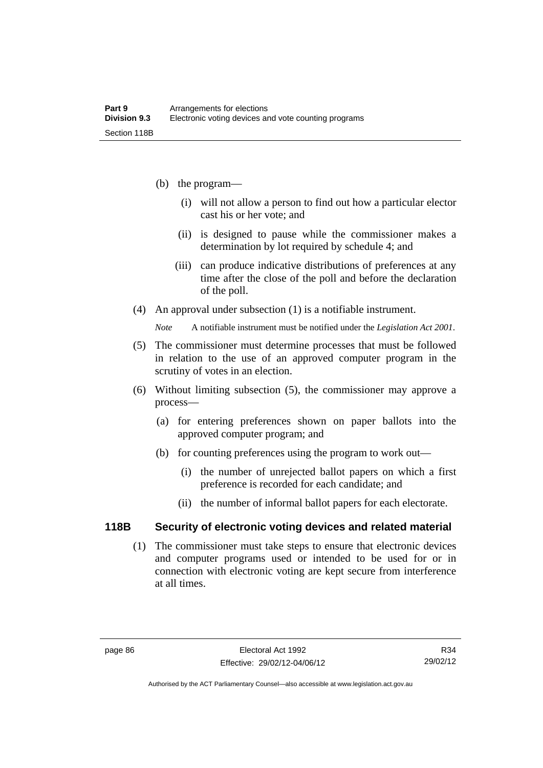(b) the program—

   (i) will not allow a person to find out how a particular elector cast his or her vote; and

   (ii) is designed to pause while the commissioner makes a determination by lot required by schedule 4; and

   (iii) can produce indicative distributions of preferences at any time after the close of the poll and before the declaration of the poll.

(4) An approval under subsection (1) is a notifiable instrument.

*Note* A notifiable instrument must be notified under the *Legislation Act 2001*.

(5) The commissioner must determine processes that must be followed in relation to the use of an approved computer program in the scrutiny of votes in an election.

(6) Without limiting subsection (5), the commissioner may approve a process—

   (a) for entering preferences shown on paper ballots into the approved computer program; and

   (b) for counting preferences using the program to work out—

      (i) the number of unrejected ballot papers on which a first preference is recorded for each candidate; and

      (ii) the number of informal ballot papers for each electorate.

## 118B Security of electronic voting devices and related material

(1) The commissioner must take steps to ensure that electronic devices and computer programs used or intended to be used for or in connection with electronic voting are kept secure from interference at all times.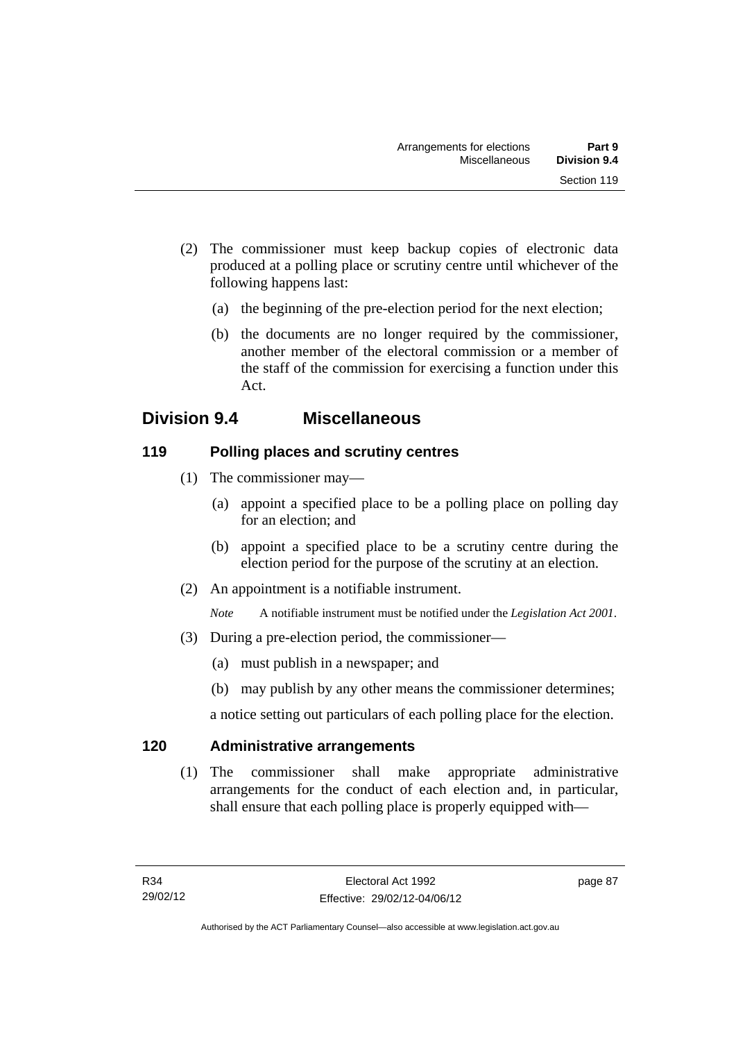(2) The commissioner must keep backup copies of electronic data produced at a polling place or scrutiny centre until whichever of the following happens last:

(a) the beginning of the pre-election period for the next election;

(b) the documents are no longer required by the commissioner, another member of the electoral commission or a member of the staff of the commission for exercising a function under this Act.

## Division 9.4 Miscellaneous

### 119 Polling places and scrutiny centres

(1) The commissioner may—

(a) appoint a specified place to be a polling place on polling day for an election; and

(b) appoint a specified place to be a scrutiny centre during the election period for the purpose of the scrutiny at an election.

(2) An appointment is a notifiable instrument.

*Note* A notifiable instrument must be notified under the *Legislation Act 2001*.

(3) During a pre-election period, the commissioner—

(a) must publish in a newspaper; and

(b) may publish by any other means the commissioner determines;

a notice setting out particulars of each polling place for the election.

### 120 Administrative arrangements

(1) The commissioner shall make appropriate administrative arrangements for the conduct of each election and, in particular, shall ensure that each polling place is properly equipped with—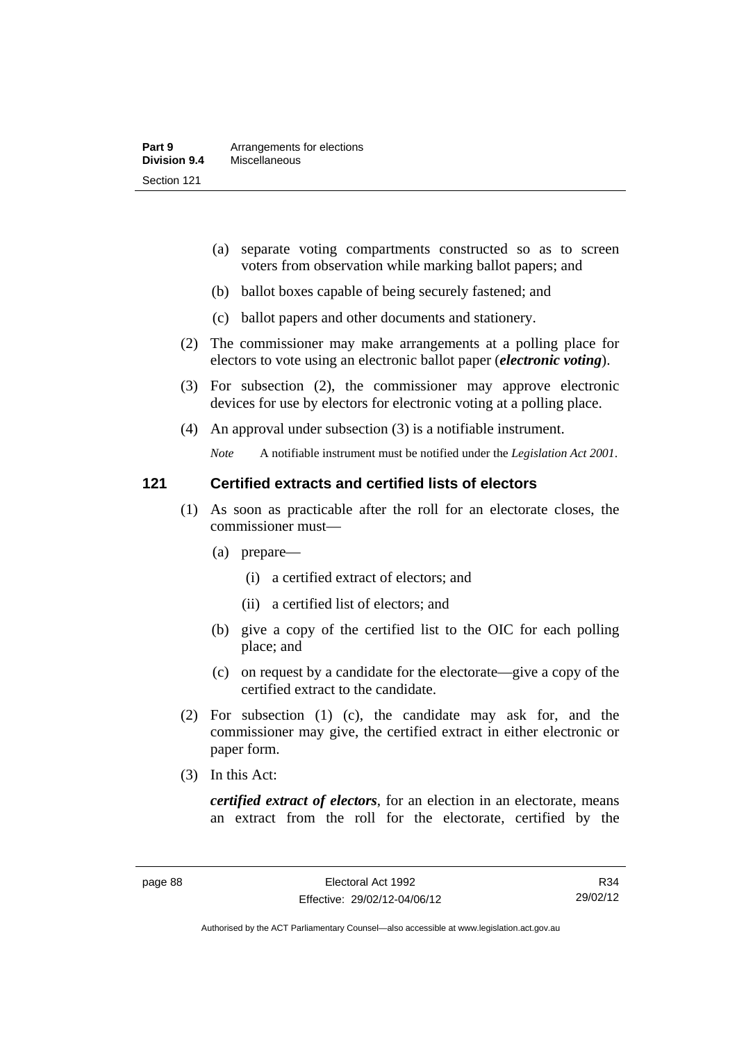(a) separate voting compartments constructed so as to screen voters from observation while marking ballot papers; and

(b) ballot boxes capable of being securely fastened; and

(c) ballot papers and other documents and stationery.

(2) The commissioner may make arrangements at a polling place for electors to vote using an electronic ballot paper (***electronic voting***).

(3) For subsection (2), the commissioner may approve electronic devices for use by electors for electronic voting at a polling place.

(4) An approval under subsection (3) is a notifiable instrument.

*Note* A notifiable instrument must be notified under the *Legislation Act 2001*.

### 121 Certified extracts and certified lists of electors

(1) As soon as practicable after the roll for an electorate closes, the commissioner must—

(a) prepare—

(i) a certified extract of electors; and

(ii) a certified list of electors; and

(b) give a copy of the certified list to the OIC for each polling place; and

(c) on request by a candidate for the electorate—give a copy of the certified extract to the candidate.

(2) For subsection (1) (c), the candidate may ask for, and the commissioner may give, the certified extract in either electronic or paper form.

(3) In this Act:

***certified extract of electors***, for an election in an electorate, means an extract from the roll for the electorate, certified by the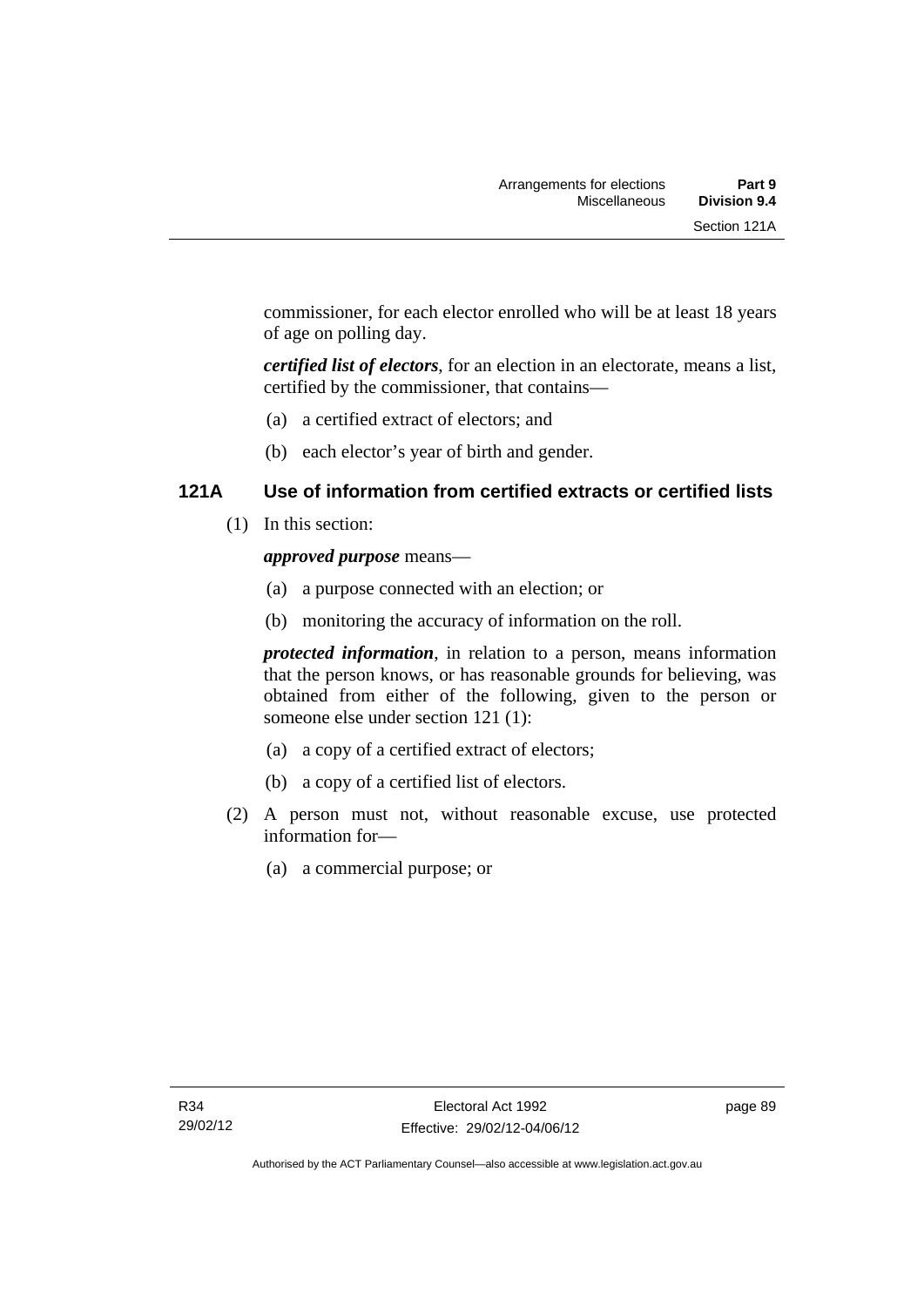commissioner, for each elector enrolled who will be at least 18 years of age on polling day.

***certified list of electors***, for an election in an electorate, means a list, certified by the commissioner, that contains—

(a) a certified extract of electors; and

(b) each elector's year of birth and gender.

### 121A Use of information from certified extracts or certified lists

(1) In this section:

***approved purpose*** means—

(a) a purpose connected with an election; or

(b) monitoring the accuracy of information on the roll.

***protected information***, in relation to a person, means information that the person knows, or has reasonable grounds for believing, was obtained from either of the following, given to the person or someone else under section 121 (1):

(a) a copy of a certified extract of electors;

(b) a copy of a certified list of electors.

(2) A person must not, without reasonable excuse, use protected information for—

(a) a commercial purpose; or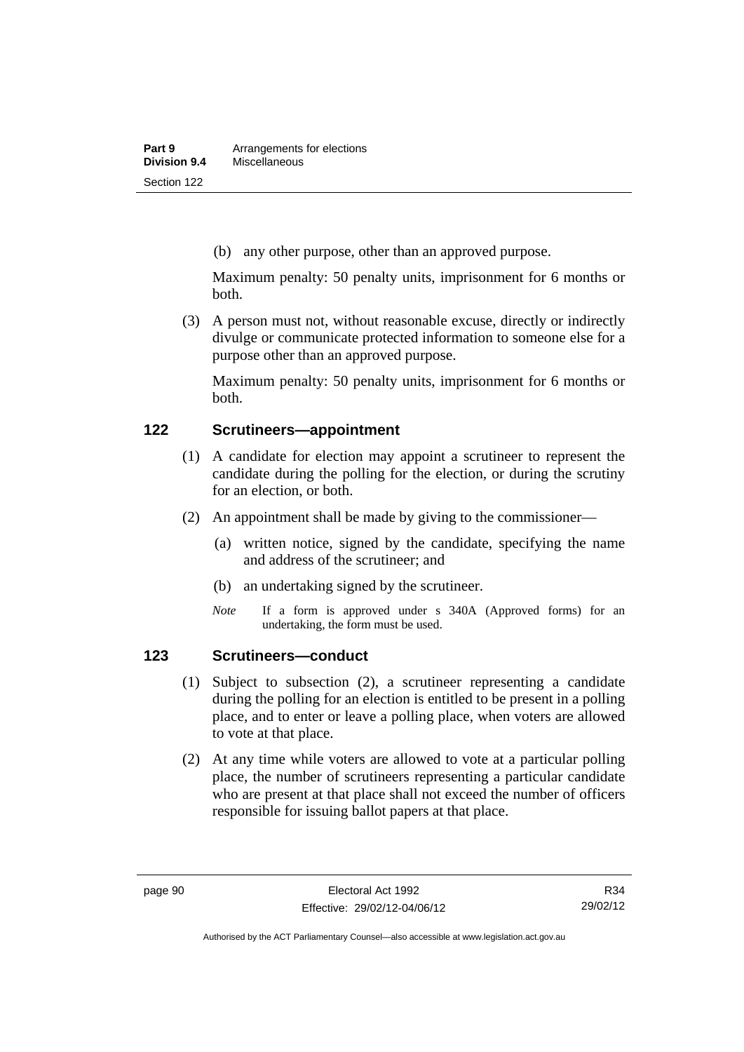(b) any other purpose, other than an approved purpose.

Maximum penalty: 50 penalty units, imprisonment for 6 months or both.

(3) A person must not, without reasonable excuse, directly or indirectly divulge or communicate protected information to someone else for a purpose other than an approved purpose.

Maximum penalty: 50 penalty units, imprisonment for 6 months or both.

## 122 Scrutineers—appointment

(1) A candidate for election may appoint a scrutineer to represent the candidate during the polling for the election, or during the scrutiny for an election, or both.

(2) An appointment shall be made by giving to the commissioner—

(a) written notice, signed by the candidate, specifying the name and address of the scrutineer; and

(b) an undertaking signed by the scrutineer.

*Note* If a form is approved under s 340A (Approved forms) for an undertaking, the form must be used.

## 123 Scrutineers—conduct

(1) Subject to subsection (2), a scrutineer representing a candidate during the polling for an election is entitled to be present in a polling place, and to enter or leave a polling place, when voters are allowed to vote at that place.

(2) At any time while voters are allowed to vote at a particular polling place, the number of scrutineers representing a particular candidate who are present at that place shall not exceed the number of officers responsible for issuing ballot papers at that place.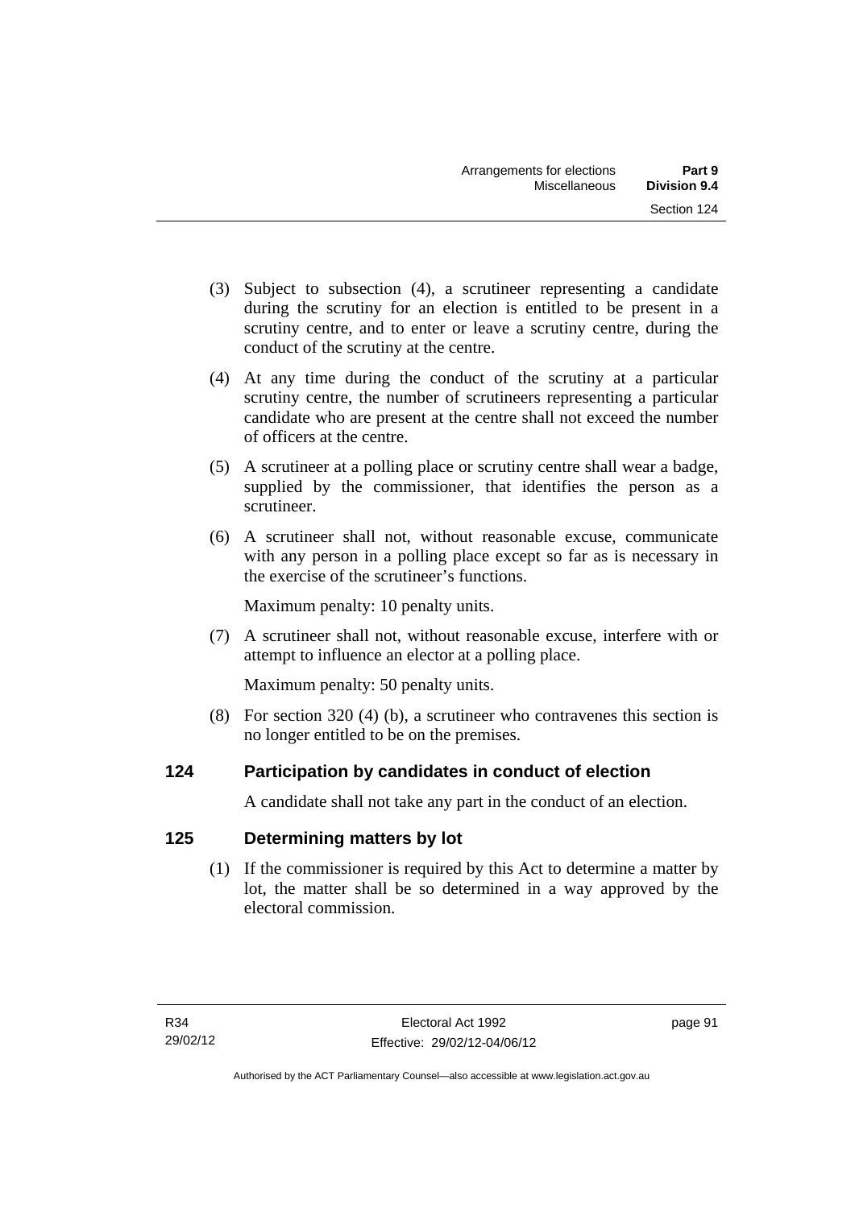(3) Subject to subsection (4), a scrutineer representing a candidate during the scrutiny for an election is entitled to be present in a scrutiny centre, and to enter or leave a scrutiny centre, during the conduct of the scrutiny at the centre.

(4) At any time during the conduct of the scrutiny at a particular scrutiny centre, the number of scrutineers representing a particular candidate who are present at the centre shall not exceed the number of officers at the centre.

(5) A scrutineer at a polling place or scrutiny centre shall wear a badge, supplied by the commissioner, that identifies the person as a scrutineer.

(6) A scrutineer shall not, without reasonable excuse, communicate with any person in a polling place except so far as is necessary in the exercise of the scrutineer's functions.

Maximum penalty: 10 penalty units.

(7) A scrutineer shall not, without reasonable excuse, interfere with or attempt to influence an elector at a polling place.

Maximum penalty: 50 penalty units.

(8) For section 320 (4) (b), a scrutineer who contravenes this section is no longer entitled to be on the premises.

## 124 Participation by candidates in conduct of election

A candidate shall not take any part in the conduct of an election.

## 125 Determining matters by lot

(1) If the commissioner is required by this Act to determine a matter by lot, the matter shall be so determined in a way approved by the electoral commission.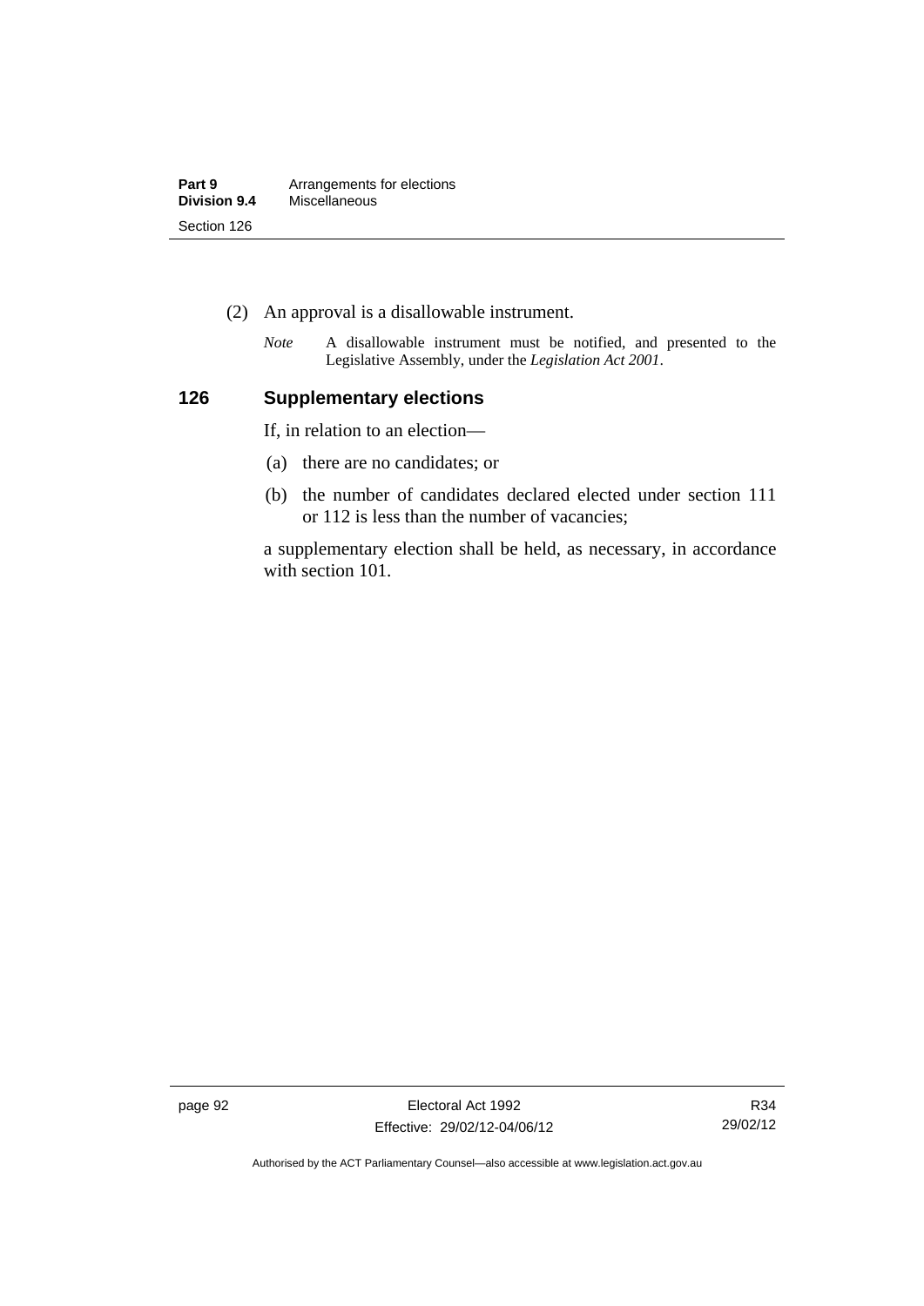(2) An approval is a disallowable instrument.

*Note* A disallowable instrument must be notified, and presented to the Legislative Assembly, under the *Legislation Act 2001*.

## 126 Supplementary elections

If, in relation to an election—

(a) there are no candidates; or

(b) the number of candidates declared elected under section 111 or 112 is less than the number of vacancies;

a supplementary election shall be held, as necessary, in accordance with section 101.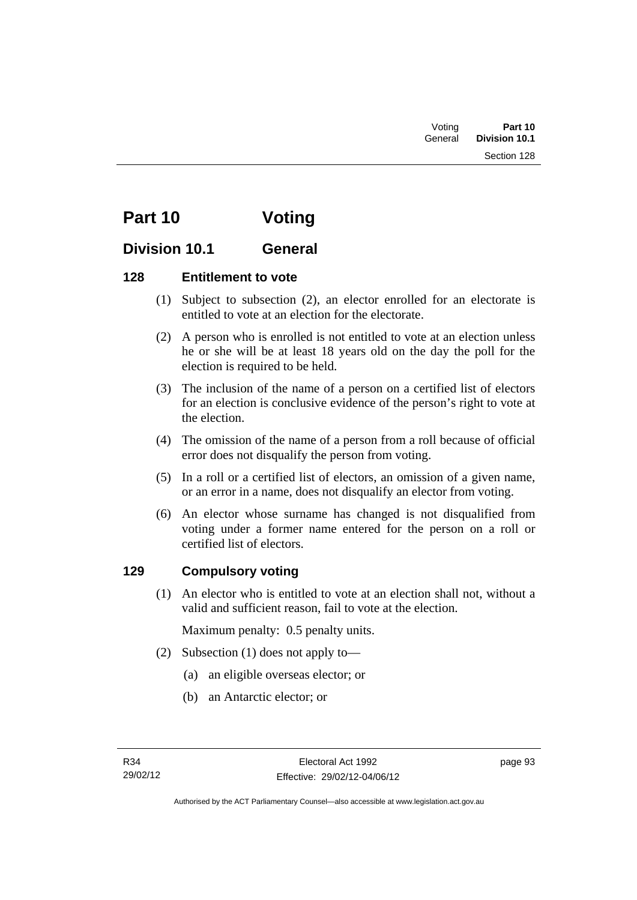# Part 10 Voting

## Division 10.1 General

### 128 Entitlement to vote

(1) Subject to subsection (2), an elector enrolled for an electorate is entitled to vote at an election for the electorate.

(2) A person who is enrolled is not entitled to vote at an election unless he or she will be at least 18 years old on the day the poll for the election is required to be held.

(3) The inclusion of the name of a person on a certified list of electors for an election is conclusive evidence of the person's right to vote at the election.

(4) The omission of the name of a person from a roll because of official error does not disqualify the person from voting.

(5) In a roll or a certified list of electors, an omission of a given name, or an error in a name, does not disqualify an elector from voting.

(6) An elector whose surname has changed is not disqualified from voting under a former name entered for the person on a roll or certified list of electors.

### 129 Compulsory voting

(1) An elector who is entitled to vote at an election shall not, without a valid and sufficient reason, fail to vote at the election.

Maximum penalty: 0.5 penalty units.

(2) Subsection (1) does not apply to—

(a) an eligible overseas elector; or

(b) an Antarctic elector; or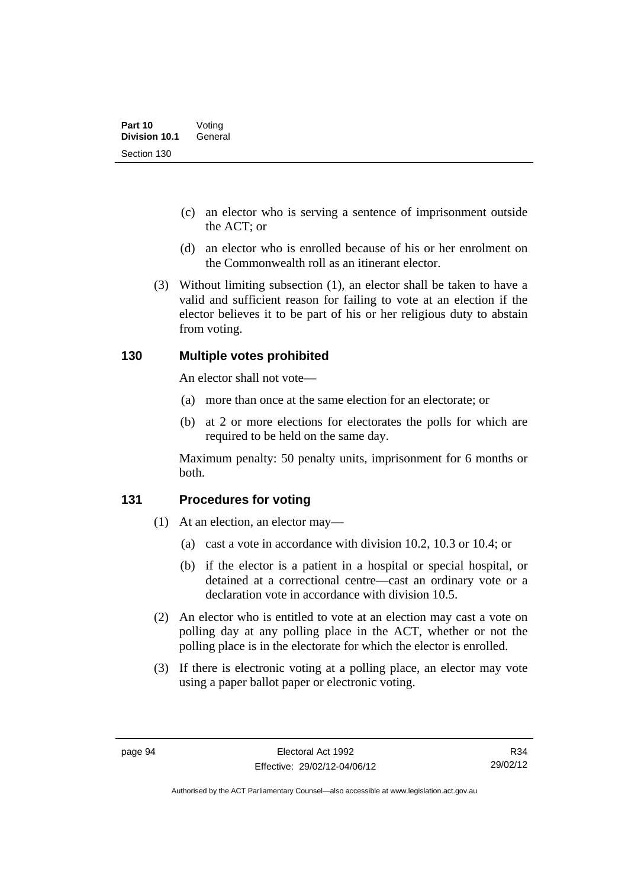(c) an elector who is serving a sentence of imprisonment outside the ACT; or

(d) an elector who is enrolled because of his or her enrolment on the Commonwealth roll as an itinerant elector.

(3) Without limiting subsection (1), an elector shall be taken to have a valid and sufficient reason for failing to vote at an election if the elector believes it to be part of his or her religious duty to abstain from voting.

## 130 Multiple votes prohibited

An elector shall not vote—

(a) more than once at the same election for an electorate; or

(b) at 2 or more elections for electorates the polls for which are required to be held on the same day.

Maximum penalty: 50 penalty units, imprisonment for 6 months or both.

## 131 Procedures for voting

(1) At an election, an elector may—

(a) cast a vote in accordance with division 10.2, 10.3 or 10.4; or

(b) if the elector is a patient in a hospital or special hospital, or detained at a correctional centre—cast an ordinary vote or a declaration vote in accordance with division 10.5.

(2) An elector who is entitled to vote at an election may cast a vote on polling day at any polling place in the ACT, whether or not the polling place is in the electorate for which the elector is enrolled.

(3) If there is electronic voting at a polling place, an elector may vote using a paper ballot paper or electronic voting.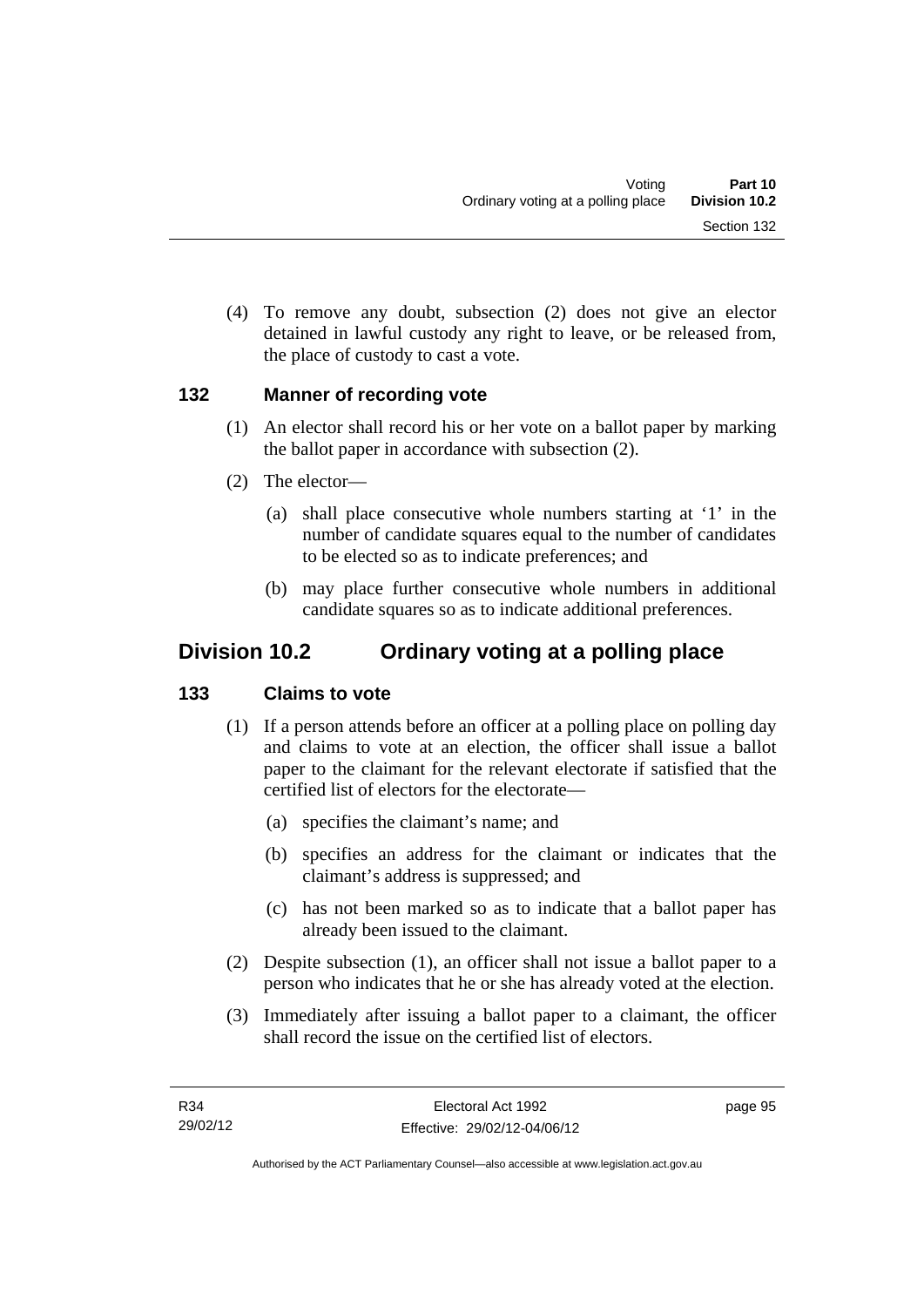(4) To remove any doubt, subsection (2) does not give an elector detained in lawful custody any right to leave, or be released from, the place of custody to cast a vote.

### 132 Manner of recording vote

(1) An elector shall record his or her vote on a ballot paper by marking the ballot paper in accordance with subsection (2).

(2) The elector—

(a) shall place consecutive whole numbers starting at '1' in the number of candidate squares equal to the number of candidates to be elected so as to indicate preferences; and

(b) may place further consecutive whole numbers in additional candidate squares so as to indicate additional preferences.

## Division 10.2 Ordinary voting at a polling place

### 133 Claims to vote

(1) If a person attends before an officer at a polling place on polling day and claims to vote at an election, the officer shall issue a ballot paper to the claimant for the relevant electorate if satisfied that the certified list of electors for the electorate—

(a) specifies the claimant's name; and

(b) specifies an address for the claimant or indicates that the claimant's address is suppressed; and

(c) has not been marked so as to indicate that a ballot paper has already been issued to the claimant.

(2) Despite subsection (1), an officer shall not issue a ballot paper to a person who indicates that he or she has already voted at the election.

(3) Immediately after issuing a ballot paper to a claimant, the officer shall record the issue on the certified list of electors.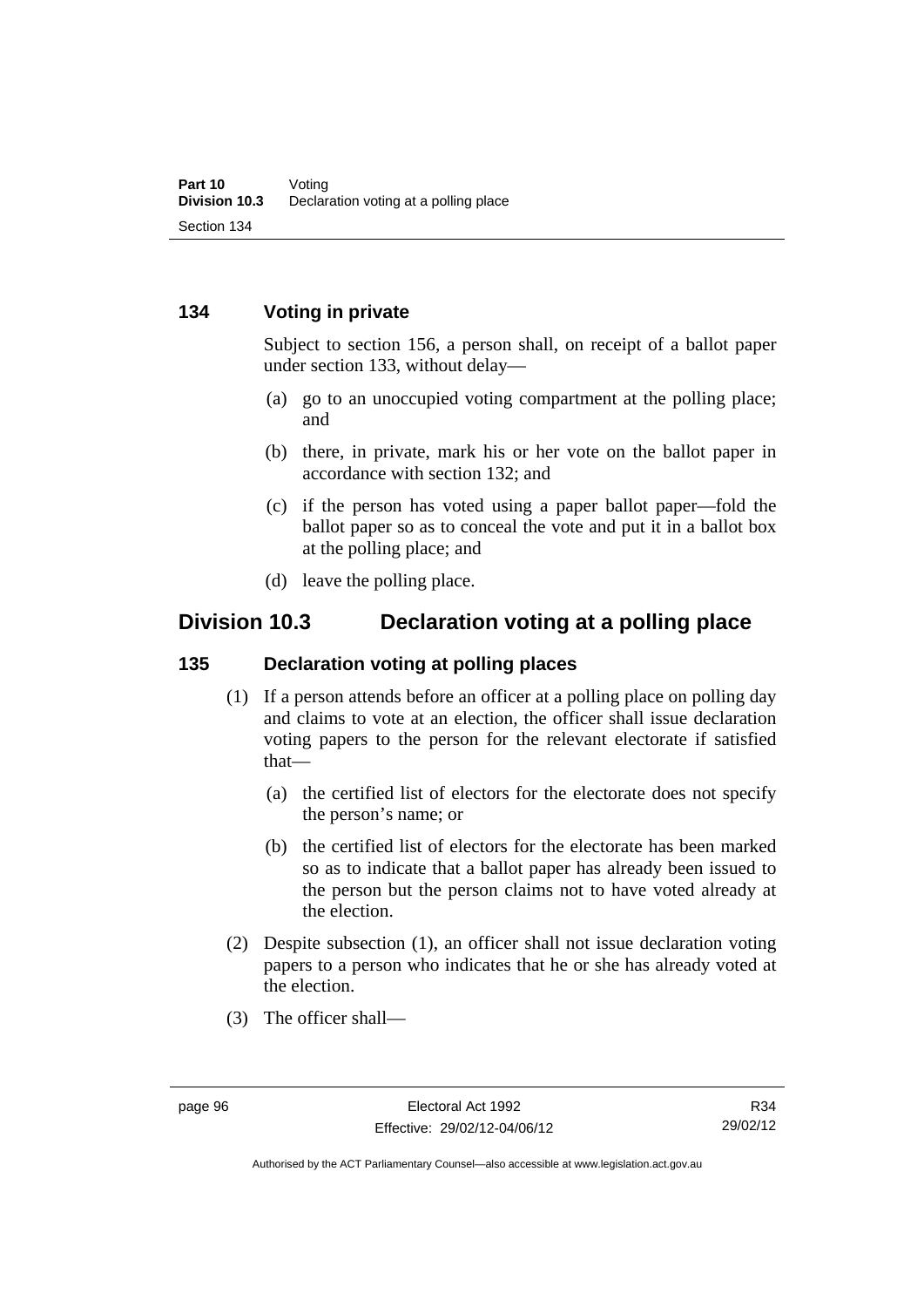### 134 Voting in private

Subject to section 156, a person shall, on receipt of a ballot paper under section 133, without delay—

(a) go to an unoccupied voting compartment at the polling place; and

(b) there, in private, mark his or her vote on the ballot paper in accordance with section 132; and

(c) if the person has voted using a paper ballot paper—fold the ballot paper so as to conceal the vote and put it in a ballot box at the polling place; and

(d) leave the polling place.

## Division 10.3 Declaration voting at a polling place

### 135 Declaration voting at polling places

(1) If a person attends before an officer at a polling place on polling day and claims to vote at an election, the officer shall issue declaration voting papers to the person for the relevant electorate if satisfied that—

(a) the certified list of electors for the electorate does not specify the person's name; or

(b) the certified list of electors for the electorate has been marked so as to indicate that a ballot paper has already been issued to the person but the person claims not to have voted already at the election.

(2) Despite subsection (1), an officer shall not issue declaration voting papers to a person who indicates that he or she has already voted at the election.

(3) The officer shall—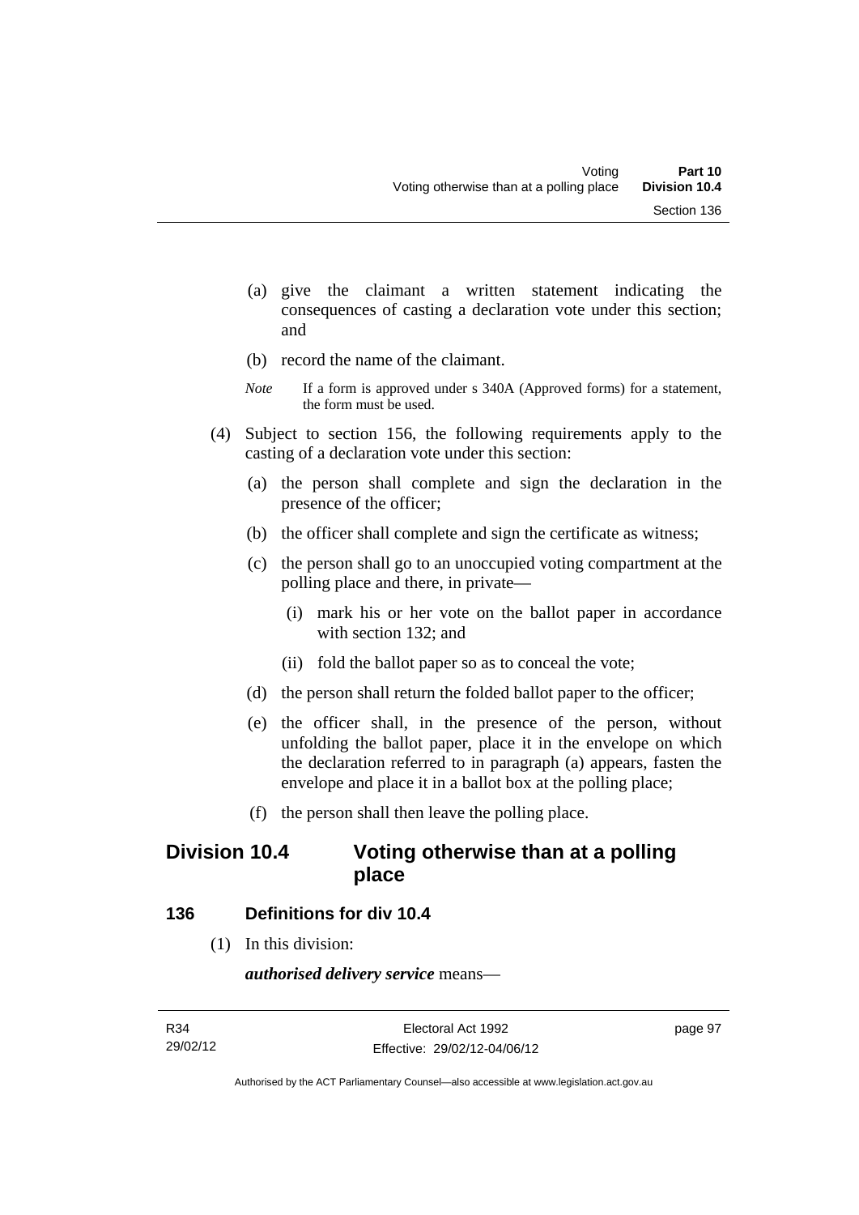(a) give the claimant a written statement indicating the consequences of casting a declaration vote under this section; and

(b) record the name of the claimant.

*Note* If a form is approved under s 340A (Approved forms) for a statement, the form must be used.

(4) Subject to section 156, the following requirements apply to the casting of a declaration vote under this section:

(a) the person shall complete and sign the declaration in the presence of the officer;

(b) the officer shall complete and sign the certificate as witness;

(c) the person shall go to an unoccupied voting compartment at the polling place and there, in private—

(i) mark his or her vote on the ballot paper in accordance with section 132; and

(ii) fold the ballot paper so as to conceal the vote;

(d) the person shall return the folded ballot paper to the officer;

(e) the officer shall, in the presence of the person, without unfolding the ballot paper, place it in the envelope on which the declaration referred to in paragraph (a) appears, fasten the envelope and place it in a ballot box at the polling place;

(f) the person shall then leave the polling place.

## Division 10.4 Voting otherwise than at a polling place

### 136 Definitions for div 10.4

(1) In this division:

***authorised delivery service*** means—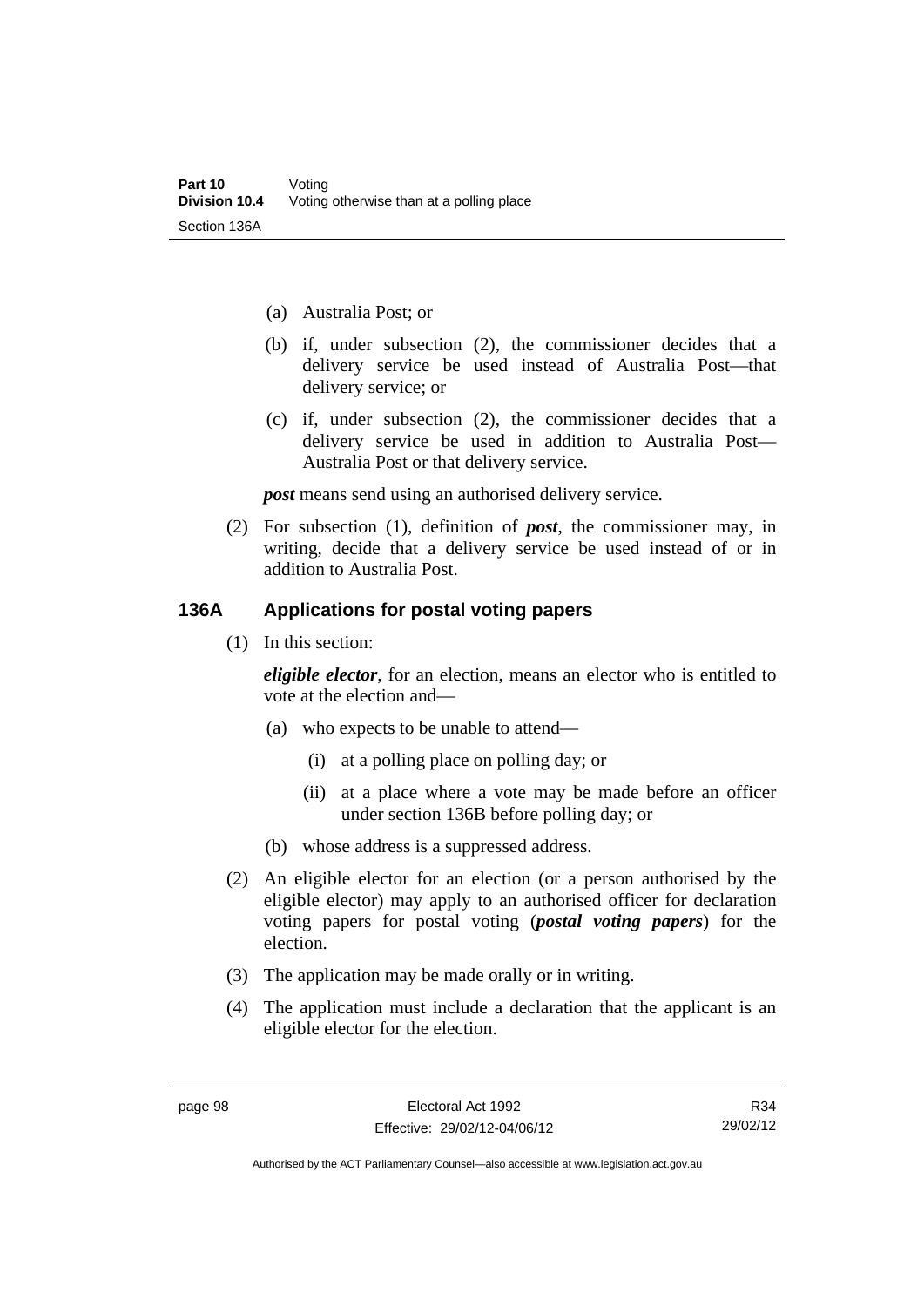(a) Australia Post; or

(b) if, under subsection (2), the commissioner decides that a delivery service be used instead of Australia Post—that delivery service; or

(c) if, under subsection (2), the commissioner decides that a delivery service be used in addition to Australia Post—Australia Post or that delivery service.

***post*** means send using an authorised delivery service.

(2) For subsection (1), definition of ***post***, the commissioner may, in writing, decide that a delivery service be used instead of or in addition to Australia Post.

## 136A Applications for postal voting papers

(1) In this section:

***eligible elector***, for an election, means an elector who is entitled to vote at the election and—

(a) who expects to be unable to attend—

(i) at a polling place on polling day; or

(ii) at a place where a vote may be made before an officer under section 136B before polling day; or

(b) whose address is a suppressed address.

(2) An eligible elector for an election (or a person authorised by the eligible elector) may apply to an authorised officer for declaration voting papers for postal voting (***postal voting papers***) for the election.

(3) The application may be made orally or in writing.

(4) The application must include a declaration that the applicant is an eligible elector for the election.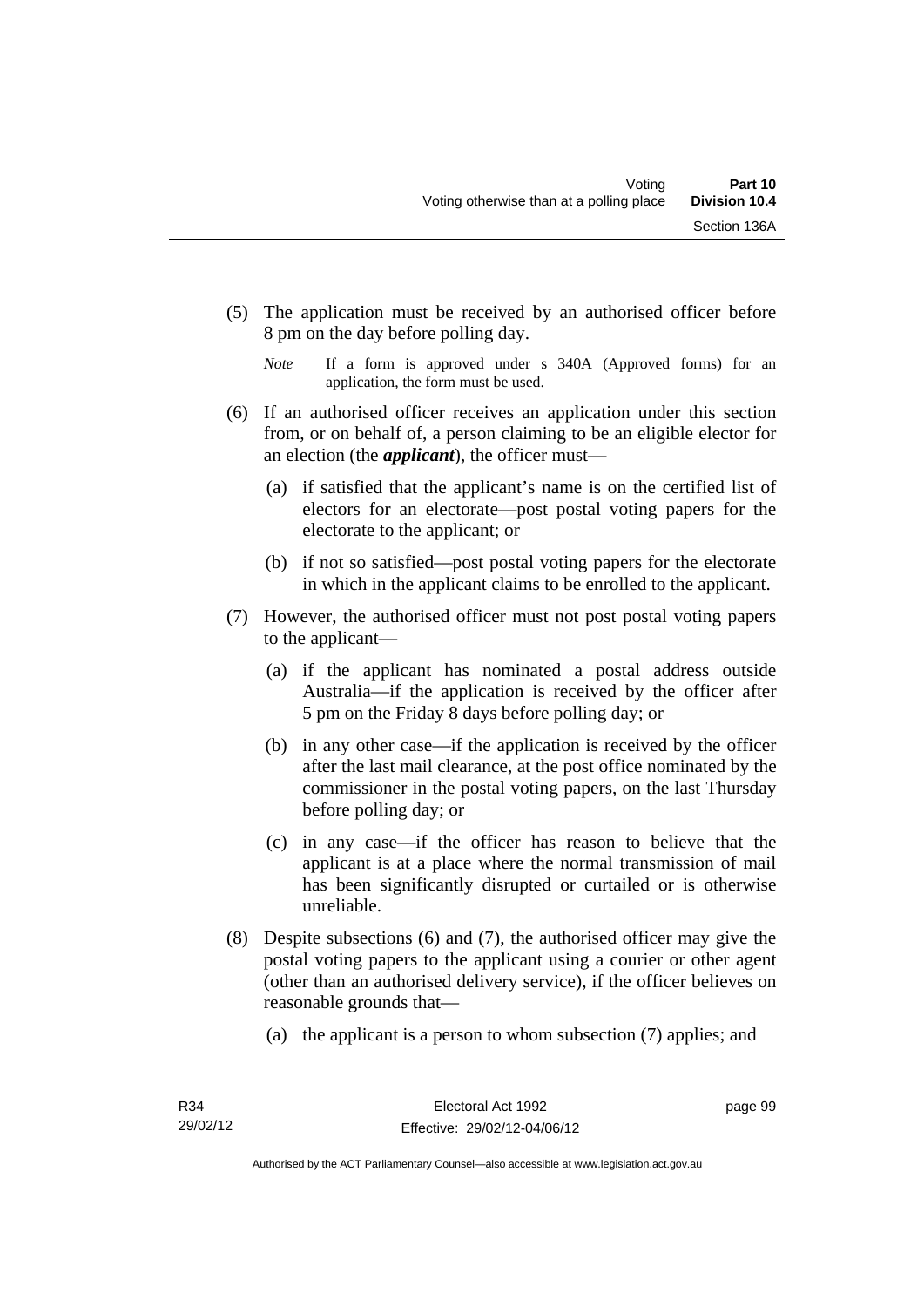(5) The application must be received by an authorised officer before 8 pm on the day before polling day.

*Note* If a form is approved under s 340A (Approved forms) for an application, the form must be used.

(6) If an authorised officer receives an application under this section from, or on behalf of, a person claiming to be an eligible elector for an election (the ***applicant***), the officer must—

(a) if satisfied that the applicant's name is on the certified list of electors for an electorate—post postal voting papers for the electorate to the applicant; or

(b) if not so satisfied—post postal voting papers for the electorate in which in the applicant claims to be enrolled to the applicant.

(7) However, the authorised officer must not post postal voting papers to the applicant—

(a) if the applicant has nominated a postal address outside Australia—if the application is received by the officer after 5 pm on the Friday 8 days before polling day; or

(b) in any other case—if the application is received by the officer after the last mail clearance, at the post office nominated by the commissioner in the postal voting papers, on the last Thursday before polling day; or

(c) in any case—if the officer has reason to believe that the applicant is at a place where the normal transmission of mail has been significantly disrupted or curtailed or is otherwise unreliable.

(8) Despite subsections (6) and (7), the authorised officer may give the postal voting papers to the applicant using a courier or other agent (other than an authorised delivery service), if the officer believes on reasonable grounds that—

(a) the applicant is a person to whom subsection (7) applies; and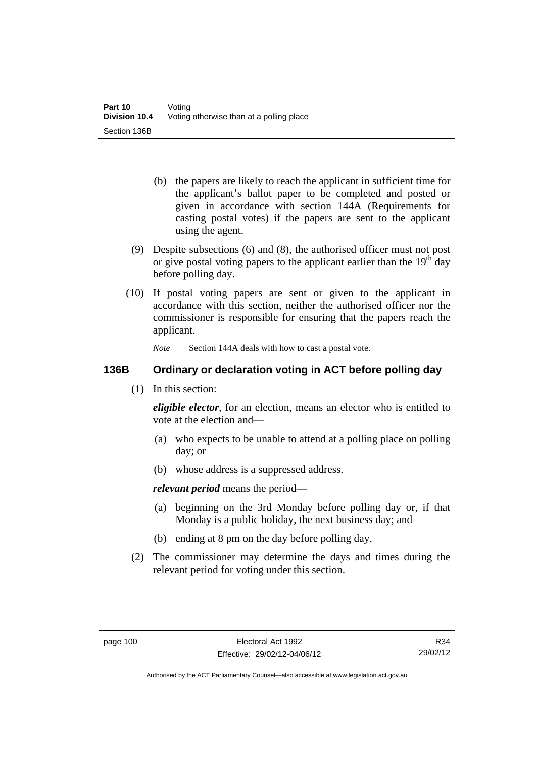(b) the papers are likely to reach the applicant in sufficient time for the applicant's ballot paper to be completed and posted or given in accordance with section 144A (Requirements for casting postal votes) if the papers are sent to the applicant using the agent.

(9) Despite subsections (6) and (8), the authorised officer must not post or give postal voting papers to the applicant earlier than the 19th day before polling day.

(10) If postal voting papers are sent or given to the applicant in accordance with this section, neither the authorised officer nor the commissioner is responsible for ensuring that the papers reach the applicant.

*Note* Section 144A deals with how to cast a postal vote.

## 136B Ordinary or declaration voting in ACT before polling day

(1) In this section:

***eligible elector***, for an election, means an elector who is entitled to vote at the election and—

(a) who expects to be unable to attend at a polling place on polling day; or

(b) whose address is a suppressed address.

***relevant period*** means the period—

(a) beginning on the 3rd Monday before polling day or, if that Monday is a public holiday, the next business day; and

(b) ending at 8 pm on the day before polling day.

(2) The commissioner may determine the days and times during the relevant period for voting under this section.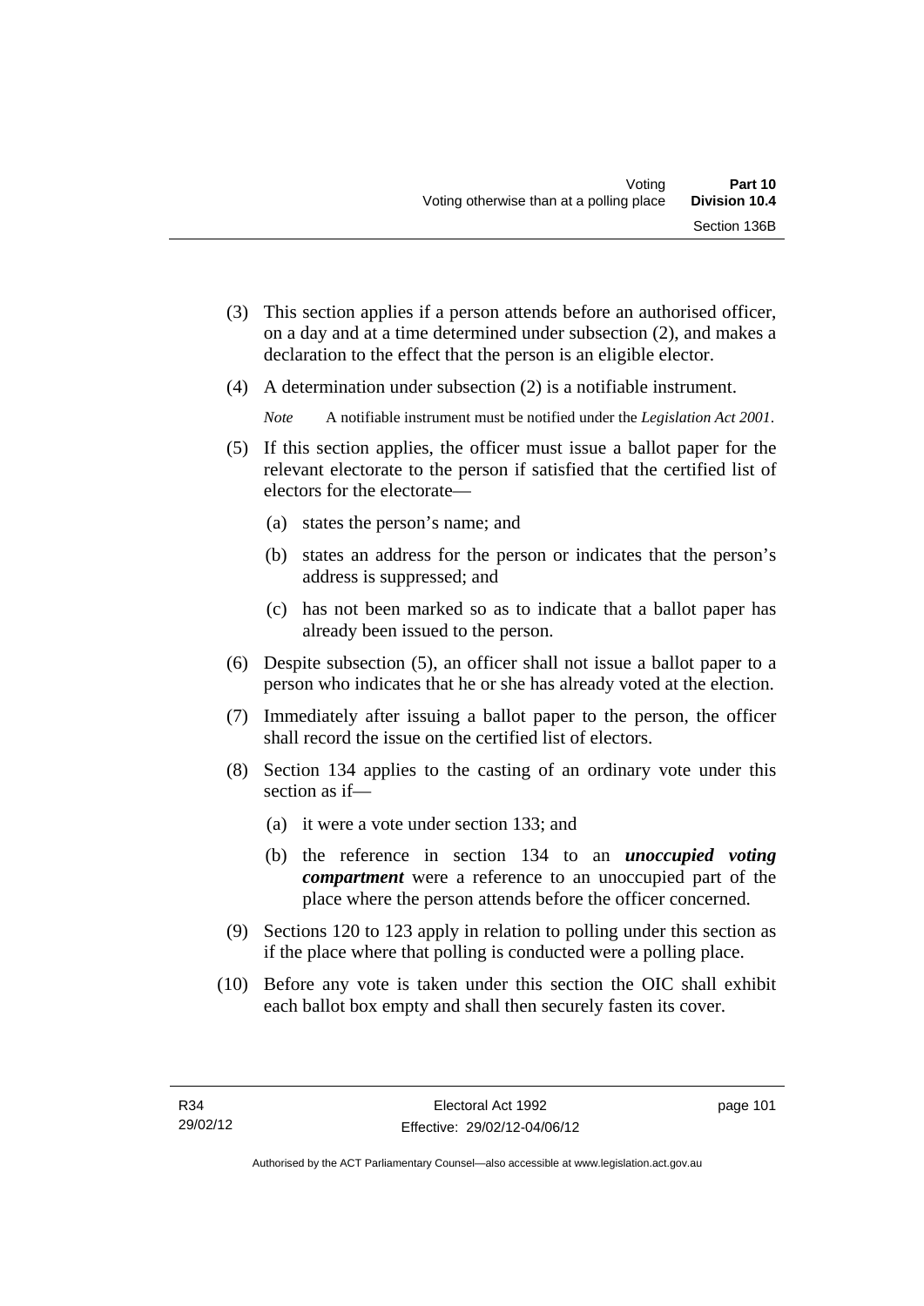(3) This section applies if a person attends before an authorised officer, on a day and at a time determined under subsection (2), and makes a declaration to the effect that the person is an eligible elector.

(4) A determination under subsection (2) is a notifiable instrument.

*Note* A notifiable instrument must be notified under the *Legislation Act 2001*.

(5) If this section applies, the officer must issue a ballot paper for the relevant electorate to the person if satisfied that the certified list of electors for the electorate—

(a) states the person's name; and

(b) states an address for the person or indicates that the person's address is suppressed; and

(c) has not been marked so as to indicate that a ballot paper has already been issued to the person.

(6) Despite subsection (5), an officer shall not issue a ballot paper to a person who indicates that he or she has already voted at the election.

(7) Immediately after issuing a ballot paper to the person, the officer shall record the issue on the certified list of electors.

(8) Section 134 applies to the casting of an ordinary vote under this section as if—

(a) it were a vote under section 133; and

(b) the reference in section 134 to an ***unoccupied voting compartment*** were a reference to an unoccupied part of the place where the person attends before the officer concerned.

(9) Sections 120 to 123 apply in relation to polling under this section as if the place where that polling is conducted were a polling place.

(10) Before any vote is taken under this section the OIC shall exhibit each ballot box empty and shall then securely fasten its cover.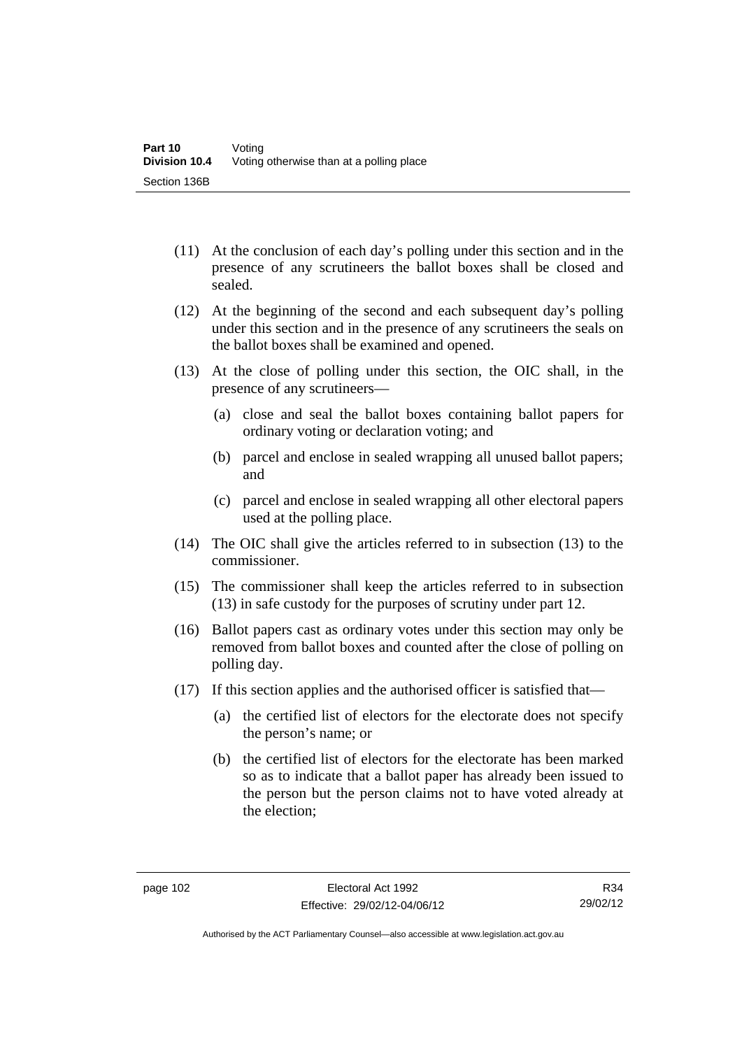(11) At the conclusion of each day's polling under this section and in the presence of any scrutineers the ballot boxes shall be closed and sealed.

(12) At the beginning of the second and each subsequent day's polling under this section and in the presence of any scrutineers the seals on the ballot boxes shall be examined and opened.

(13) At the close of polling under this section, the OIC shall, in the presence of any scrutineers—

  (a) close and seal the ballot boxes containing ballot papers for ordinary voting or declaration voting; and

  (b) parcel and enclose in sealed wrapping all unused ballot papers; and

  (c) parcel and enclose in sealed wrapping all other electoral papers used at the polling place.

(14) The OIC shall give the articles referred to in subsection (13) to the commissioner.

(15) The commissioner shall keep the articles referred to in subsection (13) in safe custody for the purposes of scrutiny under part 12.

(16) Ballot papers cast as ordinary votes under this section may only be removed from ballot boxes and counted after the close of polling on polling day.

(17) If this section applies and the authorised officer is satisfied that—

  (a) the certified list of electors for the electorate does not specify the person's name; or

  (b) the certified list of electors for the electorate has been marked so as to indicate that a ballot paper has already been issued to the person but the person claims not to have voted already at the election;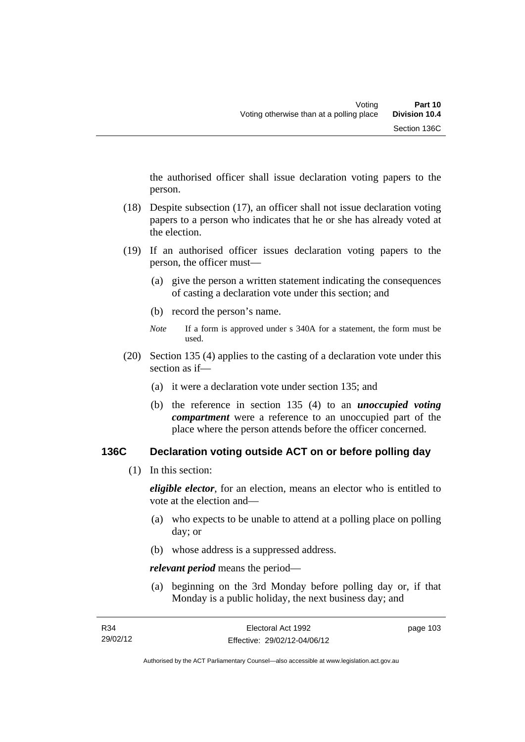the authorised officer shall issue declaration voting papers to the person.

(18) Despite subsection (17), an officer shall not issue declaration voting papers to a person who indicates that he or she has already voted at the election.

(19) If an authorised officer issues declaration voting papers to the person, the officer must—

(a) give the person a written statement indicating the consequences of casting a declaration vote under this section; and

(b) record the person's name.

*Note* If a form is approved under s 340A for a statement, the form must be used.

(20) Section 135 (4) applies to the casting of a declaration vote under this section as if—

(a) it were a declaration vote under section 135; and

(b) the reference in section 135 (4) to an ***unoccupied voting compartment*** were a reference to an unoccupied part of the place where the person attends before the officer concerned.

### 136C Declaration voting outside ACT on or before polling day

(1) In this section:

***eligible elector***, for an election, means an elector who is entitled to vote at the election and—

(a) who expects to be unable to attend at a polling place on polling day; or

(b) whose address is a suppressed address.

***relevant period*** means the period—

(a) beginning on the 3rd Monday before polling day or, if that Monday is a public holiday, the next business day; and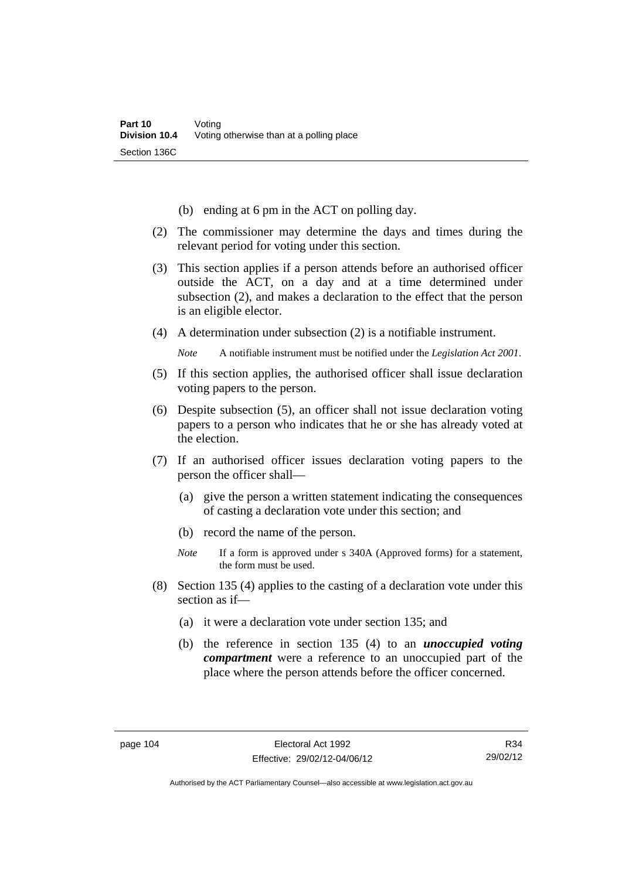(b) ending at 6 pm in the ACT on polling day.

(2) The commissioner may determine the days and times during the relevant period for voting under this section.

(3) This section applies if a person attends before an authorised officer outside the ACT, on a day and at a time determined under subsection (2), and makes a declaration to the effect that the person is an eligible elector.

(4) A determination under subsection (2) is a notifiable instrument.

*Note* A notifiable instrument must be notified under the *Legislation Act 2001*.

(5) If this section applies, the authorised officer shall issue declaration voting papers to the person.

(6) Despite subsection (5), an officer shall not issue declaration voting papers to a person who indicates that he or she has already voted at the election.

(7) If an authorised officer issues declaration voting papers to the person the officer shall—

(a) give the person a written statement indicating the consequences of casting a declaration vote under this section; and

(b) record the name of the person.

*Note* If a form is approved under s 340A (Approved forms) for a statement, the form must be used.

(8) Section 135 (4) applies to the casting of a declaration vote under this section as if—

(a) it were a declaration vote under section 135; and

(b) the reference in section 135 (4) to an ***unoccupied voting compartment*** were a reference to an unoccupied part of the place where the person attends before the officer concerned.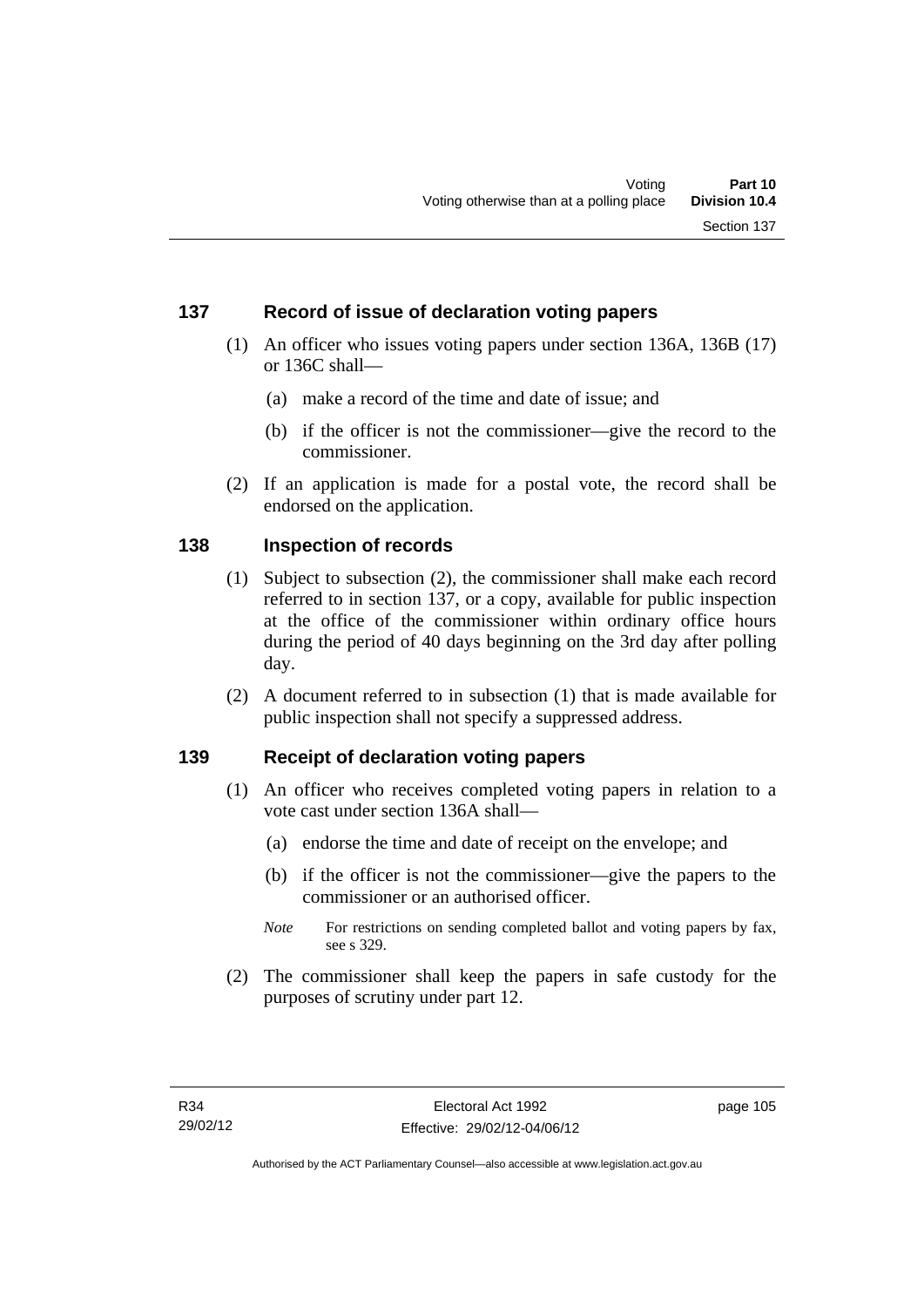## 137 Record of issue of declaration voting papers

(1) An officer who issues voting papers under section 136A, 136B (17) or 136C shall—

(a) make a record of the time and date of issue; and

(b) if the officer is not the commissioner—give the record to the commissioner.

(2) If an application is made for a postal vote, the record shall be endorsed on the application.

## 138 Inspection of records

(1) Subject to subsection (2), the commissioner shall make each record referred to in section 137, or a copy, available for public inspection at the office of the commissioner within ordinary office hours during the period of 40 days beginning on the 3rd day after polling day.

(2) A document referred to in subsection (1) that is made available for public inspection shall not specify a suppressed address.

## 139 Receipt of declaration voting papers

(1) An officer who receives completed voting papers in relation to a vote cast under section 136A shall—

(a) endorse the time and date of receipt on the envelope; and

(b) if the officer is not the commissioner—give the papers to the commissioner or an authorised officer.

*Note* For restrictions on sending completed ballot and voting papers by fax, see s 329.

(2) The commissioner shall keep the papers in safe custody for the purposes of scrutiny under part 12.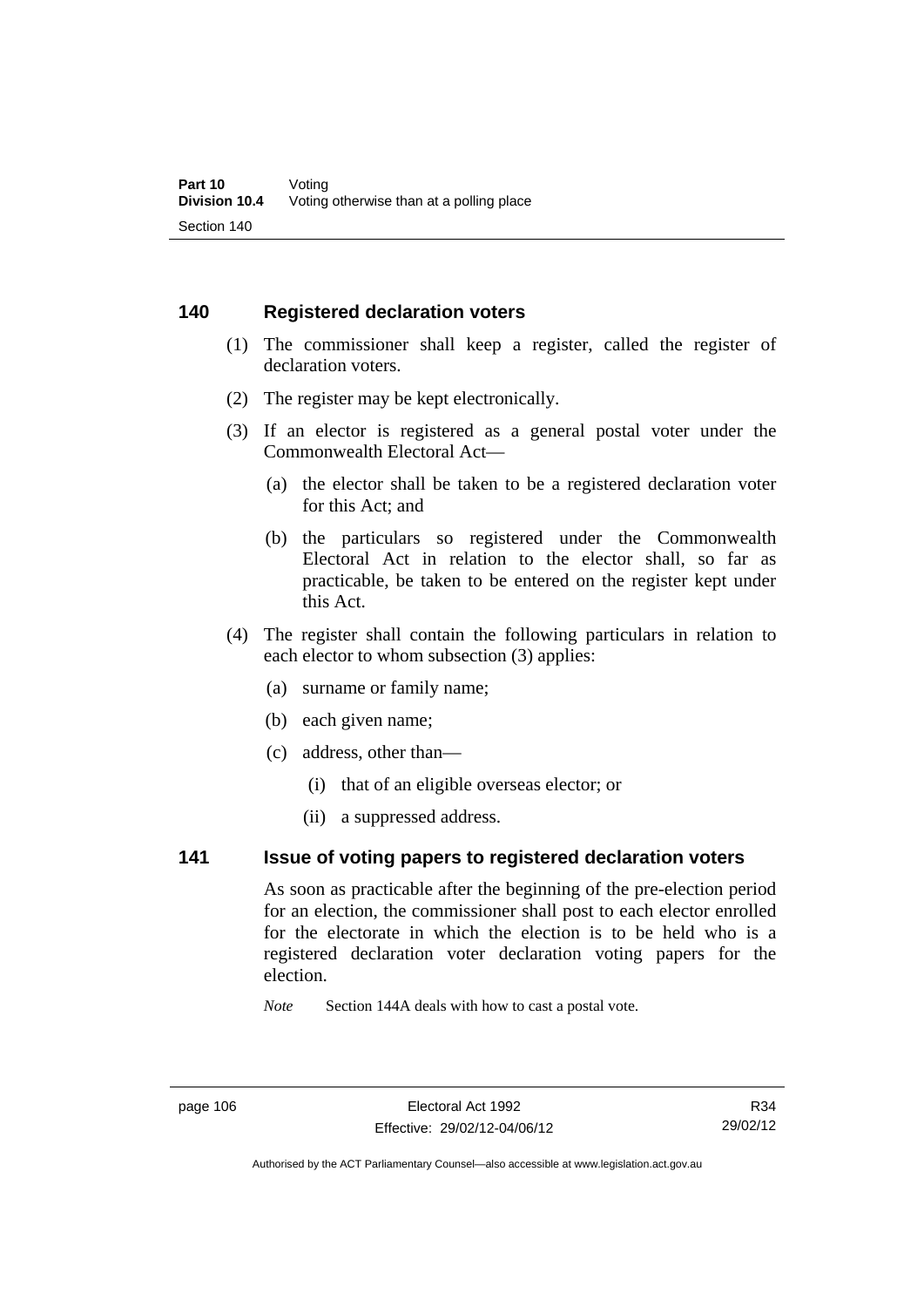## 140 Registered declaration voters

(1) The commissioner shall keep a register, called the register of declaration voters.

(2) The register may be kept electronically.

(3) If an elector is registered as a general postal voter under the Commonwealth Electoral Act—

(a) the elector shall be taken to be a registered declaration voter for this Act; and

(b) the particulars so registered under the Commonwealth Electoral Act in relation to the elector shall, so far as practicable, be taken to be entered on the register kept under this Act.

(4) The register shall contain the following particulars in relation to each elector to whom subsection (3) applies:

(a) surname or family name;

(b) each given name;

(c) address, other than—

(i) that of an eligible overseas elector; or

(ii) a suppressed address.

## 141 Issue of voting papers to registered declaration voters

As soon as practicable after the beginning of the pre-election period for an election, the commissioner shall post to each elector enrolled for the electorate in which the election is to be held who is a registered declaration voter declaration voting papers for the election.

*Note* Section 144A deals with how to cast a postal vote.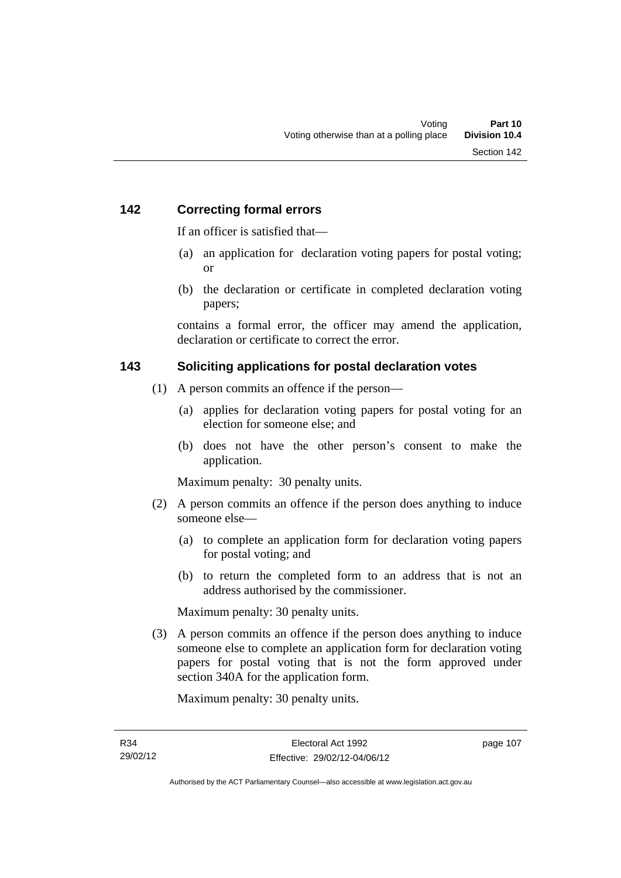## 142 Correcting formal errors

If an officer is satisfied that—

(a) an application for declaration voting papers for postal voting; or

(b) the declaration or certificate in completed declaration voting papers;

contains a formal error, the officer may amend the application, declaration or certificate to correct the error.

## 143 Soliciting applications for postal declaration votes

(1) A person commits an offence if the person—

(a) applies for declaration voting papers for postal voting for an election for someone else; and

(b) does not have the other person's consent to make the application.

Maximum penalty: 30 penalty units.

(2) A person commits an offence if the person does anything to induce someone else—

(a) to complete an application form for declaration voting papers for postal voting; and

(b) to return the completed form to an address that is not an address authorised by the commissioner.

Maximum penalty: 30 penalty units.

(3) A person commits an offence if the person does anything to induce someone else to complete an application form for declaration voting papers for postal voting that is not the form approved under section 340A for the application form.

Maximum penalty: 30 penalty units.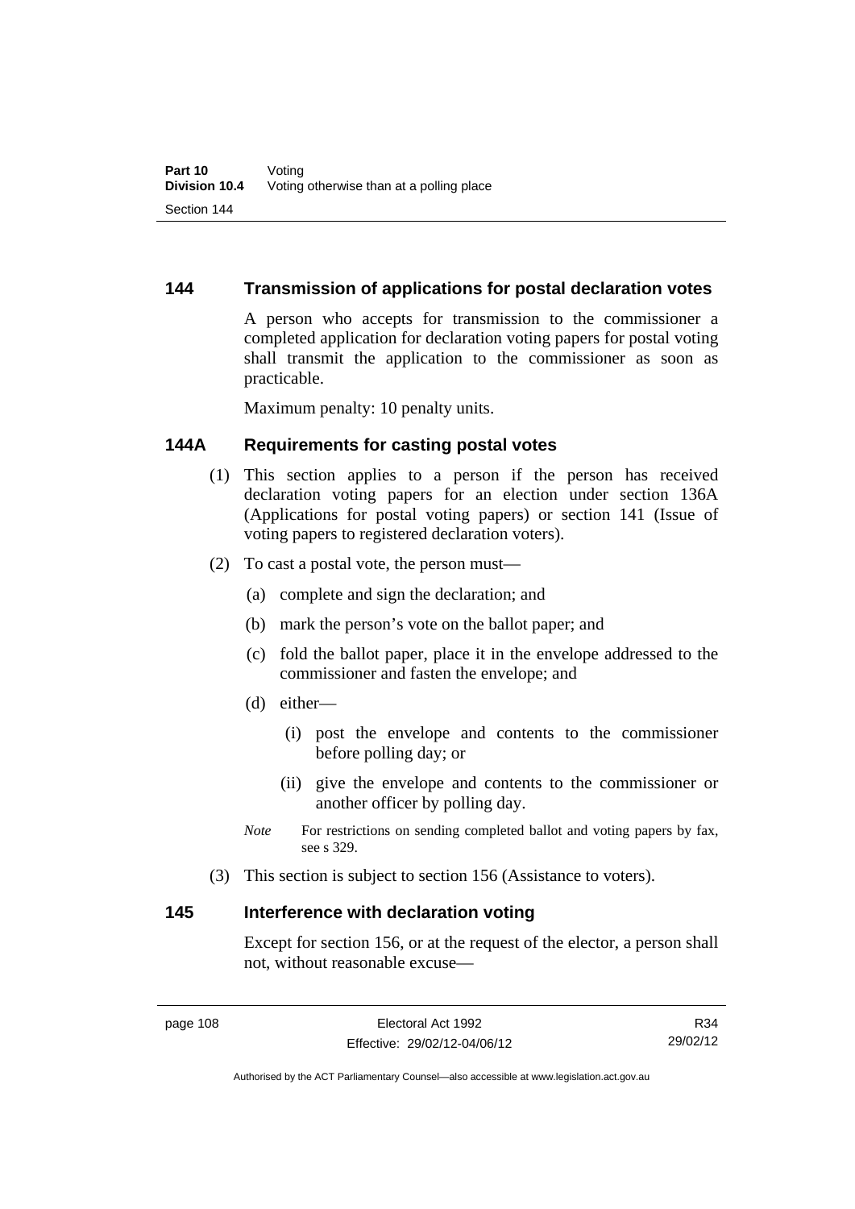## 144 Transmission of applications for postal declaration votes

A person who accepts for transmission to the commissioner a completed application for declaration voting papers for postal voting shall transmit the application to the commissioner as soon as practicable.

Maximum penalty: 10 penalty units.

## 144A Requirements for casting postal votes

(1) This section applies to a person if the person has received declaration voting papers for an election under section 136A (Applications for postal voting papers) or section 141 (Issue of voting papers to registered declaration voters).

(2) To cast a postal vote, the person must—

(a) complete and sign the declaration; and

(b) mark the person's vote on the ballot paper; and

(c) fold the ballot paper, place it in the envelope addressed to the commissioner and fasten the envelope; and

(d) either—

(i) post the envelope and contents to the commissioner before polling day; or

(ii) give the envelope and contents to the commissioner or another officer by polling day.

*Note* For restrictions on sending completed ballot and voting papers by fax, see s 329.

(3) This section is subject to section 156 (Assistance to voters).

## 145 Interference with declaration voting

Except for section 156, or at the request of the elector, a person shall not, without reasonable excuse—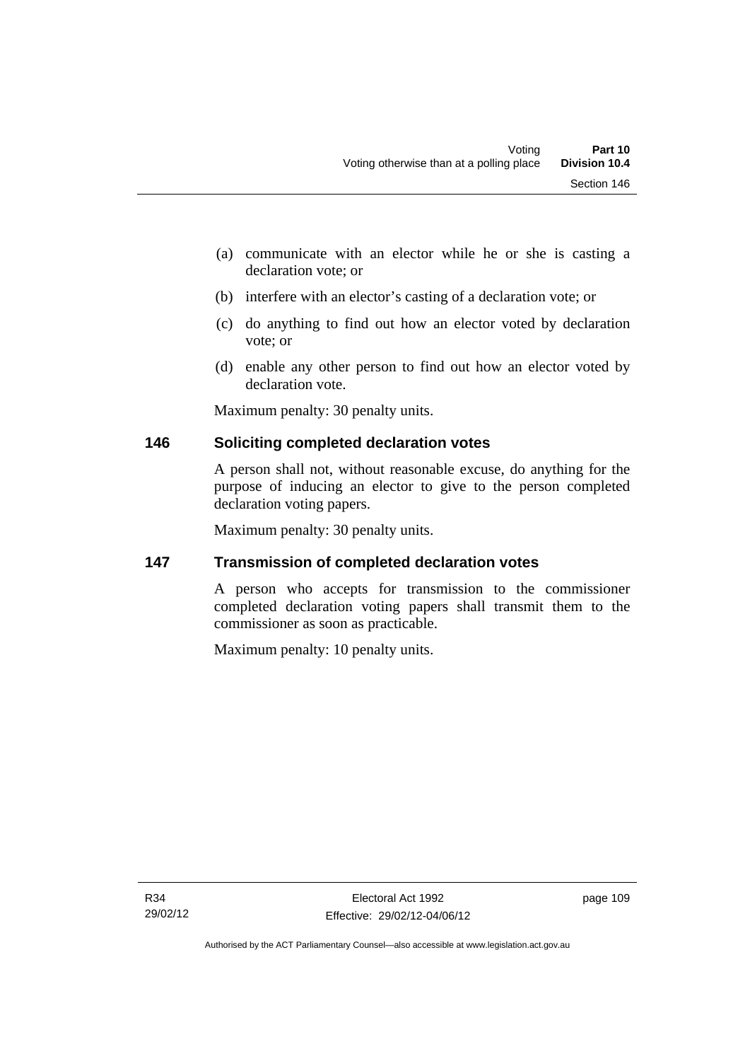(a) communicate with an elector while he or she is casting a declaration vote; or

(b) interfere with an elector's casting of a declaration vote; or

(c) do anything to find out how an elector voted by declaration vote; or

(d) enable any other person to find out how an elector voted by declaration vote.

Maximum penalty: 30 penalty units.

### 146 Soliciting completed declaration votes

A person shall not, without reasonable excuse, do anything for the purpose of inducing an elector to give to the person completed declaration voting papers.

Maximum penalty: 30 penalty units.

### 147 Transmission of completed declaration votes

A person who accepts for transmission to the commissioner completed declaration voting papers shall transmit them to the commissioner as soon as practicable.

Maximum penalty: 10 penalty units.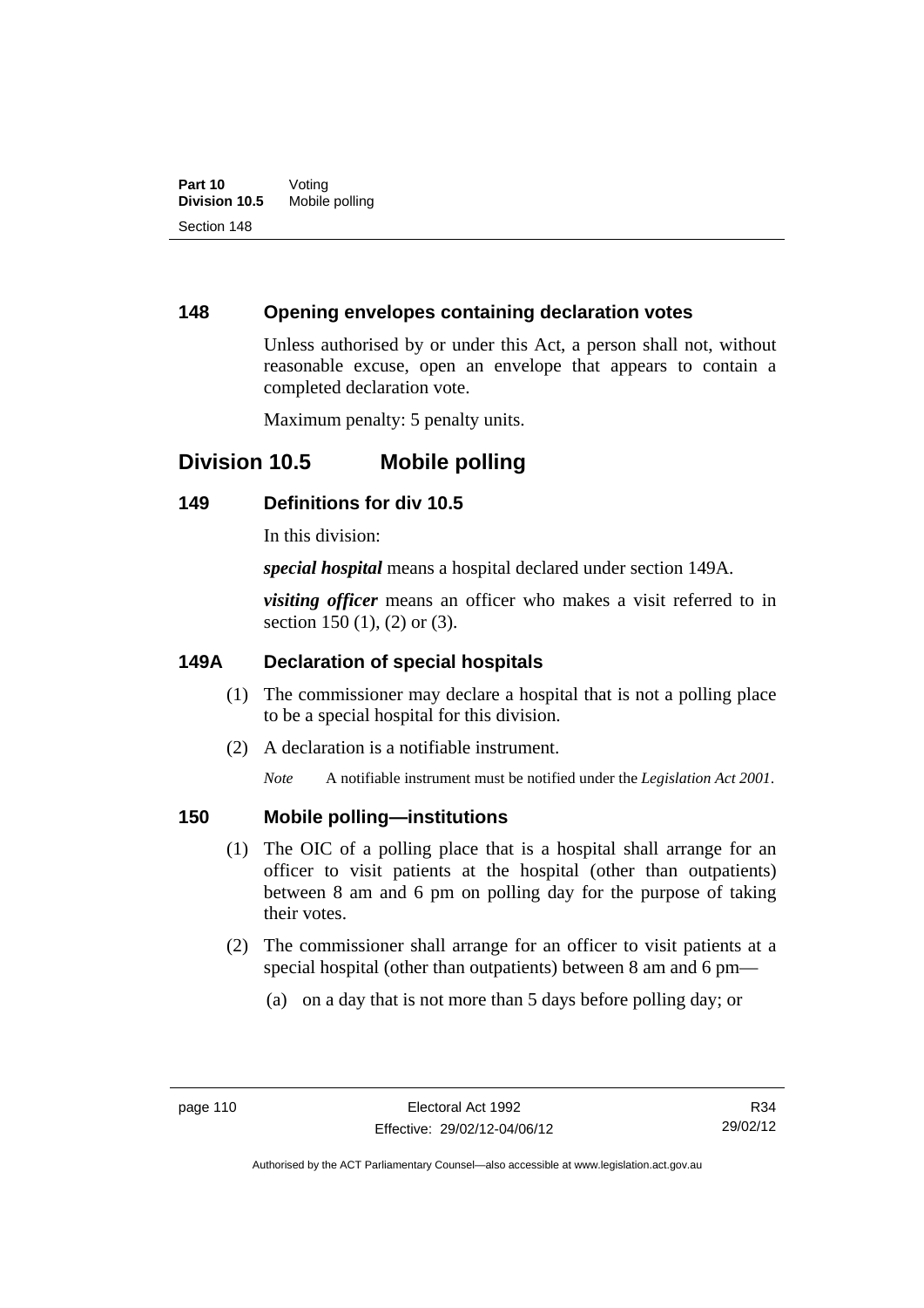## 148 Opening envelopes containing declaration votes

Unless authorised by or under this Act, a person shall not, without reasonable excuse, open an envelope that appears to contain a completed declaration vote.

Maximum penalty: 5 penalty units.

# Division 10.5 Mobile polling

## 149 Definitions for div 10.5

In this division:

***special hospital*** means a hospital declared under section 149A.

***visiting officer*** means an officer who makes a visit referred to in section 150 (1), (2) or (3).

## 149A Declaration of special hospitals

(1) The commissioner may declare a hospital that is not a polling place to be a special hospital for this division.

(2) A declaration is a notifiable instrument.

*Note* A notifiable instrument must be notified under the *Legislation Act 2001*.

## 150 Mobile polling—institutions

(1) The OIC of a polling place that is a hospital shall arrange for an officer to visit patients at the hospital (other than outpatients) between 8 am and 6 pm on polling day for the purpose of taking their votes.

(2) The commissioner shall arrange for an officer to visit patients at a special hospital (other than outpatients) between 8 am and 6 pm—

(a) on a day that is not more than 5 days before polling day; or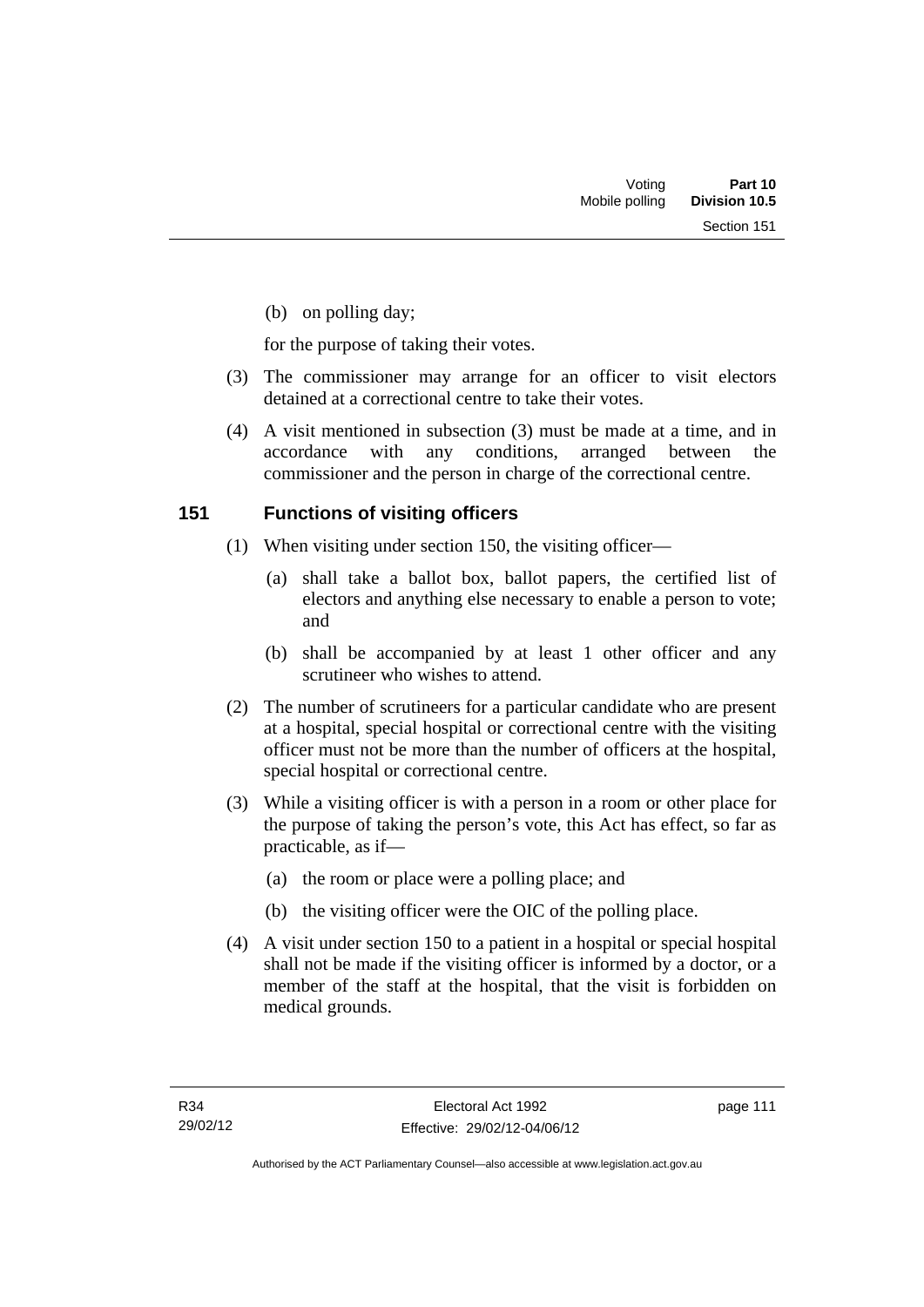(b) on polling day;

for the purpose of taking their votes.

(3) The commissioner may arrange for an officer to visit electors detained at a correctional centre to take their votes.

(4) A visit mentioned in subsection (3) must be made at a time, and in accordance with any conditions, arranged between the commissioner and the person in charge of the correctional centre.

### 151 Functions of visiting officers

(1) When visiting under section 150, the visiting officer—

(a) shall take a ballot box, ballot papers, the certified list of electors and anything else necessary to enable a person to vote; and

(b) shall be accompanied by at least 1 other officer and any scrutineer who wishes to attend.

(2) The number of scrutineers for a particular candidate who are present at a hospital, special hospital or correctional centre with the visiting officer must not be more than the number of officers at the hospital, special hospital or correctional centre.

(3) While a visiting officer is with a person in a room or other place for the purpose of taking the person's vote, this Act has effect, so far as practicable, as if—

(a) the room or place were a polling place; and

(b) the visiting officer were the OIC of the polling place.

(4) A visit under section 150 to a patient in a hospital or special hospital shall not be made if the visiting officer is informed by a doctor, or a member of the staff at the hospital, that the visit is forbidden on medical grounds.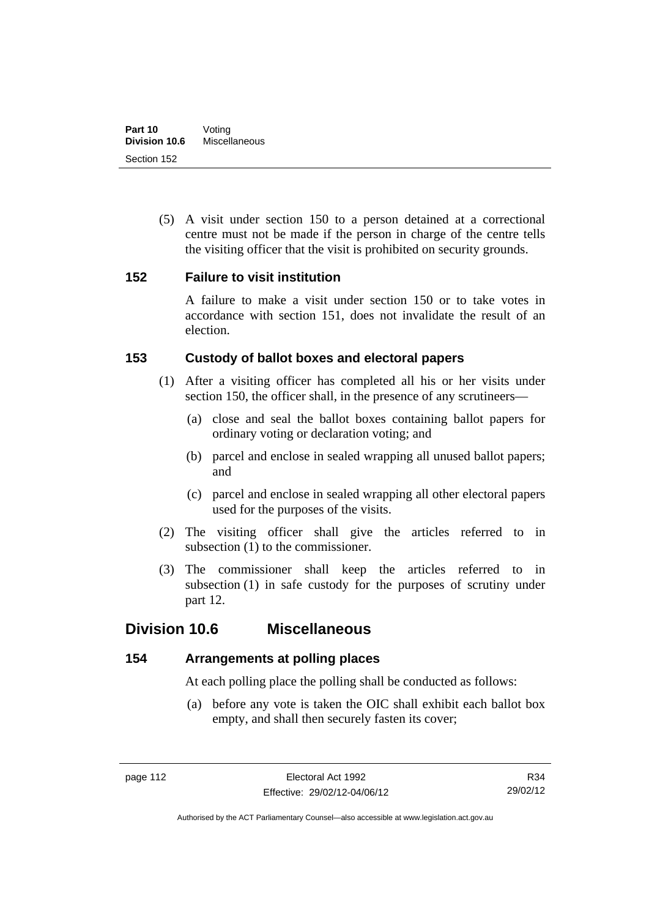(5) A visit under section 150 to a person detained at a correctional centre must not be made if the person in charge of the centre tells the visiting officer that the visit is prohibited on security grounds.

### 152 Failure to visit institution

A failure to make a visit under section 150 or to take votes in accordance with section 151, does not invalidate the result of an election.

### 153 Custody of ballot boxes and electoral papers

(1) After a visiting officer has completed all his or her visits under section 150, the officer shall, in the presence of any scrutineers—

(a) close and seal the ballot boxes containing ballot papers for ordinary voting or declaration voting; and

(b) parcel and enclose in sealed wrapping all unused ballot papers; and

(c) parcel and enclose in sealed wrapping all other electoral papers used for the purposes of the visits.

(2) The visiting officer shall give the articles referred to in subsection (1) to the commissioner.

(3) The commissioner shall keep the articles referred to in subsection (1) in safe custody for the purposes of scrutiny under part 12.

## Division 10.6 Miscellaneous

### 154 Arrangements at polling places

At each polling place the polling shall be conducted as follows:

(a) before any vote is taken the OIC shall exhibit each ballot box empty, and shall then securely fasten its cover;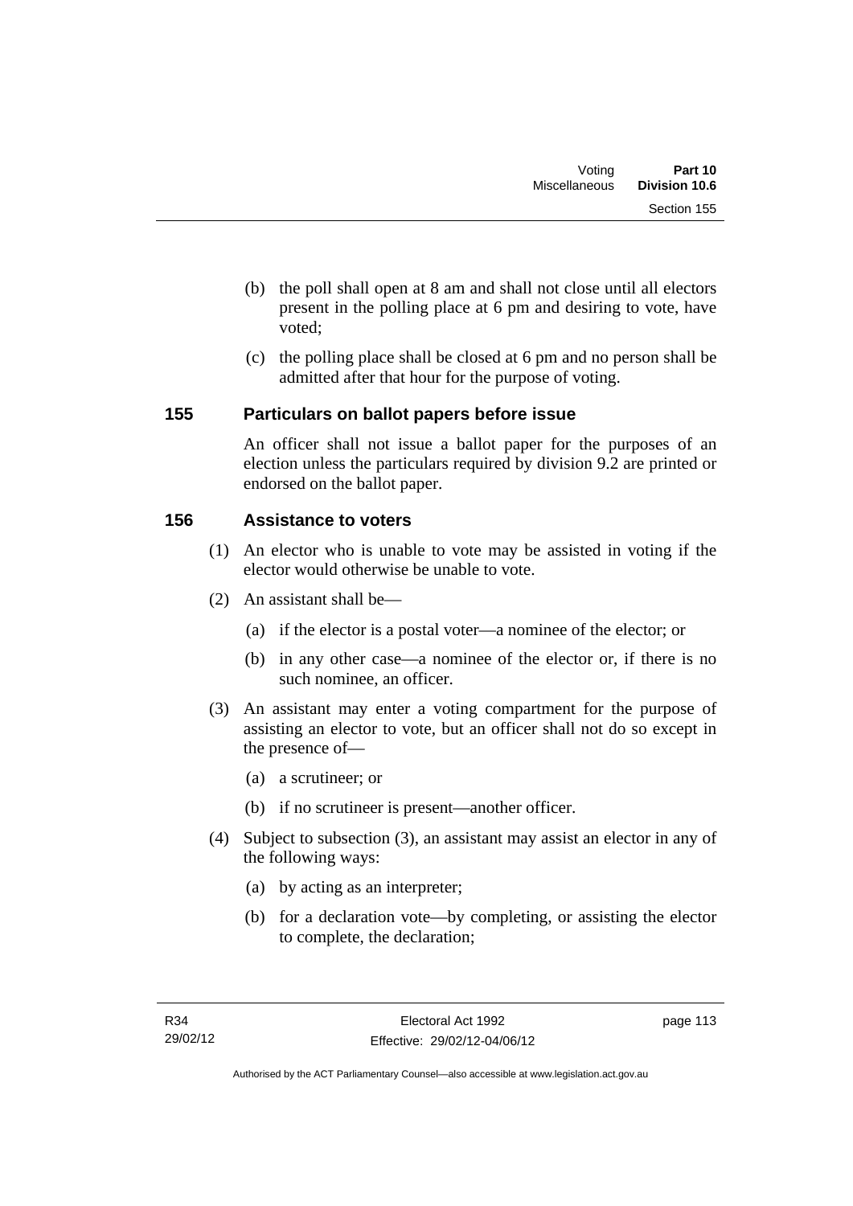(b) the poll shall open at 8 am and shall not close until all electors present in the polling place at 6 pm and desiring to vote, have voted;

(c) the polling place shall be closed at 6 pm and no person shall be admitted after that hour for the purpose of voting.

## 155 Particulars on ballot papers before issue

An officer shall not issue a ballot paper for the purposes of an election unless the particulars required by division 9.2 are printed or endorsed on the ballot paper.

## 156 Assistance to voters

(1) An elector who is unable to vote may be assisted in voting if the elector would otherwise be unable to vote.

(2) An assistant shall be—

(a) if the elector is a postal voter—a nominee of the elector; or

(b) in any other case—a nominee of the elector or, if there is no such nominee, an officer.

(3) An assistant may enter a voting compartment for the purpose of assisting an elector to vote, but an officer shall not do so except in the presence of—

(a) a scrutineer; or

(b) if no scrutineer is present—another officer.

(4) Subject to subsection (3), an assistant may assist an elector in any of the following ways:

(a) by acting as an interpreter;

(b) for a declaration vote—by completing, or assisting the elector to complete, the declaration;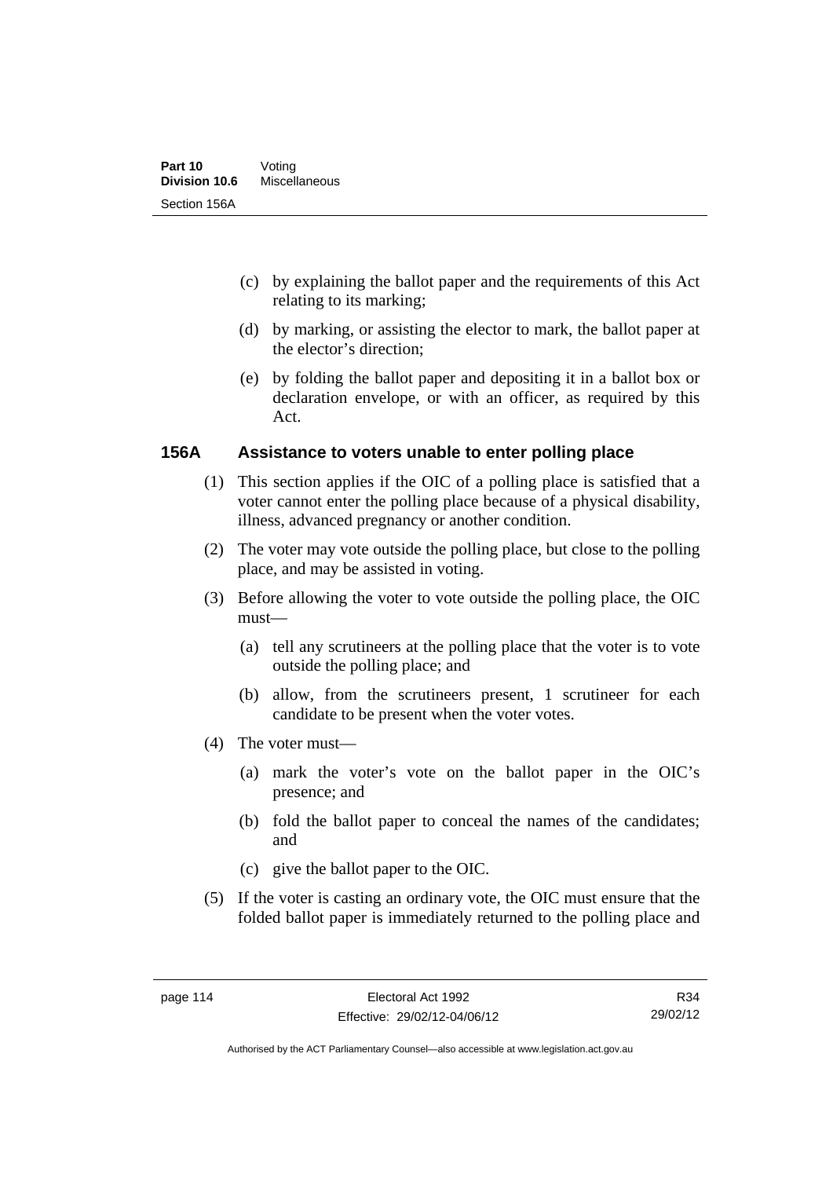(c) by explaining the ballot paper and the requirements of this Act relating to its marking;

(d) by marking, or assisting the elector to mark, the ballot paper at the elector's direction;

(e) by folding the ballot paper and depositing it in a ballot box or declaration envelope, or with an officer, as required by this Act.

### 156A Assistance to voters unable to enter polling place

(1) This section applies if the OIC of a polling place is satisfied that a voter cannot enter the polling place because of a physical disability, illness, advanced pregnancy or another condition.

(2) The voter may vote outside the polling place, but close to the polling place, and may be assisted in voting.

(3) Before allowing the voter to vote outside the polling place, the OIC must—

(a) tell any scrutineers at the polling place that the voter is to vote outside the polling place; and

(b) allow, from the scrutineers present, 1 scrutineer for each candidate to be present when the voter votes.

(4) The voter must—

(a) mark the voter's vote on the ballot paper in the OIC's presence; and

(b) fold the ballot paper to conceal the names of the candidates; and

(c) give the ballot paper to the OIC.

(5) If the voter is casting an ordinary vote, the OIC must ensure that the folded ballot paper is immediately returned to the polling place and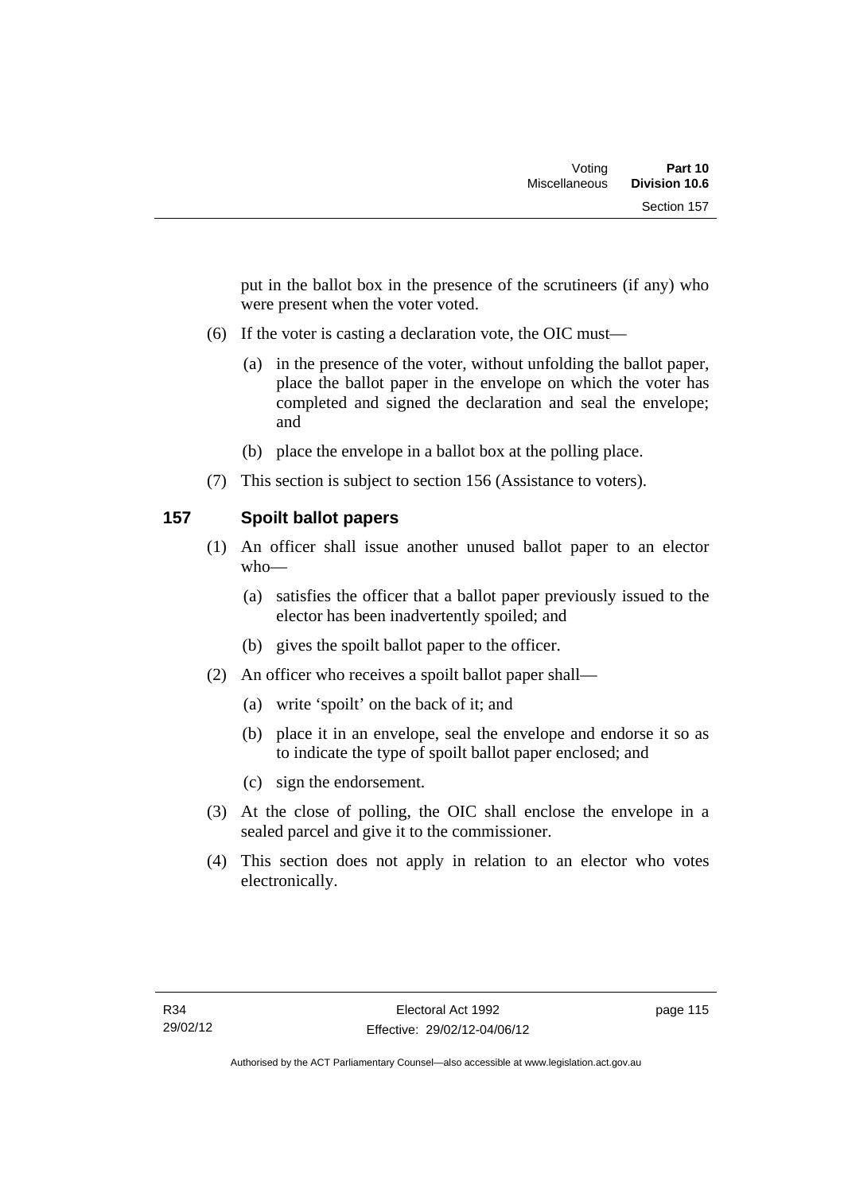put in the ballot box in the presence of the scrutineers (if any) who were present when the voter voted.

(6) If the voter is casting a declaration vote, the OIC must—

(a) in the presence of the voter, without unfolding the ballot paper, place the ballot paper in the envelope on which the voter has completed and signed the declaration and seal the envelope; and

(b) place the envelope in a ballot box at the polling place.

(7) This section is subject to section 156 (Assistance to voters).

## 157 Spoilt ballot papers

(1) An officer shall issue another unused ballot paper to an elector who—

(a) satisfies the officer that a ballot paper previously issued to the elector has been inadvertently spoiled; and

(b) gives the spoilt ballot paper to the officer.

(2) An officer who receives a spoilt ballot paper shall—

(a) write 'spoilt' on the back of it; and

(b) place it in an envelope, seal the envelope and endorse it so as to indicate the type of spoilt ballot paper enclosed; and

(c) sign the endorsement.

(3) At the close of polling, the OIC shall enclose the envelope in a sealed parcel and give it to the commissioner.

(4) This section does not apply in relation to an elector who votes electronically.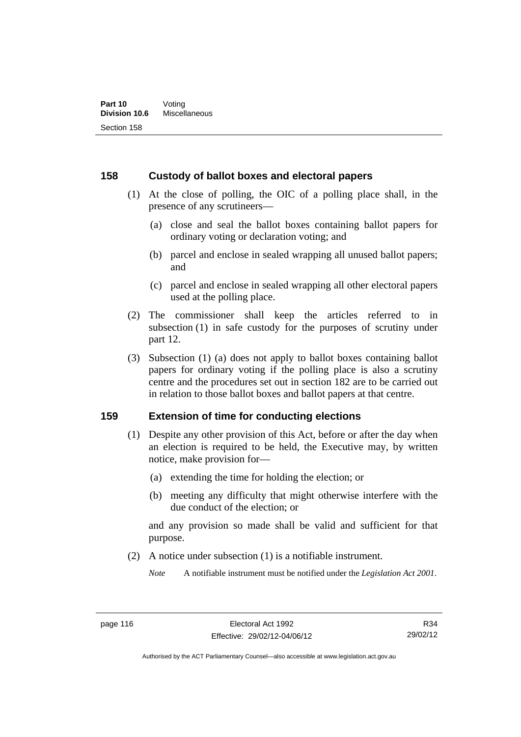## 158 Custody of ballot boxes and electoral papers

(1) At the close of polling, the OIC of a polling place shall, in the presence of any scrutineers—

(a) close and seal the ballot boxes containing ballot papers for ordinary voting or declaration voting; and

(b) parcel and enclose in sealed wrapping all unused ballot papers; and

(c) parcel and enclose in sealed wrapping all other electoral papers used at the polling place.

(2) The commissioner shall keep the articles referred to in subsection (1) in safe custody for the purposes of scrutiny under part 12.

(3) Subsection (1) (a) does not apply to ballot boxes containing ballot papers for ordinary voting if the polling place is also a scrutiny centre and the procedures set out in section 182 are to be carried out in relation to those ballot boxes and ballot papers at that centre.

## 159 Extension of time for conducting elections

(1) Despite any other provision of this Act, before or after the day when an election is required to be held, the Executive may, by written notice, make provision for—

(a) extending the time for holding the election; or

(b) meeting any difficulty that might otherwise interfere with the due conduct of the election; or

and any provision so made shall be valid and sufficient for that purpose.

(2) A notice under subsection (1) is a notifiable instrument.

*Note* A notifiable instrument must be notified under the *Legislation Act 2001*.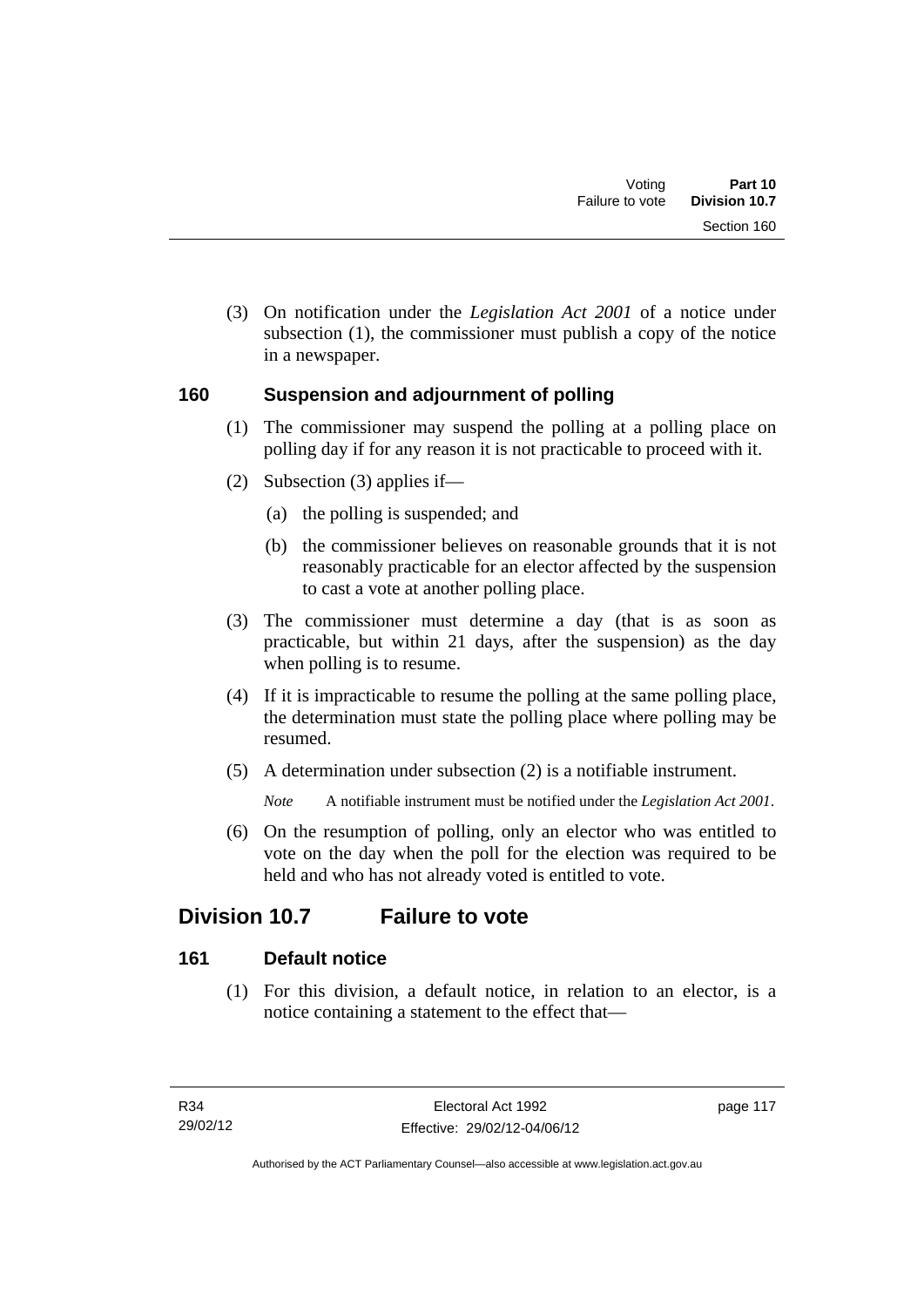(3) On notification under the *Legislation Act 2001* of a notice under subsection (1), the commissioner must publish a copy of the notice in a newspaper.

### 160 Suspension and adjournment of polling

(1) The commissioner may suspend the polling at a polling place on polling day if for any reason it is not practicable to proceed with it.

(2) Subsection (3) applies if—

(a) the polling is suspended; and

(b) the commissioner believes on reasonable grounds that it is not reasonably practicable for an elector affected by the suspension to cast a vote at another polling place.

(3) The commissioner must determine a day (that is as soon as practicable, but within 21 days, after the suspension) as the day when polling is to resume.

(4) If it is impracticable to resume the polling at the same polling place, the determination must state the polling place where polling may be resumed.

(5) A determination under subsection (2) is a notifiable instrument.

*Note* A notifiable instrument must be notified under the *Legislation Act 2001*.

(6) On the resumption of polling, only an elector who was entitled to vote on the day when the poll for the election was required to be held and who has not already voted is entitled to vote.

## Division 10.7 Failure to vote

### 161 Default notice

(1) For this division, a default notice, in relation to an elector, is a notice containing a statement to the effect that—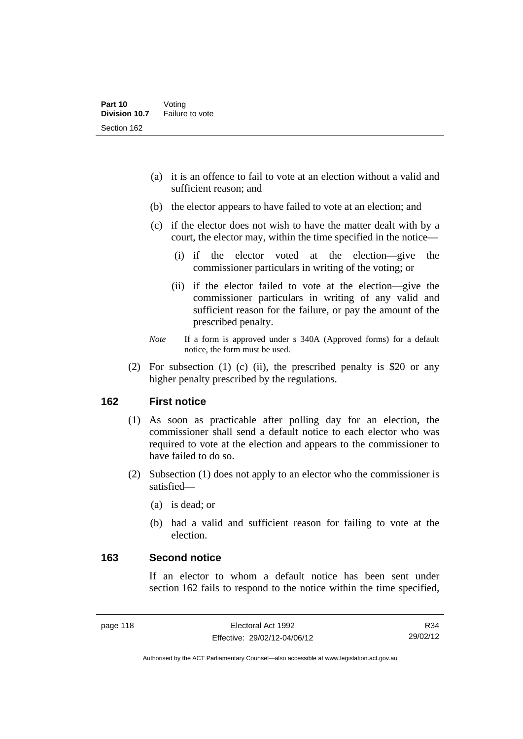(a) it is an offence to fail to vote at an election without a valid and sufficient reason; and

(b) the elector appears to have failed to vote at an election; and

(c) if the elector does not wish to have the matter dealt with by a court, the elector may, within the time specified in the notice—

(i) if the elector voted at the election—give the commissioner particulars in writing of the voting; or

(ii) if the elector failed to vote at the election—give the commissioner particulars in writing of any valid and sufficient reason for the failure, or pay the amount of the prescribed penalty.

*Note* If a form is approved under s 340A (Approved forms) for a default notice, the form must be used.

(2) For subsection (1) (c) (ii), the prescribed penalty is $20 or any higher penalty prescribed by the regulations.

## 162 First notice

(1) As soon as practicable after polling day for an election, the commissioner shall send a default notice to each elector who was required to vote at the election and appears to the commissioner to have failed to do so.

(2) Subsection (1) does not apply to an elector who the commissioner is satisfied—

(a) is dead; or

(b) had a valid and sufficient reason for failing to vote at the election.

## 163 Second notice

If an elector to whom a default notice has been sent under section 162 fails to respond to the notice within the time specified,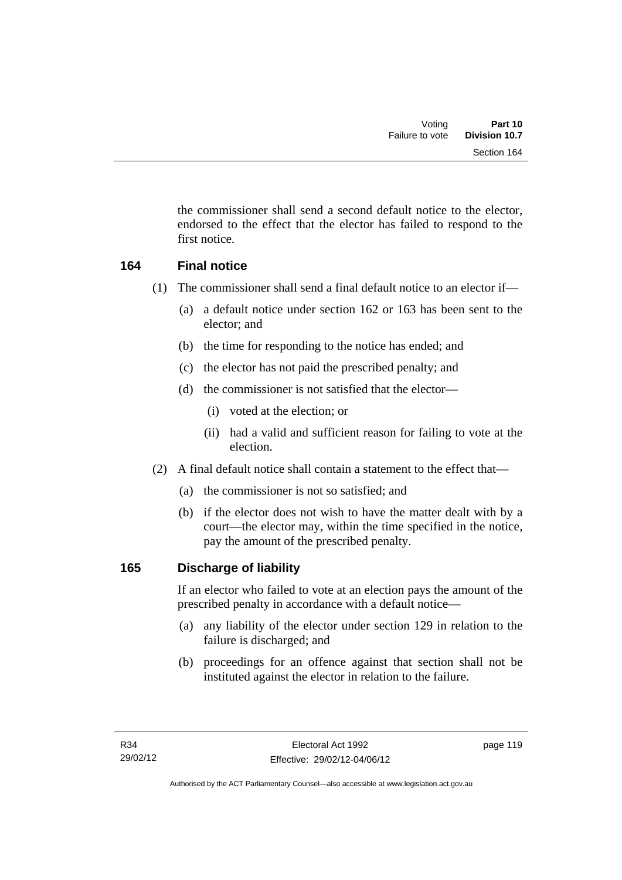the commissioner shall send a second default notice to the elector, endorsed to the effect that the elector has failed to respond to the first notice.

## 164 Final notice

(1) The commissioner shall send a final default notice to an elector if—

(a) a default notice under section 162 or 163 has been sent to the elector; and

(b) the time for responding to the notice has ended; and

(c) the elector has not paid the prescribed penalty; and

(d) the commissioner is not satisfied that the elector—

(i) voted at the election; or

(ii) had a valid and sufficient reason for failing to vote at the election.

(2) A final default notice shall contain a statement to the effect that—

(a) the commissioner is not so satisfied; and

(b) if the elector does not wish to have the matter dealt with by a court—the elector may, within the time specified in the notice, pay the amount of the prescribed penalty.

## 165 Discharge of liability

If an elector who failed to vote at an election pays the amount of the prescribed penalty in accordance with a default notice—

(a) any liability of the elector under section 129 in relation to the failure is discharged; and

(b) proceedings for an offence against that section shall not be instituted against the elector in relation to the failure.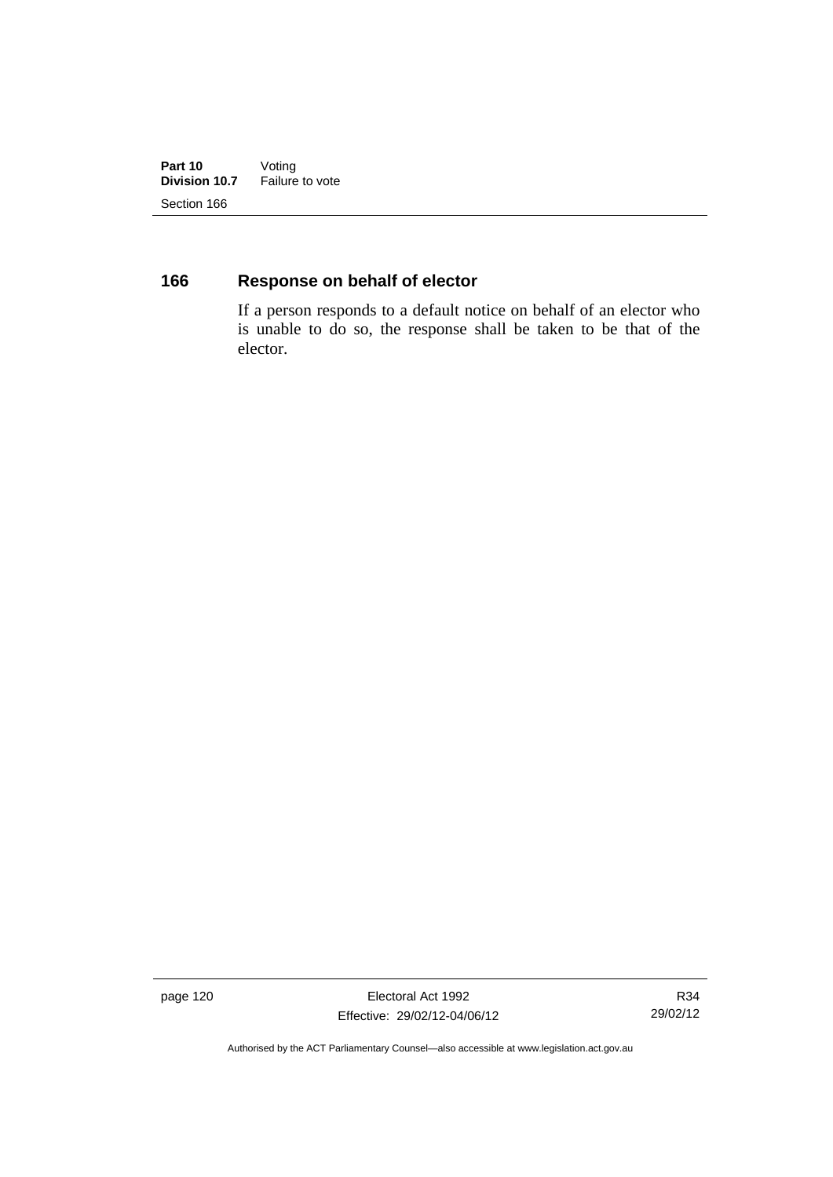## 166 Response on behalf of elector

If a person responds to a default notice on behalf of an elector who is unable to do so, the response shall be taken to be that of the elector.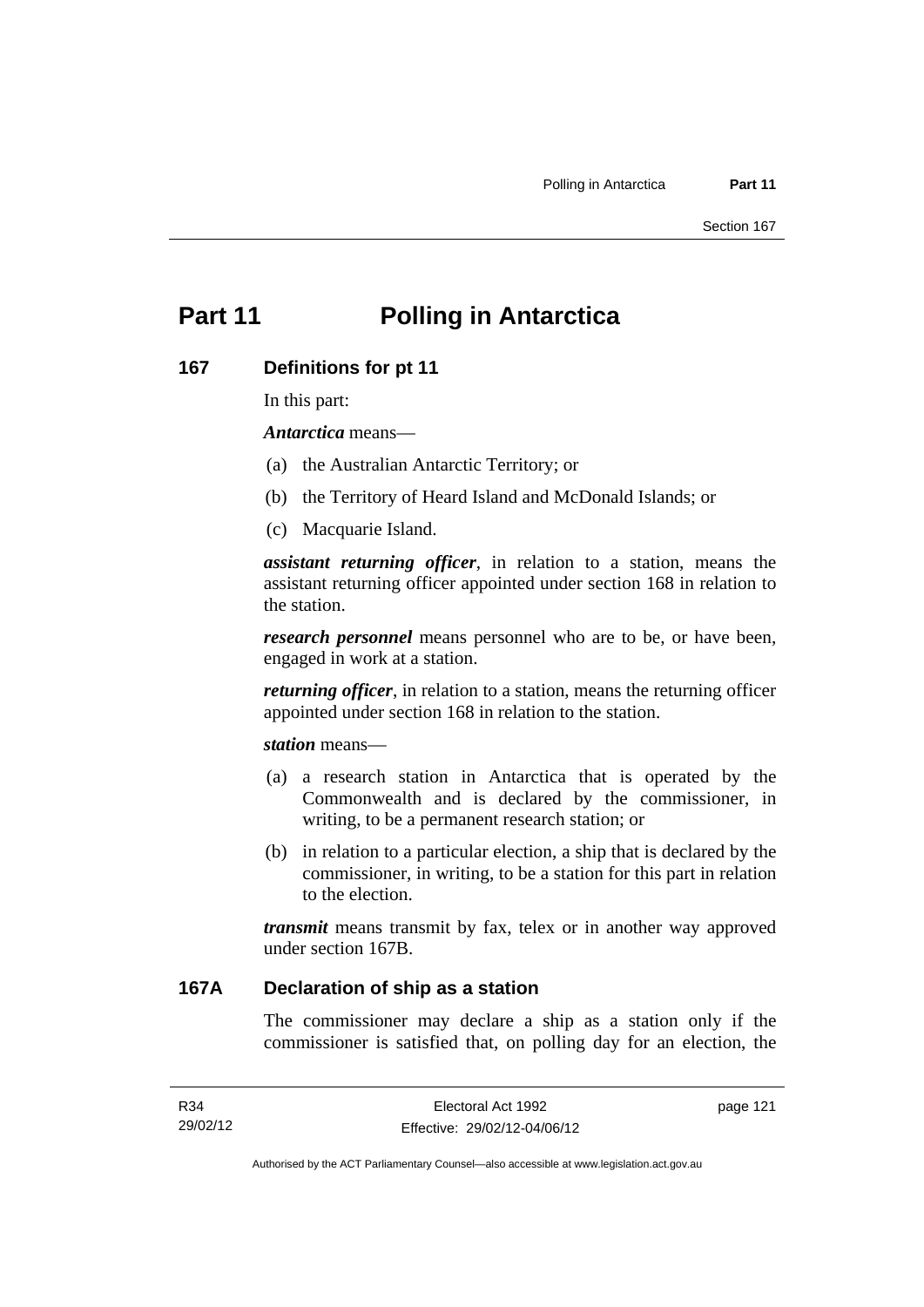# Part 11 Polling in Antarctica

## 167 Definitions for pt 11

In this part:

***Antarctica*** means—

(a) the Australian Antarctic Territory; or

(b) the Territory of Heard Island and McDonald Islands; or

(c) Macquarie Island.

***assistant returning officer***, in relation to a station, means the assistant returning officer appointed under section 168 in relation to the station.

***research personnel*** means personnel who are to be, or have been, engaged in work at a station.

***returning officer***, in relation to a station, means the returning officer appointed under section 168 in relation to the station.

***station*** means—

(a) a research station in Antarctica that is operated by the Commonwealth and is declared by the commissioner, in writing, to be a permanent research station; or

(b) in relation to a particular election, a ship that is declared by the commissioner, in writing, to be a station for this part in relation to the election.

***transmit*** means transmit by fax, telex or in another way approved under section 167B.

## 167A Declaration of ship as a station

The commissioner may declare a ship as a station only if the commissioner is satisfied that, on polling day for an election, the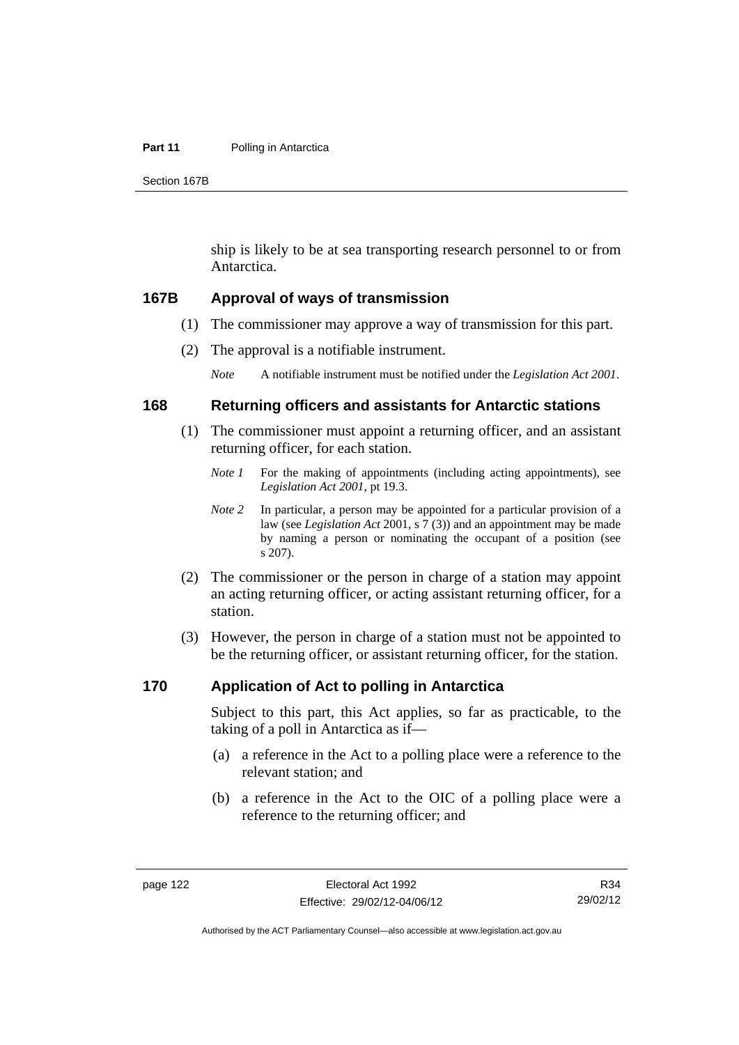ship is likely to be at sea transporting research personnel to or from Antarctica.

### 167B Approval of ways of transmission

(1) The commissioner may approve a way of transmission for this part.

(2) The approval is a notifiable instrument.

*Note* A notifiable instrument must be notified under the *Legislation Act 2001*.

### 168 Returning officers and assistants for Antarctic stations

(1) The commissioner must appoint a returning officer, and an assistant returning officer, for each station.

*Note 1* For the making of appointments (including acting appointments), see *Legislation Act 2001*, pt 19.3.

*Note 2* In particular, a person may be appointed for a particular provision of a law (see *Legislation Act* 2001, s 7 (3)) and an appointment may be made by naming a person or nominating the occupant of a position (see s 207).

(2) The commissioner or the person in charge of a station may appoint an acting returning officer, or acting assistant returning officer, for a station.

(3) However, the person in charge of a station must not be appointed to be the returning officer, or assistant returning officer, for the station.

### 170 Application of Act to polling in Antarctica

Subject to this part, this Act applies, so far as practicable, to the taking of a poll in Antarctica as if—

(a) a reference in the Act to a polling place were a reference to the relevant station; and

(b) a reference in the Act to the OIC of a polling place were a reference to the returning officer; and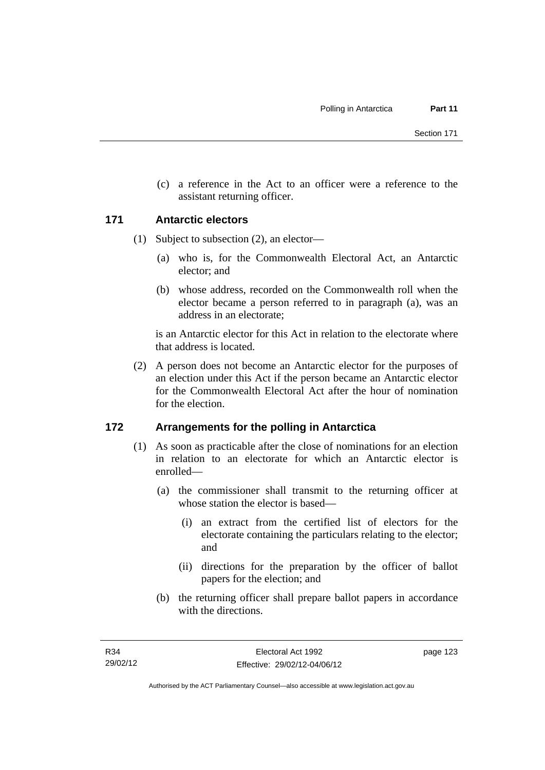(c) a reference in the Act to an officer were a reference to the assistant returning officer.

## 171 Antarctic electors

(1) Subject to subsection (2), an elector—

(a) who is, for the Commonwealth Electoral Act, an Antarctic elector; and

(b) whose address, recorded on the Commonwealth roll when the elector became a person referred to in paragraph (a), was an address in an electorate;

is an Antarctic elector for this Act in relation to the electorate where that address is located.

(2) A person does not become an Antarctic elector for the purposes of an election under this Act if the person became an Antarctic elector for the Commonwealth Electoral Act after the hour of nomination for the election.

## 172 Arrangements for the polling in Antarctica

(1) As soon as practicable after the close of nominations for an election in relation to an electorate for which an Antarctic elector is enrolled—

(a) the commissioner shall transmit to the returning officer at whose station the elector is based—

(i) an extract from the certified list of electors for the electorate containing the particulars relating to the elector; and

(ii) directions for the preparation by the officer of ballot papers for the election; and

(b) the returning officer shall prepare ballot papers in accordance with the directions.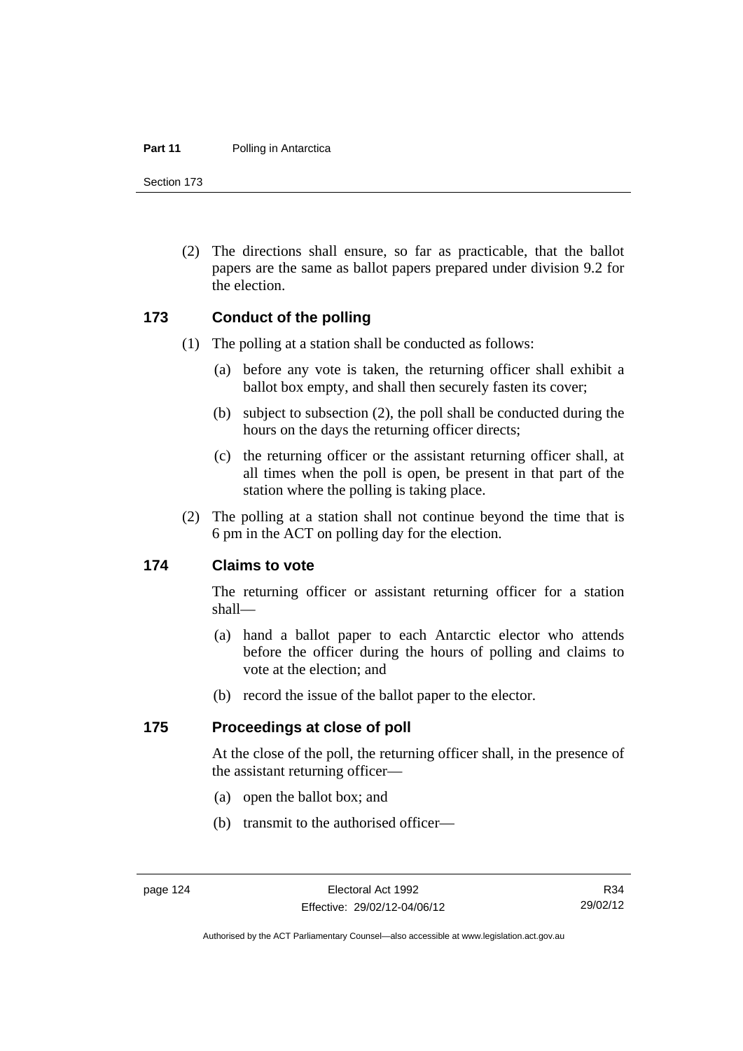(2) The directions shall ensure, so far as practicable, that the ballot papers are the same as ballot papers prepared under division 9.2 for the election.

## 173 Conduct of the polling

(1) The polling at a station shall be conducted as follows:

(a) before any vote is taken, the returning officer shall exhibit a ballot box empty, and shall then securely fasten its cover;

(b) subject to subsection (2), the poll shall be conducted during the hours on the days the returning officer directs;

(c) the returning officer or the assistant returning officer shall, at all times when the poll is open, be present in that part of the station where the polling is taking place.

(2) The polling at a station shall not continue beyond the time that is 6 pm in the ACT on polling day for the election.

## 174 Claims to vote

The returning officer or assistant returning officer for a station shall—

(a) hand a ballot paper to each Antarctic elector who attends before the officer during the hours of polling and claims to vote at the election; and

(b) record the issue of the ballot paper to the elector.

## 175 Proceedings at close of poll

At the close of the poll, the returning officer shall, in the presence of the assistant returning officer—

(a) open the ballot box; and

(b) transmit to the authorised officer—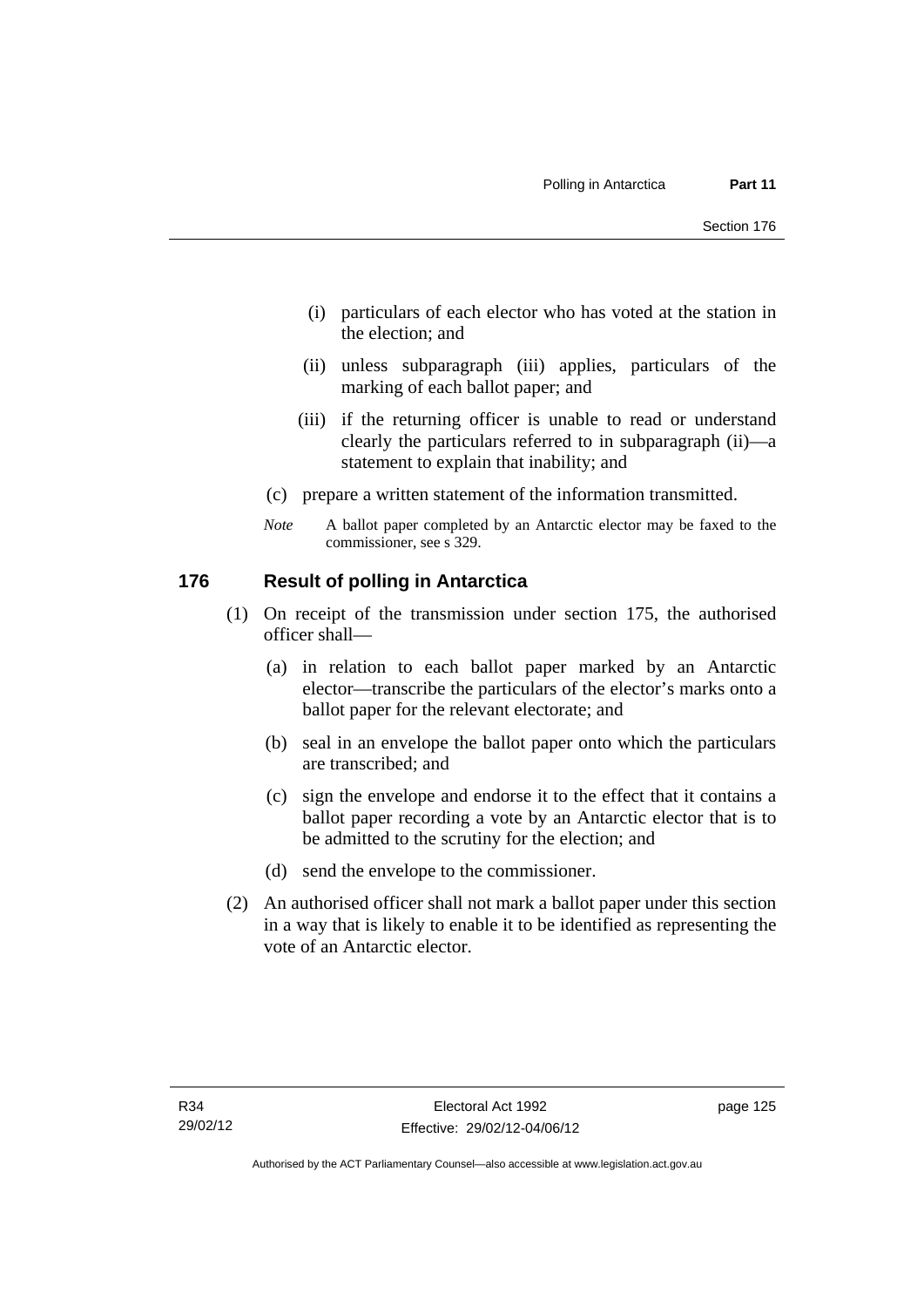(i) particulars of each elector who has voted at the station in the election; and

(ii) unless subparagraph (iii) applies, particulars of the marking of each ballot paper; and

(iii) if the returning officer is unable to read or understand clearly the particulars referred to in subparagraph (ii)—a statement to explain that inability; and

(c) prepare a written statement of the information transmitted.

*Note* A ballot paper completed by an Antarctic elector may be faxed to the commissioner, see s 329.

## 176 Result of polling in Antarctica

(1) On receipt of the transmission under section 175, the authorised officer shall—

(a) in relation to each ballot paper marked by an Antarctic elector—transcribe the particulars of the elector's marks onto a ballot paper for the relevant electorate; and

(b) seal in an envelope the ballot paper onto which the particulars are transcribed; and

(c) sign the envelope and endorse it to the effect that it contains a ballot paper recording a vote by an Antarctic elector that is to be admitted to the scrutiny for the election; and

(d) send the envelope to the commissioner.

(2) An authorised officer shall not mark a ballot paper under this section in a way that is likely to enable it to be identified as representing the vote of an Antarctic elector.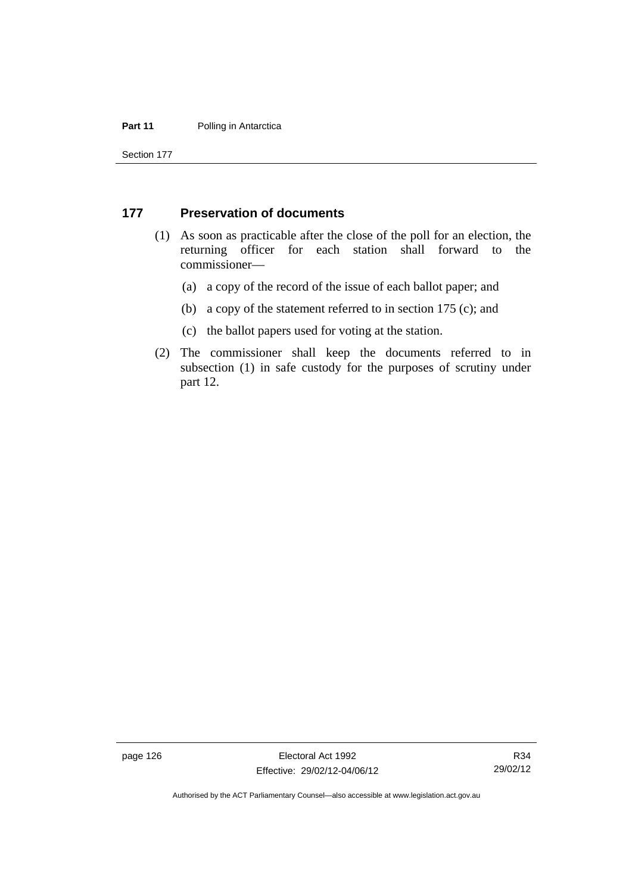## 177 Preservation of documents

(1) As soon as practicable after the close of the poll for an election, the returning officer for each station shall forward to the commissioner—

(a) a copy of the record of the issue of each ballot paper; and

(b) a copy of the statement referred to in section 175 (c); and

(c) the ballot papers used for voting at the station.

(2) The commissioner shall keep the documents referred to in subsection (1) in safe custody for the purposes of scrutiny under part 12.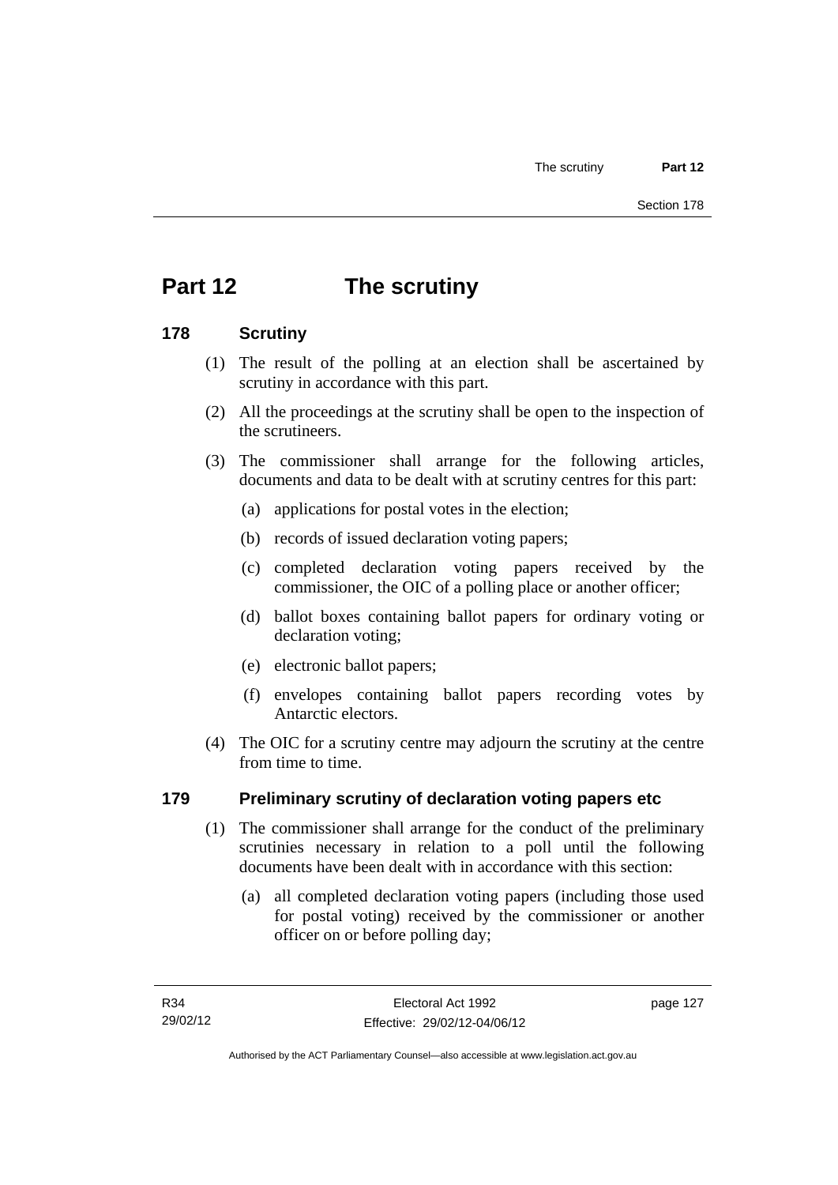# Part 12 The scrutiny

## 178 Scrutiny

(1) The result of the polling at an election shall be ascertained by scrutiny in accordance with this part.

(2) All the proceedings at the scrutiny shall be open to the inspection of the scrutineers.

(3) The commissioner shall arrange for the following articles, documents and data to be dealt with at scrutiny centres for this part:

   (a) applications for postal votes in the election;

   (b) records of issued declaration voting papers;

   (c) completed declaration voting papers received by the commissioner, the OIC of a polling place or another officer;

   (d) ballot boxes containing ballot papers for ordinary voting or declaration voting;

   (e) electronic ballot papers;

   (f) envelopes containing ballot papers recording votes by Antarctic electors.

(4) The OIC for a scrutiny centre may adjourn the scrutiny at the centre from time to time.

## 179 Preliminary scrutiny of declaration voting papers etc

(1) The commissioner shall arrange for the conduct of the preliminary scrutinies necessary in relation to a poll until the following documents have been dealt with in accordance with this section:

   (a) all completed declaration voting papers (including those used for postal voting) received by the commissioner or another officer on or before polling day;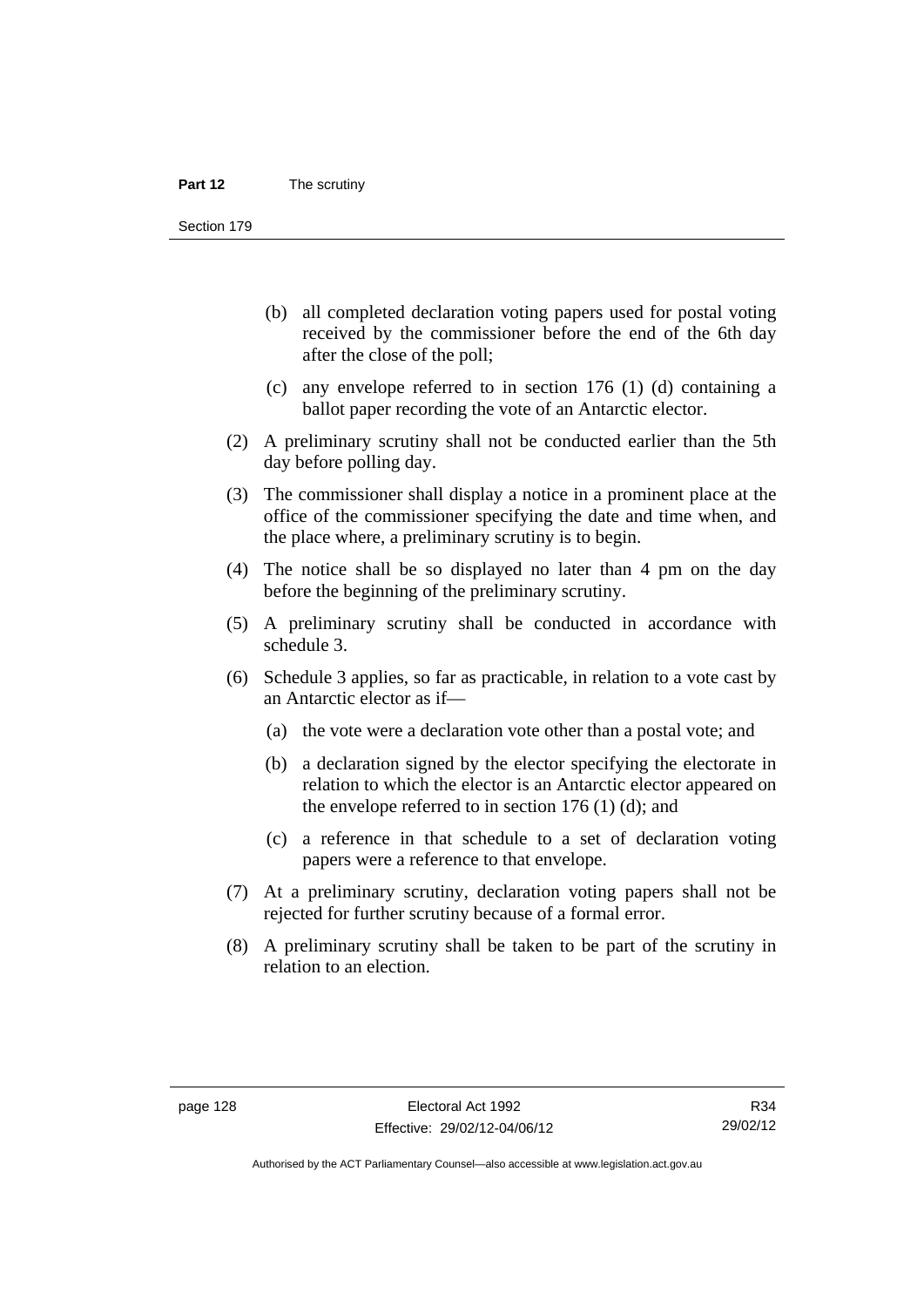(b) all completed declaration voting papers used for postal voting received by the commissioner before the end of the 6th day after the close of the poll;

(c) any envelope referred to in section 176 (1) (d) containing a ballot paper recording the vote of an Antarctic elector.

(2) A preliminary scrutiny shall not be conducted earlier than the 5th day before polling day.

(3) The commissioner shall display a notice in a prominent place at the office of the commissioner specifying the date and time when, and the place where, a preliminary scrutiny is to begin.

(4) The notice shall be so displayed no later than 4 pm on the day before the beginning of the preliminary scrutiny.

(5) A preliminary scrutiny shall be conducted in accordance with schedule 3.

(6) Schedule 3 applies, so far as practicable, in relation to a vote cast by an Antarctic elector as if—

(a) the vote were a declaration vote other than a postal vote; and

(b) a declaration signed by the elector specifying the electorate in relation to which the elector is an Antarctic elector appeared on the envelope referred to in section 176 (1) (d); and

(c) a reference in that schedule to a set of declaration voting papers were a reference to that envelope.

(7) At a preliminary scrutiny, declaration voting papers shall not be rejected for further scrutiny because of a formal error.

(8) A preliminary scrutiny shall be taken to be part of the scrutiny in relation to an election.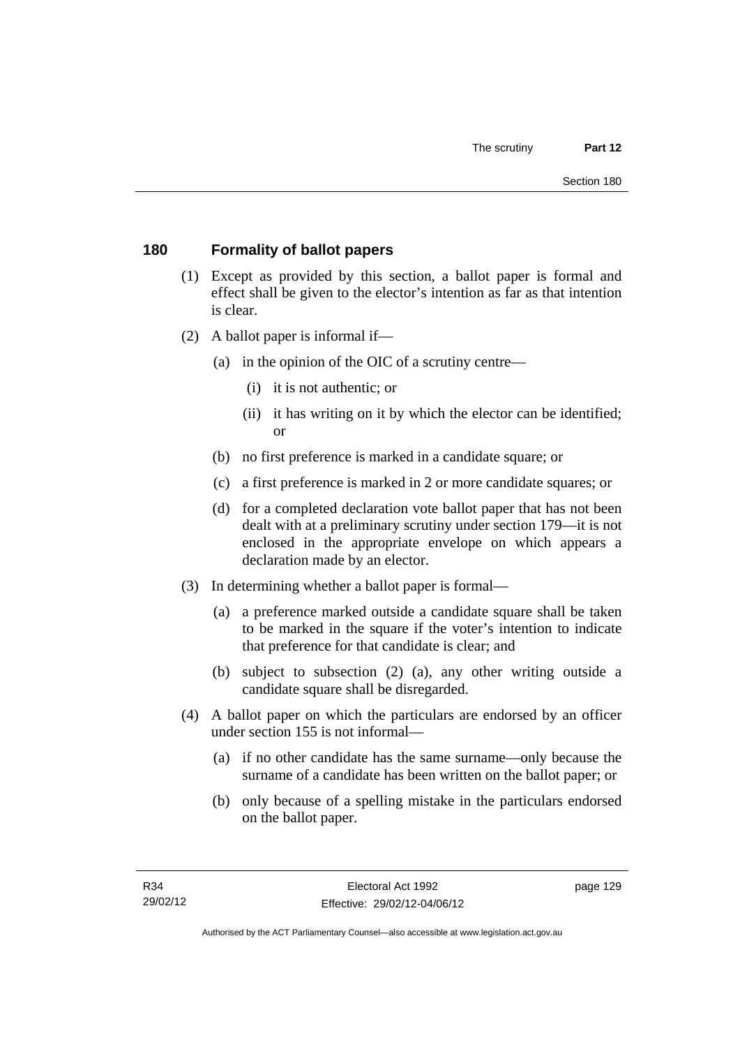## 180 Formality of ballot papers

(1) Except as provided by this section, a ballot paper is formal and effect shall be given to the elector's intention as far as that intention is clear.

(2) A ballot paper is informal if—

- (a) in the opinion of the OIC of a scrutiny centre—
  - (i) it is not authentic; or
  - (ii) it has writing on it by which the elector can be identified; or
- (b) no first preference is marked in a candidate square; or
- (c) a first preference is marked in 2 or more candidate squares; or
- (d) for a completed declaration vote ballot paper that has not been dealt with at a preliminary scrutiny under section 179—it is not enclosed in the appropriate envelope on which appears a declaration made by an elector.

(3) In determining whether a ballot paper is formal—

- (a) a preference marked outside a candidate square shall be taken to be marked in the square if the voter's intention to indicate that preference for that candidate is clear; and
- (b) subject to subsection (2) (a), any other writing outside a candidate square shall be disregarded.

(4) A ballot paper on which the particulars are endorsed by an officer under section 155 is not informal—

- (a) if no other candidate has the same surname—only because the surname of a candidate has been written on the ballot paper; or
- (b) only because of a spelling mistake in the particulars endorsed on the ballot paper.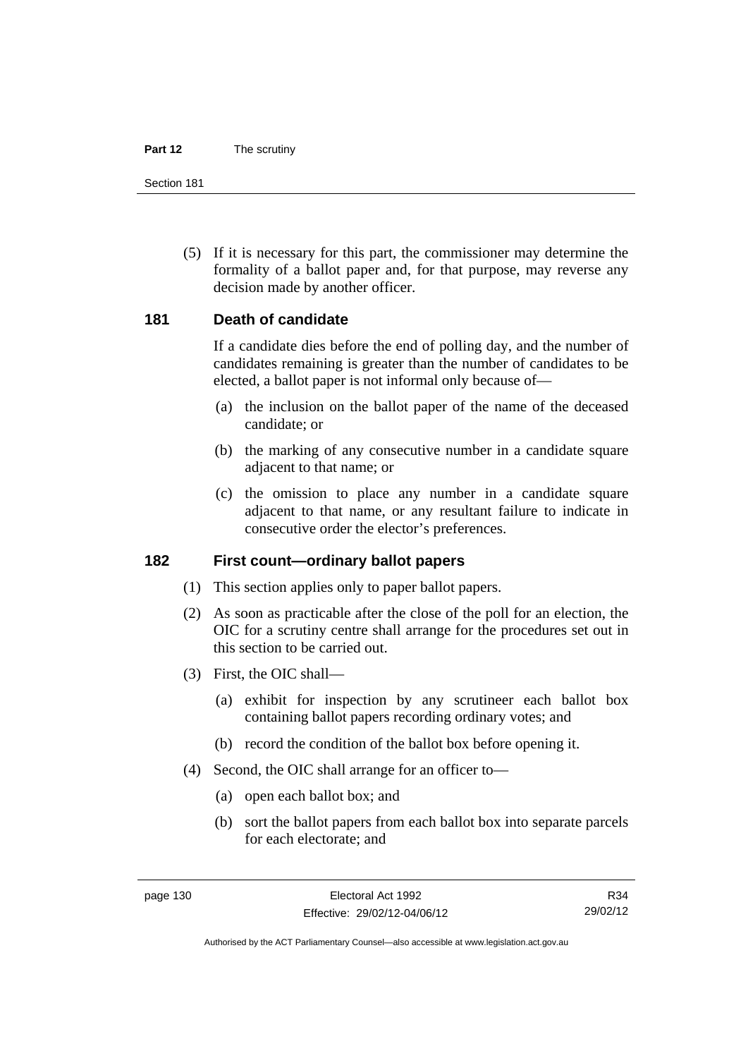(5) If it is necessary for this part, the commissioner may determine the formality of a ballot paper and, for that purpose, may reverse any decision made by another officer.

## 181 Death of candidate

If a candidate dies before the end of polling day, and the number of candidates remaining is greater than the number of candidates to be elected, a ballot paper is not informal only because of—

(a) the inclusion on the ballot paper of the name of the deceased candidate; or

(b) the marking of any consecutive number in a candidate square adjacent to that name; or

(c) the omission to place any number in a candidate square adjacent to that name, or any resultant failure to indicate in consecutive order the elector's preferences.

## 182 First count—ordinary ballot papers

(1) This section applies only to paper ballot papers.

(2) As soon as practicable after the close of the poll for an election, the OIC for a scrutiny centre shall arrange for the procedures set out in this section to be carried out.

(3) First, the OIC shall—

(a) exhibit for inspection by any scrutineer each ballot box containing ballot papers recording ordinary votes; and

(b) record the condition of the ballot box before opening it.

(4) Second, the OIC shall arrange for an officer to—

(a) open each ballot box; and

(b) sort the ballot papers from each ballot box into separate parcels for each electorate; and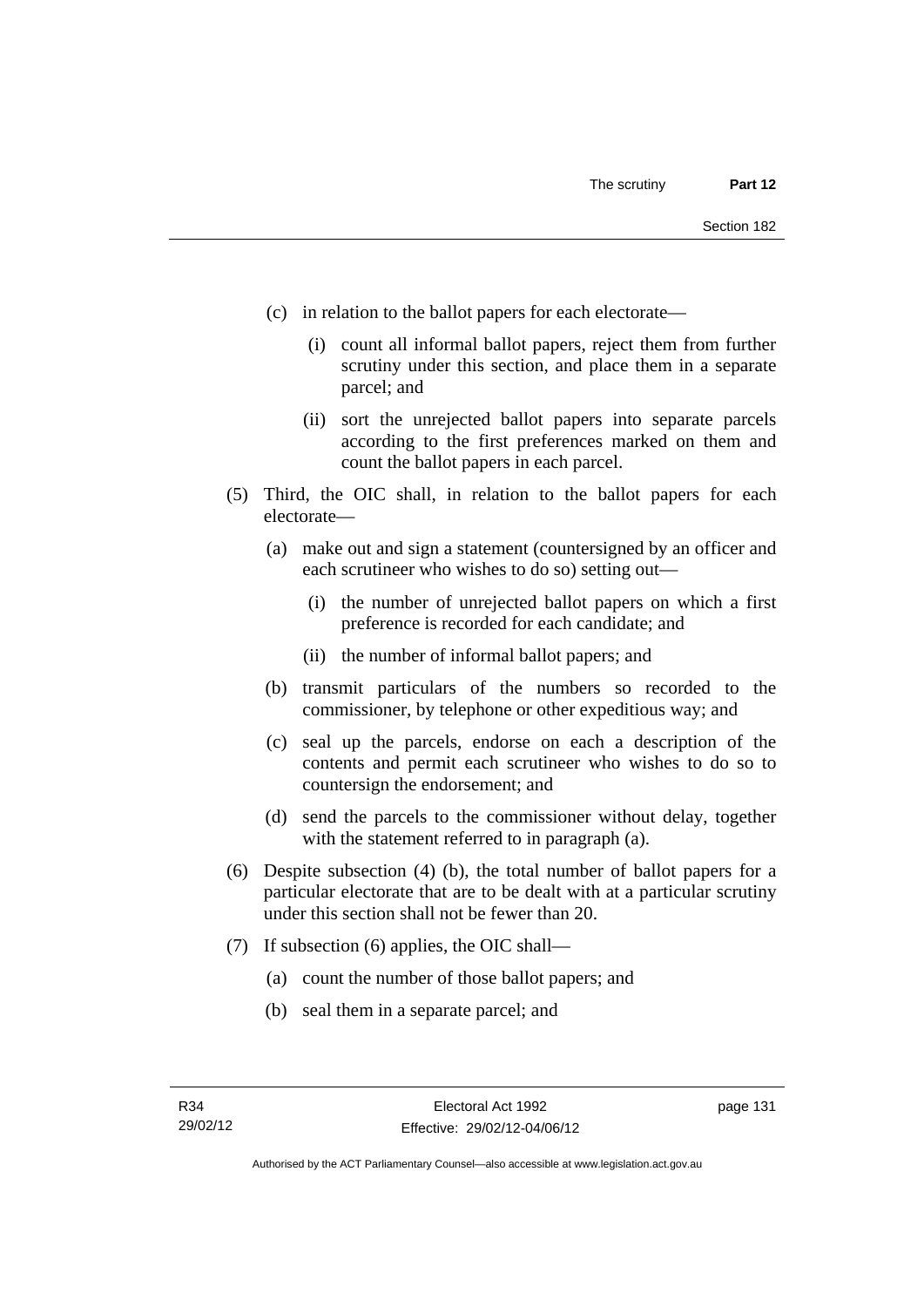(c) in relation to the ballot papers for each electorate—

(i) count all informal ballot papers, reject them from further scrutiny under this section, and place them in a separate parcel; and

(ii) sort the unrejected ballot papers into separate parcels according to the first preferences marked on them and count the ballot papers in each parcel.

(5) Third, the OIC shall, in relation to the ballot papers for each electorate—

(a) make out and sign a statement (countersigned by an officer and each scrutineer who wishes to do so) setting out—

(i) the number of unrejected ballot papers on which a first preference is recorded for each candidate; and

(ii) the number of informal ballot papers; and

(b) transmit particulars of the numbers so recorded to the commissioner, by telephone or other expeditious way; and

(c) seal up the parcels, endorse on each a description of the contents and permit each scrutineer who wishes to do so to countersign the endorsement; and

(d) send the parcels to the commissioner without delay, together with the statement referred to in paragraph (a).

(6) Despite subsection (4) (b), the total number of ballot papers for a particular electorate that are to be dealt with at a particular scrutiny under this section shall not be fewer than 20.

(7) If subsection (6) applies, the OIC shall—

(a) count the number of those ballot papers; and

(b) seal them in a separate parcel; and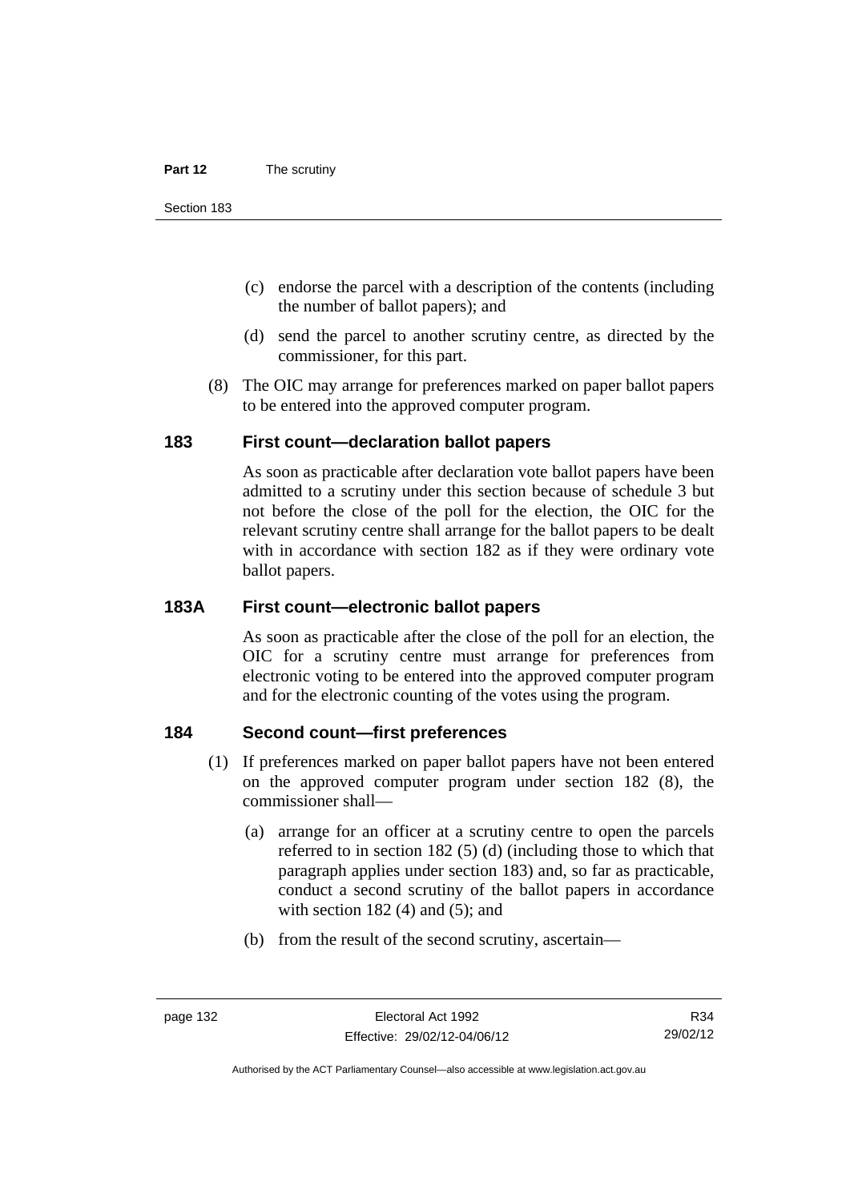(c) endorse the parcel with a description of the contents (including the number of ballot papers); and

(d) send the parcel to another scrutiny centre, as directed by the commissioner, for this part.

(8) The OIC may arrange for preferences marked on paper ballot papers to be entered into the approved computer program.

## 183 First count—declaration ballot papers

As soon as practicable after declaration vote ballot papers have been admitted to a scrutiny under this section because of schedule 3 but not before the close of the poll for the election, the OIC for the relevant scrutiny centre shall arrange for the ballot papers to be dealt with in accordance with section 182 as if they were ordinary vote ballot papers.

## 183A First count—electronic ballot papers

As soon as practicable after the close of the poll for an election, the OIC for a scrutiny centre must arrange for preferences from electronic voting to be entered into the approved computer program and for the electronic counting of the votes using the program.

## 184 Second count—first preferences

(1) If preferences marked on paper ballot papers have not been entered on the approved computer program under section 182 (8), the commissioner shall—

(a) arrange for an officer at a scrutiny centre to open the parcels referred to in section 182 (5) (d) (including those to which that paragraph applies under section 183) and, so far as practicable, conduct a second scrutiny of the ballot papers in accordance with section 182 (4) and (5); and

(b) from the result of the second scrutiny, ascertain—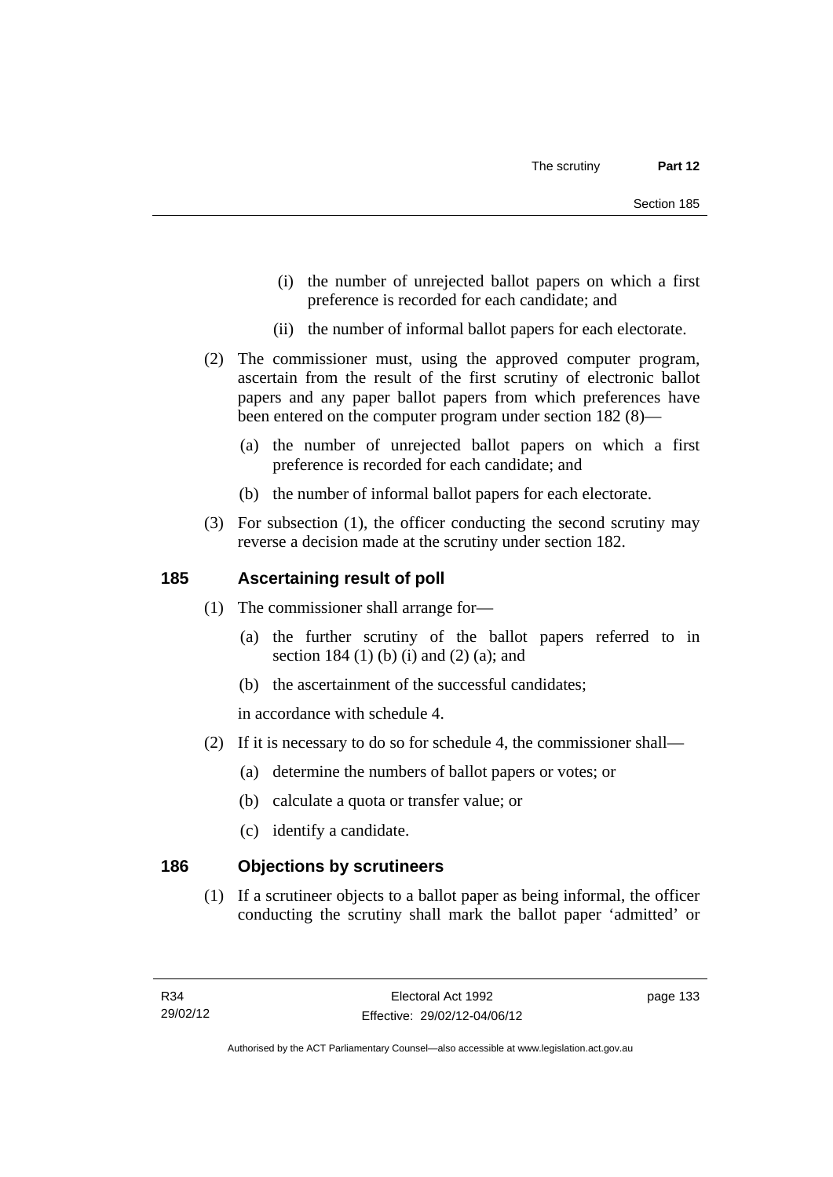(i) the number of unrejected ballot papers on which a first preference is recorded for each candidate; and

(ii) the number of informal ballot papers for each electorate.

(2) The commissioner must, using the approved computer program, ascertain from the result of the first scrutiny of electronic ballot papers and any paper ballot papers from which preferences have been entered on the computer program under section 182 (8)—

(a) the number of unrejected ballot papers on which a first preference is recorded for each candidate; and

(b) the number of informal ballot papers for each electorate.

(3) For subsection (1), the officer conducting the second scrutiny may reverse a decision made at the scrutiny under section 182.

## 185 Ascertaining result of poll

(1) The commissioner shall arrange for—

(a) the further scrutiny of the ballot papers referred to in section 184 (1) (b) (i) and (2) (a); and

(b) the ascertainment of the successful candidates;

in accordance with schedule 4.

(2) If it is necessary to do so for schedule 4, the commissioner shall—

(a) determine the numbers of ballot papers or votes; or

(b) calculate a quota or transfer value; or

(c) identify a candidate.

## 186 Objections by scrutineers

(1) If a scrutineer objects to a ballot paper as being informal, the officer conducting the scrutiny shall mark the ballot paper 'admitted' or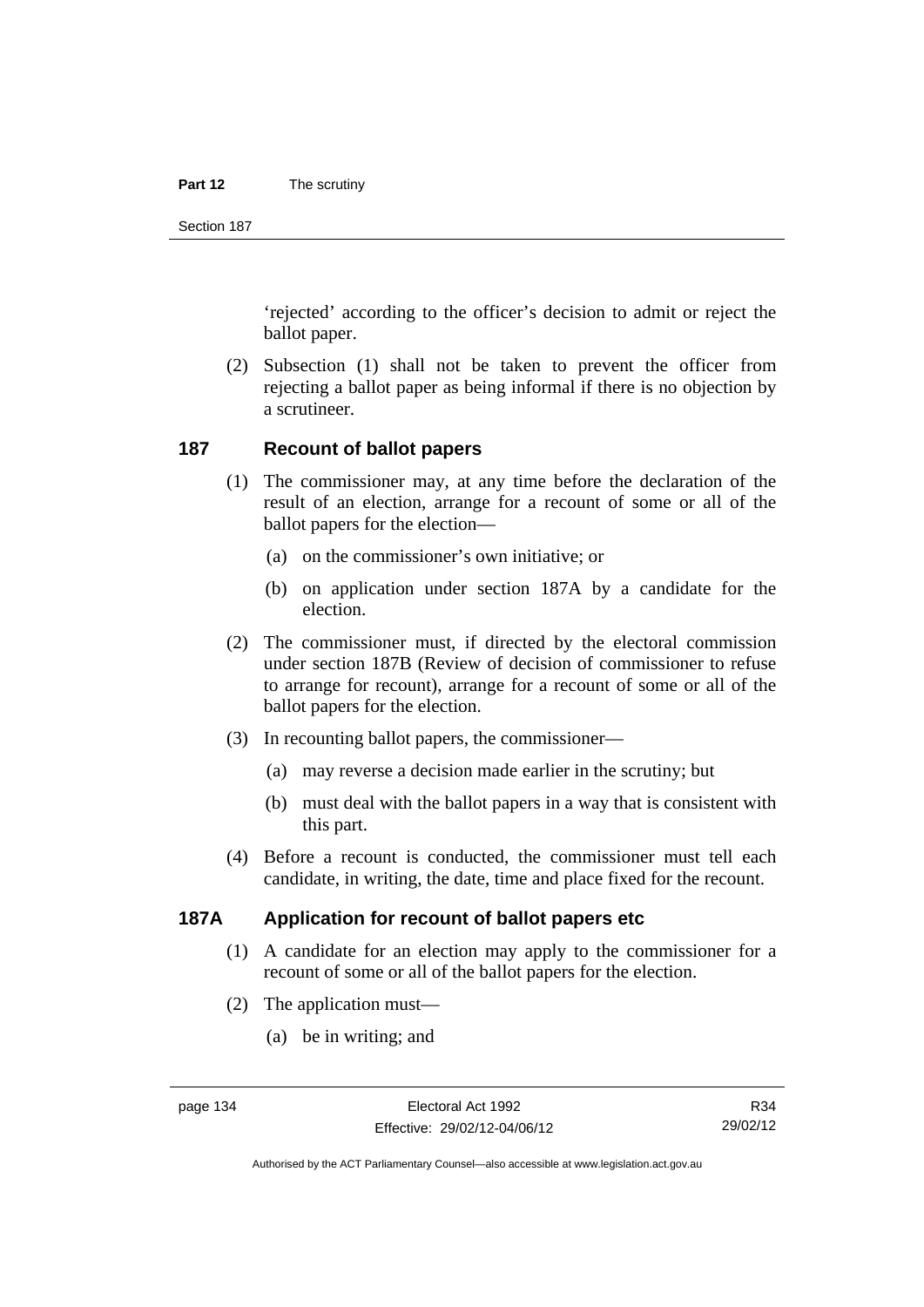'rejected' according to the officer's decision to admit or reject the ballot paper.

(2) Subsection (1) shall not be taken to prevent the officer from rejecting a ballot paper as being informal if there is no objection by a scrutineer.

## 187 Recount of ballot papers

(1) The commissioner may, at any time before the declaration of the result of an election, arrange for a recount of some or all of the ballot papers for the election—

(a) on the commissioner's own initiative; or

(b) on application under section 187A by a candidate for the election.

(2) The commissioner must, if directed by the electoral commission under section 187B (Review of decision of commissioner to refuse to arrange for recount), arrange for a recount of some or all of the ballot papers for the election.

(3) In recounting ballot papers, the commissioner—

(a) may reverse a decision made earlier in the scrutiny; but

(b) must deal with the ballot papers in a way that is consistent with this part.

(4) Before a recount is conducted, the commissioner must tell each candidate, in writing, the date, time and place fixed for the recount.

## 187A Application for recount of ballot papers etc

(1) A candidate for an election may apply to the commissioner for a recount of some or all of the ballot papers for the election.

(2) The application must—

(a) be in writing; and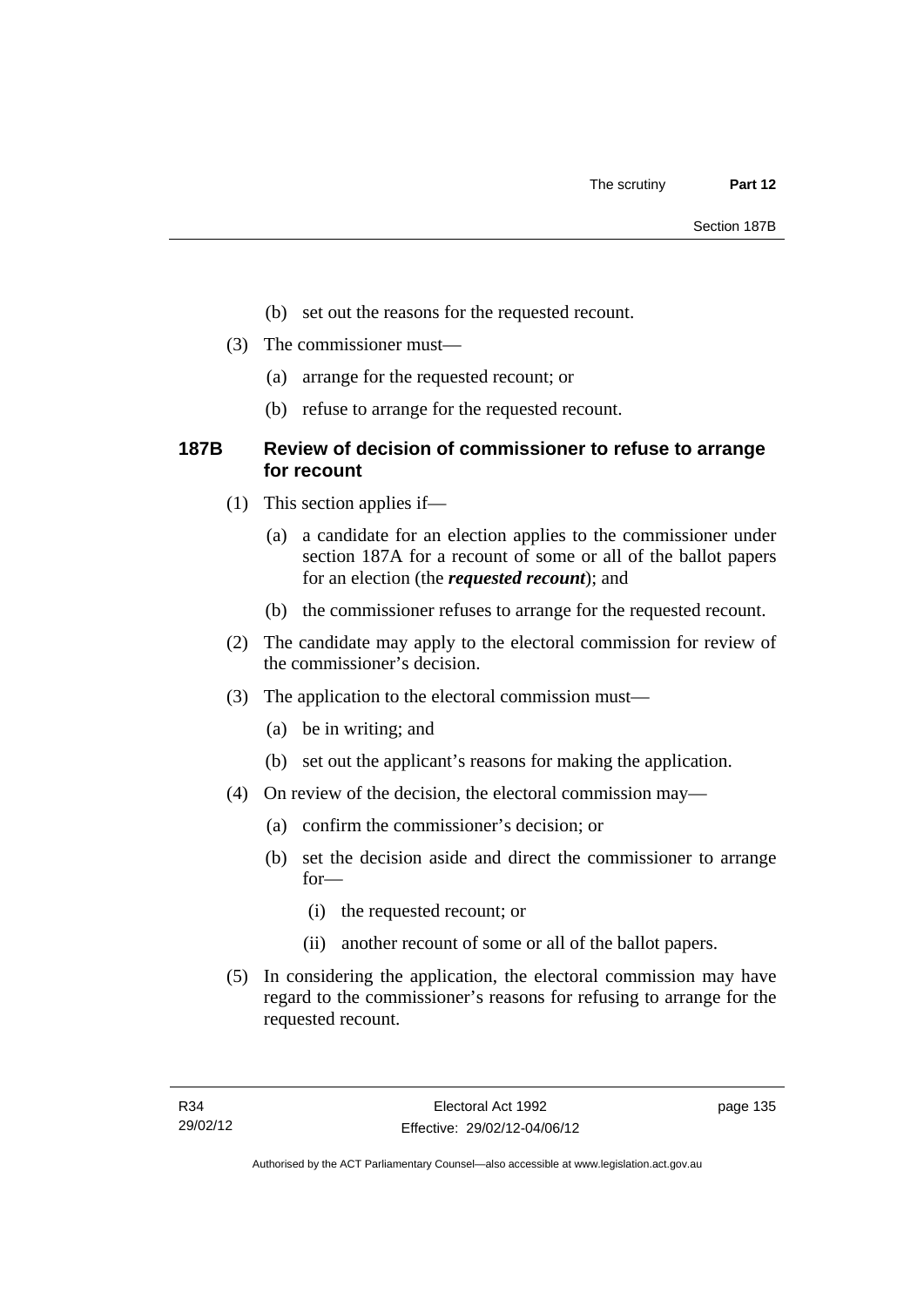(b) set out the reasons for the requested recount.

(3) The commissioner must—

(a) arrange for the requested recount; or

(b) refuse to arrange for the requested recount.

### 187B Review of decision of commissioner to refuse to arrange for recount

(1) This section applies if—

(a) a candidate for an election applies to the commissioner under section 187A for a recount of some or all of the ballot papers for an election (the ***requested recount***); and

(b) the commissioner refuses to arrange for the requested recount.

(2) The candidate may apply to the electoral commission for review of the commissioner's decision.

(3) The application to the electoral commission must—

(a) be in writing; and

(b) set out the applicant's reasons for making the application.

(4) On review of the decision, the electoral commission may—

(a) confirm the commissioner's decision; or

(b) set the decision aside and direct the commissioner to arrange for—

(i) the requested recount; or

(ii) another recount of some or all of the ballot papers.

(5) In considering the application, the electoral commission may have regard to the commissioner's reasons for refusing to arrange for the requested recount.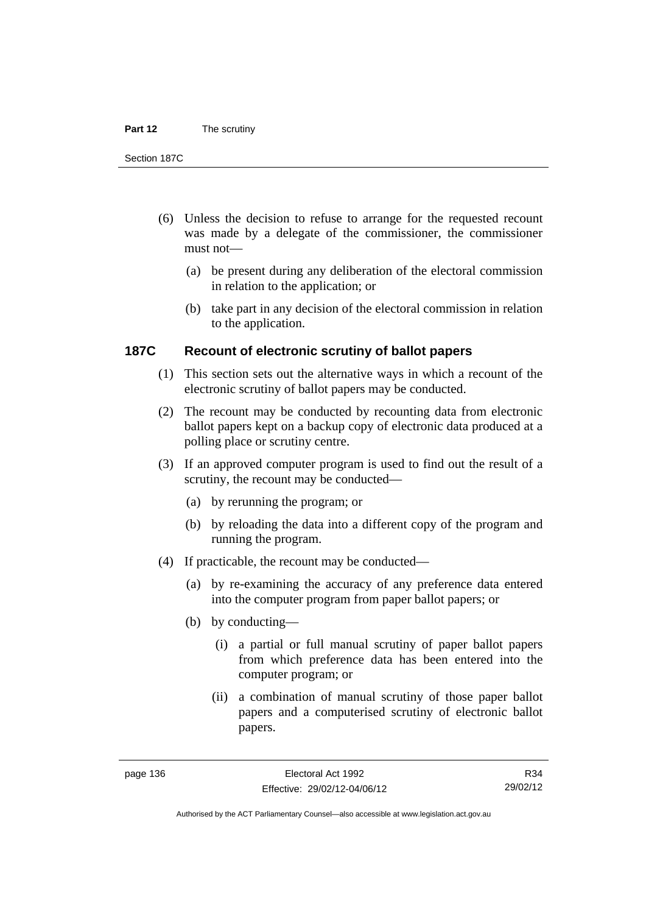(6) Unless the decision to refuse to arrange for the requested recount was made by a delegate of the commissioner, the commissioner must not—

  (a) be present during any deliberation of the electoral commission in relation to the application; or

  (b) take part in any decision of the electoral commission in relation to the application.

### 187C Recount of electronic scrutiny of ballot papers

(1) This section sets out the alternative ways in which a recount of the electronic scrutiny of ballot papers may be conducted.

(2) The recount may be conducted by recounting data from electronic ballot papers kept on a backup copy of electronic data produced at a polling place or scrutiny centre.

(3) If an approved computer program is used to find out the result of a scrutiny, the recount may be conducted—

  (a) by rerunning the program; or

  (b) by reloading the data into a different copy of the program and running the program.

(4) If practicable, the recount may be conducted—

  (a) by re-examining the accuracy of any preference data entered into the computer program from paper ballot papers; or

  (b) by conducting—

    (i) a partial or full manual scrutiny of paper ballot papers from which preference data has been entered into the computer program; or

    (ii) a combination of manual scrutiny of those paper ballot papers and a computerised scrutiny of electronic ballot papers.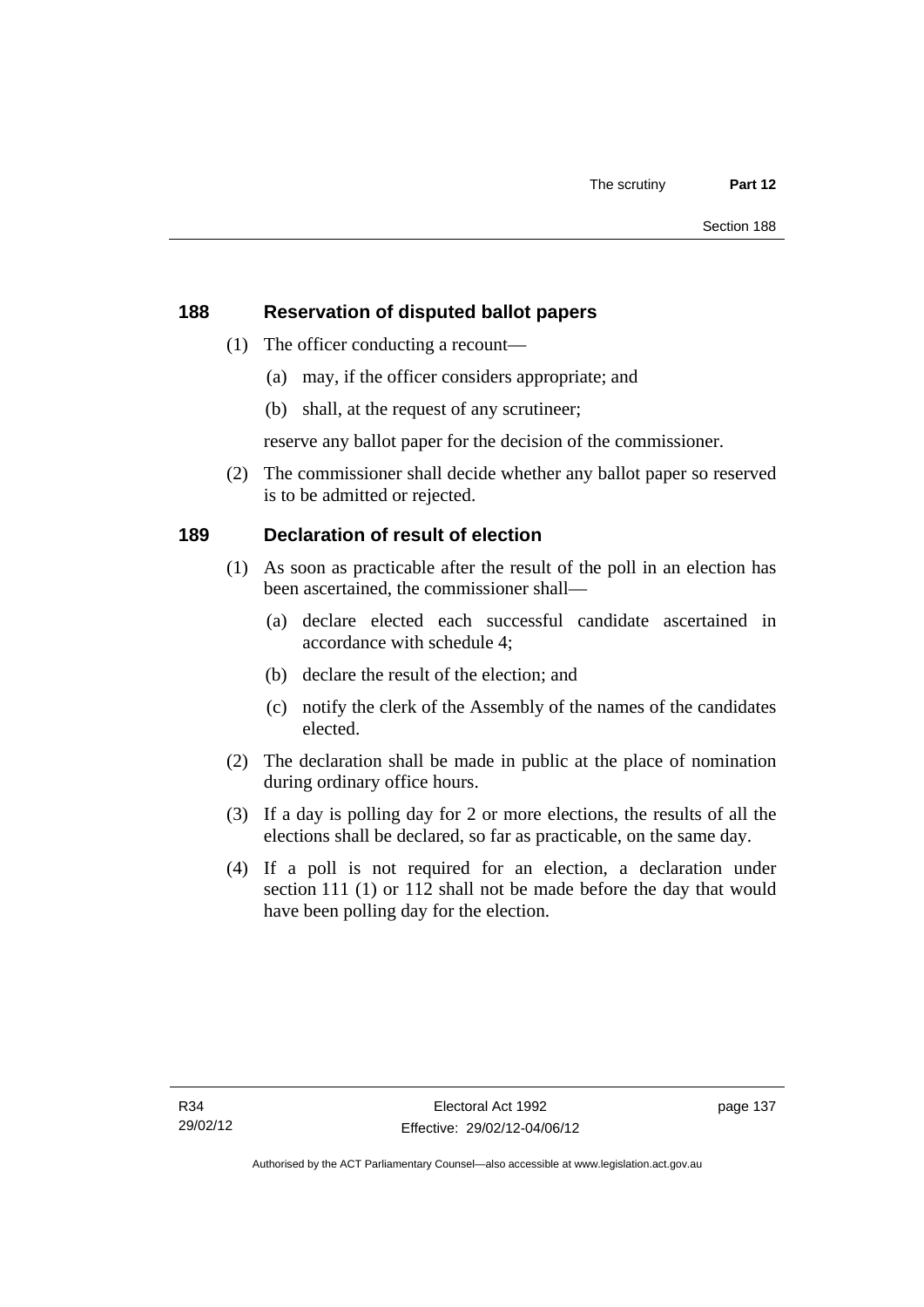## 188 Reservation of disputed ballot papers

(1) The officer conducting a recount—

(a) may, if the officer considers appropriate; and

(b) shall, at the request of any scrutineer;

reserve any ballot paper for the decision of the commissioner.

(2) The commissioner shall decide whether any ballot paper so reserved is to be admitted or rejected.

## 189 Declaration of result of election

(1) As soon as practicable after the result of the poll in an election has been ascertained, the commissioner shall—

(a) declare elected each successful candidate ascertained in accordance with schedule 4;

(b) declare the result of the election; and

(c) notify the clerk of the Assembly of the names of the candidates elected.

(2) The declaration shall be made in public at the place of nomination during ordinary office hours.

(3) If a day is polling day for 2 or more elections, the results of all the elections shall be declared, so far as practicable, on the same day.

(4) If a poll is not required for an election, a declaration under section 111 (1) or 112 shall not be made before the day that would have been polling day for the election.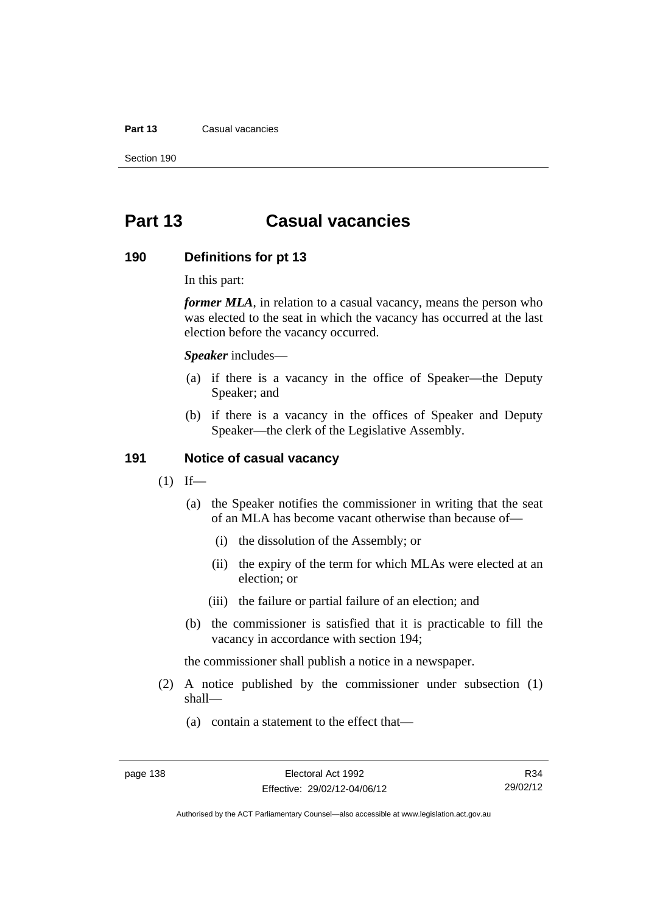# Part 13 Casual vacancies

## 190 Definitions for pt 13

In this part:

***former MLA***, in relation to a casual vacancy, means the person who was elected to the seat in which the vacancy has occurred at the last election before the vacancy occurred.

***Speaker*** includes—

(a) if there is a vacancy in the office of Speaker—the Deputy Speaker; and

(b) if there is a vacancy in the offices of Speaker and Deputy Speaker—the clerk of the Legislative Assembly.

## 191 Notice of casual vacancy

(1) If—

(a) the Speaker notifies the commissioner in writing that the seat of an MLA has become vacant otherwise than because of—

(i) the dissolution of the Assembly; or

(ii) the expiry of the term for which MLAs were elected at an election; or

(iii) the failure or partial failure of an election; and

(b) the commissioner is satisfied that it is practicable to fill the vacancy in accordance with section 194;

the commissioner shall publish a notice in a newspaper.

(2) A notice published by the commissioner under subsection (1) shall—

(a) contain a statement to the effect that—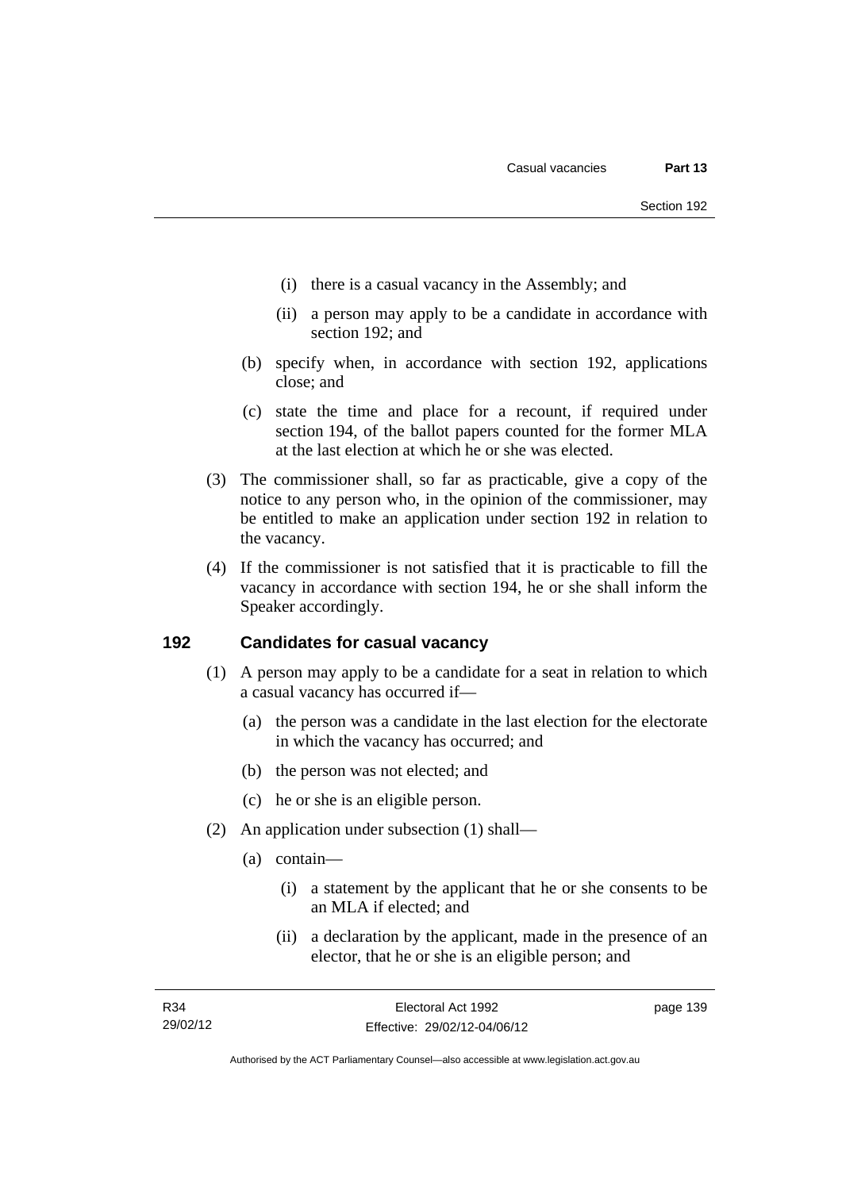(i) there is a casual vacancy in the Assembly; and

(ii) a person may apply to be a candidate in accordance with section 192; and

(b) specify when, in accordance with section 192, applications close; and

(c) state the time and place for a recount, if required under section 194, of the ballot papers counted for the former MLA at the last election at which he or she was elected.

(3) The commissioner shall, so far as practicable, give a copy of the notice to any person who, in the opinion of the commissioner, may be entitled to make an application under section 192 in relation to the vacancy.

(4) If the commissioner is not satisfied that it is practicable to fill the vacancy in accordance with section 194, he or she shall inform the Speaker accordingly.

## 192 Candidates for casual vacancy

(1) A person may apply to be a candidate for a seat in relation to which a casual vacancy has occurred if—

(a) the person was a candidate in the last election for the electorate in which the vacancy has occurred; and

(b) the person was not elected; and

(c) he or she is an eligible person.

(2) An application under subsection (1) shall—

(a) contain—

(i) a statement by the applicant that he or she consents to be an MLA if elected; and

(ii) a declaration by the applicant, made in the presence of an elector, that he or she is an eligible person; and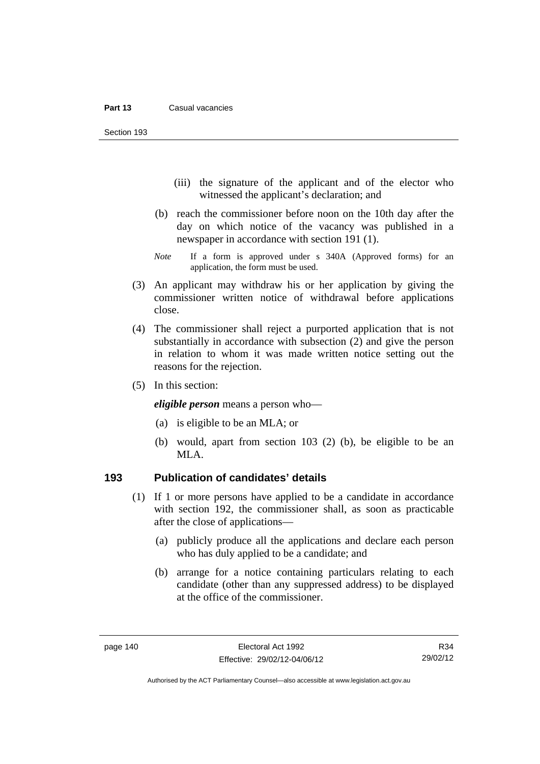(iii) the signature of the applicant and of the elector who witnessed the applicant's declaration; and

(b) reach the commissioner before noon on the 10th day after the day on which notice of the vacancy was published in a newspaper in accordance with section 191 (1).

*Note* If a form is approved under s 340A (Approved forms) for an application, the form must be used.

(3) An applicant may withdraw his or her application by giving the commissioner written notice of withdrawal before applications close.

(4) The commissioner shall reject a purported application that is not substantially in accordance with subsection (2) and give the person in relation to whom it was made written notice setting out the reasons for the rejection.

(5) In this section:

***eligible person*** means a person who—

(a) is eligible to be an MLA; or

(b) would, apart from section 103 (2) (b), be eligible to be an MLA.

## 193 Publication of candidates' details

(1) If 1 or more persons have applied to be a candidate in accordance with section 192, the commissioner shall, as soon as practicable after the close of applications—

(a) publicly produce all the applications and declare each person who has duly applied to be a candidate; and

(b) arrange for a notice containing particulars relating to each candidate (other than any suppressed address) to be displayed at the office of the commissioner.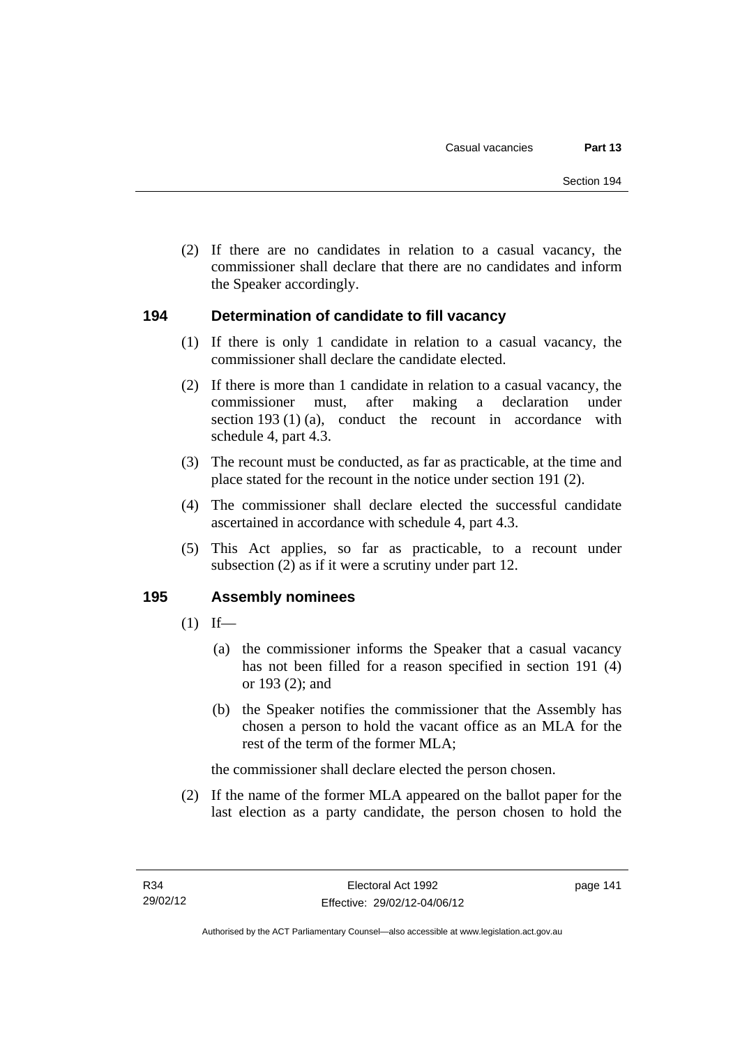(2) If there are no candidates in relation to a casual vacancy, the commissioner shall declare that there are no candidates and inform the Speaker accordingly.

## 194 Determination of candidate to fill vacancy

(1) If there is only 1 candidate in relation to a casual vacancy, the commissioner shall declare the candidate elected.

(2) If there is more than 1 candidate in relation to a casual vacancy, the commissioner must, after making a declaration under section 193 (1) (a), conduct the recount in accordance with schedule 4, part 4.3.

(3) The recount must be conducted, as far as practicable, at the time and place stated for the recount in the notice under section 191 (2).

(4) The commissioner shall declare elected the successful candidate ascertained in accordance with schedule 4, part 4.3.

(5) This Act applies, so far as practicable, to a recount under subsection (2) as if it were a scrutiny under part 12.

## 195 Assembly nominees

(1) If—

(a) the commissioner informs the Speaker that a casual vacancy has not been filled for a reason specified in section 191 (4) or 193 (2); and

(b) the Speaker notifies the commissioner that the Assembly has chosen a person to hold the vacant office as an MLA for the rest of the term of the former MLA;

the commissioner shall declare elected the person chosen.

(2) If the name of the former MLA appeared on the ballot paper for the last election as a party candidate, the person chosen to hold the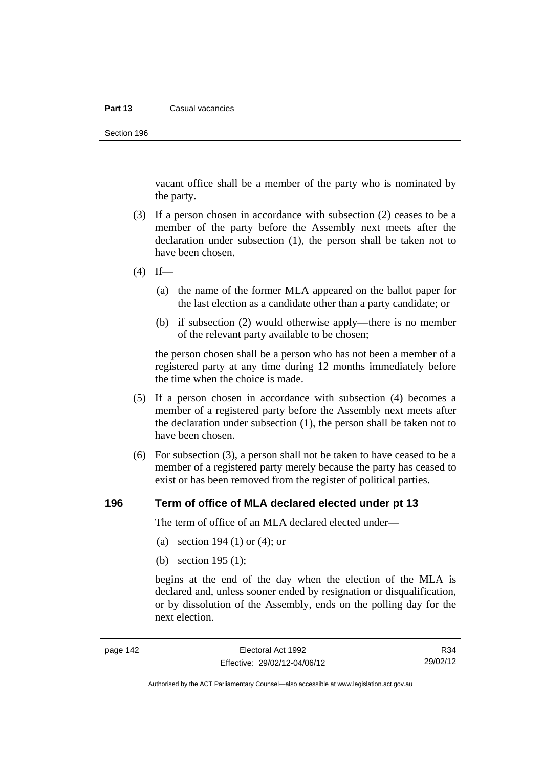vacant office shall be a member of the party who is nominated by the party.

(3) If a person chosen in accordance with subsection (2) ceases to be a member of the party before the Assembly next meets after the declaration under subsection (1), the person shall be taken not to have been chosen.

(4) If—

(a) the name of the former MLA appeared on the ballot paper for the last election as a candidate other than a party candidate; or

(b) if subsection (2) would otherwise apply—there is no member of the relevant party available to be chosen;

the person chosen shall be a person who has not been a member of a registered party at any time during 12 months immediately before the time when the choice is made.

(5) If a person chosen in accordance with subsection (4) becomes a member of a registered party before the Assembly next meets after the declaration under subsection (1), the person shall be taken not to have been chosen.

(6) For subsection (3), a person shall not be taken to have ceased to be a member of a registered party merely because the party has ceased to exist or has been removed from the register of political parties.

## 196 Term of office of MLA declared elected under pt 13

The term of office of an MLA declared elected under—

(a) section 194 (1) or (4); or

(b) section 195 (1);

begins at the end of the day when the election of the MLA is declared and, unless sooner ended by resignation or disqualification, or by dissolution of the Assembly, ends on the polling day for the next election.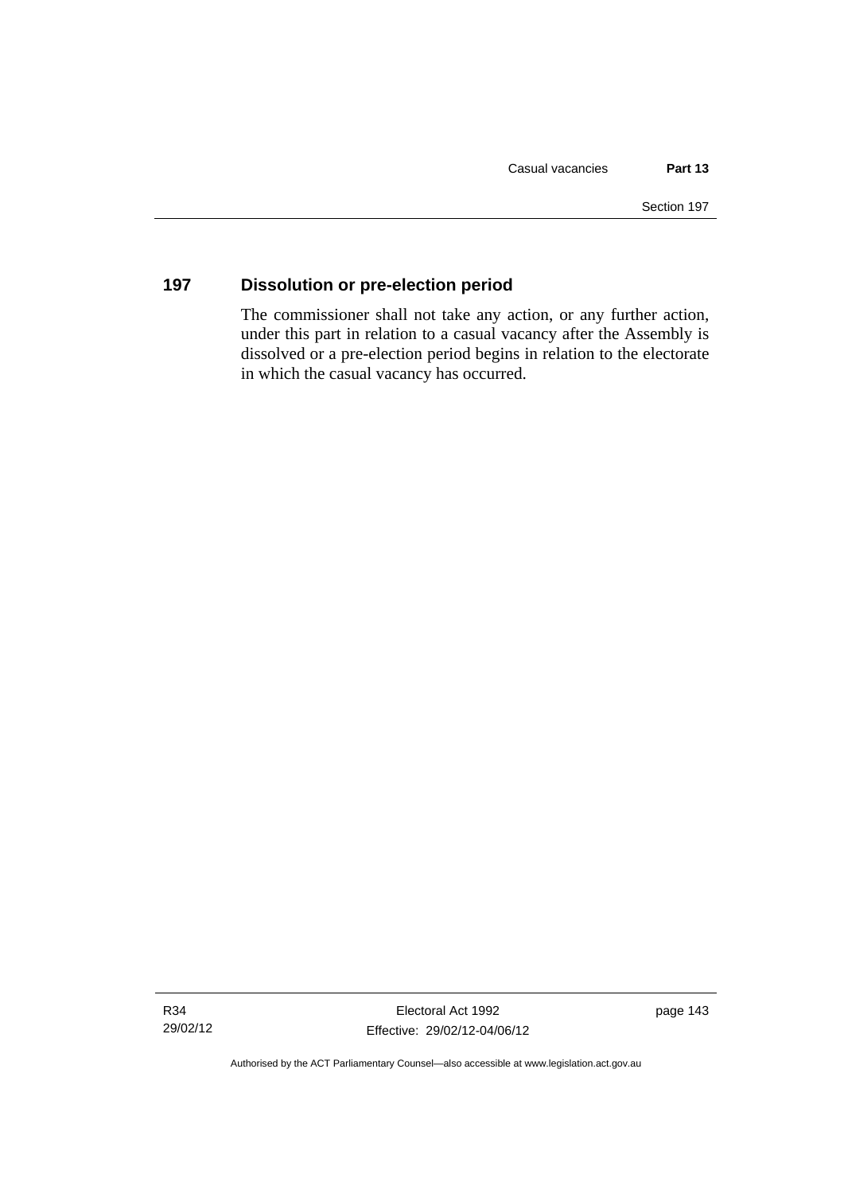## 197 Dissolution or pre-election period

The commissioner shall not take any action, or any further action, under this part in relation to a casual vacancy after the Assembly is dissolved or a pre-election period begins in relation to the electorate in which the casual vacancy has occurred.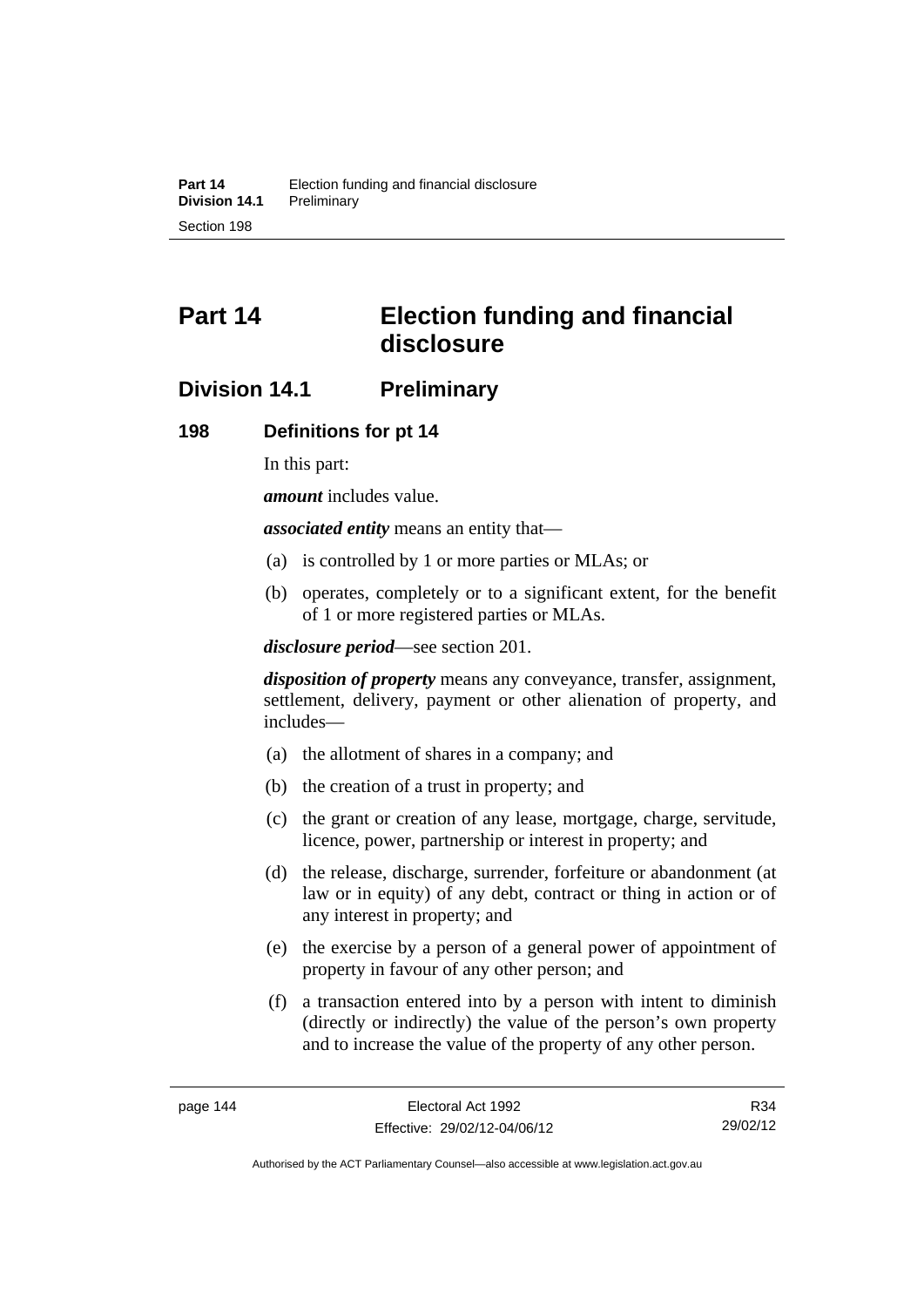# Part 14 Election funding and financial disclosure

## Division 14.1 Preliminary

### 198 Definitions for pt 14

In this part:

***amount*** includes value.

***associated entity*** means an entity that—

(a) is controlled by 1 or more parties or MLAs; or

(b) operates, completely or to a significant extent, for the benefit of 1 or more registered parties or MLAs.

***disclosure period***—see section 201.

***disposition of property*** means any conveyance, transfer, assignment, settlement, delivery, payment or other alienation of property, and includes—

(a) the allotment of shares in a company; and

(b) the creation of a trust in property; and

(c) the grant or creation of any lease, mortgage, charge, servitude, licence, power, partnership or interest in property; and

(d) the release, discharge, surrender, forfeiture or abandonment (at law or in equity) of any debt, contract or thing in action or of any interest in property; and

(e) the exercise by a person of a general power of appointment of property in favour of any other person; and

(f) a transaction entered into by a person with intent to diminish (directly or indirectly) the value of the person's own property and to increase the value of the property of any other person.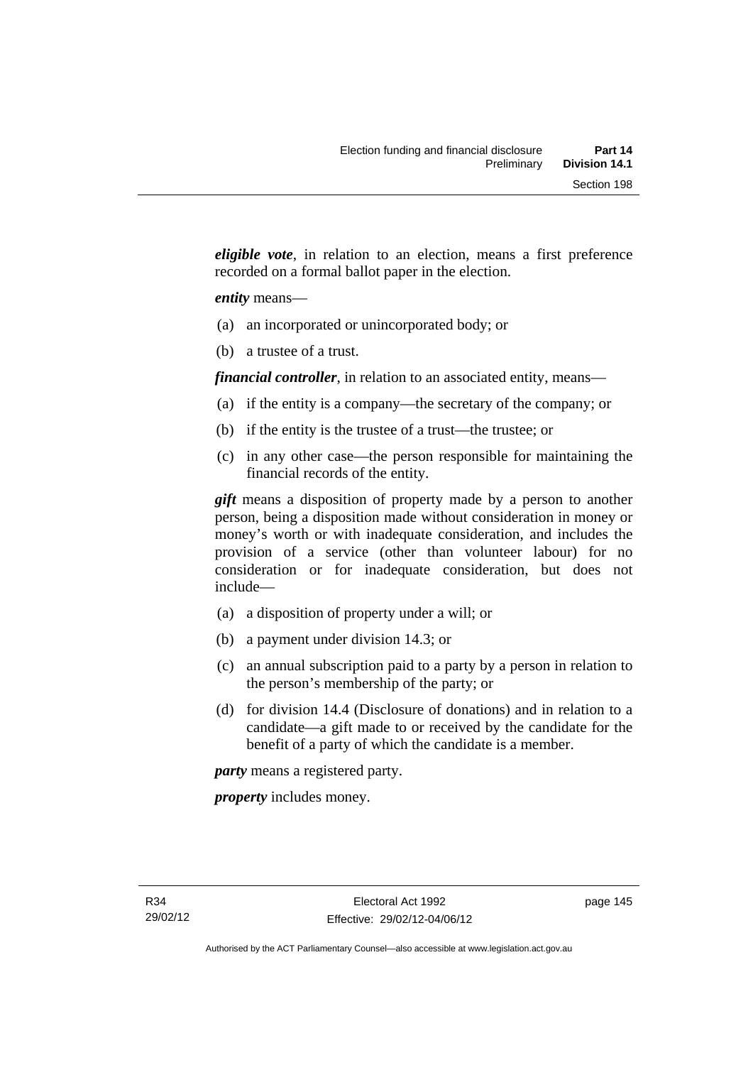***eligible vote***, in relation to an election, means a first preference recorded on a formal ballot paper in the election.

***entity*** means—

(a) an incorporated or unincorporated body; or

(b) a trustee of a trust.

***financial controller***, in relation to an associated entity, means—

(a) if the entity is a company—the secretary of the company; or

(b) if the entity is the trustee of a trust—the trustee; or

(c) in any other case—the person responsible for maintaining the financial records of the entity.

***gift*** means a disposition of property made by a person to another person, being a disposition made without consideration in money or money's worth or with inadequate consideration, and includes the provision of a service (other than volunteer labour) for no consideration or for inadequate consideration, but does not include—

(a) a disposition of property under a will; or

(b) a payment under division 14.3; or

(c) an annual subscription paid to a party by a person in relation to the person's membership of the party; or

(d) for division 14.4 (Disclosure of donations) and in relation to a candidate—a gift made to or received by the candidate for the benefit of a party of which the candidate is a member.

***party*** means a registered party.

***property*** includes money.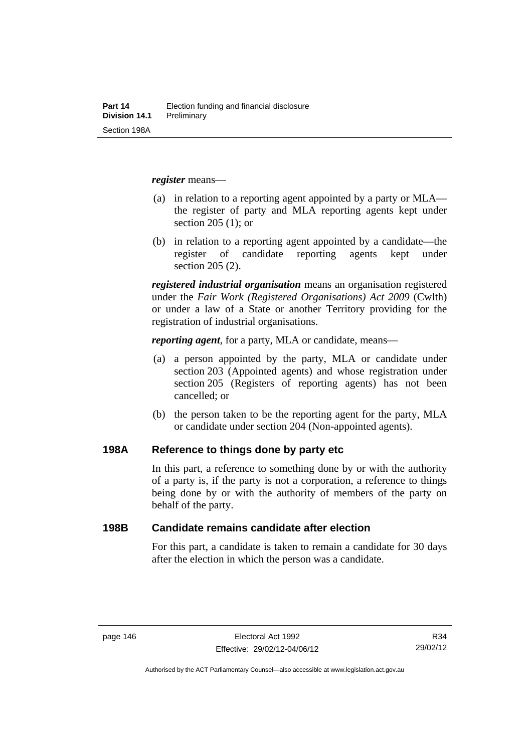***register*** means—

(a) in relation to a reporting agent appointed by a party or MLA—the register of party and MLA reporting agents kept under section 205 (1); or

(b) in relation to a reporting agent appointed by a candidate—the register of candidate reporting agents kept under section 205 (2).

***registered industrial organisation*** means an organisation registered under the *Fair Work (Registered Organisations) Act 2009* (Cwlth) or under a law of a State or another Territory providing for the registration of industrial organisations.

***reporting agent***, for a party, MLA or candidate, means—

(a) a person appointed by the party, MLA or candidate under section 203 (Appointed agents) and whose registration under section 205 (Registers of reporting agents) has not been cancelled; or

(b) the person taken to be the reporting agent for the party, MLA or candidate under section 204 (Non-appointed agents).

## 198A Reference to things done by party etc

In this part, a reference to something done by or with the authority of a party is, if the party is not a corporation, a reference to things being done by or with the authority of members of the party on behalf of the party.

## 198B Candidate remains candidate after election

For this part, a candidate is taken to remain a candidate for 30 days after the election in which the person was a candidate.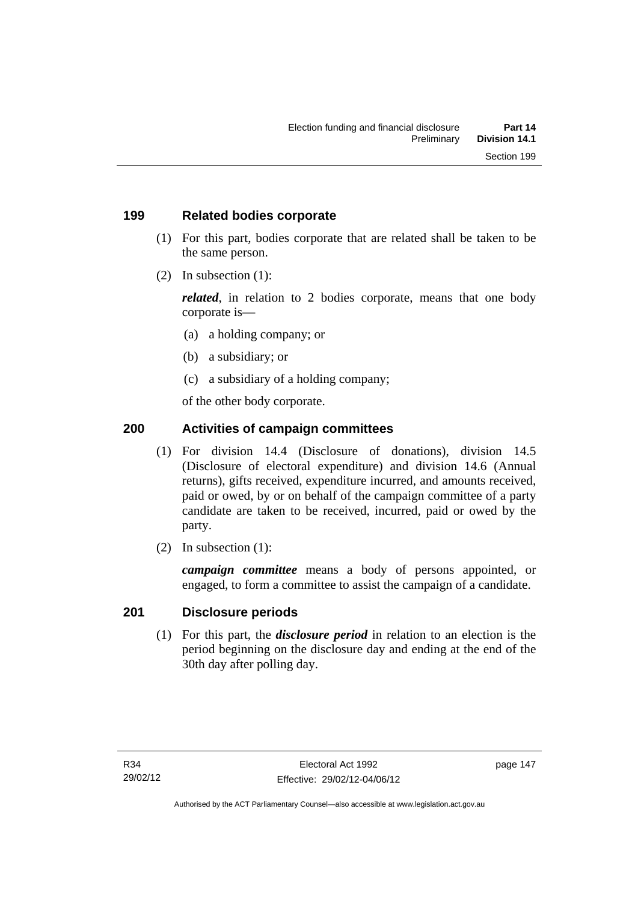## 199 Related bodies corporate

(1) For this part, bodies corporate that are related shall be taken to be the same person.

(2) In subsection (1):

***related***, in relation to 2 bodies corporate, means that one body corporate is—

(a) a holding company; or

(b) a subsidiary; or

(c) a subsidiary of a holding company;

of the other body corporate.

## 200 Activities of campaign committees

(1) For division 14.4 (Disclosure of donations), division 14.5 (Disclosure of electoral expenditure) and division 14.6 (Annual returns), gifts received, expenditure incurred, and amounts received, paid or owed, by or on behalf of the campaign committee of a party candidate are taken to be received, incurred, paid or owed by the party.

(2) In subsection (1):

***campaign committee*** means a body of persons appointed, or engaged, to form a committee to assist the campaign of a candidate.

## 201 Disclosure periods

(1) For this part, the ***disclosure period*** in relation to an election is the period beginning on the disclosure day and ending at the end of the 30th day after polling day.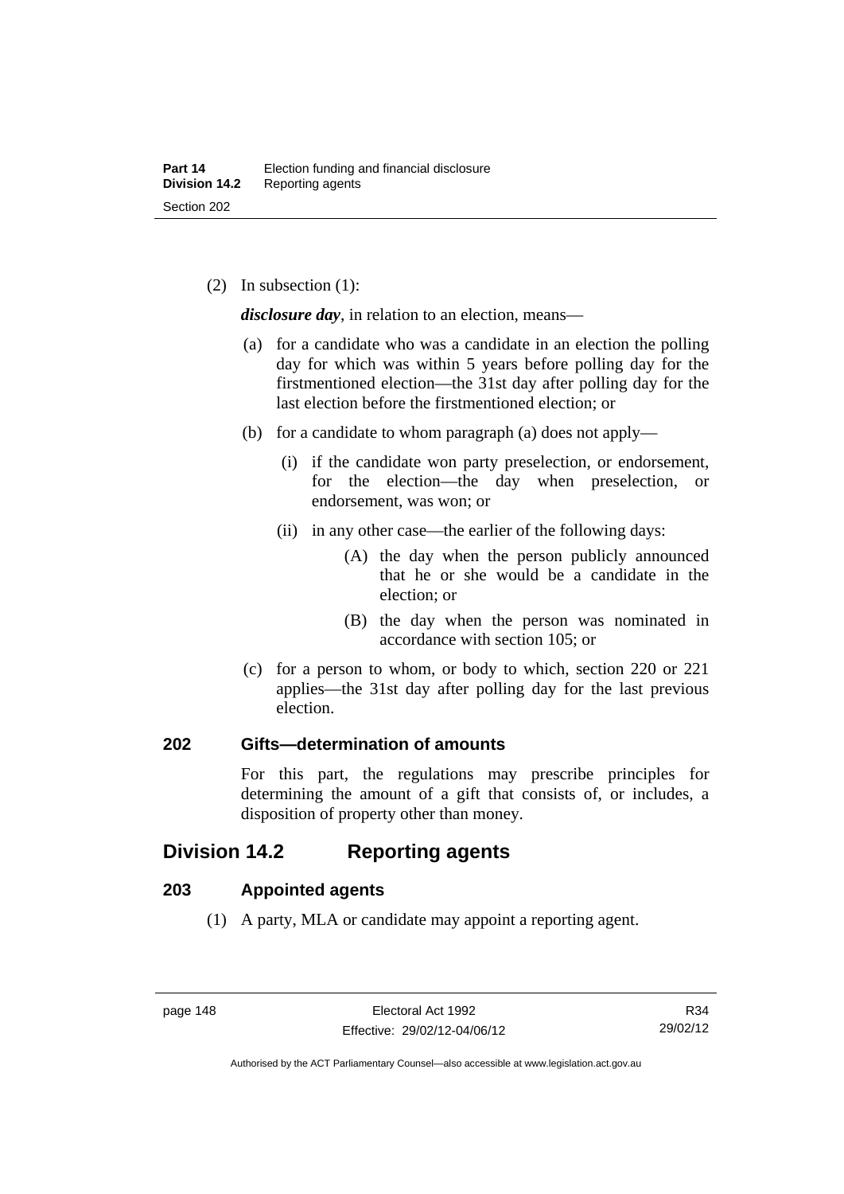(2) In subsection (1):

***disclosure day***, in relation to an election, means—

(a) for a candidate who was a candidate in an election the polling day for which was within 5 years before polling day for the firstmentioned election—the 31st day after polling day for the last election before the firstmentioned election; or

(b) for a candidate to whom paragraph (a) does not apply—

(i) if the candidate won party preselection, or endorsement, for the election—the day when preselection, or endorsement, was won; or

(ii) in any other case—the earlier of the following days:

(A) the day when the person publicly announced that he or she would be a candidate in the election; or

(B) the day when the person was nominated in accordance with section 105; or

(c) for a person to whom, or body to which, section 220 or 221 applies—the 31st day after polling day for the last previous election.

### 202 Gifts—determination of amounts

For this part, the regulations may prescribe principles for determining the amount of a gift that consists of, or includes, a disposition of property other than money.

## Division 14.2 Reporting agents

### 203 Appointed agents

(1) A party, MLA or candidate may appoint a reporting agent.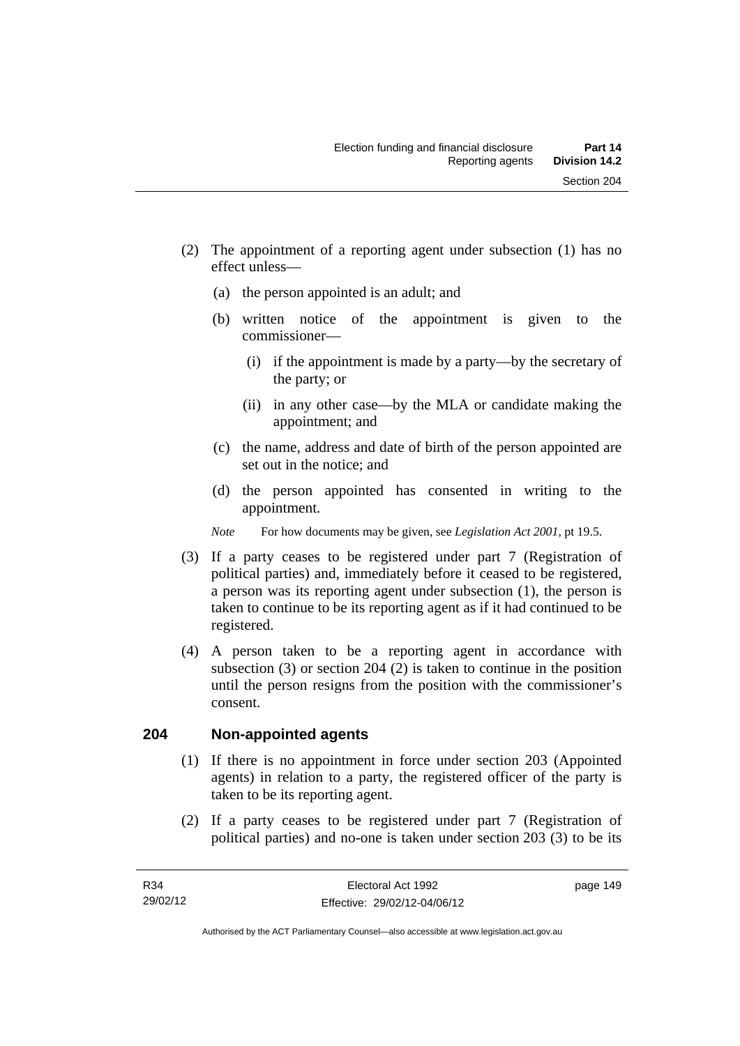(2) The appointment of a reporting agent under subsection (1) has no effect unless—

(a) the person appointed is an adult; and

(b) written notice of the appointment is given to the commissioner—

(i) if the appointment is made by a party—by the secretary of the party; or

(ii) in any other case—by the MLA or candidate making the appointment; and

(c) the name, address and date of birth of the person appointed are set out in the notice; and

(d) the person appointed has consented in writing to the appointment.

*Note* For how documents may be given, see *Legislation Act 2001*, pt 19.5.

(3) If a party ceases to be registered under part 7 (Registration of political parties) and, immediately before it ceased to be registered, a person was its reporting agent under subsection (1), the person is taken to continue to be its reporting agent as if it had continued to be registered.

(4) A person taken to be a reporting agent in accordance with subsection (3) or section 204 (2) is taken to continue in the position until the person resigns from the position with the commissioner's consent.

## 204 Non-appointed agents

(1) If there is no appointment in force under section 203 (Appointed agents) in relation to a party, the registered officer of the party is taken to be its reporting agent.

(2) If a party ceases to be registered under part 7 (Registration of political parties) and no-one is taken under section 203 (3) to be its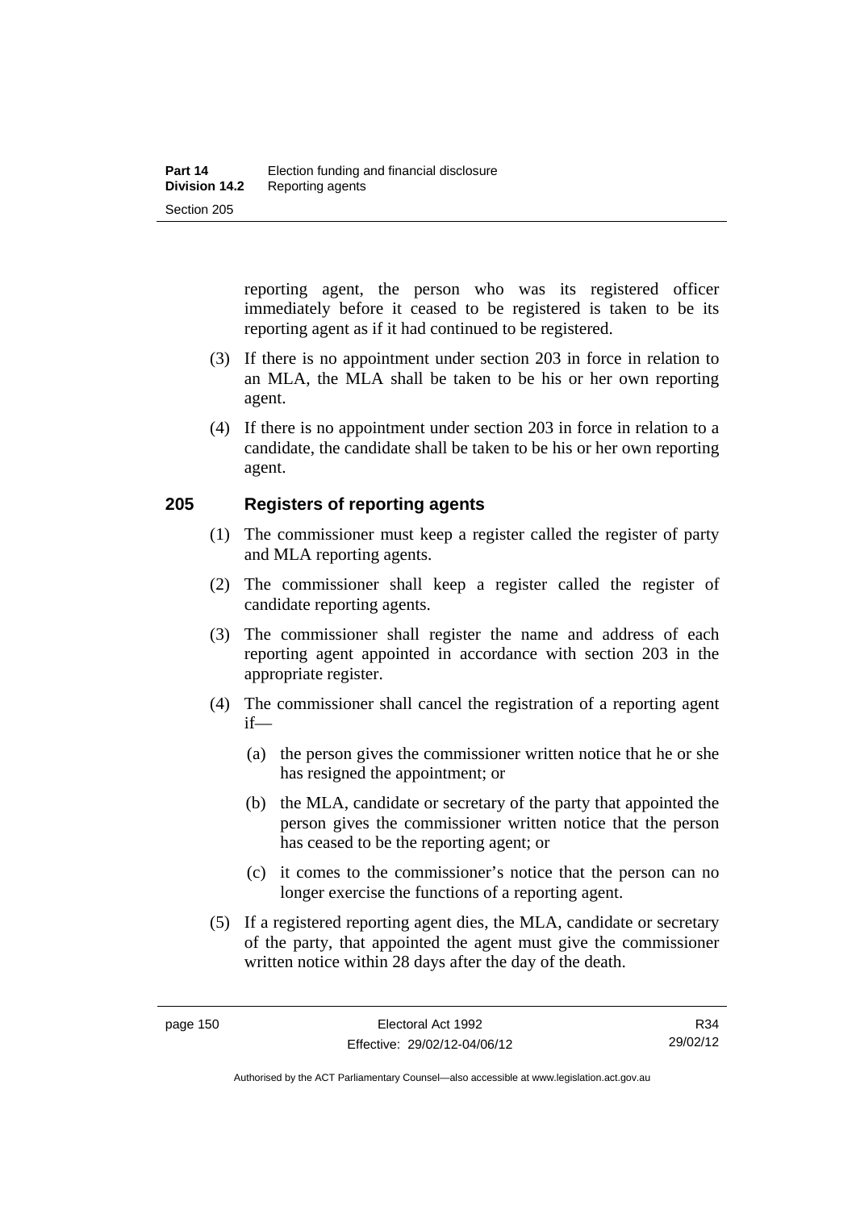reporting agent, the person who was its registered officer immediately before it ceased to be registered is taken to be its reporting agent as if it had continued to be registered.

(3) If there is no appointment under section 203 in force in relation to an MLA, the MLA shall be taken to be his or her own reporting agent.

(4) If there is no appointment under section 203 in force in relation to a candidate, the candidate shall be taken to be his or her own reporting agent.

## 205 Registers of reporting agents

(1) The commissioner must keep a register called the register of party and MLA reporting agents.

(2) The commissioner shall keep a register called the register of candidate reporting agents.

(3) The commissioner shall register the name and address of each reporting agent appointed in accordance with section 203 in the appropriate register.

(4) The commissioner shall cancel the registration of a reporting agent if—

(a) the person gives the commissioner written notice that he or she has resigned the appointment; or

(b) the MLA, candidate or secretary of the party that appointed the person gives the commissioner written notice that the person has ceased to be the reporting agent; or

(c) it comes to the commissioner's notice that the person can no longer exercise the functions of a reporting agent.

(5) If a registered reporting agent dies, the MLA, candidate or secretary of the party, that appointed the agent must give the commissioner written notice within 28 days after the day of the death.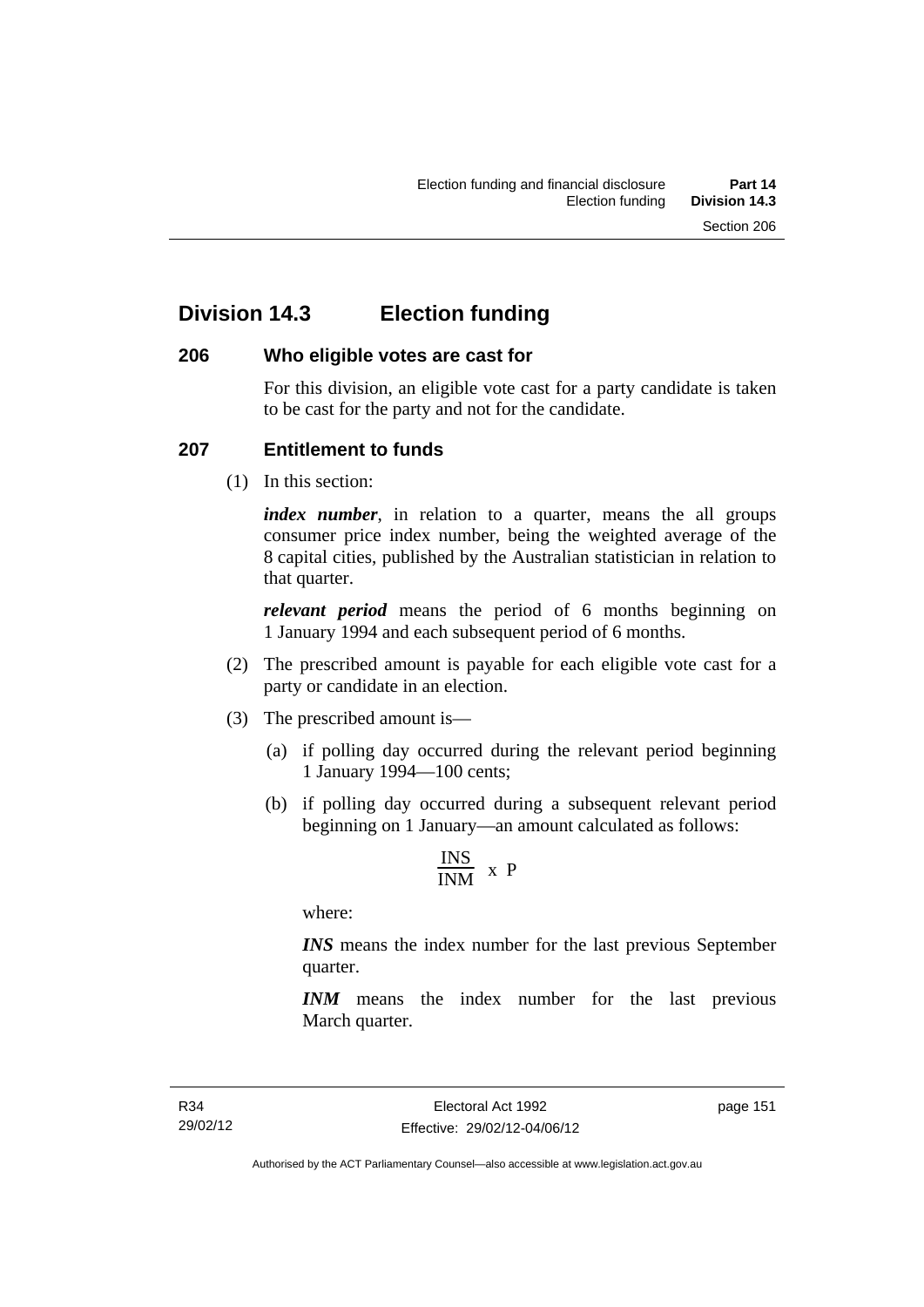## Division 14.3 Election funding

### 206 Who eligible votes are cast for

For this division, an eligible vote cast for a party candidate is taken to be cast for the party and not for the candidate.

### 207 Entitlement to funds

(1) In this section:

***index number***, in relation to a quarter, means the all groups consumer price index number, being the weighted average of the 8 capital cities, published by the Australian statistician in relation to that quarter.

***relevant period*** means the period of 6 months beginning on 1 January 1994 and each subsequent period of 6 months.

(2) The prescribed amount is payable for each eligible vote cast for a party or candidate in an election.

(3) The prescribed amount is—

(a) if polling day occurred during the relevant period beginning 1 January 1994—100 cents;

(b) if polling day occurred during a subsequent relevant period beginning on 1 January—an amount calculated as follows:

$$\frac{INS}{INM} \times P$$

where:

***INS*** means the index number for the last previous September quarter.

***INM*** means the index number for the last previous March quarter.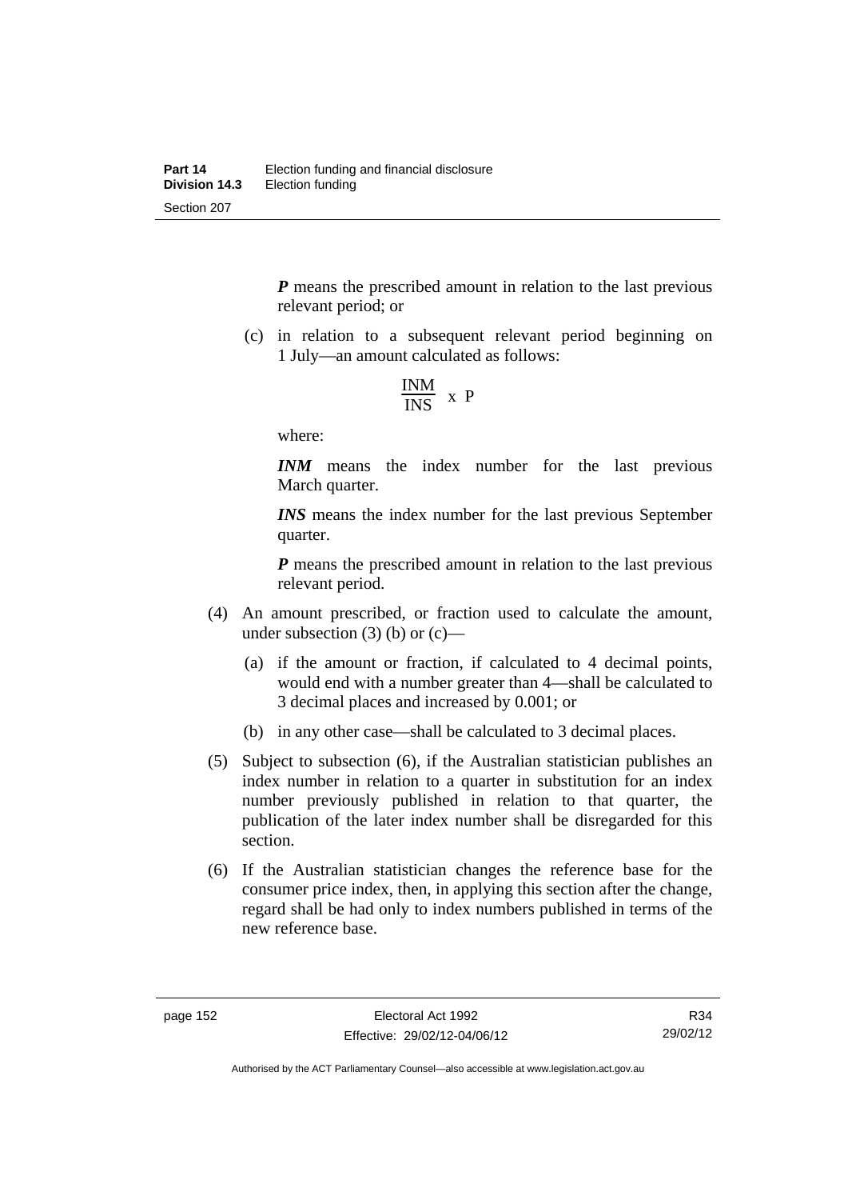***P*** means the prescribed amount in relation to the last previous relevant period; or

(c) in relation to a subsequent relevant period beginning on 1 July—an amount calculated as follows:

$$\frac{INM}{INS} \times P$$

where:

***INM*** means the index number for the last previous March quarter.

***INS*** means the index number for the last previous September quarter.

***P*** means the prescribed amount in relation to the last previous relevant period.

(4) An amount prescribed, or fraction used to calculate the amount, under subsection (3) (b) or (c)—

(a) if the amount or fraction, if calculated to 4 decimal points, would end with a number greater than 4—shall be calculated to 3 decimal places and increased by 0.001; or

(b) in any other case—shall be calculated to 3 decimal places.

(5) Subject to subsection (6), if the Australian statistician publishes an index number in relation to a quarter in substitution for an index number previously published in relation to that quarter, the publication of the later index number shall be disregarded for this section.

(6) If the Australian statistician changes the reference base for the consumer price index, then, in applying this section after the change, regard shall be had only to index numbers published in terms of the new reference base.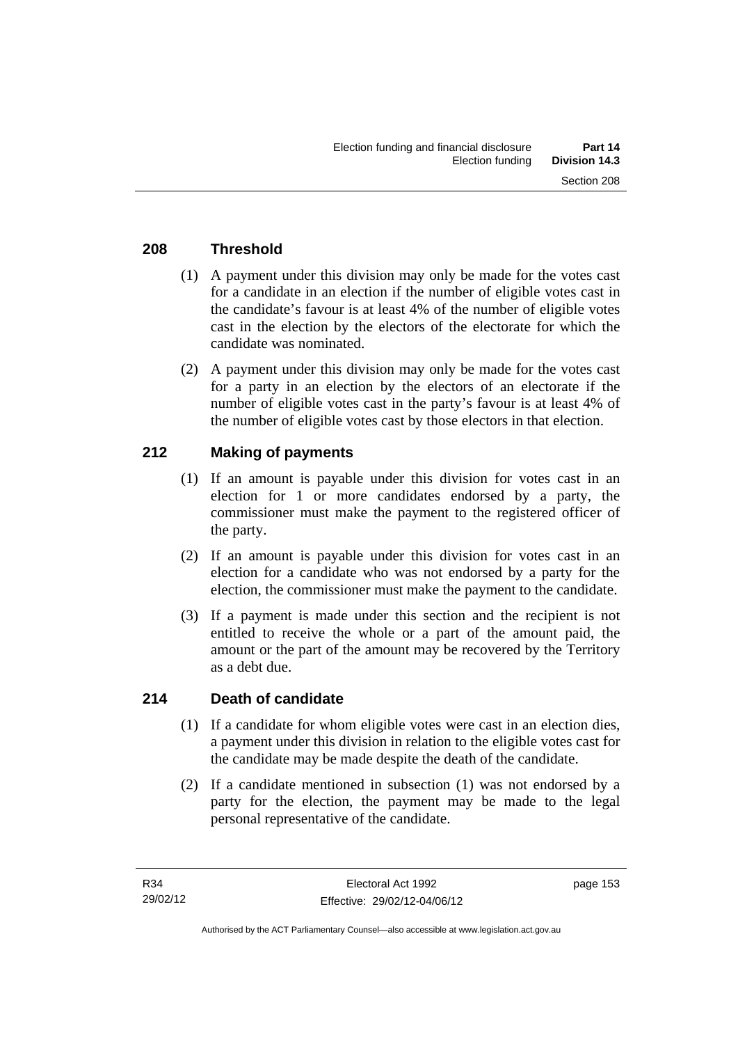## 208 Threshold

(1) A payment under this division may only be made for the votes cast for a candidate in an election if the number of eligible votes cast in the candidate's favour is at least 4% of the number of eligible votes cast in the election by the electors of the electorate for which the candidate was nominated.

(2) A payment under this division may only be made for the votes cast for a party in an election by the electors of an electorate if the number of eligible votes cast in the party's favour is at least 4% of the number of eligible votes cast by those electors in that election.

## 212 Making of payments

(1) If an amount is payable under this division for votes cast in an election for 1 or more candidates endorsed by a party, the commissioner must make the payment to the registered officer of the party.

(2) If an amount is payable under this division for votes cast in an election for a candidate who was not endorsed by a party for the election, the commissioner must make the payment to the candidate.

(3) If a payment is made under this section and the recipient is not entitled to receive the whole or a part of the amount paid, the amount or the part of the amount may be recovered by the Territory as a debt due.

## 214 Death of candidate

(1) If a candidate for whom eligible votes were cast in an election dies, a payment under this division in relation to the eligible votes cast for the candidate may be made despite the death of the candidate.

(2) If a candidate mentioned in subsection (1) was not endorsed by a party for the election, the payment may be made to the legal personal representative of the candidate.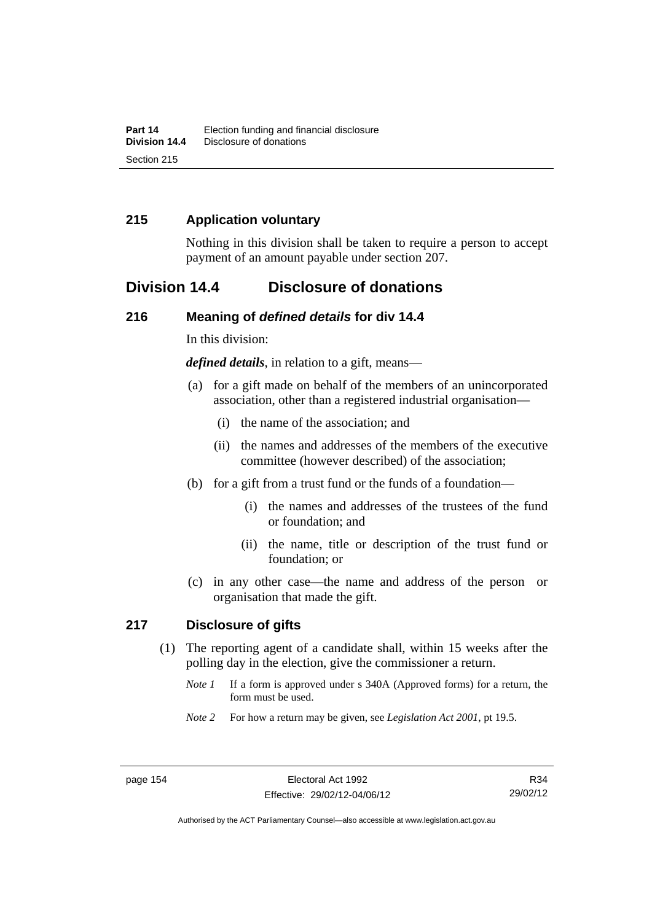## 215 Application voluntary

Nothing in this division shall be taken to require a person to accept payment of an amount payable under section 207.

# Division 14.4 Disclosure of donations

## 216 Meaning of *defined details* for div 14.4

In this division:

***defined details***, in relation to a gift, means—

(a) for a gift made on behalf of the members of an unincorporated association, other than a registered industrial organisation—

(i) the name of the association; and

(ii) the names and addresses of the members of the executive committee (however described) of the association;

(b) for a gift from a trust fund or the funds of a foundation—

(i) the names and addresses of the trustees of the fund or foundation; and

(ii) the name, title or description of the trust fund or foundation; or

(c) in any other case—the name and address of the person or organisation that made the gift.

## 217 Disclosure of gifts

(1) The reporting agent of a candidate shall, within 15 weeks after the polling day in the election, give the commissioner a return.

*Note 1* If a form is approved under s 340A (Approved forms) for a return, the form must be used.

*Note 2* For how a return may be given, see *Legislation Act 2001*, pt 19.5.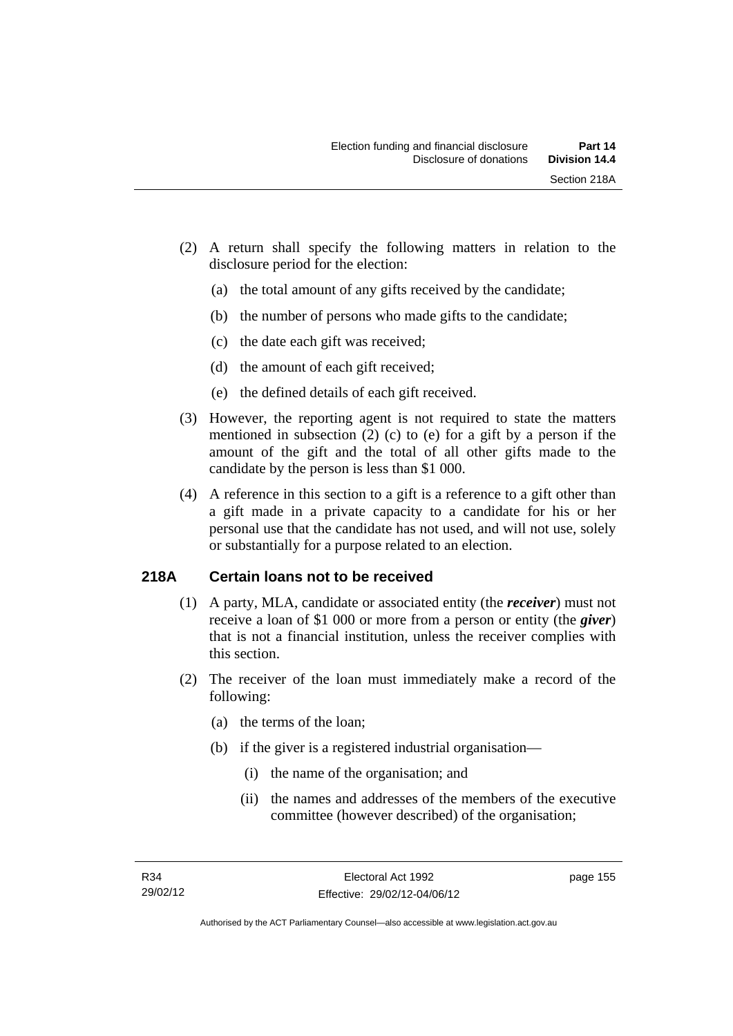(2) A return shall specify the following matters in relation to the disclosure period for the election:

(a) the total amount of any gifts received by the candidate;

(b) the number of persons who made gifts to the candidate;

(c) the date each gift was received;

(d) the amount of each gift received;

(e) the defined details of each gift received.

(3) However, the reporting agent is not required to state the matters mentioned in subsection (2) (c) to (e) for a gift by a person if the amount of the gift and the total of all other gifts made to the candidate by the person is less than $1 000.

(4) A reference in this section to a gift is a reference to a gift other than a gift made in a private capacity to a candidate for his or her personal use that the candidate has not used, and will not use, solely or substantially for a purpose related to an election.

## 218A Certain loans not to be received

(1) A party, MLA, candidate or associated entity (the ***receiver***) must not receive a loan of $1 000 or more from a person or entity (the ***giver***) that is not a financial institution, unless the receiver complies with this section.

(2) The receiver of the loan must immediately make a record of the following:

(a) the terms of the loan;

(b) if the giver is a registered industrial organisation—

(i) the name of the organisation; and

(ii) the names and addresses of the members of the executive committee (however described) of the organisation;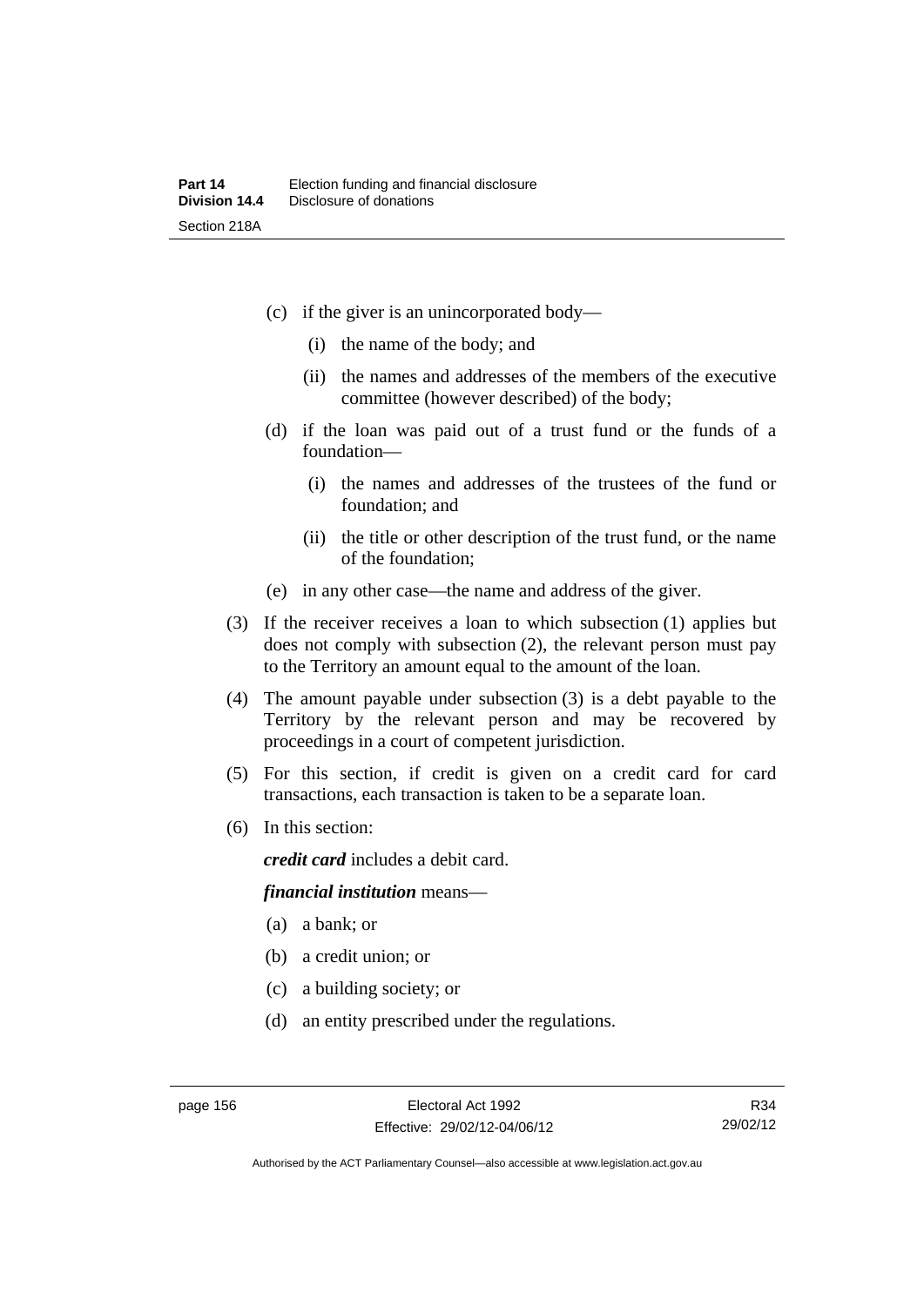(c) if the giver is an unincorporated body—

  (i) the name of the body; and

  (ii) the names and addresses of the members of the executive committee (however described) of the body;

(d) if the loan was paid out of a trust fund or the funds of a foundation—

  (i) the names and addresses of the trustees of the fund or foundation; and

  (ii) the title or other description of the trust fund, or the name of the foundation;

(e) in any other case—the name and address of the giver.

(3) If the receiver receives a loan to which subsection (1) applies but does not comply with subsection (2), the relevant person must pay to the Territory an amount equal to the amount of the loan.

(4) The amount payable under subsection (3) is a debt payable to the Territory by the relevant person and may be recovered by proceedings in a court of competent jurisdiction.

(5) For this section, if credit is given on a credit card for card transactions, each transaction is taken to be a separate loan.

(6) In this section:

***credit card*** includes a debit card.

***financial institution*** means—

(a) a bank; or

(b) a credit union; or

(c) a building society; or

(d) an entity prescribed under the regulations.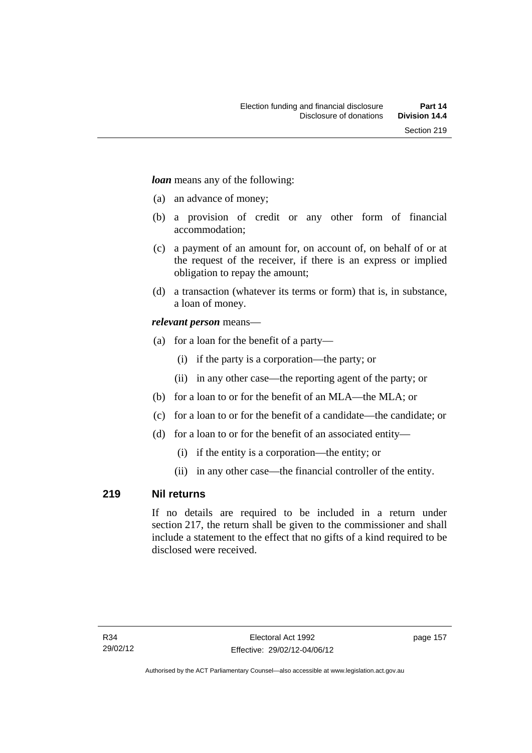***loan*** means any of the following:

(a) an advance of money;

(b) a provision of credit or any other form of financial accommodation;

(c) a payment of an amount for, on account of, on behalf of or at the request of the receiver, if there is an express or implied obligation to repay the amount;

(d) a transaction (whatever its terms or form) that is, in substance, a loan of money.

***relevant person*** means—

(a) for a loan for the benefit of a party—

  (i) if the party is a corporation—the party; or

  (ii) in any other case—the reporting agent of the party; or

(b) for a loan to or for the benefit of an MLA—the MLA; or

(c) for a loan to or for the benefit of a candidate—the candidate; or

(d) for a loan to or for the benefit of an associated entity—

  (i) if the entity is a corporation—the entity; or

  (ii) in any other case—the financial controller of the entity.

## 219 Nil returns

If no details are required to be included in a return under section 217, the return shall be given to the commissioner and shall include a statement to the effect that no gifts of a kind required to be disclosed were received.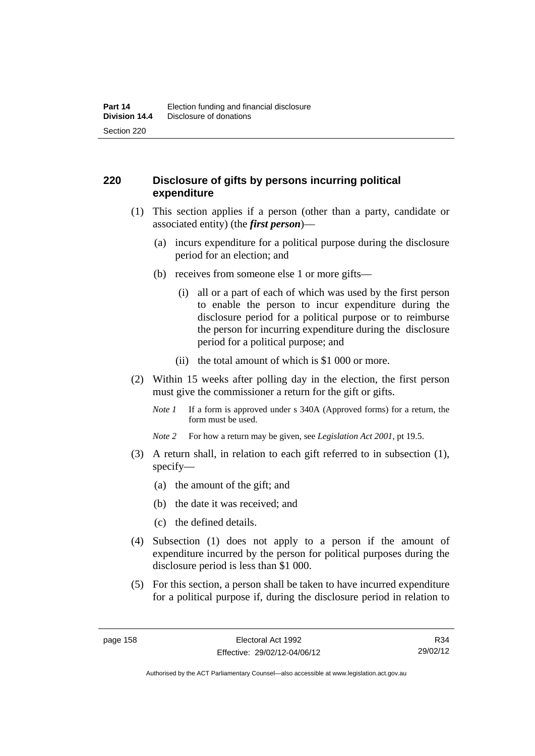## 220 Disclosure of gifts by persons incurring political expenditure

(1) This section applies if a person (other than a party, candidate or associated entity) (the ***first person***)—

(a) incurs expenditure for a political purpose during the disclosure period for an election; and

(b) receives from someone else 1 or more gifts—

(i) all or a part of each of which was used by the first person to enable the person to incur expenditure during the disclosure period for a political purpose or to reimburse the person for incurring expenditure during the disclosure period for a political purpose; and

(ii) the total amount of which is $1 000 or more.

(2) Within 15 weeks after polling day in the election, the first person must give the commissioner a return for the gift or gifts.

*Note 1* If a form is approved under s 340A (Approved forms) for a return, the form must be used.

*Note 2* For how a return may be given, see *Legislation Act 2001*, pt 19.5.

(3) A return shall, in relation to each gift referred to in subsection (1), specify—

(a) the amount of the gift; and

(b) the date it was received; and

(c) the defined details.

(4) Subsection (1) does not apply to a person if the amount of expenditure incurred by the person for political purposes during the disclosure period is less than $1 000.

(5) For this section, a person shall be taken to have incurred expenditure for a political purpose if, during the disclosure period in relation to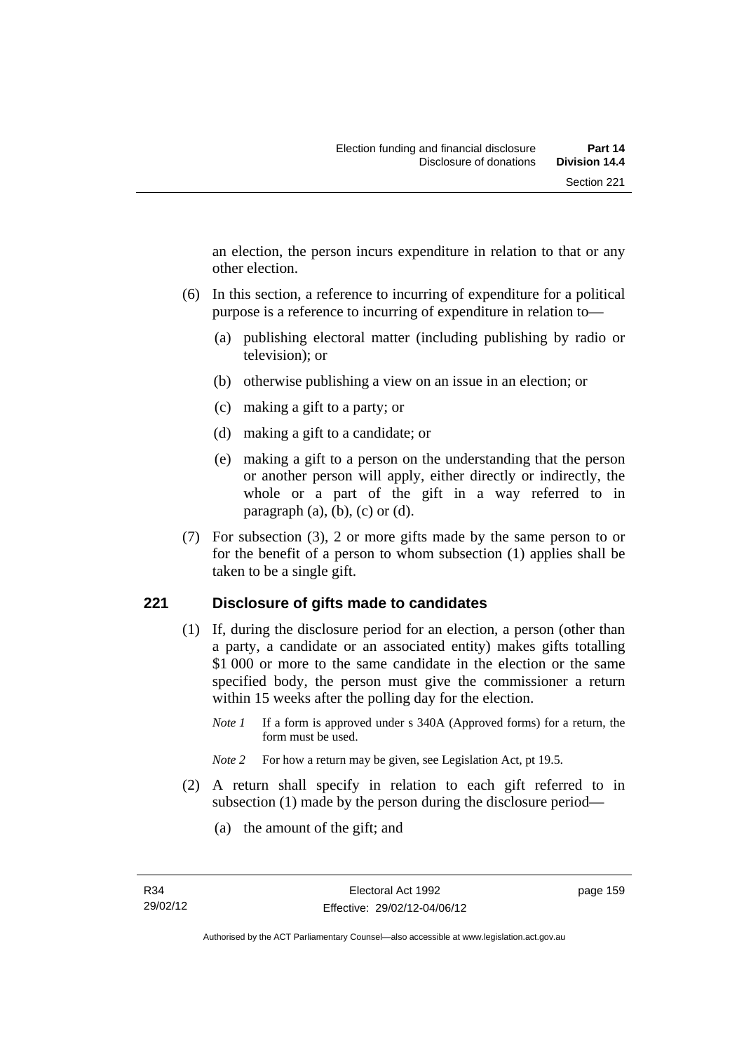an election, the person incurs expenditure in relation to that or any other election.

(6) In this section, a reference to incurring of expenditure for a political purpose is a reference to incurring of expenditure in relation to—

(a) publishing electoral matter (including publishing by radio or television); or

(b) otherwise publishing a view on an issue in an election; or

(c) making a gift to a party; or

(d) making a gift to a candidate; or

(e) making a gift to a person on the understanding that the person or another person will apply, either directly or indirectly, the whole or a part of the gift in a way referred to in paragraph (a), (b), (c) or (d).

(7) For subsection (3), 2 or more gifts made by the same person to or for the benefit of a person to whom subsection (1) applies shall be taken to be a single gift.

## 221 Disclosure of gifts made to candidates

(1) If, during the disclosure period for an election, a person (other than a party, a candidate or an associated entity) makes gifts totalling $1 000 or more to the same candidate in the election or the same specified body, the person must give the commissioner a return within 15 weeks after the polling day for the election.

*Note 1* If a form is approved under s 340A (Approved forms) for a return, the form must be used.

*Note 2* For how a return may be given, see Legislation Act, pt 19.5.

(2) A return shall specify in relation to each gift referred to in subsection (1) made by the person during the disclosure period—

(a) the amount of the gift; and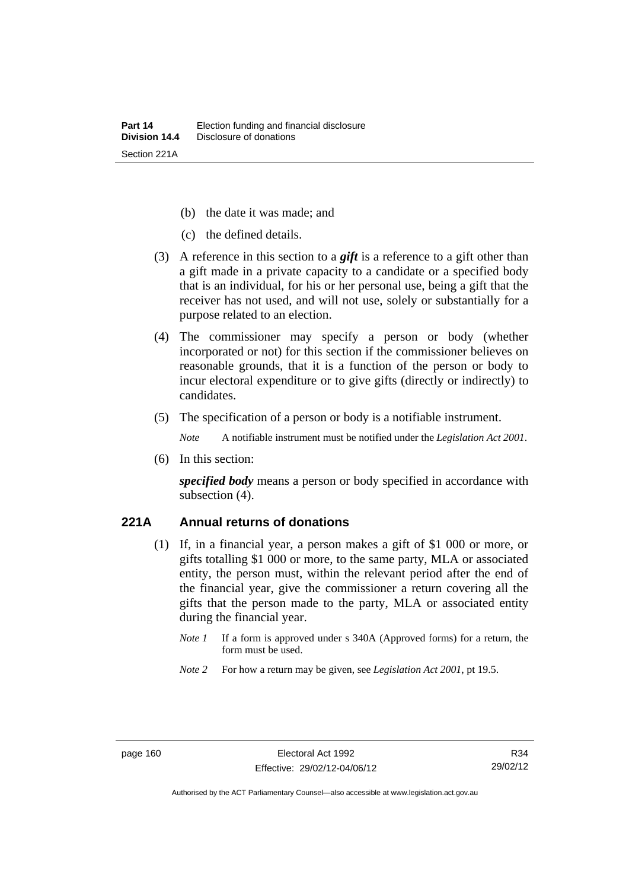(b) the date it was made; and

(c) the defined details.

(3) A reference in this section to a ***gift*** is a reference to a gift other than a gift made in a private capacity to a candidate or a specified body that is an individual, for his or her personal use, being a gift that the receiver has not used, and will not use, solely or substantially for a purpose related to an election.

(4) The commissioner may specify a person or body (whether incorporated or not) for this section if the commissioner believes on reasonable grounds, that it is a function of the person or body to incur electoral expenditure or to give gifts (directly or indirectly) to candidates.

(5) The specification of a person or body is a notifiable instrument.

*Note* A notifiable instrument must be notified under the *Legislation Act 2001*.

(6) In this section:

***specified body*** means a person or body specified in accordance with subsection (4).

### 221A Annual returns of donations

(1) If, in a financial year, a person makes a gift of $1 000 or more, or gifts totalling $1 000 or more, to the same party, MLA or associated entity, the person must, within the relevant period after the end of the financial year, give the commissioner a return covering all the gifts that the person made to the party, MLA or associated entity during the financial year.

*Note 1* If a form is approved under s 340A (Approved forms) for a return, the form must be used.

*Note 2* For how a return may be given, see *Legislation Act 2001*, pt 19.5.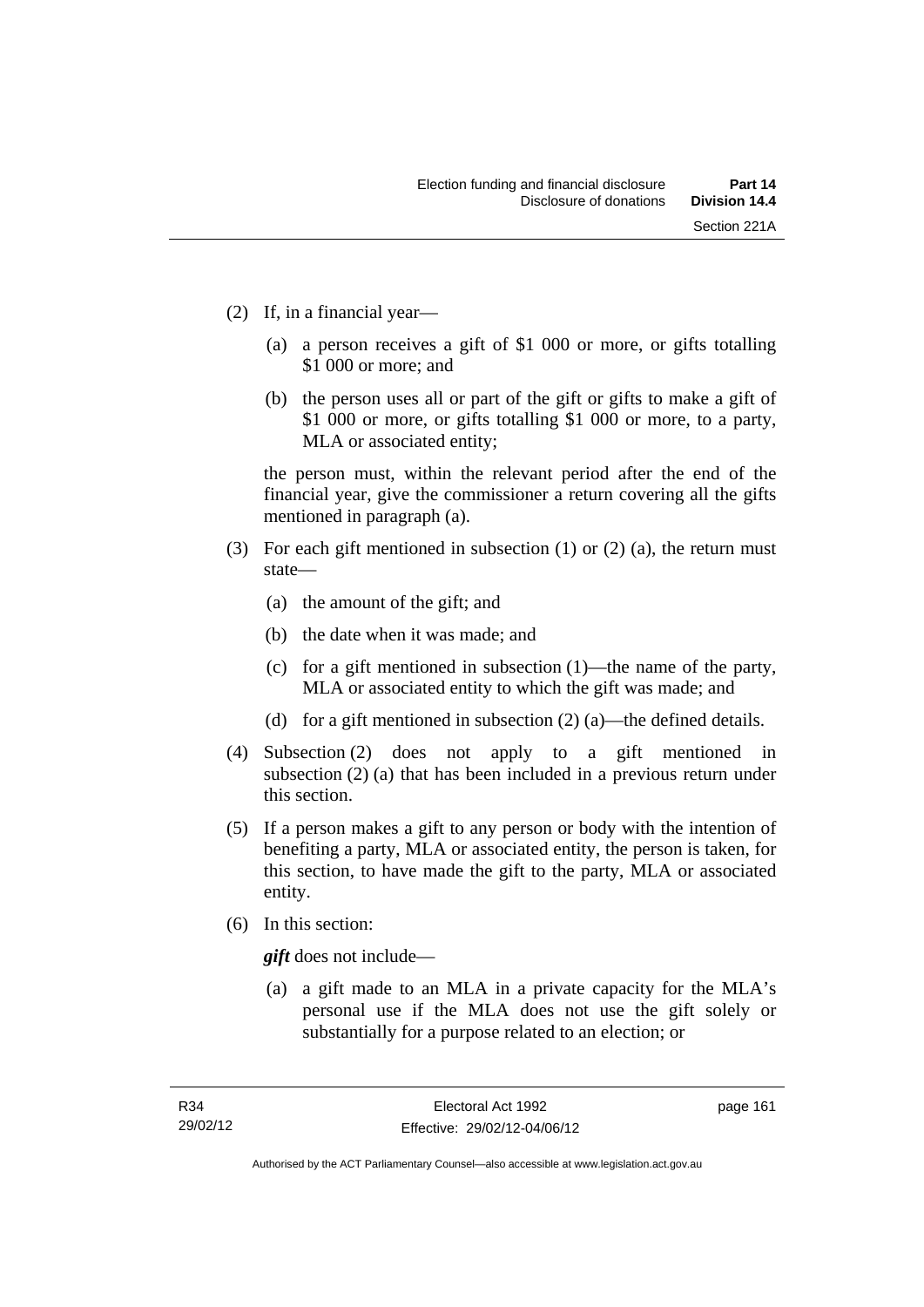(2) If, in a financial year—

(a) a person receives a gift of $1 000 or more, or gifts totalling $1 000 or more; and

(b) the person uses all or part of the gift or gifts to make a gift of $1 000 or more, or gifts totalling $1 000 or more, to a party, MLA or associated entity;

the person must, within the relevant period after the end of the financial year, give the commissioner a return covering all the gifts mentioned in paragraph (a).

(3) For each gift mentioned in subsection (1) or (2) (a), the return must state—

(a) the amount of the gift; and

(b) the date when it was made; and

(c) for a gift mentioned in subsection (1)—the name of the party, MLA or associated entity to which the gift was made; and

(d) for a gift mentioned in subsection (2) (a)—the defined details.

(4) Subsection (2) does not apply to a gift mentioned in subsection (2) (a) that has been included in a previous return under this section.

(5) If a person makes a gift to any person or body with the intention of benefiting a party, MLA or associated entity, the person is taken, for this section, to have made the gift to the party, MLA or associated entity.

(6) In this section:

***gift*** does not include—

(a) a gift made to an MLA in a private capacity for the MLA's personal use if the MLA does not use the gift solely or substantially for a purpose related to an election; or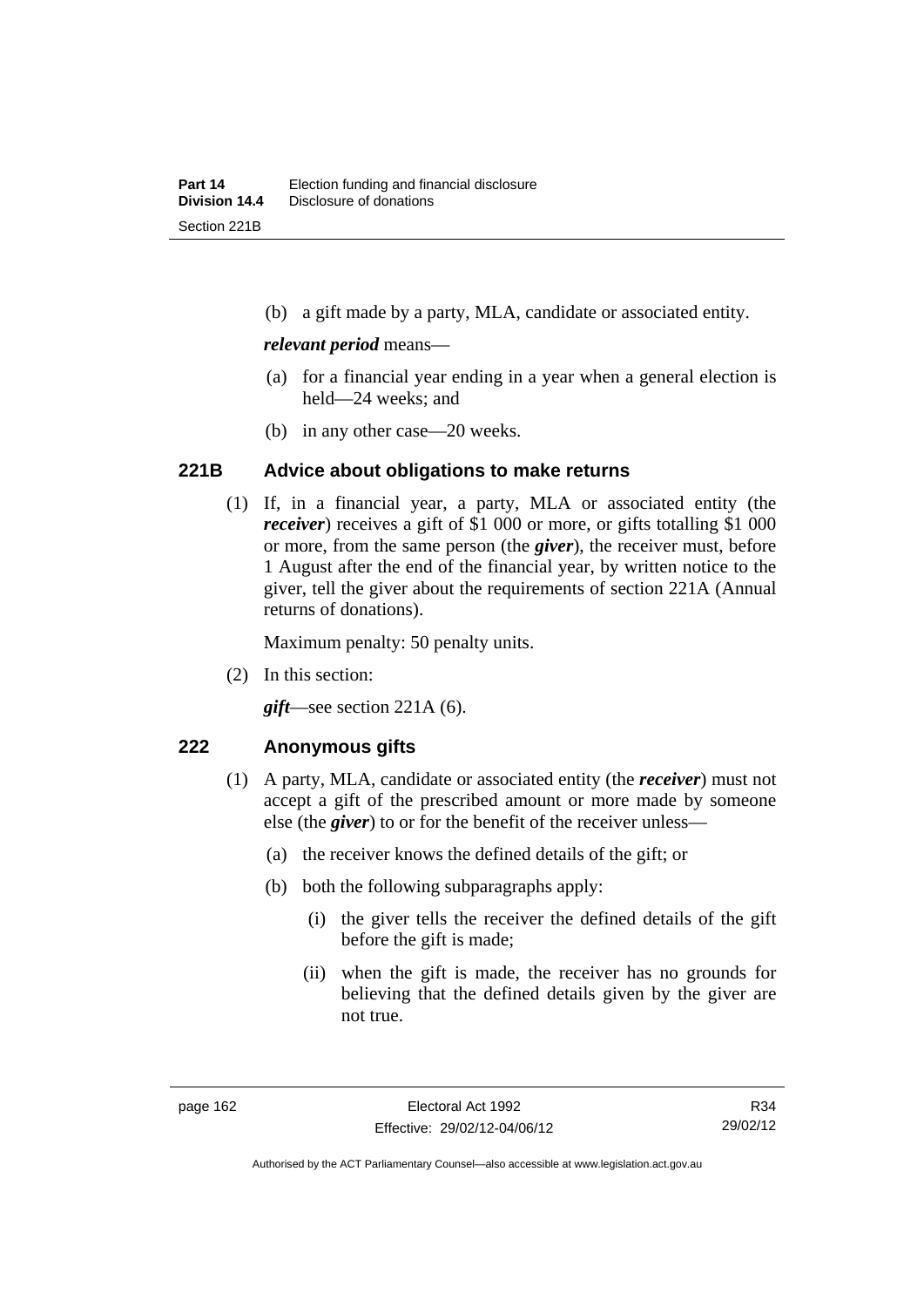(b) a gift made by a party, MLA, candidate or associated entity.

***relevant period*** means—

(a) for a financial year ending in a year when a general election is held—24 weeks; and

(b) in any other case—20 weeks.

### 221B Advice about obligations to make returns

(1) If, in a financial year, a party, MLA or associated entity (the ***receiver***) receives a gift of $1 000 or more, or gifts totalling $1 000 or more, from the same person (the ***giver***), the receiver must, before 1 August after the end of the financial year, by written notice to the giver, tell the giver about the requirements of section 221A (Annual returns of donations).

Maximum penalty: 50 penalty units.

(2) In this section:

***gift***—see section 221A (6).

### 222 Anonymous gifts

(1) A party, MLA, candidate or associated entity (the ***receiver***) must not accept a gift of the prescribed amount or more made by someone else (the ***giver***) to or for the benefit of the receiver unless—

(a) the receiver knows the defined details of the gift; or

(b) both the following subparagraphs apply:

(i) the giver tells the receiver the defined details of the gift before the gift is made;

(ii) when the gift is made, the receiver has no grounds for believing that the defined details given by the giver are not true.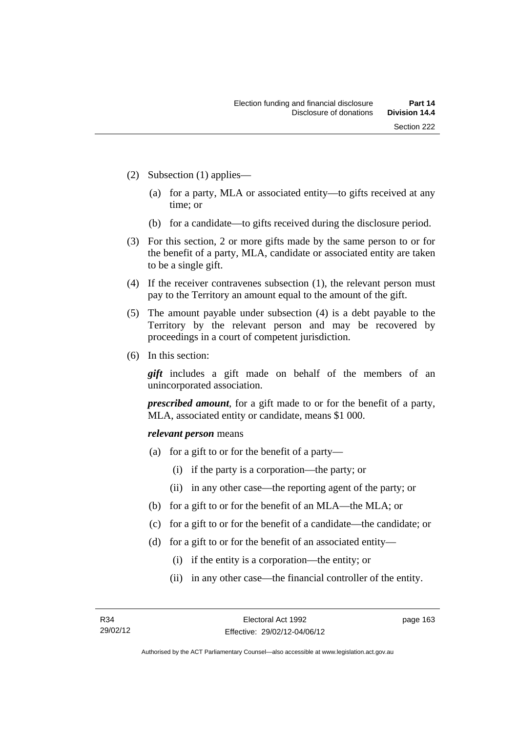(2) Subsection (1) applies—

  (a) for a party, MLA or associated entity—to gifts received at any time; or

  (b) for a candidate—to gifts received during the disclosure period.

(3) For this section, 2 or more gifts made by the same person to or for the benefit of a party, MLA, candidate or associated entity are taken to be a single gift.

(4) If the receiver contravenes subsection (1), the relevant person must pay to the Territory an amount equal to the amount of the gift.

(5) The amount payable under subsection (4) is a debt payable to the Territory by the relevant person and may be recovered by proceedings in a court of competent jurisdiction.

(6) In this section:

***gift*** includes a gift made on behalf of the members of an unincorporated association.

***prescribed amount***, for a gift made to or for the benefit of a party, MLA, associated entity or candidate, means $1 000.

***relevant person*** means

  (a) for a gift to or for the benefit of a party—

    (i) if the party is a corporation—the party; or

    (ii) in any other case—the reporting agent of the party; or

  (b) for a gift to or for the benefit of an MLA—the MLA; or

  (c) for a gift to or for the benefit of a candidate—the candidate; or

  (d) for a gift to or for the benefit of an associated entity—

    (i) if the entity is a corporation—the entity; or

    (ii) in any other case—the financial controller of the entity.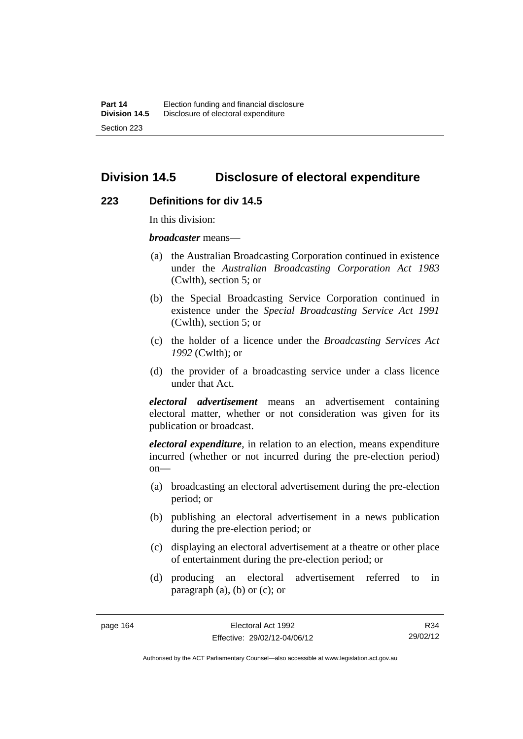## Division 14.5 Disclosure of electoral expenditure

### 223 Definitions for div 14.5

In this division:

***broadcaster*** means—

(a) the Australian Broadcasting Corporation continued in existence under the *Australian Broadcasting Corporation Act 1983* (Cwlth), section 5; or

(b) the Special Broadcasting Service Corporation continued in existence under the *Special Broadcasting Service Act 1991* (Cwlth), section 5; or

(c) the holder of a licence under the *Broadcasting Services Act 1992* (Cwlth); or

(d) the provider of a broadcasting service under a class licence under that Act.

***electoral advertisement*** means an advertisement containing electoral matter, whether or not consideration was given for its publication or broadcast.

***electoral expenditure***, in relation to an election, means expenditure incurred (whether or not incurred during the pre-election period) on—

(a) broadcasting an electoral advertisement during the pre-election period; or

(b) publishing an electoral advertisement in a news publication during the pre-election period; or

(c) displaying an electoral advertisement at a theatre or other place of entertainment during the pre-election period; or

(d) producing an electoral advertisement referred to in paragraph (a), (b) or (c); or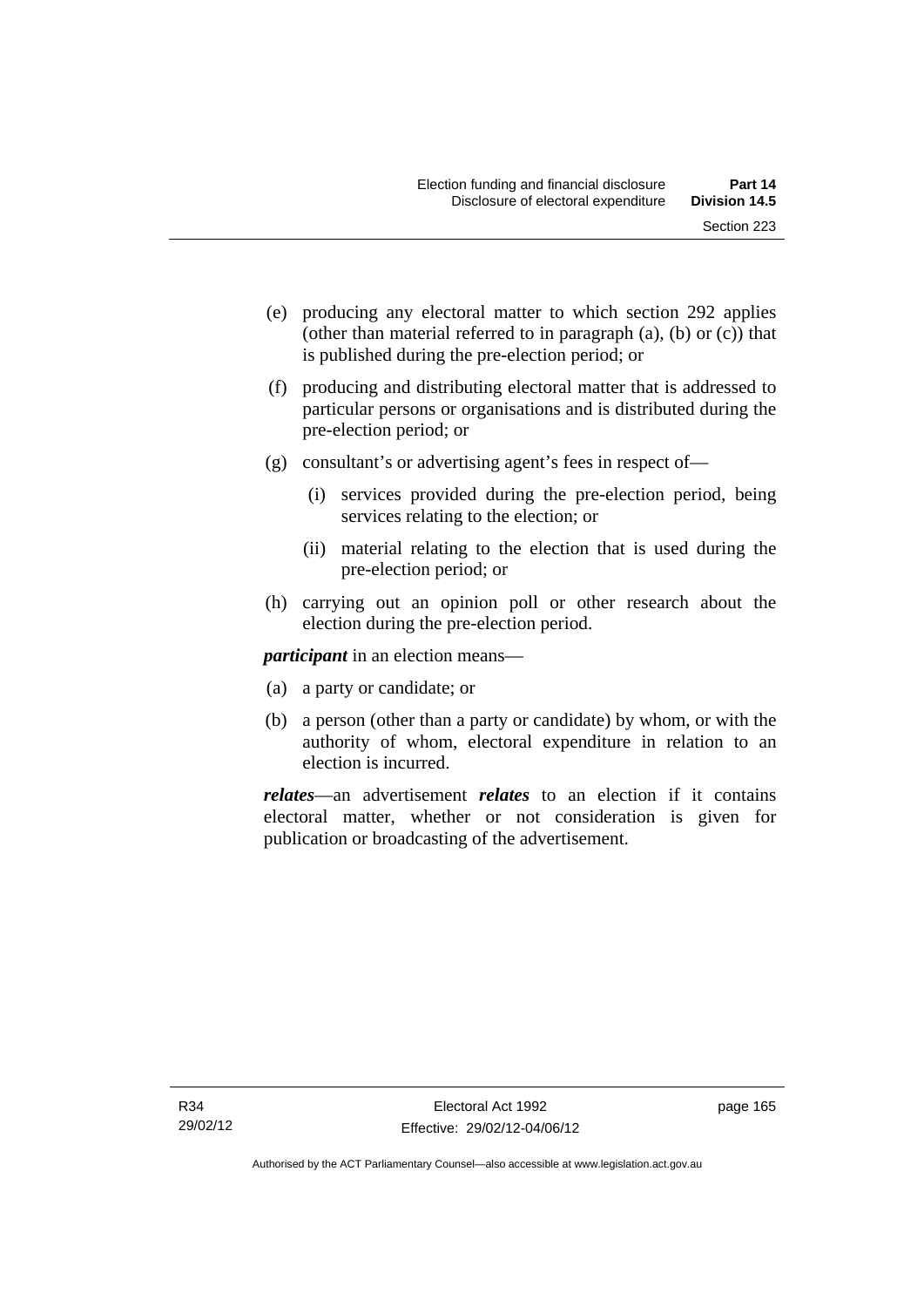(e) producing any electoral matter to which section 292 applies (other than material referred to in paragraph (a), (b) or (c)) that is published during the pre-election period; or

(f) producing and distributing electoral matter that is addressed to particular persons or organisations and is distributed during the pre-election period; or

(g) consultant's or advertising agent's fees in respect of—

(i) services provided during the pre-election period, being services relating to the election; or

(ii) material relating to the election that is used during the pre-election period; or

(h) carrying out an opinion poll or other research about the election during the pre-election period.

***participant*** in an election means—

(a) a party or candidate; or

(b) a person (other than a party or candidate) by whom, or with the authority of whom, electoral expenditure in relation to an election is incurred.

***relates***—an advertisement ***relates*** to an election if it contains electoral matter, whether or not consideration is given for publication or broadcasting of the advertisement.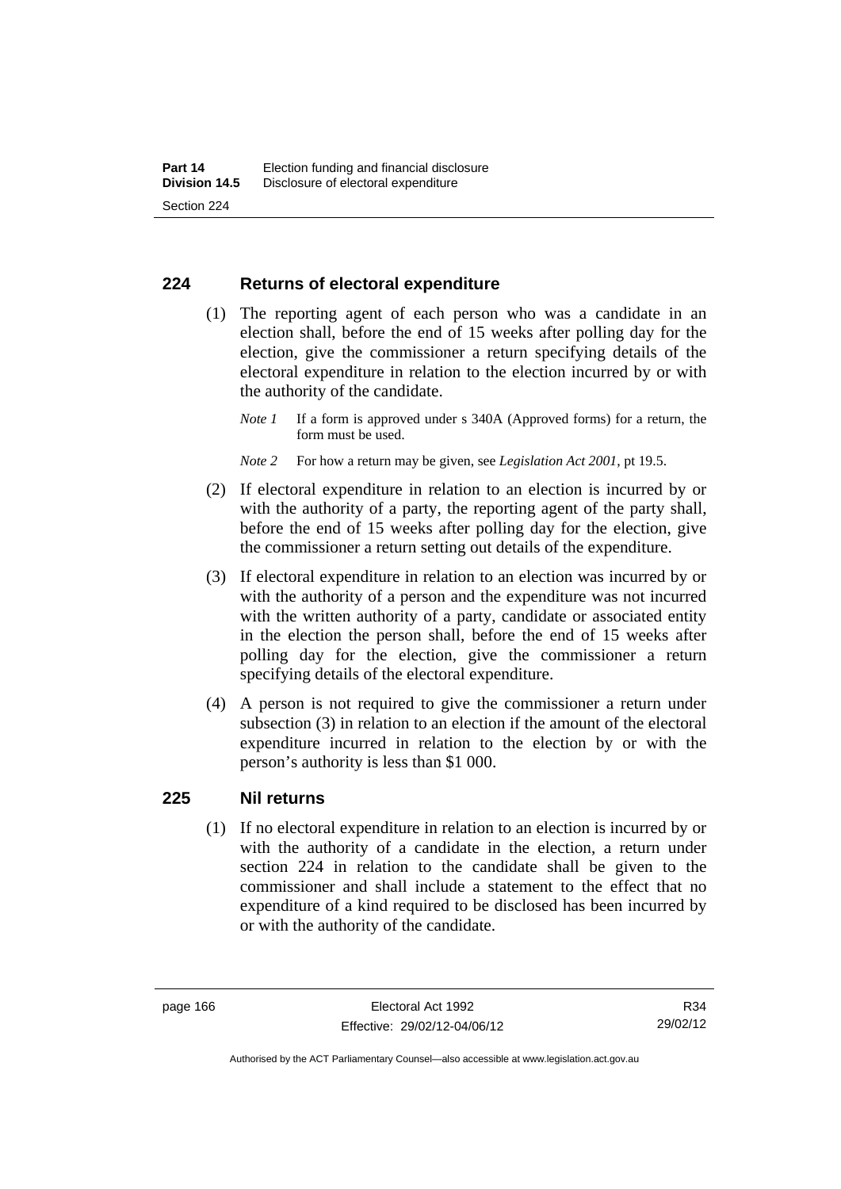## 224 Returns of electoral expenditure

(1) The reporting agent of each person who was a candidate in an election shall, before the end of 15 weeks after polling day for the election, give the commissioner a return specifying details of the electoral expenditure in relation to the election incurred by or with the authority of the candidate.

*Note 1* If a form is approved under s 340A (Approved forms) for a return, the form must be used.

*Note 2* For how a return may be given, see *Legislation Act 2001*, pt 19.5.

(2) If electoral expenditure in relation to an election is incurred by or with the authority of a party, the reporting agent of the party shall, before the end of 15 weeks after polling day for the election, give the commissioner a return setting out details of the expenditure.

(3) If electoral expenditure in relation to an election was incurred by or with the authority of a person and the expenditure was not incurred with the written authority of a party, candidate or associated entity in the election the person shall, before the end of 15 weeks after polling day for the election, give the commissioner a return specifying details of the electoral expenditure.

(4) A person is not required to give the commissioner a return under subsection (3) in relation to an election if the amount of the electoral expenditure incurred in relation to the election by or with the person's authority is less than $1 000.

## 225 Nil returns

(1) If no electoral expenditure in relation to an election is incurred by or with the authority of a candidate in the election, a return under section 224 in relation to the candidate shall be given to the commissioner and shall include a statement to the effect that no expenditure of a kind required to be disclosed has been incurred by or with the authority of the candidate.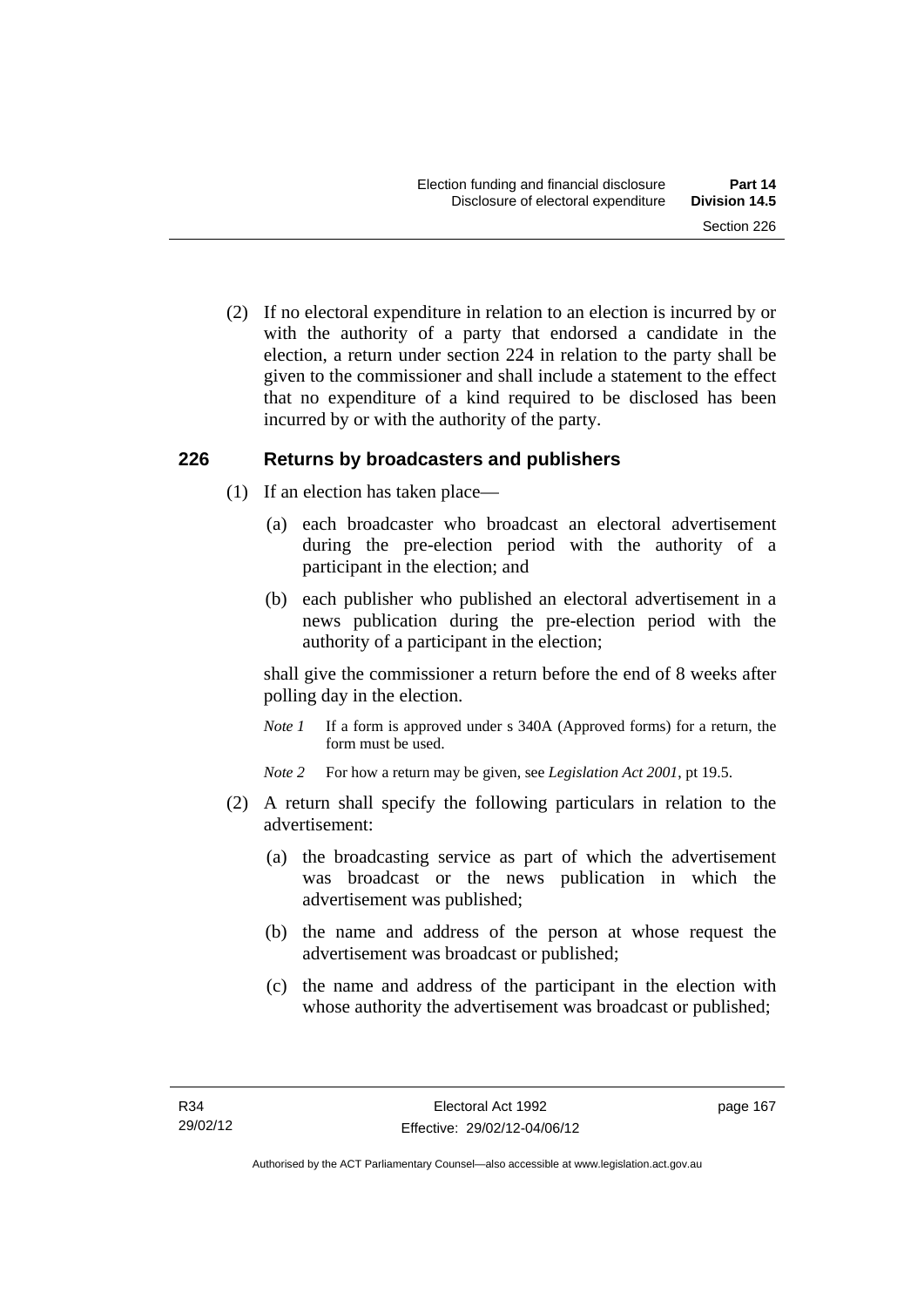(2) If no electoral expenditure in relation to an election is incurred by or with the authority of a party that endorsed a candidate in the election, a return under section 224 in relation to the party shall be given to the commissioner and shall include a statement to the effect that no expenditure of a kind required to be disclosed has been incurred by or with the authority of the party.

## 226 Returns by broadcasters and publishers

(1) If an election has taken place—

(a) each broadcaster who broadcast an electoral advertisement during the pre-election period with the authority of a participant in the election; and

(b) each publisher who published an electoral advertisement in a news publication during the pre-election period with the authority of a participant in the election;

shall give the commissioner a return before the end of 8 weeks after polling day in the election.

*Note 1* If a form is approved under s 340A (Approved forms) for a return, the form must be used.

*Note 2* For how a return may be given, see *Legislation Act 2001*, pt 19.5.

(2) A return shall specify the following particulars in relation to the advertisement:

(a) the broadcasting service as part of which the advertisement was broadcast or the news publication in which the advertisement was published;

(b) the name and address of the person at whose request the advertisement was broadcast or published;

(c) the name and address of the participant in the election with whose authority the advertisement was broadcast or published;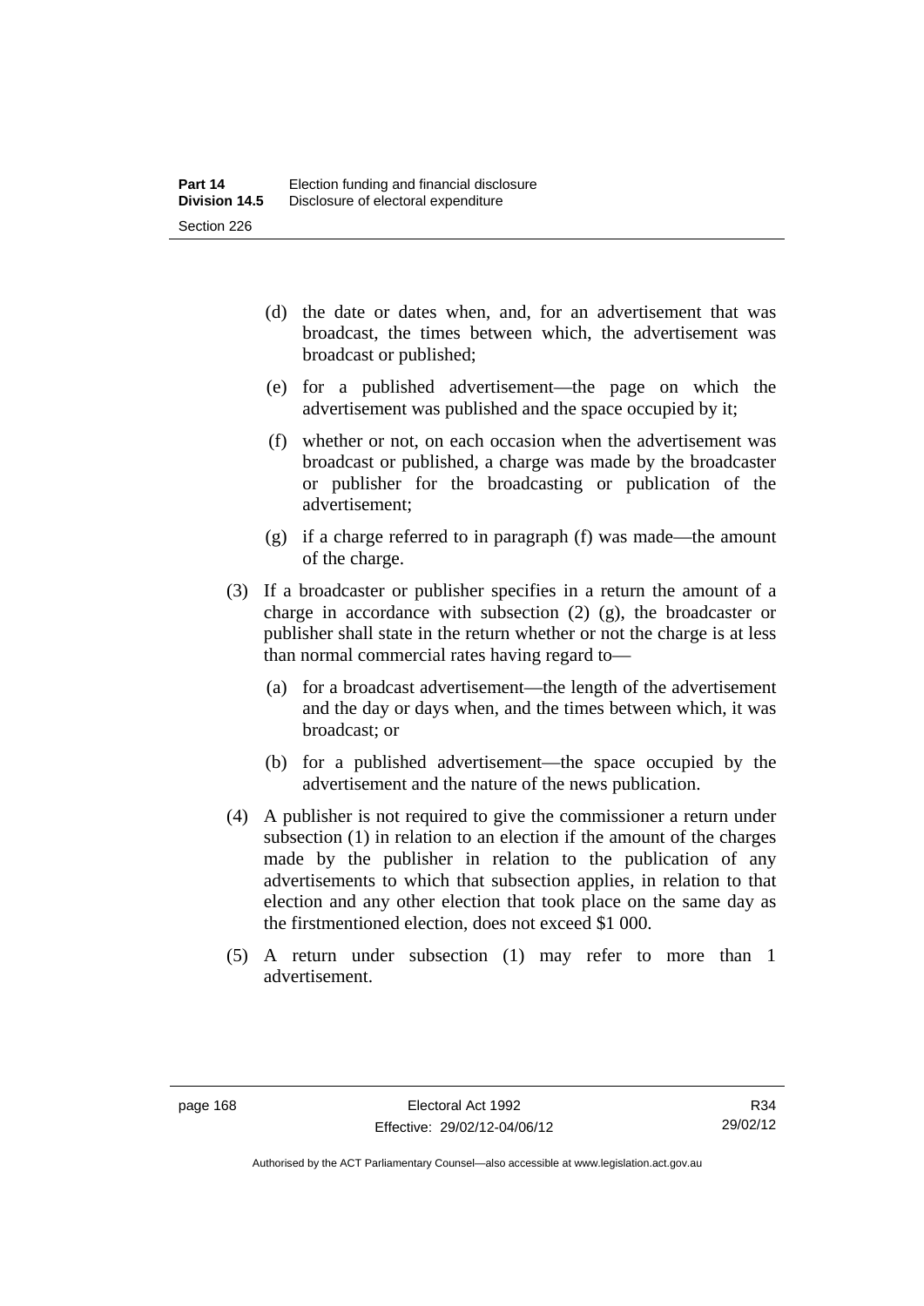(d) the date or dates when, and, for an advertisement that was broadcast, the times between which, the advertisement was broadcast or published;

(e) for a published advertisement—the page on which the advertisement was published and the space occupied by it;

(f) whether or not, on each occasion when the advertisement was broadcast or published, a charge was made by the broadcaster or publisher for the broadcasting or publication of the advertisement;

(g) if a charge referred to in paragraph (f) was made—the amount of the charge.

(3) If a broadcaster or publisher specifies in a return the amount of a charge in accordance with subsection (2) (g), the broadcaster or publisher shall state in the return whether or not the charge is at less than normal commercial rates having regard to—

(a) for a broadcast advertisement—the length of the advertisement and the day or days when, and the times between which, it was broadcast; or

(b) for a published advertisement—the space occupied by the advertisement and the nature of the news publication.

(4) A publisher is not required to give the commissioner a return under subsection (1) in relation to an election if the amount of the charges made by the publisher in relation to the publication of any advertisements to which that subsection applies, in relation to that election and any other election that took place on the same day as the firstmentioned election, does not exceed $1 000.

(5) A return under subsection (1) may refer to more than 1 advertisement.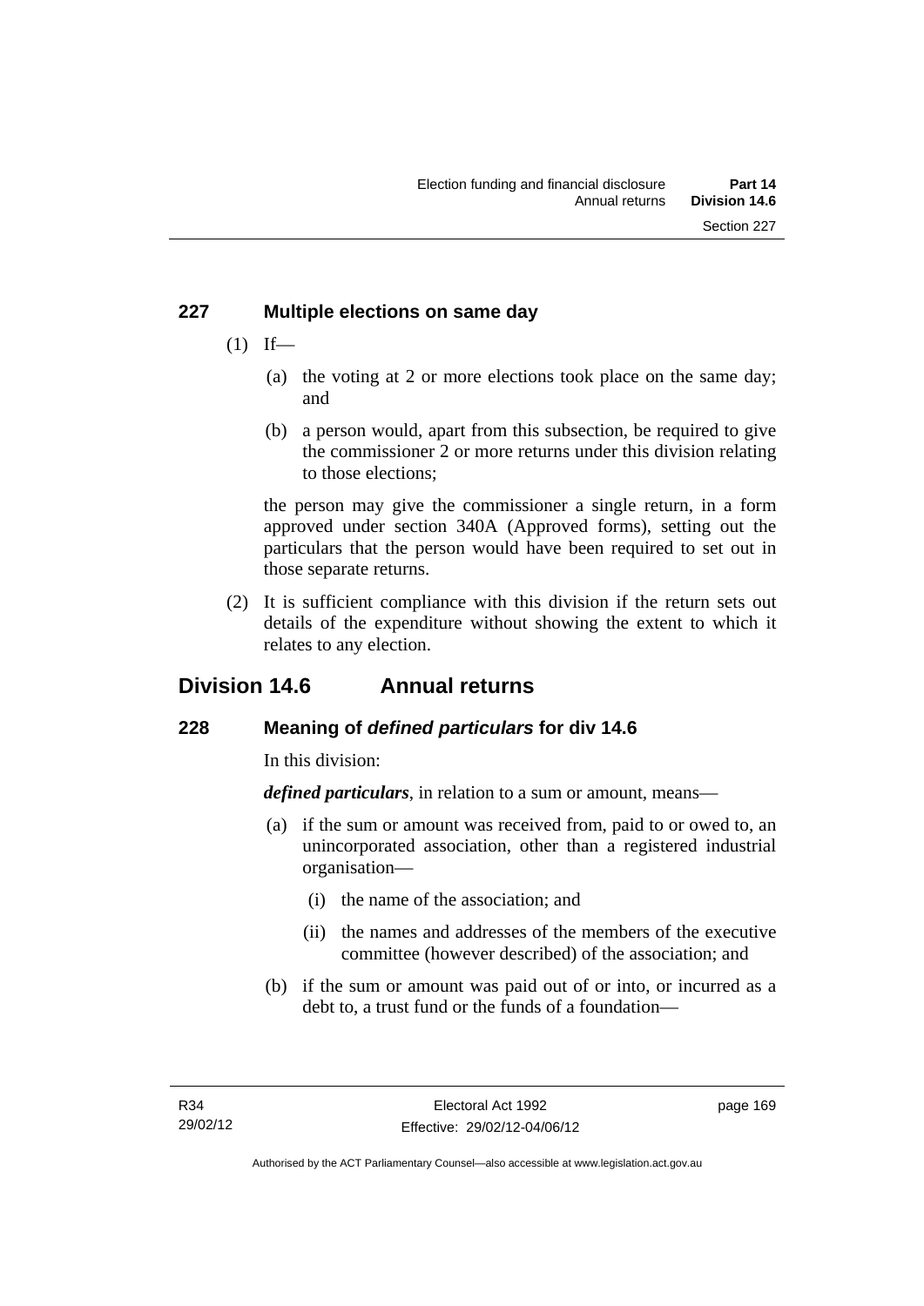### 227 Multiple elections on same day

(1) If—

(a) the voting at 2 or more elections took place on the same day; and

(b) a person would, apart from this subsection, be required to give the commissioner 2 or more returns under this division relating to those elections;

the person may give the commissioner a single return, in a form approved under section 340A (Approved forms), setting out the particulars that the person would have been required to set out in those separate returns.

(2) It is sufficient compliance with this division if the return sets out details of the expenditure without showing the extent to which it relates to any election.

## Division 14.6 Annual returns

### 228 Meaning of *defined particulars* for div 14.6

In this division:

***defined particulars***, in relation to a sum or amount, means—

(a) if the sum or amount was received from, paid to or owed to, an unincorporated association, other than a registered industrial organisation—

(i) the name of the association; and

(ii) the names and addresses of the members of the executive committee (however described) of the association; and

(b) if the sum or amount was paid out of or into, or incurred as a debt to, a trust fund or the funds of a foundation—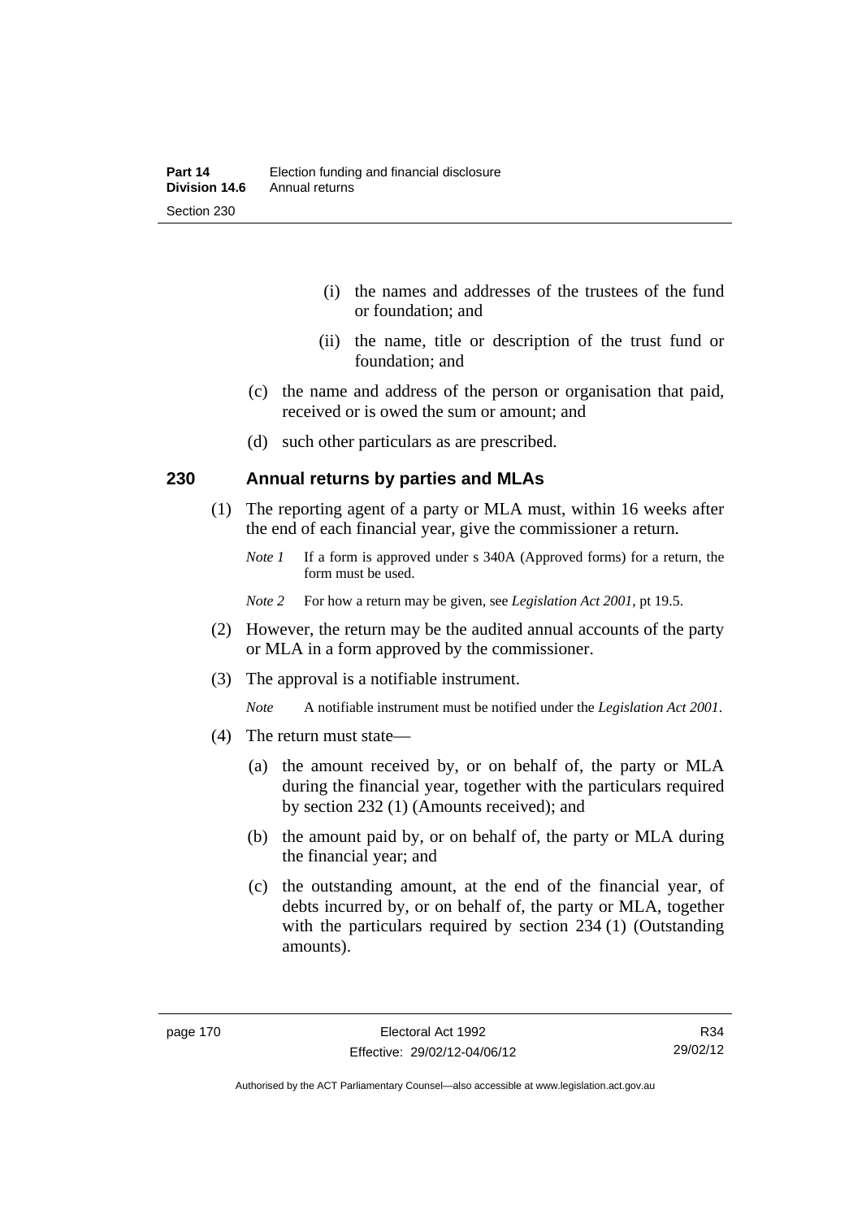(i) the names and addresses of the trustees of the fund or foundation; and

(ii) the name, title or description of the trust fund or foundation; and

(c) the name and address of the person or organisation that paid, received or is owed the sum or amount; and

(d) such other particulars as are prescribed.

### 230 Annual returns by parties and MLAs

(1) The reporting agent of a party or MLA must, within 16 weeks after the end of each financial year, give the commissioner a return.

*Note 1* If a form is approved under s 340A (Approved forms) for a return, the form must be used.

*Note 2* For how a return may be given, see *Legislation Act 2001*, pt 19.5.

(2) However, the return may be the audited annual accounts of the party or MLA in a form approved by the commissioner.

(3) The approval is a notifiable instrument.

*Note* A notifiable instrument must be notified under the *Legislation Act 2001*.

(4) The return must state—

(a) the amount received by, or on behalf of, the party or MLA during the financial year, together with the particulars required by section 232 (1) (Amounts received); and

(b) the amount paid by, or on behalf of, the party or MLA during the financial year; and

(c) the outstanding amount, at the end of the financial year, of debts incurred by, or on behalf of, the party or MLA, together with the particulars required by section 234 (1) (Outstanding amounts).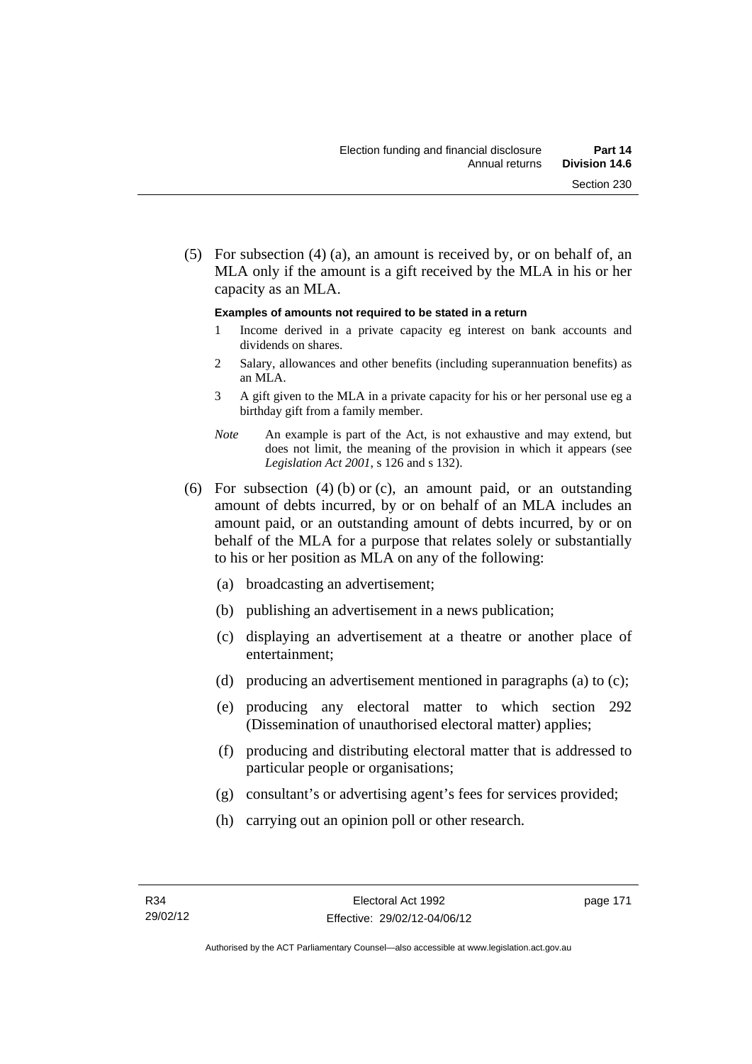(5) For subsection (4) (a), an amount is received by, or on behalf of, an MLA only if the amount is a gift received by the MLA in his or her capacity as an MLA.

**Examples of amounts not required to be stated in a return**

1. Income derived in a private capacity eg interest on bank accounts and dividends on shares.
2. Salary, allowances and other benefits (including superannuation benefits) as an MLA.
3. A gift given to the MLA in a private capacity for his or her personal use eg a birthday gift from a family member.

*Note* An example is part of the Act, is not exhaustive and may extend, but does not limit, the meaning of the provision in which it appears (see *Legislation Act 2001*, s 126 and s 132).

(6) For subsection (4) (b) or (c), an amount paid, or an outstanding amount of debts incurred, by or on behalf of an MLA includes an amount paid, or an outstanding amount of debts incurred, by or on behalf of the MLA for a purpose that relates solely or substantially to his or her position as MLA on any of the following:

(a) broadcasting an advertisement;

(b) publishing an advertisement in a news publication;

(c) displaying an advertisement at a theatre or another place of entertainment;

(d) producing an advertisement mentioned in paragraphs (a) to (c);

(e) producing any electoral matter to which section 292 (Dissemination of unauthorised electoral matter) applies;

(f) producing and distributing electoral matter that is addressed to particular people or organisations;

(g) consultant's or advertising agent's fees for services provided;

(h) carrying out an opinion poll or other research.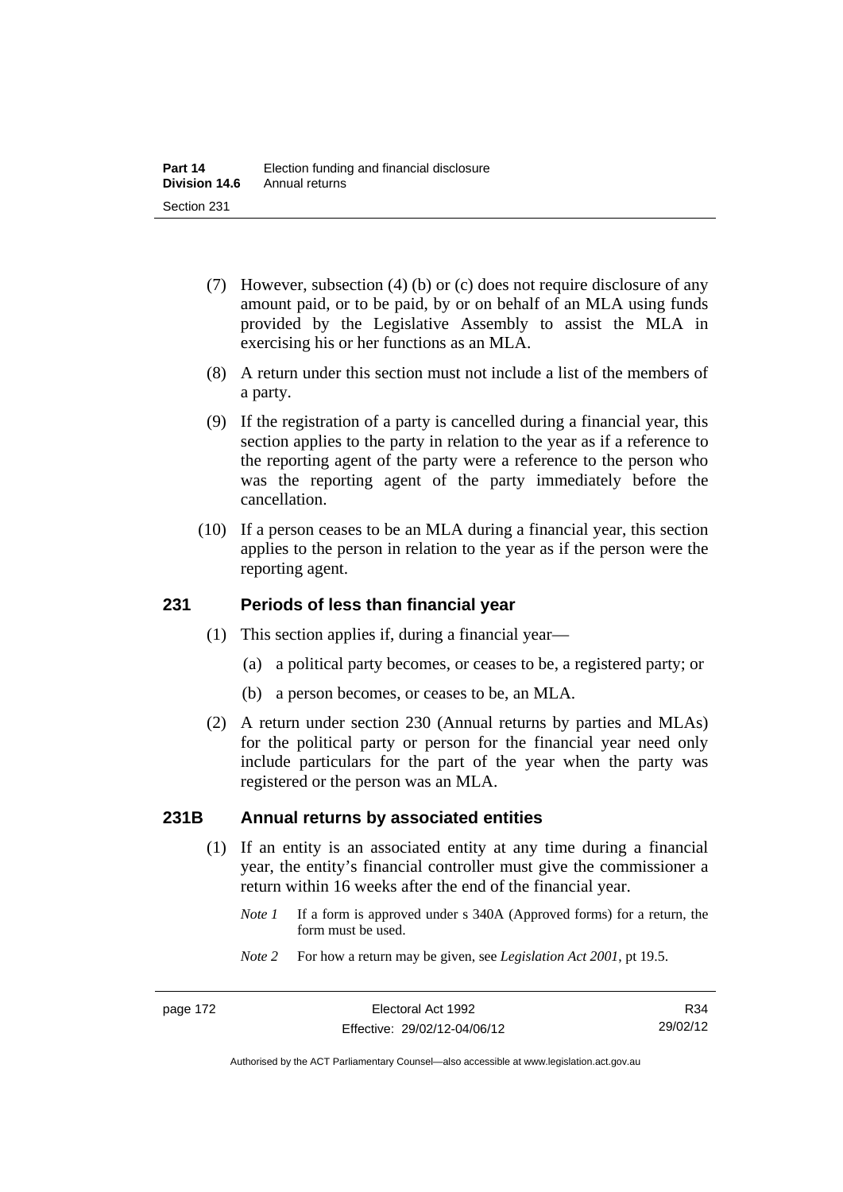(7) However, subsection (4) (b) or (c) does not require disclosure of any amount paid, or to be paid, by or on behalf of an MLA using funds provided by the Legislative Assembly to assist the MLA in exercising his or her functions as an MLA.

(8) A return under this section must not include a list of the members of a party.

(9) If the registration of a party is cancelled during a financial year, this section applies to the party in relation to the year as if a reference to the reporting agent of the party were a reference to the person who was the reporting agent of the party immediately before the cancellation.

(10) If a person ceases to be an MLA during a financial year, this section applies to the person in relation to the year as if the person were the reporting agent.

### 231 Periods of less than financial year

(1) This section applies if, during a financial year—

(a) a political party becomes, or ceases to be, a registered party; or

(b) a person becomes, or ceases to be, an MLA.

(2) A return under section 230 (Annual returns by parties and MLAs) for the political party or person for the financial year need only include particulars for the part of the year when the party was registered or the person was an MLA.

### 231B Annual returns by associated entities

(1) If an entity is an associated entity at any time during a financial year, the entity's financial controller must give the commissioner a return within 16 weeks after the end of the financial year.

*Note 1* If a form is approved under s 340A (Approved forms) for a return, the form must be used.

*Note 2* For how a return may be given, see *Legislation Act 2001*, pt 19.5.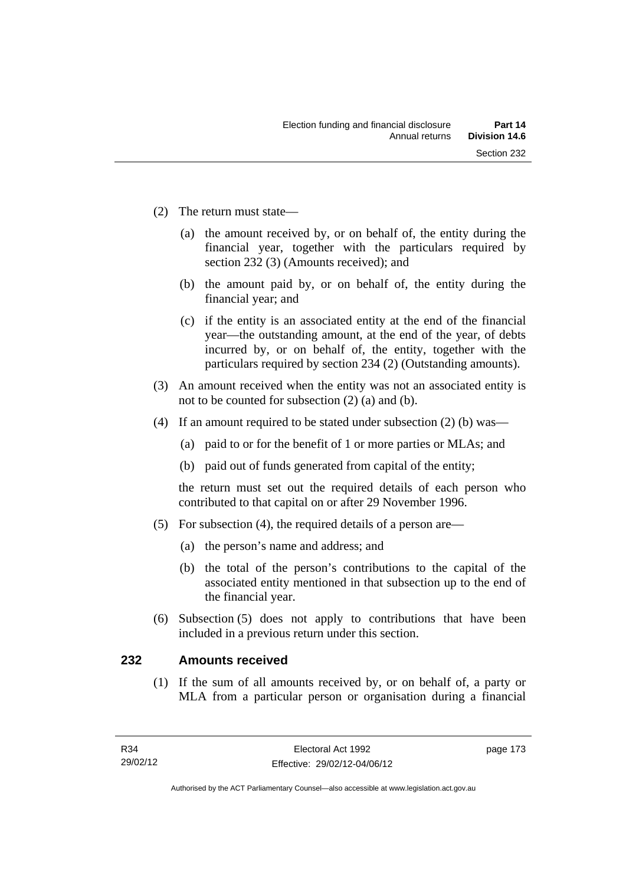(2) The return must state—

(a) the amount received by, or on behalf of, the entity during the financial year, together with the particulars required by section 232 (3) (Amounts received); and

(b) the amount paid by, or on behalf of, the entity during the financial year; and

(c) if the entity is an associated entity at the end of the financial year—the outstanding amount, at the end of the year, of debts incurred by, or on behalf of, the entity, together with the particulars required by section 234 (2) (Outstanding amounts).

(3) An amount received when the entity was not an associated entity is not to be counted for subsection (2) (a) and (b).

(4) If an amount required to be stated under subsection (2) (b) was—

(a) paid to or for the benefit of 1 or more parties or MLAs; and

(b) paid out of funds generated from capital of the entity;

the return must set out the required details of each person who contributed to that capital on or after 29 November 1996.

(5) For subsection (4), the required details of a person are—

(a) the person's name and address; and

(b) the total of the person's contributions to the capital of the associated entity mentioned in that subsection up to the end of the financial year.

(6) Subsection (5) does not apply to contributions that have been included in a previous return under this section.

## 232 Amounts received

(1) If the sum of all amounts received by, or on behalf of, a party or MLA from a particular person or organisation during a financial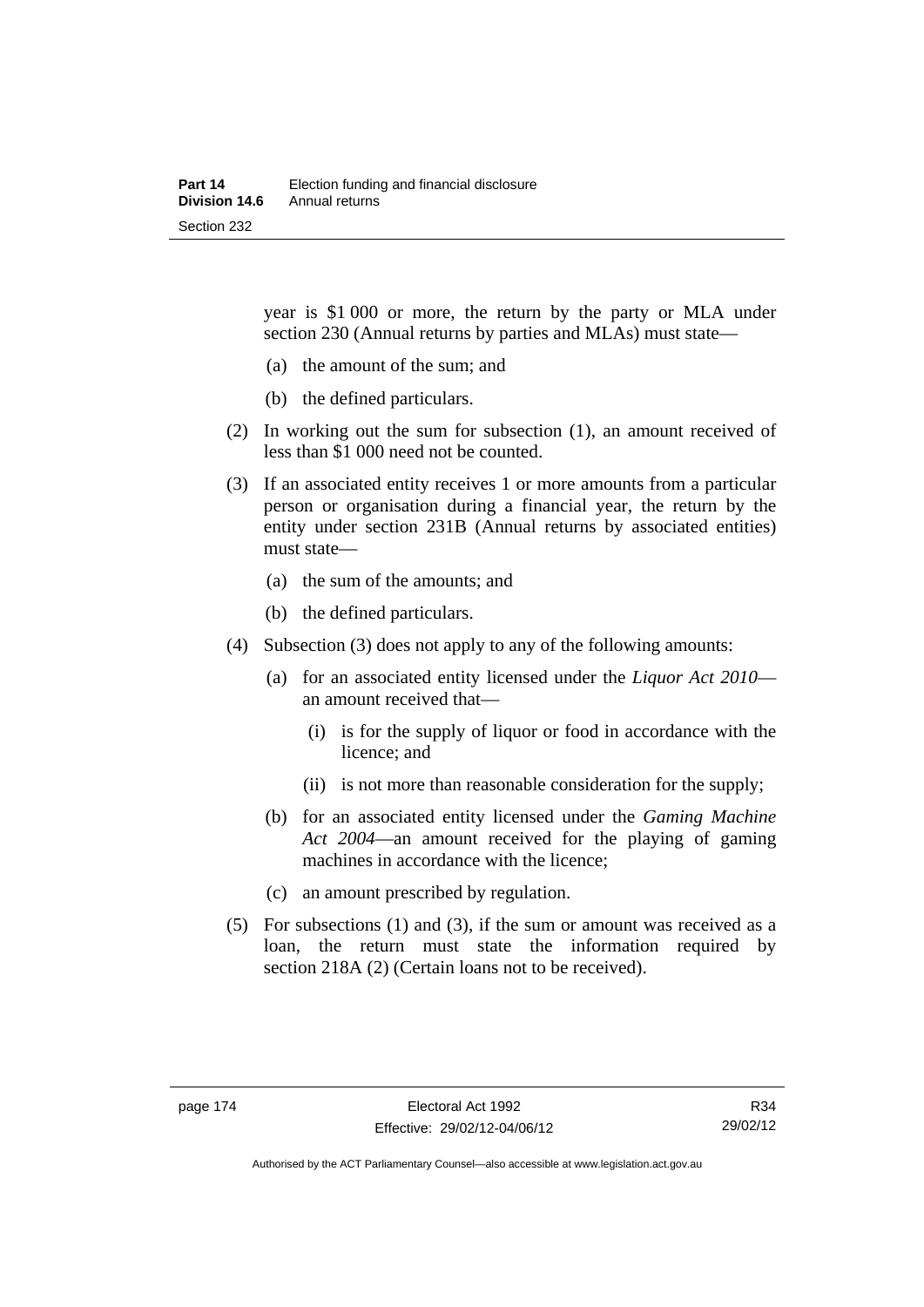year is $1 000 or more, the return by the party or MLA under section 230 (Annual returns by parties and MLAs) must state—

(a) the amount of the sum; and

(b) the defined particulars.

(2) In working out the sum for subsection (1), an amount received of less than $1 000 need not be counted.

(3) If an associated entity receives 1 or more amounts from a particular person or organisation during a financial year, the return by the entity under section 231B (Annual returns by associated entities) must state—

(a) the sum of the amounts; and

(b) the defined particulars.

(4) Subsection (3) does not apply to any of the following amounts:

(a) for an associated entity licensed under the *Liquor Act 2010*—an amount received that—

(i) is for the supply of liquor or food in accordance with the licence; and

(ii) is not more than reasonable consideration for the supply;

(b) for an associated entity licensed under the *Gaming Machine Act 2004*—an amount received for the playing of gaming machines in accordance with the licence;

(c) an amount prescribed by regulation.

(5) For subsections (1) and (3), if the sum or amount was received as a loan, the return must state the information required by section 218A (2) (Certain loans not to be received).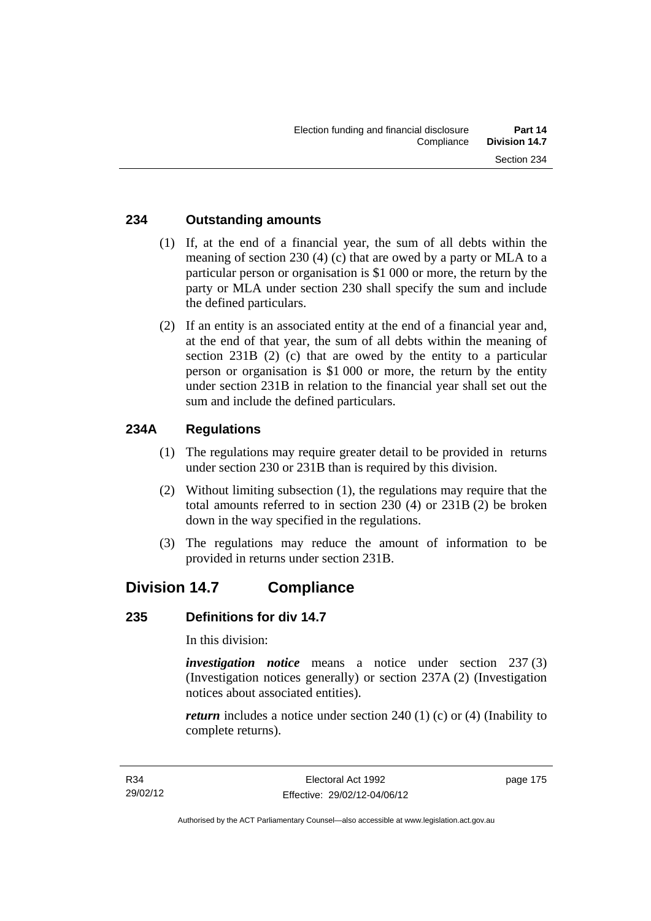### 234 Outstanding amounts

(1) If, at the end of a financial year, the sum of all debts within the meaning of section 230 (4) (c) that are owed by a party or MLA to a particular person or organisation is $1 000 or more, the return by the party or MLA under section 230 shall specify the sum and include the defined particulars.

(2) If an entity is an associated entity at the end of a financial year and, at the end of that year, the sum of all debts within the meaning of section 231B (2) (c) that are owed by the entity to a particular person or organisation is $1 000 or more, the return by the entity under section 231B in relation to the financial year shall set out the sum and include the defined particulars.

### 234A Regulations

(1) The regulations may require greater detail to be provided in returns under section 230 or 231B than is required by this division.

(2) Without limiting subsection (1), the regulations may require that the total amounts referred to in section 230 (4) or 231B (2) be broken down in the way specified in the regulations.

(3) The regulations may reduce the amount of information to be provided in returns under section 231B.

## Division 14.7 Compliance

### 235 Definitions for div 14.7

In this division:

***investigation notice*** means a notice under section 237 (3) (Investigation notices generally) or section 237A (2) (Investigation notices about associated entities).

***return*** includes a notice under section 240 (1) (c) or (4) (Inability to complete returns).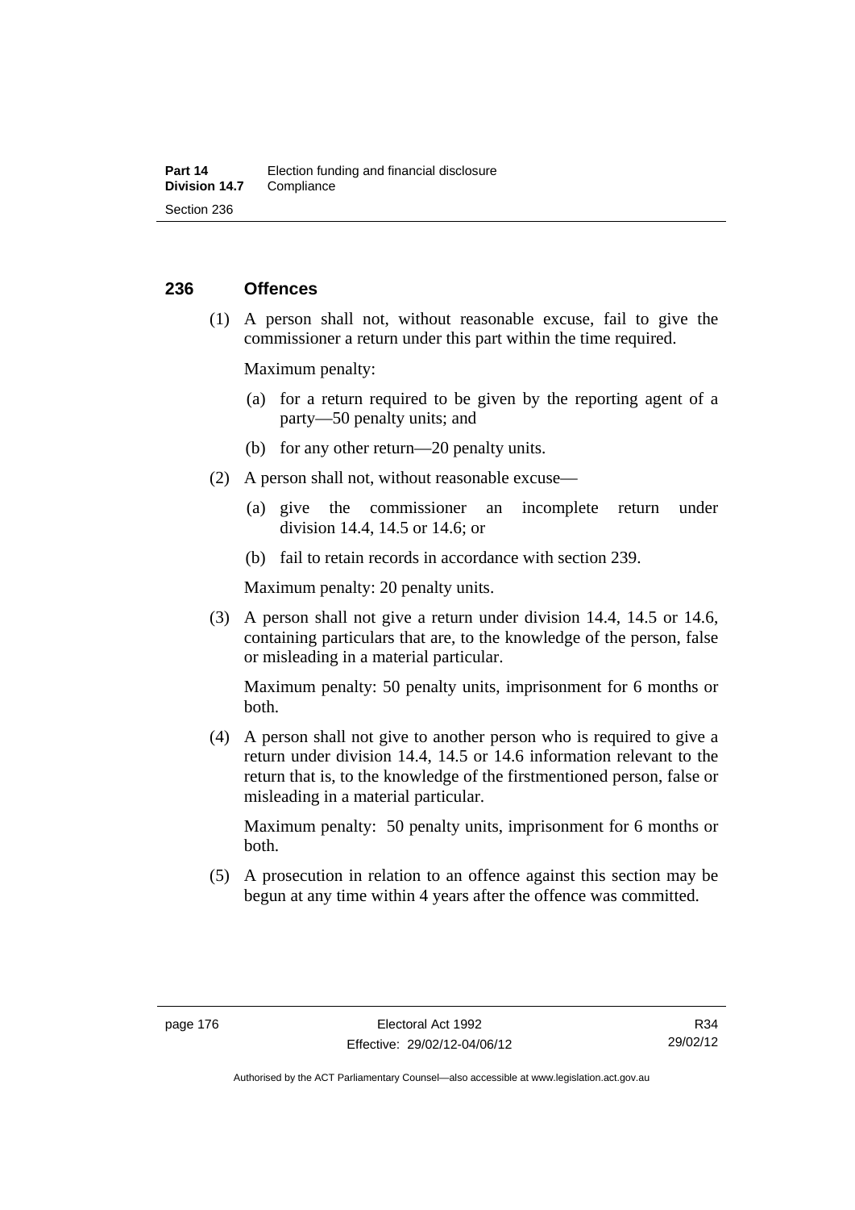## 236 Offences

(1) A person shall not, without reasonable excuse, fail to give the commissioner a return under this part within the time required.

Maximum penalty:

(a) for a return required to be given by the reporting agent of a party—50 penalty units; and

(b) for any other return—20 penalty units.

(2) A person shall not, without reasonable excuse—

(a) give the commissioner an incomplete return under division 14.4, 14.5 or 14.6; or

(b) fail to retain records in accordance with section 239.

Maximum penalty: 20 penalty units.

(3) A person shall not give a return under division 14.4, 14.5 or 14.6, containing particulars that are, to the knowledge of the person, false or misleading in a material particular.

Maximum penalty: 50 penalty units, imprisonment for 6 months or both.

(4) A person shall not give to another person who is required to give a return under division 14.4, 14.5 or 14.6 information relevant to the return that is, to the knowledge of the firstmentioned person, false or misleading in a material particular.

Maximum penalty: 50 penalty units, imprisonment for 6 months or both.

(5) A prosecution in relation to an offence against this section may be begun at any time within 4 years after the offence was committed.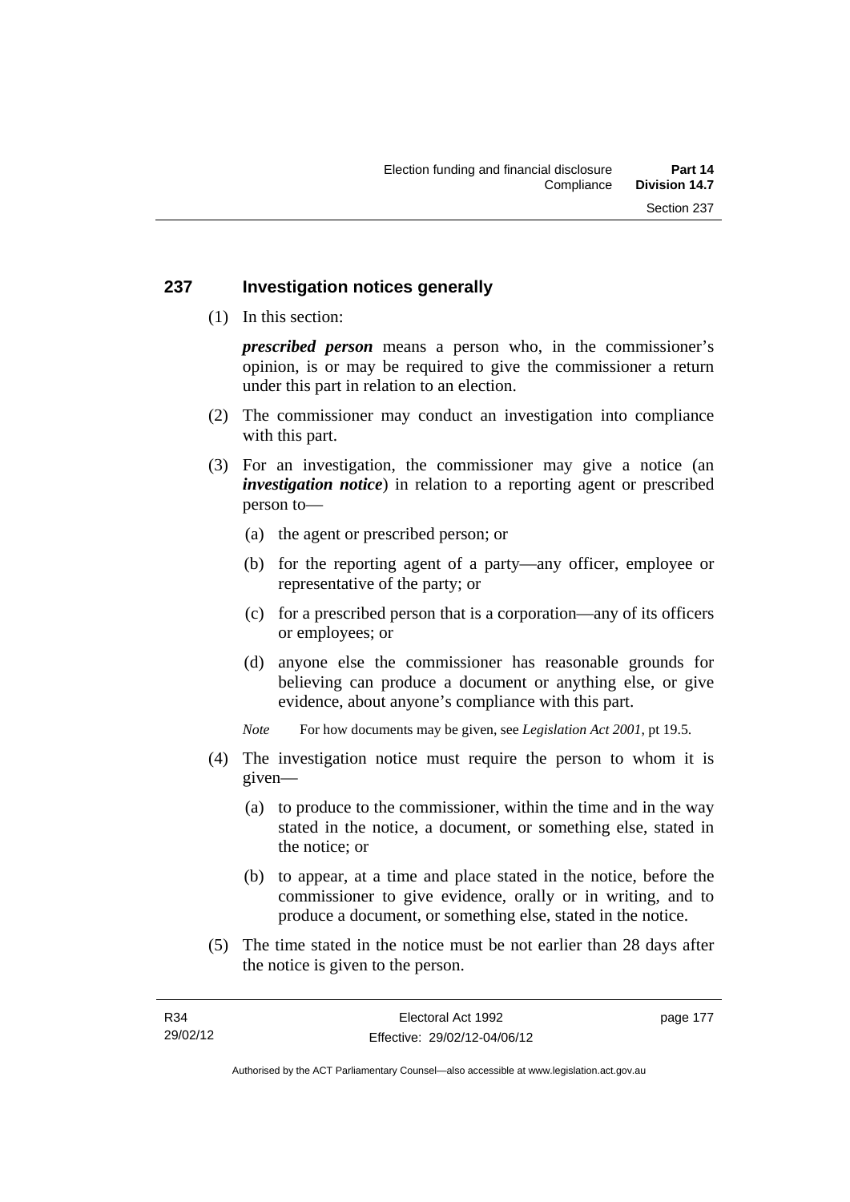## 237 Investigation notices generally

(1) In this section:

***prescribed person*** means a person who, in the commissioner's opinion, is or may be required to give the commissioner a return under this part in relation to an election.

(2) The commissioner may conduct an investigation into compliance with this part.

(3) For an investigation, the commissioner may give a notice (an ***investigation notice***) in relation to a reporting agent or prescribed person to—

(a) the agent or prescribed person; or

(b) for the reporting agent of a party—any officer, employee or representative of the party; or

(c) for a prescribed person that is a corporation—any of its officers or employees; or

(d) anyone else the commissioner has reasonable grounds for believing can produce a document or anything else, or give evidence, about anyone's compliance with this part.

*Note* For how documents may be given, see *Legislation Act 2001*, pt 19.5.

(4) The investigation notice must require the person to whom it is given—

(a) to produce to the commissioner, within the time and in the way stated in the notice, a document, or something else, stated in the notice; or

(b) to appear, at a time and place stated in the notice, before the commissioner to give evidence, orally or in writing, and to produce a document, or something else, stated in the notice.

(5) The time stated in the notice must be not earlier than 28 days after the notice is given to the person.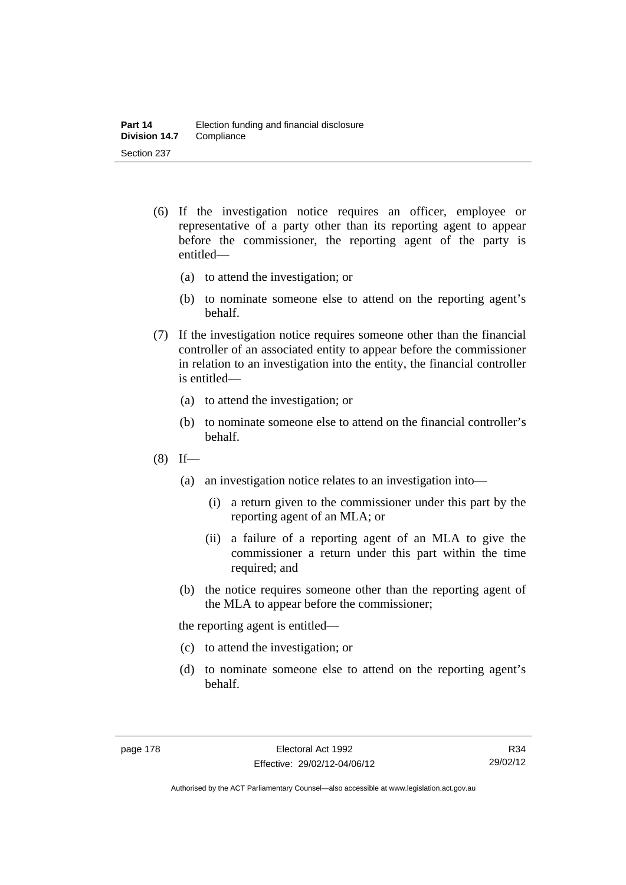(6) If the investigation notice requires an officer, employee or representative of a party other than its reporting agent to appear before the commissioner, the reporting agent of the party is entitled—

  (a) to attend the investigation; or

  (b) to nominate someone else to attend on the reporting agent's behalf.

(7) If the investigation notice requires someone other than the financial controller of an associated entity to appear before the commissioner in relation to an investigation into the entity, the financial controller is entitled—

  (a) to attend the investigation; or

  (b) to nominate someone else to attend on the financial controller's behalf.

(8) If—

  (a) an investigation notice relates to an investigation into—

    (i) a return given to the commissioner under this part by the reporting agent of an MLA; or

    (ii) a failure of a reporting agent of an MLA to give the commissioner a return under this part within the time required; and

  (b) the notice requires someone other than the reporting agent of the MLA to appear before the commissioner;

  the reporting agent is entitled—

  (c) to attend the investigation; or

  (d) to nominate someone else to attend on the reporting agent's behalf.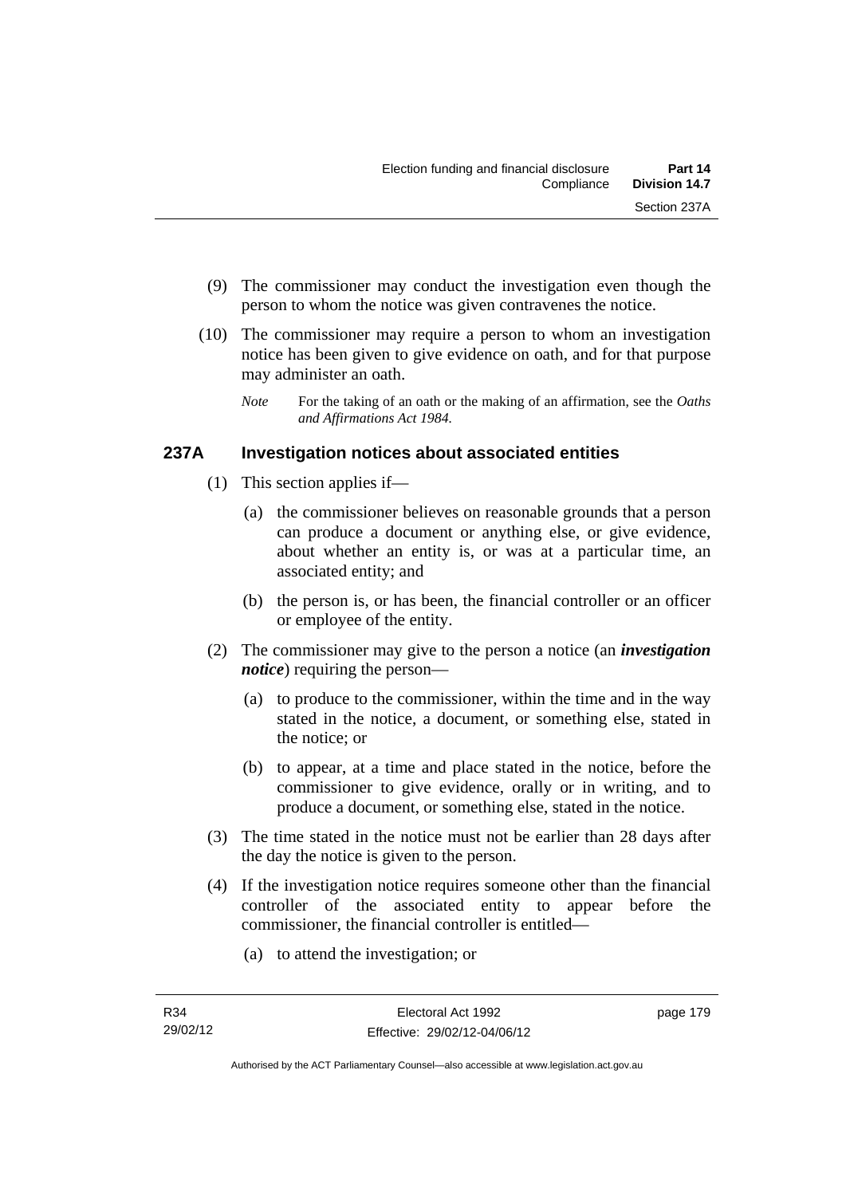(9) The commissioner may conduct the investigation even though the person to whom the notice was given contravenes the notice.

(10) The commissioner may require a person to whom an investigation notice has been given to give evidence on oath, and for that purpose may administer an oath.

*Note* For the taking of an oath or the making of an affirmation, see the *Oaths and Affirmations Act 1984*.

### 237A Investigation notices about associated entities

(1) This section applies if—

(a) the commissioner believes on reasonable grounds that a person can produce a document or anything else, or give evidence, about whether an entity is, or was at a particular time, an associated entity; and

(b) the person is, or has been, the financial controller or an officer or employee of the entity.

(2) The commissioner may give to the person a notice (an ***investigation notice***) requiring the person—

(a) to produce to the commissioner, within the time and in the way stated in the notice, a document, or something else, stated in the notice; or

(b) to appear, at a time and place stated in the notice, before the commissioner to give evidence, orally or in writing, and to produce a document, or something else, stated in the notice.

(3) The time stated in the notice must not be earlier than 28 days after the day the notice is given to the person.

(4) If the investigation notice requires someone other than the financial controller of the associated entity to appear before the commissioner, the financial controller is entitled—

(a) to attend the investigation; or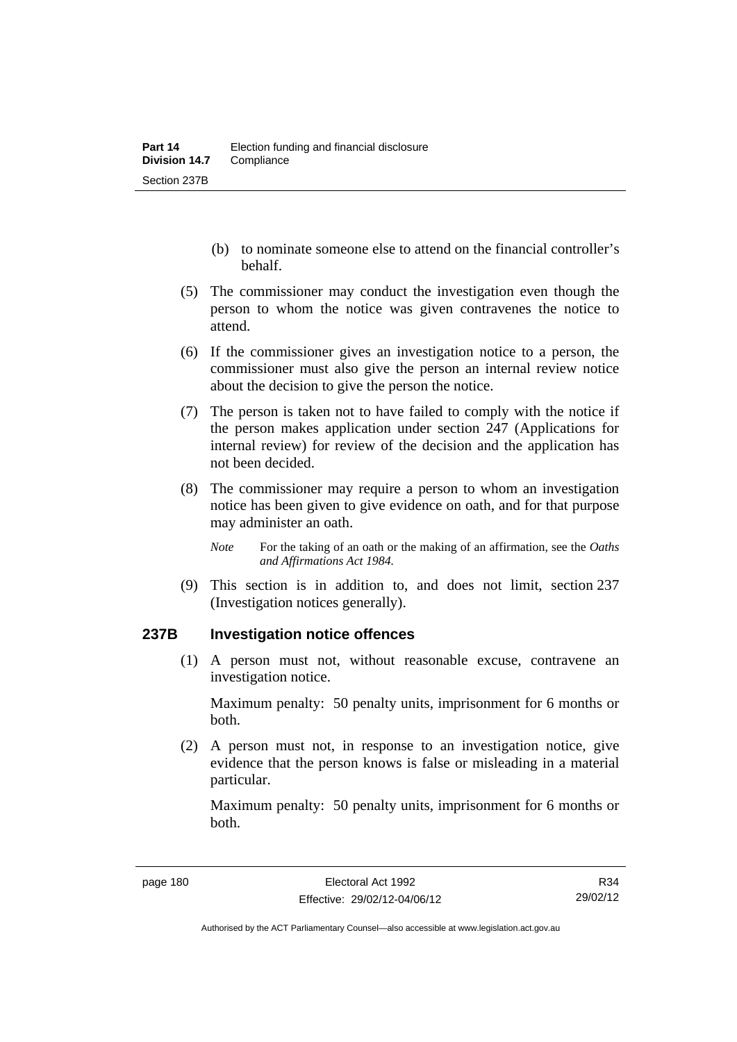(b) to nominate someone else to attend on the financial controller's behalf.

(5) The commissioner may conduct the investigation even though the person to whom the notice was given contravenes the notice to attend.

(6) If the commissioner gives an investigation notice to a person, the commissioner must also give the person an internal review notice about the decision to give the person the notice.

(7) The person is taken not to have failed to comply with the notice if the person makes application under section 247 (Applications for internal review) for review of the decision and the application has not been decided.

(8) The commissioner may require a person to whom an investigation notice has been given to give evidence on oath, and for that purpose may administer an oath.

*Note* For the taking of an oath or the making of an affirmation, see the *Oaths and Affirmations Act 1984.*

(9) This section is in addition to, and does not limit, section 237 (Investigation notices generally).

## 237B Investigation notice offences

(1) A person must not, without reasonable excuse, contravene an investigation notice.

Maximum penalty: 50 penalty units, imprisonment for 6 months or both.

(2) A person must not, in response to an investigation notice, give evidence that the person knows is false or misleading in a material particular.

Maximum penalty: 50 penalty units, imprisonment for 6 months or both.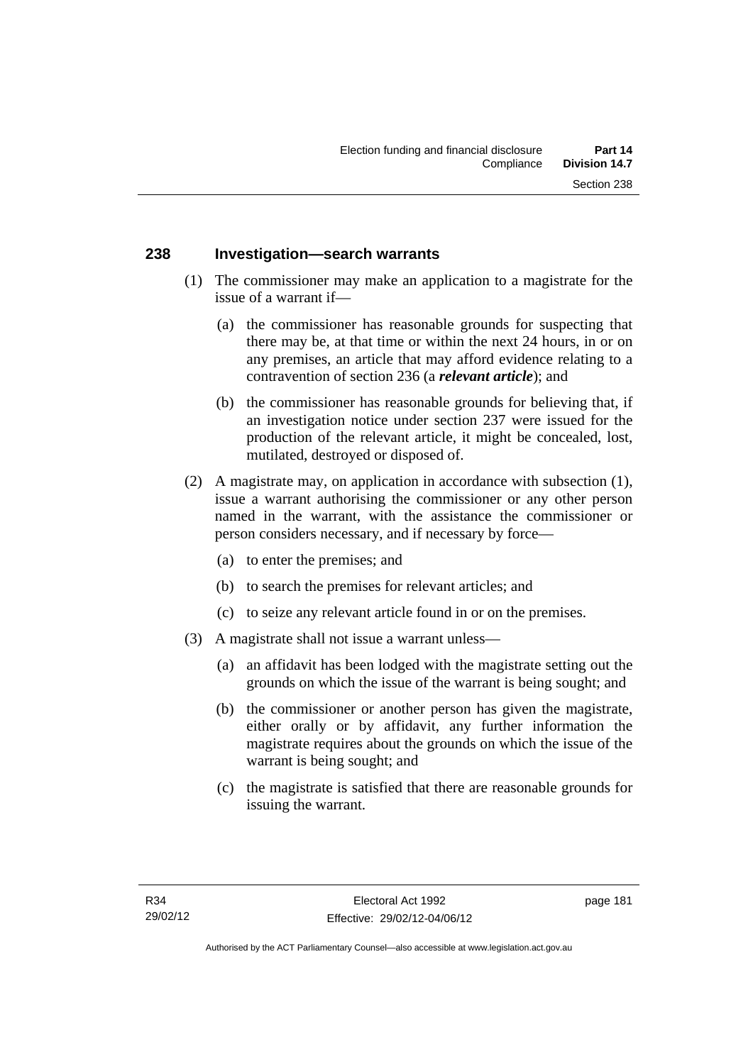## 238 Investigation—search warrants

(1) The commissioner may make an application to a magistrate for the issue of a warrant if—

(a) the commissioner has reasonable grounds for suspecting that there may be, at that time or within the next 24 hours, in or on any premises, an article that may afford evidence relating to a contravention of section 236 (a ***relevant article***); and

(b) the commissioner has reasonable grounds for believing that, if an investigation notice under section 237 were issued for the production of the relevant article, it might be concealed, lost, mutilated, destroyed or disposed of.

(2) A magistrate may, on application in accordance with subsection (1), issue a warrant authorising the commissioner or any other person named in the warrant, with the assistance the commissioner or person considers necessary, and if necessary by force—

(a) to enter the premises; and

(b) to search the premises for relevant articles; and

(c) to seize any relevant article found in or on the premises.

(3) A magistrate shall not issue a warrant unless—

(a) an affidavit has been lodged with the magistrate setting out the grounds on which the issue of the warrant is being sought; and

(b) the commissioner or another person has given the magistrate, either orally or by affidavit, any further information the magistrate requires about the grounds on which the issue of the warrant is being sought; and

(c) the magistrate is satisfied that there are reasonable grounds for issuing the warrant.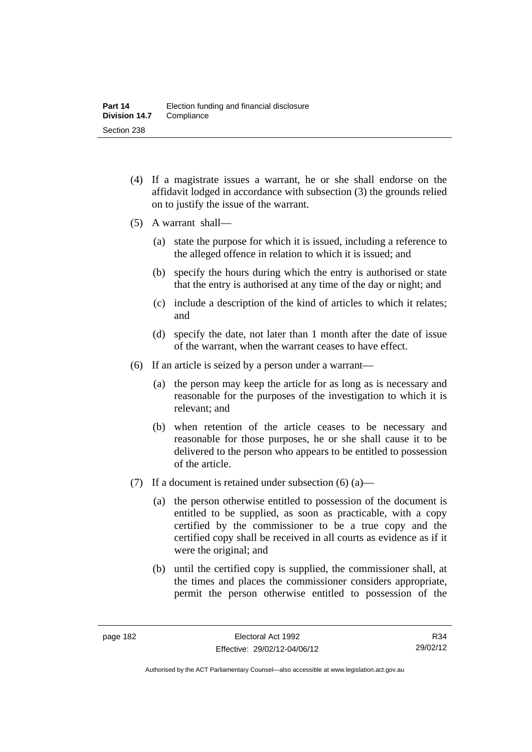(4) If a magistrate issues a warrant, he or she shall endorse on the affidavit lodged in accordance with subsection (3) the grounds relied on to justify the issue of the warrant.

(5) A warrant shall—

(a) state the purpose for which it is issued, including a reference to the alleged offence in relation to which it is issued; and

(b) specify the hours during which the entry is authorised or state that the entry is authorised at any time of the day or night; and

(c) include a description of the kind of articles to which it relates; and

(d) specify the date, not later than 1 month after the date of issue of the warrant, when the warrant ceases to have effect.

(6) If an article is seized by a person under a warrant—

(a) the person may keep the article for as long as is necessary and reasonable for the purposes of the investigation to which it is relevant; and

(b) when retention of the article ceases to be necessary and reasonable for those purposes, he or she shall cause it to be delivered to the person who appears to be entitled to possession of the article.

(7) If a document is retained under subsection (6) (a)—

(a) the person otherwise entitled to possession of the document is entitled to be supplied, as soon as practicable, with a copy certified by the commissioner to be a true copy and the certified copy shall be received in all courts as evidence as if it were the original; and

(b) until the certified copy is supplied, the commissioner shall, at the times and places the commissioner considers appropriate, permit the person otherwise entitled to possession of the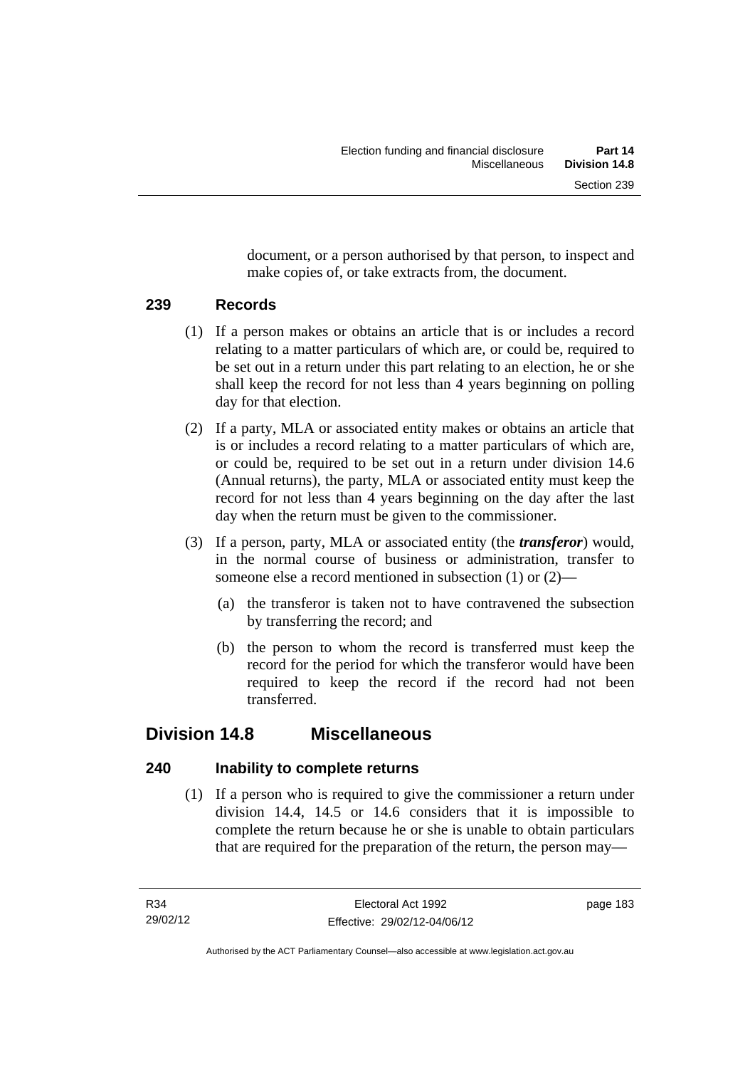document, or a person authorised by that person, to inspect and make copies of, or take extracts from, the document.

### 239 Records

(1) If a person makes or obtains an article that is or includes a record relating to a matter particulars of which are, or could be, required to be set out in a return under this part relating to an election, he or she shall keep the record for not less than 4 years beginning on polling day for that election.

(2) If a party, MLA or associated entity makes or obtains an article that is or includes a record relating to a matter particulars of which are, or could be, required to be set out in a return under division 14.6 (Annual returns), the party, MLA or associated entity must keep the record for not less than 4 years beginning on the day after the last day when the return must be given to the commissioner.

(3) If a person, party, MLA or associated entity (the ***transferor***) would, in the normal course of business or administration, transfer to someone else a record mentioned in subsection (1) or (2)—

(a) the transferor is taken not to have contravened the subsection by transferring the record; and

(b) the person to whom the record is transferred must keep the record for the period for which the transferor would have been required to keep the record if the record had not been transferred.

## Division 14.8 Miscellaneous

### 240 Inability to complete returns

(1) If a person who is required to give the commissioner a return under division 14.4, 14.5 or 14.6 considers that it is impossible to complete the return because he or she is unable to obtain particulars that are required for the preparation of the return, the person may—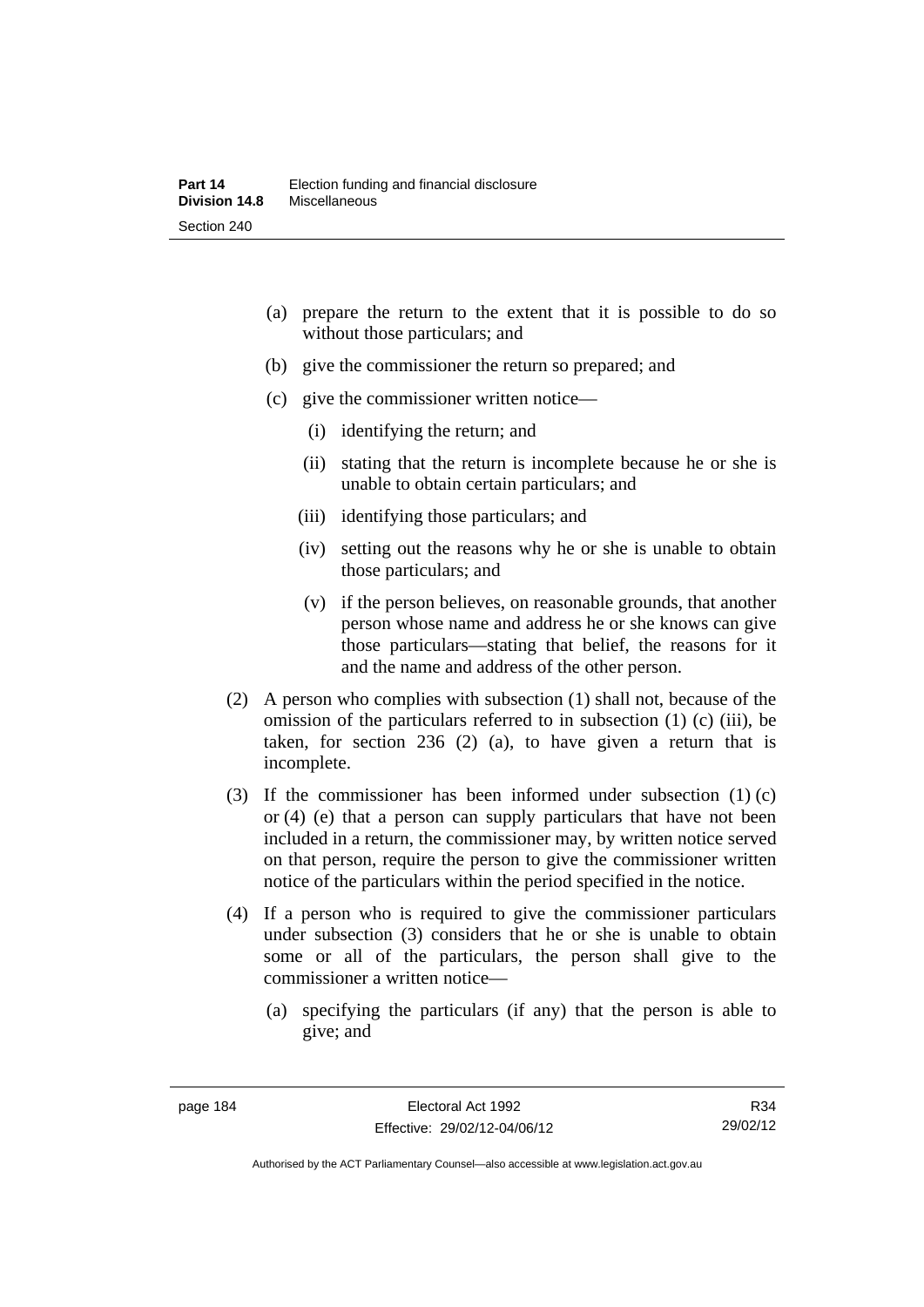(a) prepare the return to the extent that it is possible to do so without those particulars; and

(b) give the commissioner the return so prepared; and

(c) give the commissioner written notice—

  (i) identifying the return; and

  (ii) stating that the return is incomplete because he or she is unable to obtain certain particulars; and

  (iii) identifying those particulars; and

  (iv) setting out the reasons why he or she is unable to obtain those particulars; and

  (v) if the person believes, on reasonable grounds, that another person whose name and address he or she knows can give those particulars—stating that belief, the reasons for it and the name and address of the other person.

(2) A person who complies with subsection (1) shall not, because of the omission of the particulars referred to in subsection (1) (c) (iii), be taken, for section 236 (2) (a), to have given a return that is incomplete.

(3) If the commissioner has been informed under subsection (1) (c) or (4) (e) that a person can supply particulars that have not been included in a return, the commissioner may, by written notice served on that person, require the person to give the commissioner written notice of the particulars within the period specified in the notice.

(4) If a person who is required to give the commissioner particulars under subsection (3) considers that he or she is unable to obtain some or all of the particulars, the person shall give to the commissioner a written notice—

  (a) specifying the particulars (if any) that the person is able to give; and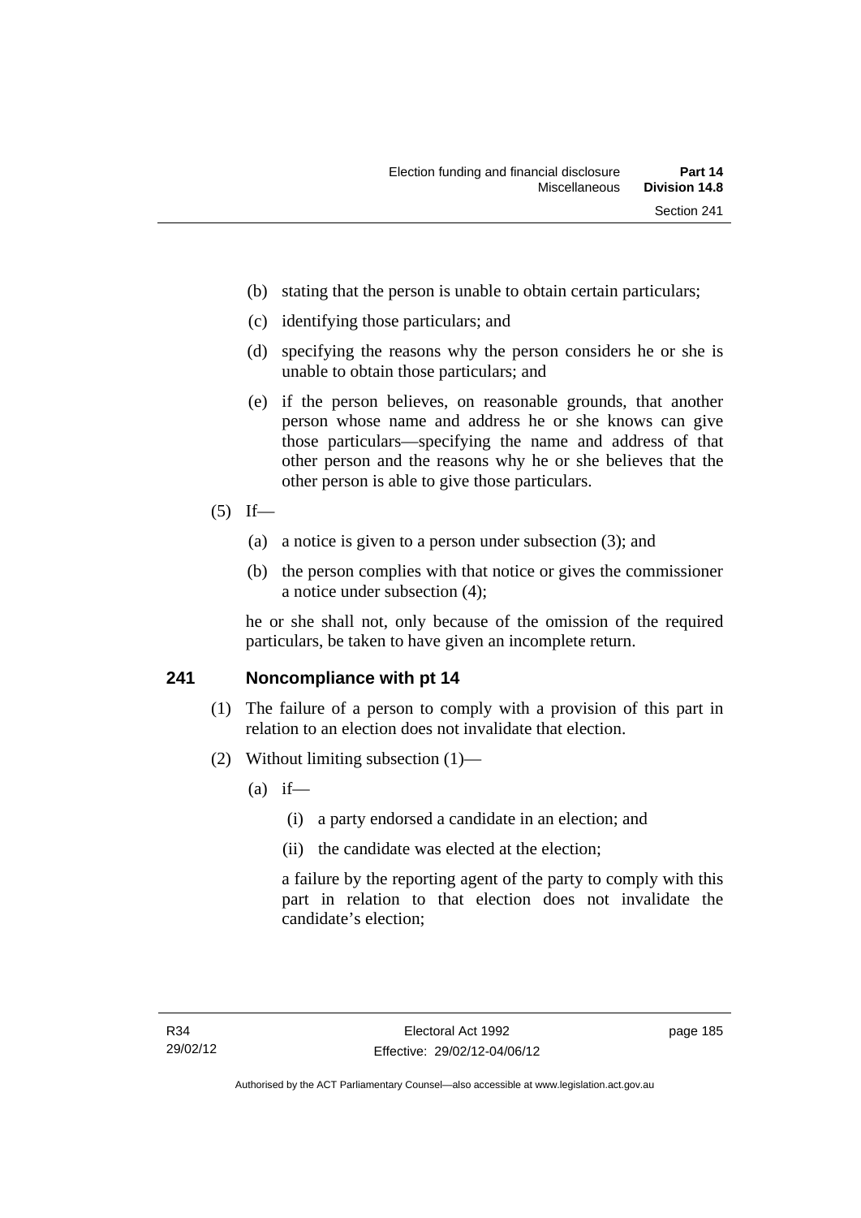(b) stating that the person is unable to obtain certain particulars;

(c) identifying those particulars; and

(d) specifying the reasons why the person considers he or she is unable to obtain those particulars; and

(e) if the person believes, on reasonable grounds, that another person whose name and address he or she knows can give those particulars—specifying the name and address of that other person and the reasons why he or she believes that the other person is able to give those particulars.

(5) If—

(a) a notice is given to a person under subsection (3); and

(b) the person complies with that notice or gives the commissioner a notice under subsection (4);

he or she shall not, only because of the omission of the required particulars, be taken to have given an incomplete return.

## 241 Noncompliance with pt 14

(1) The failure of a person to comply with a provision of this part in relation to an election does not invalidate that election.

(2) Without limiting subsection (1)—

(a) if—

(i) a party endorsed a candidate in an election; and

(ii) the candidate was elected at the election;

a failure by the reporting agent of the party to comply with this part in relation to that election does not invalidate the candidate's election;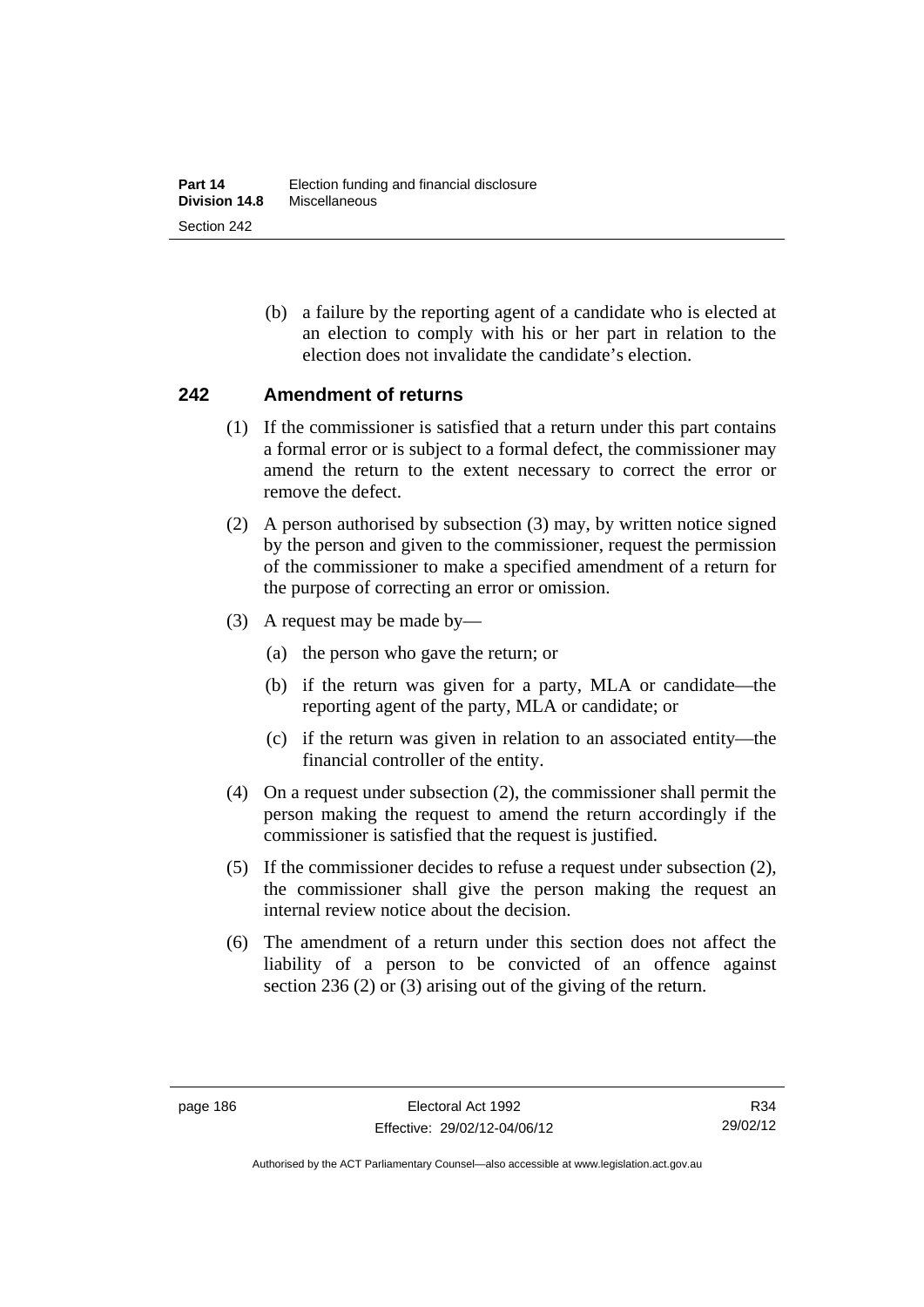(b) a failure by the reporting agent of a candidate who is elected at an election to comply with his or her part in relation to the election does not invalidate the candidate's election.

## 242 Amendment of returns

(1) If the commissioner is satisfied that a return under this part contains a formal error or is subject to a formal defect, the commissioner may amend the return to the extent necessary to correct the error or remove the defect.

(2) A person authorised by subsection (3) may, by written notice signed by the person and given to the commissioner, request the permission of the commissioner to make a specified amendment of a return for the purpose of correcting an error or omission.

(3) A request may be made by—

(a) the person who gave the return; or

(b) if the return was given for a party, MLA or candidate—the reporting agent of the party, MLA or candidate; or

(c) if the return was given in relation to an associated entity—the financial controller of the entity.

(4) On a request under subsection (2), the commissioner shall permit the person making the request to amend the return accordingly if the commissioner is satisfied that the request is justified.

(5) If the commissioner decides to refuse a request under subsection (2), the commissioner shall give the person making the request an internal review notice about the decision.

(6) The amendment of a return under this section does not affect the liability of a person to be convicted of an offence against section 236 (2) or (3) arising out of the giving of the return.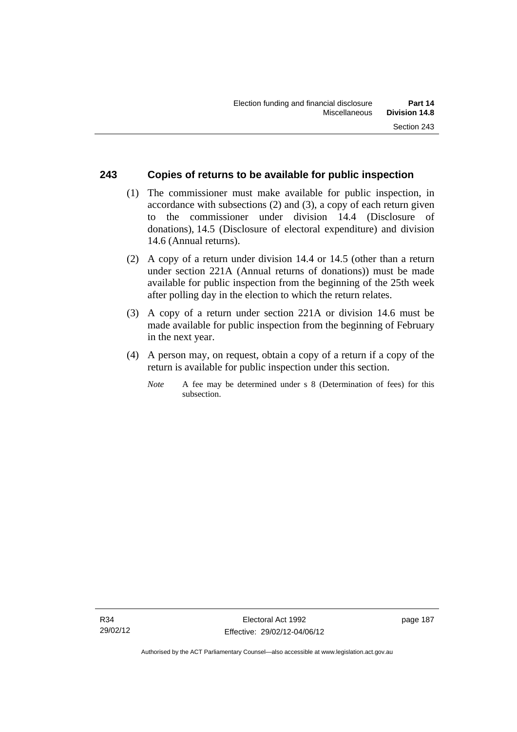## 243 Copies of returns to be available for public inspection

(1) The commissioner must make available for public inspection, in accordance with subsections (2) and (3), a copy of each return given to the commissioner under division 14.4 (Disclosure of donations), 14.5 (Disclosure of electoral expenditure) and division 14.6 (Annual returns).

(2) A copy of a return under division 14.4 or 14.5 (other than a return under section 221A (Annual returns of donations)) must be made available for public inspection from the beginning of the 25th week after polling day in the election to which the return relates.

(3) A copy of a return under section 221A or division 14.6 must be made available for public inspection from the beginning of February in the next year.

(4) A person may, on request, obtain a copy of a return if a copy of the return is available for public inspection under this section.

*Note* A fee may be determined under s 8 (Determination of fees) for this subsection.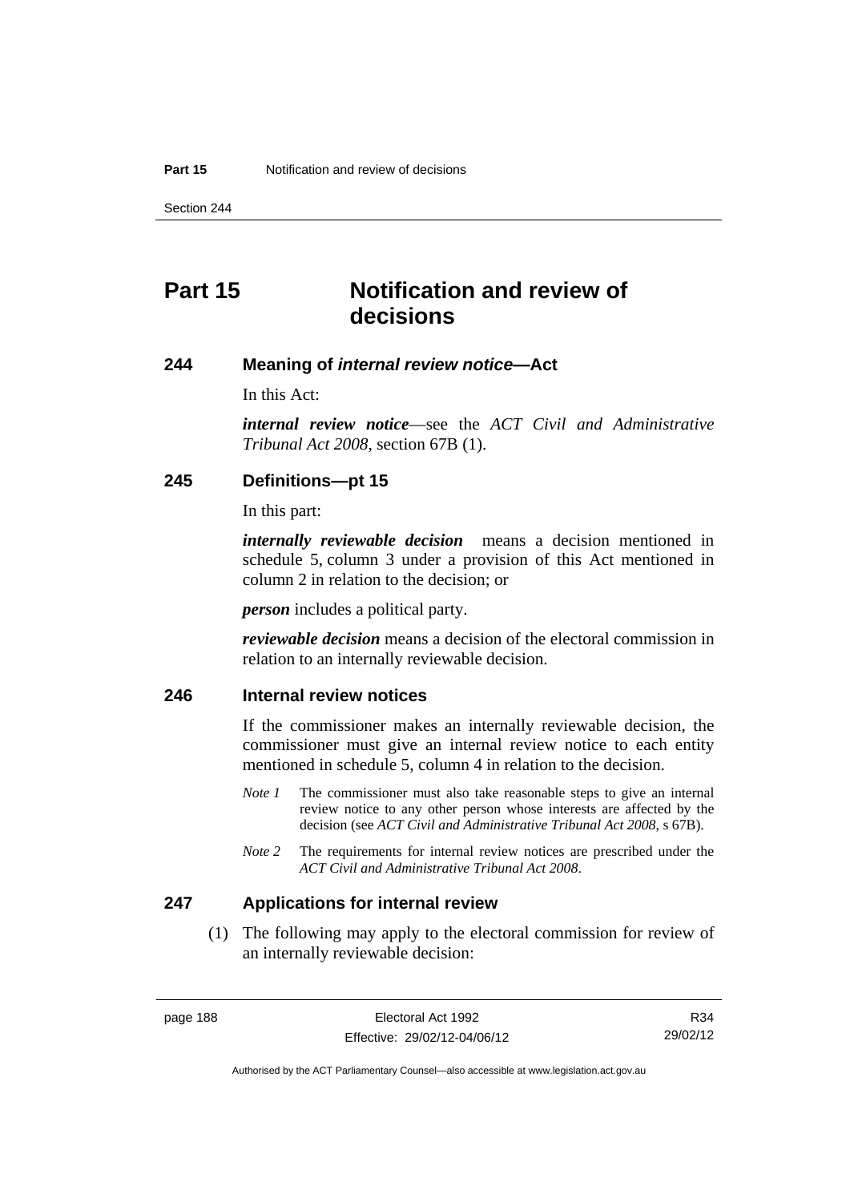# Part 15 Notification and review of decisions

## 244 Meaning of *internal review notice*—Act

In this Act:

***internal review notice***—see the *ACT Civil and Administrative Tribunal Act 2008*, section 67B (1).

## 245 Definitions—pt 15

In this part:

***internally reviewable decision*** means a decision mentioned in schedule 5, column 3 under a provision of this Act mentioned in column 2 in relation to the decision; or

***person*** includes a political party.

***reviewable decision*** means a decision of the electoral commission in relation to an internally reviewable decision.

## 246 Internal review notices

If the commissioner makes an internally reviewable decision, the commissioner must give an internal review notice to each entity mentioned in schedule 5, column 4 in relation to the decision.

*Note 1* The commissioner must also take reasonable steps to give an internal review notice to any other person whose interests are affected by the decision (see *ACT Civil and Administrative Tribunal Act 2008*, s 67B).

*Note 2* The requirements for internal review notices are prescribed under the *ACT Civil and Administrative Tribunal Act 2008*.

## 247 Applications for internal review

(1) The following may apply to the electoral commission for review of an internally reviewable decision: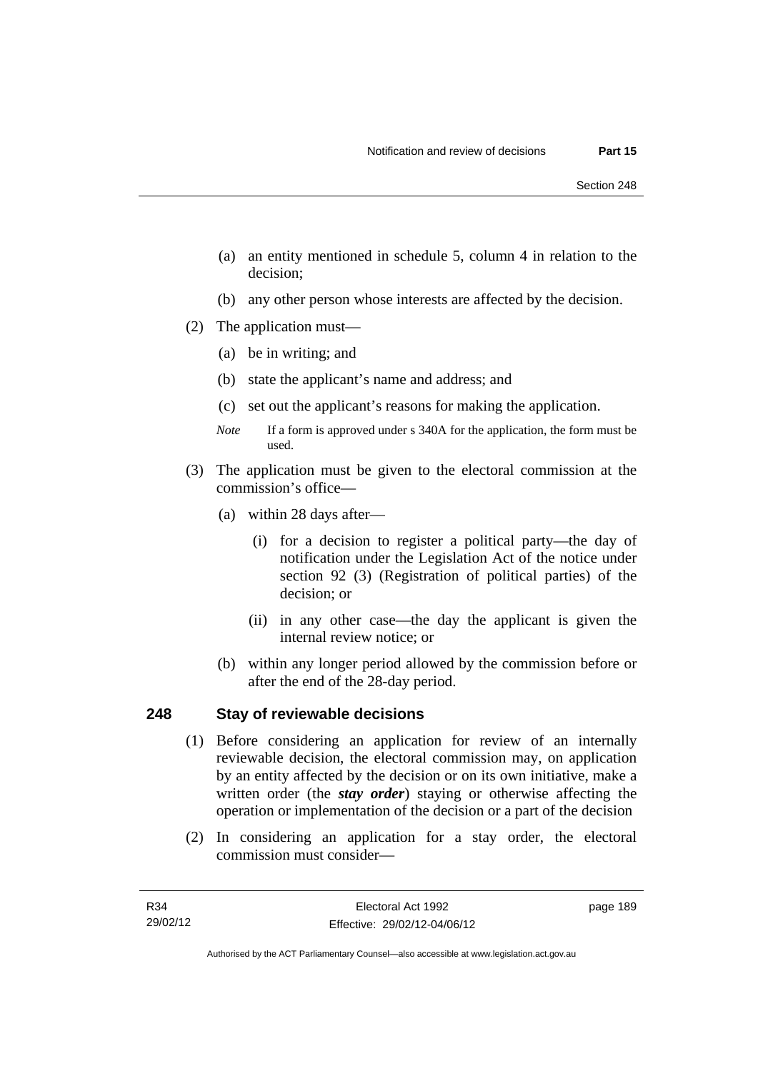(a) an entity mentioned in schedule 5, column 4 in relation to the decision;

(b) any other person whose interests are affected by the decision.

(2) The application must—

(a) be in writing; and

(b) state the applicant's name and address; and

(c) set out the applicant's reasons for making the application.

*Note* If a form is approved under s 340A for the application, the form must be used.

(3) The application must be given to the electoral commission at the commission's office—

(a) within 28 days after—

(i) for a decision to register a political party—the day of notification under the Legislation Act of the notice under section 92 (3) (Registration of political parties) of the decision; or

(ii) in any other case—the day the applicant is given the internal review notice; or

(b) within any longer period allowed by the commission before or after the end of the 28-day period.

## 248 Stay of reviewable decisions

(1) Before considering an application for review of an internally reviewable decision, the electoral commission may, on application by an entity affected by the decision or on its own initiative, make a written order (the ***stay order***) staying or otherwise affecting the operation or implementation of the decision or a part of the decision

(2) In considering an application for a stay order, the electoral commission must consider—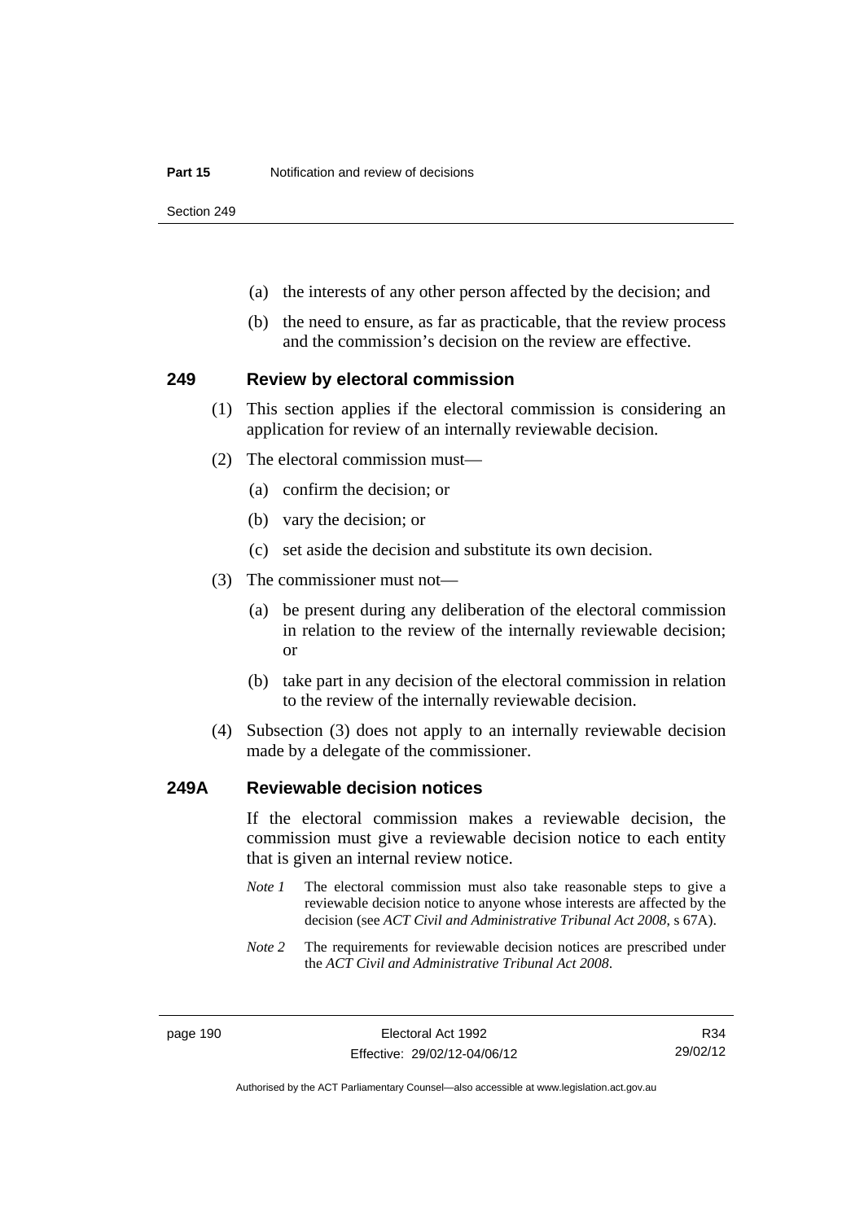(a) the interests of any other person affected by the decision; and

(b) the need to ensure, as far as practicable, that the review process and the commission's decision on the review are effective.

## 249 Review by electoral commission

(1) This section applies if the electoral commission is considering an application for review of an internally reviewable decision.

(2) The electoral commission must—

(a) confirm the decision; or

(b) vary the decision; or

(c) set aside the decision and substitute its own decision.

(3) The commissioner must not—

(a) be present during any deliberation of the electoral commission in relation to the review of the internally reviewable decision; or

(b) take part in any decision of the electoral commission in relation to the review of the internally reviewable decision.

(4) Subsection (3) does not apply to an internally reviewable decision made by a delegate of the commissioner.

## 249A Reviewable decision notices

If the electoral commission makes a reviewable decision, the commission must give a reviewable decision notice to each entity that is given an internal review notice.

*Note 1* The electoral commission must also take reasonable steps to give a reviewable decision notice to anyone whose interests are affected by the decision (see *ACT Civil and Administrative Tribunal Act 2008*, s 67A).

*Note 2* The requirements for reviewable decision notices are prescribed under the *ACT Civil and Administrative Tribunal Act 2008*.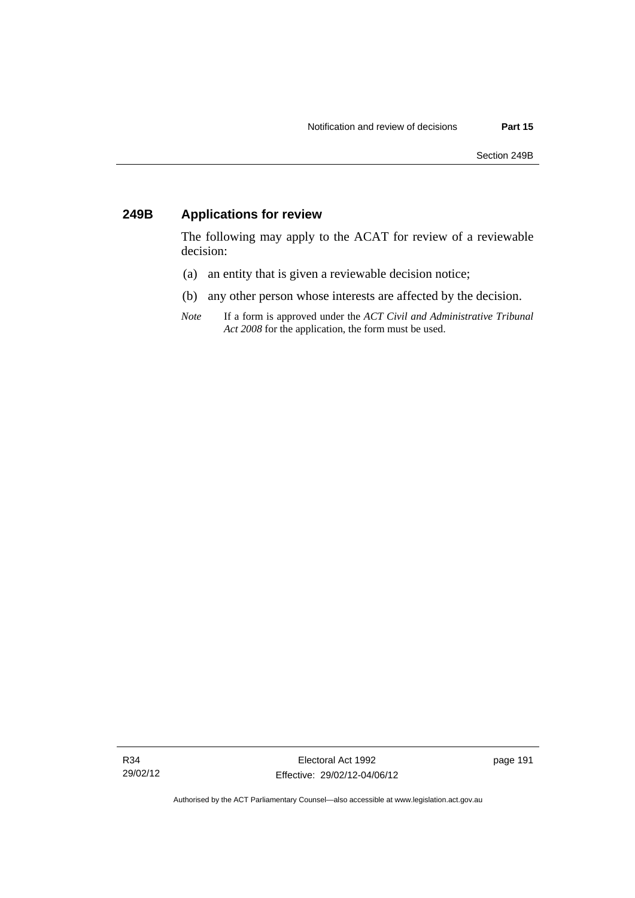## 249B Applications for review

The following may apply to the ACAT for review of a reviewable decision:

(a) an entity that is given a reviewable decision notice;

(b) any other person whose interests are affected by the decision.

*Note* If a form is approved under the *ACT Civil and Administrative Tribunal Act 2008* for the application, the form must be used.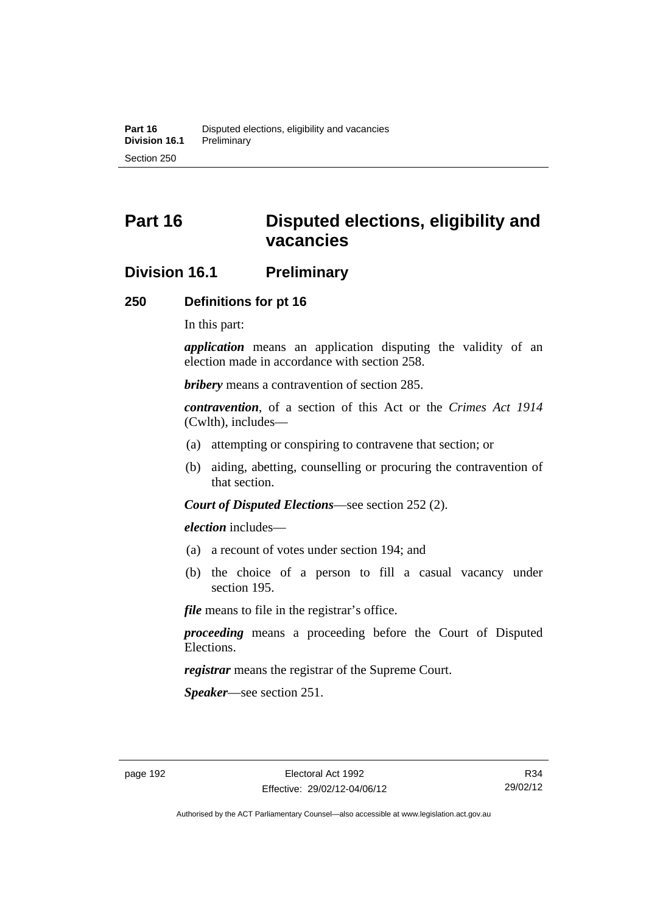# Part 16 Disputed elections, eligibility and vacancies

## Division 16.1 Preliminary

### 250 Definitions for pt 16

In this part:

***application*** means an application disputing the validity of an election made in accordance with section 258.

***bribery*** means a contravention of section 285.

***contravention***, of a section of this Act or the *Crimes Act 1914* (Cwlth), includes—

- (a) attempting or conspiring to contravene that section; or
- (b) aiding, abetting, counselling or procuring the contravention of that section.

***Court of Disputed Elections***—see section 252 (2).

***election*** includes—

- (a) a recount of votes under section 194; and
- (b) the choice of a person to fill a casual vacancy under section 195.

***file*** means to file in the registrar's office.

***proceeding*** means a proceeding before the Court of Disputed Elections.

***registrar*** means the registrar of the Supreme Court.

***Speaker***—see section 251.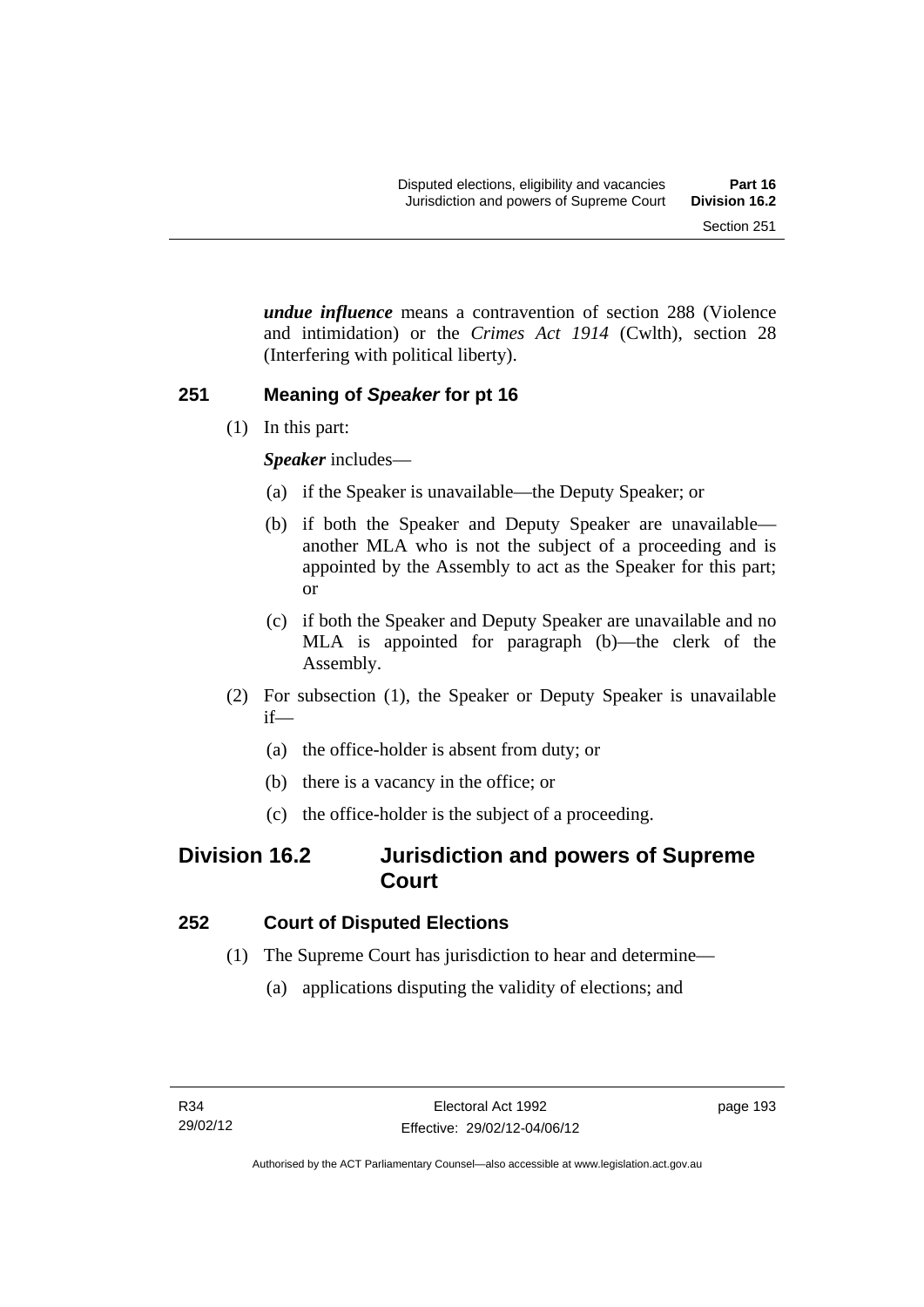***undue influence*** means a contravention of section 288 (Violence and intimidation) or the *Crimes Act 1914* (Cwlth), section 28 (Interfering with political liberty).

### 251 Meaning of *Speaker* for pt 16

(1) In this part:

***Speaker*** includes—

(a) if the Speaker is unavailable—the Deputy Speaker; or

(b) if both the Speaker and Deputy Speaker are unavailable—another MLA who is not the subject of a proceeding and is appointed by the Assembly to act as the Speaker for this part; or

(c) if both the Speaker and Deputy Speaker are unavailable and no MLA is appointed for paragraph (b)—the clerk of the Assembly.

(2) For subsection (1), the Speaker or Deputy Speaker is unavailable if—

(a) the office-holder is absent from duty; or

(b) there is a vacancy in the office; or

(c) the office-holder is the subject of a proceeding.

## Division 16.2 Jurisdiction and powers of Supreme Court

### 252 Court of Disputed Elections

(1) The Supreme Court has jurisdiction to hear and determine—

(a) applications disputing the validity of elections; and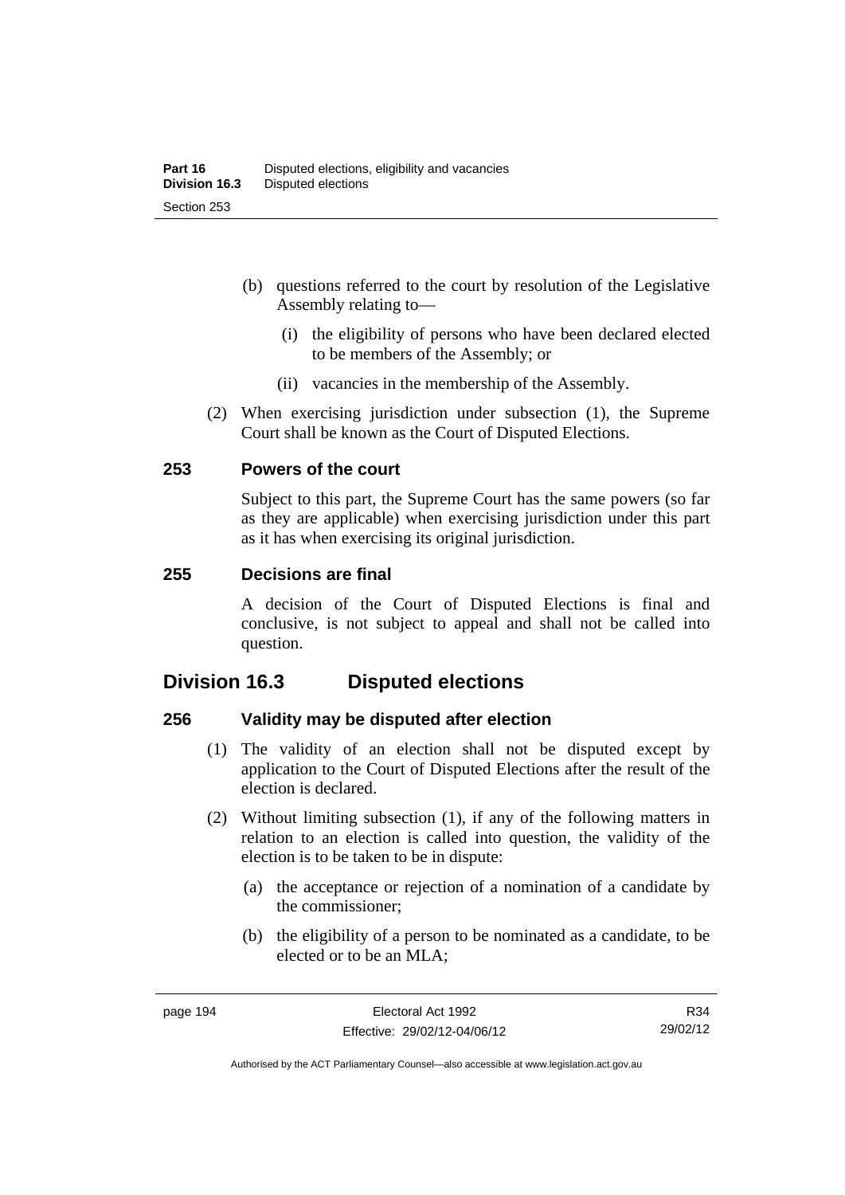(b) questions referred to the court by resolution of the Legislative Assembly relating to—

   (i) the eligibility of persons who have been declared elected to be members of the Assembly; or

   (ii) vacancies in the membership of the Assembly.

(2) When exercising jurisdiction under subsection (1), the Supreme Court shall be known as the Court of Disputed Elections.

### 253 Powers of the court

Subject to this part, the Supreme Court has the same powers (so far as they are applicable) when exercising jurisdiction under this part as it has when exercising its original jurisdiction.

### 255 Decisions are final

A decision of the Court of Disputed Elections is final and conclusive, is not subject to appeal and shall not be called into question.

## Division 16.3 Disputed elections

### 256 Validity may be disputed after election

(1) The validity of an election shall not be disputed except by application to the Court of Disputed Elections after the result of the election is declared.

(2) Without limiting subsection (1), if any of the following matters in relation to an election is called into question, the validity of the election is to be taken to be in dispute:

   (a) the acceptance or rejection of a nomination of a candidate by the commissioner;

   (b) the eligibility of a person to be nominated as a candidate, to be elected or to be an MLA;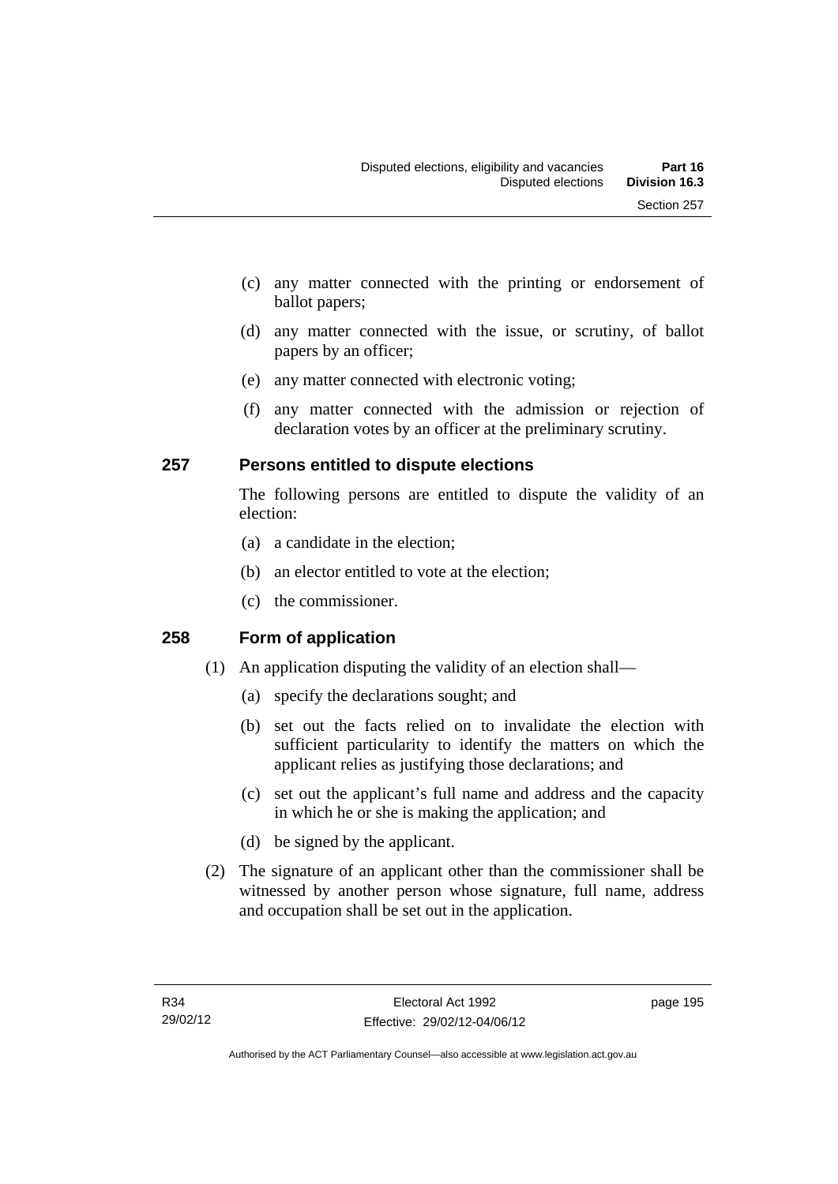(c) any matter connected with the printing or endorsement of ballot papers;

(d) any matter connected with the issue, or scrutiny, of ballot papers by an officer;

(e) any matter connected with electronic voting;

(f) any matter connected with the admission or rejection of declaration votes by an officer at the preliminary scrutiny.

## 257 Persons entitled to dispute elections

The following persons are entitled to dispute the validity of an election:

(a) a candidate in the election;

(b) an elector entitled to vote at the election;

(c) the commissioner.

## 258 Form of application

(1) An application disputing the validity of an election shall—

(a) specify the declarations sought; and

(b) set out the facts relied on to invalidate the election with sufficient particularity to identify the matters on which the applicant relies as justifying those declarations; and

(c) set out the applicant's full name and address and the capacity in which he or she is making the application; and

(d) be signed by the applicant.

(2) The signature of an applicant other than the commissioner shall be witnessed by another person whose signature, full name, address and occupation shall be set out in the application.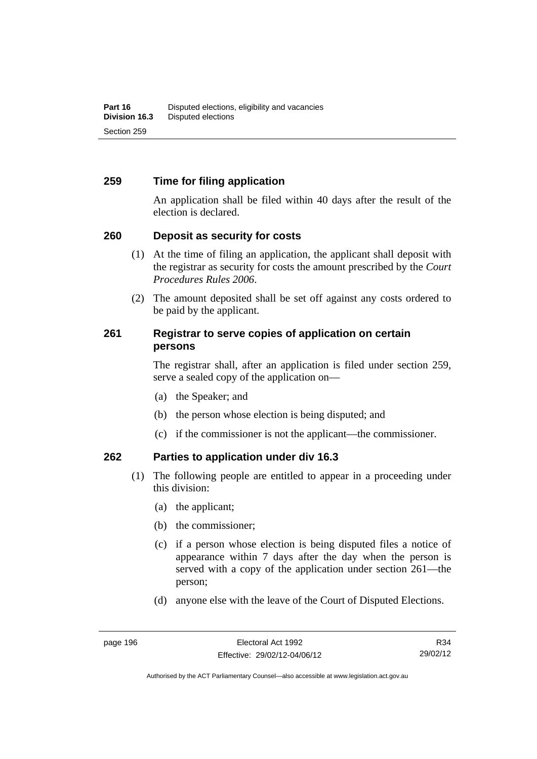## 259 Time for filing application

An application shall be filed within 40 days after the result of the election is declared.

## 260 Deposit as security for costs

(1) At the time of filing an application, the applicant shall deposit with the registrar as security for costs the amount prescribed by the *Court Procedures Rules 2006*.

(2) The amount deposited shall be set off against any costs ordered to be paid by the applicant.

## 261 Registrar to serve copies of application on certain persons

The registrar shall, after an application is filed under section 259, serve a sealed copy of the application on—

(a) the Speaker; and

(b) the person whose election is being disputed; and

(c) if the commissioner is not the applicant—the commissioner.

## 262 Parties to application under div 16.3

(1) The following people are entitled to appear in a proceeding under this division:

(a) the applicant;

(b) the commissioner;

(c) if a person whose election is being disputed files a notice of appearance within 7 days after the day when the person is served with a copy of the application under section 261—the person;

(d) anyone else with the leave of the Court of Disputed Elections.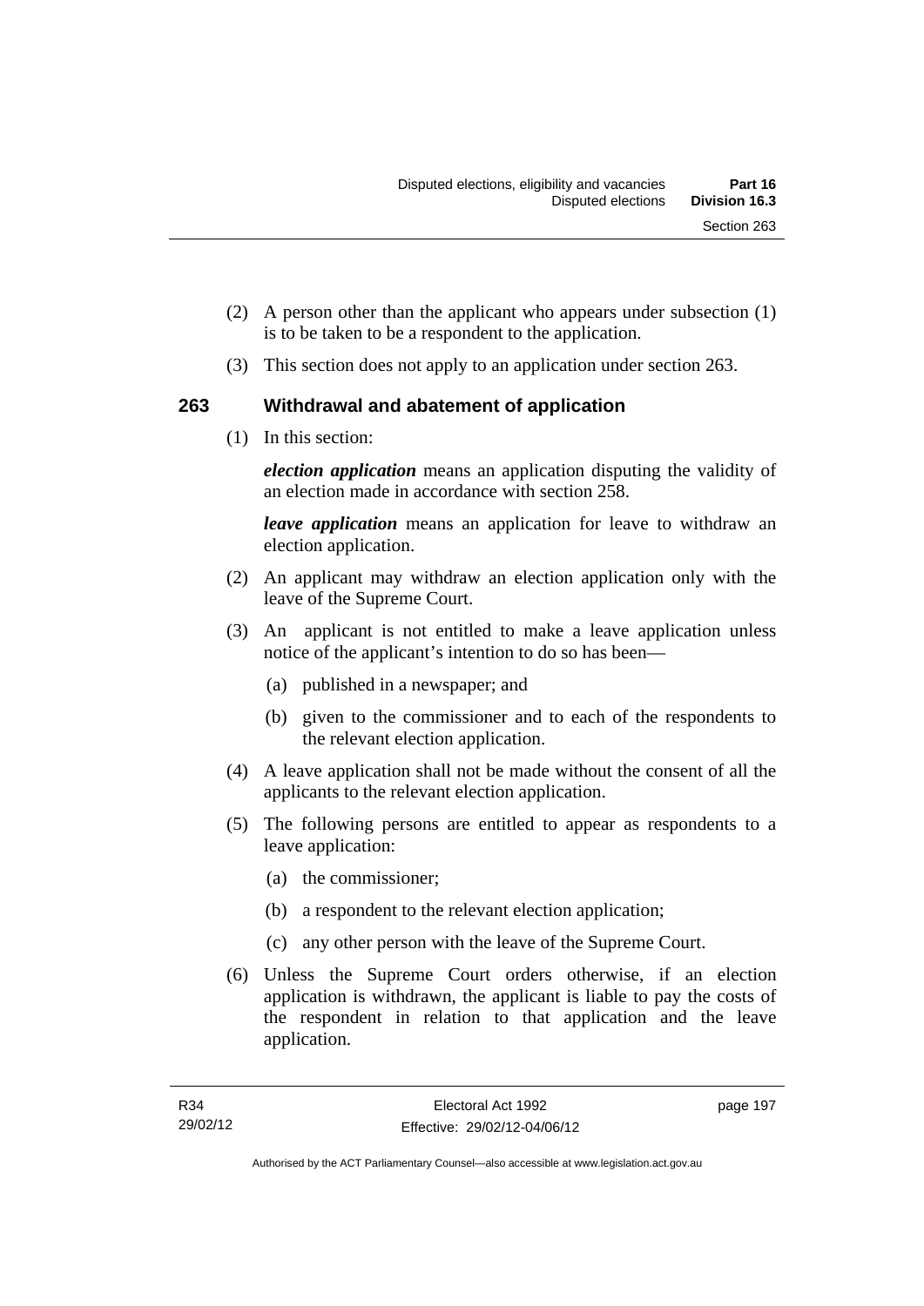(2) A person other than the applicant who appears under subsection (1) is to be taken to be a respondent to the application.

(3) This section does not apply to an application under section 263.

## 263 Withdrawal and abatement of application

(1) In this section:

***election application*** means an application disputing the validity of an election made in accordance with section 258.

***leave application*** means an application for leave to withdraw an election application.

(2) An applicant may withdraw an election application only with the leave of the Supreme Court.

(3) An applicant is not entitled to make a leave application unless notice of the applicant's intention to do so has been—

(a) published in a newspaper; and

(b) given to the commissioner and to each of the respondents to the relevant election application.

(4) A leave application shall not be made without the consent of all the applicants to the relevant election application.

(5) The following persons are entitled to appear as respondents to a leave application:

(a) the commissioner;

(b) a respondent to the relevant election application;

(c) any other person with the leave of the Supreme Court.

(6) Unless the Supreme Court orders otherwise, if an election application is withdrawn, the applicant is liable to pay the costs of the respondent in relation to that application and the leave application.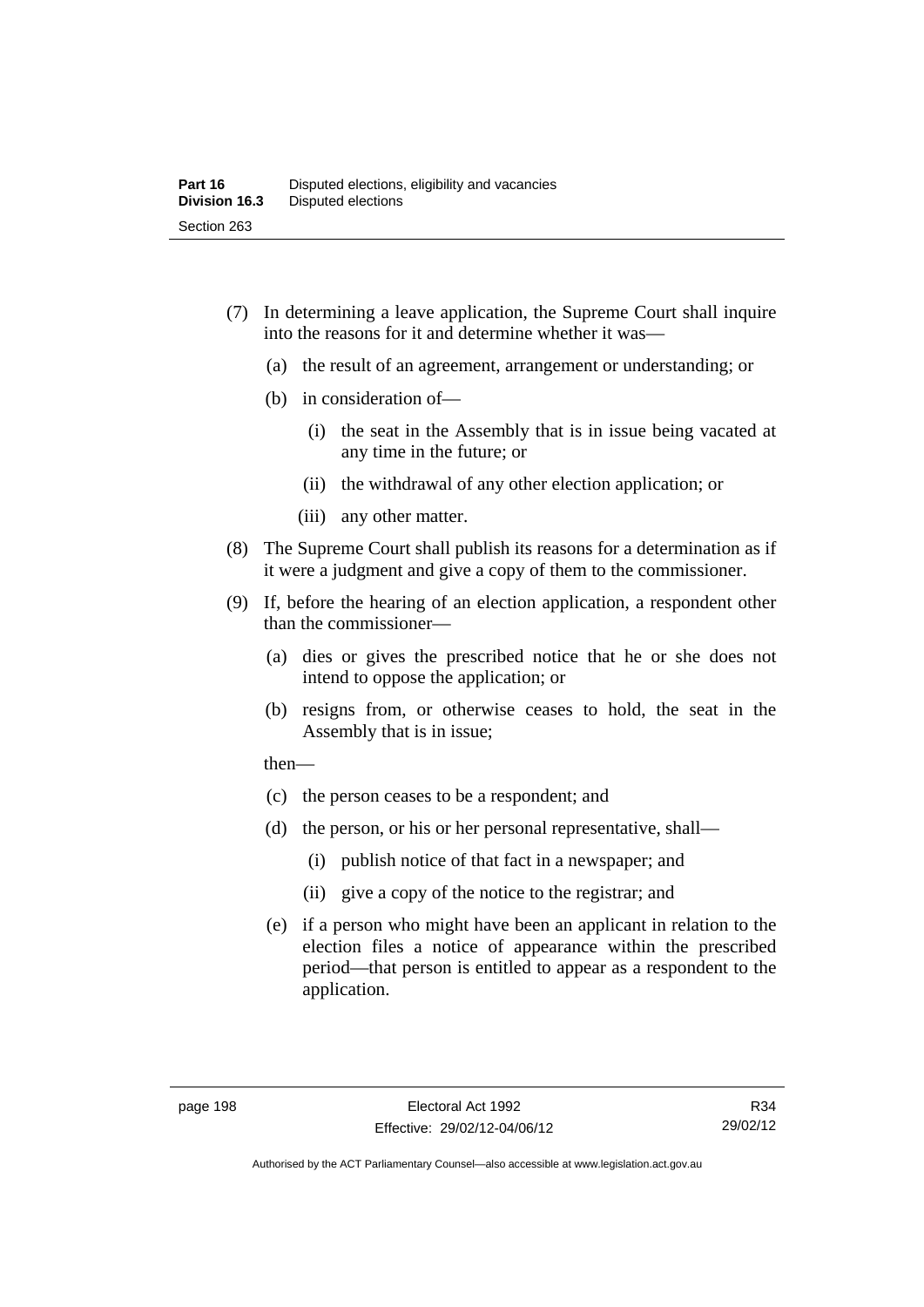(7) In determining a leave application, the Supreme Court shall inquire into the reasons for it and determine whether it was—

(a) the result of an agreement, arrangement or understanding; or

(b) in consideration of—

(i) the seat in the Assembly that is in issue being vacated at any time in the future; or

(ii) the withdrawal of any other election application; or

(iii) any other matter.

(8) The Supreme Court shall publish its reasons for a determination as if it were a judgment and give a copy of them to the commissioner.

(9) If, before the hearing of an election application, a respondent other than the commissioner—

(a) dies or gives the prescribed notice that he or she does not intend to oppose the application; or

(b) resigns from, or otherwise ceases to hold, the seat in the Assembly that is in issue;

then—

(c) the person ceases to be a respondent; and

(d) the person, or his or her personal representative, shall—

(i) publish notice of that fact in a newspaper; and

(ii) give a copy of the notice to the registrar; and

(e) if a person who might have been an applicant in relation to the election files a notice of appearance within the prescribed period—that person is entitled to appear as a respondent to the application.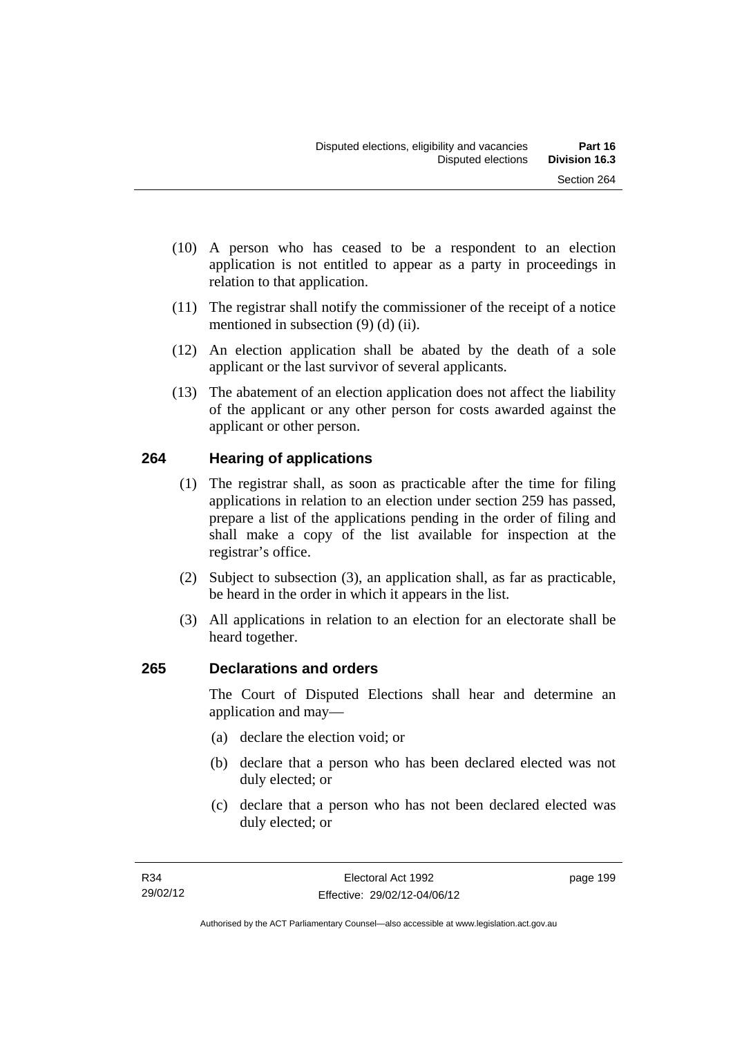(10) A person who has ceased to be a respondent to an election application is not entitled to appear as a party in proceedings in relation to that application.

(11) The registrar shall notify the commissioner of the receipt of a notice mentioned in subsection (9) (d) (ii).

(12) An election application shall be abated by the death of a sole applicant or the last survivor of several applicants.

(13) The abatement of an election application does not affect the liability of the applicant or any other person for costs awarded against the applicant or other person.

## 264 Hearing of applications

(1) The registrar shall, as soon as practicable after the time for filing applications in relation to an election under section 259 has passed, prepare a list of the applications pending in the order of filing and shall make a copy of the list available for inspection at the registrar's office.

(2) Subject to subsection (3), an application shall, as far as practicable, be heard in the order in which it appears in the list.

(3) All applications in relation to an election for an electorate shall be heard together.

## 265 Declarations and orders

The Court of Disputed Elections shall hear and determine an application and may—

(a) declare the election void; or

(b) declare that a person who has been declared elected was not duly elected; or

(c) declare that a person who has not been declared elected was duly elected; or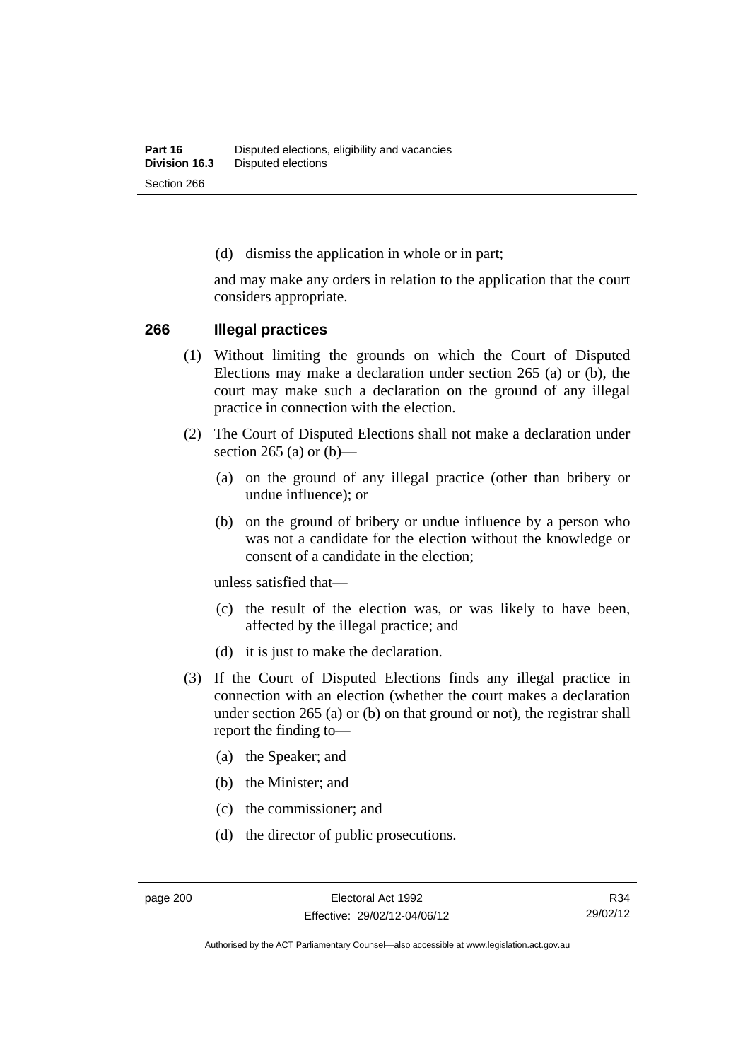(d) dismiss the application in whole or in part;

and may make any orders in relation to the application that the court considers appropriate.

## 266 Illegal practices

(1) Without limiting the grounds on which the Court of Disputed Elections may make a declaration under section 265 (a) or (b), the court may make such a declaration on the ground of any illegal practice in connection with the election.

(2) The Court of Disputed Elections shall not make a declaration under section 265 (a) or (b)—

(a) on the ground of any illegal practice (other than bribery or undue influence); or

(b) on the ground of bribery or undue influence by a person who was not a candidate for the election without the knowledge or consent of a candidate in the election;

unless satisfied that—

(c) the result of the election was, or was likely to have been, affected by the illegal practice; and

(d) it is just to make the declaration.

(3) If the Court of Disputed Elections finds any illegal practice in connection with an election (whether the court makes a declaration under section 265 (a) or (b) on that ground or not), the registrar shall report the finding to—

(a) the Speaker; and

(b) the Minister; and

(c) the commissioner; and

(d) the director of public prosecutions.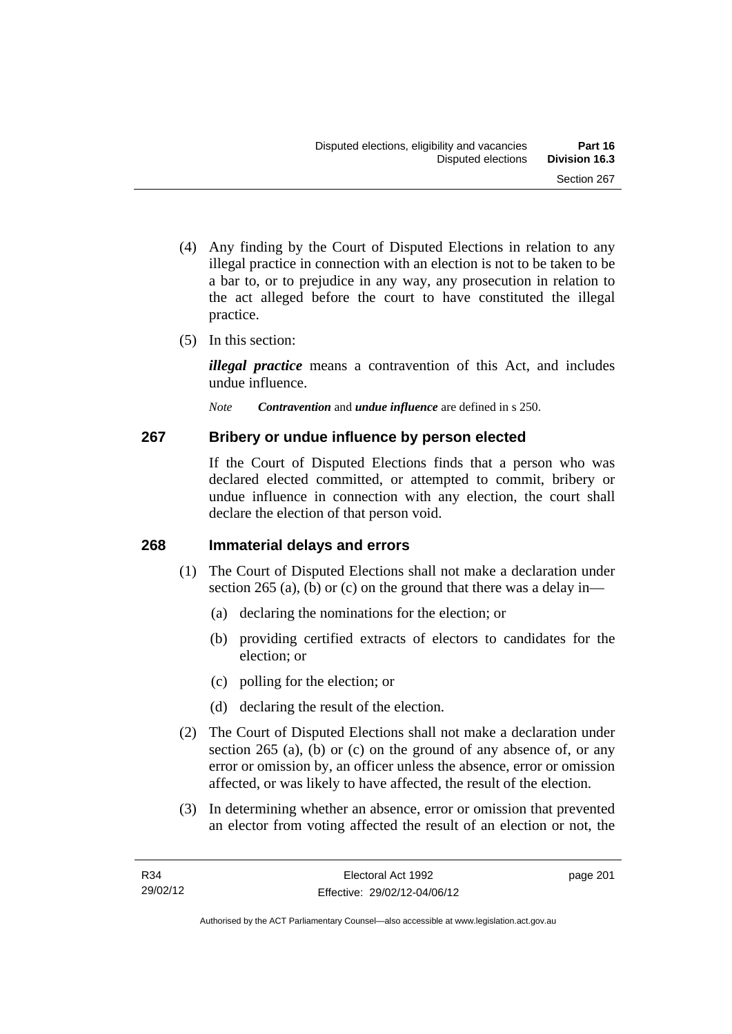(4) Any finding by the Court of Disputed Elections in relation to any illegal practice in connection with an election is not to be taken to be a bar to, or to prejudice in any way, any prosecution in relation to the act alleged before the court to have constituted the illegal practice.

(5) In this section:

***illegal practice*** means a contravention of this Act, and includes undue influence.

*Note* ***Contravention*** and ***undue influence*** are defined in s 250.

## 267 Bribery or undue influence by person elected

If the Court of Disputed Elections finds that a person who was declared elected committed, or attempted to commit, bribery or undue influence in connection with any election, the court shall declare the election of that person void.

## 268 Immaterial delays and errors

(1) The Court of Disputed Elections shall not make a declaration under section 265 (a), (b) or (c) on the ground that there was a delay in—

(a) declaring the nominations for the election; or

(b) providing certified extracts of electors to candidates for the election; or

(c) polling for the election; or

(d) declaring the result of the election.

(2) The Court of Disputed Elections shall not make a declaration under section 265 (a), (b) or (c) on the ground of any absence of, or any error or omission by, an officer unless the absence, error or omission affected, or was likely to have affected, the result of the election.

(3) In determining whether an absence, error or omission that prevented an elector from voting affected the result of an election or not, the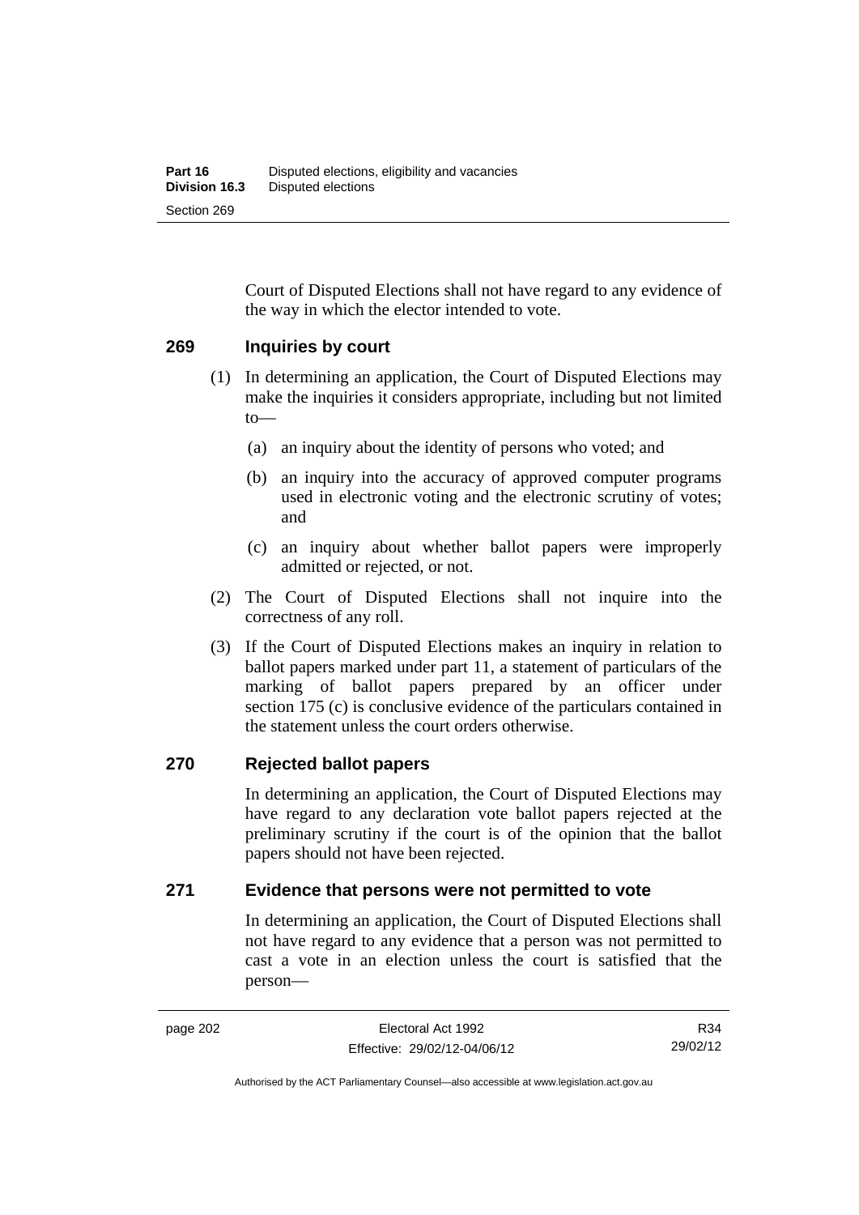Court of Disputed Elections shall not have regard to any evidence of the way in which the elector intended to vote.

## 269 Inquiries by court

(1) In determining an application, the Court of Disputed Elections may make the inquiries it considers appropriate, including but not limited to—

(a) an inquiry about the identity of persons who voted; and

(b) an inquiry into the accuracy of approved computer programs used in electronic voting and the electronic scrutiny of votes; and

(c) an inquiry about whether ballot papers were improperly admitted or rejected, or not.

(2) The Court of Disputed Elections shall not inquire into the correctness of any roll.

(3) If the Court of Disputed Elections makes an inquiry in relation to ballot papers marked under part 11, a statement of particulars of the marking of ballot papers prepared by an officer under section 175 (c) is conclusive evidence of the particulars contained in the statement unless the court orders otherwise.

## 270 Rejected ballot papers

In determining an application, the Court of Disputed Elections may have regard to any declaration vote ballot papers rejected at the preliminary scrutiny if the court is of the opinion that the ballot papers should not have been rejected.

## 271 Evidence that persons were not permitted to vote

In determining an application, the Court of Disputed Elections shall not have regard to any evidence that a person was not permitted to cast a vote in an election unless the court is satisfied that the person—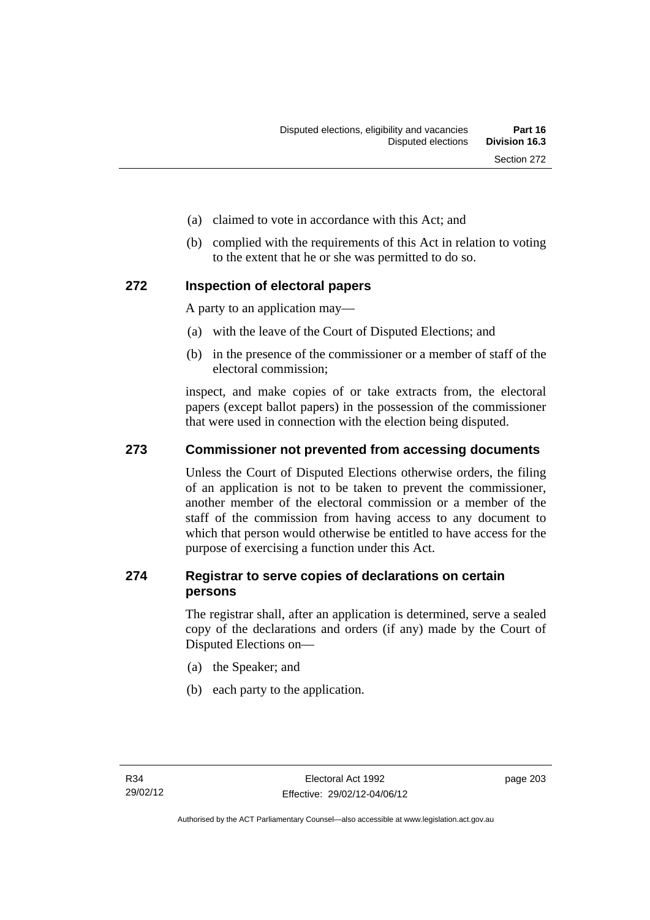(a) claimed to vote in accordance with this Act; and

(b) complied with the requirements of this Act in relation to voting to the extent that he or she was permitted to do so.

## 272 Inspection of electoral papers

A party to an application may—

(a) with the leave of the Court of Disputed Elections; and

(b) in the presence of the commissioner or a member of staff of the electoral commission;

inspect, and make copies of or take extracts from, the electoral papers (except ballot papers) in the possession of the commissioner that were used in connection with the election being disputed.

## 273 Commissioner not prevented from accessing documents

Unless the Court of Disputed Elections otherwise orders, the filing of an application is not to be taken to prevent the commissioner, another member of the electoral commission or a member of the staff of the commission from having access to any document to which that person would otherwise be entitled to have access for the purpose of exercising a function under this Act.

## 274 Registrar to serve copies of declarations on certain persons

The registrar shall, after an application is determined, serve a sealed copy of the declarations and orders (if any) made by the Court of Disputed Elections on—

(a) the Speaker; and

(b) each party to the application.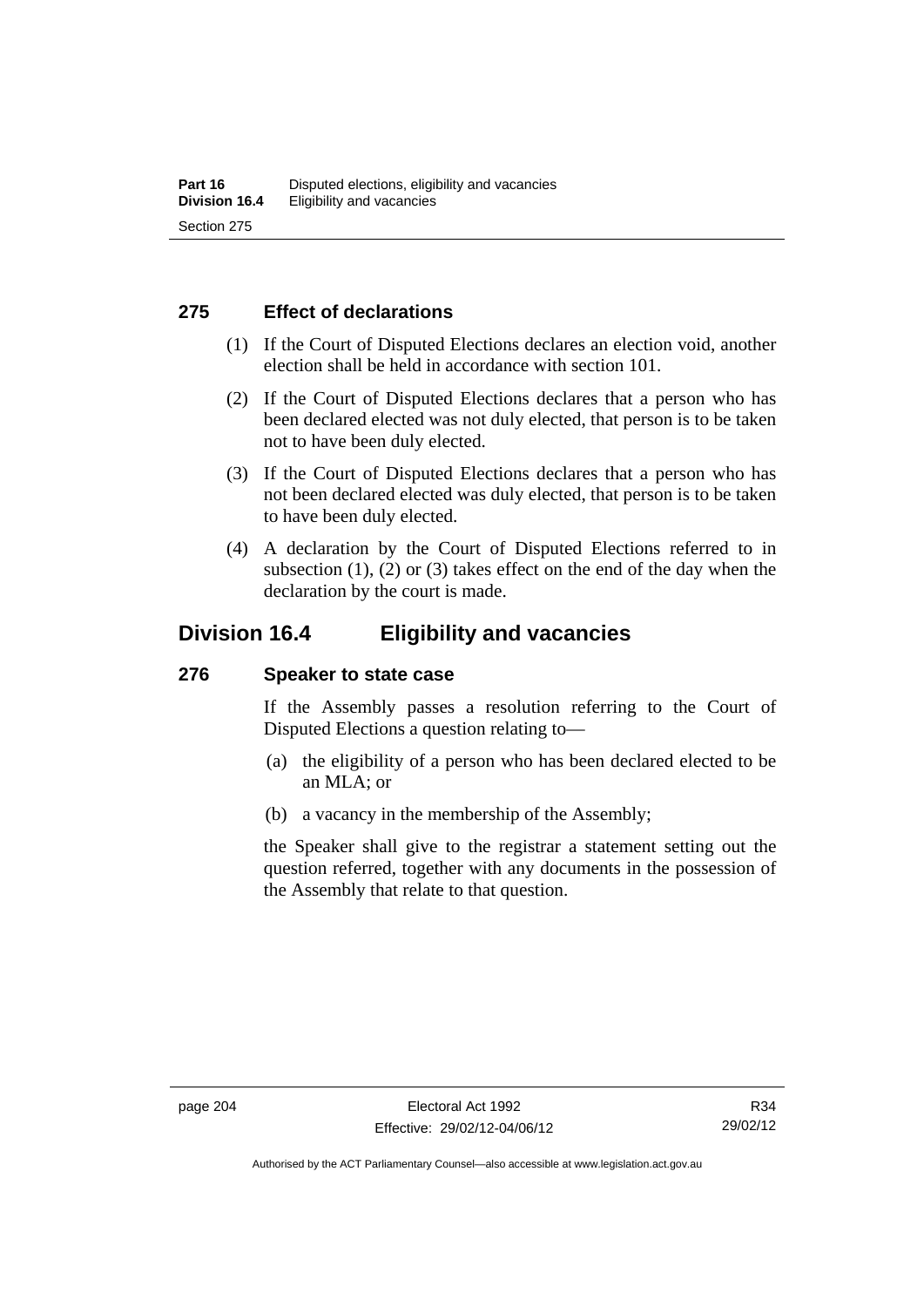### 275 Effect of declarations

(1) If the Court of Disputed Elections declares an election void, another election shall be held in accordance with section 101.

(2) If the Court of Disputed Elections declares that a person who has been declared elected was not duly elected, that person is to be taken not to have been duly elected.

(3) If the Court of Disputed Elections declares that a person who has not been declared elected was duly elected, that person is to be taken to have been duly elected.

(4) A declaration by the Court of Disputed Elections referred to in subsection (1), (2) or (3) takes effect on the end of the day when the declaration by the court is made.

## Division 16.4 Eligibility and vacancies

### 276 Speaker to state case

If the Assembly passes a resolution referring to the Court of Disputed Elections a question relating to—

(a) the eligibility of a person who has been declared elected to be an MLA; or

(b) a vacancy in the membership of the Assembly;

the Speaker shall give to the registrar a statement setting out the question referred, together with any documents in the possession of the Assembly that relate to that question.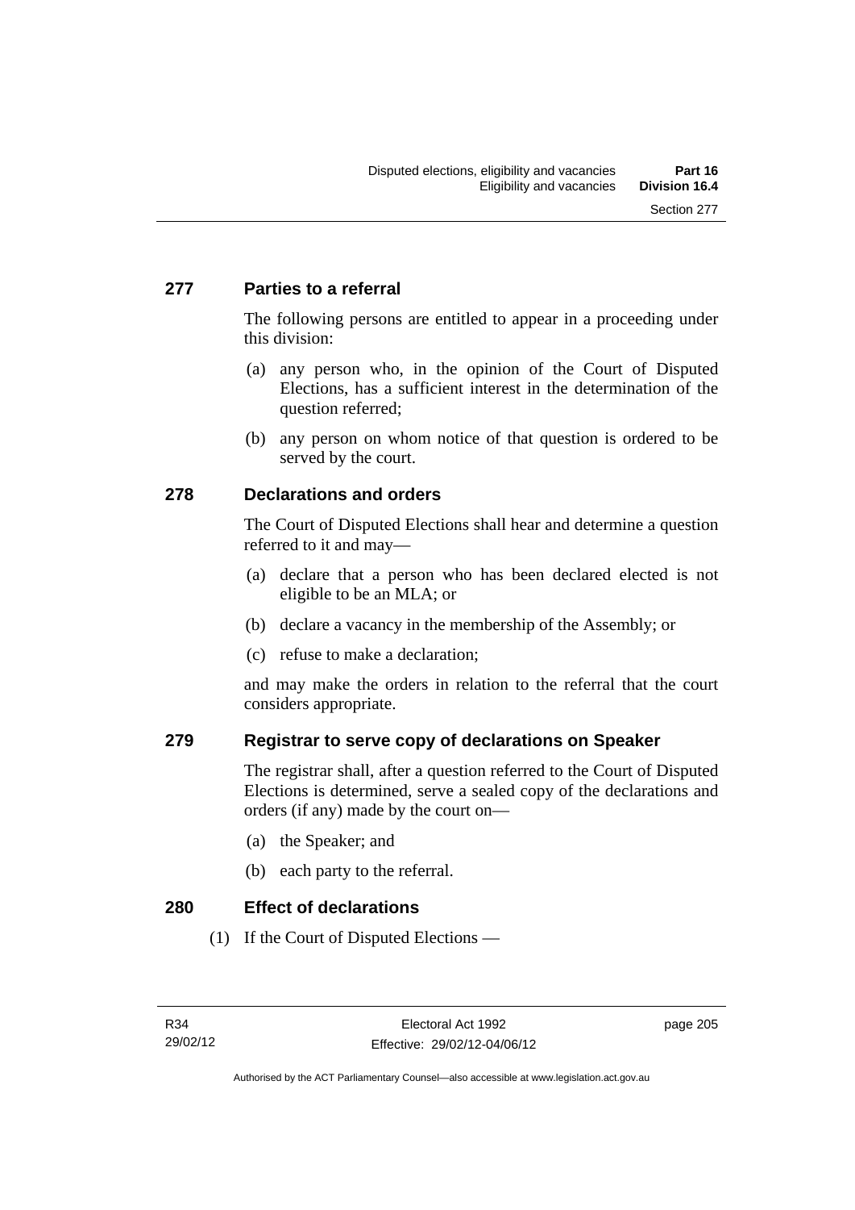## 277 Parties to a referral

The following persons are entitled to appear in a proceeding under this division:

(a) any person who, in the opinion of the Court of Disputed Elections, has a sufficient interest in the determination of the question referred;

(b) any person on whom notice of that question is ordered to be served by the court.

## 278 Declarations and orders

The Court of Disputed Elections shall hear and determine a question referred to it and may—

(a) declare that a person who has been declared elected is not eligible to be an MLA; or

(b) declare a vacancy in the membership of the Assembly; or

(c) refuse to make a declaration;

and may make the orders in relation to the referral that the court considers appropriate.

## 279 Registrar to serve copy of declarations on Speaker

The registrar shall, after a question referred to the Court of Disputed Elections is determined, serve a sealed copy of the declarations and orders (if any) made by the court on—

(a) the Speaker; and

(b) each party to the referral.

## 280 Effect of declarations

(1) If the Court of Disputed Elections —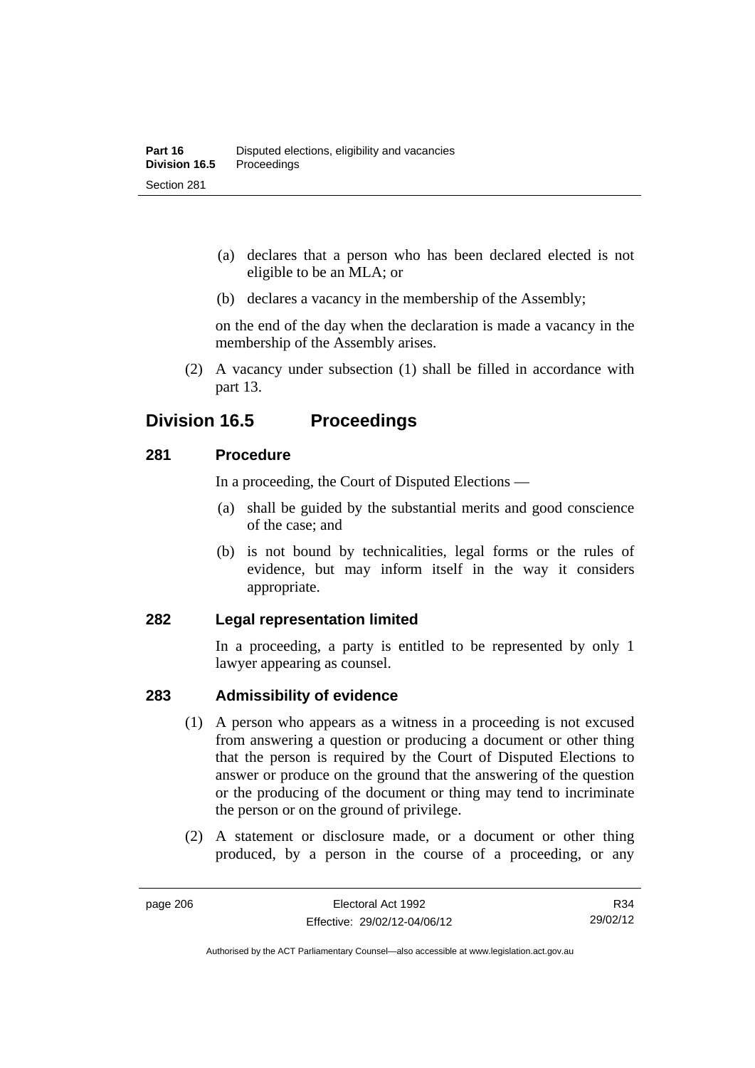(a) declares that a person who has been declared elected is not eligible to be an MLA; or

(b) declares a vacancy in the membership of the Assembly;

on the end of the day when the declaration is made a vacancy in the membership of the Assembly arises.

(2) A vacancy under subsection (1) shall be filled in accordance with part 13.

## Division 16.5 Proceedings

### 281 Procedure

In a proceeding, the Court of Disputed Elections —

(a) shall be guided by the substantial merits and good conscience of the case; and

(b) is not bound by technicalities, legal forms or the rules of evidence, but may inform itself in the way it considers appropriate.

### 282 Legal representation limited

In a proceeding, a party is entitled to be represented by only 1 lawyer appearing as counsel.

### 283 Admissibility of evidence

(1) A person who appears as a witness in a proceeding is not excused from answering a question or producing a document or other thing that the person is required by the Court of Disputed Elections to answer or produce on the ground that the answering of the question or the producing of the document or thing may tend to incriminate the person or on the ground of privilege.

(2) A statement or disclosure made, or a document or other thing produced, by a person in the course of a proceeding, or any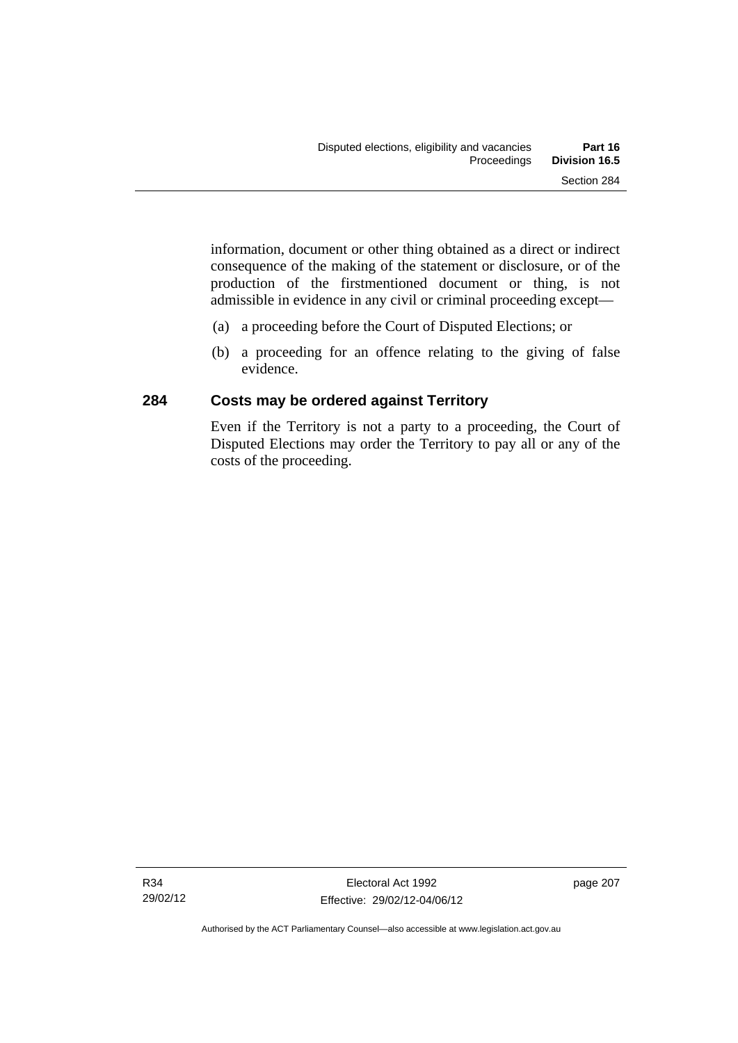information, document or other thing obtained as a direct or indirect consequence of the making of the statement or disclosure, or of the production of the firstmentioned document or thing, is not admissible in evidence in any civil or criminal proceeding except—

(a) a proceeding before the Court of Disputed Elections; or

(b) a proceeding for an offence relating to the giving of false evidence.

### 284 Costs may be ordered against Territory

Even if the Territory is not a party to a proceeding, the Court of Disputed Elections may order the Territory to pay all or any of the costs of the proceeding.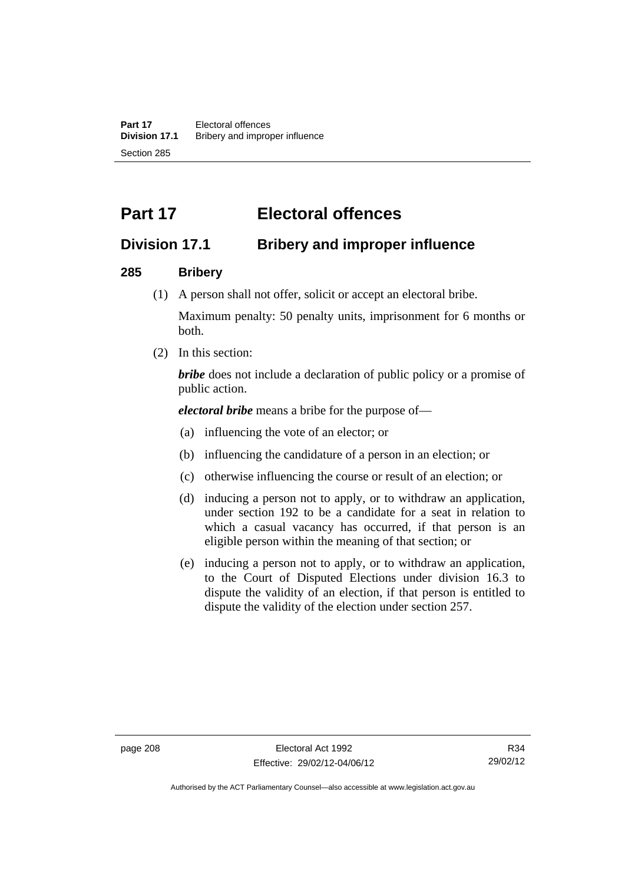# Part 17 Electoral offences

## Division 17.1 Bribery and improper influence

### 285 Bribery

(1) A person shall not offer, solicit or accept an electoral bribe.

Maximum penalty: 50 penalty units, imprisonment for 6 months or both.

(2) In this section:

***bribe*** does not include a declaration of public policy or a promise of public action.

***electoral bribe*** means a bribe for the purpose of—

(a) influencing the vote of an elector; or

(b) influencing the candidature of a person in an election; or

(c) otherwise influencing the course or result of an election; or

(d) inducing a person not to apply, or to withdraw an application, under section 192 to be a candidate for a seat in relation to which a casual vacancy has occurred, if that person is an eligible person within the meaning of that section; or

(e) inducing a person not to apply, or to withdraw an application, to the Court of Disputed Elections under division 16.3 to dispute the validity of an election, if that person is entitled to dispute the validity of the election under section 257.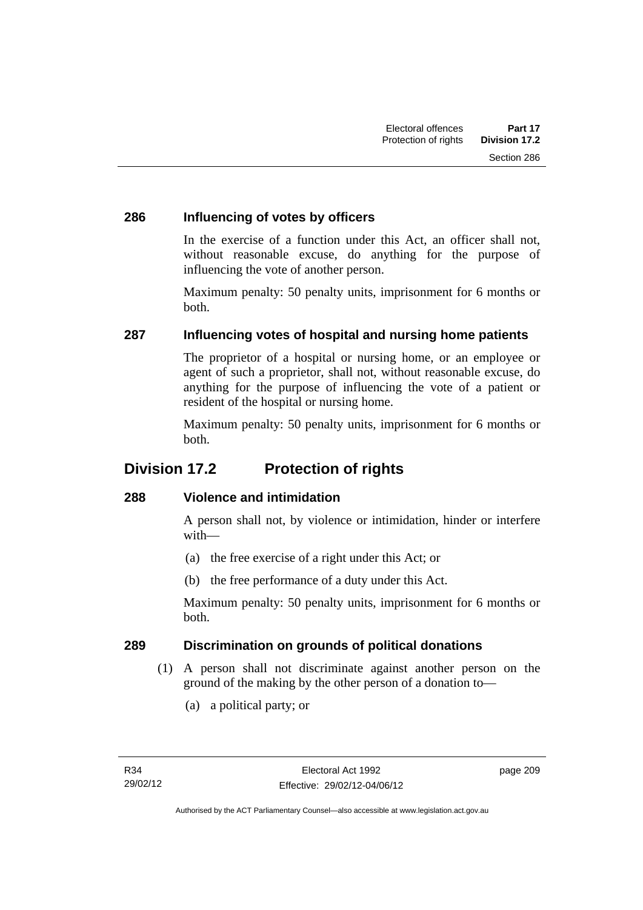### 286 Influencing of votes by officers

In the exercise of a function under this Act, an officer shall not, without reasonable excuse, do anything for the purpose of influencing the vote of another person.

Maximum penalty: 50 penalty units, imprisonment for 6 months or both.

### 287 Influencing votes of hospital and nursing home patients

The proprietor of a hospital or nursing home, or an employee or agent of such a proprietor, shall not, without reasonable excuse, do anything for the purpose of influencing the vote of a patient or resident of the hospital or nursing home.

Maximum penalty: 50 penalty units, imprisonment for 6 months or both.

## Division 17.2 Protection of rights

### 288 Violence and intimidation

A person shall not, by violence or intimidation, hinder or interfere with—

(a) the free exercise of a right under this Act; or

(b) the free performance of a duty under this Act.

Maximum penalty: 50 penalty units, imprisonment for 6 months or both.

### 289 Discrimination on grounds of political donations

(1) A person shall not discriminate against another person on the ground of the making by the other person of a donation to—

(a) a political party; or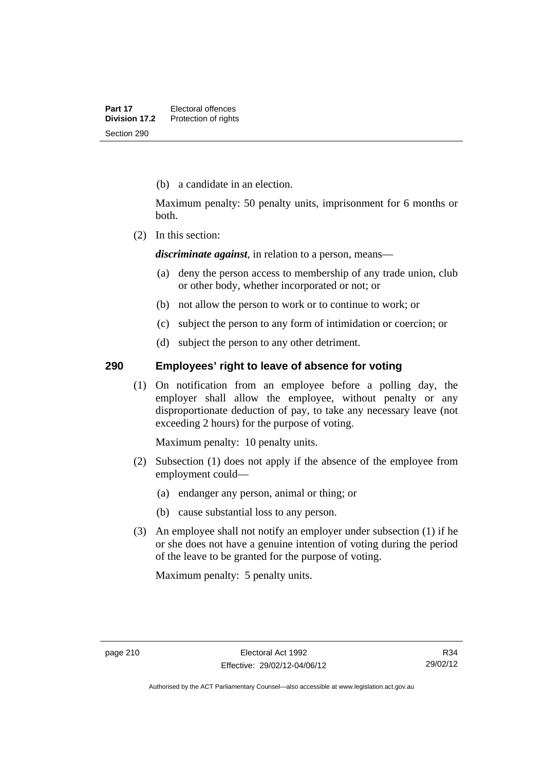(b) a candidate in an election.

Maximum penalty: 50 penalty units, imprisonment for 6 months or both.

(2) In this section:

***discriminate against***, in relation to a person, means—

(a) deny the person access to membership of any trade union, club or other body, whether incorporated or not; or

(b) not allow the person to work or to continue to work; or

(c) subject the person to any form of intimidation or coercion; or

(d) subject the person to any other detriment.

## 290 Employees' right to leave of absence for voting

(1) On notification from an employee before a polling day, the employer shall allow the employee, without penalty or any disproportionate deduction of pay, to take any necessary leave (not exceeding 2 hours) for the purpose of voting.

Maximum penalty: 10 penalty units.

(2) Subsection (1) does not apply if the absence of the employee from employment could—

(a) endanger any person, animal or thing; or

(b) cause substantial loss to any person.

(3) An employee shall not notify an employer under subsection (1) if he or she does not have a genuine intention of voting during the period of the leave to be granted for the purpose of voting.

Maximum penalty: 5 penalty units.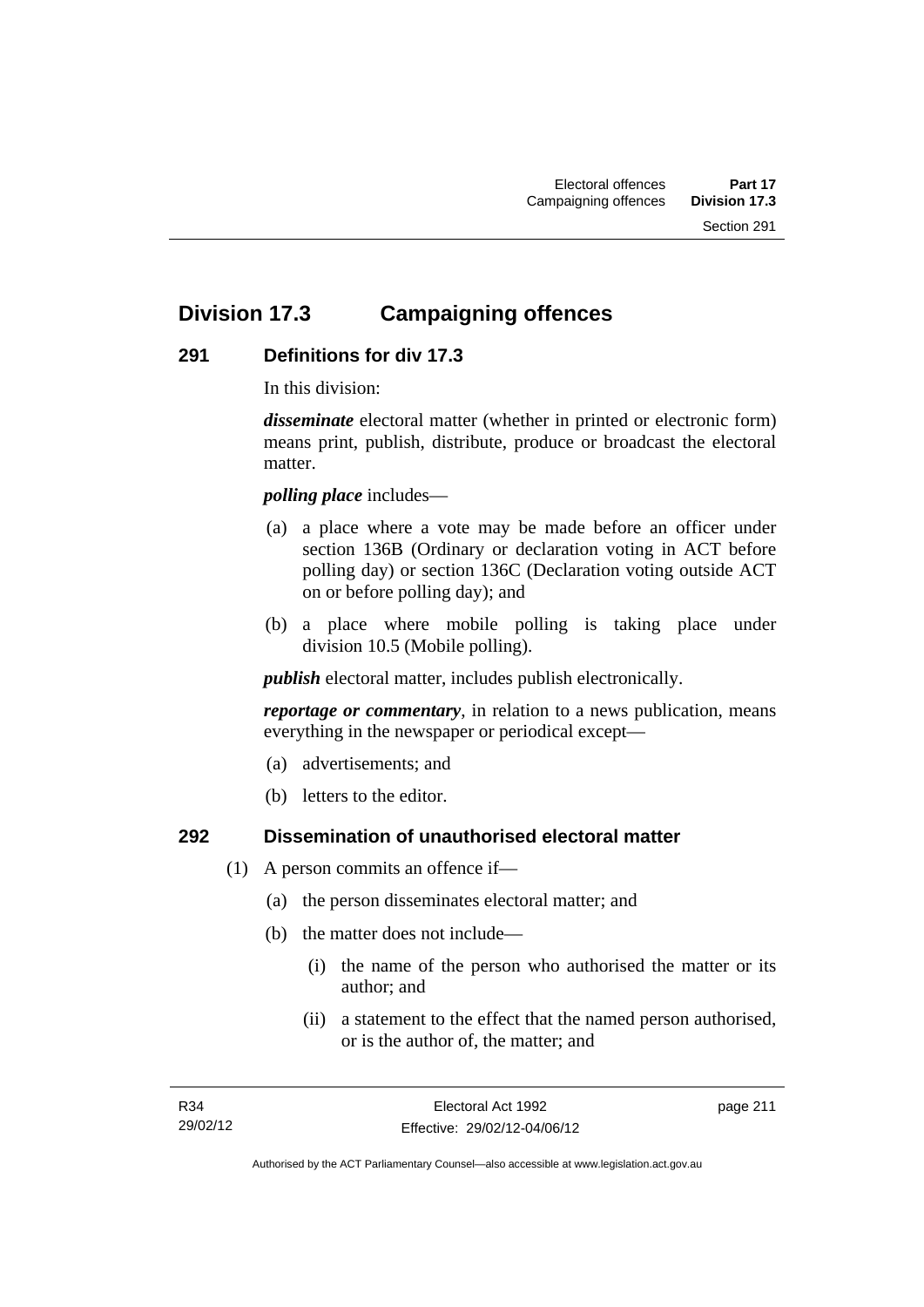## Division 17.3 Campaigning offences

### 291 Definitions for div 17.3

In this division:

***disseminate*** electoral matter (whether in printed or electronic form) means print, publish, distribute, produce or broadcast the electoral matter.

***polling place*** includes—

(a) a place where a vote may be made before an officer under section 136B (Ordinary or declaration voting in ACT before polling day) or section 136C (Declaration voting outside ACT on or before polling day); and

(b) a place where mobile polling is taking place under division 10.5 (Mobile polling).

***publish*** electoral matter, includes publish electronically.

***reportage or commentary***, in relation to a news publication, means everything in the newspaper or periodical except—

(a) advertisements; and

(b) letters to the editor.

### 292 Dissemination of unauthorised electoral matter

(1) A person commits an offence if—

(a) the person disseminates electoral matter; and

(b) the matter does not include—

(i) the name of the person who authorised the matter or its author; and

(ii) a statement to the effect that the named person authorised, or is the author of, the matter; and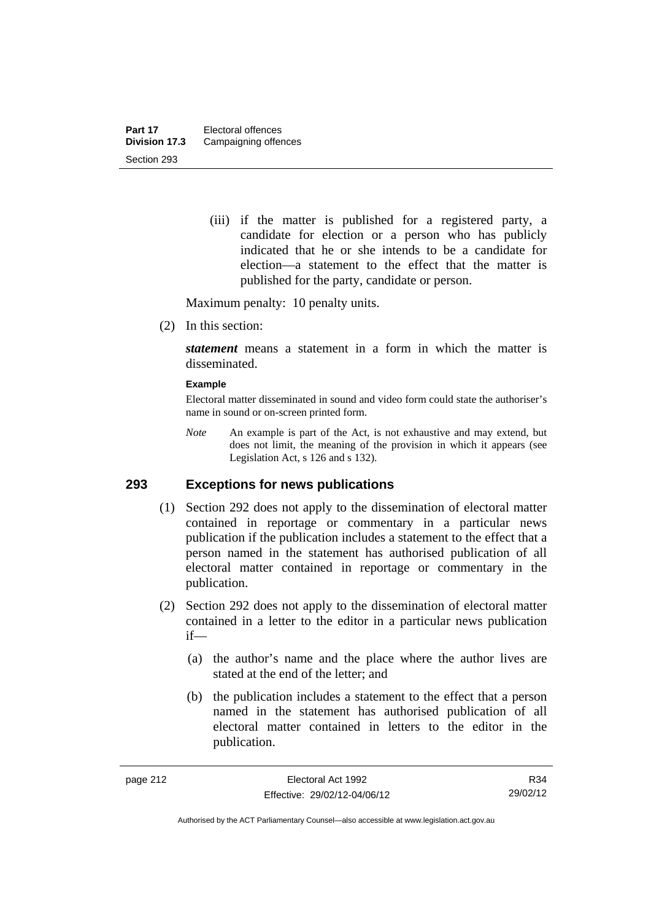(iii) if the matter is published for a registered party, a candidate for election or a person who has publicly indicated that he or she intends to be a candidate for election—a statement to the effect that the matter is published for the party, candidate or person.

Maximum penalty: 10 penalty units.

(2) In this section:

***statement*** means a statement in a form in which the matter is disseminated.

**Example**

Electoral matter disseminated in sound and video form could state the authoriser's name in sound or on-screen printed form.

*Note* An example is part of the Act, is not exhaustive and may extend, but does not limit, the meaning of the provision in which it appears (see Legislation Act, s 126 and s 132).

## 293 Exceptions for news publications

(1) Section 292 does not apply to the dissemination of electoral matter contained in reportage or commentary in a particular news publication if the publication includes a statement to the effect that a person named in the statement has authorised publication of all electoral matter contained in reportage or commentary in the publication.

(2) Section 292 does not apply to the dissemination of electoral matter contained in a letter to the editor in a particular news publication if—

(a) the author's name and the place where the author lives are stated at the end of the letter; and

(b) the publication includes a statement to the effect that a person named in the statement has authorised publication of all electoral matter contained in letters to the editor in the publication.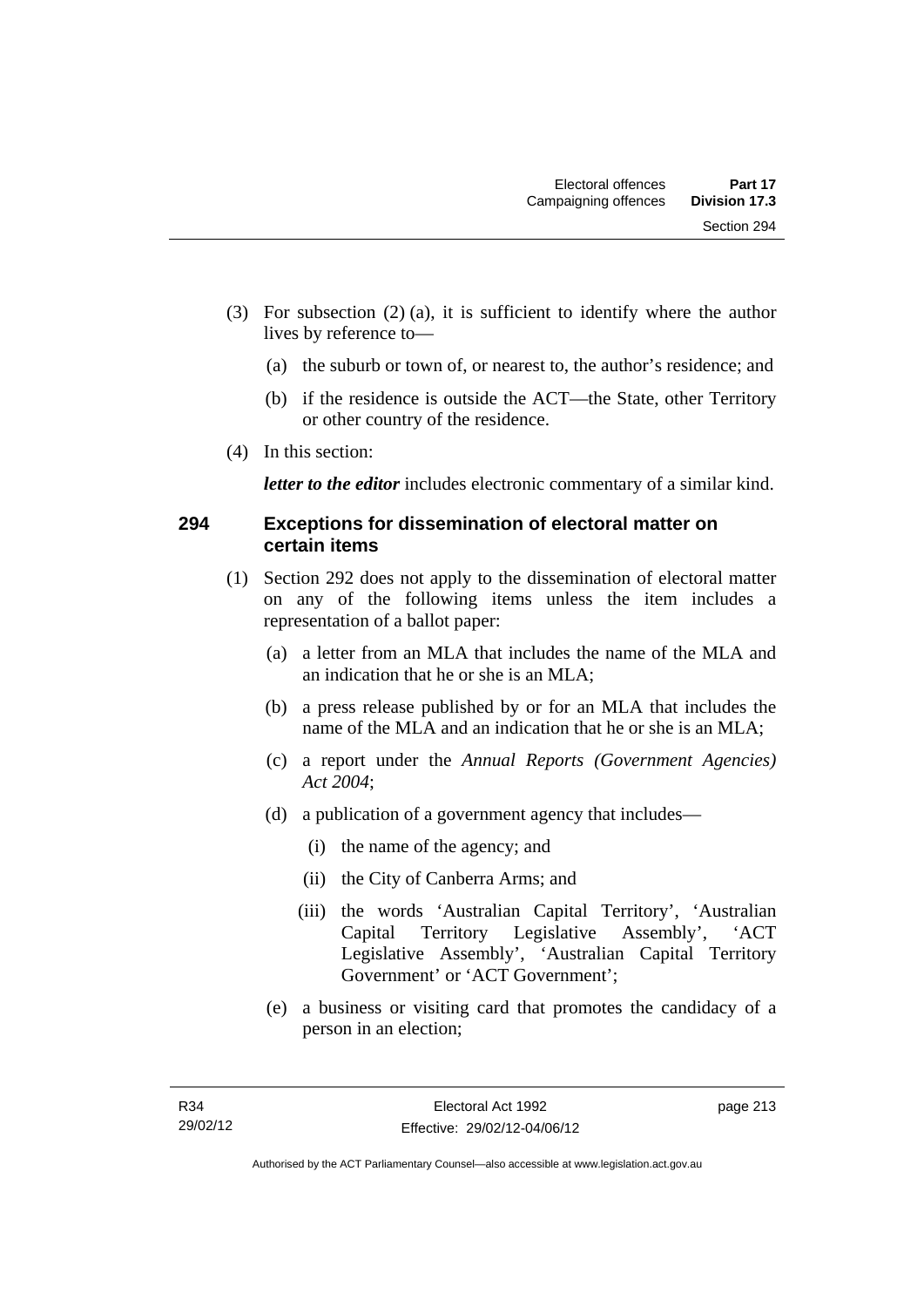(3) For subsection (2) (a), it is sufficient to identify where the author lives by reference to—

(a) the suburb or town of, or nearest to, the author's residence; and

(b) if the residence is outside the ACT—the State, other Territory or other country of the residence.

(4) In this section:

***letter to the editor*** includes electronic commentary of a similar kind.

## 294 Exceptions for dissemination of electoral matter on certain items

(1) Section 292 does not apply to the dissemination of electoral matter on any of the following items unless the item includes a representation of a ballot paper:

(a) a letter from an MLA that includes the name of the MLA and an indication that he or she is an MLA;

(b) a press release published by or for an MLA that includes the name of the MLA and an indication that he or she is an MLA;

(c) a report under the *Annual Reports (Government Agencies) Act 2004*;

(d) a publication of a government agency that includes—

(i) the name of the agency; and

(ii) the City of Canberra Arms; and

(iii) the words 'Australian Capital Territory', 'Australian Capital Territory Legislative Assembly', 'ACT Legislative Assembly', 'Australian Capital Territory Government' or 'ACT Government';

(e) a business or visiting card that promotes the candidacy of a person in an election;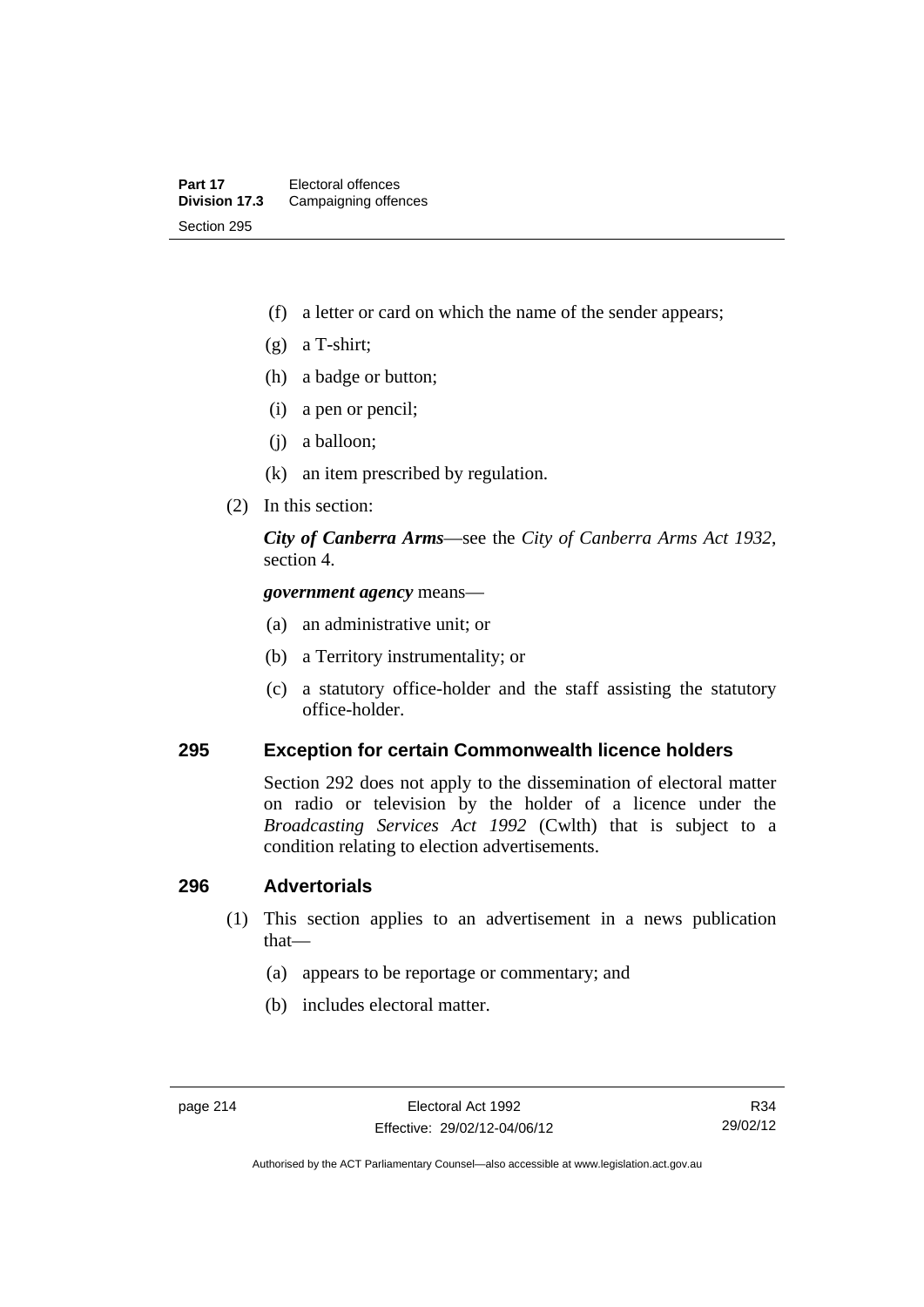(f) a letter or card on which the name of the sender appears;

(g) a T-shirt;

(h) a badge or button;

(i) a pen or pencil;

(j) a balloon;

(k) an item prescribed by regulation.

(2) In this section:

***City of Canberra Arms***—see the *City of Canberra Arms Act 1932*, section 4.

***government agency*** means—

(a) an administrative unit; or

(b) a Territory instrumentality; or

(c) a statutory office-holder and the staff assisting the statutory office-holder.

## 295 Exception for certain Commonwealth licence holders

Section 292 does not apply to the dissemination of electoral matter on radio or television by the holder of a licence under the *Broadcasting Services Act 1992* (Cwlth) that is subject to a condition relating to election advertisements.

## 296 Advertorials

(1) This section applies to an advertisement in a news publication that—

(a) appears to be reportage or commentary; and

(b) includes electoral matter.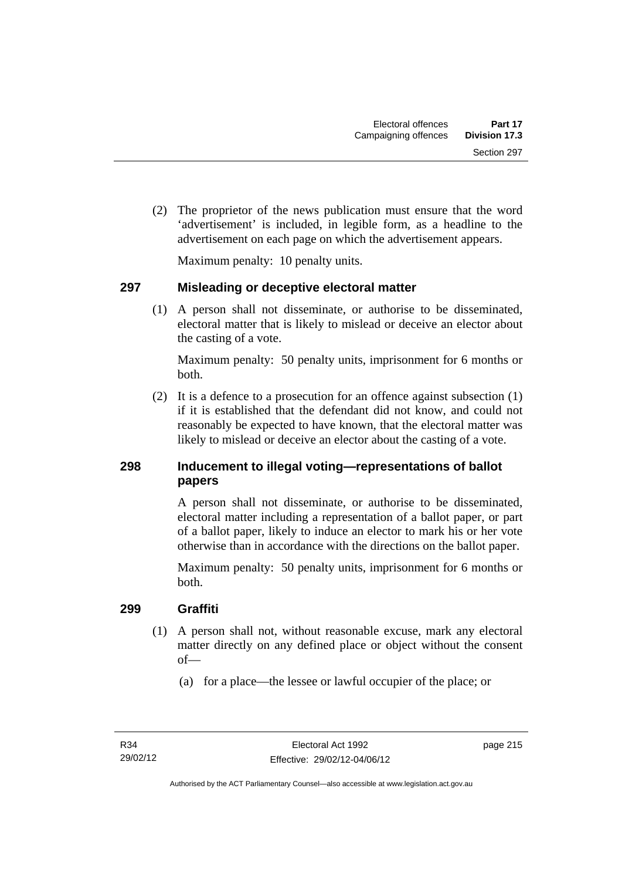(2) The proprietor of the news publication must ensure that the word 'advertisement' is included, in legible form, as a headline to the advertisement on each page on which the advertisement appears.

Maximum penalty: 10 penalty units.

### 297 Misleading or deceptive electoral matter

(1) A person shall not disseminate, or authorise to be disseminated, electoral matter that is likely to mislead or deceive an elector about the casting of a vote.

Maximum penalty: 50 penalty units, imprisonment for 6 months or both.

(2) It is a defence to a prosecution for an offence against subsection (1) if it is established that the defendant did not know, and could not reasonably be expected to have known, that the electoral matter was likely to mislead or deceive an elector about the casting of a vote.

### 298 Inducement to illegal voting—representations of ballot papers

A person shall not disseminate, or authorise to be disseminated, electoral matter including a representation of a ballot paper, or part of a ballot paper, likely to induce an elector to mark his or her vote otherwise than in accordance with the directions on the ballot paper.

Maximum penalty: 50 penalty units, imprisonment for 6 months or both.

### 299 Graffiti

(1) A person shall not, without reasonable excuse, mark any electoral matter directly on any defined place or object without the consent of—

(a) for a place—the lessee or lawful occupier of the place; or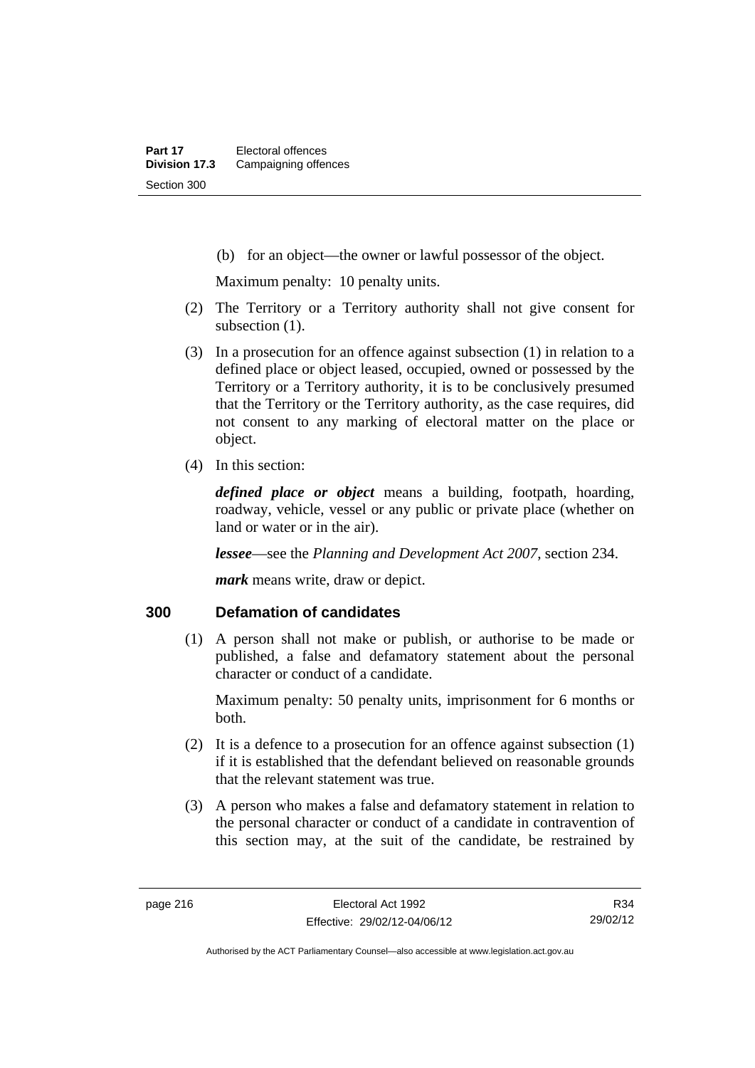(b) for an object—the owner or lawful possessor of the object.

Maximum penalty: 10 penalty units.

(2) The Territory or a Territory authority shall not give consent for subsection (1).

(3) In a prosecution for an offence against subsection (1) in relation to a defined place or object leased, occupied, owned or possessed by the Territory or a Territory authority, it is to be conclusively presumed that the Territory or the Territory authority, as the case requires, did not consent to any marking of electoral matter on the place or object.

(4) In this section:

***defined place or object*** means a building, footpath, hoarding, roadway, vehicle, vessel or any public or private place (whether on land or water or in the air).

***lessee***—see the *Planning and Development Act 2007*, section 234.

***mark*** means write, draw or depict.

## 300 Defamation of candidates

(1) A person shall not make or publish, or authorise to be made or published, a false and defamatory statement about the personal character or conduct of a candidate.

Maximum penalty: 50 penalty units, imprisonment for 6 months or both.

(2) It is a defence to a prosecution for an offence against subsection (1) if it is established that the defendant believed on reasonable grounds that the relevant statement was true.

(3) A person who makes a false and defamatory statement in relation to the personal character or conduct of a candidate in contravention of this section may, at the suit of the candidate, be restrained by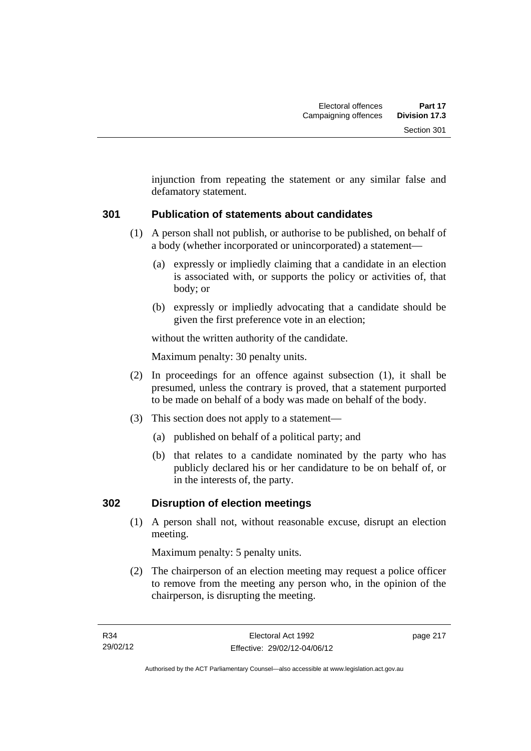injunction from repeating the statement or any similar false and defamatory statement.

### 301 Publication of statements about candidates

(1) A person shall not publish, or authorise to be published, on behalf of a body (whether incorporated or unincorporated) a statement—

(a) expressly or impliedly claiming that a candidate in an election is associated with, or supports the policy or activities of, that body; or

(b) expressly or impliedly advocating that a candidate should be given the first preference vote in an election;

without the written authority of the candidate.

Maximum penalty: 30 penalty units.

(2) In proceedings for an offence against subsection (1), it shall be presumed, unless the contrary is proved, that a statement purported to be made on behalf of a body was made on behalf of the body.

(3) This section does not apply to a statement—

(a) published on behalf of a political party; and

(b) that relates to a candidate nominated by the party who has publicly declared his or her candidature to be on behalf of, or in the interests of, the party.

### 302 Disruption of election meetings

(1) A person shall not, without reasonable excuse, disrupt an election meeting.

Maximum penalty: 5 penalty units.

(2) The chairperson of an election meeting may request a police officer to remove from the meeting any person who, in the opinion of the chairperson, is disrupting the meeting.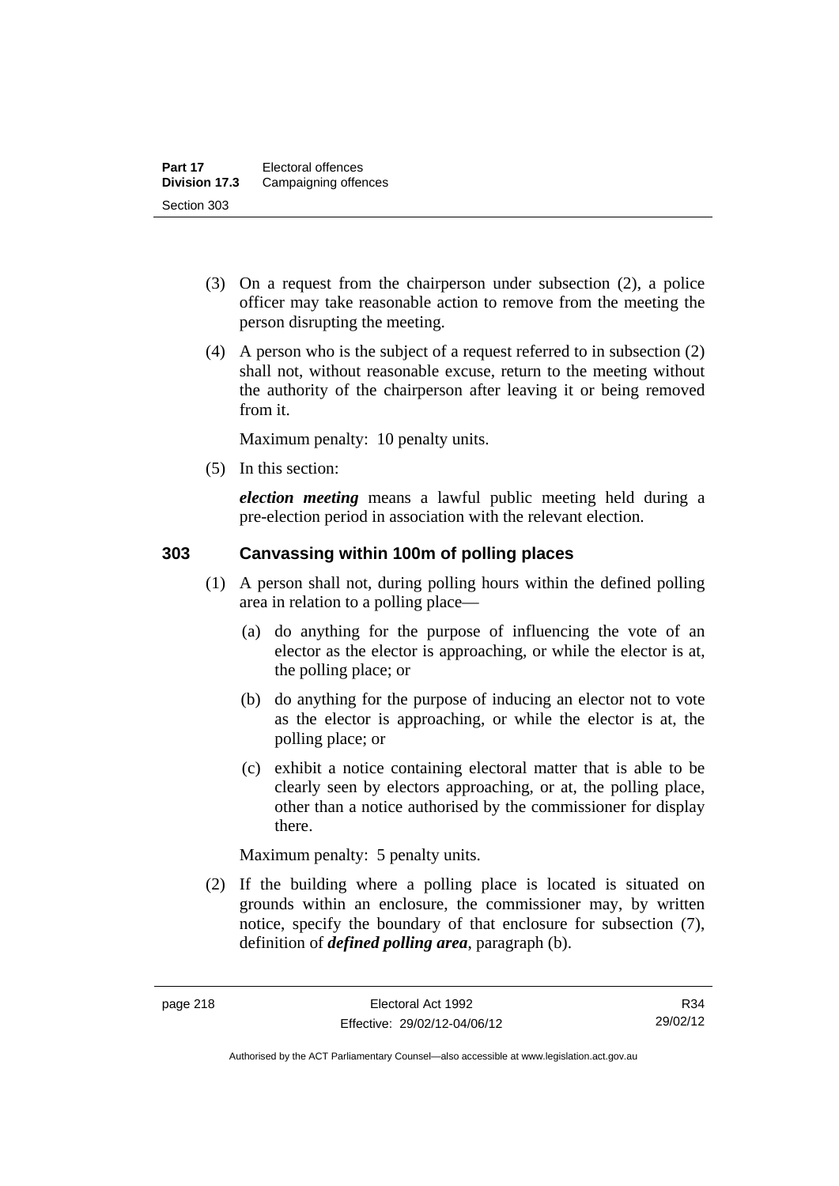(3) On a request from the chairperson under subsection (2), a police officer may take reasonable action to remove from the meeting the person disrupting the meeting.

(4) A person who is the subject of a request referred to in subsection (2) shall not, without reasonable excuse, return to the meeting without the authority of the chairperson after leaving it or being removed from it.

Maximum penalty: 10 penalty units.

(5) In this section:

***election meeting*** means a lawful public meeting held during a pre-election period in association with the relevant election.

### 303 Canvassing within 100m of polling places

(1) A person shall not, during polling hours within the defined polling area in relation to a polling place—

(a) do anything for the purpose of influencing the vote of an elector as the elector is approaching, or while the elector is at, the polling place; or

(b) do anything for the purpose of inducing an elector not to vote as the elector is approaching, or while the elector is at, the polling place; or

(c) exhibit a notice containing electoral matter that is able to be clearly seen by electors approaching, or at, the polling place, other than a notice authorised by the commissioner for display there.

Maximum penalty: 5 penalty units.

(2) If the building where a polling place is located is situated on grounds within an enclosure, the commissioner may, by written notice, specify the boundary of that enclosure for subsection (7), definition of ***defined polling area***, paragraph (b).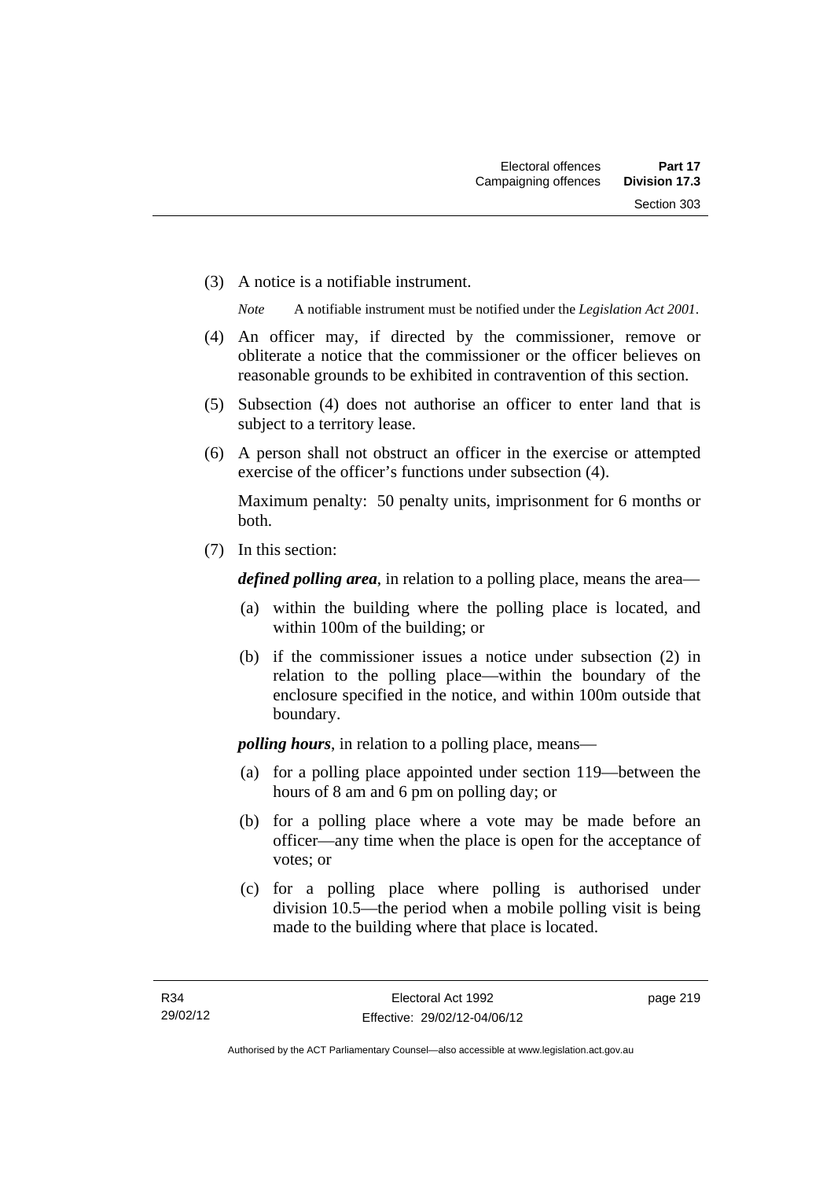(3) A notice is a notifiable instrument.

*Note* A notifiable instrument must be notified under the *Legislation Act 2001*.

(4) An officer may, if directed by the commissioner, remove or obliterate a notice that the commissioner or the officer believes on reasonable grounds to be exhibited in contravention of this section.

(5) Subsection (4) does not authorise an officer to enter land that is subject to a territory lease.

(6) A person shall not obstruct an officer in the exercise or attempted exercise of the officer's functions under subsection (4).

Maximum penalty: 50 penalty units, imprisonment for 6 months or both.

(7) In this section:

***defined polling area***, in relation to a polling place, means the area—

(a) within the building where the polling place is located, and within 100m of the building; or

(b) if the commissioner issues a notice under subsection (2) in relation to the polling place—within the boundary of the enclosure specified in the notice, and within 100m outside that boundary.

***polling hours***, in relation to a polling place, means—

(a) for a polling place appointed under section 119—between the hours of 8 am and 6 pm on polling day; or

(b) for a polling place where a vote may be made before an officer—any time when the place is open for the acceptance of votes; or

(c) for a polling place where polling is authorised under division 10.5—the period when a mobile polling visit is being made to the building where that place is located.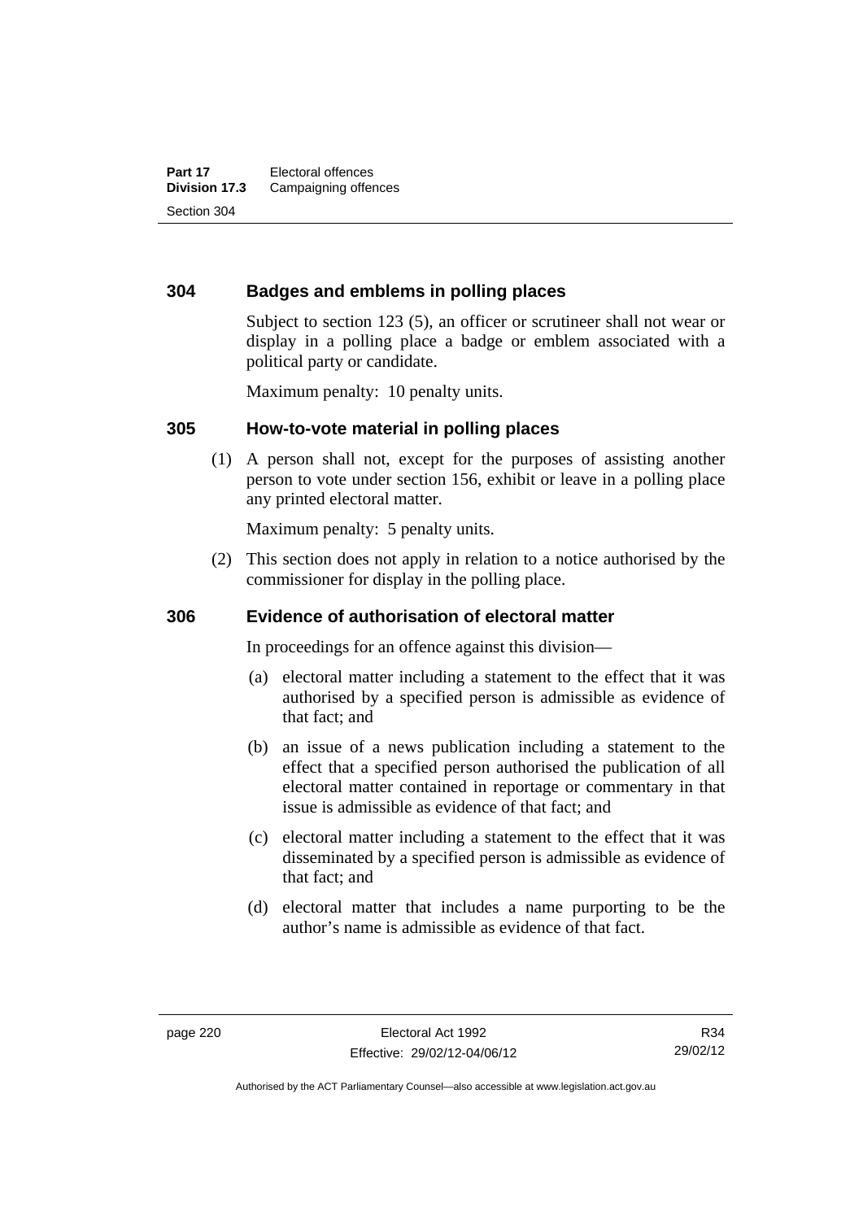## 304 Badges and emblems in polling places

Subject to section 123 (5), an officer or scrutineer shall not wear or display in a polling place a badge or emblem associated with a political party or candidate.

Maximum penalty: 10 penalty units.

## 305 How-to-vote material in polling places

(1) A person shall not, except for the purposes of assisting another person to vote under section 156, exhibit or leave in a polling place any printed electoral matter.

Maximum penalty: 5 penalty units.

(2) This section does not apply in relation to a notice authorised by the commissioner for display in the polling place.

## 306 Evidence of authorisation of electoral matter

In proceedings for an offence against this division—

(a) electoral matter including a statement to the effect that it was authorised by a specified person is admissible as evidence of that fact; and

(b) an issue of a news publication including a statement to the effect that a specified person authorised the publication of all electoral matter contained in reportage or commentary in that issue is admissible as evidence of that fact; and

(c) electoral matter including a statement to the effect that it was disseminated by a specified person is admissible as evidence of that fact; and

(d) electoral matter that includes a name purporting to be the author's name is admissible as evidence of that fact.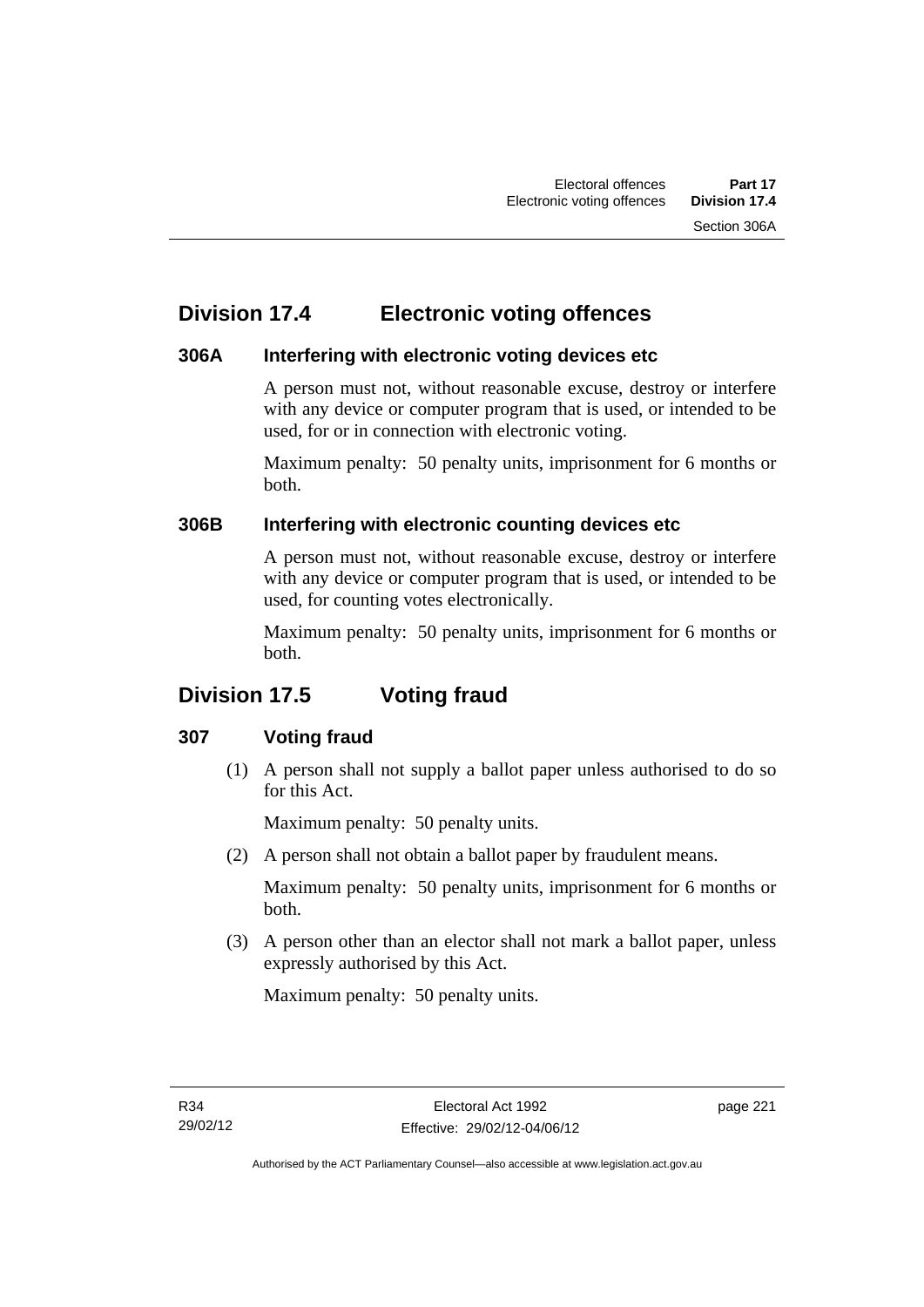## Division 17.4 Electronic voting offences

### 306A Interfering with electronic voting devices etc

A person must not, without reasonable excuse, destroy or interfere with any device or computer program that is used, or intended to be used, for or in connection with electronic voting.

Maximum penalty: 50 penalty units, imprisonment for 6 months or both.

### 306B Interfering with electronic counting devices etc

A person must not, without reasonable excuse, destroy or interfere with any device or computer program that is used, or intended to be used, for counting votes electronically.

Maximum penalty: 50 penalty units, imprisonment for 6 months or both.

## Division 17.5 Voting fraud

### 307 Voting fraud

(1) A person shall not supply a ballot paper unless authorised to do so for this Act.

Maximum penalty: 50 penalty units.

(2) A person shall not obtain a ballot paper by fraudulent means.

Maximum penalty: 50 penalty units, imprisonment for 6 months or both.

(3) A person other than an elector shall not mark a ballot paper, unless expressly authorised by this Act.

Maximum penalty: 50 penalty units.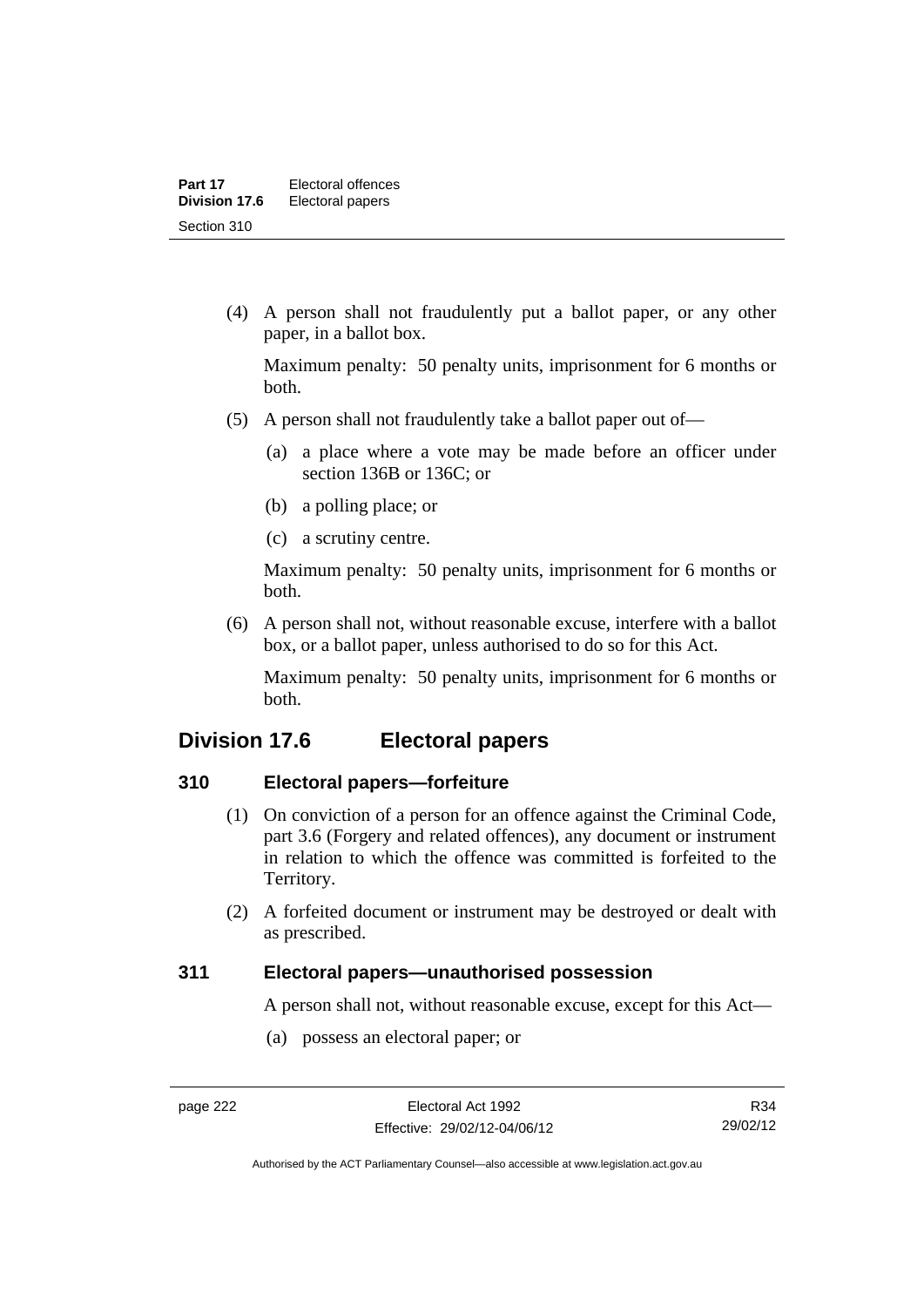(4) A person shall not fraudulently put a ballot paper, or any other paper, in a ballot box.

Maximum penalty: 50 penalty units, imprisonment for 6 months or both.

(5) A person shall not fraudulently take a ballot paper out of—

(a) a place where a vote may be made before an officer under section 136B or 136C; or

(b) a polling place; or

(c) a scrutiny centre.

Maximum penalty: 50 penalty units, imprisonment for 6 months or both.

(6) A person shall not, without reasonable excuse, interfere with a ballot box, or a ballot paper, unless authorised to do so for this Act.

Maximum penalty: 50 penalty units, imprisonment for 6 months or both.

## Division 17.6 Electoral papers

### 310 Electoral papers—forfeiture

(1) On conviction of a person for an offence against the Criminal Code, part 3.6 (Forgery and related offences), any document or instrument in relation to which the offence was committed is forfeited to the Territory.

(2) A forfeited document or instrument may be destroyed or dealt with as prescribed.

### 311 Electoral papers—unauthorised possession

A person shall not, without reasonable excuse, except for this Act—

(a) possess an electoral paper; or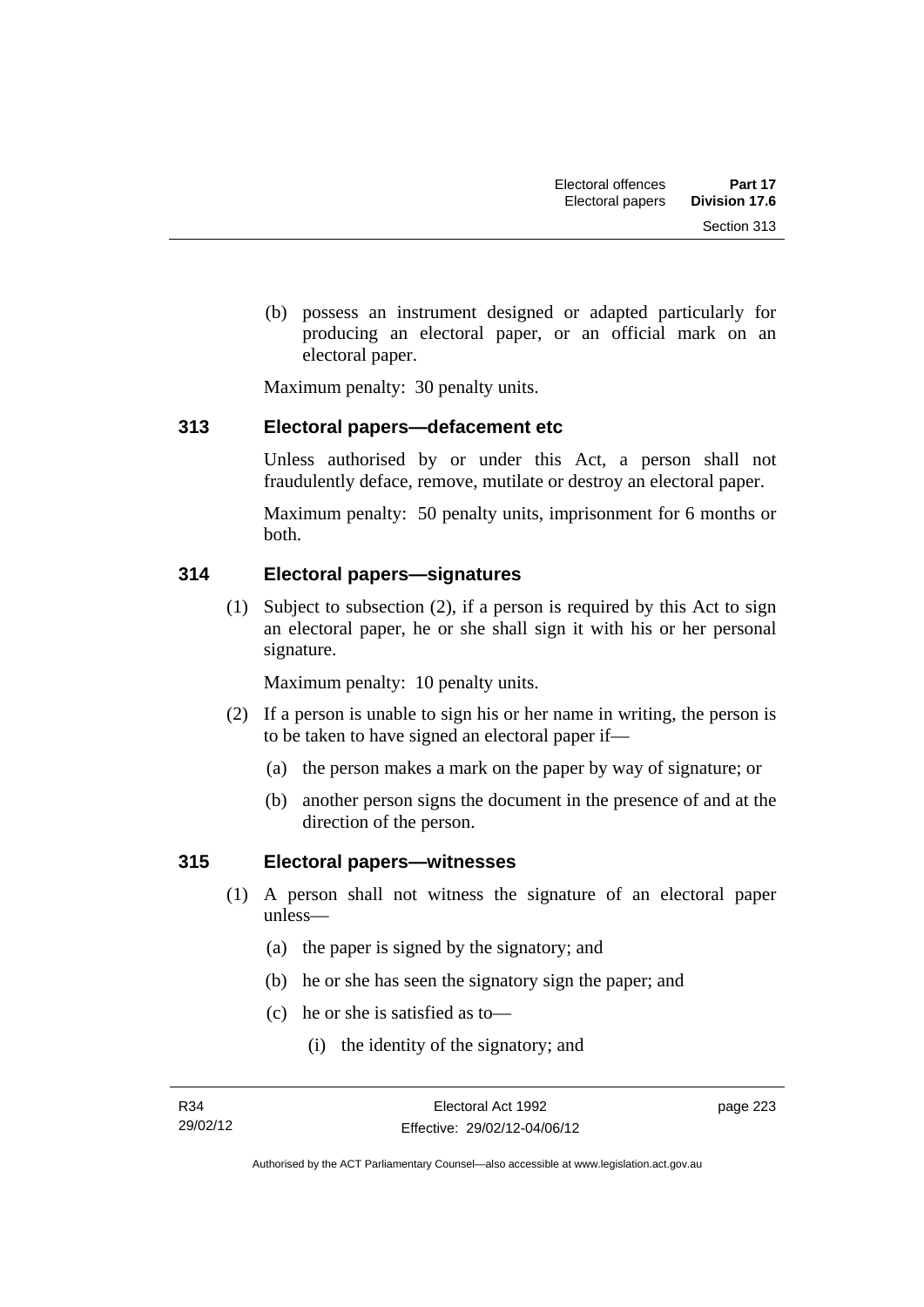(b) possess an instrument designed or adapted particularly for producing an electoral paper, or an official mark on an electoral paper.

Maximum penalty: 30 penalty units.

### 313 Electoral papers—defacement etc

Unless authorised by or under this Act, a person shall not fraudulently deface, remove, mutilate or destroy an electoral paper.

Maximum penalty: 50 penalty units, imprisonment for 6 months or both.

### 314 Electoral papers—signatures

(1) Subject to subsection (2), if a person is required by this Act to sign an electoral paper, he or she shall sign it with his or her personal signature.

Maximum penalty: 10 penalty units.

(2) If a person is unable to sign his or her name in writing, the person is to be taken to have signed an electoral paper if—

(a) the person makes a mark on the paper by way of signature; or

(b) another person signs the document in the presence of and at the direction of the person.

### 315 Electoral papers—witnesses

(1) A person shall not witness the signature of an electoral paper unless—

(a) the paper is signed by the signatory; and

(b) he or she has seen the signatory sign the paper; and

(c) he or she is satisfied as to—

(i) the identity of the signatory; and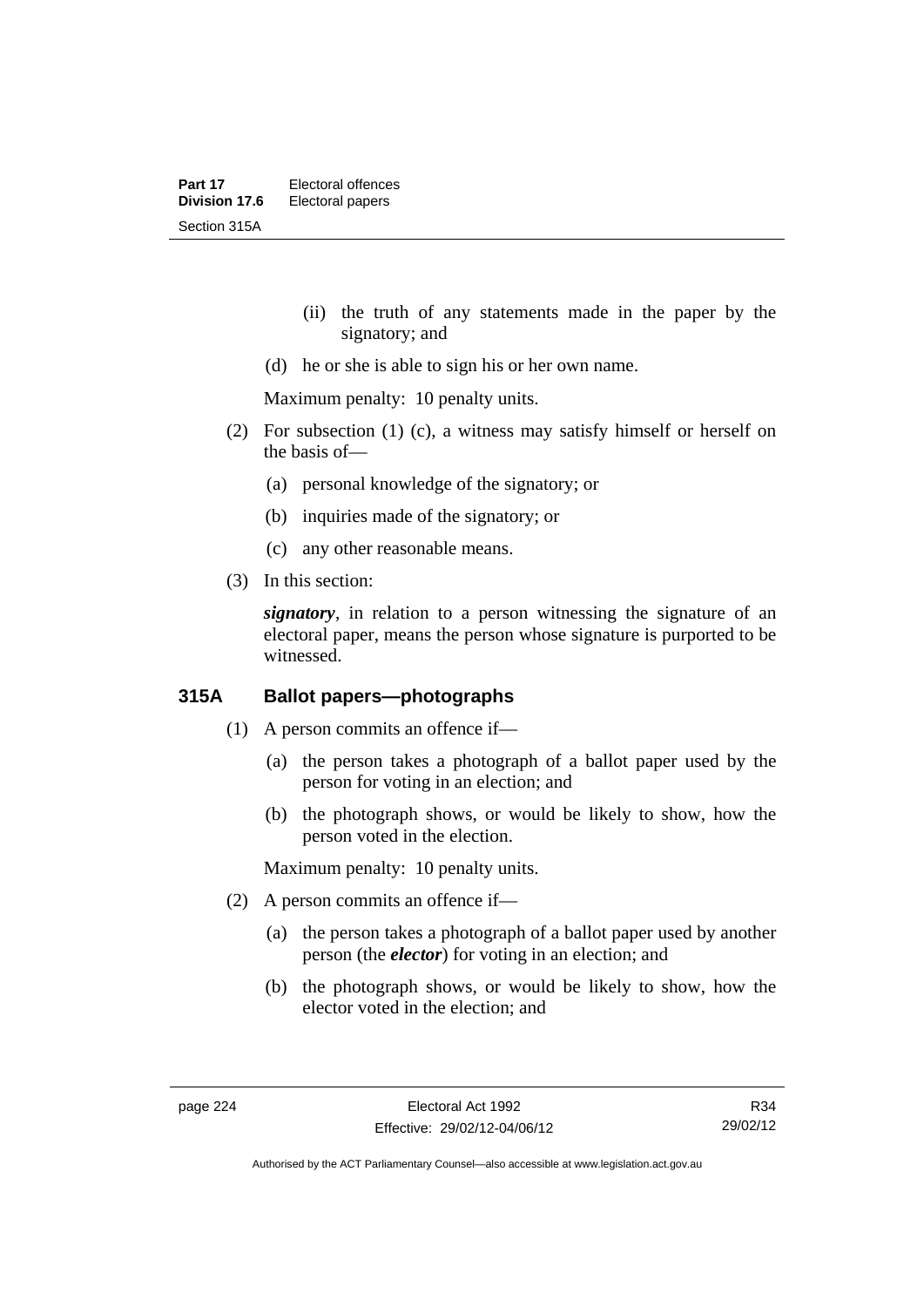(ii) the truth of any statements made in the paper by the signatory; and

(d) he or she is able to sign his or her own name.

Maximum penalty: 10 penalty units.

(2) For subsection (1) (c), a witness may satisfy himself or herself on the basis of—

(a) personal knowledge of the signatory; or

(b) inquiries made of the signatory; or

(c) any other reasonable means.

(3) In this section:

***signatory***, in relation to a person witnessing the signature of an electoral paper, means the person whose signature is purported to be witnessed.

### 315A Ballot papers—photographs

(1) A person commits an offence if—

(a) the person takes a photograph of a ballot paper used by the person for voting in an election; and

(b) the photograph shows, or would be likely to show, how the person voted in the election.

Maximum penalty: 10 penalty units.

(2) A person commits an offence if—

(a) the person takes a photograph of a ballot paper used by another person (the ***elector***) for voting in an election; and

(b) the photograph shows, or would be likely to show, how the elector voted in the election; and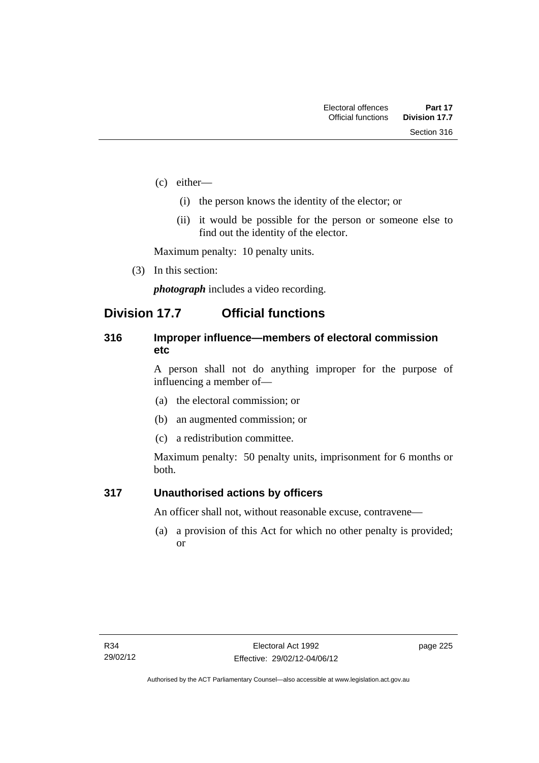(c) either—

  (i) the person knows the identity of the elector; or

  (ii) it would be possible for the person or someone else to find out the identity of the elector.

Maximum penalty: 10 penalty units.

(3) In this section:

***photograph*** includes a video recording.

## Division 17.7 Official functions

### 316 Improper influence—members of electoral commission etc

A person shall not do anything improper for the purpose of influencing a member of—

(a) the electoral commission; or

(b) an augmented commission; or

(c) a redistribution committee.

Maximum penalty: 50 penalty units, imprisonment for 6 months or both.

### 317 Unauthorised actions by officers

An officer shall not, without reasonable excuse, contravene—

(a) a provision of this Act for which no other penalty is provided; or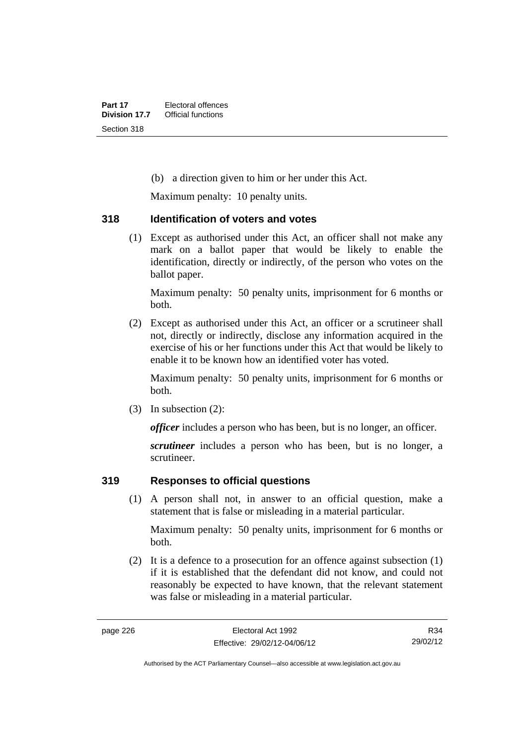(b) a direction given to him or her under this Act.

Maximum penalty: 10 penalty units.

### 318 Identification of voters and votes

(1) Except as authorised under this Act, an officer shall not make any mark on a ballot paper that would be likely to enable the identification, directly or indirectly, of the person who votes on the ballot paper.

Maximum penalty: 50 penalty units, imprisonment for 6 months or both.

(2) Except as authorised under this Act, an officer or a scrutineer shall not, directly or indirectly, disclose any information acquired in the exercise of his or her functions under this Act that would be likely to enable it to be known how an identified voter has voted.

Maximum penalty: 50 penalty units, imprisonment for 6 months or both.

(3) In subsection (2):

***officer*** includes a person who has been, but is no longer, an officer.

***scrutineer*** includes a person who has been, but is no longer, a scrutineer.

### 319 Responses to official questions

(1) A person shall not, in answer to an official question, make a statement that is false or misleading in a material particular.

Maximum penalty: 50 penalty units, imprisonment for 6 months or both.

(2) It is a defence to a prosecution for an offence against subsection (1) if it is established that the defendant did not know, and could not reasonably be expected to have known, that the relevant statement was false or misleading in a material particular.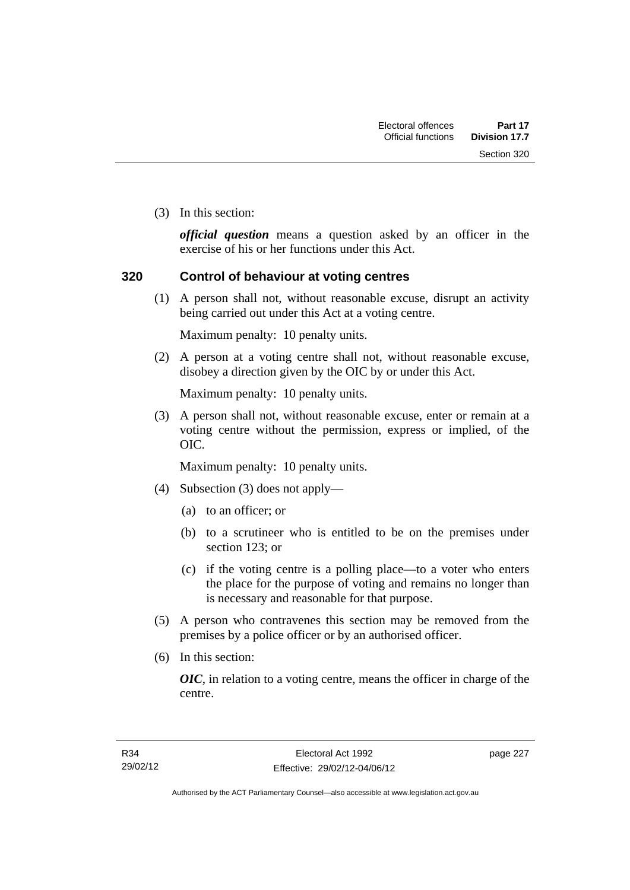(3) In this section:

***official question*** means a question asked by an officer in the exercise of his or her functions under this Act.

## 320 Control of behaviour at voting centres

(1) A person shall not, without reasonable excuse, disrupt an activity being carried out under this Act at a voting centre.

Maximum penalty: 10 penalty units.

(2) A person at a voting centre shall not, without reasonable excuse, disobey a direction given by the OIC by or under this Act.

Maximum penalty: 10 penalty units.

(3) A person shall not, without reasonable excuse, enter or remain at a voting centre without the permission, express or implied, of the OIC.

Maximum penalty: 10 penalty units.

(4) Subsection (3) does not apply—

(a) to an officer; or

(b) to a scrutineer who is entitled to be on the premises under section 123; or

(c) if the voting centre is a polling place—to a voter who enters the place for the purpose of voting and remains no longer than is necessary and reasonable for that purpose.

(5) A person who contravenes this section may be removed from the premises by a police officer or by an authorised officer.

(6) In this section:

***OIC***, in relation to a voting centre, means the officer in charge of the centre.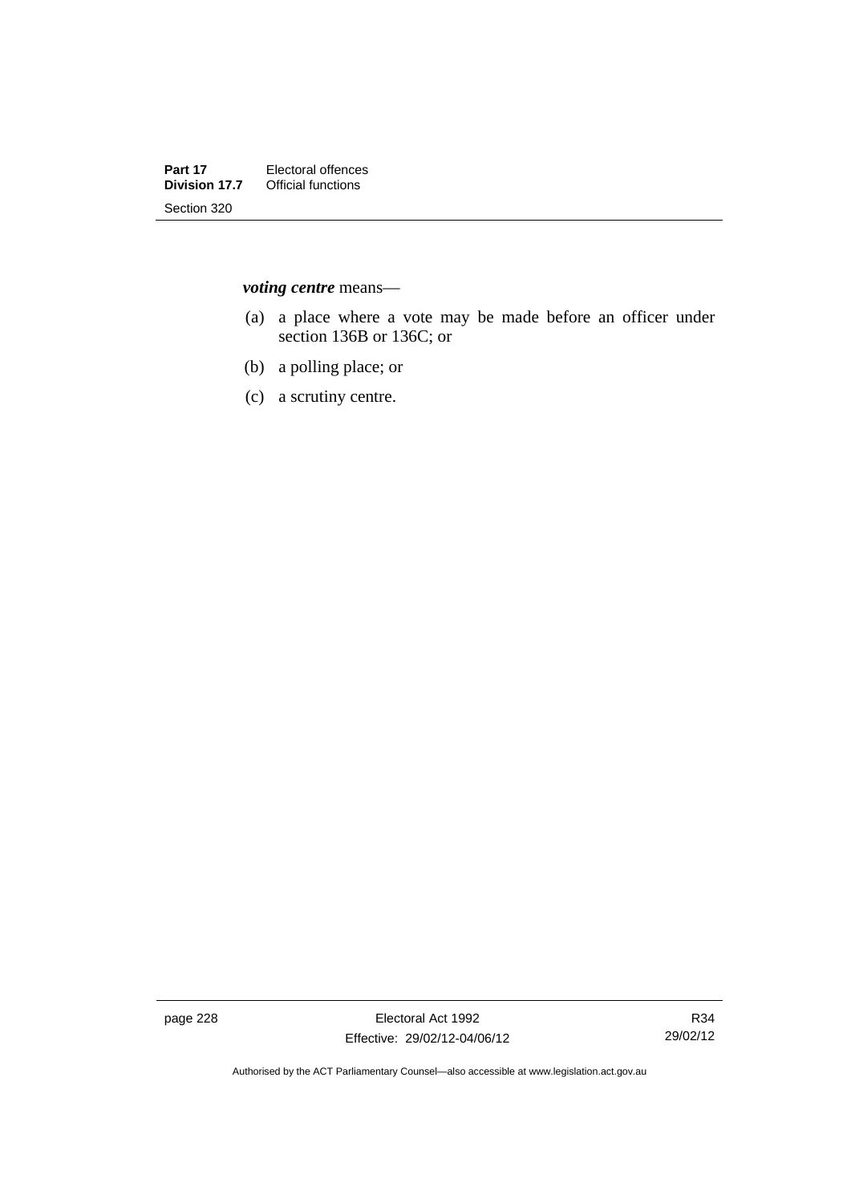***voting centre*** means—

(a) a place where a vote may be made before an officer under section 136B or 136C; or

(b) a polling place; or

(c) a scrutiny centre.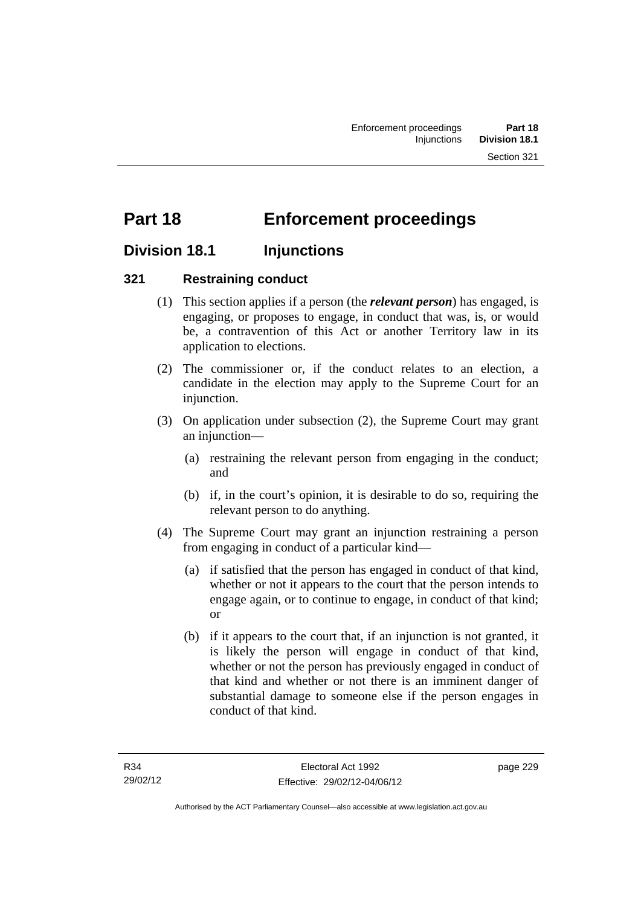# Part 18 Enforcement proceedings

## Division 18.1 Injunctions

### 321 Restraining conduct

(1) This section applies if a person (the ***relevant person***) has engaged, is engaging, or proposes to engage, in conduct that was, is, or would be, a contravention of this Act or another Territory law in its application to elections.

(2) The commissioner or, if the conduct relates to an election, a candidate in the election may apply to the Supreme Court for an injunction.

(3) On application under subsection (2), the Supreme Court may grant an injunction—

(a) restraining the relevant person from engaging in the conduct; and

(b) if, in the court's opinion, it is desirable to do so, requiring the relevant person to do anything.

(4) The Supreme Court may grant an injunction restraining a person from engaging in conduct of a particular kind—

(a) if satisfied that the person has engaged in conduct of that kind, whether or not it appears to the court that the person intends to engage again, or to continue to engage, in conduct of that kind; or

(b) if it appears to the court that, if an injunction is not granted, it is likely the person will engage in conduct of that kind, whether or not the person has previously engaged in conduct of that kind and whether or not there is an imminent danger of substantial damage to someone else if the person engages in conduct of that kind.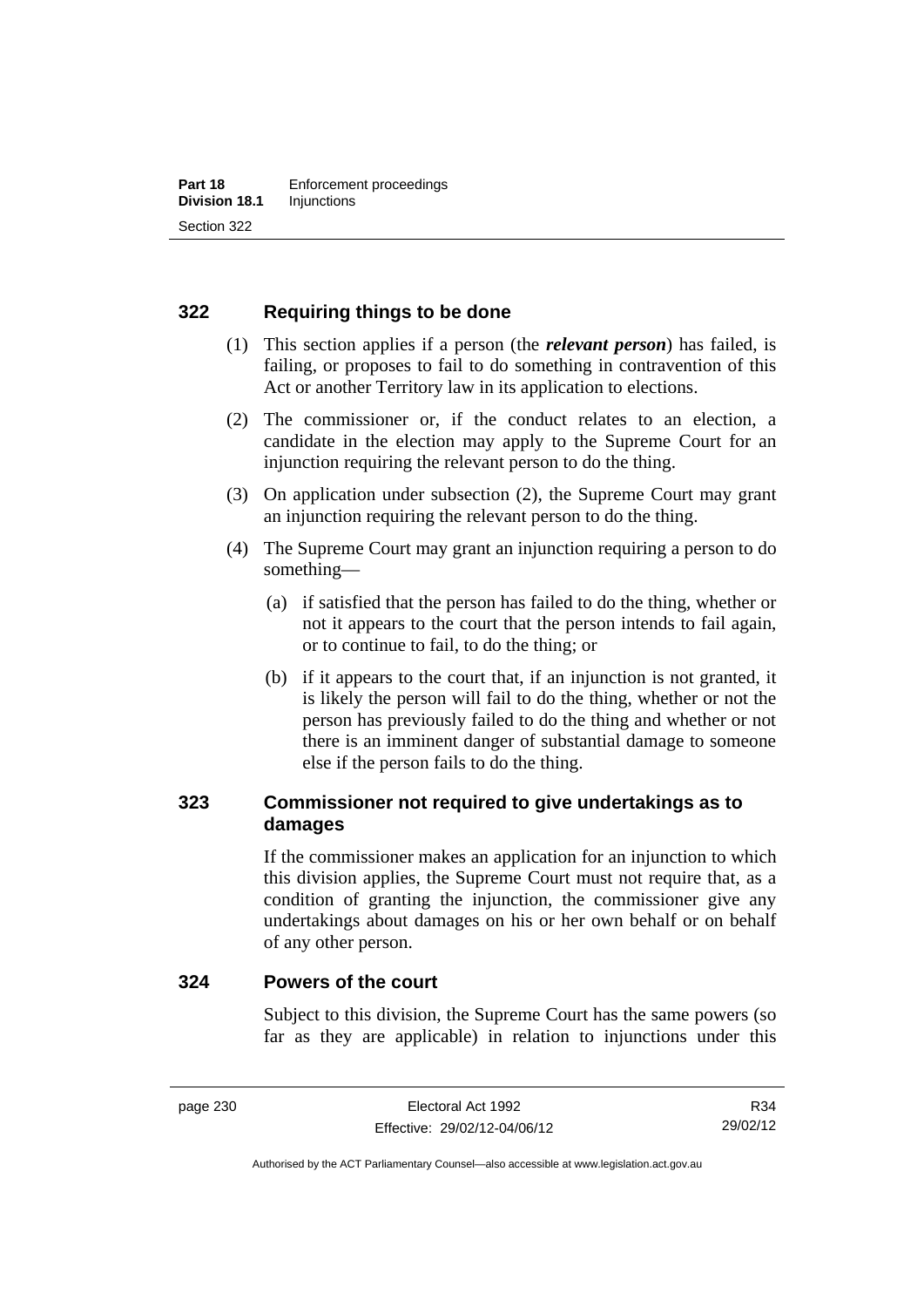## 322 Requiring things to be done

(1) This section applies if a person (the ***relevant person***) has failed, is failing, or proposes to fail to do something in contravention of this Act or another Territory law in its application to elections.

(2) The commissioner or, if the conduct relates to an election, a candidate in the election may apply to the Supreme Court for an injunction requiring the relevant person to do the thing.

(3) On application under subsection (2), the Supreme Court may grant an injunction requiring the relevant person to do the thing.

(4) The Supreme Court may grant an injunction requiring a person to do something—

(a) if satisfied that the person has failed to do the thing, whether or not it appears to the court that the person intends to fail again, or to continue to fail, to do the thing; or

(b) if it appears to the court that, if an injunction is not granted, it is likely the person will fail to do the thing, whether or not the person has previously failed to do the thing and whether or not there is an imminent danger of substantial damage to someone else if the person fails to do the thing.

## 323 Commissioner not required to give undertakings as to damages

If the commissioner makes an application for an injunction to which this division applies, the Supreme Court must not require that, as a condition of granting the injunction, the commissioner give any undertakings about damages on his or her own behalf or on behalf of any other person.

## 324 Powers of the court

Subject to this division, the Supreme Court has the same powers (so far as they are applicable) in relation to injunctions under this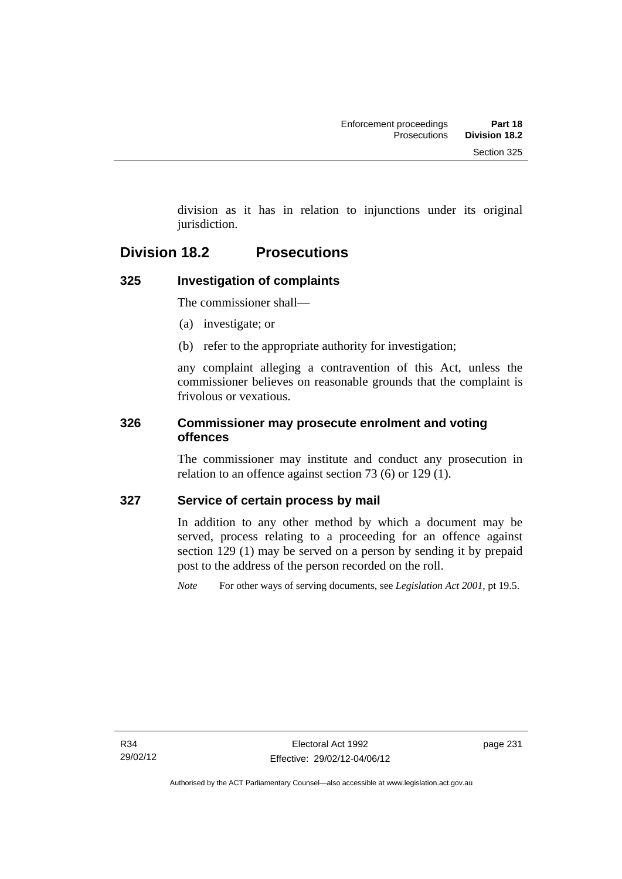division as it has in relation to injunctions under its original jurisdiction.

## Division 18.2 Prosecutions

### 325 Investigation of complaints

The commissioner shall—

(a) investigate; or

(b) refer to the appropriate authority for investigation;

any complaint alleging a contravention of this Act, unless the commissioner believes on reasonable grounds that the complaint is frivolous or vexatious.

### 326 Commissioner may prosecute enrolment and voting offences

The commissioner may institute and conduct any prosecution in relation to an offence against section 73 (6) or 129 (1).

### 327 Service of certain process by mail

In addition to any other method by which a document may be served, process relating to a proceeding for an offence against section 129 (1) may be served on a person by sending it by prepaid post to the address of the person recorded on the roll.

*Note* For other ways of serving documents, see *Legislation Act 2001*, pt 19.5.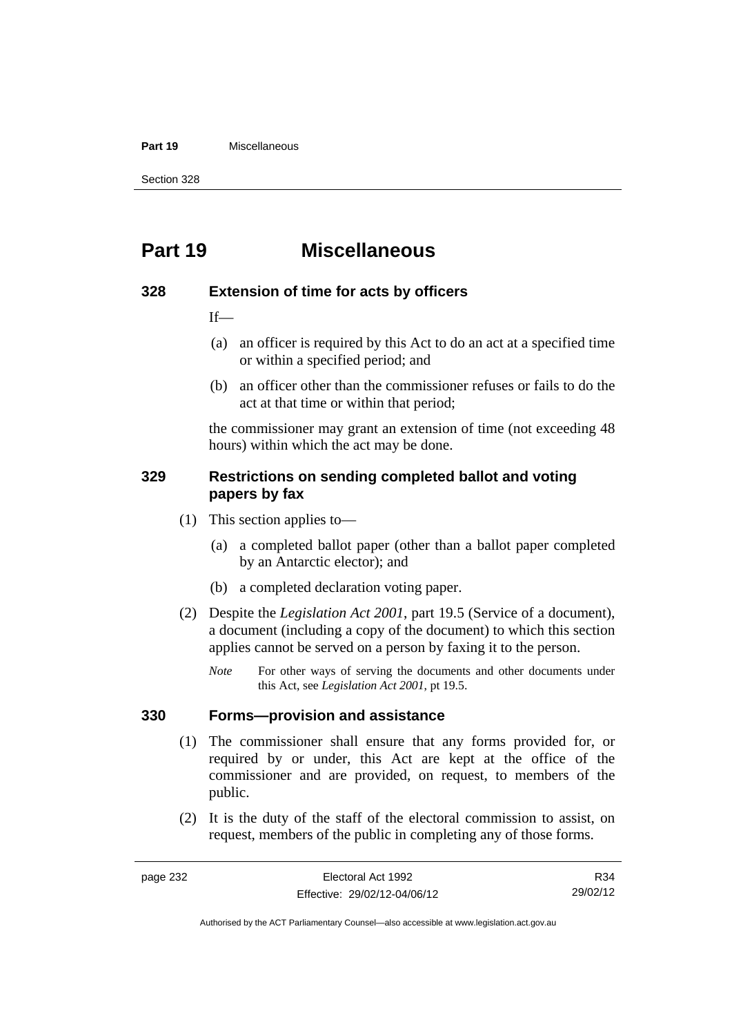# Part 19 Miscellaneous

### 328 Extension of time for acts by officers

If—

(a) an officer is required by this Act to do an act at a specified time or within a specified period; and

(b) an officer other than the commissioner refuses or fails to do the act at that time or within that period;

the commissioner may grant an extension of time (not exceeding 48 hours) within which the act may be done.

### 329 Restrictions on sending completed ballot and voting papers by fax

(1) This section applies to—

(a) a completed ballot paper (other than a ballot paper completed by an Antarctic elector); and

(b) a completed declaration voting paper.

(2) Despite the *Legislation Act 2001*, part 19.5 (Service of a document), a document (including a copy of the document) to which this section applies cannot be served on a person by faxing it to the person.

*Note* For other ways of serving the documents and other documents under this Act, see *Legislation Act 2001*, pt 19.5.

### 330 Forms—provision and assistance

(1) The commissioner shall ensure that any forms provided for, or required by or under, this Act are kept at the office of the commissioner and are provided, on request, to members of the public.

(2) It is the duty of the staff of the electoral commission to assist, on request, members of the public in completing any of those forms.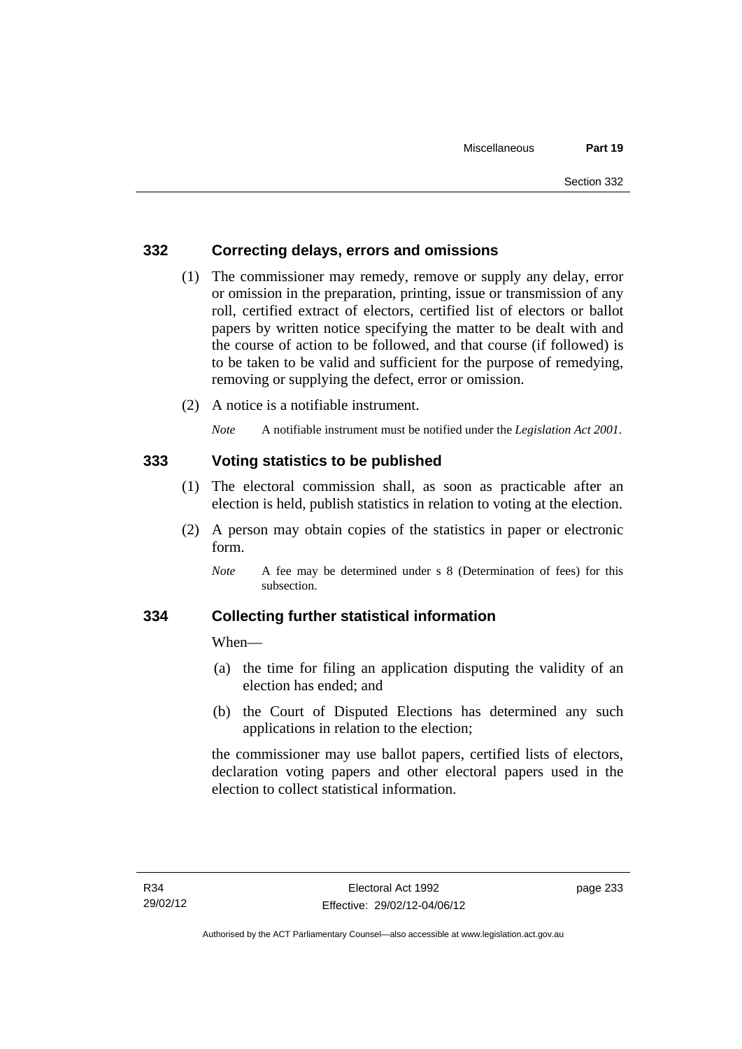### 332 Correcting delays, errors and omissions

(1) The commissioner may remedy, remove or supply any delay, error or omission in the preparation, printing, issue or transmission of any roll, certified extract of electors, certified list of electors or ballot papers by written notice specifying the matter to be dealt with and the course of action to be followed, and that course (if followed) is to be taken to be valid and sufficient for the purpose of remedying, removing or supplying the defect, error or omission.

(2) A notice is a notifiable instrument.

*Note* A notifiable instrument must be notified under the *Legislation Act 2001*.

### 333 Voting statistics to be published

(1) The electoral commission shall, as soon as practicable after an election is held, publish statistics in relation to voting at the election.

(2) A person may obtain copies of the statistics in paper or electronic form.

*Note* A fee may be determined under s 8 (Determination of fees) for this subsection.

### 334 Collecting further statistical information

When—

(a) the time for filing an application disputing the validity of an election has ended; and

(b) the Court of Disputed Elections has determined any such applications in relation to the election;

the commissioner may use ballot papers, certified lists of electors, declaration voting papers and other electoral papers used in the election to collect statistical information.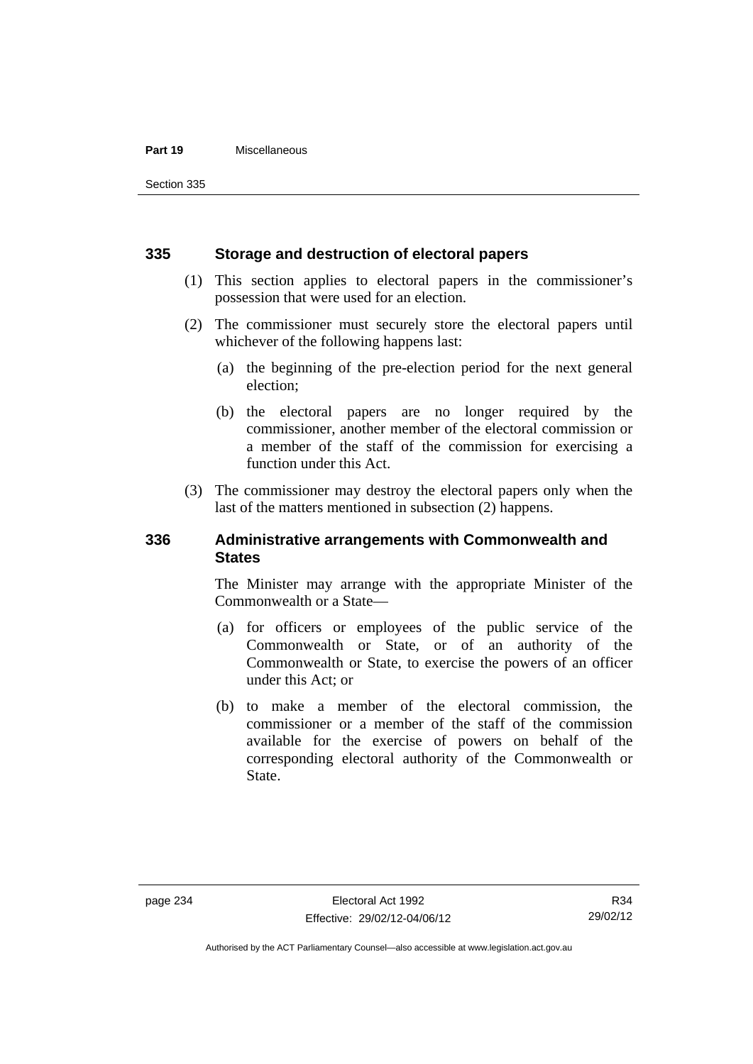### 335 Storage and destruction of electoral papers

(1) This section applies to electoral papers in the commissioner's possession that were used for an election.

(2) The commissioner must securely store the electoral papers until whichever of the following happens last:

(a) the beginning of the pre-election period for the next general election;

(b) the electoral papers are no longer required by the commissioner, another member of the electoral commission or a member of the staff of the commission for exercising a function under this Act.

(3) The commissioner may destroy the electoral papers only when the last of the matters mentioned in subsection (2) happens.

### 336 Administrative arrangements with Commonwealth and States

The Minister may arrange with the appropriate Minister of the Commonwealth or a State—

(a) for officers or employees of the public service of the Commonwealth or State, or of an authority of the Commonwealth or State, to exercise the powers of an officer under this Act; or

(b) to make a member of the electoral commission, the commissioner or a member of the staff of the commission available for the exercise of powers on behalf of the corresponding electoral authority of the Commonwealth or State.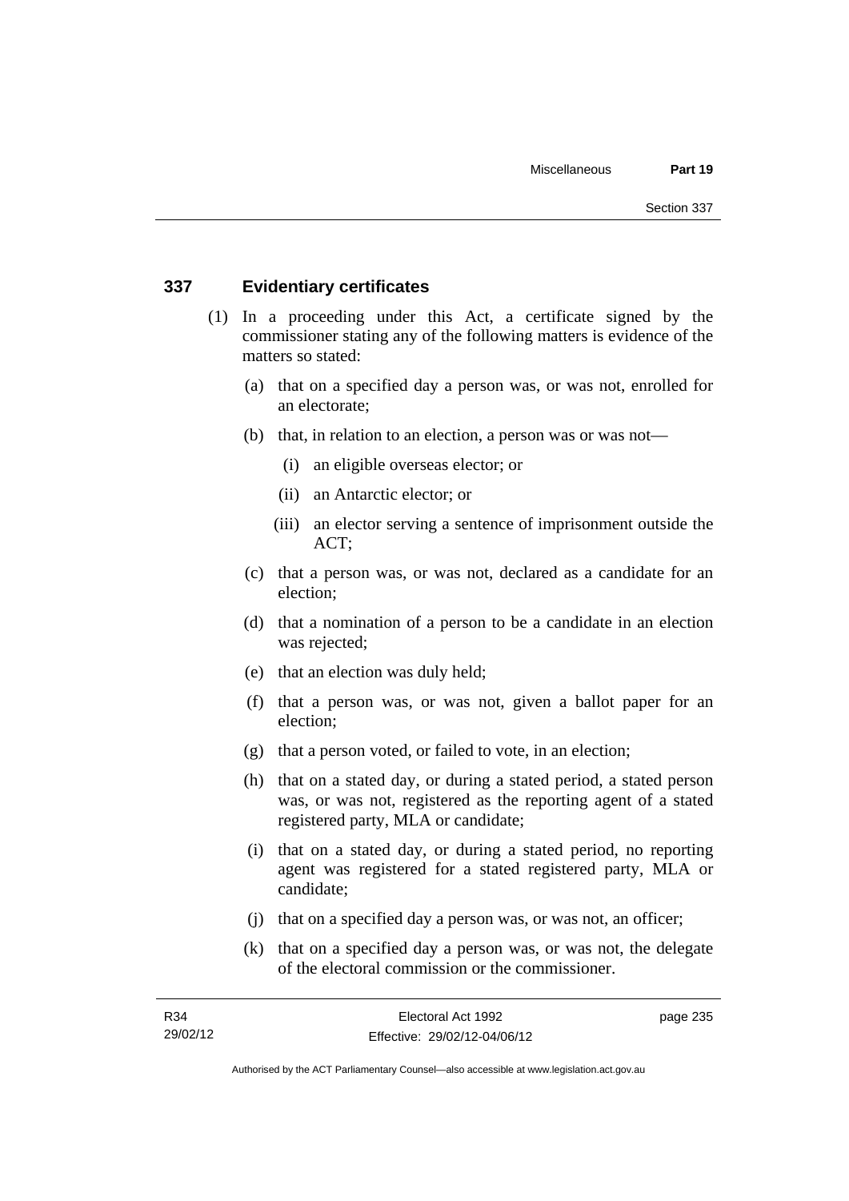## 337 Evidentiary certificates

(1) In a proceeding under this Act, a certificate signed by the commissioner stating any of the following matters is evidence of the matters so stated:

(a) that on a specified day a person was, or was not, enrolled for an electorate;

(b) that, in relation to an election, a person was or was not—

(i) an eligible overseas elector; or

(ii) an Antarctic elector; or

(iii) an elector serving a sentence of imprisonment outside the ACT;

(c) that a person was, or was not, declared as a candidate for an election;

(d) that a nomination of a person to be a candidate in an election was rejected;

(e) that an election was duly held;

(f) that a person was, or was not, given a ballot paper for an election;

(g) that a person voted, or failed to vote, in an election;

(h) that on a stated day, or during a stated period, a stated person was, or was not, registered as the reporting agent of a stated registered party, MLA or candidate;

(i) that on a stated day, or during a stated period, no reporting agent was registered for a stated registered party, MLA or candidate;

(j) that on a specified day a person was, or was not, an officer;

(k) that on a specified day a person was, or was not, the delegate of the electoral commission or the commissioner.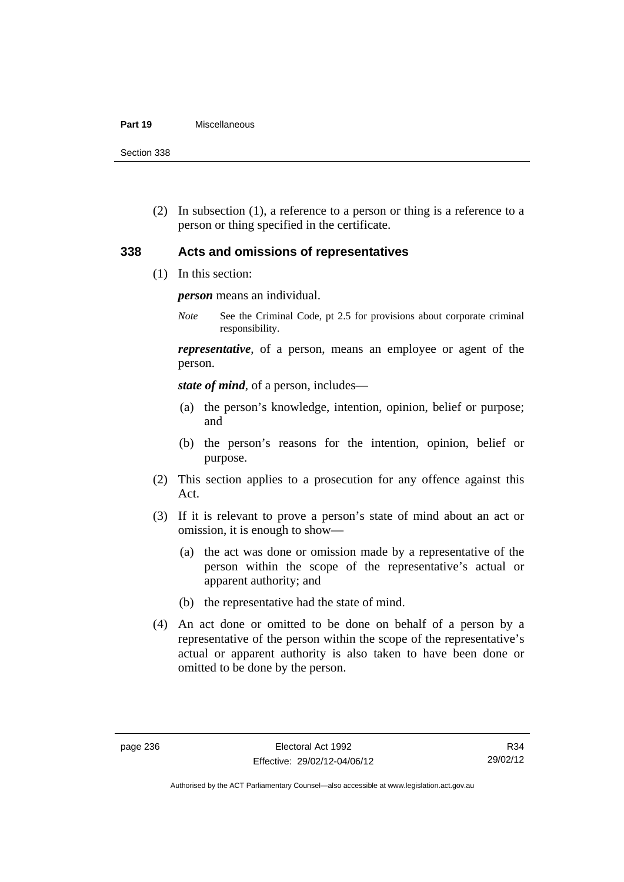(2) In subsection (1), a reference to a person or thing is a reference to a person or thing specified in the certificate.

## 338 Acts and omissions of representatives

(1) In this section:

***person*** means an individual.

*Note* See the Criminal Code, pt 2.5 for provisions about corporate criminal responsibility.

***representative***, of a person, means an employee or agent of the person.

***state of mind***, of a person, includes—

(a) the person's knowledge, intention, opinion, belief or purpose; and

(b) the person's reasons for the intention, opinion, belief or purpose.

(2) This section applies to a prosecution for any offence against this Act.

(3) If it is relevant to prove a person's state of mind about an act or omission, it is enough to show—

(a) the act was done or omission made by a representative of the person within the scope of the representative's actual or apparent authority; and

(b) the representative had the state of mind.

(4) An act done or omitted to be done on behalf of a person by a representative of the person within the scope of the representative's actual or apparent authority is also taken to have been done or omitted to be done by the person.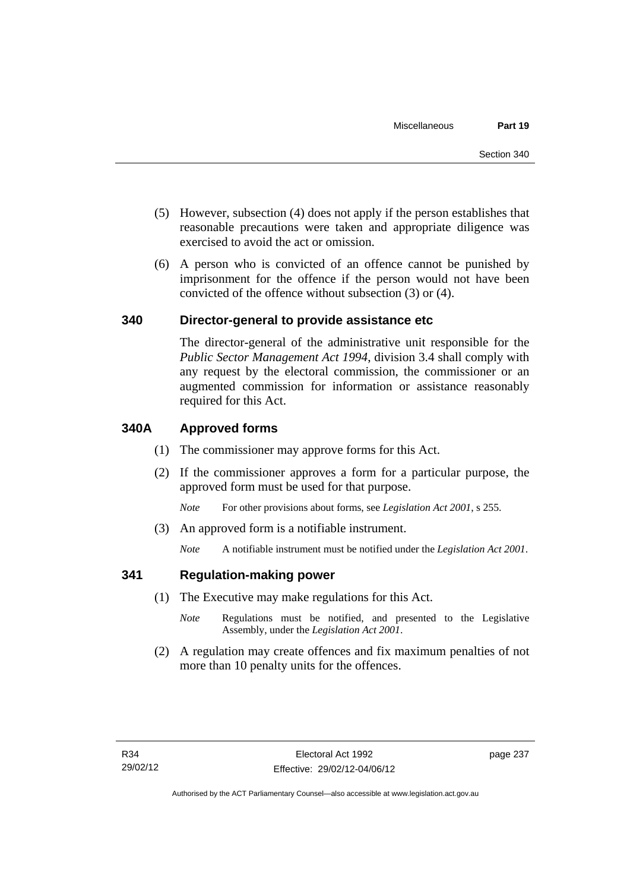(5) However, subsection (4) does not apply if the person establishes that reasonable precautions were taken and appropriate diligence was exercised to avoid the act or omission.

(6) A person who is convicted of an offence cannot be punished by imprisonment for the offence if the person would not have been convicted of the offence without subsection (3) or (4).

## 340 Director-general to provide assistance etc

The director-general of the administrative unit responsible for the *Public Sector Management Act 1994*, division 3.4 shall comply with any request by the electoral commission, the commissioner or an augmented commission for information or assistance reasonably required for this Act.

## 340A Approved forms

(1) The commissioner may approve forms for this Act.

(2) If the commissioner approves a form for a particular purpose, the approved form must be used for that purpose.

*Note* For other provisions about forms, see *Legislation Act 2001*, s 255.

(3) An approved form is a notifiable instrument.

*Note* A notifiable instrument must be notified under the *Legislation Act 2001*.

## 341 Regulation-making power

(1) The Executive may make regulations for this Act.

*Note* Regulations must be notified, and presented to the Legislative Assembly, under the *Legislation Act 2001*.

(2) A regulation may create offences and fix maximum penalties of not more than 10 penalty units for the offences.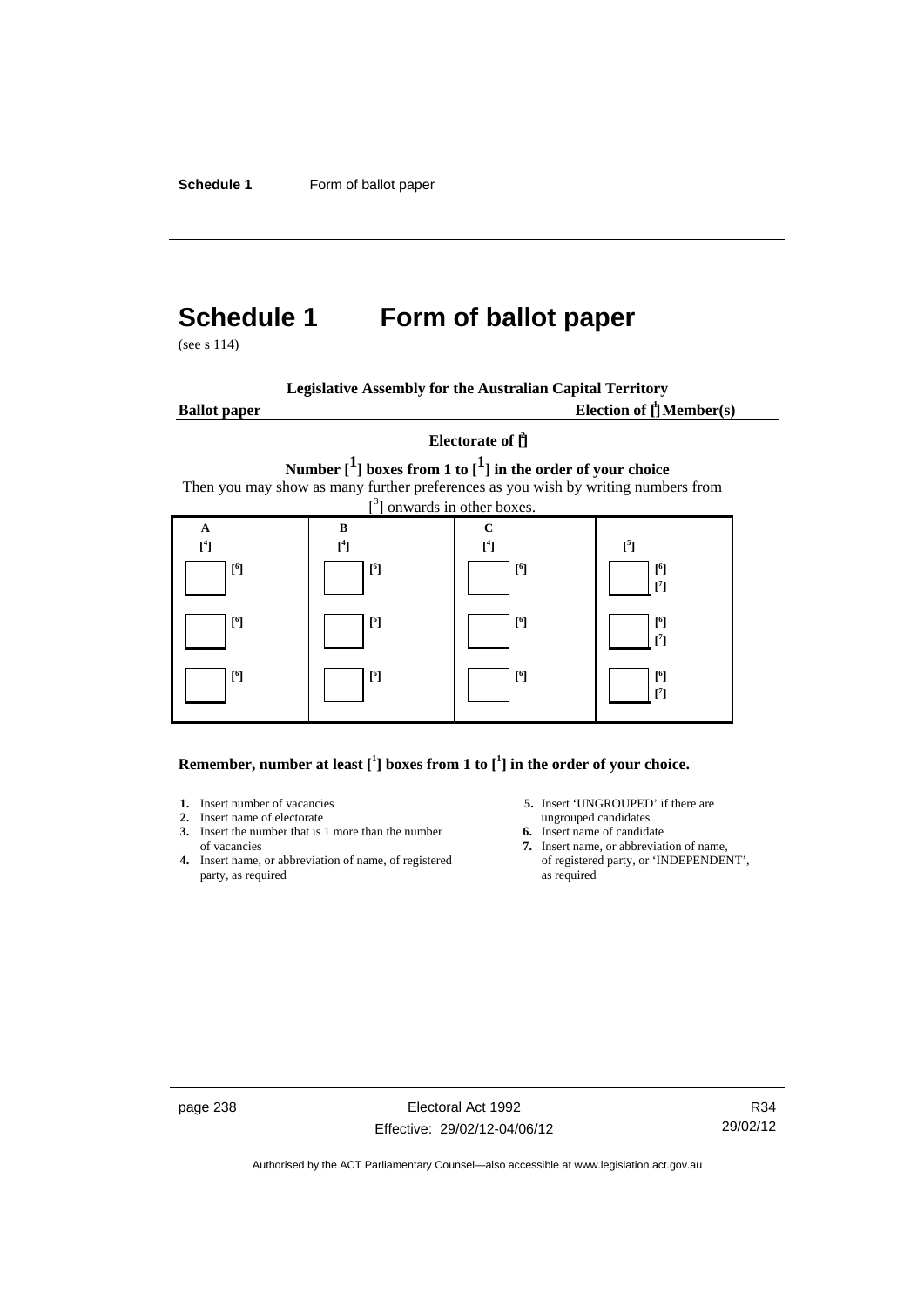# Schedule 1 Form of ballot paper

(see s 114)

**Legislative Assembly for the Australian Capital Territory**

**Ballot paper** **Election of [1] Member(s)**

**Electorate of [2]**

**Number [1] boxes from 1 to [1] in the order of your choice**

Then you may show as many further preferences as you wish by writing numbers from [3] onwards in other boxes.

| A | B | C | |
|---|---|---|---|
| [4] | [4] | [4] | [5] |
| ☐ [6] | ☐ [6] | ☐ [6] | ☐ [6] [7] |
| ☐ [6] | ☐ [6] | ☐ [6] | ☐ [6] [7] |
| ☐ [6] | ☐ [6] | ☐ [6] | ☐ [6] [7] |

**Remember, number at least [1] boxes from 1 to [1] in the order of your choice.**

1. Insert number of vacancies
2. Insert name of electorate
3. Insert the number that is 1 more than the number of vacancies
4. Insert name, or abbreviation of name, of registered party, as required
5. Insert 'UNGROUPED' if there are ungrouped candidates
6. Insert name of candidate
7. Insert name, or abbreviation of name, of registered party, or 'INDEPENDENT', as required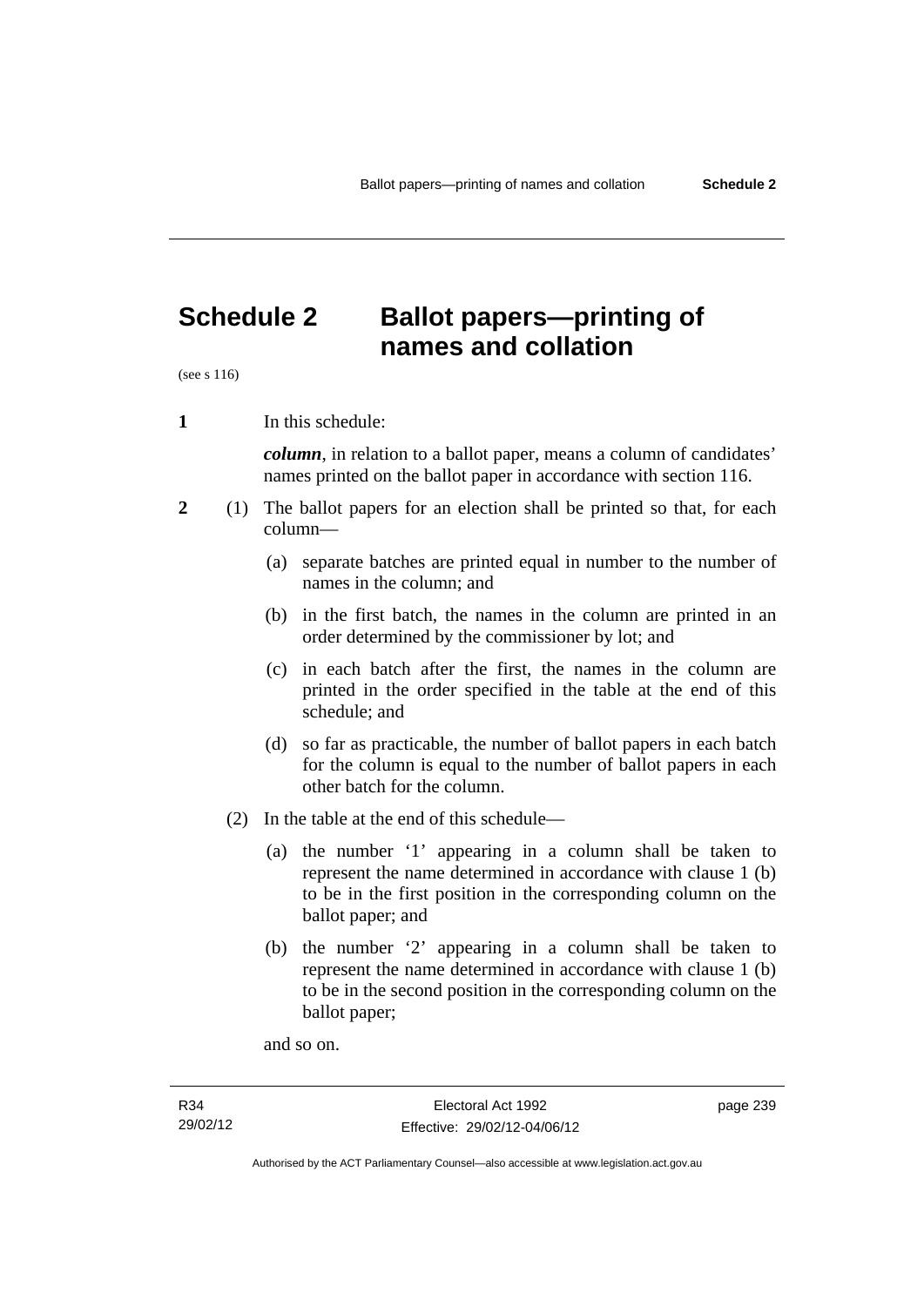# Schedule 2 Ballot papers—printing of names and collation

(see s 116)

**1** In this schedule:

***column***, in relation to a ballot paper, means a column of candidates' names printed on the ballot paper in accordance with section 116.

**2** (1) The ballot papers for an election shall be printed so that, for each column—

(a) separate batches are printed equal in number to the number of names in the column; and

(b) in the first batch, the names in the column are printed in an order determined by the commissioner by lot; and

(c) in each batch after the first, the names in the column are printed in the order specified in the table at the end of this schedule; and

(d) so far as practicable, the number of ballot papers in each batch for the column is equal to the number of ballot papers in each other batch for the column.

(2) In the table at the end of this schedule—

(a) the number '1' appearing in a column shall be taken to represent the name determined in accordance with clause 1 (b) to be in the first position in the corresponding column on the ballot paper; and

(b) the number '2' appearing in a column shall be taken to represent the name determined in accordance with clause 1 (b) to be in the second position in the corresponding column on the ballot paper;

and so on.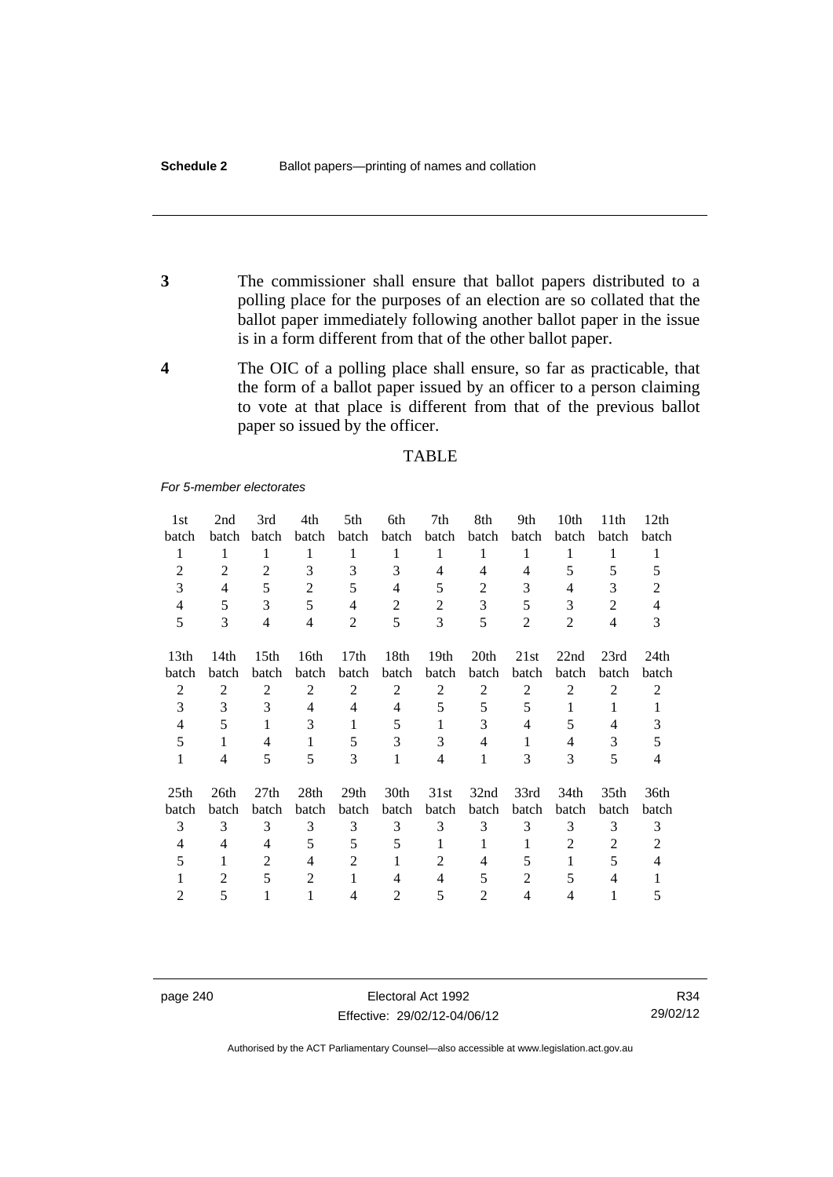**3** The commissioner shall ensure that ballot papers distributed to a polling place for the purposes of an election are so collated that the ballot paper immediately following another ballot paper in the issue is in a form different from that of the other ballot paper.

**4** The OIC of a polling place shall ensure, so far as practicable, that the form of a ballot paper issued by an officer to a person claiming to vote at that place is different from that of the previous ballot paper so issued by the officer.

TABLE

*For 5-member electorates*

| 1st batch | 2nd batch | 3rd batch | 4th batch | 5th batch | 6th batch | 7th batch | 8th batch | 9th batch | 10th batch | 11th batch | 12th batch |
|---|---|---|---|---|---|---|---|---|---|---|---|
| 1 | 1 | 1 | 1 | 1 | 1 | 1 | 1 | 1 | 1 | 1 | 1 |
| 2 | 2 | 2 | 3 | 3 | 3 | 4 | 4 | 4 | 5 | 5 | 5 |
| 3 | 4 | 5 | 2 | 5 | 4 | 5 | 2 | 3 | 4 | 3 | 2 |
| 4 | 5 | 3 | 5 | 4 | 2 | 2 | 3 | 5 | 3 | 2 | 4 |
| 5 | 3 | 4 | 4 | 2 | 5 | 3 | 5 | 2 | 2 | 4 | 3 |

| 13th batch | 14th batch | 15th batch | 16th batch | 17th batch | 18th batch | 19th batch | 20th batch | 21st batch | 22nd batch | 23rd batch | 24th batch |
|---|---|---|---|---|---|---|---|---|---|---|---|
| 2 | 2 | 2 | 2 | 2 | 2 | 2 | 2 | 2 | 2 | 2 | 2 |
| 3 | 3 | 3 | 4 | 4 | 4 | 5 | 5 | 5 | 1 | 1 | 1 |
| 4 | 5 | 1 | 3 | 1 | 5 | 1 | 3 | 4 | 5 | 4 | 3 |
| 5 | 1 | 4 | 1 | 5 | 3 | 3 | 4 | 1 | 4 | 3 | 5 |
| 1 | 4 | 5 | 5 | 3 | 1 | 4 | 1 | 3 | 3 | 5 | 4 |

| 25th batch | 26th batch | 27th batch | 28th batch | 29th batch | 30th batch | 31st batch | 32nd batch | 33rd batch | 34th batch | 35th batch | 36th batch |
|---|---|---|---|---|---|---|---|---|---|---|---|
| 3 | 3 | 3 | 3 | 3 | 3 | 3 | 3 | 3 | 3 | 3 | 3 |
| 4 | 4 | 4 | 5 | 5 | 5 | 1 | 1 | 1 | 2 | 2 | 2 |
| 5 | 1 | 2 | 4 | 2 | 1 | 2 | 4 | 5 | 1 | 5 | 4 |
| 1 | 2 | 5 | 2 | 1 | 4 | 4 | 5 | 2 | 5 | 4 | 1 |
| 2 | 5 | 1 | 1 | 4 | 2 | 5 | 2 | 4 | 4 | 1 | 5 |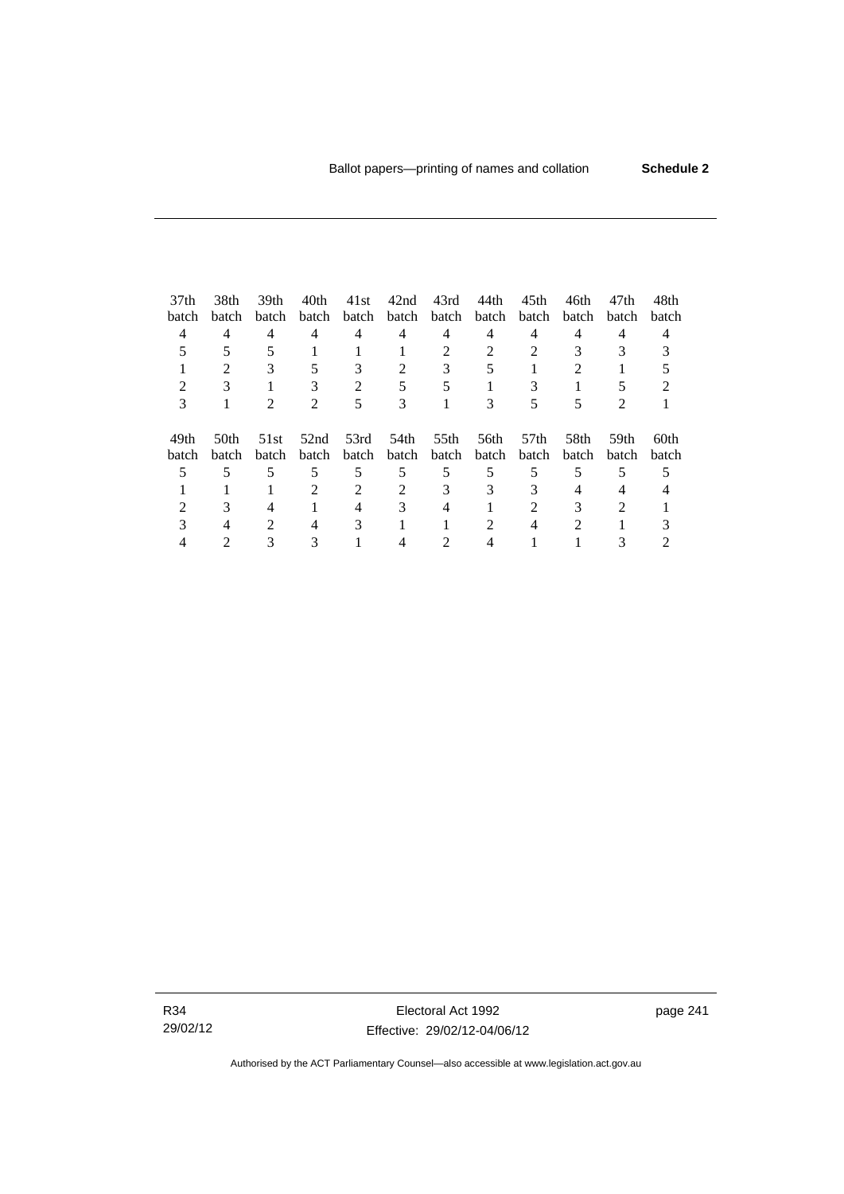| 37th batch | 38th batch | 39th batch | 40th batch | 41st batch | 42nd batch | 43rd batch | 44th batch | 45th batch | 46th batch | 47th batch | 48th batch |
|---|---|---|---|---|---|---|---|---|---|---|---|
| 4 | 4 | 4 | 4 | 4 | 4 | 4 | 4 | 4 | 4 | 4 | 4 |
| 5 | 5 | 5 | 1 | 1 | 1 | 2 | 2 | 2 | 3 | 3 | 3 |
| 1 | 2 | 3 | 5 | 3 | 2 | 3 | 5 | 1 | 2 | 1 | 5 |
| 2 | 3 | 1 | 3 | 2 | 5 | 5 | 1 | 3 | 1 | 5 | 2 |
| 3 | 1 | 2 | 2 | 5 | 3 | 1 | 3 | 5 | 5 | 2 | 1 |

| 49th batch | 50th batch | 51st batch | 52nd batch | 53rd batch | 54th batch | 55th batch | 56th batch | 57th batch | 58th batch | 59th batch | 60th batch |
|---|---|---|---|---|---|---|---|---|---|---|---|
| 5 | 5 | 5 | 5 | 5 | 5 | 5 | 5 | 5 | 5 | 5 | 5 |
| 1 | 1 | 1 | 2 | 2 | 2 | 3 | 3 | 3 | 4 | 4 | 4 |
| 2 | 3 | 4 | 1 | 4 | 3 | 4 | 1 | 2 | 3 | 2 | 1 |
| 3 | 4 | 2 | 4 | 3 | 1 | 1 | 2 | 4 | 2 | 1 | 3 |
| 4 | 2 | 3 | 3 | 1 | 4 | 2 | 4 | 1 | 1 | 3 | 2 |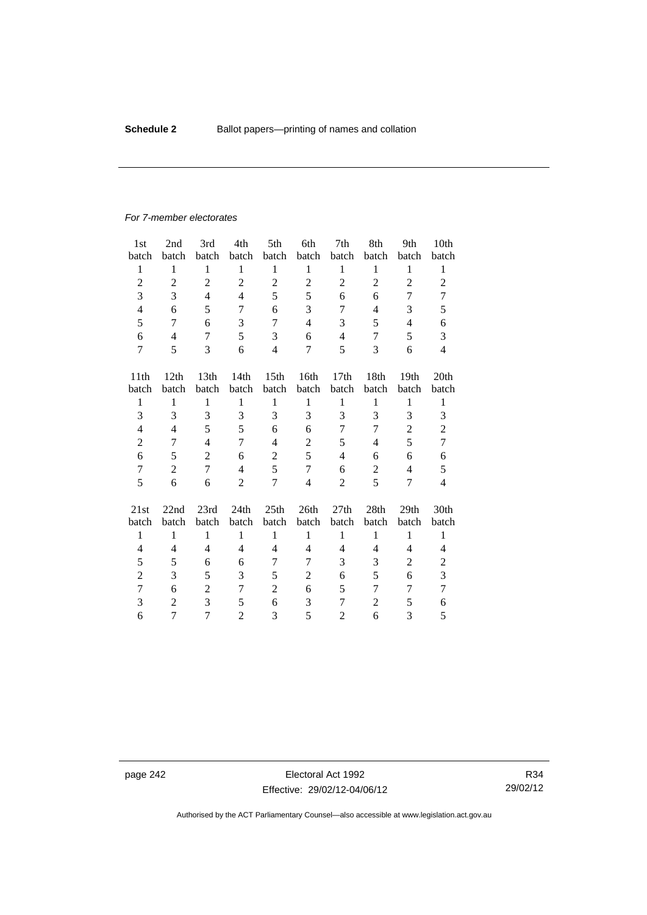*For 7-member electorates*

| 1st batch | 2nd batch | 3rd batch | 4th batch | 5th batch | 6th batch | 7th batch | 8th batch | 9th batch | 10th batch |
|---|---|---|---|---|---|---|---|---|---|
| 1 | 1 | 1 | 1 | 1 | 1 | 1 | 1 | 1 | 1 |
| 2 | 2 | 2 | 2 | 2 | 2 | 2 | 2 | 2 | 2 |
| 3 | 3 | 4 | 4 | 5 | 5 | 6 | 6 | 7 | 7 |
| 4 | 6 | 5 | 7 | 6 | 3 | 7 | 4 | 3 | 5 |
| 5 | 7 | 6 | 3 | 7 | 4 | 3 | 5 | 4 | 6 |
| 6 | 4 | 7 | 5 | 3 | 6 | 4 | 7 | 5 | 3 |
| 7 | 5 | 3 | 6 | 4 | 7 | 5 | 3 | 6 | 4 |

| 11th batch | 12th batch | 13th batch | 14th batch | 15th batch | 16th batch | 17th batch | 18th batch | 19th batch | 20th batch |
|---|---|---|---|---|---|---|---|---|---|
| 1 | 1 | 1 | 1 | 1 | 1 | 1 | 1 | 1 | 1 |
| 3 | 3 | 3 | 3 | 3 | 3 | 3 | 3 | 3 | 3 |
| 4 | 4 | 5 | 5 | 6 | 6 | 7 | 7 | 2 | 2 |
| 2 | 7 | 4 | 7 | 4 | 2 | 5 | 4 | 5 | 7 |
| 6 | 5 | 2 | 6 | 2 | 5 | 4 | 6 | 6 | 6 |
| 7 | 2 | 7 | 4 | 5 | 7 | 6 | 2 | 4 | 5 |
| 5 | 6 | 6 | 2 | 7 | 4 | 2 | 5 | 7 | 4 |

| 21st batch | 22nd batch | 23rd batch | 24th batch | 25th batch | 26th batch | 27th batch | 28th batch | 29th batch | 30th batch |
|---|---|---|---|---|---|---|---|---|---|
| 1 | 1 | 1 | 1 | 1 | 1 | 1 | 1 | 1 | 1 |
| 4 | 4 | 4 | 4 | 4 | 4 | 4 | 4 | 4 | 4 |
| 5 | 5 | 6 | 6 | 7 | 7 | 3 | 3 | 2 | 2 |
| 2 | 3 | 5 | 3 | 5 | 2 | 6 | 5 | 6 | 3 |
| 7 | 6 | 2 | 7 | 2 | 6 | 5 | 7 | 7 | 7 |
| 3 | 2 | 3 | 5 | 6 | 3 | 7 | 2 | 5 | 6 |
| 6 | 7 | 7 | 2 | 3 | 5 | 2 | 6 | 3 | 5 |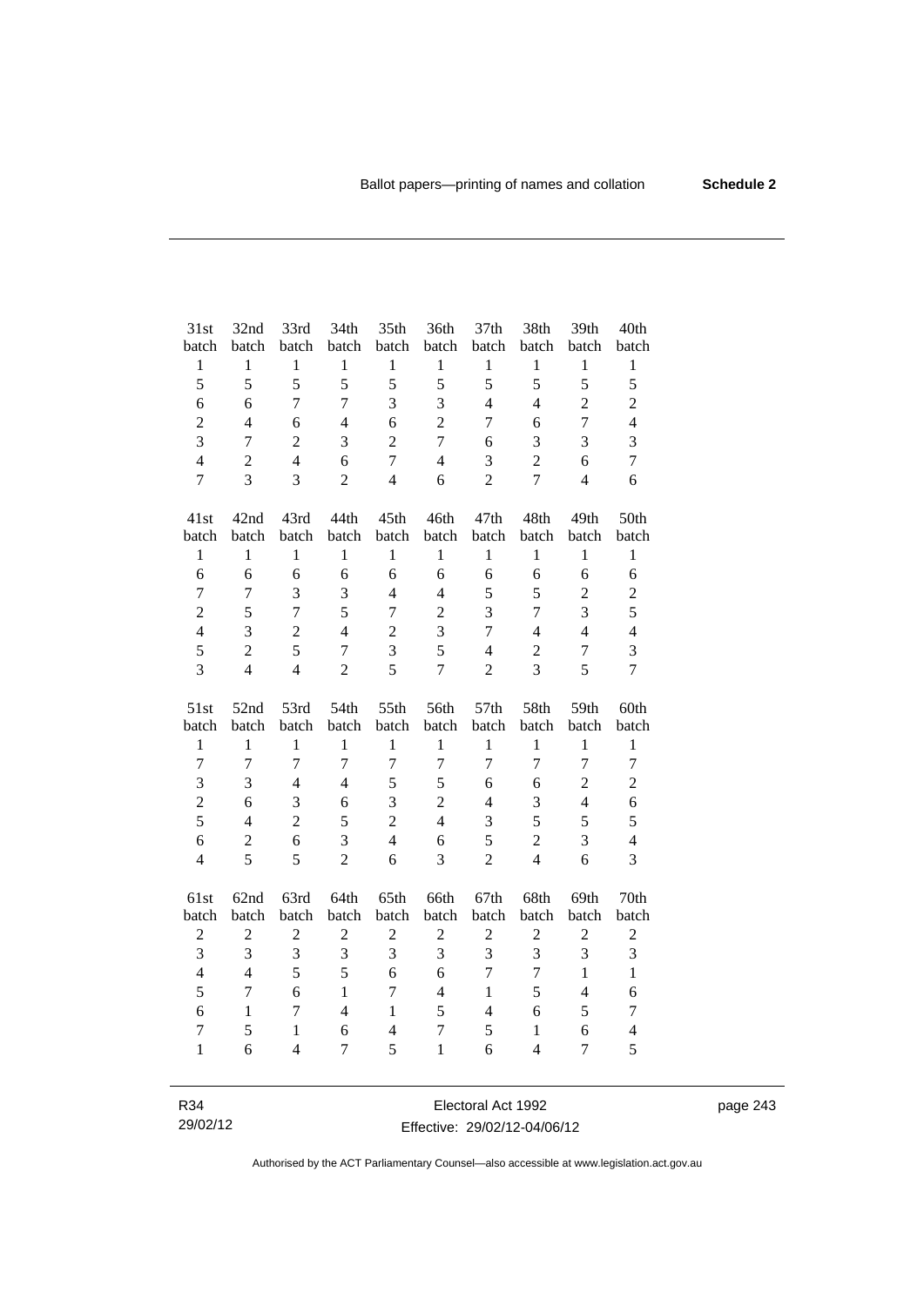| 31st batch | 32nd batch | 33rd batch | 34th batch | 35th batch | 36th batch | 37th batch | 38th batch | 39th batch | 40th batch |
|---|---|---|---|---|---|---|---|---|---|
| 1 | 1 | 1 | 1 | 1 | 1 | 1 | 1 | 1 | 1 |
| 5 | 5 | 5 | 5 | 5 | 5 | 5 | 5 | 5 | 5 |
| 6 | 6 | 7 | 7 | 3 | 3 | 4 | 4 | 2 | 2 |
| 2 | 4 | 6 | 4 | 6 | 2 | 7 | 6 | 7 | 4 |
| 3 | 7 | 2 | 3 | 2 | 7 | 6 | 3 | 3 | 3 |
| 4 | 2 | 4 | 6 | 7 | 4 | 3 | 2 | 6 | 7 |
| 7 | 3 | 3 | 2 | 4 | 6 | 2 | 7 | 4 | 6 |

| 41st batch | 42nd batch | 43rd batch | 44th batch | 45th batch | 46th batch | 47th batch | 48th batch | 49th batch | 50th batch |
|---|---|---|---|---|---|---|---|---|---|
| 1 | 1 | 1 | 1 | 1 | 1 | 1 | 1 | 1 | 1 |
| 6 | 6 | 6 | 6 | 6 | 6 | 6 | 6 | 6 | 6 |
| 7 | 7 | 3 | 3 | 4 | 4 | 5 | 5 | 2 | 2 |
| 2 | 5 | 7 | 5 | 7 | 2 | 3 | 7 | 3 | 5 |
| 4 | 3 | 2 | 4 | 2 | 3 | 7 | 4 | 4 | 4 |
| 5 | 2 | 5 | 7 | 3 | 5 | 4 | 2 | 7 | 3 |
| 3 | 4 | 4 | 2 | 5 | 7 | 2 | 3 | 5 | 7 |

| 51st batch | 52nd batch | 53rd batch | 54th batch | 55th batch | 56th batch | 57th batch | 58th batch | 59th batch | 60th batch |
|---|---|---|---|---|---|---|---|---|---|
| 1 | 1 | 1 | 1 | 1 | 1 | 1 | 1 | 1 | 1 |
| 7 | 7 | 7 | 7 | 7 | 7 | 7 | 7 | 7 | 7 |
| 3 | 3 | 4 | 4 | 5 | 5 | 6 | 6 | 2 | 2 |
| 2 | 6 | 3 | 6 | 3 | 2 | 4 | 3 | 4 | 6 |
| 5 | 4 | 2 | 5 | 2 | 4 | 3 | 5 | 5 | 5 |
| 6 | 2 | 6 | 3 | 4 | 6 | 5 | 2 | 3 | 4 |
| 4 | 5 | 5 | 2 | 6 | 3 | 2 | 4 | 6 | 3 |

| 61st batch | 62nd batch | 63rd batch | 64th batch | 65th batch | 66th batch | 67th batch | 68th batch | 69th batch | 70th batch |
|---|---|---|---|---|---|---|---|---|---|
| 2 | 2 | 2 | 2 | 2 | 2 | 2 | 2 | 2 | 2 |
| 3 | 3 | 3 | 3 | 3 | 3 | 3 | 3 | 3 | 3 |
| 4 | 4 | 5 | 5 | 6 | 6 | 7 | 7 | 1 | 1 |
| 5 | 7 | 6 | 1 | 7 | 4 | 1 | 5 | 4 | 6 |
| 6 | 1 | 7 | 4 | 1 | 5 | 4 | 6 | 5 | 7 |
| 7 | 5 | 1 | 6 | 4 | 7 | 5 | 1 | 6 | 4 |
| 1 | 6 | 4 | 7 | 5 | 1 | 6 | 4 | 7 | 5 |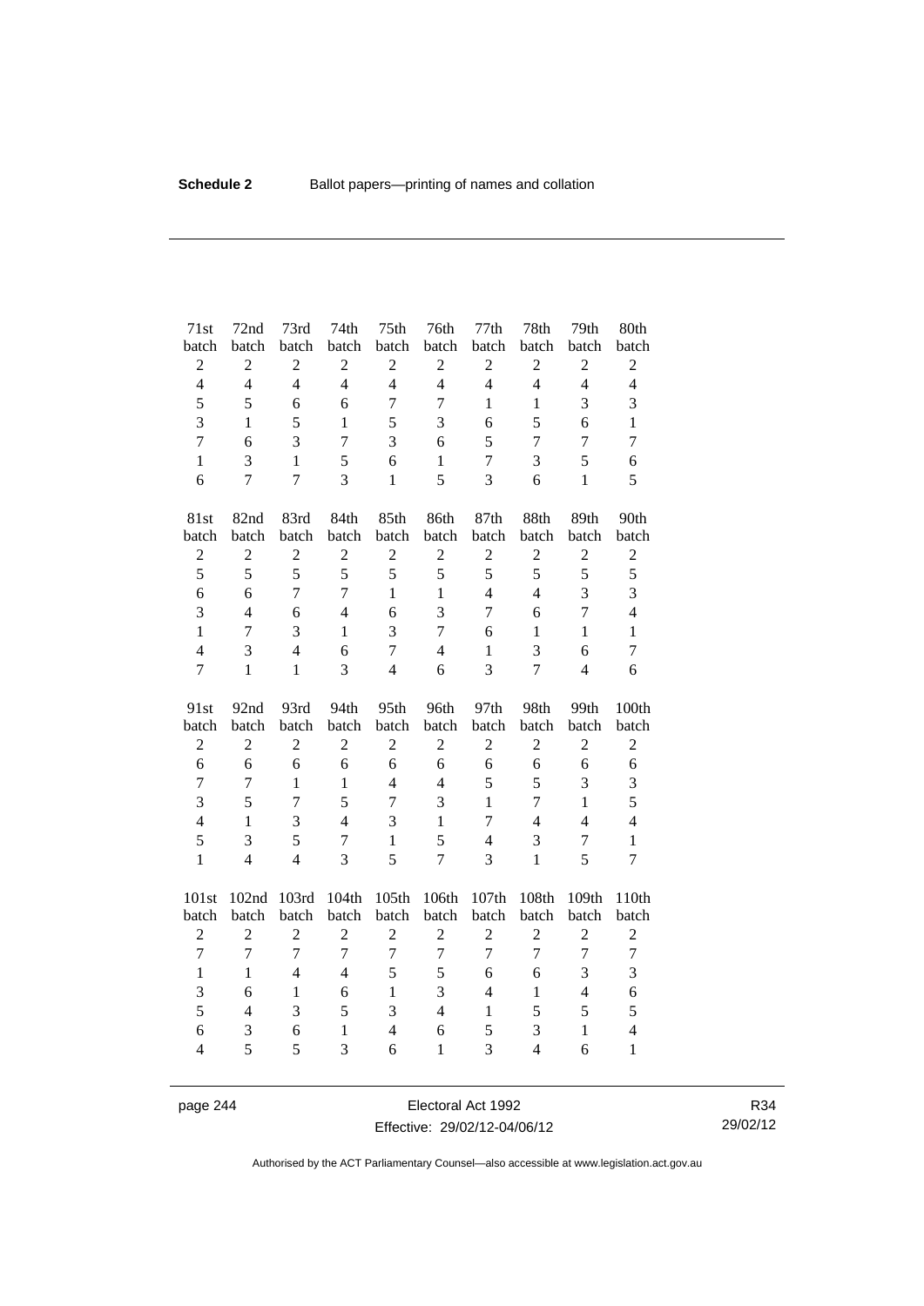| 71st batch | 72nd batch | 73rd batch | 74th batch | 75th batch | 76th batch | 77th batch | 78th batch | 79th batch | 80th batch |
|---|---|---|---|---|---|---|---|---|---|
| 2 | 2 | 2 | 2 | 2 | 2 | 2 | 2 | 2 | 2 |
| 4 | 4 | 4 | 4 | 4 | 4 | 4 | 4 | 4 | 4 |
| 5 | 5 | 6 | 6 | 7 | 7 | 1 | 1 | 3 | 3 |
| 3 | 1 | 5 | 1 | 5 | 3 | 6 | 5 | 6 | 1 |
| 7 | 6 | 3 | 7 | 3 | 6 | 5 | 7 | 7 | 7 |
| 1 | 3 | 1 | 5 | 6 | 1 | 7 | 3 | 5 | 6 |
| 6 | 7 | 7 | 3 | 1 | 5 | 3 | 6 | 1 | 5 |

| 81st batch | 82nd batch | 83rd batch | 84th batch | 85th batch | 86th batch | 87th batch | 88th batch | 89th batch | 90th batch |
|---|---|---|---|---|---|---|---|---|---|
| 2 | 2 | 2 | 2 | 2 | 2 | 2 | 2 | 2 | 2 |
| 5 | 5 | 5 | 5 | 5 | 5 | 5 | 5 | 5 | 5 |
| 6 | 6 | 7 | 7 | 1 | 1 | 4 | 4 | 3 | 3 |
| 3 | 4 | 6 | 4 | 6 | 3 | 7 | 6 | 7 | 4 |
| 1 | 7 | 3 | 1 | 3 | 7 | 6 | 1 | 1 | 1 |
| 4 | 3 | 4 | 6 | 7 | 4 | 1 | 3 | 6 | 7 |
| 7 | 1 | 1 | 3 | 4 | 6 | 3 | 7 | 4 | 6 |

| 91st batch | 92nd batch | 93rd batch | 94th batch | 95th batch | 96th batch | 97th batch | 98th batch | 99th batch | 100th batch |
|---|---|---|---|---|---|---|---|---|---|
| 2 | 2 | 2 | 2 | 2 | 2 | 2 | 2 | 2 | 2 |
| 6 | 6 | 6 | 6 | 6 | 6 | 6 | 6 | 6 | 6 |
| 7 | 7 | 1 | 1 | 4 | 4 | 5 | 5 | 3 | 3 |
| 3 | 5 | 7 | 5 | 7 | 3 | 1 | 7 | 1 | 5 |
| 4 | 1 | 3 | 4 | 3 | 1 | 7 | 4 | 4 | 4 |
| 5 | 3 | 5 | 7 | 1 | 5 | 4 | 3 | 7 | 1 |
| 1 | 4 | 4 | 3 | 5 | 7 | 3 | 1 | 5 | 7 |

| 101st batch | 102nd batch | 103rd batch | 104th batch | 105th batch | 106th batch | 107th batch | 108th batch | 109th batch | 110th batch |
|---|---|---|---|---|---|---|---|---|---|
| 2 | 2 | 2 | 2 | 2 | 2 | 2 | 2 | 2 | 2 |
| 7 | 7 | 7 | 7 | 7 | 7 | 7 | 7 | 7 | 7 |
| 1 | 1 | 4 | 4 | 5 | 5 | 6 | 6 | 3 | 3 |
| 3 | 6 | 1 | 6 | 1 | 3 | 4 | 1 | 4 | 6 |
| 5 | 4 | 3 | 5 | 3 | 4 | 1 | 5 | 5 | 5 |
| 6 | 3 | 6 | 1 | 4 | 6 | 5 | 3 | 1 | 4 |
| 4 | 5 | 5 | 3 | 6 | 1 | 3 | 4 | 6 | 1 |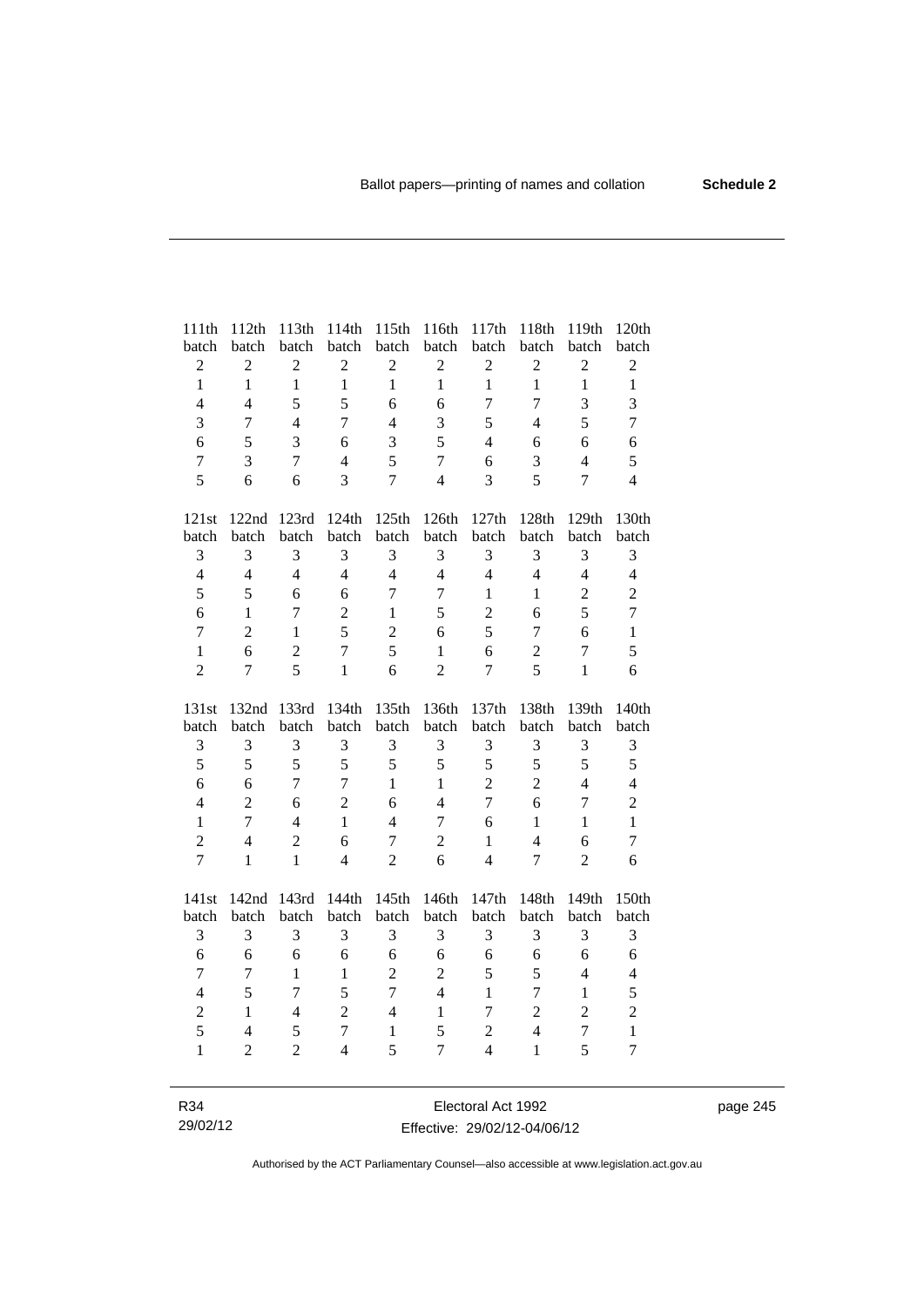| 111th batch | 112th batch | 113th batch | 114th batch | 115th batch | 116th batch | 117th batch | 118th batch | 119th batch | 120th batch |
|---|---|---|---|---|---|---|---|---|---|
| 2 | 2 | 2 | 2 | 2 | 2 | 2 | 2 | 2 | 2 |
| 1 | 1 | 1 | 1 | 1 | 1 | 1 | 1 | 1 | 1 |
| 4 | 4 | 5 | 5 | 6 | 6 | 7 | 7 | 3 | 3 |
| 3 | 7 | 4 | 7 | 4 | 3 | 5 | 4 | 5 | 7 |
| 6 | 5 | 3 | 6 | 3 | 5 | 4 | 6 | 6 | 6 |
| 7 | 3 | 7 | 4 | 5 | 7 | 6 | 3 | 4 | 5 |
| 5 | 6 | 6 | 3 | 7 | 4 | 3 | 5 | 7 | 4 |

| 121st batch | 122nd batch | 123rd batch | 124th batch | 125th batch | 126th batch | 127th batch | 128th batch | 129th batch | 130th batch |
|---|---|---|---|---|---|---|---|---|---|
| 3 | 3 | 3 | 3 | 3 | 3 | 3 | 3 | 3 | 3 |
| 4 | 4 | 4 | 4 | 4 | 4 | 4 | 4 | 4 | 4 |
| 5 | 5 | 6 | 6 | 7 | 7 | 1 | 1 | 2 | 2 |
| 6 | 1 | 7 | 2 | 1 | 5 | 2 | 6 | 5 | 7 |
| 7 | 2 | 1 | 5 | 2 | 6 | 5 | 7 | 6 | 1 |
| 1 | 6 | 2 | 7 | 5 | 1 | 6 | 2 | 7 | 5 |
| 2 | 7 | 5 | 1 | 6 | 2 | 7 | 5 | 1 | 6 |

| 131st batch | 132nd batch | 133rd batch | 134th batch | 135th batch | 136th batch | 137th batch | 138th batch | 139th batch | 140th batch |
|---|---|---|---|---|---|---|---|---|---|
| 3 | 3 | 3 | 3 | 3 | 3 | 3 | 3 | 3 | 3 |
| 5 | 5 | 5 | 5 | 5 | 5 | 5 | 5 | 5 | 5 |
| 6 | 6 | 7 | 7 | 1 | 1 | 2 | 2 | 4 | 4 |
| 4 | 2 | 6 | 2 | 6 | 4 | 7 | 6 | 7 | 2 |
| 1 | 7 | 4 | 1 | 4 | 7 | 6 | 1 | 1 | 1 |
| 2 | 4 | 2 | 6 | 7 | 2 | 1 | 4 | 6 | 7 |
| 7 | 1 | 1 | 4 | 2 | 6 | 4 | 7 | 2 | 6 |

| 141st batch | 142nd batch | 143rd batch | 144th batch | 145th batch | 146th batch | 147th batch | 148th batch | 149th batch | 150th batch |
|---|---|---|---|---|---|---|---|---|---|
| 3 | 3 | 3 | 3 | 3 | 3 | 3 | 3 | 3 | 3 |
| 6 | 6 | 6 | 6 | 6 | 6 | 6 | 6 | 6 | 6 |
| 7 | 7 | 1 | 1 | 2 | 2 | 5 | 5 | 4 | 4 |
| 4 | 5 | 7 | 5 | 7 | 4 | 1 | 7 | 1 | 5 |
| 2 | 1 | 4 | 2 | 4 | 1 | 7 | 2 | 2 | 2 |
| 5 | 4 | 5 | 7 | 1 | 5 | 2 | 4 | 7 | 1 |
| 1 | 2 | 2 | 4 | 5 | 7 | 4 | 1 | 5 | 7 |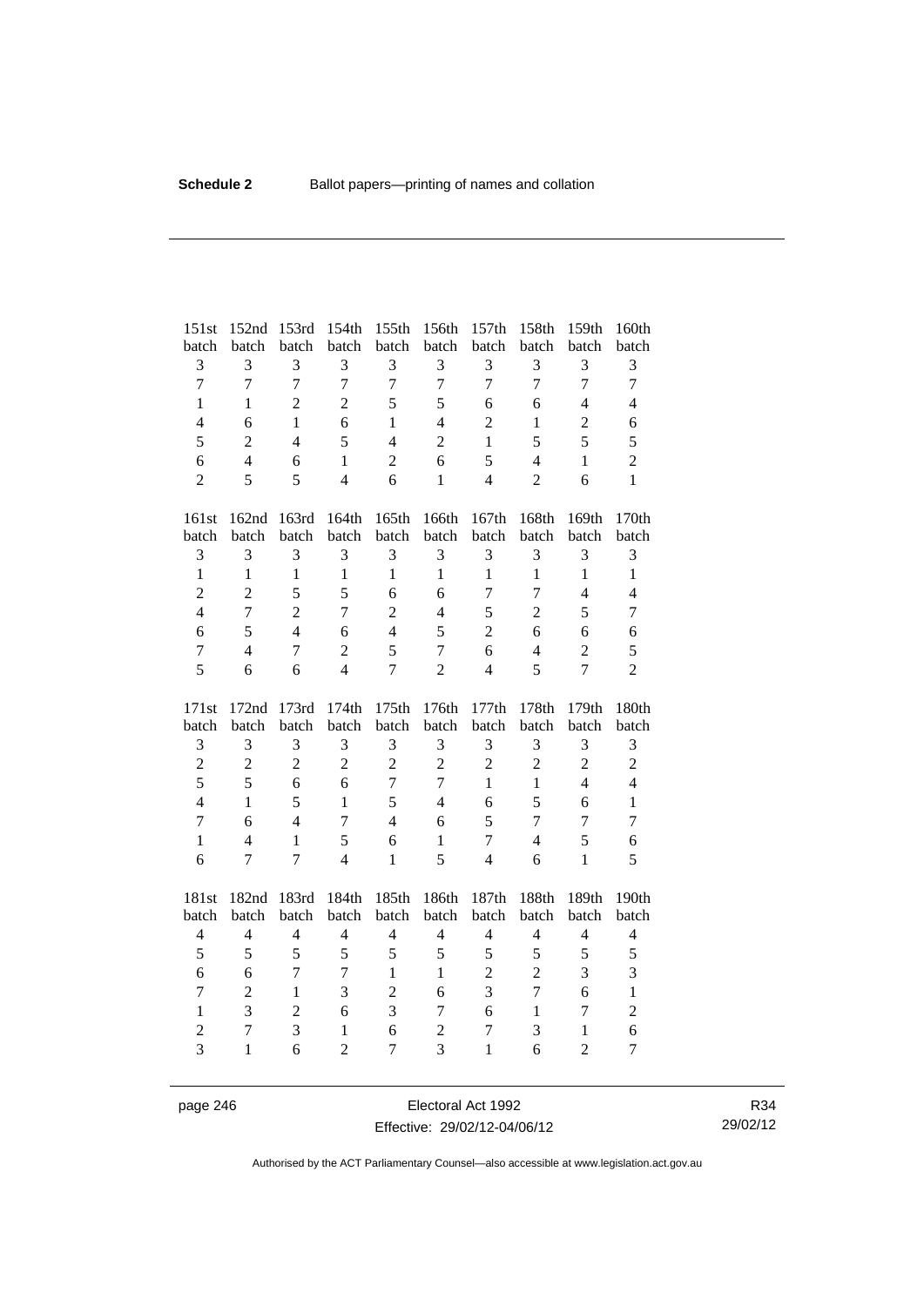| 151st batch | 152nd batch | 153rd batch | 154th batch | 155th batch | 156th batch | 157th batch | 158th batch | 159th batch | 160th batch |
|---|---|---|---|---|---|---|---|---|---|
| 3 | 3 | 3 | 3 | 3 | 3 | 3 | 3 | 3 | 3 |
| 7 | 7 | 7 | 7 | 7 | 7 | 7 | 7 | 7 | 7 |
| 1 | 1 | 2 | 2 | 5 | 5 | 6 | 6 | 4 | 4 |
| 4 | 6 | 1 | 6 | 1 | 4 | 2 | 1 | 2 | 6 |
| 5 | 2 | 4 | 5 | 4 | 2 | 1 | 5 | 5 | 5 |
| 6 | 4 | 6 | 1 | 2 | 6 | 5 | 4 | 1 | 2 |
| 2 | 5 | 5 | 4 | 6 | 1 | 4 | 2 | 6 | 1 |

| 161st batch | 162nd batch | 163rd batch | 164th batch | 165th batch | 166th batch | 167th batch | 168th batch | 169th batch | 170th batch |
|---|---|---|---|---|---|---|---|---|---|
| 3 | 3 | 3 | 3 | 3 | 3 | 3 | 3 | 3 | 3 |
| 1 | 1 | 1 | 1 | 1 | 1 | 1 | 1 | 1 | 1 |
| 2 | 2 | 5 | 5 | 6 | 6 | 7 | 7 | 4 | 4 |
| 4 | 7 | 2 | 7 | 2 | 4 | 5 | 2 | 5 | 7 |
| 6 | 5 | 4 | 6 | 4 | 5 | 2 | 6 | 6 | 6 |
| 7 | 4 | 7 | 2 | 5 | 7 | 6 | 4 | 2 | 5 |
| 5 | 6 | 6 | 4 | 7 | 2 | 4 | 5 | 7 | 2 |

| 171st batch | 172nd batch | 173rd batch | 174th batch | 175th batch | 176th batch | 177th batch | 178th batch | 179th batch | 180th batch |
|---|---|---|---|---|---|---|---|---|---|
| 3 | 3 | 3 | 3 | 3 | 3 | 3 | 3 | 3 | 3 |
| 2 | 2 | 2 | 2 | 2 | 2 | 2 | 2 | 2 | 2 |
| 5 | 5 | 6 | 6 | 7 | 7 | 1 | 1 | 4 | 4 |
| 4 | 1 | 5 | 1 | 5 | 4 | 6 | 5 | 6 | 1 |
| 7 | 6 | 4 | 7 | 4 | 6 | 5 | 7 | 7 | 7 |
| 1 | 4 | 1 | 5 | 6 | 1 | 7 | 4 | 5 | 6 |
| 6 | 7 | 7 | 4 | 1 | 5 | 4 | 6 | 1 | 5 |

| 181st batch | 182nd batch | 183rd batch | 184th batch | 185th batch | 186th batch | 187th batch | 188th batch | 189th batch | 190th batch |
|---|---|---|---|---|---|---|---|---|---|
| 4 | 4 | 4 | 4 | 4 | 4 | 4 | 4 | 4 | 4 |
| 5 | 5 | 5 | 5 | 5 | 5 | 5 | 5 | 5 | 5 |
| 6 | 6 | 7 | 7 | 1 | 1 | 2 | 2 | 3 | 3 |
| 7 | 2 | 1 | 3 | 2 | 6 | 3 | 7 | 6 | 1 |
| 1 | 3 | 2 | 6 | 3 | 7 | 6 | 1 | 7 | 2 |
| 2 | 7 | 3 | 1 | 6 | 2 | 7 | 3 | 1 | 6 |
| 3 | 1 | 6 | 2 | 7 | 3 | 1 | 6 | 2 | 7 |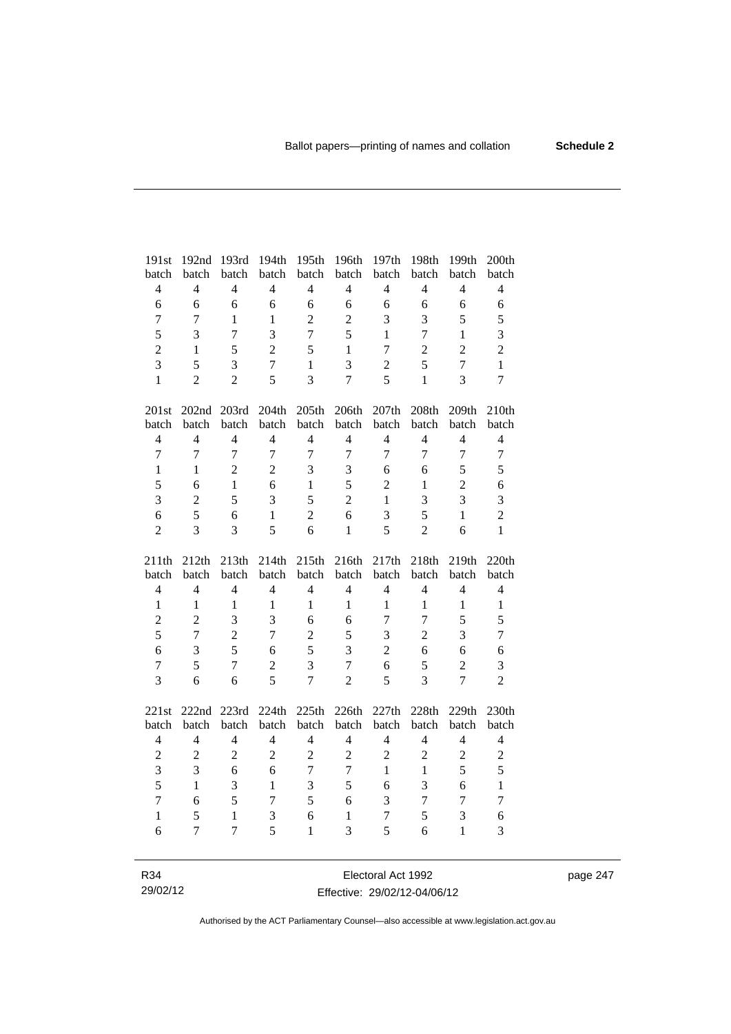| 191st batch | 192nd batch | 193rd batch | 194th batch | 195th batch | 196th batch | 197th batch | 198th batch | 199th batch | 200th batch |
|---|---|---|---|---|---|---|---|---|---|
| 4 | 4 | 4 | 4 | 4 | 4 | 4 | 4 | 4 | 4 |
| 6 | 6 | 6 | 6 | 6 | 6 | 6 | 6 | 6 | 6 |
| 7 | 7 | 1 | 1 | 2 | 2 | 3 | 3 | 5 | 5 |
| 5 | 3 | 7 | 3 | 7 | 5 | 1 | 7 | 1 | 3 |
| 2 | 1 | 5 | 2 | 5 | 1 | 7 | 2 | 2 | 2 |
| 3 | 5 | 3 | 7 | 1 | 3 | 2 | 5 | 7 | 1 |
| 1 | 2 | 2 | 5 | 3 | 7 | 5 | 1 | 3 | 7 |

| 201st batch | 202nd batch | 203rd batch | 204th batch | 205th batch | 206th batch | 207th batch | 208th batch | 209th batch | 210th batch |
|---|---|---|---|---|---|---|---|---|---|
| 4 | 4 | 4 | 4 | 4 | 4 | 4 | 4 | 4 | 4 |
| 7 | 7 | 7 | 7 | 7 | 7 | 7 | 7 | 7 | 7 |
| 1 | 1 | 2 | 2 | 3 | 3 | 6 | 6 | 5 | 5 |
| 5 | 6 | 1 | 6 | 1 | 5 | 2 | 1 | 2 | 6 |
| 3 | 2 | 5 | 3 | 5 | 2 | 1 | 3 | 3 | 3 |
| 6 | 5 | 6 | 1 | 2 | 6 | 3 | 5 | 1 | 2 |
| 2 | 3 | 3 | 5 | 6 | 1 | 5 | 2 | 6 | 1 |

| 211th batch | 212th batch | 213th batch | 214th batch | 215th batch | 216th batch | 217th batch | 218th batch | 219th batch | 220th batch |
|---|---|---|---|---|---|---|---|---|---|
| 4 | 4 | 4 | 4 | 4 | 4 | 4 | 4 | 4 | 4 |
| 1 | 1 | 1 | 1 | 1 | 1 | 1 | 1 | 1 | 1 |
| 2 | 2 | 3 | 3 | 6 | 6 | 7 | 7 | 5 | 5 |
| 5 | 7 | 2 | 7 | 2 | 5 | 3 | 2 | 3 | 7 |
| 6 | 3 | 5 | 6 | 5 | 3 | 2 | 6 | 6 | 6 |
| 7 | 5 | 7 | 2 | 3 | 7 | 6 | 5 | 2 | 3 |
| 3 | 6 | 6 | 5 | 7 | 2 | 5 | 3 | 7 | 2 |

| 221st batch | 222nd batch | 223rd batch | 224th batch | 225th batch | 226th batch | 227th batch | 228th batch | 229th batch | 230th batch |
|---|---|---|---|---|---|---|---|---|---|
| 4 | 4 | 4 | 4 | 4 | 4 | 4 | 4 | 4 | 4 |
| 2 | 2 | 2 | 2 | 2 | 2 | 2 | 2 | 2 | 2 |
| 3 | 3 | 6 | 6 | 7 | 7 | 1 | 1 | 5 | 5 |
| 5 | 1 | 3 | 1 | 3 | 5 | 6 | 3 | 6 | 1 |
| 7 | 6 | 5 | 7 | 5 | 6 | 3 | 7 | 7 | 7 |
| 1 | 5 | 1 | 3 | 6 | 1 | 7 | 5 | 3 | 6 |
| 6 | 7 | 7 | 5 | 1 | 3 | 5 | 6 | 1 | 3 |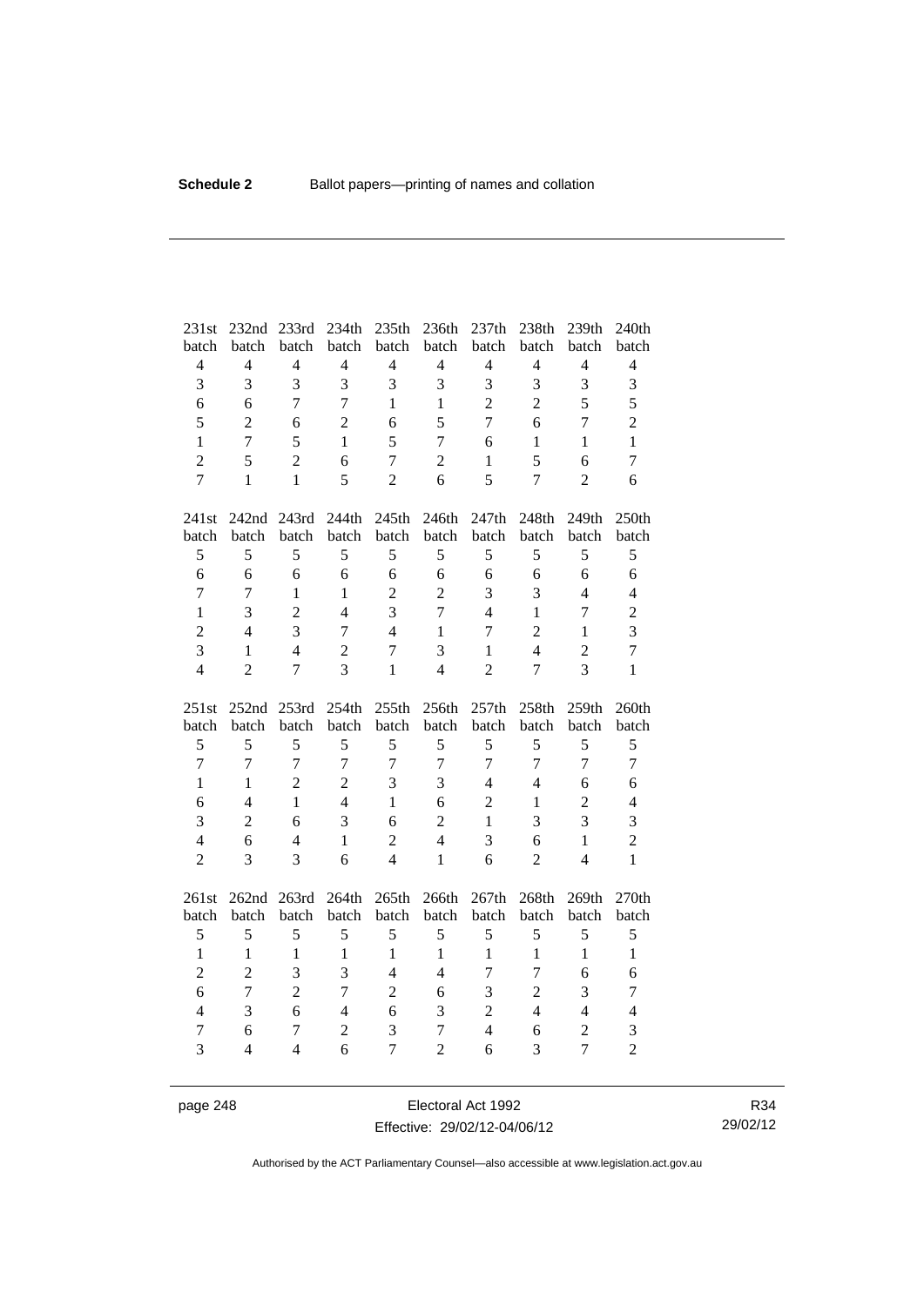| 231st batch | 232nd batch | 233rd batch | 234th batch | 235th batch | 236th batch | 237th batch | 238th batch | 239th batch | 240th batch |
|---|---|---|---|---|---|---|---|---|---|
| 4 | 4 | 4 | 4 | 4 | 4 | 4 | 4 | 4 | 4 |
| 3 | 3 | 3 | 3 | 3 | 3 | 3 | 3 | 3 | 3 |
| 6 | 6 | 7 | 7 | 1 | 1 | 2 | 2 | 5 | 5 |
| 5 | 2 | 6 | 2 | 6 | 5 | 7 | 6 | 7 | 2 |
| 1 | 7 | 5 | 1 | 5 | 7 | 6 | 1 | 1 | 1 |
| 2 | 5 | 2 | 6 | 7 | 2 | 1 | 5 | 6 | 7 |
| 7 | 1 | 1 | 5 | 2 | 6 | 5 | 7 | 2 | 6 |

| 241st batch | 242nd batch | 243rd batch | 244th batch | 245th batch | 246th batch | 247th batch | 248th batch | 249th batch | 250th batch |
|---|---|---|---|---|---|---|---|---|---|
| 5 | 5 | 5 | 5 | 5 | 5 | 5 | 5 | 5 | 5 |
| 6 | 6 | 6 | 6 | 6 | 6 | 6 | 6 | 6 | 6 |
| 7 | 7 | 1 | 1 | 2 | 2 | 3 | 3 | 4 | 4 |
| 1 | 3 | 2 | 4 | 3 | 7 | 4 | 1 | 7 | 2 |
| 2 | 4 | 3 | 7 | 4 | 1 | 7 | 2 | 1 | 3 |
| 3 | 1 | 4 | 2 | 7 | 3 | 1 | 4 | 2 | 7 |
| 4 | 2 | 7 | 3 | 1 | 4 | 2 | 7 | 3 | 1 |

| 251st batch | 252nd batch | 253rd batch | 254th batch | 255th batch | 256th batch | 257th batch | 258th batch | 259th batch | 260th batch |
|---|---|---|---|---|---|---|---|---|---|
| 5 | 5 | 5 | 5 | 5 | 5 | 5 | 5 | 5 | 5 |
| 7 | 7 | 7 | 7 | 7 | 7 | 7 | 7 | 7 | 7 |
| 1 | 1 | 2 | 2 | 3 | 3 | 4 | 4 | 6 | 6 |
| 6 | 4 | 1 | 4 | 1 | 6 | 2 | 1 | 2 | 4 |
| 3 | 2 | 6 | 3 | 6 | 2 | 1 | 3 | 3 | 3 |
| 4 | 6 | 4 | 1 | 2 | 4 | 3 | 6 | 1 | 2 |
| 2 | 3 | 3 | 6 | 4 | 1 | 6 | 2 | 4 | 1 |

| 261st batch | 262nd batch | 263rd batch | 264th batch | 265th batch | 266th batch | 267th batch | 268th batch | 269th batch | 270th batch |
|---|---|---|---|---|---|---|---|---|---|
| 5 | 5 | 5 | 5 | 5 | 5 | 5 | 5 | 5 | 5 |
| 1 | 1 | 1 | 1 | 1 | 1 | 1 | 1 | 1 | 1 |
| 2 | 2 | 3 | 3 | 4 | 4 | 7 | 7 | 6 | 6 |
| 6 | 7 | 2 | 7 | 2 | 6 | 3 | 2 | 3 | 7 |
| 4 | 3 | 6 | 4 | 6 | 3 | 2 | 4 | 4 | 4 |
| 7 | 6 | 7 | 2 | 3 | 7 | 4 | 6 | 2 | 3 |
| 3 | 4 | 4 | 6 | 7 | 2 | 6 | 3 | 7 | 2 |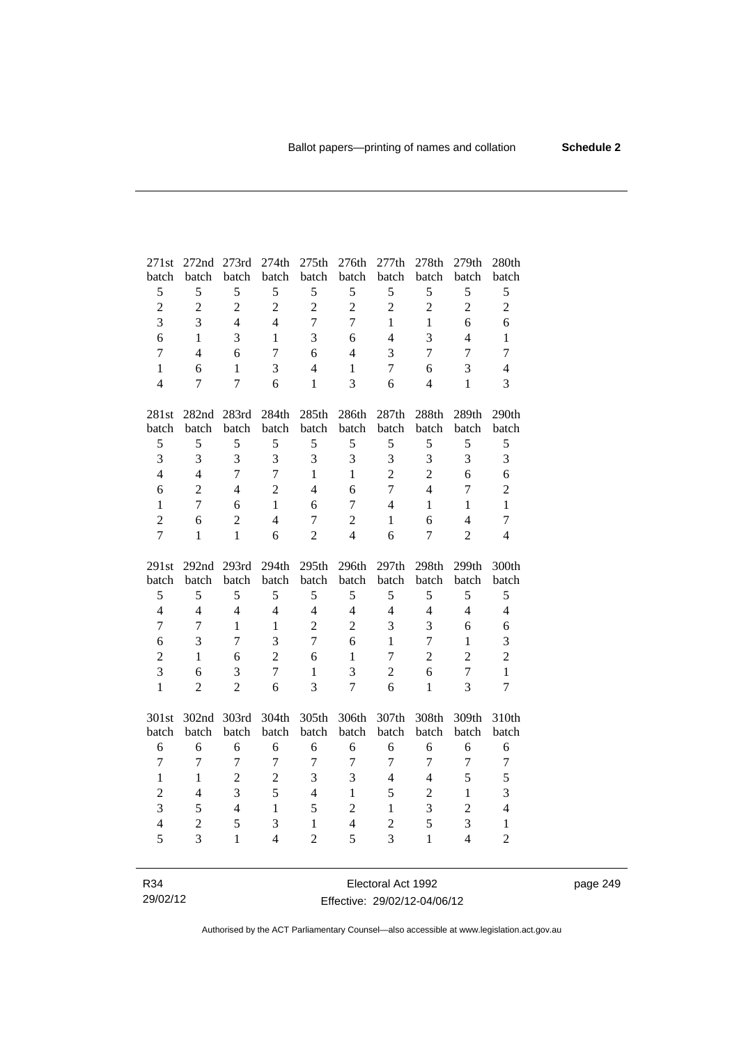| 271st batch | 272nd batch | 273rd batch | 274th batch | 275th batch | 276th batch | 277th batch | 278th batch | 279th batch | 280th batch |
|---|---|---|---|---|---|---|---|---|---|
| 5 | 5 | 5 | 5 | 5 | 5 | 5 | 5 | 5 | 5 |
| 2 | 2 | 2 | 2 | 2 | 2 | 2 | 2 | 2 | 2 |
| 3 | 3 | 4 | 4 | 7 | 7 | 1 | 1 | 6 | 6 |
| 6 | 1 | 3 | 1 | 3 | 6 | 4 | 3 | 4 | 1 |
| 7 | 4 | 6 | 7 | 6 | 4 | 3 | 7 | 7 | 7 |
| 1 | 6 | 1 | 3 | 4 | 1 | 7 | 6 | 3 | 4 |
| 4 | 7 | 7 | 6 | 1 | 3 | 6 | 4 | 1 | 3 |

| 281st batch | 282nd batch | 283rd batch | 284th batch | 285th batch | 286th batch | 287th batch | 288th batch | 289th batch | 290th batch |
|---|---|---|---|---|---|---|---|---|---|
| 5 | 5 | 5 | 5 | 5 | 5 | 5 | 5 | 5 | 5 |
| 3 | 3 | 3 | 3 | 3 | 3 | 3 | 3 | 3 | 3 |
| 4 | 4 | 7 | 7 | 1 | 1 | 2 | 2 | 6 | 6 |
| 6 | 2 | 4 | 2 | 4 | 6 | 7 | 4 | 7 | 2 |
| 1 | 7 | 6 | 1 | 6 | 7 | 4 | 1 | 1 | 1 |
| 2 | 6 | 2 | 4 | 7 | 2 | 1 | 6 | 4 | 7 |
| 7 | 1 | 1 | 6 | 2 | 4 | 6 | 7 | 2 | 4 |

| 291st batch | 292nd batch | 293rd batch | 294th batch | 295th batch | 296th batch | 297th batch | 298th batch | 299th batch | 300th batch |
|---|---|---|---|---|---|---|---|---|---|
| 5 | 5 | 5 | 5 | 5 | 5 | 5 | 5 | 5 | 5 |
| 4 | 4 | 4 | 4 | 4 | 4 | 4 | 4 | 4 | 4 |
| 7 | 7 | 1 | 1 | 2 | 2 | 3 | 3 | 6 | 6 |
| 6 | 3 | 7 | 3 | 7 | 6 | 1 | 7 | 1 | 3 |
| 2 | 1 | 6 | 2 | 6 | 1 | 7 | 2 | 2 | 2 |
| 3 | 6 | 3 | 7 | 1 | 3 | 2 | 6 | 7 | 1 |
| 1 | 2 | 2 | 6 | 3 | 7 | 6 | 1 | 3 | 7 |

| 301st batch | 302nd batch | 303rd batch | 304th batch | 305th batch | 306th batch | 307th batch | 308th batch | 309th batch | 310th batch |
|---|---|---|---|---|---|---|---|---|---|
| 6 | 6 | 6 | 6 | 6 | 6 | 6 | 6 | 6 | 6 |
| 7 | 7 | 7 | 7 | 7 | 7 | 7 | 7 | 7 | 7 |
| 1 | 1 | 2 | 2 | 3 | 3 | 4 | 4 | 5 | 5 |
| 2 | 4 | 3 | 5 | 4 | 1 | 5 | 2 | 1 | 3 |
| 3 | 5 | 4 | 1 | 5 | 2 | 1 | 3 | 2 | 4 |
| 4 | 2 | 5 | 3 | 1 | 4 | 2 | 5 | 3 | 1 |
| 5 | 3 | 1 | 4 | 2 | 5 | 3 | 1 | 4 | 2 |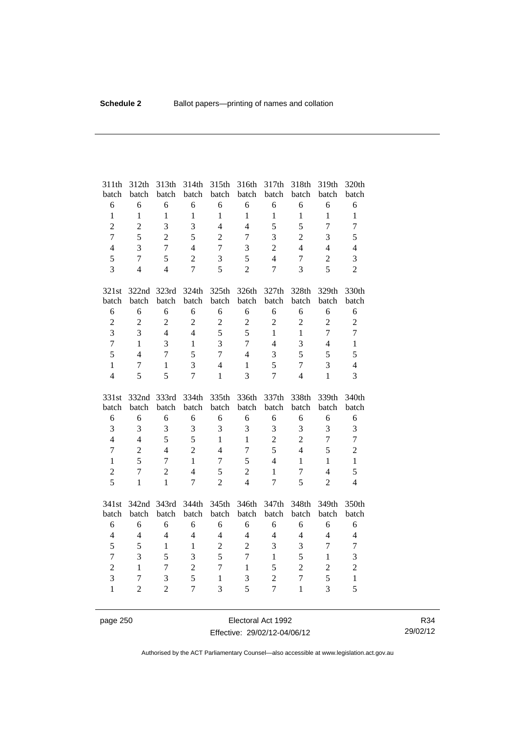| 311th batch | 312th batch | 313th batch | 314th batch | 315th batch | 316th batch | 317th batch | 318th batch | 319th batch | 320th batch |
|---|---|---|---|---|---|---|---|---|---|
| 6 | 6 | 6 | 6 | 6 | 6 | 6 | 6 | 6 | 6 |
| 1 | 1 | 1 | 1 | 1 | 1 | 1 | 1 | 1 | 1 |
| 2 | 2 | 3 | 3 | 4 | 4 | 5 | 5 | 7 | 7 |
| 7 | 5 | 2 | 5 | 2 | 7 | 3 | 2 | 3 | 5 |
| 4 | 3 | 7 | 4 | 7 | 3 | 2 | 4 | 4 | 4 |
| 5 | 7 | 5 | 2 | 3 | 5 | 4 | 7 | 2 | 3 |
| 3 | 4 | 4 | 7 | 5 | 2 | 7 | 3 | 5 | 2 |

| 321st batch | 322nd batch | 323rd batch | 324th batch | 325th batch | 326th batch | 327th batch | 328th batch | 329th batch | 330th batch |
|---|---|---|---|---|---|---|---|---|---|
| 6 | 6 | 6 | 6 | 6 | 6 | 6 | 6 | 6 | 6 |
| 2 | 2 | 2 | 2 | 2 | 2 | 2 | 2 | 2 | 2 |
| 3 | 3 | 4 | 4 | 5 | 5 | 1 | 1 | 7 | 7 |
| 7 | 1 | 3 | 1 | 3 | 7 | 4 | 3 | 4 | 1 |
| 5 | 4 | 7 | 5 | 7 | 4 | 3 | 5 | 5 | 5 |
| 1 | 7 | 1 | 3 | 4 | 1 | 5 | 7 | 3 | 4 |
| 4 | 5 | 5 | 7 | 1 | 3 | 7 | 4 | 1 | 3 |

| 331st batch | 332nd batch | 333rd batch | 334th batch | 335th batch | 336th batch | 337th batch | 338th batch | 339th batch | 340th batch |
|---|---|---|---|---|---|---|---|---|---|
| 6 | 6 | 6 | 6 | 6 | 6 | 6 | 6 | 6 | 6 |
| 3 | 3 | 3 | 3 | 3 | 3 | 3 | 3 | 3 | 3 |
| 4 | 4 | 5 | 5 | 1 | 1 | 2 | 2 | 7 | 7 |
| 7 | 2 | 4 | 2 | 4 | 7 | 5 | 4 | 5 | 2 |
| 1 | 5 | 7 | 1 | 7 | 5 | 4 | 1 | 1 | 1 |
| 2 | 7 | 2 | 4 | 5 | 2 | 1 | 7 | 4 | 5 |
| 5 | 1 | 1 | 7 | 2 | 4 | 7 | 5 | 2 | 4 |

| 341st batch | 342nd batch | 343rd batch | 344th batch | 345th batch | 346th batch | 347th batch | 348th batch | 349th batch | 350th batch |
|---|---|---|---|---|---|---|---|---|---|
| 6 | 6 | 6 | 6 | 6 | 6 | 6 | 6 | 6 | 6 |
| 4 | 4 | 4 | 4 | 4 | 4 | 4 | 4 | 4 | 4 |
| 5 | 5 | 1 | 1 | 2 | 2 | 3 | 3 | 7 | 7 |
| 7 | 3 | 5 | 3 | 5 | 7 | 1 | 5 | 1 | 3 |
| 2 | 1 | 7 | 2 | 7 | 1 | 5 | 2 | 2 | 2 |
| 3 | 7 | 3 | 5 | 1 | 3 | 2 | 7 | 5 | 1 |
| 1 | 2 | 2 | 7 | 3 | 5 | 7 | 1 | 3 | 5 |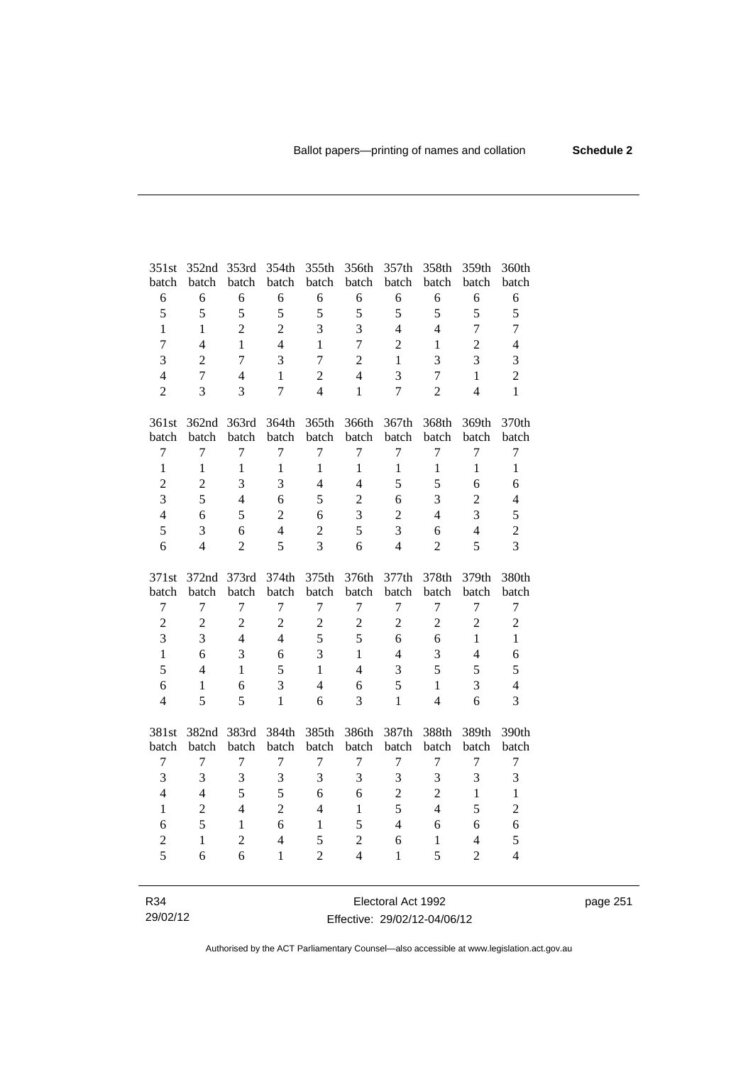| 351st batch | 352nd batch | 353rd batch | 354th batch | 355th batch | 356th batch | 357th batch | 358th batch | 359th batch | 360th batch |
|---|---|---|---|---|---|---|---|---|---|
| 6 | 6 | 6 | 6 | 6 | 6 | 6 | 6 | 6 | 6 |
| 5 | 5 | 5 | 5 | 5 | 5 | 5 | 5 | 5 | 5 |
| 1 | 1 | 2 | 2 | 3 | 3 | 4 | 4 | 7 | 7 |
| 7 | 4 | 1 | 4 | 1 | 7 | 2 | 1 | 2 | 4 |
| 3 | 2 | 7 | 3 | 7 | 2 | 1 | 3 | 3 | 3 |
| 4 | 7 | 4 | 1 | 2 | 4 | 3 | 7 | 1 | 2 |
| 2 | 3 | 3 | 7 | 4 | 1 | 7 | 2 | 4 | 1 |

| 361st batch | 362nd batch | 363rd batch | 364th batch | 365th batch | 366th batch | 367th batch | 368th batch | 369th batch | 370th batch |
|---|---|---|---|---|---|---|---|---|---|
| 7 | 7 | 7 | 7 | 7 | 7 | 7 | 7 | 7 | 7 |
| 1 | 1 | 1 | 1 | 1 | 1 | 1 | 1 | 1 | 1 |
| 2 | 2 | 3 | 3 | 4 | 4 | 5 | 5 | 6 | 6 |
| 3 | 5 | 4 | 6 | 5 | 2 | 6 | 3 | 2 | 4 |
| 4 | 6 | 5 | 2 | 6 | 3 | 2 | 4 | 3 | 5 |
| 5 | 3 | 6 | 4 | 2 | 5 | 3 | 6 | 4 | 2 |
| 6 | 4 | 2 | 5 | 3 | 6 | 4 | 2 | 5 | 3 |

| 371st batch | 372nd batch | 373rd batch | 374th batch | 375th batch | 376th batch | 377th batch | 378th batch | 379th batch | 380th batch |
|---|---|---|---|---|---|---|---|---|---|
| 7 | 7 | 7 | 7 | 7 | 7 | 7 | 7 | 7 | 7 |
| 2 | 2 | 2 | 2 | 2 | 2 | 2 | 2 | 2 | 2 |
| 3 | 3 | 4 | 4 | 5 | 5 | 6 | 6 | 1 | 1 |
| 1 | 6 | 3 | 6 | 3 | 1 | 4 | 3 | 4 | 6 |
| 5 | 4 | 1 | 5 | 1 | 4 | 3 | 5 | 5 | 5 |
| 6 | 1 | 6 | 3 | 4 | 6 | 5 | 1 | 3 | 4 |
| 4 | 5 | 5 | 1 | 6 | 3 | 1 | 4 | 6 | 3 |

| 381st batch | 382nd batch | 383rd batch | 384th batch | 385th batch | 386th batch | 387th batch | 388th batch | 389th batch | 390th batch |
|---|---|---|---|---|---|---|---|---|---|
| 7 | 7 | 7 | 7 | 7 | 7 | 7 | 7 | 7 | 7 |
| 3 | 3 | 3 | 3 | 3 | 3 | 3 | 3 | 3 | 3 |
| 4 | 4 | 5 | 5 | 6 | 6 | 2 | 2 | 1 | 1 |
| 1 | 2 | 4 | 2 | 4 | 1 | 5 | 4 | 5 | 2 |
| 6 | 5 | 1 | 6 | 1 | 5 | 4 | 6 | 6 | 6 |
| 2 | 1 | 2 | 4 | 5 | 2 | 6 | 1 | 4 | 5 |
| 5 | 6 | 6 | 1 | 2 | 4 | 1 | 5 | 2 | 4 |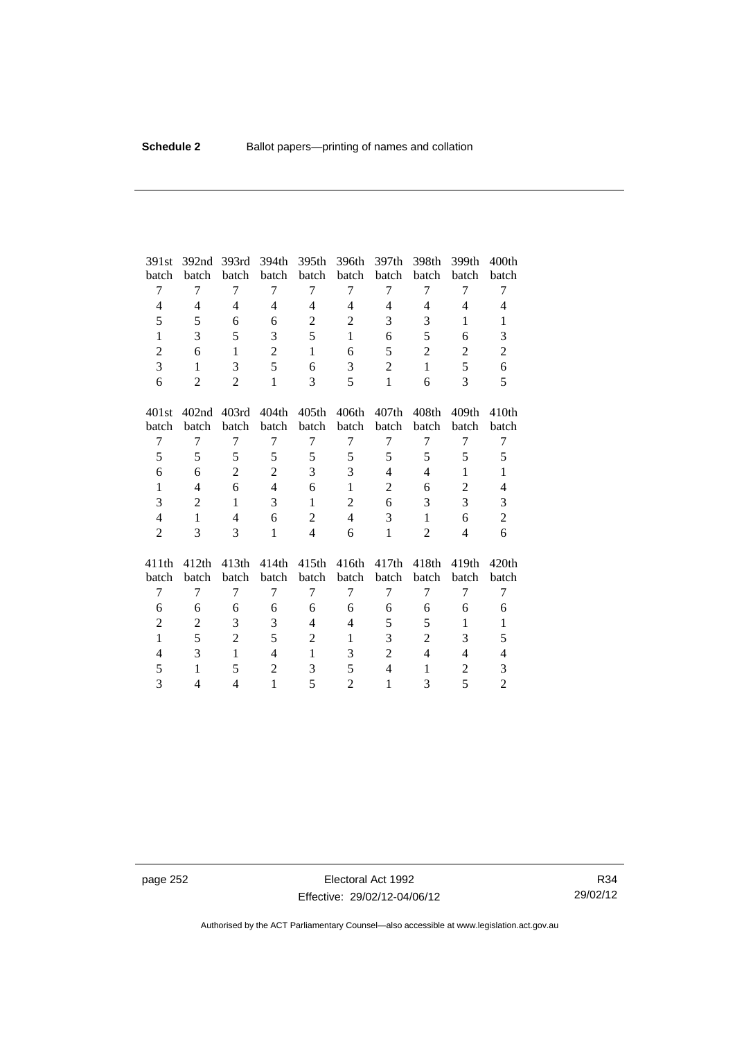| 391st batch | 392nd batch | 393rd batch | 394th batch | 395th batch | 396th batch | 397th batch | 398th batch | 399th batch | 400th batch |
|---|---|---|---|---|---|---|---|---|---|
| 7 | 7 | 7 | 7 | 7 | 7 | 7 | 7 | 7 | 7 |
| 4 | 4 | 4 | 4 | 4 | 4 | 4 | 4 | 4 | 4 |
| 5 | 5 | 6 | 6 | 2 | 2 | 3 | 3 | 1 | 1 |
| 1 | 3 | 5 | 3 | 5 | 1 | 6 | 5 | 6 | 3 |
| 2 | 6 | 1 | 2 | 1 | 6 | 5 | 2 | 2 | 2 |
| 3 | 1 | 3 | 5 | 6 | 3 | 2 | 1 | 5 | 6 |
| 6 | 2 | 2 | 1 | 3 | 5 | 1 | 6 | 3 | 5 |

| 401st batch | 402nd batch | 403rd batch | 404th batch | 405th batch | 406th batch | 407th batch | 408th batch | 409th batch | 410th batch |
|---|---|---|---|---|---|---|---|---|---|
| 7 | 7 | 7 | 7 | 7 | 7 | 7 | 7 | 7 | 7 |
| 5 | 5 | 5 | 5 | 5 | 5 | 5 | 5 | 5 | 5 |
| 6 | 6 | 2 | 2 | 3 | 3 | 4 | 4 | 1 | 1 |
| 1 | 4 | 6 | 4 | 6 | 1 | 2 | 6 | 2 | 4 |
| 3 | 2 | 1 | 3 | 1 | 2 | 6 | 3 | 3 | 3 |
| 4 | 1 | 4 | 6 | 2 | 4 | 3 | 1 | 6 | 2 |
| 2 | 3 | 3 | 1 | 4 | 6 | 1 | 2 | 4 | 6 |

| 411th batch | 412th batch | 413th batch | 414th batch | 415th batch | 416th batch | 417th batch | 418th batch | 419th batch | 420th batch |
|---|---|---|---|---|---|---|---|---|---|
| 7 | 7 | 7 | 7 | 7 | 7 | 7 | 7 | 7 | 7 |
| 6 | 6 | 6 | 6 | 6 | 6 | 6 | 6 | 6 | 6 |
| 2 | 2 | 3 | 3 | 4 | 4 | 5 | 5 | 1 | 1 |
| 1 | 5 | 2 | 5 | 2 | 1 | 3 | 2 | 3 | 5 |
| 4 | 3 | 1 | 4 | 1 | 3 | 2 | 4 | 4 | 4 |
| 5 | 1 | 5 | 2 | 3 | 5 | 4 | 1 | 2 | 3 |
| 3 | 4 | 4 | 1 | 5 | 2 | 1 | 3 | 5 | 2 |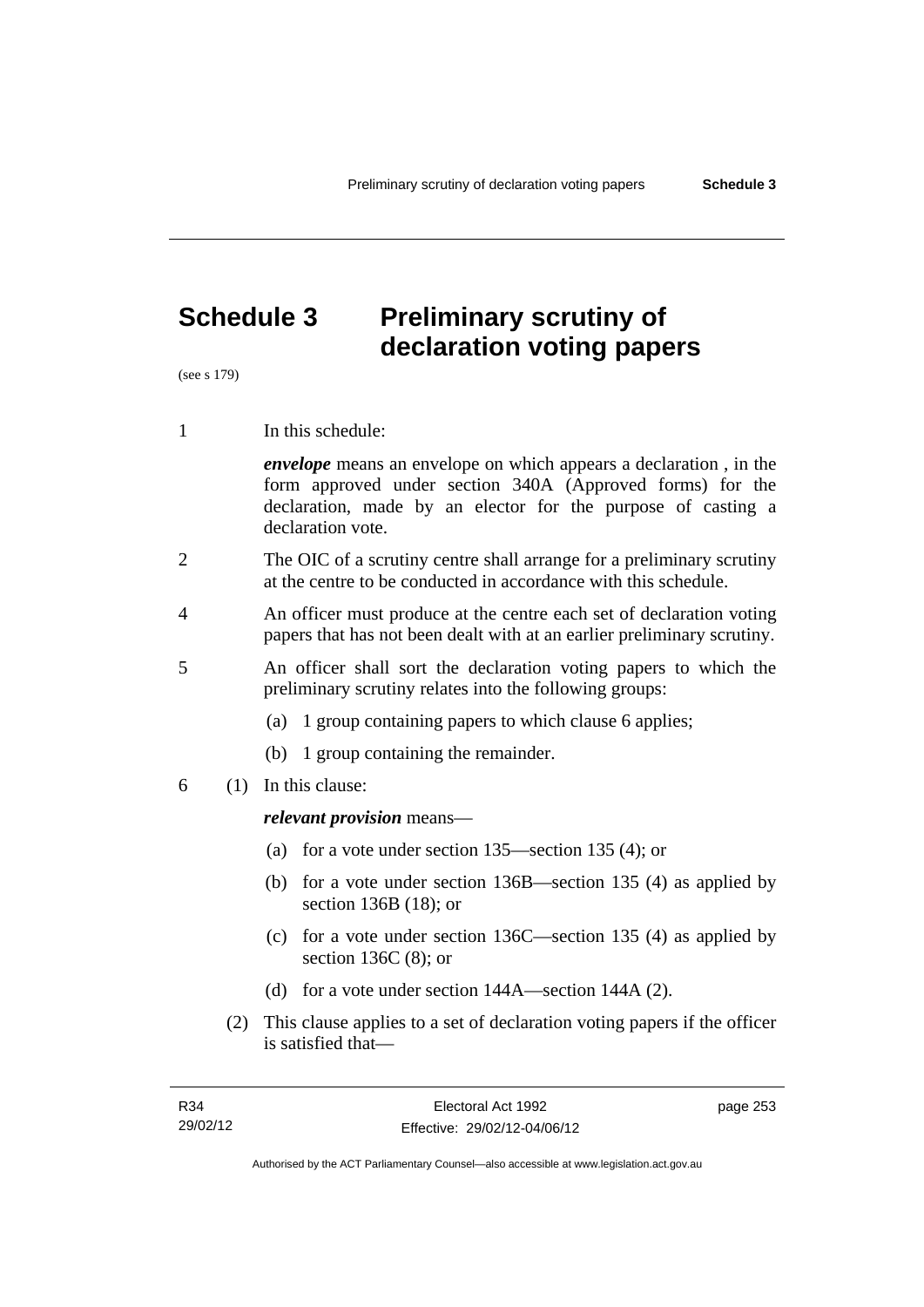# Schedule 3 Preliminary scrutiny of declaration voting papers

(see s 179)

1 In this schedule:

***envelope*** means an envelope on which appears a declaration , in the form approved under section 340A (Approved forms) for the declaration, made by an elector for the purpose of casting a declaration vote.

2 The OIC of a scrutiny centre shall arrange for a preliminary scrutiny at the centre to be conducted in accordance with this schedule.

4 An officer must produce at the centre each set of declaration voting papers that has not been dealt with at an earlier preliminary scrutiny.

5 An officer shall sort the declaration voting papers to which the preliminary scrutiny relates into the following groups:

(a) 1 group containing papers to which clause 6 applies;

(b) 1 group containing the remainder.

6 (1) In this clause:

***relevant provision*** means—

(a) for a vote under section 135—section 135 (4); or

(b) for a vote under section 136B—section 135 (4) as applied by section 136B (18); or

(c) for a vote under section 136C—section 135 (4) as applied by section 136C (8); or

(d) for a vote under section 144A—section 144A (2).

(2) This clause applies to a set of declaration voting papers if the officer is satisfied that—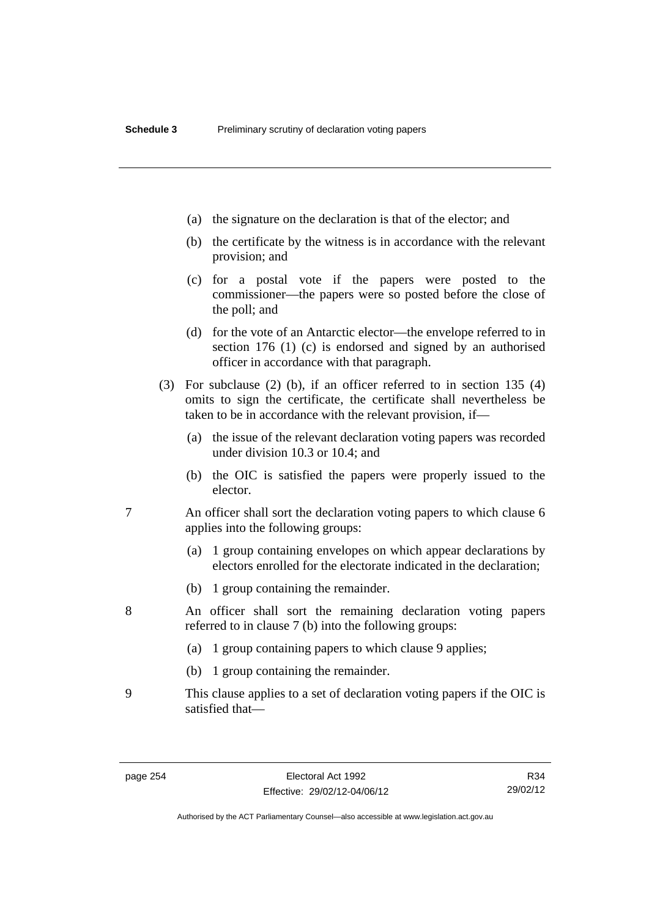(a) the signature on the declaration is that of the elector; and

(b) the certificate by the witness is in accordance with the relevant provision; and

(c) for a postal vote if the papers were posted to the commissioner—the papers were so posted before the close of the poll; and

(d) for the vote of an Antarctic elector—the envelope referred to in section 176 (1) (c) is endorsed and signed by an authorised officer in accordance with that paragraph.

(3) For subclause (2) (b), if an officer referred to in section 135 (4) omits to sign the certificate, the certificate shall nevertheless be taken to be in accordance with the relevant provision, if—

(a) the issue of the relevant declaration voting papers was recorded under division 10.3 or 10.4; and

(b) the OIC is satisfied the papers were properly issued to the elector.

7 An officer shall sort the declaration voting papers to which clause 6 applies into the following groups:

(a) 1 group containing envelopes on which appear declarations by electors enrolled for the electorate indicated in the declaration;

(b) 1 group containing the remainder.

8 An officer shall sort the remaining declaration voting papers referred to in clause 7 (b) into the following groups:

(a) 1 group containing papers to which clause 9 applies;

(b) 1 group containing the remainder.

9 This clause applies to a set of declaration voting papers if the OIC is satisfied that—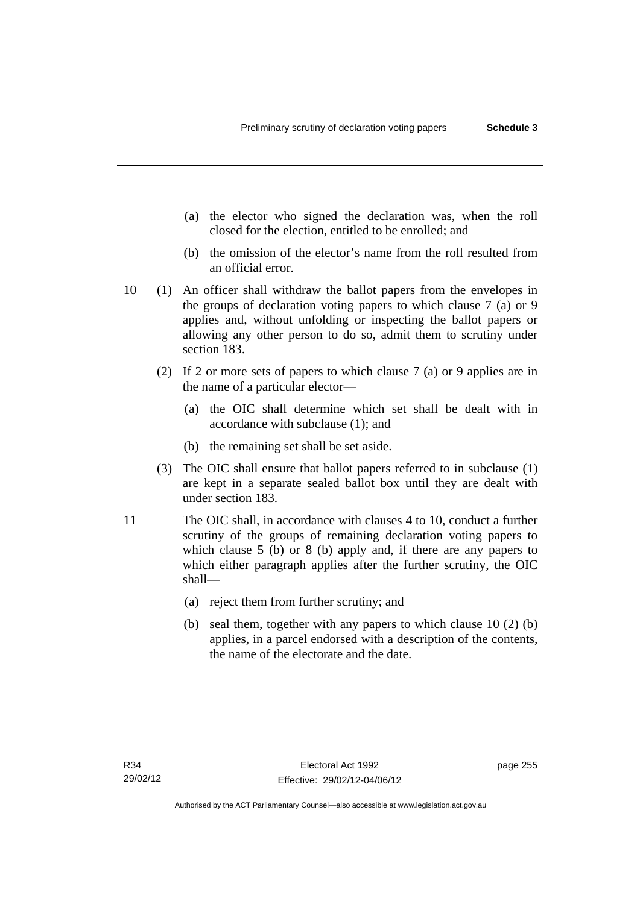(a) the elector who signed the declaration was, when the roll closed for the election, entitled to be enrolled; and

(b) the omission of the elector's name from the roll resulted from an official error.

10 (1) An officer shall withdraw the ballot papers from the envelopes in the groups of declaration voting papers to which clause 7 (a) or 9 applies and, without unfolding or inspecting the ballot papers or allowing any other person to do so, admit them to scrutiny under section 183.

(2) If 2 or more sets of papers to which clause 7 (a) or 9 applies are in the name of a particular elector—

(a) the OIC shall determine which set shall be dealt with in accordance with subclause (1); and

(b) the remaining set shall be set aside.

(3) The OIC shall ensure that ballot papers referred to in subclause (1) are kept in a separate sealed ballot box until they are dealt with under section 183.

11 The OIC shall, in accordance with clauses 4 to 10, conduct a further scrutiny of the groups of remaining declaration voting papers to which clause 5 (b) or 8 (b) apply and, if there are any papers to which either paragraph applies after the further scrutiny, the OIC shall—

(a) reject them from further scrutiny; and

(b) seal them, together with any papers to which clause 10 (2) (b) applies, in a parcel endorsed with a description of the contents, the name of the electorate and the date.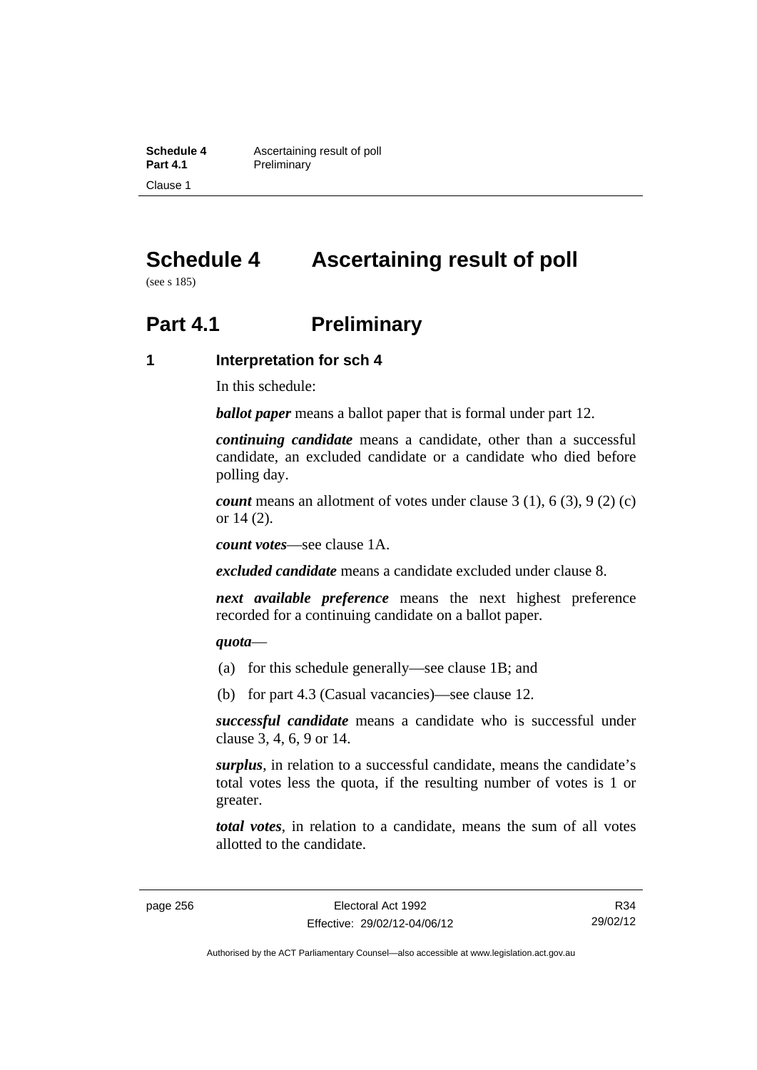# Schedule 4 Ascertaining result of poll

(see s 185)

## Part 4.1 Preliminary

### 1 Interpretation for sch 4

In this schedule:

***ballot paper*** means a ballot paper that is formal under part 12.

***continuing candidate*** means a candidate, other than a successful candidate, an excluded candidate or a candidate who died before polling day.

***count*** means an allotment of votes under clause 3 (1), 6 (3), 9 (2) (c) or 14 (2).

***count votes***—see clause 1A.

***excluded candidate*** means a candidate excluded under clause 8.

***next available preference*** means the next highest preference recorded for a continuing candidate on a ballot paper.

***quota***—

(a) for this schedule generally—see clause 1B; and

(b) for part 4.3 (Casual vacancies)—see clause 12.

***successful candidate*** means a candidate who is successful under clause 3, 4, 6, 9 or 14.

***surplus***, in relation to a successful candidate, means the candidate's total votes less the quota, if the resulting number of votes is 1 or greater.

***total votes***, in relation to a candidate, means the sum of all votes allotted to the candidate.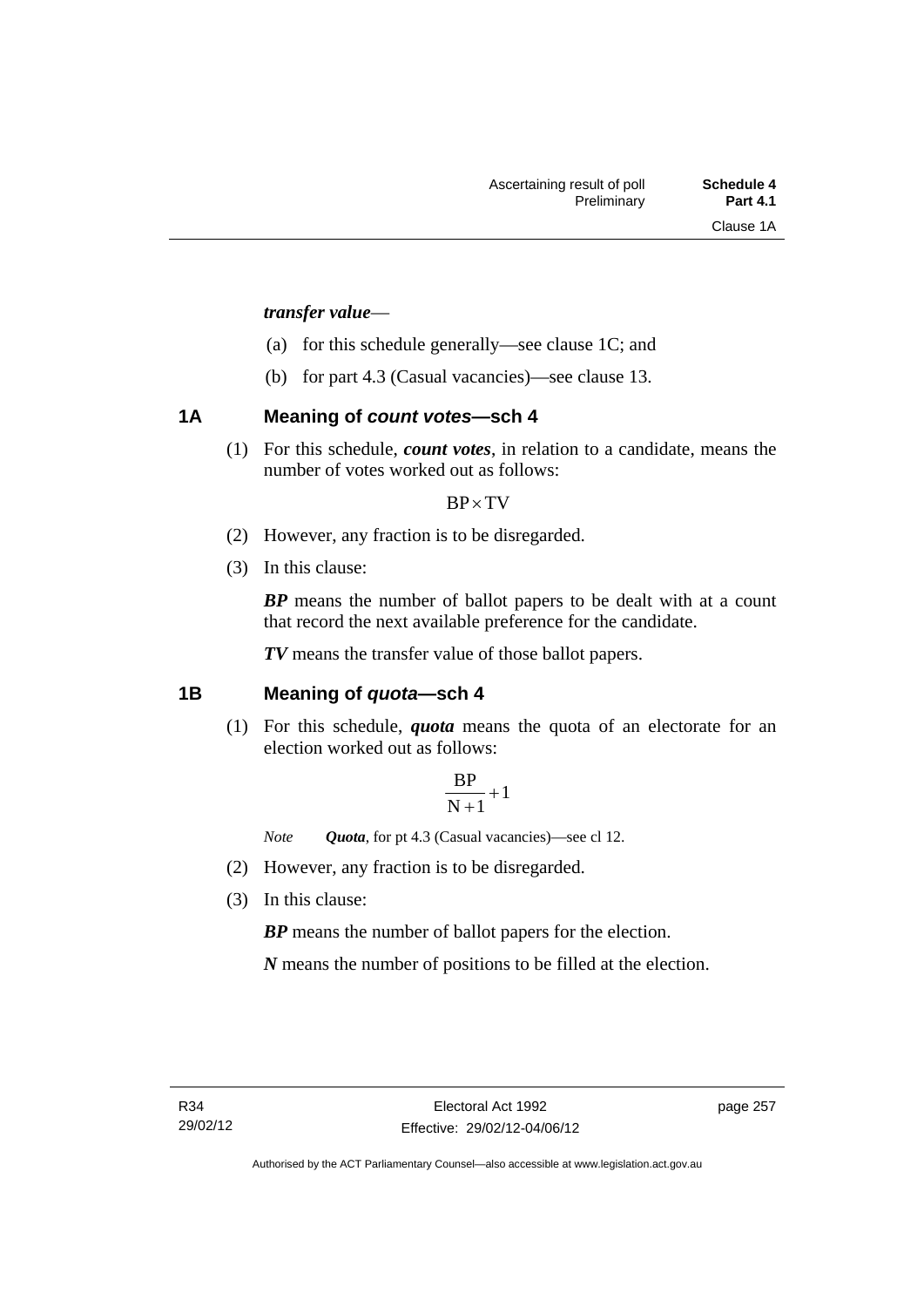***transfer value***—

(a) for this schedule generally—see clause 1C; and

(b) for part 4.3 (Casual vacancies)—see clause 13.

## 1A Meaning of *count votes*—sch 4

(1) For this schedule, ***count votes***, in relation to a candidate, means the number of votes worked out as follows:

$$BP \times TV$$

(2) However, any fraction is to be disregarded.

(3) In this clause:

***BP*** means the number of ballot papers to be dealt with at a count that record the next available preference for the candidate.

***TV*** means the transfer value of those ballot papers.

## 1B Meaning of *quota*—sch 4

(1) For this schedule, ***quota*** means the quota of an electorate for an election worked out as follows:

$$\frac{BP}{N+1}+1$$

*Note* ***Quota***, for pt 4.3 (Casual vacancies)—see cl 12.

(2) However, any fraction is to be disregarded.

(3) In this clause:

***BP*** means the number of ballot papers for the election.

***N*** means the number of positions to be filled at the election.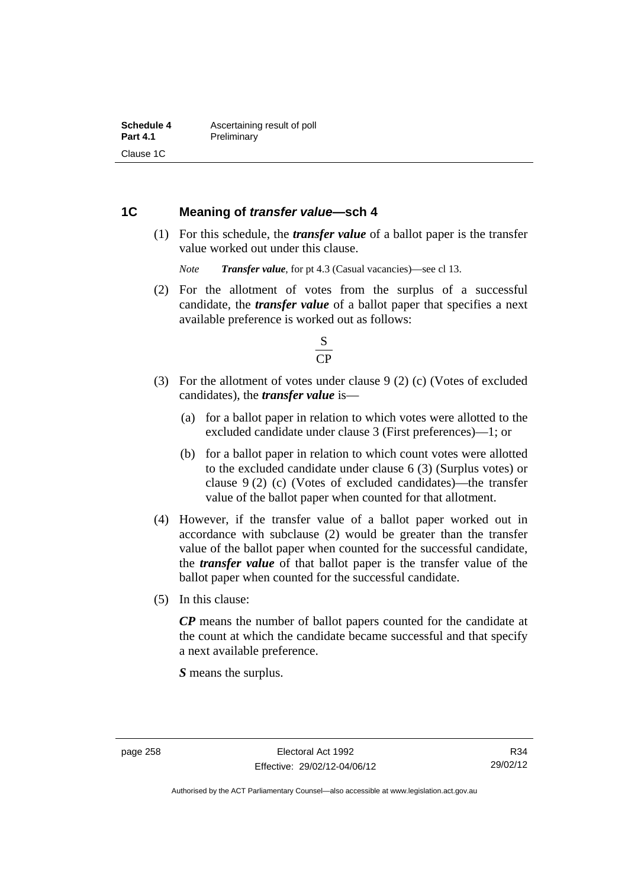## 1C Meaning of *transfer value*—sch 4

(1) For this schedule, the ***transfer value*** of a ballot paper is the transfer value worked out under this clause.

*Note* ***Transfer value***, for pt 4.3 (Casual vacancies)—see cl 13.

(2) For the allotment of votes from the surplus of a successful candidate, the ***transfer value*** of a ballot paper that specifies a next available preference is worked out as follows:

$$\frac{S}{CP}$$

(3) For the allotment of votes under clause 9 (2) (c) (Votes of excluded candidates), the ***transfer value*** is—

(a) for a ballot paper in relation to which votes were allotted to the excluded candidate under clause 3 (First preferences)—1; or

(b) for a ballot paper in relation to which count votes were allotted to the excluded candidate under clause 6 (3) (Surplus votes) or clause 9 (2) (c) (Votes of excluded candidates)—the transfer value of the ballot paper when counted for that allotment.

(4) However, if the transfer value of a ballot paper worked out in accordance with subclause (2) would be greater than the transfer value of the ballot paper when counted for the successful candidate, the ***transfer value*** of that ballot paper is the transfer value of the ballot paper when counted for the successful candidate.

(5) In this clause:

***CP*** means the number of ballot papers counted for the candidate at the count at which the candidate became successful and that specify a next available preference.

***S*** means the surplus.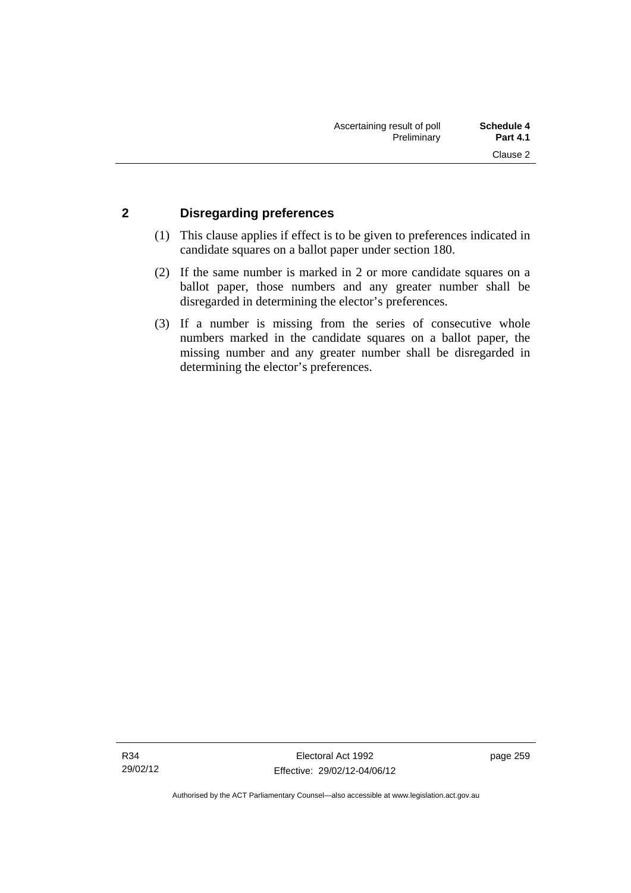## 2 Disregarding preferences

(1) This clause applies if effect is to be given to preferences indicated in candidate squares on a ballot paper under section 180.

(2) If the same number is marked in 2 or more candidate squares on a ballot paper, those numbers and any greater number shall be disregarded in determining the elector's preferences.

(3) If a number is missing from the series of consecutive whole numbers marked in the candidate squares on a ballot paper, the missing number and any greater number shall be disregarded in determining the elector's preferences.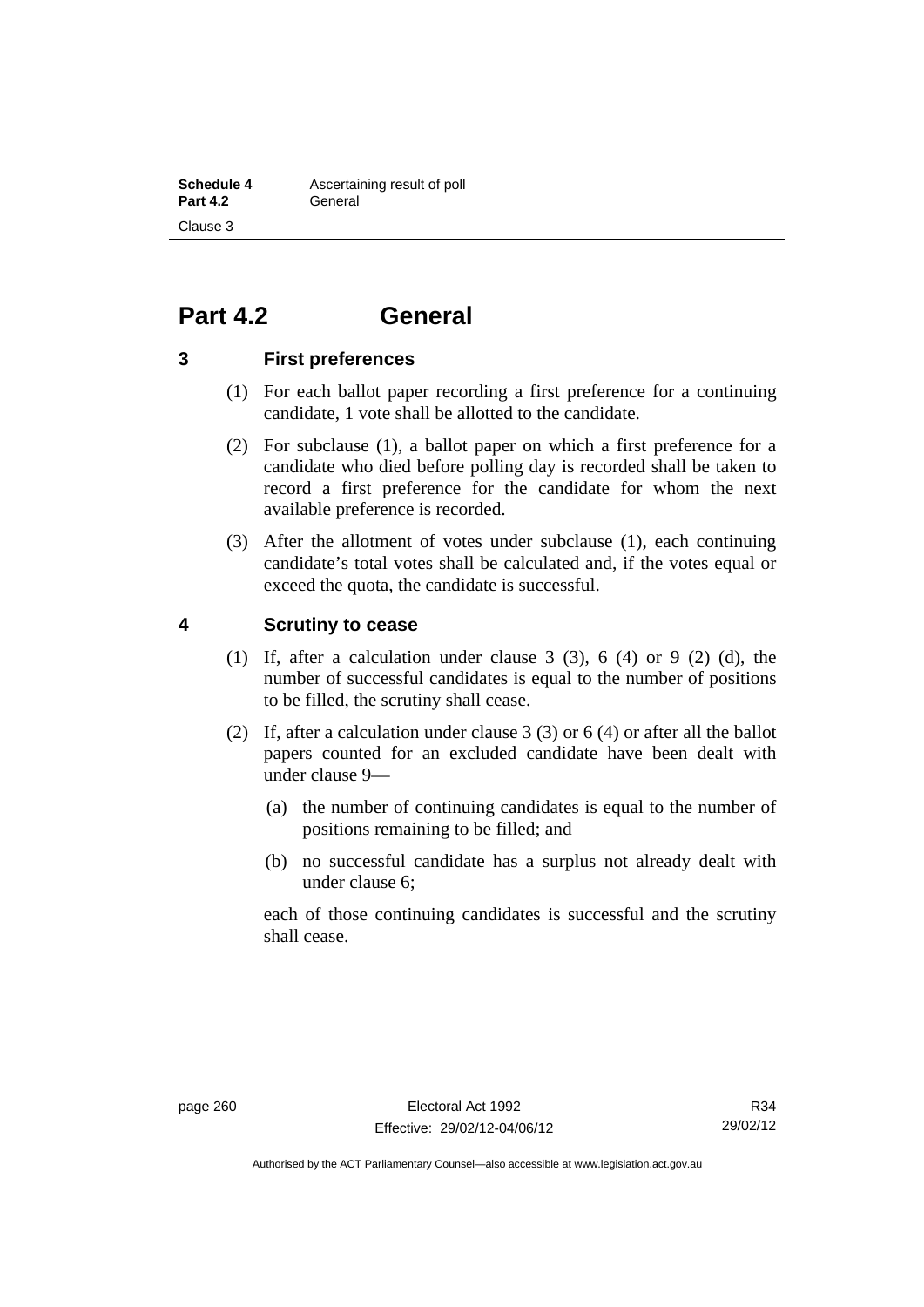# Part 4.2 General

## 3 First preferences

(1) For each ballot paper recording a first preference for a continuing candidate, 1 vote shall be allotted to the candidate.

(2) For subclause (1), a ballot paper on which a first preference for a candidate who died before polling day is recorded shall be taken to record a first preference for the candidate for whom the next available preference is recorded.

(3) After the allotment of votes under subclause (1), each continuing candidate's total votes shall be calculated and, if the votes equal or exceed the quota, the candidate is successful.

## 4 Scrutiny to cease

(1) If, after a calculation under clause 3 (3), 6 (4) or 9 (2) (d), the number of successful candidates is equal to the number of positions to be filled, the scrutiny shall cease.

(2) If, after a calculation under clause 3 (3) or 6 (4) or after all the ballot papers counted for an excluded candidate have been dealt with under clause 9—

(a) the number of continuing candidates is equal to the number of positions remaining to be filled; and

(b) no successful candidate has a surplus not already dealt with under clause 6;

each of those continuing candidates is successful and the scrutiny shall cease.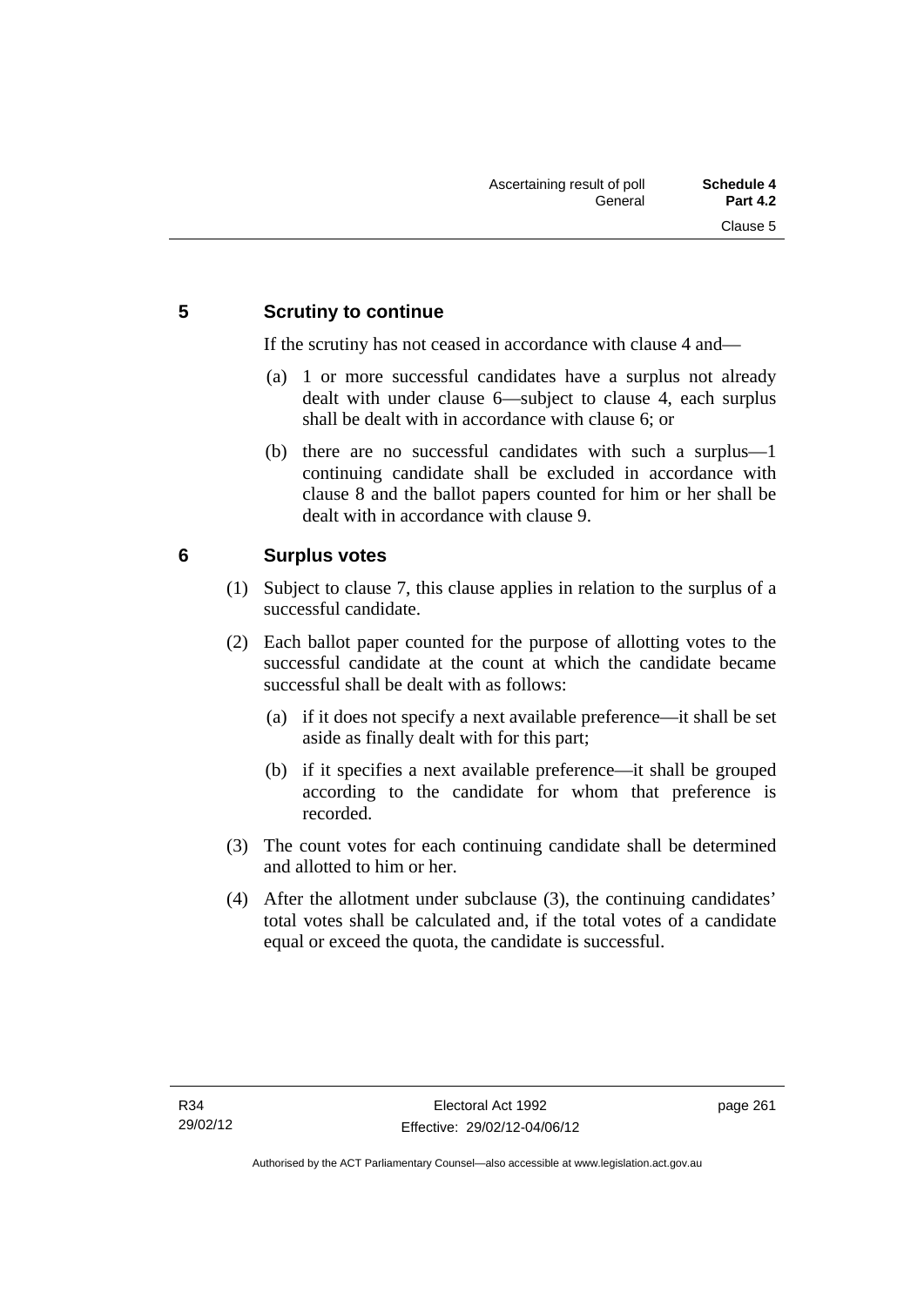## 5 Scrutiny to continue

If the scrutiny has not ceased in accordance with clause 4 and—

(a) 1 or more successful candidates have a surplus not already dealt with under clause 6—subject to clause 4, each surplus shall be dealt with in accordance with clause 6; or

(b) there are no successful candidates with such a surplus—1 continuing candidate shall be excluded in accordance with clause 8 and the ballot papers counted for him or her shall be dealt with in accordance with clause 9.

## 6 Surplus votes

(1) Subject to clause 7, this clause applies in relation to the surplus of a successful candidate.

(2) Each ballot paper counted for the purpose of allotting votes to the successful candidate at the count at which the candidate became successful shall be dealt with as follows:

(a) if it does not specify a next available preference—it shall be set aside as finally dealt with for this part;

(b) if it specifies a next available preference—it shall be grouped according to the candidate for whom that preference is recorded.

(3) The count votes for each continuing candidate shall be determined and allotted to him or her.

(4) After the allotment under subclause (3), the continuing candidates' total votes shall be calculated and, if the total votes of a candidate equal or exceed the quota, the candidate is successful.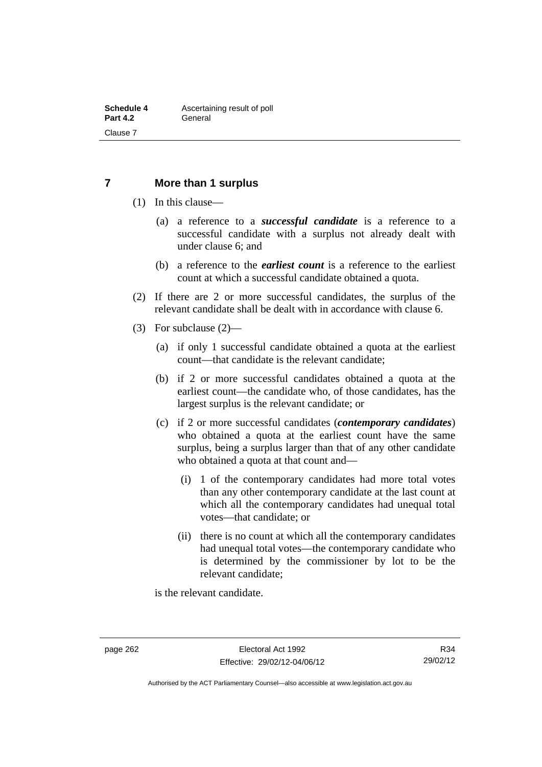## 7 More than 1 surplus

(1) In this clause—

(a) a reference to a ***successful candidate*** is a reference to a successful candidate with a surplus not already dealt with under clause 6; and

(b) a reference to the ***earliest count*** is a reference to the earliest count at which a successful candidate obtained a quota.

(2) If there are 2 or more successful candidates, the surplus of the relevant candidate shall be dealt with in accordance with clause 6.

(3) For subclause (2)—

(a) if only 1 successful candidate obtained a quota at the earliest count—that candidate is the relevant candidate;

(b) if 2 or more successful candidates obtained a quota at the earliest count—the candidate who, of those candidates, has the largest surplus is the relevant candidate; or

(c) if 2 or more successful candidates (***contemporary candidates***) who obtained a quota at the earliest count have the same surplus, being a surplus larger than that of any other candidate who obtained a quota at that count and—

(i) 1 of the contemporary candidates had more total votes than any other contemporary candidate at the last count at which all the contemporary candidates had unequal total votes—that candidate; or

(ii) there is no count at which all the contemporary candidates had unequal total votes—the contemporary candidate who is determined by the commissioner by lot to be the relevant candidate;

is the relevant candidate.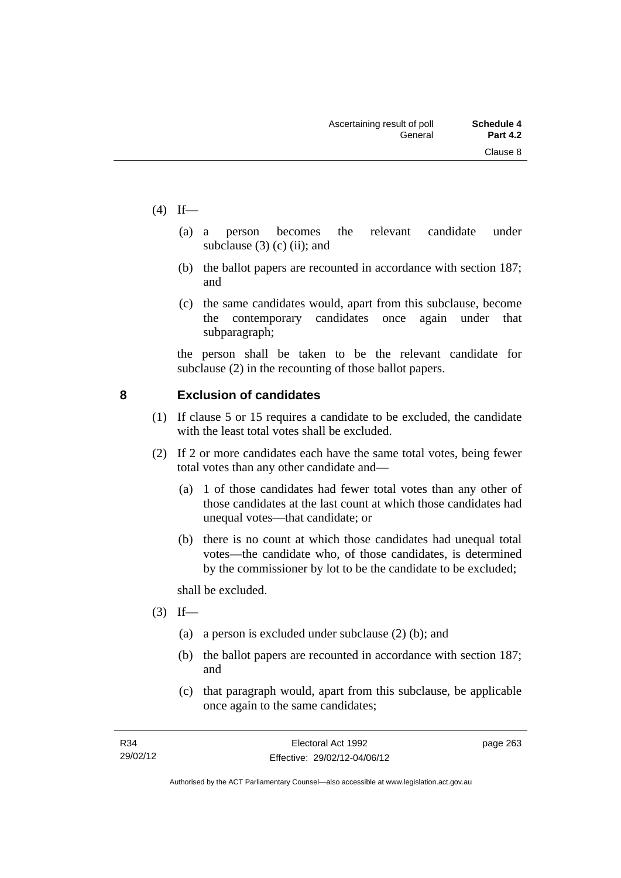(4) If—

(a) a person becomes the relevant candidate under subclause (3) (c) (ii); and

(b) the ballot papers are recounted in accordance with section 187; and

(c) the same candidates would, apart from this subclause, become the contemporary candidates once again under that subparagraph;

the person shall be taken to be the relevant candidate for subclause (2) in the recounting of those ballot papers.

## 8 Exclusion of candidates

(1) If clause 5 or 15 requires a candidate to be excluded, the candidate with the least total votes shall be excluded.

(2) If 2 or more candidates each have the same total votes, being fewer total votes than any other candidate and—

(a) 1 of those candidates had fewer total votes than any other of those candidates at the last count at which those candidates had unequal votes—that candidate; or

(b) there is no count at which those candidates had unequal total votes—the candidate who, of those candidates, is determined by the commissioner by lot to be the candidate to be excluded;

shall be excluded.

(3) If—

(a) a person is excluded under subclause (2) (b); and

(b) the ballot papers are recounted in accordance with section 187; and

(c) that paragraph would, apart from this subclause, be applicable once again to the same candidates;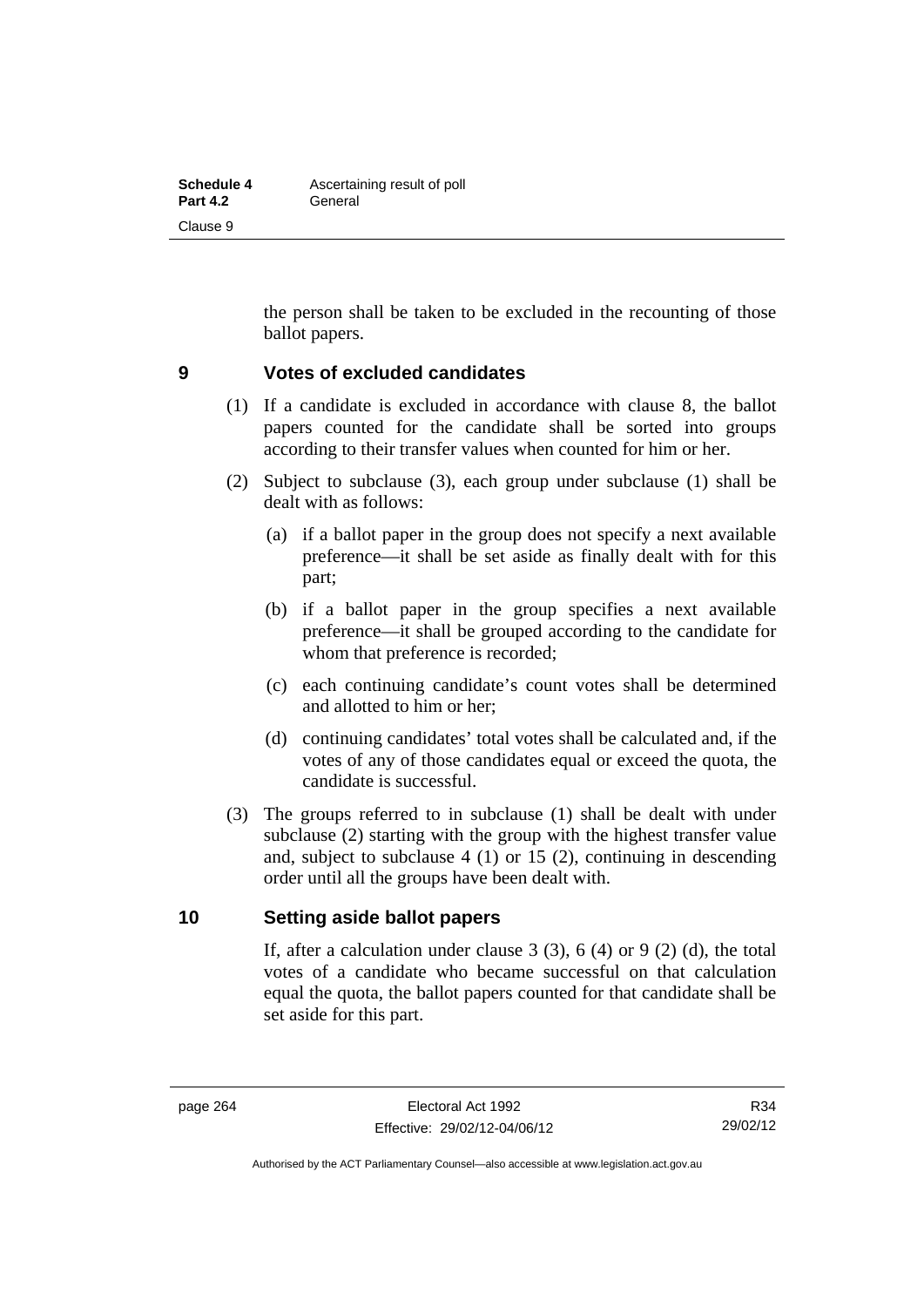the person shall be taken to be excluded in the recounting of those ballot papers.

## 9 Votes of excluded candidates

(1) If a candidate is excluded in accordance with clause 8, the ballot papers counted for the candidate shall be sorted into groups according to their transfer values when counted for him or her.

(2) Subject to subclause (3), each group under subclause (1) shall be dealt with as follows:

(a) if a ballot paper in the group does not specify a next available preference—it shall be set aside as finally dealt with for this part;

(b) if a ballot paper in the group specifies a next available preference—it shall be grouped according to the candidate for whom that preference is recorded;

(c) each continuing candidate's count votes shall be determined and allotted to him or her;

(d) continuing candidates' total votes shall be calculated and, if the votes of any of those candidates equal or exceed the quota, the candidate is successful.

(3) The groups referred to in subclause (1) shall be dealt with under subclause (2) starting with the group with the highest transfer value and, subject to subclause 4 (1) or 15 (2), continuing in descending order until all the groups have been dealt with.

## 10 Setting aside ballot papers

If, after a calculation under clause 3 (3), 6 (4) or 9 (2) (d), the total votes of a candidate who became successful on that calculation equal the quota, the ballot papers counted for that candidate shall be set aside for this part.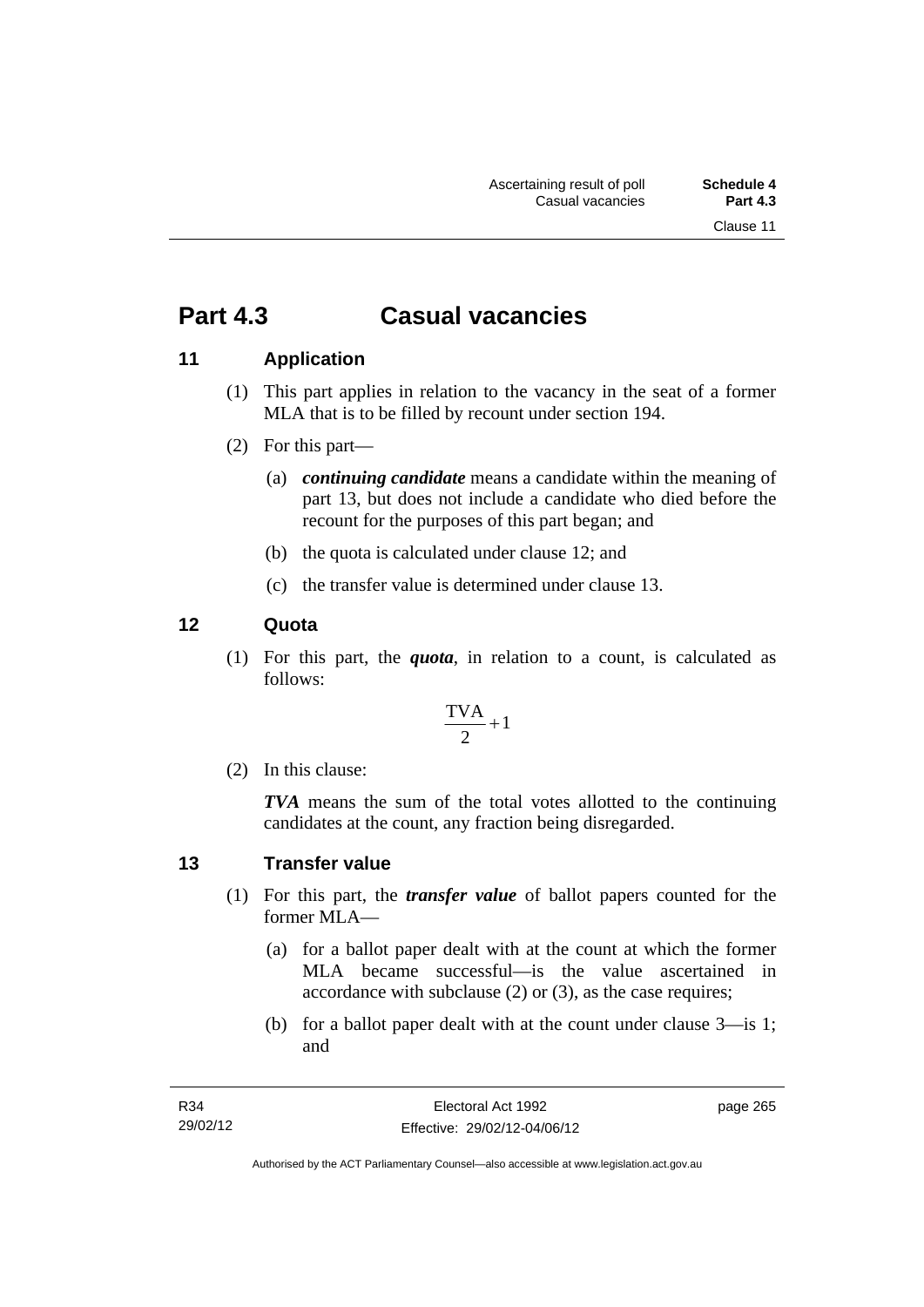# Part 4.3 Casual vacancies

## 11 Application

(1) This part applies in relation to the vacancy in the seat of a former MLA that is to be filled by recount under section 194.

(2) For this part—

(a) ***continuing candidate*** means a candidate within the meaning of part 13, but does not include a candidate who died before the recount for the purposes of this part began; and

(b) the quota is calculated under clause 12; and

(c) the transfer value is determined under clause 13.

## 12 Quota

(1) For this part, the ***quota***, in relation to a count, is calculated as follows:

$$\frac{\text{TVA}}{2}+1$$

(2) In this clause:

***TVA*** means the sum of the total votes allotted to the continuing candidates at the count, any fraction being disregarded.

## 13 Transfer value

(1) For this part, the ***transfer value*** of ballot papers counted for the former MLA—

(a) for a ballot paper dealt with at the count at which the former MLA became successful—is the value ascertained in accordance with subclause (2) or (3), as the case requires;

(b) for a ballot paper dealt with at the count under clause 3—is 1; and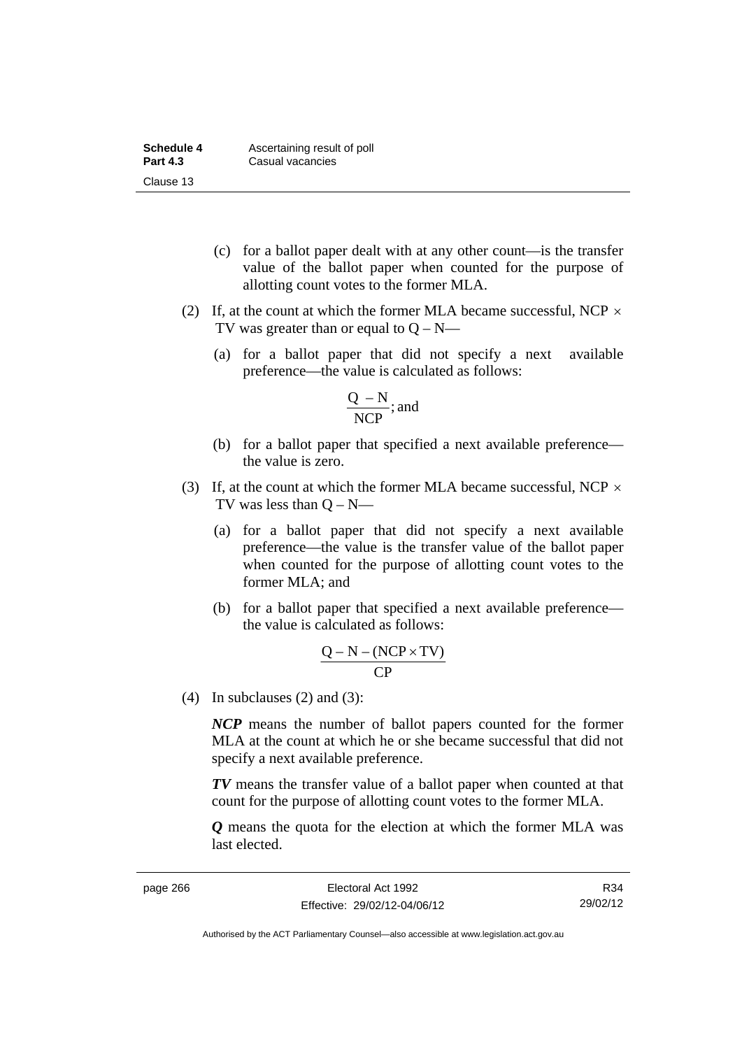(c) for a ballot paper dealt with at any other count—is the transfer value of the ballot paper when counted for the purpose of allotting count votes to the former MLA.

(2) If, at the count at which the former MLA became successful, $NCP \times TV$ was greater than or equal to $Q - N$—

(a) for a ballot paper that did not specify a next available preference—the value is calculated as follows:

$$\frac{Q - N}{NCP}\text{; and}$$

(b) for a ballot paper that specified a next available preference—the value is zero.

(3) If, at the count at which the former MLA became successful, $NCP \times TV$ was less than $Q - N$—

(a) for a ballot paper that did not specify a next available preference—the value is the transfer value of the ballot paper when counted for the purpose of allotting count votes to the former MLA; and

(b) for a ballot paper that specified a next available preference—the value is calculated as follows:

$$\frac{Q - N - (NCP \times TV)}{CP}$$

(4) In subclauses (2) and (3):

***NCP*** means the number of ballot papers counted for the former MLA at the count at which he or she became successful that did not specify a next available preference.

***TV*** means the transfer value of a ballot paper when counted at that count for the purpose of allotting count votes to the former MLA.

***Q*** means the quota for the election at which the former MLA was last elected.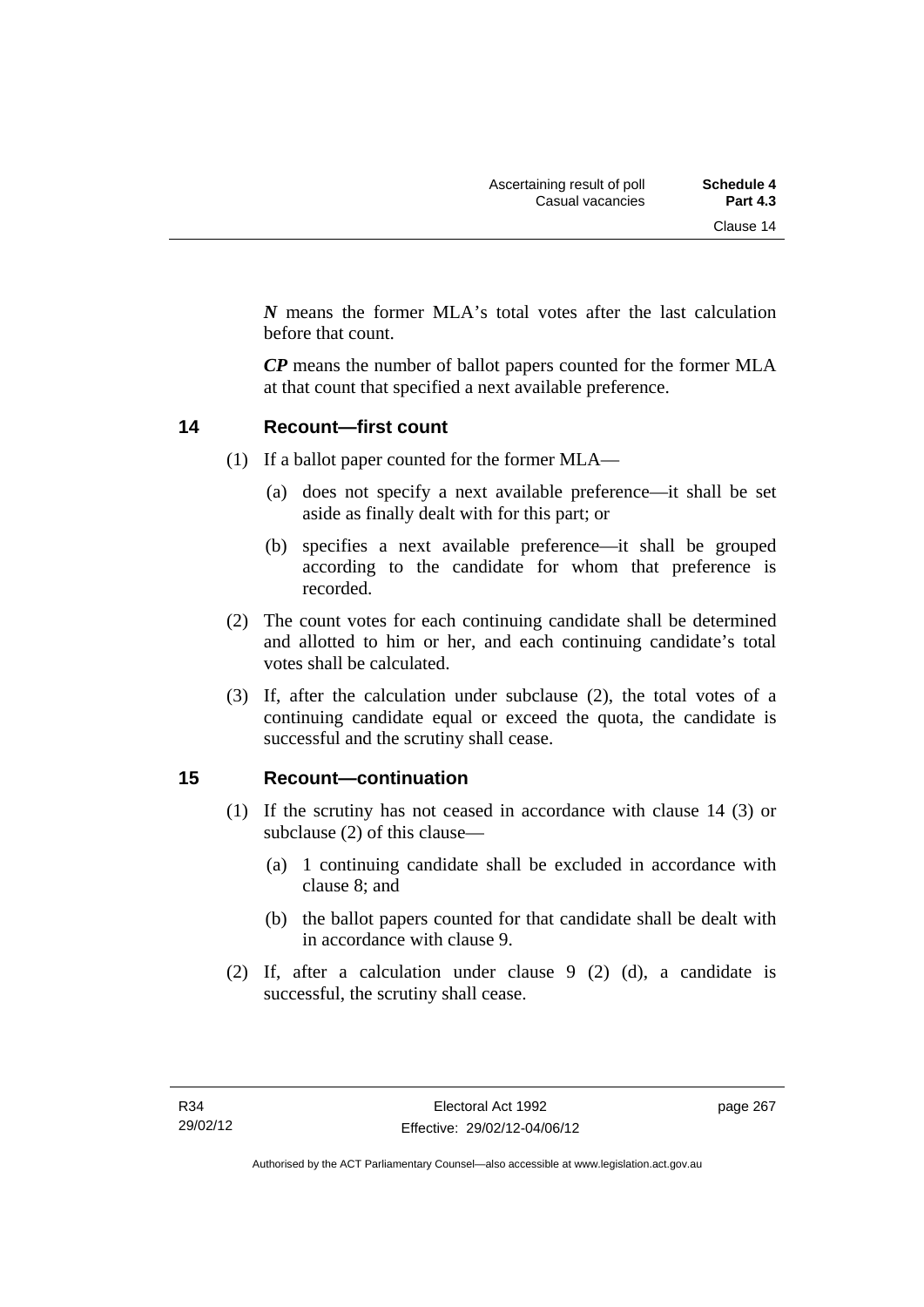***N*** means the former MLA's total votes after the last calculation before that count.

***CP*** means the number of ballot papers counted for the former MLA at that count that specified a next available preference.

## 14 Recount—first count

(1) If a ballot paper counted for the former MLA—

(a) does not specify a next available preference—it shall be set aside as finally dealt with for this part; or

(b) specifies a next available preference—it shall be grouped according to the candidate for whom that preference is recorded.

(2) The count votes for each continuing candidate shall be determined and allotted to him or her, and each continuing candidate's total votes shall be calculated.

(3) If, after the calculation under subclause (2), the total votes of a continuing candidate equal or exceed the quota, the candidate is successful and the scrutiny shall cease.

## 15 Recount—continuation

(1) If the scrutiny has not ceased in accordance with clause 14 (3) or subclause (2) of this clause—

(a) 1 continuing candidate shall be excluded in accordance with clause 8; and

(b) the ballot papers counted for that candidate shall be dealt with in accordance with clause 9.

(2) If, after a calculation under clause 9 (2) (d), a candidate is successful, the scrutiny shall cease.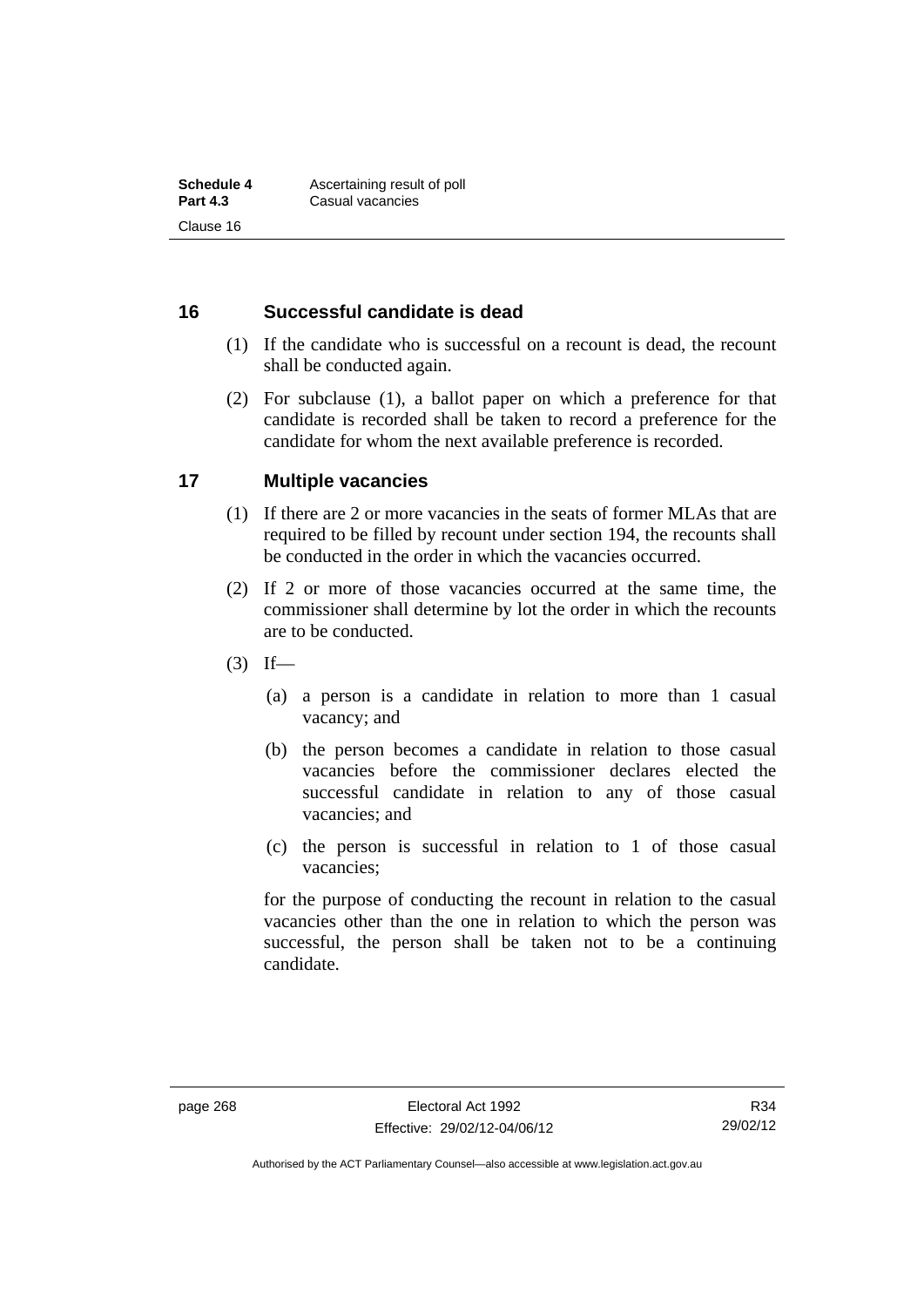## 16 Successful candidate is dead

(1) If the candidate who is successful on a recount is dead, the recount shall be conducted again.

(2) For subclause (1), a ballot paper on which a preference for that candidate is recorded shall be taken to record a preference for the candidate for whom the next available preference is recorded.

## 17 Multiple vacancies

(1) If there are 2 or more vacancies in the seats of former MLAs that are required to be filled by recount under section 194, the recounts shall be conducted in the order in which the vacancies occurred.

(2) If 2 or more of those vacancies occurred at the same time, the commissioner shall determine by lot the order in which the recounts are to be conducted.

(3) If—

(a) a person is a candidate in relation to more than 1 casual vacancy; and

(b) the person becomes a candidate in relation to those casual vacancies before the commissioner declares elected the successful candidate in relation to any of those casual vacancies; and

(c) the person is successful in relation to 1 of those casual vacancies;

for the purpose of conducting the recount in relation to the casual vacancies other than the one in relation to which the person was successful, the person shall be taken not to be a continuing candidate.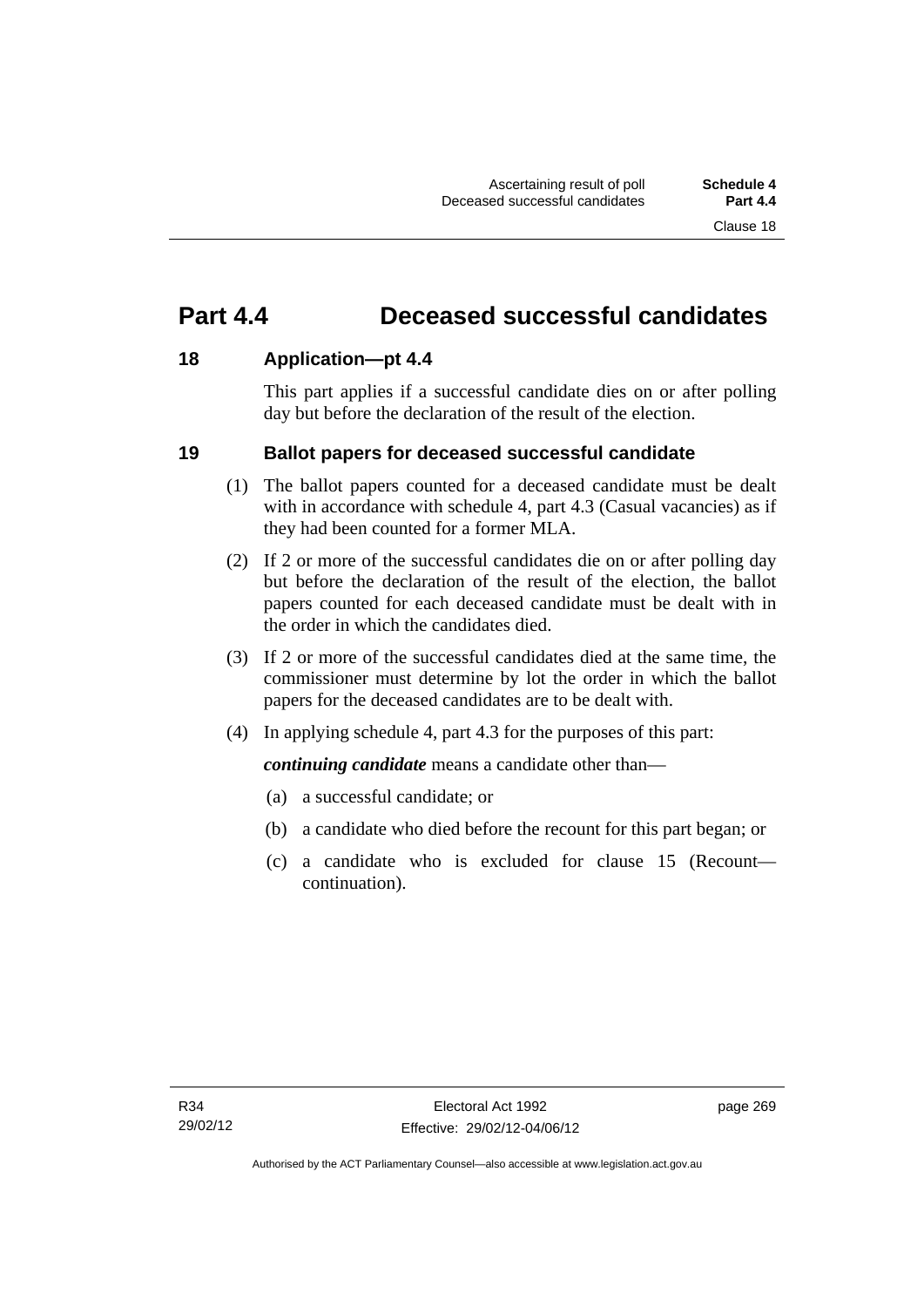# Part 4.4 Deceased successful candidates

## 18 Application—pt 4.4

This part applies if a successful candidate dies on or after polling day but before the declaration of the result of the election.

## 19 Ballot papers for deceased successful candidate

(1) The ballot papers counted for a deceased candidate must be dealt with in accordance with schedule 4, part 4.3 (Casual vacancies) as if they had been counted for a former MLA.

(2) If 2 or more of the successful candidates die on or after polling day but before the declaration of the result of the election, the ballot papers counted for each deceased candidate must be dealt with in the order in which the candidates died.

(3) If 2 or more of the successful candidates died at the same time, the commissioner must determine by lot the order in which the ballot papers for the deceased candidates are to be dealt with.

(4) In applying schedule 4, part 4.3 for the purposes of this part:

***continuing candidate*** means a candidate other than—

(a) a successful candidate; or

(b) a candidate who died before the recount for this part began; or

(c) a candidate who is excluded for clause 15 (Recount—continuation).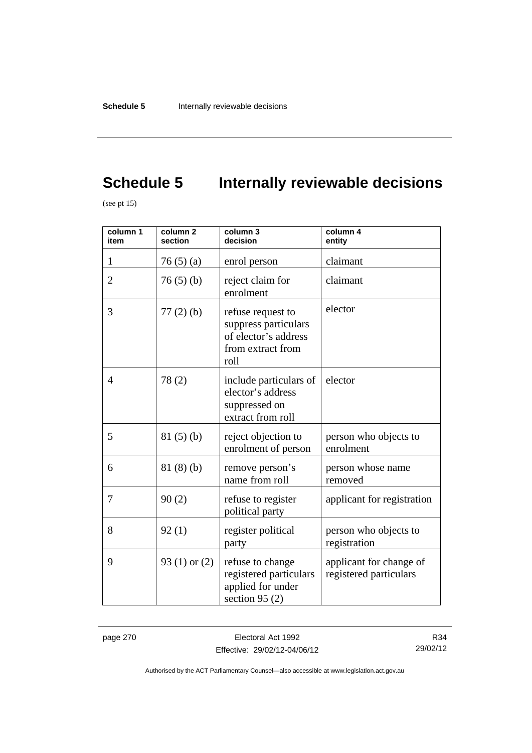# Schedule 5 Internally reviewable decisions

(see pt 15)

| column 1<br>item | column 2<br>section | column 3<br>decision | column 4<br>entity |
|---|---|---|---|
| 1 | 76 (5) (a) | enrol person | claimant |
| 2 | 76 (5) (b) | reject claim for enrolment | claimant |
| 3 | 77 (2) (b) | refuse request to suppress particulars of elector's address from extract from roll | elector |
| 4 | 78 (2) | include particulars of elector's address suppressed on extract from roll | elector |
| 5 | 81 (5) (b) | reject objection to enrolment of person | person who objects to enrolment |
| 6 | 81 (8) (b) | remove person's name from roll | person whose name removed |
| 7 | 90 (2) | refuse to register political party | applicant for registration |
| 8 | 92 (1) | register political party | person who objects to registration |
| 9 | 93 (1) or (2) | refuse to change registered particulars applied for under section 95 (2) | applicant for change of registered particulars |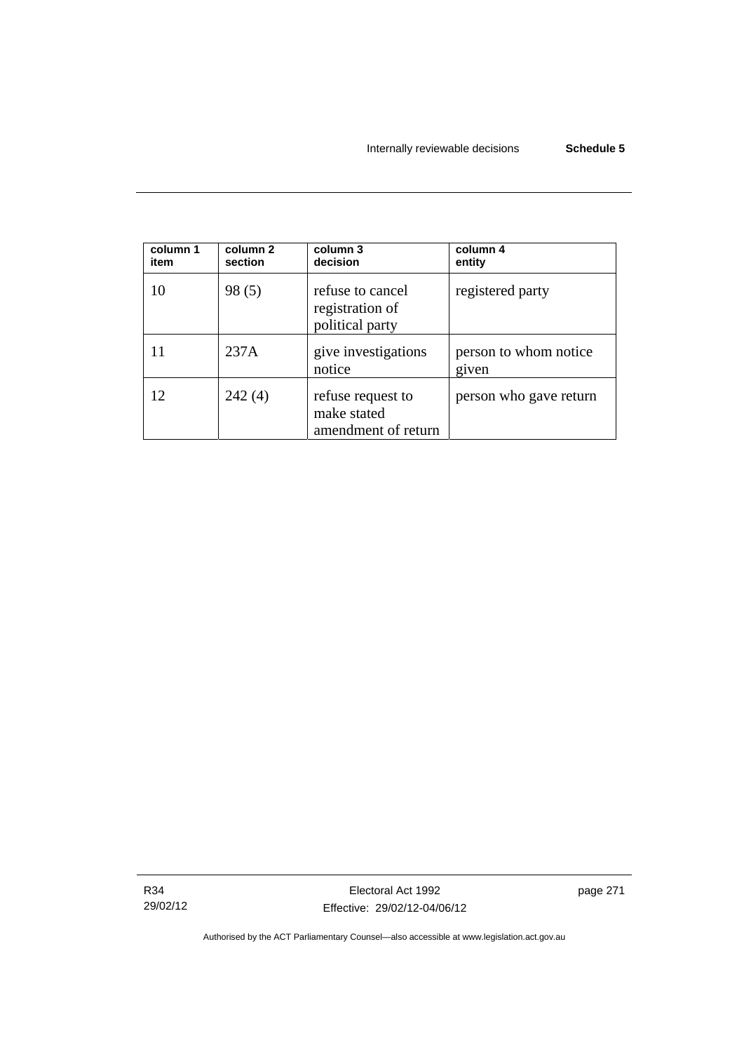| column 1 item | column 2 section | column 3 decision | column 4 entity |
|---|---|---|---|
| 10 | 98 (5) | refuse to cancel registration of political party | registered party |
| 11 | 237A | give investigations notice | person to whom notice given |
| 12 | 242 (4) | refuse request to make stated amendment of return | person who gave return |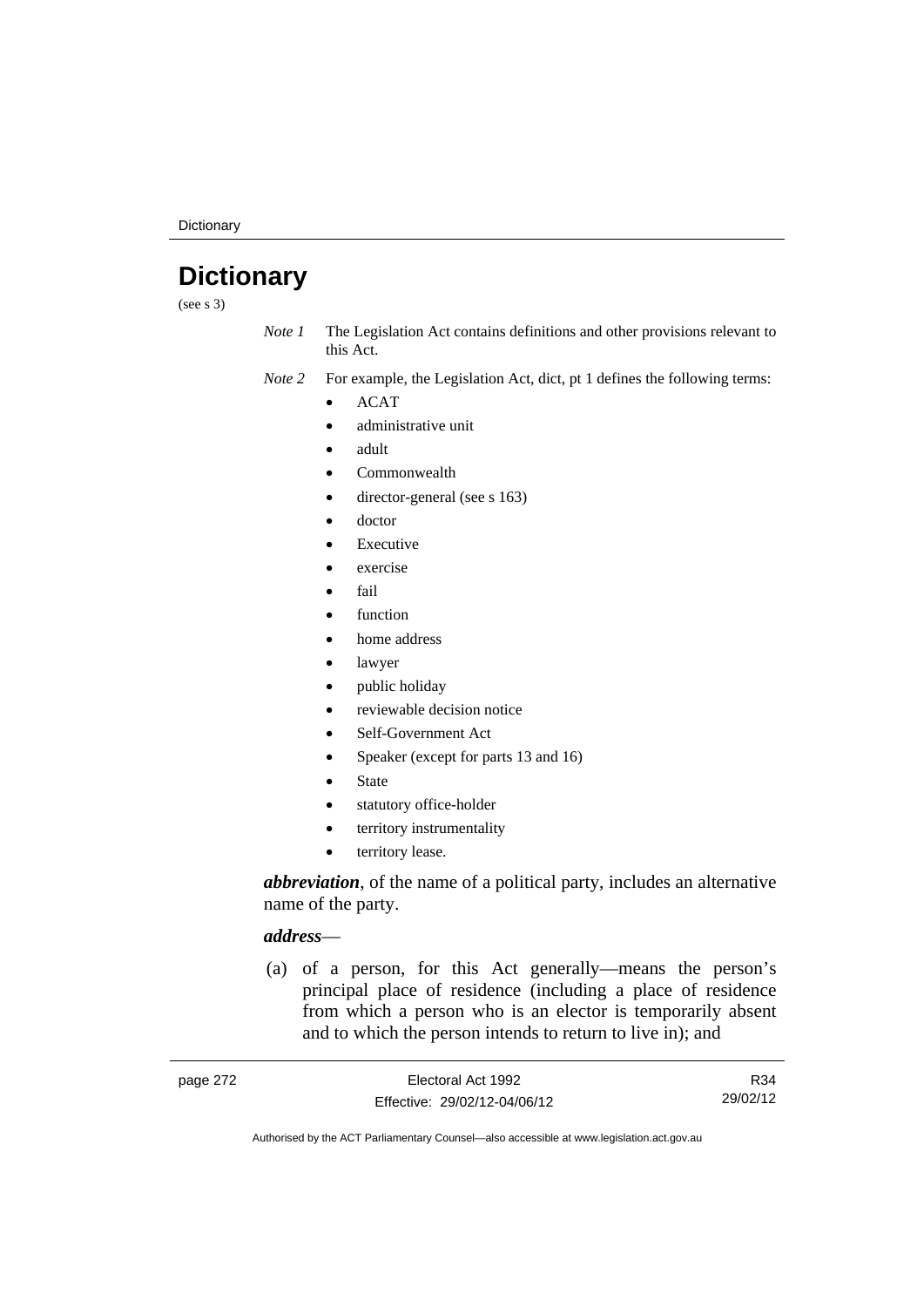# Dictionary

(see s 3)

*Note 1* The Legislation Act contains definitions and other provisions relevant to this Act.

*Note 2* For example, the Legislation Act, dict, pt 1 defines the following terms:

- ACAT
- administrative unit
- adult
- Commonwealth
- director-general (see s 163)
- doctor
- Executive
- exercise
- fail
- function
- home address
- lawyer
- public holiday
- reviewable decision notice
- Self-Government Act
- Speaker (except for parts 13 and 16)
- State
- statutory office-holder
- territory instrumentality
- territory lease.

***abbreviation***, of the name of a political party, includes an alternative name of the party.

***address***—

(a) of a person, for this Act generally—means the person's principal place of residence (including a place of residence from which a person who is an elector is temporarily absent and to which the person intends to return to live in); and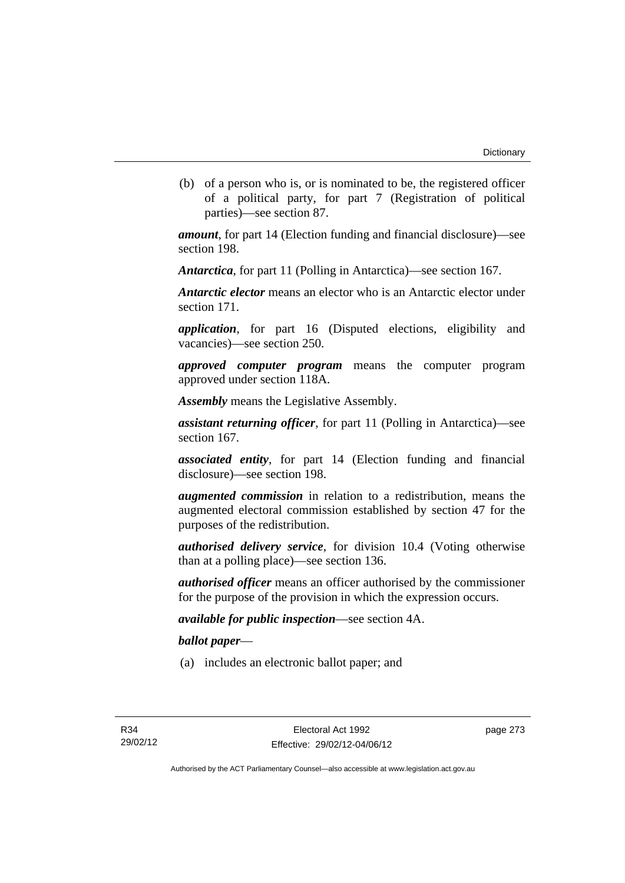(b) of a person who is, or is nominated to be, the registered officer of a political party, for part 7 (Registration of political parties)—see section 87.

***amount***, for part 14 (Election funding and financial disclosure)—see section 198.

***Antarctica***, for part 11 (Polling in Antarctica)—see section 167.

***Antarctic elector*** means an elector who is an Antarctic elector under section 171.

***application***, for part 16 (Disputed elections, eligibility and vacancies)—see section 250.

***approved computer program*** means the computer program approved under section 118A.

***Assembly*** means the Legislative Assembly.

***assistant returning officer***, for part 11 (Polling in Antarctica)—see section 167.

***associated entity***, for part 14 (Election funding and financial disclosure)—see section 198.

***augmented commission*** in relation to a redistribution, means the augmented electoral commission established by section 47 for the purposes of the redistribution.

***authorised delivery service***, for division 10.4 (Voting otherwise than at a polling place)—see section 136.

***authorised officer*** means an officer authorised by the commissioner for the purpose of the provision in which the expression occurs.

***available for public inspection***—see section 4A.

***ballot paper***—

(a) includes an electronic ballot paper; and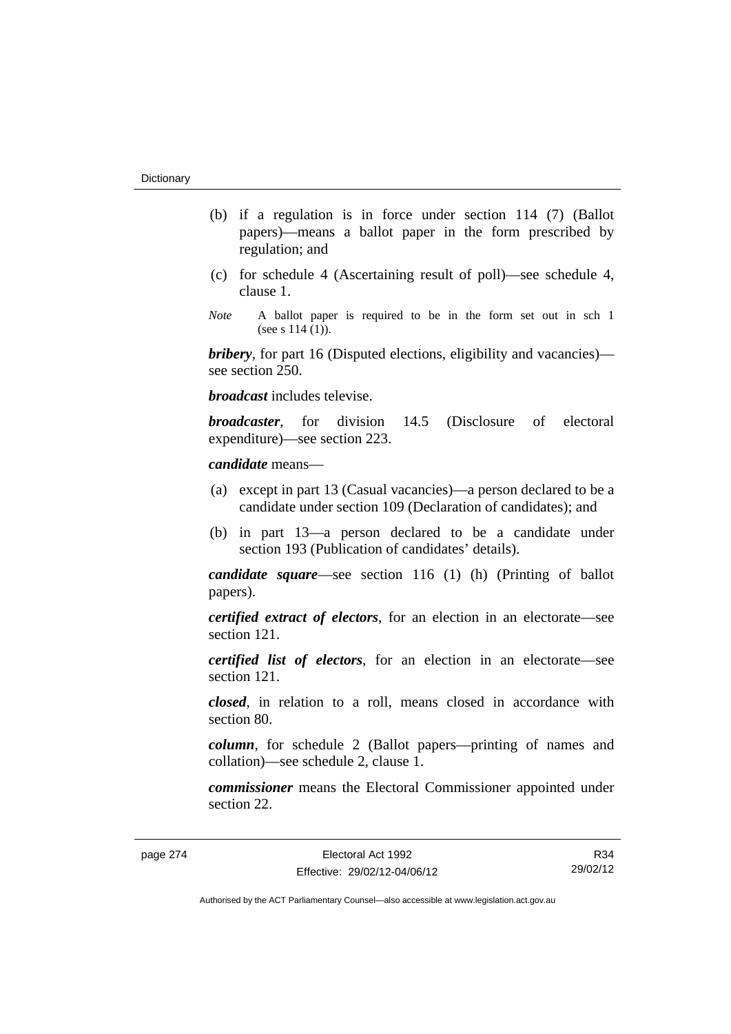(b) if a regulation is in force under section 114 (7) (Ballot papers)—means a ballot paper in the form prescribed by regulation; and

(c) for schedule 4 (Ascertaining result of poll)—see schedule 4, clause 1.

*Note* A ballot paper is required to be in the form set out in sch 1 (see s 114 (1)).

***bribery***, for part 16 (Disputed elections, eligibility and vacancies)—see section 250.

***broadcast*** includes televise.

***broadcaster***, for division 14.5 (Disclosure of electoral expenditure)—see section 223.

***candidate*** means—

(a) except in part 13 (Casual vacancies)—a person declared to be a candidate under section 109 (Declaration of candidates); and

(b) in part 13—a person declared to be a candidate under section 193 (Publication of candidates' details).

***candidate square***—see section 116 (1) (h) (Printing of ballot papers).

***certified extract of electors***, for an election in an electorate—see section 121.

***certified list of electors***, for an election in an electorate—see section 121.

***closed***, in relation to a roll, means closed in accordance with section 80.

***column***, for schedule 2 (Ballot papers—printing of names and collation)—see schedule 2, clause 1.

***commissioner*** means the Electoral Commissioner appointed under section 22.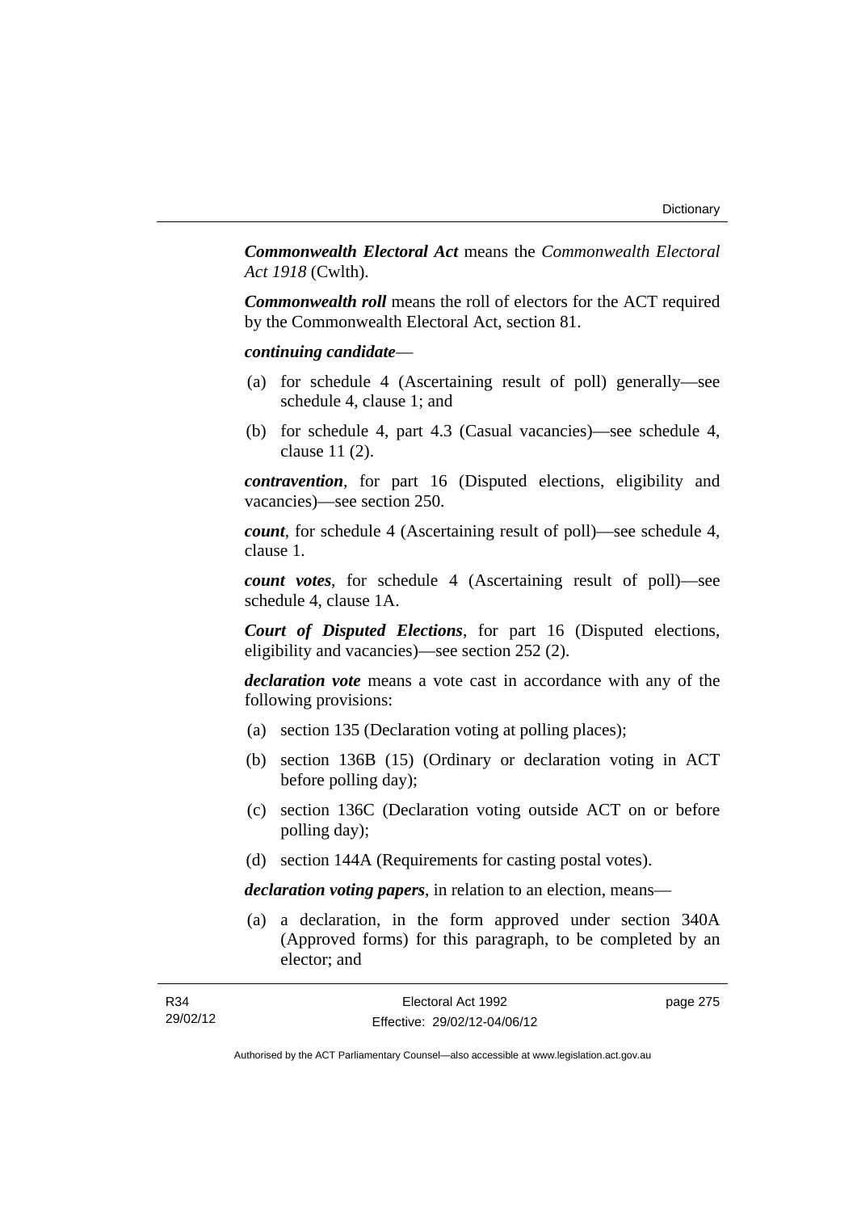***Commonwealth Electoral Act*** means the *Commonwealth Electoral Act 1918* (Cwlth).

***Commonwealth roll*** means the roll of electors for the ACT required by the Commonwealth Electoral Act, section 81.

***continuing candidate***—

(a) for schedule 4 (Ascertaining result of poll) generally—see schedule 4, clause 1; and

(b) for schedule 4, part 4.3 (Casual vacancies)—see schedule 4, clause 11 (2).

***contravention***, for part 16 (Disputed elections, eligibility and vacancies)—see section 250.

***count***, for schedule 4 (Ascertaining result of poll)—see schedule 4, clause 1.

***count votes***, for schedule 4 (Ascertaining result of poll)—see schedule 4, clause 1A.

***Court of Disputed Elections***, for part 16 (Disputed elections, eligibility and vacancies)—see section 252 (2).

***declaration vote*** means a vote cast in accordance with any of the following provisions:

(a) section 135 (Declaration voting at polling places);

(b) section 136B (15) (Ordinary or declaration voting in ACT before polling day);

(c) section 136C (Declaration voting outside ACT on or before polling day);

(d) section 144A (Requirements for casting postal votes).

***declaration voting papers***, in relation to an election, means—

(a) a declaration, in the form approved under section 340A (Approved forms) for this paragraph, to be completed by an elector; and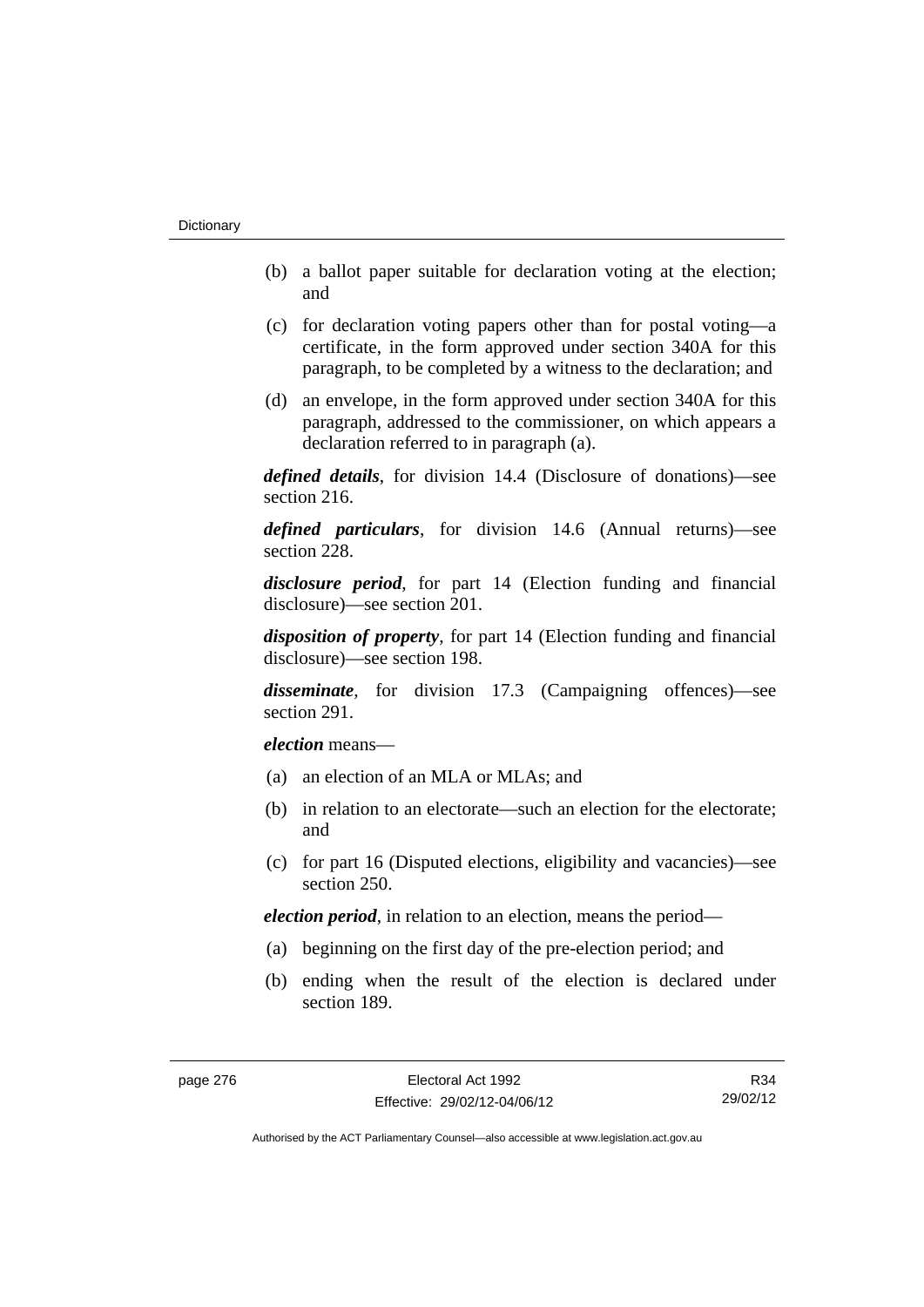(b) a ballot paper suitable for declaration voting at the election; and

(c) for declaration voting papers other than for postal voting—a certificate, in the form approved under section 340A for this paragraph, to be completed by a witness to the declaration; and

(d) an envelope, in the form approved under section 340A for this paragraph, addressed to the commissioner, on which appears a declaration referred to in paragraph (a).

***defined details***, for division 14.4 (Disclosure of donations)—see section 216.

***defined particulars***, for division 14.6 (Annual returns)—see section 228.

***disclosure period***, for part 14 (Election funding and financial disclosure)—see section 201.

***disposition of property***, for part 14 (Election funding and financial disclosure)—see section 198.

***disseminate***, for division 17.3 (Campaigning offences)—see section 291.

***election*** means—

(a) an election of an MLA or MLAs; and

(b) in relation to an electorate—such an election for the electorate; and

(c) for part 16 (Disputed elections, eligibility and vacancies)—see section 250.

***election period***, in relation to an election, means the period—

(a) beginning on the first day of the pre-election period; and

(b) ending when the result of the election is declared under section 189.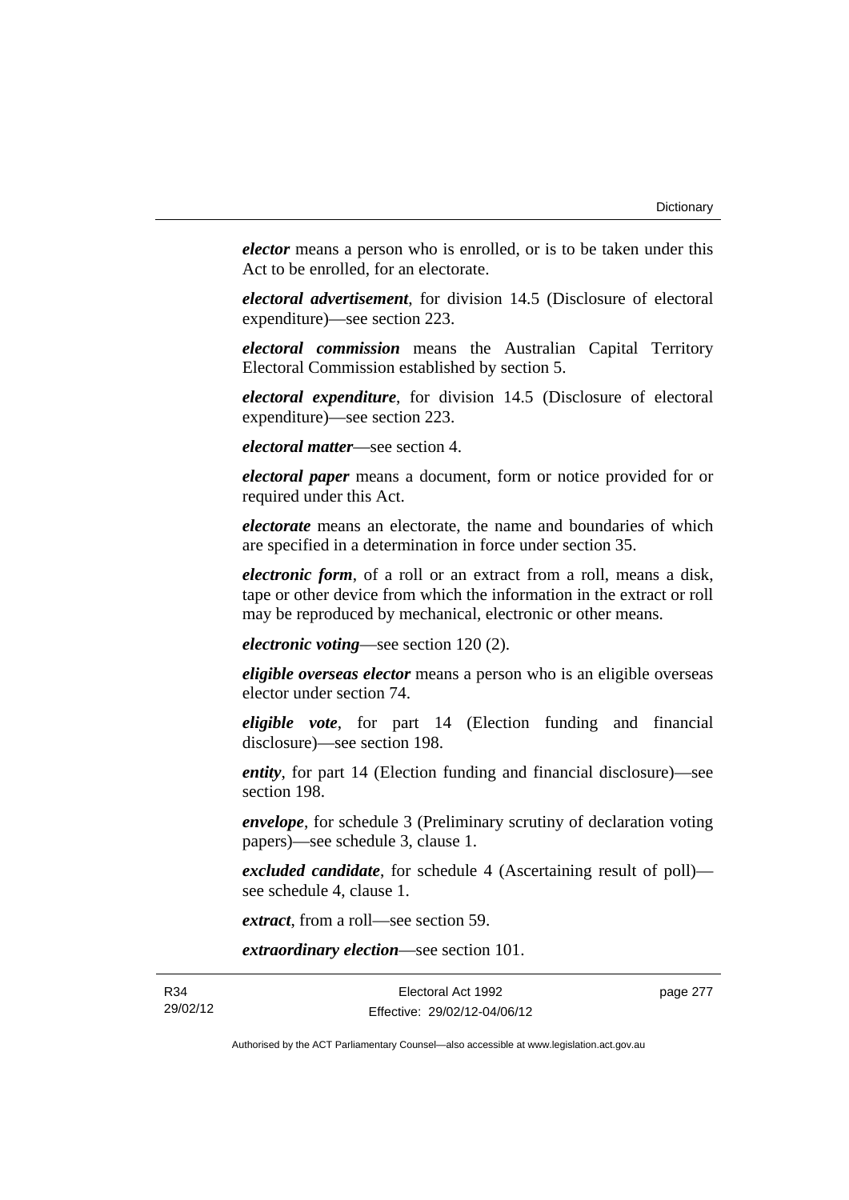***elector*** means a person who is enrolled, or is to be taken under this Act to be enrolled, for an electorate.

***electoral advertisement***, for division 14.5 (Disclosure of electoral expenditure)—see section 223.

***electoral commission*** means the Australian Capital Territory Electoral Commission established by section 5.

***electoral expenditure***, for division 14.5 (Disclosure of electoral expenditure)—see section 223.

***electoral matter***—see section 4.

***electoral paper*** means a document, form or notice provided for or required under this Act.

***electorate*** means an electorate, the name and boundaries of which are specified in a determination in force under section 35.

***electronic form***, of a roll or an extract from a roll, means a disk, tape or other device from which the information in the extract or roll may be reproduced by mechanical, electronic or other means.

***electronic voting***—see section 120 (2).

***eligible overseas elector*** means a person who is an eligible overseas elector under section 74.

***eligible vote***, for part 14 (Election funding and financial disclosure)—see section 198.

***entity***, for part 14 (Election funding and financial disclosure)—see section 198.

***envelope***, for schedule 3 (Preliminary scrutiny of declaration voting papers)—see schedule 3, clause 1.

***excluded candidate***, for schedule 4 (Ascertaining result of poll)—see schedule 4, clause 1.

***extract***, from a roll—see section 59.

***extraordinary election***—see section 101.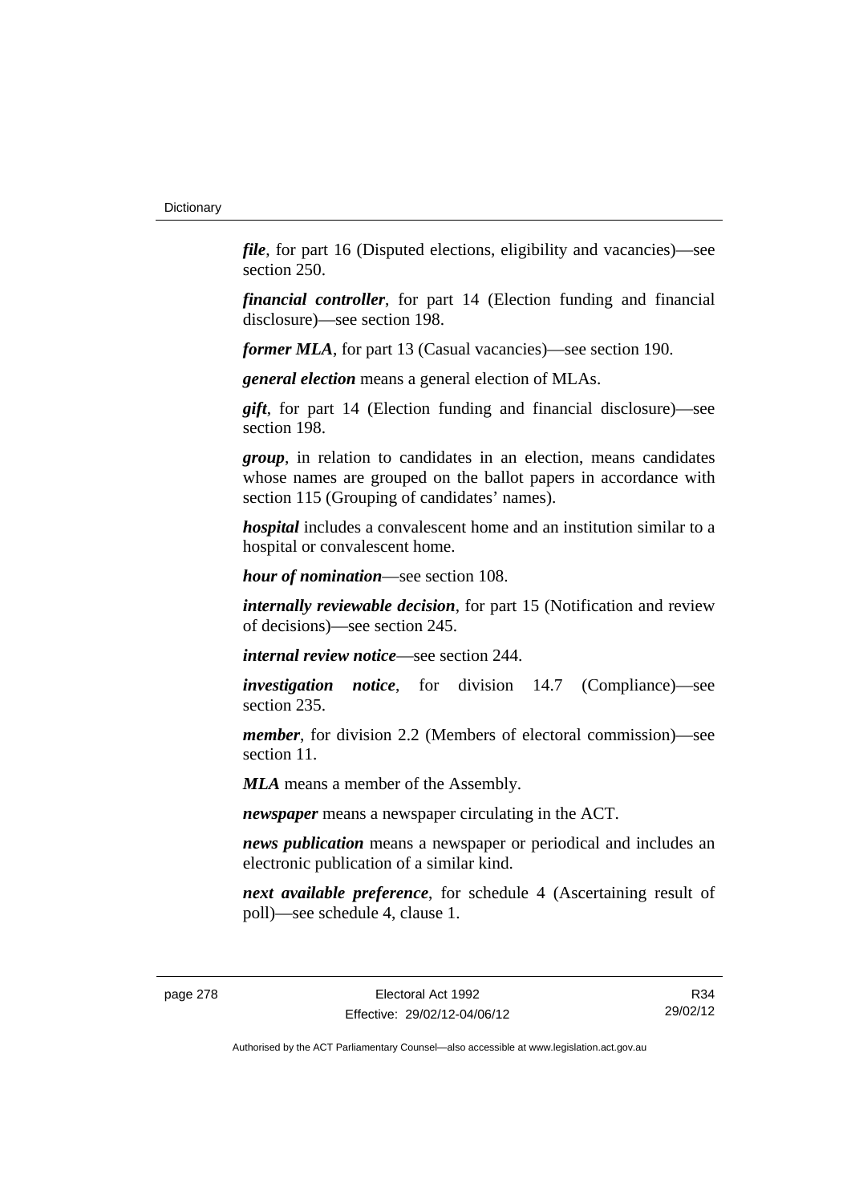***file***, for part 16 (Disputed elections, eligibility and vacancies)—see section 250.

***financial controller***, for part 14 (Election funding and financial disclosure)—see section 198.

***former MLA***, for part 13 (Casual vacancies)—see section 190.

***general election*** means a general election of MLAs.

***gift***, for part 14 (Election funding and financial disclosure)—see section 198.

***group***, in relation to candidates in an election, means candidates whose names are grouped on the ballot papers in accordance with section 115 (Grouping of candidates' names).

***hospital*** includes a convalescent home and an institution similar to a hospital or convalescent home.

***hour of nomination***—see section 108.

***internally reviewable decision***, for part 15 (Notification and review of decisions)—see section 245.

***internal review notice***—see section 244.

***investigation notice***, for division 14.7 (Compliance)—see section 235.

***member***, for division 2.2 (Members of electoral commission)—see section 11.

***MLA*** means a member of the Assembly.

***newspaper*** means a newspaper circulating in the ACT.

***news publication*** means a newspaper or periodical and includes an electronic publication of a similar kind.

***next available preference***, for schedule 4 (Ascertaining result of poll)—see schedule 4, clause 1.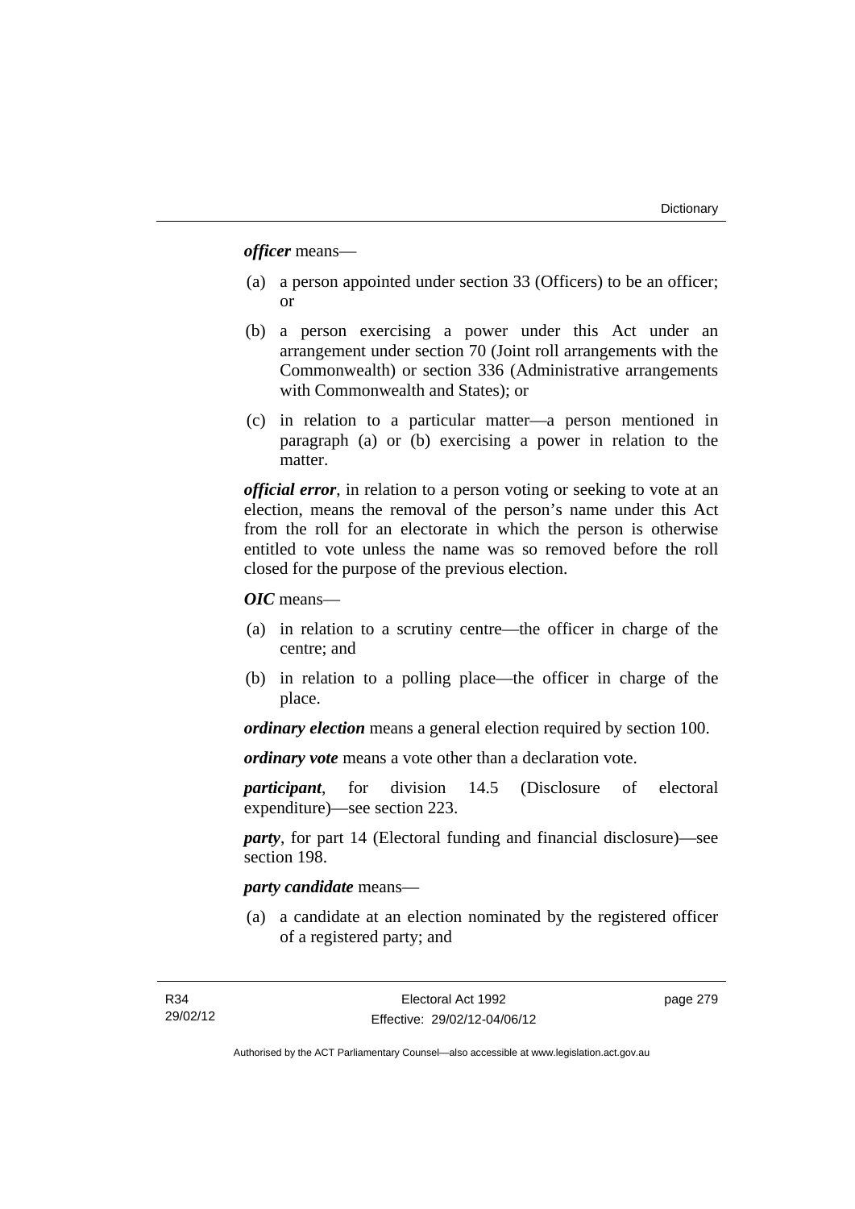***officer*** means—

(a) a person appointed under section 33 (Officers) to be an officer; or

(b) a person exercising a power under this Act under an arrangement under section 70 (Joint roll arrangements with the Commonwealth) or section 336 (Administrative arrangements with Commonwealth and States); or

(c) in relation to a particular matter—a person mentioned in paragraph (a) or (b) exercising a power in relation to the matter.

***official error***, in relation to a person voting or seeking to vote at an election, means the removal of the person's name under this Act from the roll for an electorate in which the person is otherwise entitled to vote unless the name was so removed before the roll closed for the purpose of the previous election.

***OIC*** means—

(a) in relation to a scrutiny centre—the officer in charge of the centre; and

(b) in relation to a polling place—the officer in charge of the place.

***ordinary election*** means a general election required by section 100.

***ordinary vote*** means a vote other than a declaration vote.

***participant***, for division 14.5 (Disclosure of electoral expenditure)—see section 223.

***party***, for part 14 (Electoral funding and financial disclosure)—see section 198.

***party candidate*** means—

(a) a candidate at an election nominated by the registered officer of a registered party; and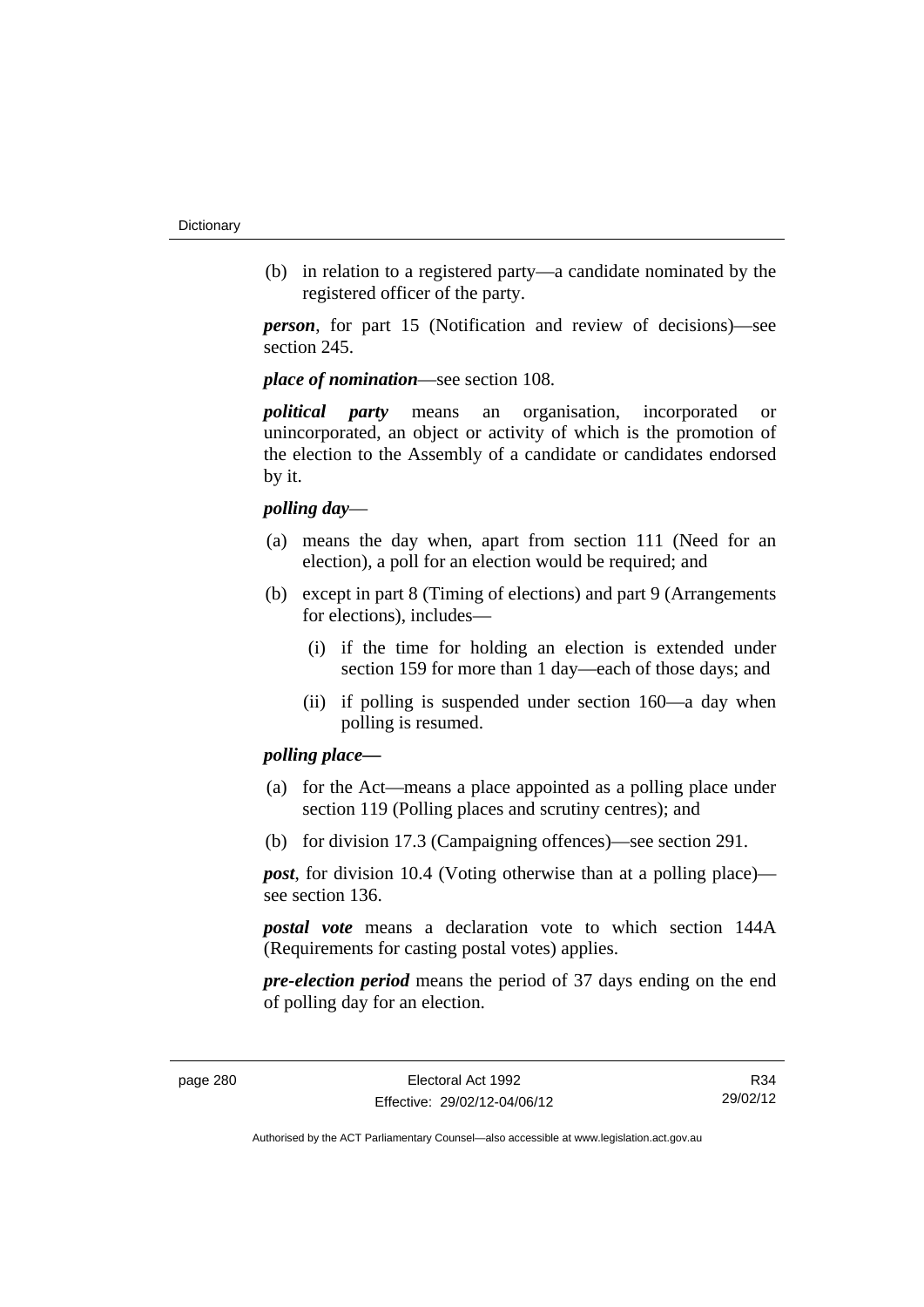(b) in relation to a registered party—a candidate nominated by the registered officer of the party.

***person***, for part 15 (Notification and review of decisions)—see section 245.

***place of nomination***—see section 108.

***political party*** means an organisation, incorporated or unincorporated, an object or activity of which is the promotion of the election to the Assembly of a candidate or candidates endorsed by it.

***polling day***—

(a) means the day when, apart from section 111 (Need for an election), a poll for an election would be required; and

(b) except in part 8 (Timing of elections) and part 9 (Arrangements for elections), includes—

  (i) if the time for holding an election is extended under section 159 for more than 1 day—each of those days; and

  (ii) if polling is suspended under section 160—a day when polling is resumed.

***polling place—***

(a) for the Act—means a place appointed as a polling place under section 119 (Polling places and scrutiny centres); and

(b) for division 17.3 (Campaigning offences)—see section 291.

***post***, for division 10.4 (Voting otherwise than at a polling place)—see section 136.

***postal vote*** means a declaration vote to which section 144A (Requirements for casting postal votes) applies.

***pre-election period*** means the period of 37 days ending on the end of polling day for an election.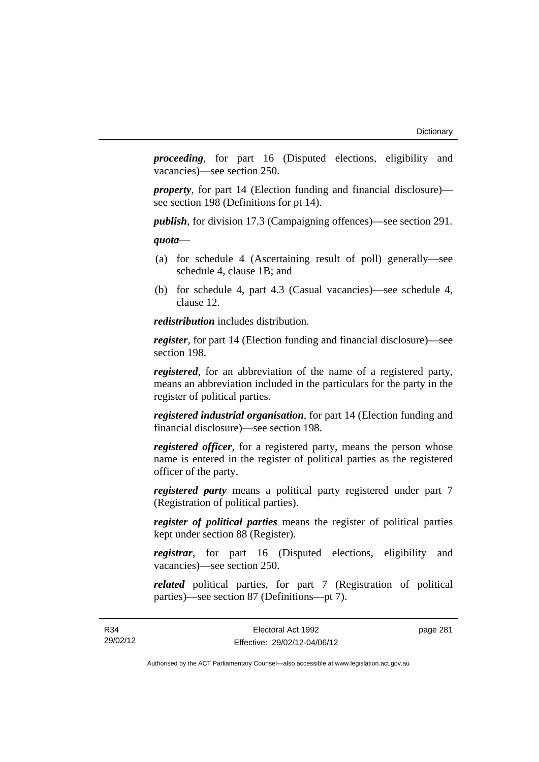***proceeding***, for part 16 (Disputed elections, eligibility and vacancies)—see section 250.

***property***, for part 14 (Election funding and financial disclosure)—see section 198 (Definitions for pt 14).

***publish***, for division 17.3 (Campaigning offences)—see section 291.

***quota***—

(a) for schedule 4 (Ascertaining result of poll) generally—see schedule 4, clause 1B; and

(b) for schedule 4, part 4.3 (Casual vacancies)—see schedule 4, clause 12.

***redistribution*** includes distribution.

***register***, for part 14 (Election funding and financial disclosure)—see section 198.

***registered***, for an abbreviation of the name of a registered party, means an abbreviation included in the particulars for the party in the register of political parties.

***registered industrial organisation***, for part 14 (Election funding and financial disclosure)—see section 198.

***registered officer***, for a registered party, means the person whose name is entered in the register of political parties as the registered officer of the party.

***registered party*** means a political party registered under part 7 (Registration of political parties).

***register of political parties*** means the register of political parties kept under section 88 (Register).

***registrar***, for part 16 (Disputed elections, eligibility and vacancies)—see section 250.

***related*** political parties, for part 7 (Registration of political parties)—see section 87 (Definitions—pt 7).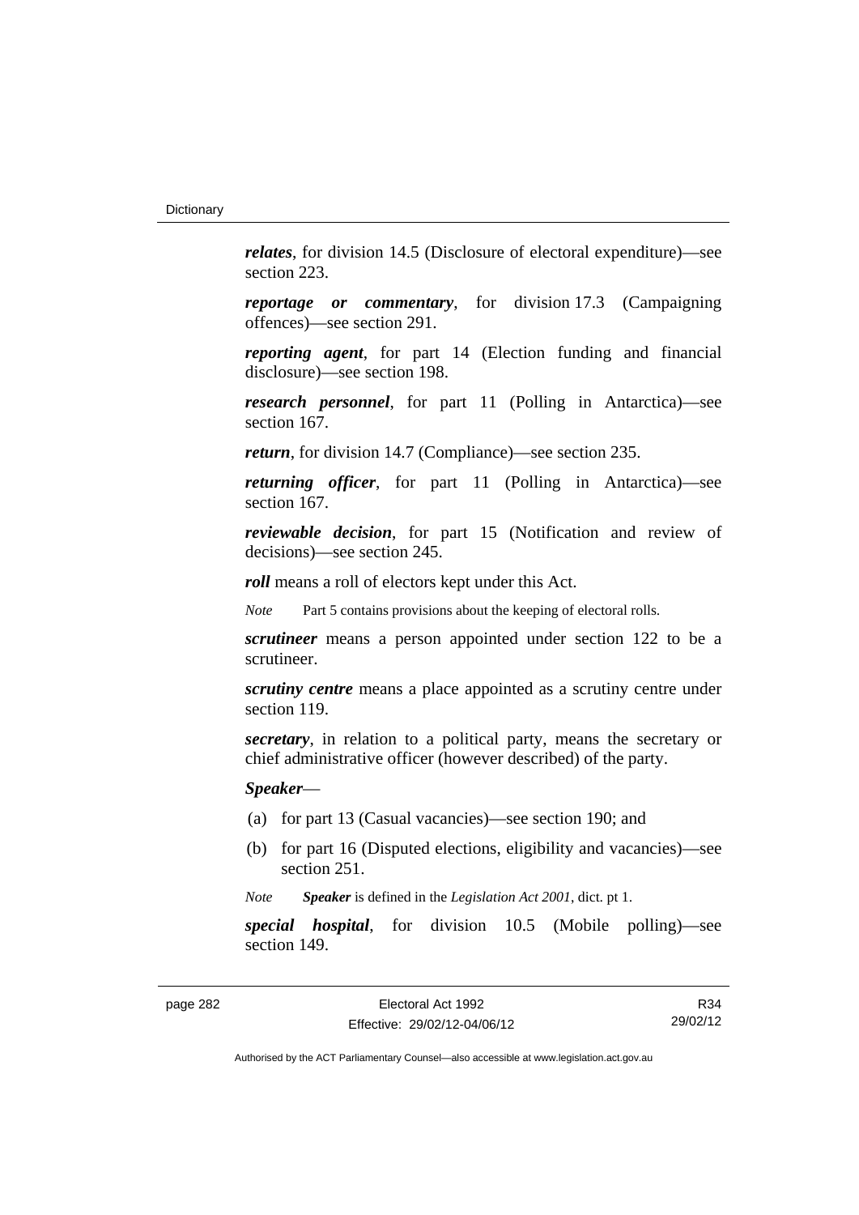***relates***, for division 14.5 (Disclosure of electoral expenditure)—see section 223.

***reportage or commentary***, for division 17.3 (Campaigning offences)—see section 291.

***reporting agent***, for part 14 (Election funding and financial disclosure)—see section 198.

***research personnel***, for part 11 (Polling in Antarctica)—see section 167.

***return***, for division 14.7 (Compliance)—see section 235.

***returning officer***, for part 11 (Polling in Antarctica)—see section 167.

***reviewable decision***, for part 15 (Notification and review of decisions)—see section 245.

***roll*** means a roll of electors kept under this Act.

*Note* Part 5 contains provisions about the keeping of electoral rolls.

***scrutineer*** means a person appointed under section 122 to be a scrutineer.

***scrutiny centre*** means a place appointed as a scrutiny centre under section 119.

***secretary***, in relation to a political party, means the secretary or chief administrative officer (however described) of the party.

***Speaker***—

(a) for part 13 (Casual vacancies)—see section 190; and

(b) for part 16 (Disputed elections, eligibility and vacancies)—see section 251.

*Note* ***Speaker*** is defined in the *Legislation Act 2001*, dict. pt 1.

***special hospital***, for division 10.5 (Mobile polling)—see section 149.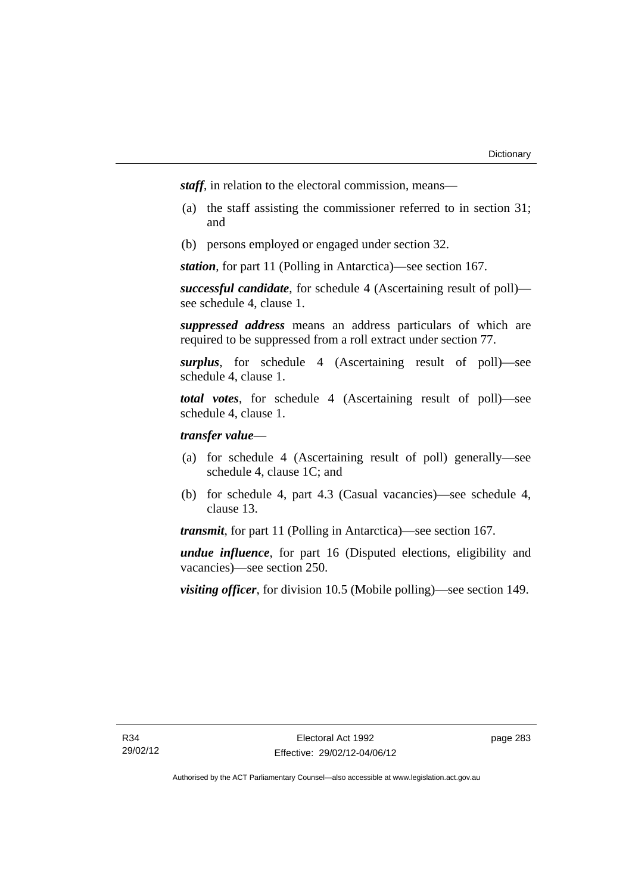***staff***, in relation to the electoral commission, means—

(a) the staff assisting the commissioner referred to in section 31; and

(b) persons employed or engaged under section 32.

***station***, for part 11 (Polling in Antarctica)—see section 167.

***successful candidate***, for schedule 4 (Ascertaining result of poll)—see schedule 4, clause 1.

***suppressed address*** means an address particulars of which are required to be suppressed from a roll extract under section 77.

***surplus***, for schedule 4 (Ascertaining result of poll)—see schedule 4, clause 1.

***total votes***, for schedule 4 (Ascertaining result of poll)—see schedule 4, clause 1.

***transfer value***—

(a) for schedule 4 (Ascertaining result of poll) generally—see schedule 4, clause 1C; and

(b) for schedule 4, part 4.3 (Casual vacancies)—see schedule 4, clause 13.

***transmit***, for part 11 (Polling in Antarctica)—see section 167.

***undue influence***, for part 16 (Disputed elections, eligibility and vacancies)—see section 250.

***visiting officer***, for division 10.5 (Mobile polling)—see section 149.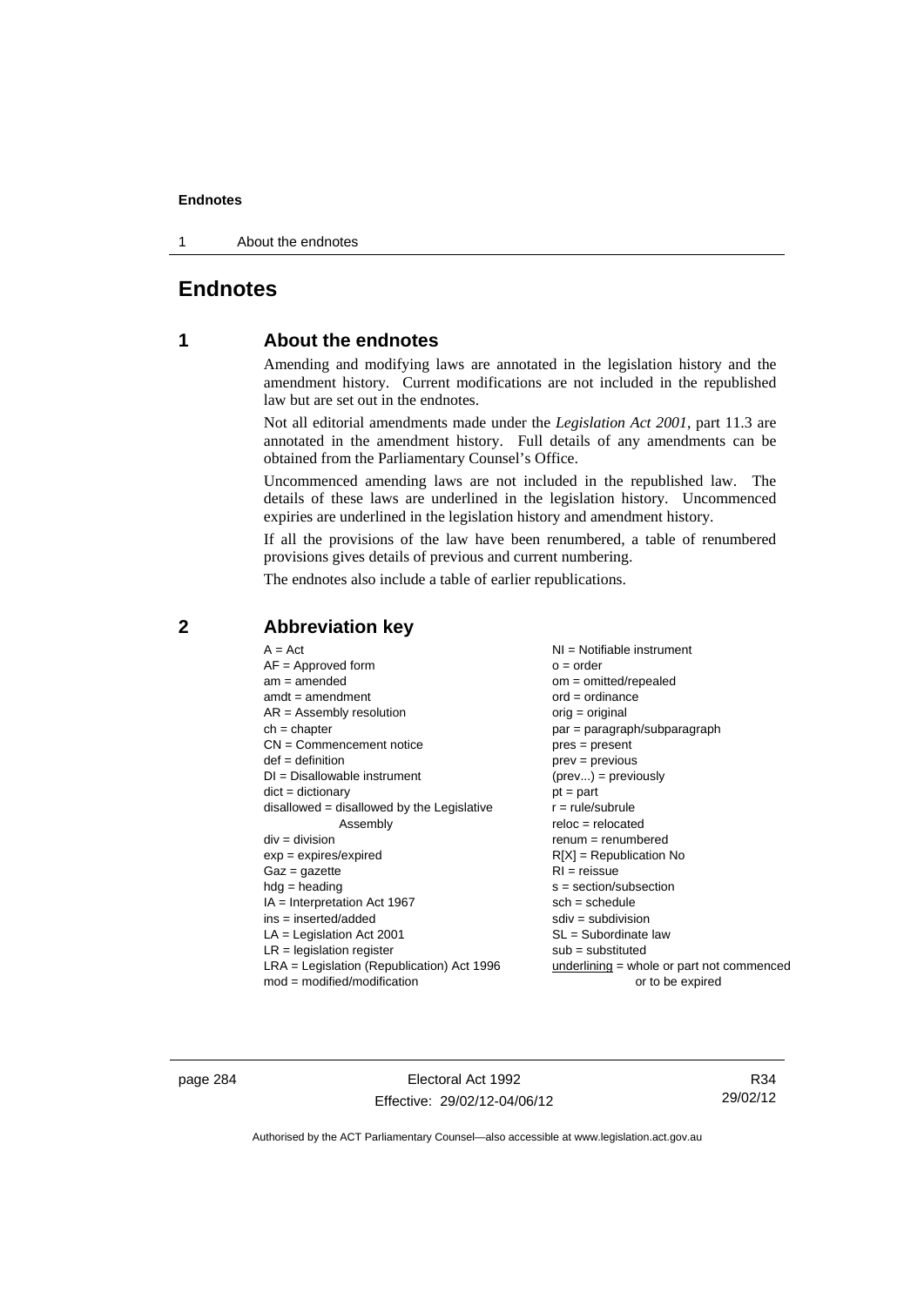# Endnotes

## 1 About the endnotes

Amending and modifying laws are annotated in the legislation history and the amendment history. Current modifications are not included in the republished law but are set out in the endnotes.

Not all editorial amendments made under the *Legislation Act 2001*, part 11.3 are annotated in the amendment history. Full details of any amendments can be obtained from the Parliamentary Counsel's Office.

Uncommenced amending laws are not included in the republished law. The details of these laws are underlined in the legislation history. Uncommenced expiries are underlined in the legislation history and amendment history.

If all the provisions of the law have been renumbered, a table of renumbered provisions gives details of previous and current numbering.

The endnotes also include a table of earlier republications.

## 2 Abbreviation key

A = Act
AF = Approved form
am = amended
amdt = amendment
AR = Assembly resolution
ch = chapter
CN = Commencement notice
def = definition
DI = Disallowable instrument
dict = dictionary
disallowed = disallowed by the Legislative Assembly
div = division
exp = expires/expired
Gaz = gazette
hdg = heading
IA = Interpretation Act 1967
ins = inserted/added
LA = Legislation Act 2001
LR = legislation register
LRA = Legislation (Republication) Act 1996
mod = modified/modification
NI = Notifiable instrument
o = order
om = omitted/repealed
ord = ordinance
orig = original
par = paragraph/subparagraph
pres = present
prev = previous
(prev...) = previously
pt = part
r = rule/subrule
reloc = relocated
renum = renumbered
R[X] = Republication No
RI = reissue
s = section/subsection
sch = schedule
sdiv = subdivision
SL = Subordinate law
sub = substituted
underlining = whole or part not commenced or to be expired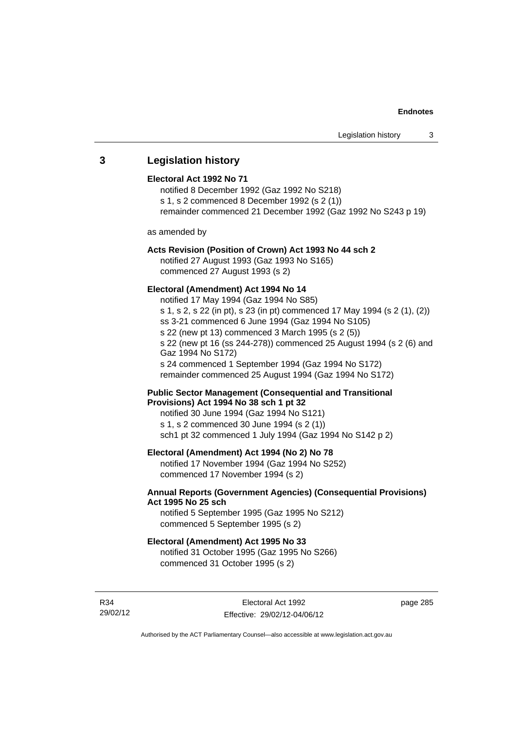## 3 Legislation history

**Electoral Act 1992 No 71**

notified 8 December 1992 (Gaz 1992 No S218)
s 1, s 2 commenced 8 December 1992 (s 2 (1))
remainder commenced 21 December 1992 (Gaz 1992 No S243 p 19)

as amended by

**Acts Revision (Position of Crown) Act 1993 No 44 sch 2**

notified 27 August 1993 (Gaz 1993 No S165)
commenced 27 August 1993 (s 2)

**Electoral (Amendment) Act 1994 No 14**

notified 17 May 1994 (Gaz 1994 No S85)
s 1, s 2, s 22 (in pt), s 23 (in pt) commenced 17 May 1994 (s 2 (1), (2))
ss 3-21 commenced 6 June 1994 (Gaz 1994 No S105)
s 22 (new pt 13) commenced 3 March 1995 (s 2 (5))
s 22 (new pt 16 (ss 244-278)) commenced 25 August 1994 (s 2 (6) and Gaz 1994 No S172)
s 24 commenced 1 September 1994 (Gaz 1994 No S172)
remainder commenced 25 August 1994 (Gaz 1994 No S172)

**Public Sector Management (Consequential and Transitional Provisions) Act 1994 No 38 sch 1 pt 32**

notified 30 June 1994 (Gaz 1994 No S121)
s 1, s 2 commenced 30 June 1994 (s 2 (1))
sch1 pt 32 commenced 1 July 1994 (Gaz 1994 No S142 p 2)

**Electoral (Amendment) Act 1994 (No 2) No 78**

notified 17 November 1994 (Gaz 1994 No S252)
commenced 17 November 1994 (s 2)

**Annual Reports (Government Agencies) (Consequential Provisions) Act 1995 No 25 sch**

notified 5 September 1995 (Gaz 1995 No S212)
commenced 5 September 1995 (s 2)

**Electoral (Amendment) Act 1995 No 33**

notified 31 October 1995 (Gaz 1995 No S266)
commenced 31 October 1995 (s 2)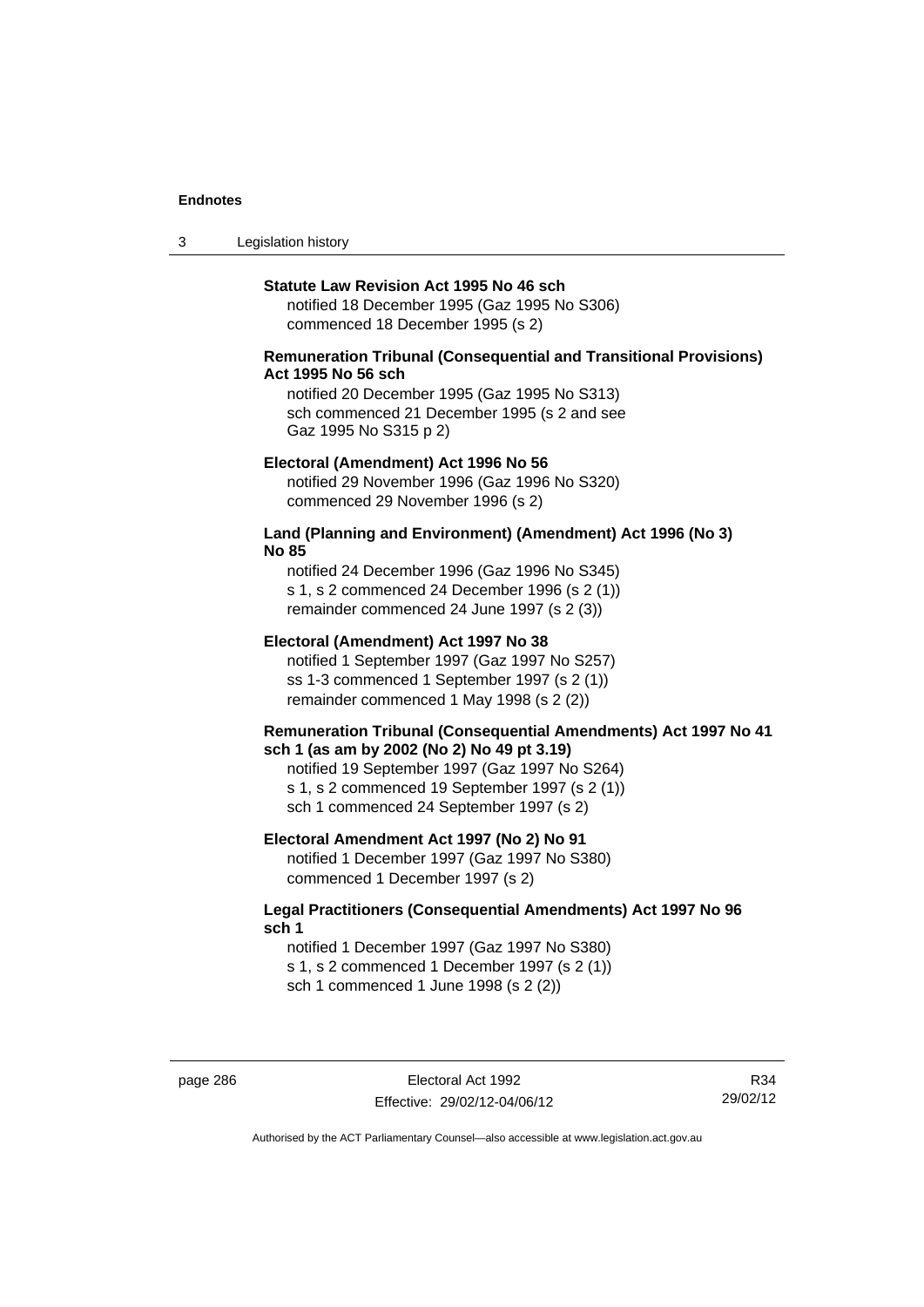**Statute Law Revision Act 1995 No 46 sch**
notified 18 December 1995 (Gaz 1995 No S306)
commenced 18 December 1995 (s 2)

**Remuneration Tribunal (Consequential and Transitional Provisions) Act 1995 No 56 sch**
notified 20 December 1995 (Gaz 1995 No S313)
sch commenced 21 December 1995 (s 2 and see Gaz 1995 No S315 p 2)

**Electoral (Amendment) Act 1996 No 56**
notified 29 November 1996 (Gaz 1996 No S320)
commenced 29 November 1996 (s 2)

**Land (Planning and Environment) (Amendment) Act 1996 (No 3) No 85**
notified 24 December 1996 (Gaz 1996 No S345)
s 1, s 2 commenced 24 December 1996 (s 2 (1))
remainder commenced 24 June 1997 (s 2 (3))

**Electoral (Amendment) Act 1997 No 38**
notified 1 September 1997 (Gaz 1997 No S257)
ss 1-3 commenced 1 September 1997 (s 2 (1))
remainder commenced 1 May 1998 (s 2 (2))

**Remuneration Tribunal (Consequential Amendments) Act 1997 No 41 sch 1 (as am by 2002 (No 2) No 49 pt 3.19)**
notified 19 September 1997 (Gaz 1997 No S264)
s 1, s 2 commenced 19 September 1997 (s 2 (1))
sch 1 commenced 24 September 1997 (s 2)

**Electoral Amendment Act 1997 (No 2) No 91**
notified 1 December 1997 (Gaz 1997 No S380)
commenced 1 December 1997 (s 2)

**Legal Practitioners (Consequential Amendments) Act 1997 No 96 sch 1**
notified 1 December 1997 (Gaz 1997 No S380)
s 1, s 2 commenced 1 December 1997 (s 2 (1))
sch 1 commenced 1 June 1998 (s 2 (2))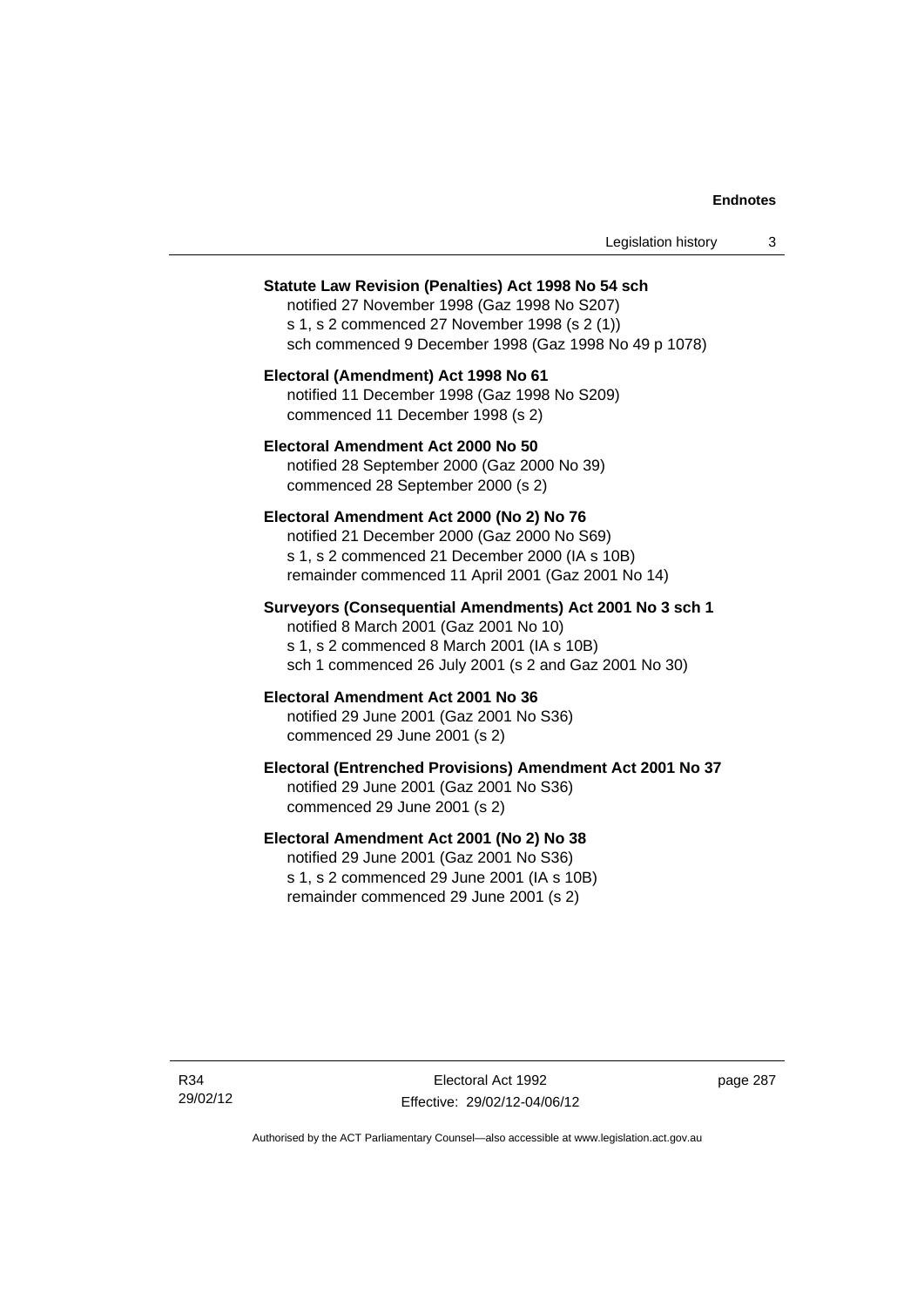**Statute Law Revision (Penalties) Act 1998 No 54 sch**

notified 27 November 1998 (Gaz 1998 No S207)
s 1, s 2 commenced 27 November 1998 (s 2 (1))
sch commenced 9 December 1998 (Gaz 1998 No 49 p 1078)

**Electoral (Amendment) Act 1998 No 61**

notified 11 December 1998 (Gaz 1998 No S209)
commenced 11 December 1998 (s 2)

**Electoral Amendment Act 2000 No 50**

notified 28 September 2000 (Gaz 2000 No 39)
commenced 28 September 2000 (s 2)

**Electoral Amendment Act 2000 (No 2) No 76**

notified 21 December 2000 (Gaz 2000 No S69)
s 1, s 2 commenced 21 December 2000 (IA s 10B)
remainder commenced 11 April 2001 (Gaz 2001 No 14)

**Surveyors (Consequential Amendments) Act 2001 No 3 sch 1**

notified 8 March 2001 (Gaz 2001 No 10)
s 1, s 2 commenced 8 March 2001 (IA s 10B)
sch 1 commenced 26 July 2001 (s 2 and Gaz 2001 No 30)

**Electoral Amendment Act 2001 No 36**

notified 29 June 2001 (Gaz 2001 No S36)
commenced 29 June 2001 (s 2)

**Electoral (Entrenched Provisions) Amendment Act 2001 No 37**

notified 29 June 2001 (Gaz 2001 No S36)
commenced 29 June 2001 (s 2)

**Electoral Amendment Act 2001 (No 2) No 38**

notified 29 June 2001 (Gaz 2001 No S36)
s 1, s 2 commenced 29 June 2001 (IA s 10B)
remainder commenced 29 June 2001 (s 2)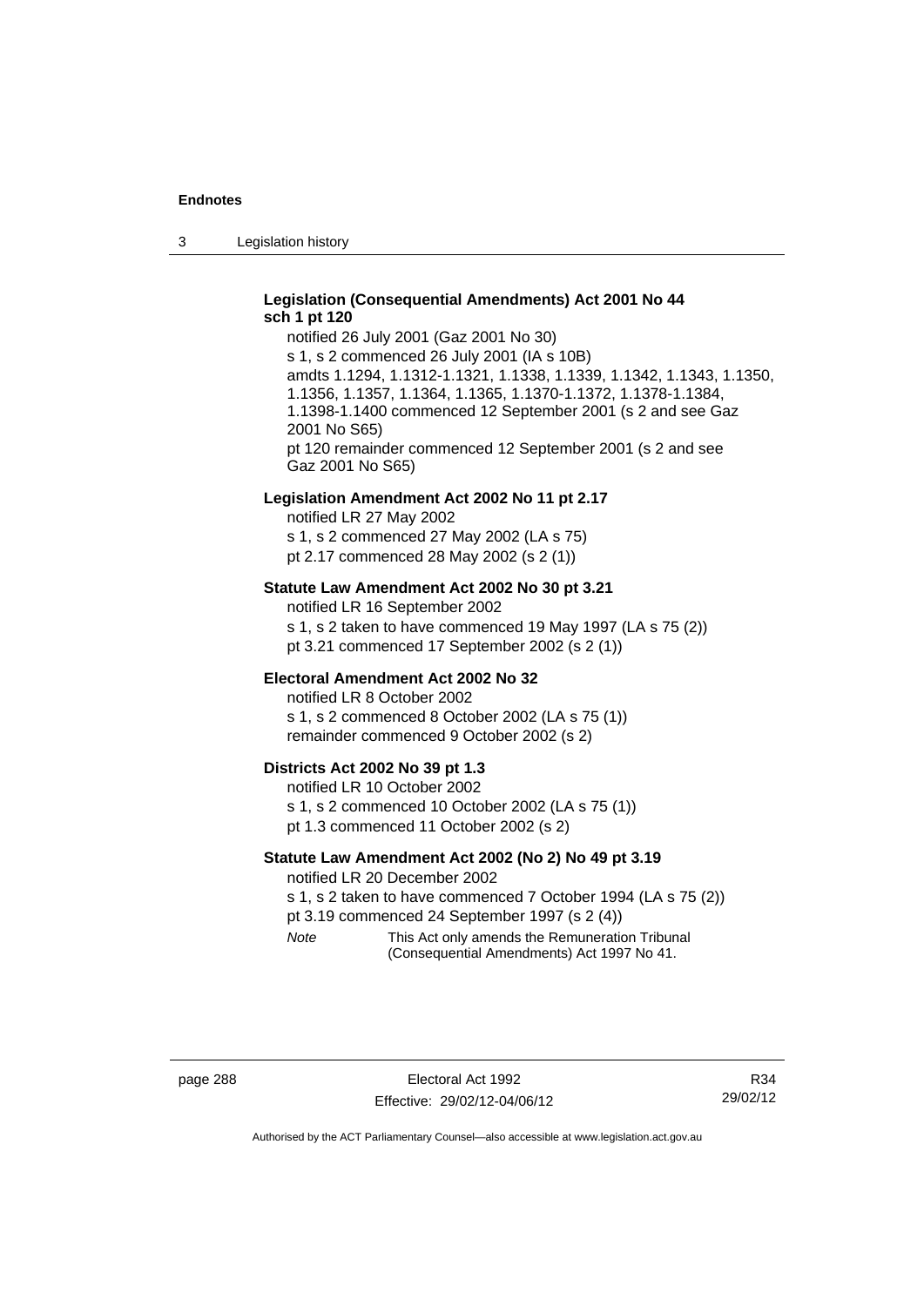**Legislation (Consequential Amendments) Act 2001 No 44 sch 1 pt 120**

notified 26 July 2001 (Gaz 2001 No 30)
s 1, s 2 commenced 26 July 2001 (IA s 10B)
amdts 1.1294, 1.1312-1.1321, 1.1338, 1.1339, 1.1342, 1.1343, 1.1350, 1.1356, 1.1357, 1.1364, 1.1365, 1.1370-1.1372, 1.1378-1.1384, 1.1398-1.1400 commenced 12 September 2001 (s 2 and see Gaz 2001 No S65)
pt 120 remainder commenced 12 September 2001 (s 2 and see Gaz 2001 No S65)

**Legislation Amendment Act 2002 No 11 pt 2.17**

notified LR 27 May 2002
s 1, s 2 commenced 27 May 2002 (LA s 75)
pt 2.17 commenced 28 May 2002 (s 2 (1))

**Statute Law Amendment Act 2002 No 30 pt 3.21**

notified LR 16 September 2002
s 1, s 2 taken to have commenced 19 May 1997 (LA s 75 (2))
pt 3.21 commenced 17 September 2002 (s 2 (1))

**Electoral Amendment Act 2002 No 32**

notified LR 8 October 2002
s 1, s 2 commenced 8 October 2002 (LA s 75 (1))
remainder commenced 9 October 2002 (s 2)

**Districts Act 2002 No 39 pt 1.3**

notified LR 10 October 2002
s 1, s 2 commenced 10 October 2002 (LA s 75 (1))
pt 1.3 commenced 11 October 2002 (s 2)

**Statute Law Amendment Act 2002 (No 2) No 49 pt 3.19**

notified LR 20 December 2002
s 1, s 2 taken to have commenced 7 October 1994 (LA s 75 (2))
pt 3.19 commenced 24 September 1997 (s 2 (4))

*Note* This Act only amends the Remuneration Tribunal (Consequential Amendments) Act 1997 No 41.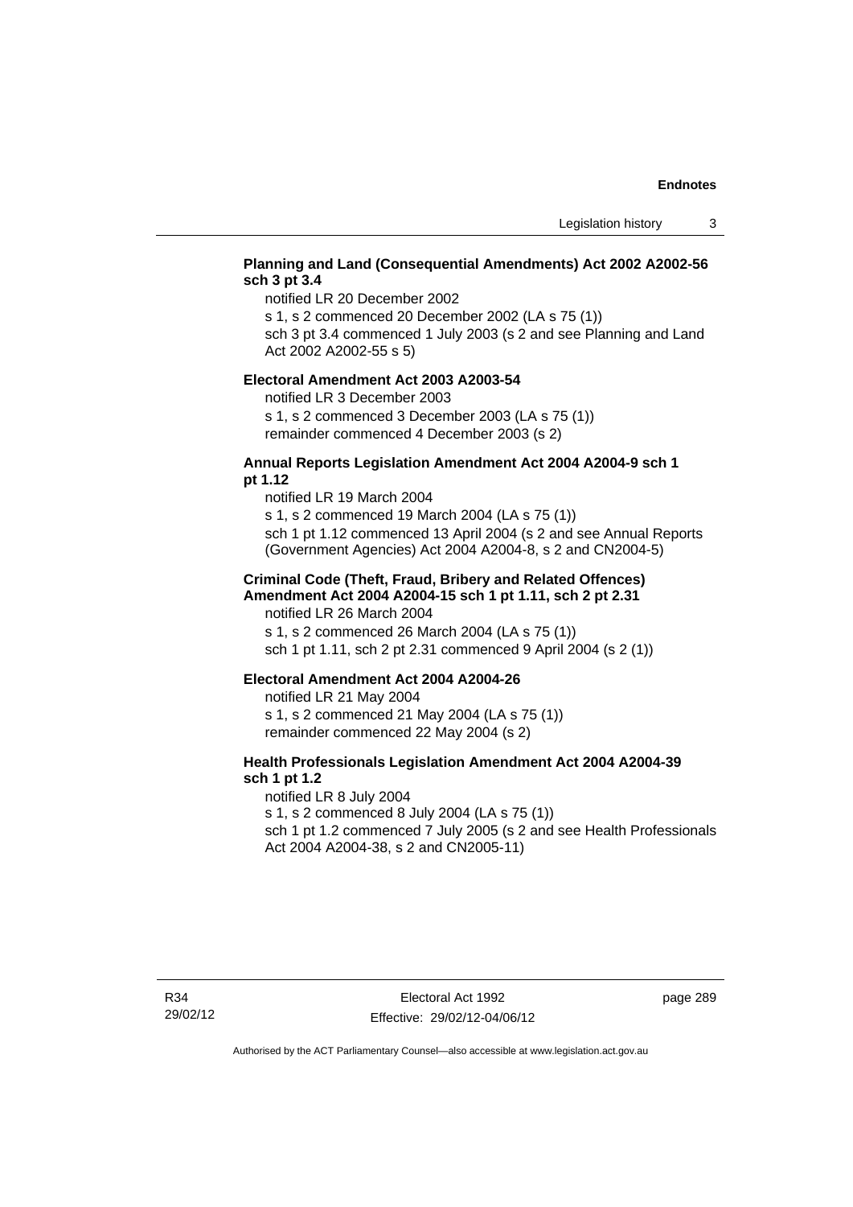**Planning and Land (Consequential Amendments) Act 2002 A2002-56 sch 3 pt 3.4**

notified LR 20 December 2002

s 1, s 2 commenced 20 December 2002 (LA s 75 (1))

sch 3 pt 3.4 commenced 1 July 2003 (s 2 and see Planning and Land Act 2002 A2002-55 s 5)

**Electoral Amendment Act 2003 A2003-54**

notified LR 3 December 2003

s 1, s 2 commenced 3 December 2003 (LA s 75 (1))

remainder commenced 4 December 2003 (s 2)

**Annual Reports Legislation Amendment Act 2004 A2004-9 sch 1 pt 1.12**

notified LR 19 March 2004

s 1, s 2 commenced 19 March 2004 (LA s 75 (1))

sch 1 pt 1.12 commenced 13 April 2004 (s 2 and see Annual Reports (Government Agencies) Act 2004 A2004-8, s 2 and CN2004-5)

**Criminal Code (Theft, Fraud, Bribery and Related Offences) Amendment Act 2004 A2004-15 sch 1 pt 1.11, sch 2 pt 2.31**

notified LR 26 March 2004

s 1, s 2 commenced 26 March 2004 (LA s 75 (1))

sch 1 pt 1.11, sch 2 pt 2.31 commenced 9 April 2004 (s 2 (1))

**Electoral Amendment Act 2004 A2004-26**

notified LR 21 May 2004

s 1, s 2 commenced 21 May 2004 (LA s 75 (1))

remainder commenced 22 May 2004 (s 2)

**Health Professionals Legislation Amendment Act 2004 A2004-39 sch 1 pt 1.2**

notified LR 8 July 2004

s 1, s 2 commenced 8 July 2004 (LA s 75 (1))

sch 1 pt 1.2 commenced 7 July 2005 (s 2 and see Health Professionals Act 2004 A2004-38, s 2 and CN2005-11)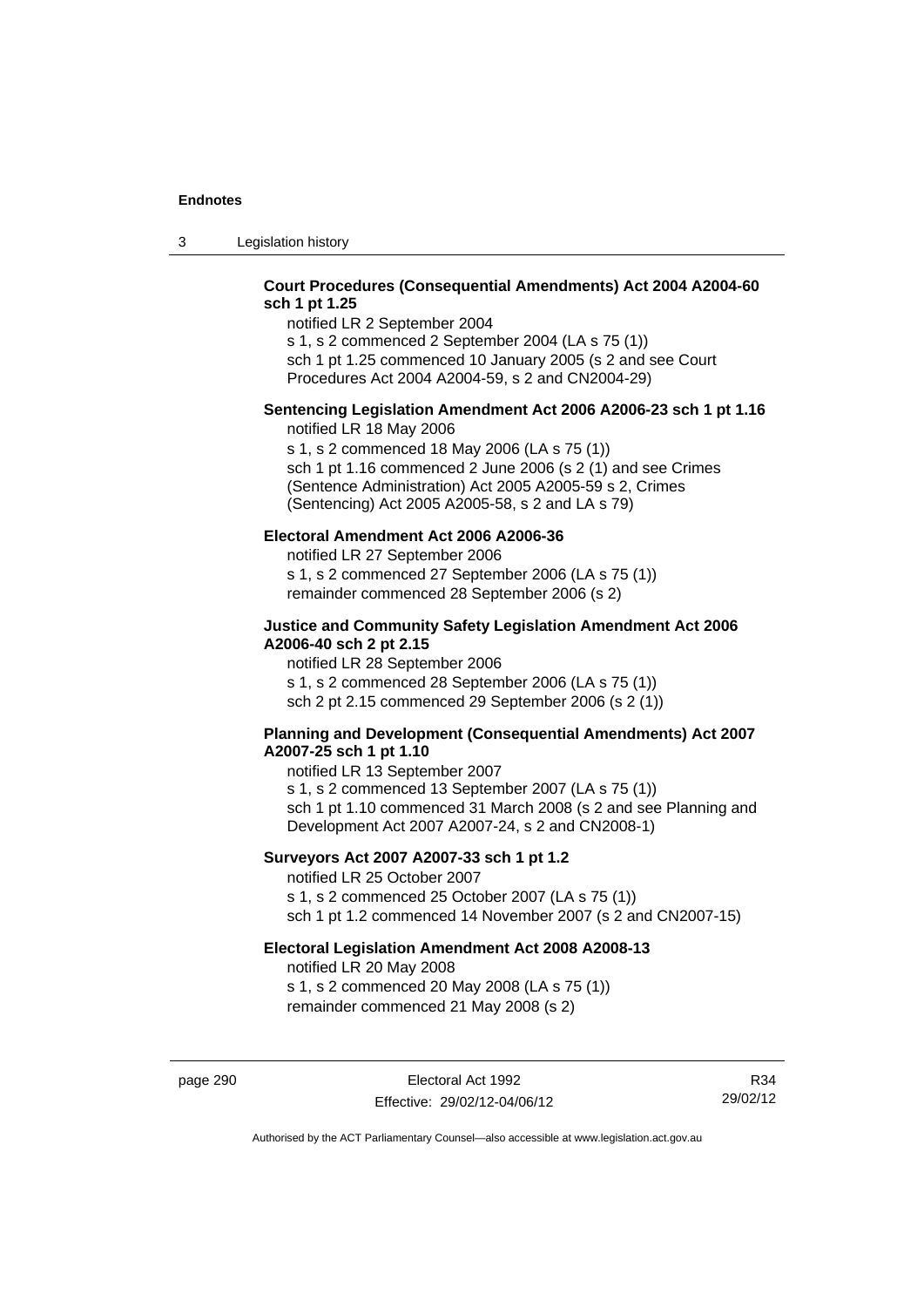**Court Procedures (Consequential Amendments) Act 2004 A2004-60 sch 1 pt 1.25**

notified LR 2 September 2004

s 1, s 2 commenced 2 September 2004 (LA s 75 (1))

sch 1 pt 1.25 commenced 10 January 2005 (s 2 and see Court Procedures Act 2004 A2004-59, s 2 and CN2004-29)

**Sentencing Legislation Amendment Act 2006 A2006-23 sch 1 pt 1.16**

notified LR 18 May 2006

s 1, s 2 commenced 18 May 2006 (LA s 75 (1))

sch 1 pt 1.16 commenced 2 June 2006 (s 2 (1) and see Crimes (Sentence Administration) Act 2005 A2005-59 s 2, Crimes (Sentencing) Act 2005 A2005-58, s 2 and LA s 79)

**Electoral Amendment Act 2006 A2006-36**

notified LR 27 September 2006

s 1, s 2 commenced 27 September 2006 (LA s 75 (1))

remainder commenced 28 September 2006 (s 2)

**Justice and Community Safety Legislation Amendment Act 2006 A2006-40 sch 2 pt 2.15**

notified LR 28 September 2006

s 1, s 2 commenced 28 September 2006 (LA s 75 (1))

sch 2 pt 2.15 commenced 29 September 2006 (s 2 (1))

**Planning and Development (Consequential Amendments) Act 2007 A2007-25 sch 1 pt 1.10**

notified LR 13 September 2007

s 1, s 2 commenced 13 September 2007 (LA s 75 (1))

sch 1 pt 1.10 commenced 31 March 2008 (s 2 and see Planning and Development Act 2007 A2007-24, s 2 and CN2008-1)

**Surveyors Act 2007 A2007-33 sch 1 pt 1.2**

notified LR 25 October 2007

s 1, s 2 commenced 25 October 2007 (LA s 75 (1))

sch 1 pt 1.2 commenced 14 November 2007 (s 2 and CN2007-15)

**Electoral Legislation Amendment Act 2008 A2008-13**

notified LR 20 May 2008

s 1, s 2 commenced 20 May 2008 (LA s 75 (1))

remainder commenced 21 May 2008 (s 2)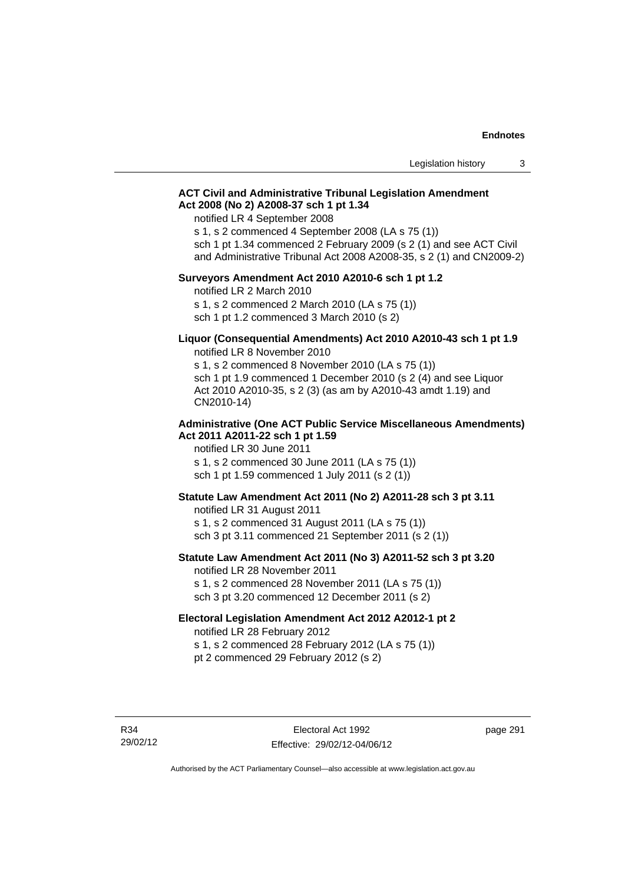**ACT Civil and Administrative Tribunal Legislation Amendment Act 2008 (No 2) A2008-37 sch 1 pt 1.34**

notified LR 4 September 2008
s 1, s 2 commenced 4 September 2008 (LA s 75 (1))
sch 1 pt 1.34 commenced 2 February 2009 (s 2 (1) and see ACT Civil and Administrative Tribunal Act 2008 A2008-35, s 2 (1) and CN2009-2)

**Surveyors Amendment Act 2010 A2010-6 sch 1 pt 1.2**

notified LR 2 March 2010
s 1, s 2 commenced 2 March 2010 (LA s 75 (1))
sch 1 pt 1.2 commenced 3 March 2010 (s 2)

**Liquor (Consequential Amendments) Act 2010 A2010-43 sch 1 pt 1.9**

notified LR 8 November 2010
s 1, s 2 commenced 8 November 2010 (LA s 75 (1))
sch 1 pt 1.9 commenced 1 December 2010 (s 2 (4) and see Liquor Act 2010 A2010-35, s 2 (3) (as am by A2010-43 amdt 1.19) and CN2010-14)

**Administrative (One ACT Public Service Miscellaneous Amendments) Act 2011 A2011-22 sch 1 pt 1.59**

notified LR 30 June 2011
s 1, s 2 commenced 30 June 2011 (LA s 75 (1))
sch 1 pt 1.59 commenced 1 July 2011 (s 2 (1))

**Statute Law Amendment Act 2011 (No 2) A2011-28 sch 3 pt 3.11**

notified LR 31 August 2011
s 1, s 2 commenced 31 August 2011 (LA s 75 (1))
sch 3 pt 3.11 commenced 21 September 2011 (s 2 (1))

**Statute Law Amendment Act 2011 (No 3) A2011-52 sch 3 pt 3.20**

notified LR 28 November 2011
s 1, s 2 commenced 28 November 2011 (LA s 75 (1))
sch 3 pt 3.20 commenced 12 December 2011 (s 2)

**Electoral Legislation Amendment Act 2012 A2012-1 pt 2**

notified LR 28 February 2012
s 1, s 2 commenced 28 February 2012 (LA s 75 (1))
pt 2 commenced 29 February 2012 (s 2)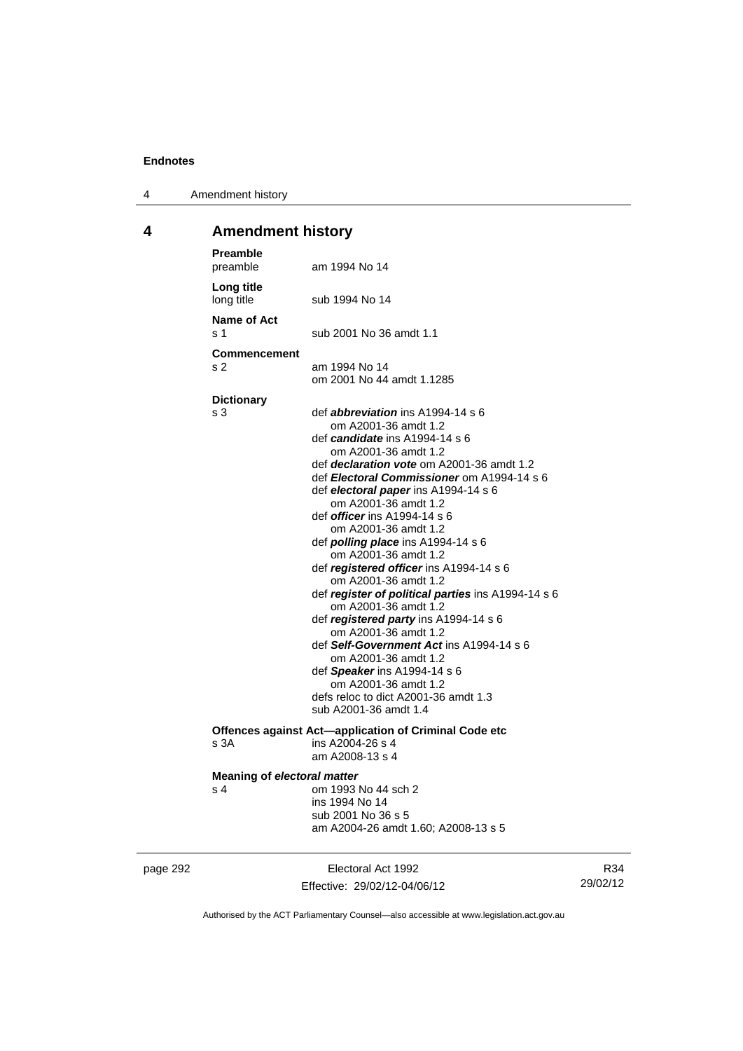## 4 Amendment history

**Preamble**
preamble am 1994 No 14

**Long title**
long title sub 1994 No 14

**Name of Act**
s 1 sub 2001 No 36 amdt 1.1

**Commencement**
s 2 am 1994 No 14
om 2001 No 44 amdt 1.1285

**Dictionary**
s 3 def ***abbreviation*** ins A1994-14 s 6
om A2001-36 amdt 1.2
def ***candidate*** ins A1994-14 s 6
om A2001-36 amdt 1.2
def ***declaration vote*** om A2001-36 amdt 1.2
def ***Electoral Commissioner*** om A1994-14 s 6
def ***electoral paper*** ins A1994-14 s 6
om A2001-36 amdt 1.2
def ***officer*** ins A1994-14 s 6
om A2001-36 amdt 1.2
def ***polling place*** ins A1994-14 s 6
om A2001-36 amdt 1.2
def ***registered officer*** ins A1994-14 s 6
om A2001-36 amdt 1.2
def ***register of political parties*** ins A1994-14 s 6
om A2001-36 amdt 1.2
def ***registered party*** ins A1994-14 s 6
om A2001-36 amdt 1.2
def ***Self-Government Act*** ins A1994-14 s 6
om A2001-36 amdt 1.2
def ***Speaker*** ins A1994-14 s 6
om A2001-36 amdt 1.2
defs reloc to dict A2001-36 amdt 1.3
sub A2001-36 amdt 1.4

**Offences against Act—application of Criminal Code etc**
s 3A ins A2004-26 s 4
am A2008-13 s 4

**Meaning of *electoral matter***
s 4 om 1993 No 44 sch 2
ins 1994 No 14
sub 2001 No 36 s 5
am A2004-26 amdt 1.60; A2008-13 s 5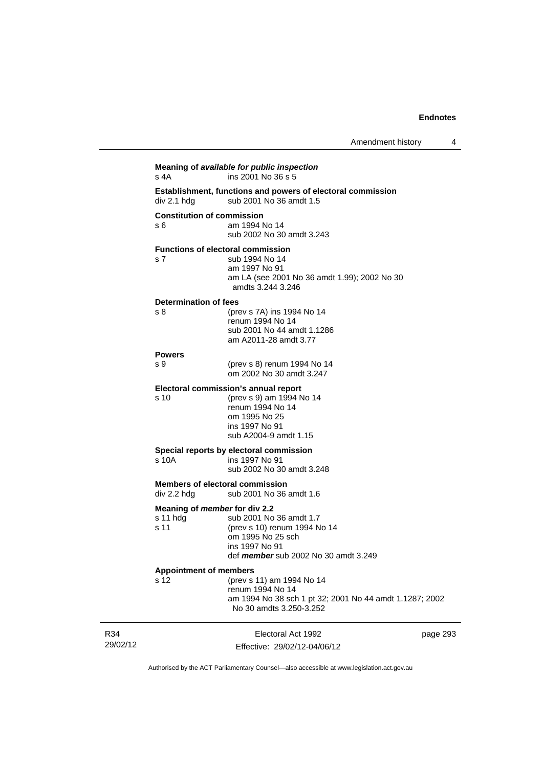**Meaning of *available for public inspection***
s 4A ins 2001 No 36 s 5

**Establishment, functions and powers of electoral commission**
div 2.1 hdg sub 2001 No 36 amdt 1.5

**Constitution of commission**
s 6 am 1994 No 14
sub 2002 No 30 amdt 3.243

**Functions of electoral commission**
s 7 sub 1994 No 14
am 1997 No 91
am LA (see 2001 No 36 amdt 1.99); 2002 No 30 amdts 3.244 3.246

**Determination of fees**
s 8 (prev s 7A) ins 1994 No 14
renum 1994 No 14
sub 2001 No 44 amdt 1.1286
am A2011-28 amdt 3.77

**Powers**
s 9 (prev s 8) renum 1994 No 14
om 2002 No 30 amdt 3.247

**Electoral commission's annual report**
s 10 (prev s 9) am 1994 No 14
renum 1994 No 14
om 1995 No 25
ins 1997 No 91
sub A2004-9 amdt 1.15

**Special reports by electoral commission**
s 10A ins 1997 No 91
sub 2002 No 30 amdt 3.248

**Members of electoral commission**
div 2.2 hdg sub 2001 No 36 amdt 1.6

**Meaning of *member* for div 2.2**
s 11 hdg sub 2001 No 36 amdt 1.7
s 11 (prev s 10) renum 1994 No 14
om 1995 No 25 sch
ins 1997 No 91
def ***member*** sub 2002 No 30 amdt 3.249

**Appointment of members**
s 12 (prev s 11) am 1994 No 14
renum 1994 No 14
am 1994 No 38 sch 1 pt 32; 2001 No 44 amdt 1.1287; 2002 No 30 amdts 3.250-3.252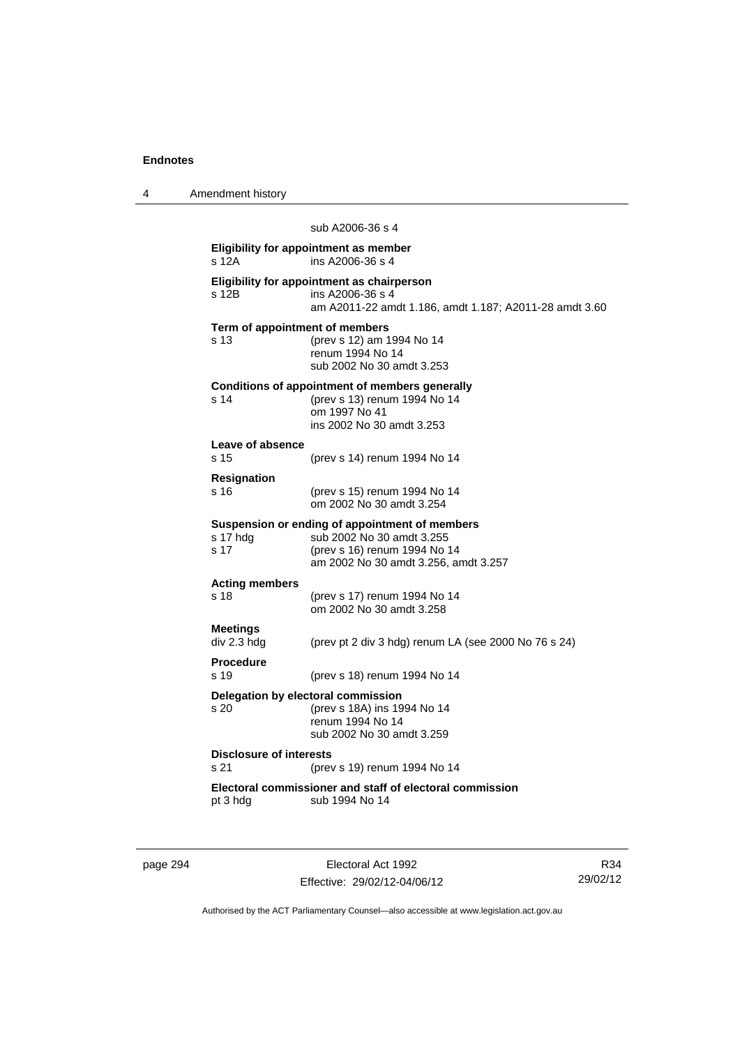sub A2006-36 s 4

**Eligibility for appointment as member**
s 12A ins A2006-36 s 4

**Eligibility for appointment as chairperson**
s 12B ins A2006-36 s 4
am A2011-22 amdt 1.186, amdt 1.187; A2011-28 amdt 3.60

**Term of appointment of members**
s 13 (prev s 12) am 1994 No 14
renum 1994 No 14
sub 2002 No 30 amdt 3.253

**Conditions of appointment of members generally**
s 14 (prev s 13) renum 1994 No 14
om 1997 No 41
ins 2002 No 30 amdt 3.253

**Leave of absence**
s 15 (prev s 14) renum 1994 No 14

**Resignation**
s 16 (prev s 15) renum 1994 No 14
om 2002 No 30 amdt 3.254

**Suspension or ending of appointment of members**
s 17 hdg sub 2002 No 30 amdt 3.255
s 17 (prev s 16) renum 1994 No 14
am 2002 No 30 amdt 3.256, amdt 3.257

**Acting members**
s 18 (prev s 17) renum 1994 No 14
om 2002 No 30 amdt 3.258

**Meetings**
div 2.3 hdg (prev pt 2 div 3 hdg) renum LA (see 2000 No 76 s 24)

**Procedure**
s 19 (prev s 18) renum 1994 No 14

**Delegation by electoral commission**
s 20 (prev s 18A) ins 1994 No 14
renum 1994 No 14
sub 2002 No 30 amdt 3.259

**Disclosure of interests**
s 21 (prev s 19) renum 1994 No 14

**Electoral commissioner and staff of electoral commission**
pt 3 hdg sub 1994 No 14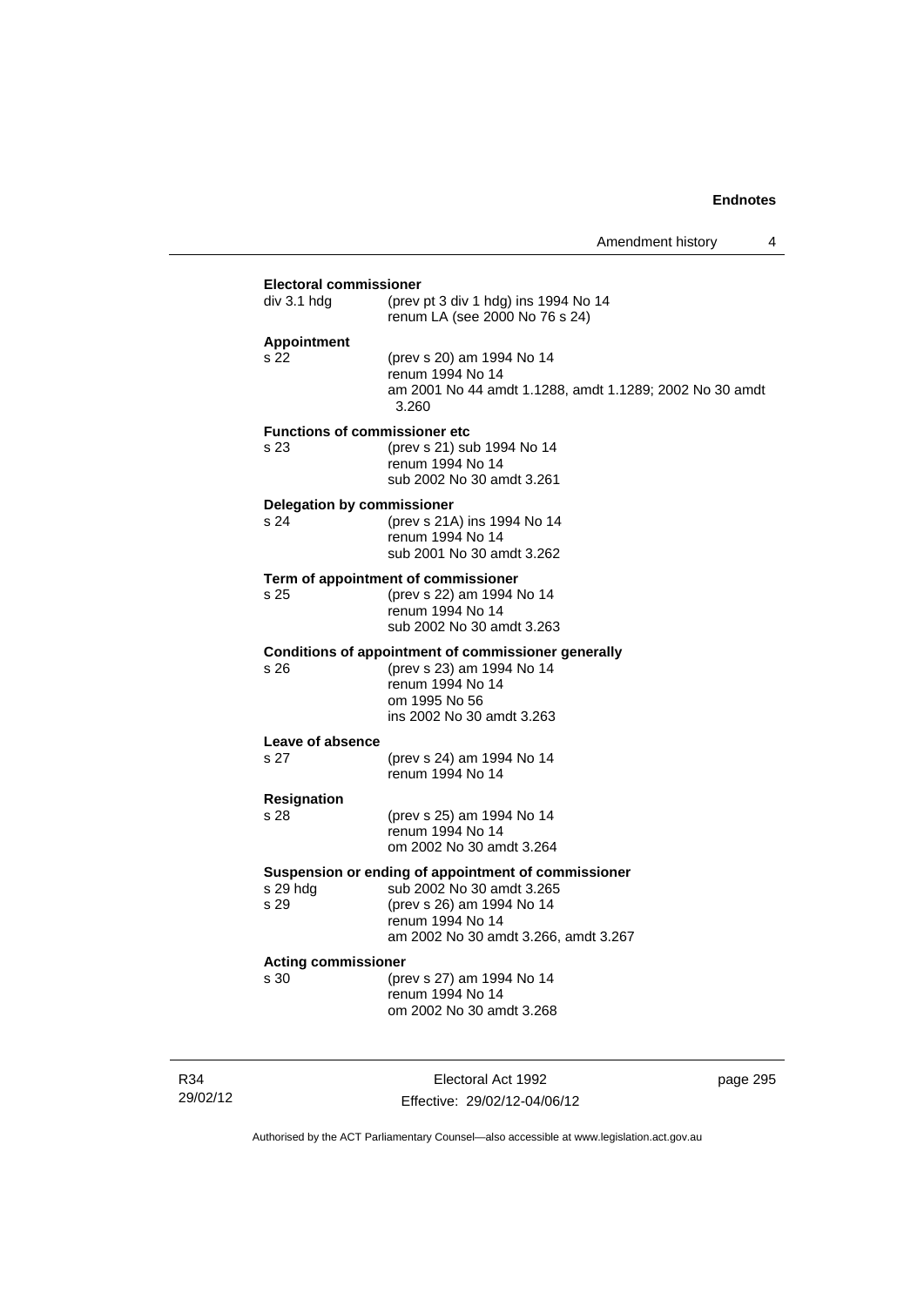**Electoral commissioner**

| | |
|---|---|
| div 3.1 hdg | (prev pt 3 div 1 hdg) ins 1994 No 14<br>renum LA (see 2000 No 76 s 24) |

**Appointment**

| | |
|---|---|
| s 22 | (prev s 20) am 1994 No 14<br>renum 1994 No 14<br>am 2001 No 44 amdt 1.1288, amdt 1.1289; 2002 No 30 amdt 3.260 |

**Functions of commissioner etc**

| | |
|---|---|
| s 23 | (prev s 21) sub 1994 No 14<br>renum 1994 No 14<br>sub 2002 No 30 amdt 3.261 |

**Delegation by commissioner**

| | |
|---|---|
| s 24 | (prev s 21A) ins 1994 No 14<br>renum 1994 No 14<br>sub 2001 No 30 amdt 3.262 |

**Term of appointment of commissioner**

| | |
|---|---|
| s 25 | (prev s 22) am 1994 No 14<br>renum 1994 No 14<br>sub 2002 No 30 amdt 3.263 |

**Conditions of appointment of commissioner generally**

| | |
|---|---|
| s 26 | (prev s 23) am 1994 No 14<br>renum 1994 No 14<br>om 1995 No 56<br>ins 2002 No 30 amdt 3.263 |

**Leave of absence**

| | |
|---|---|
| s 27 | (prev s 24) am 1994 No 14<br>renum 1994 No 14 |

**Resignation**

| | |
|---|---|
| s 28 | (prev s 25) am 1994 No 14<br>renum 1994 No 14<br>om 2002 No 30 amdt 3.264 |

**Suspension or ending of appointment of commissioner**

| | |
|---|---|
| s 29 hdg | sub 2002 No 30 amdt 3.265 |
| s 29 | (prev s 26) am 1994 No 14<br>renum 1994 No 14<br>am 2002 No 30 amdt 3.266, amdt 3.267 |

**Acting commissioner**

| | |
|---|---|
| s 30 | (prev s 27) am 1994 No 14<br>renum 1994 No 14<br>om 2002 No 30 amdt 3.268 |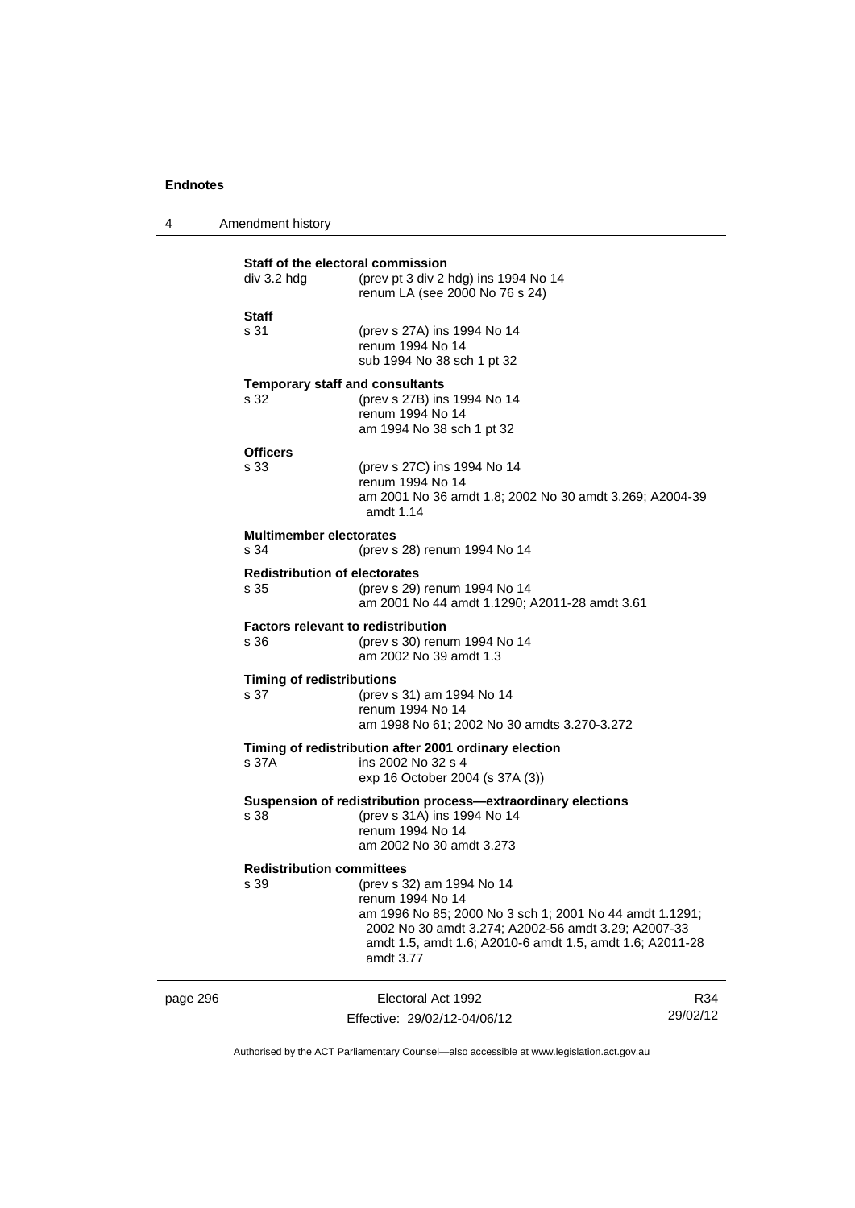**Staff of the electoral commission**

div 3.2 hdg (prev pt 3 div 2 hdg) ins 1994 No 14
renum LA (see 2000 No 76 s 24)

**Staff**

s 31 (prev s 27A) ins 1994 No 14
renum 1994 No 14
sub 1994 No 38 sch 1 pt 32

**Temporary staff and consultants**

s 32 (prev s 27B) ins 1994 No 14
renum 1994 No 14
am 1994 No 38 sch 1 pt 32

**Officers**

s 33 (prev s 27C) ins 1994 No 14
renum 1994 No 14
am 2001 No 36 amdt 1.8; 2002 No 30 amdt 3.269; A2004-39 amdt 1.14

**Multimember electorates**

s 34 (prev s 28) renum 1994 No 14

**Redistribution of electorates**

s 35 (prev s 29) renum 1994 No 14
am 2001 No 44 amdt 1.1290; A2011-28 amdt 3.61

**Factors relevant to redistribution**

s 36 (prev s 30) renum 1994 No 14
am 2002 No 39 amdt 1.3

**Timing of redistributions**

s 37 (prev s 31) am 1994 No 14
renum 1994 No 14
am 1998 No 61; 2002 No 30 amdts 3.270-3.272

**Timing of redistribution after 2001 ordinary election**

s 37A ins 2002 No 32 s 4
exp 16 October 2004 (s 37A (3))

**Suspension of redistribution process—extraordinary elections**

s 38 (prev s 31A) ins 1994 No 14
renum 1994 No 14
am 2002 No 30 amdt 3.273

**Redistribution committees**

s 39 (prev s 32) am 1994 No 14
renum 1994 No 14
am 1996 No 85; 2000 No 3 sch 1; 2001 No 44 amdt 1.1291; 2002 No 30 amdt 3.274; A2002-56 amdt 3.29; A2007-33 amdt 1.5, amdt 1.6; A2010-6 amdt 1.5, amdt 1.6; A2011-28 amdt 3.77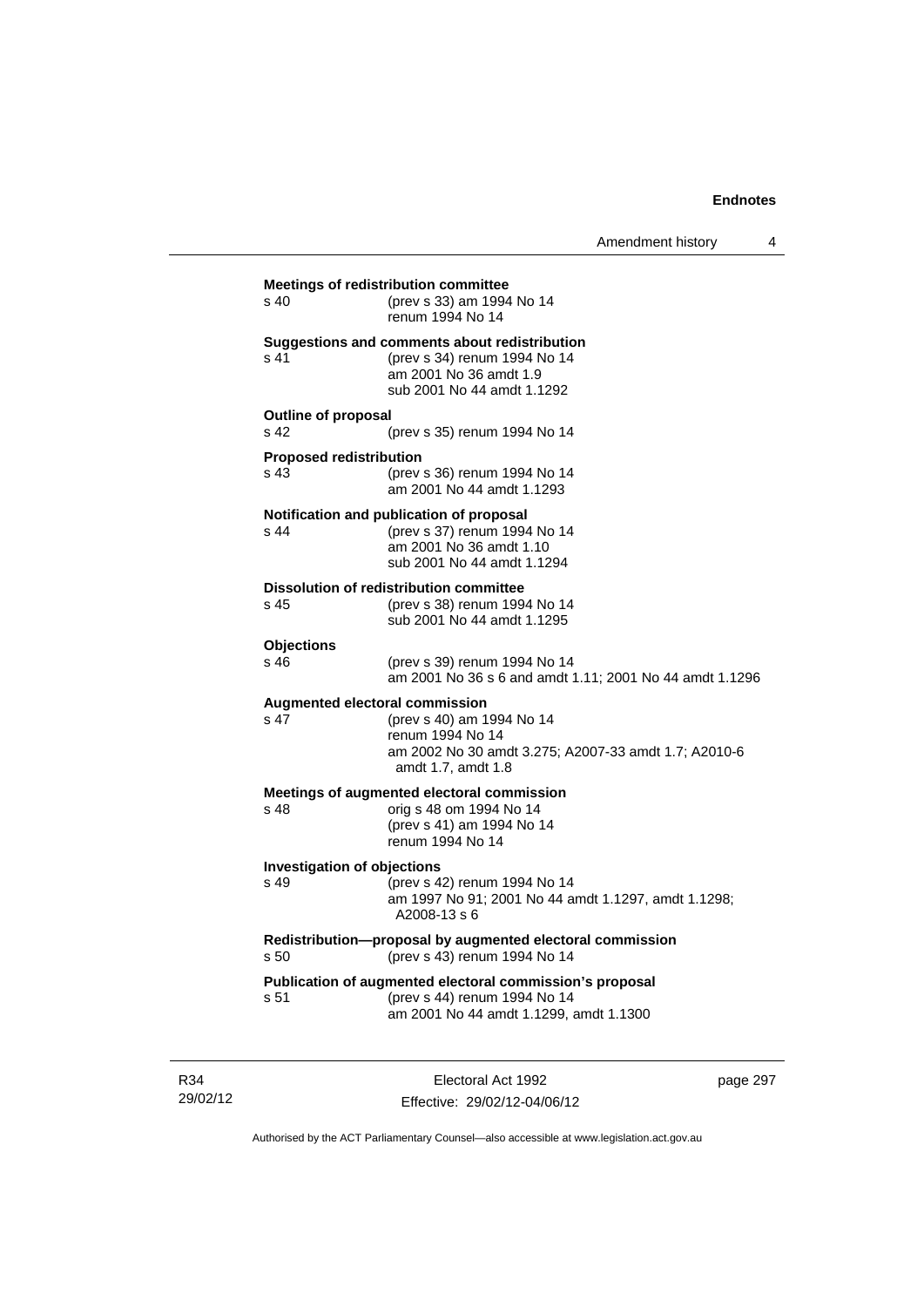**Meetings of redistribution committee**
s 40 (prev s 33) am 1994 No 14
renum 1994 No 14

**Suggestions and comments about redistribution**
s 41 (prev s 34) renum 1994 No 14
am 2001 No 36 amdt 1.9
sub 2001 No 44 amdt 1.1292

**Outline of proposal**
s 42 (prev s 35) renum 1994 No 14

**Proposed redistribution**
s 43 (prev s 36) renum 1994 No 14
am 2001 No 44 amdt 1.1293

**Notification and publication of proposal**
s 44 (prev s 37) renum 1994 No 14
am 2001 No 36 amdt 1.10
sub 2001 No 44 amdt 1.1294

**Dissolution of redistribution committee**
s 45 (prev s 38) renum 1994 No 14
sub 2001 No 44 amdt 1.1295

**Objections**
s 46 (prev s 39) renum 1994 No 14
am 2001 No 36 s 6 and amdt 1.11; 2001 No 44 amdt 1.1296

**Augmented electoral commission**
s 47 (prev s 40) am 1994 No 14
renum 1994 No 14
am 2002 No 30 amdt 3.275; A2007-33 amdt 1.7; A2010-6 amdt 1.7, amdt 1.8

**Meetings of augmented electoral commission**
s 48 orig s 48 om 1994 No 14
(prev s 41) am 1994 No 14
renum 1994 No 14

**Investigation of objections**
s 49 (prev s 42) renum 1994 No 14
am 1997 No 91; 2001 No 44 amdt 1.1297, amdt 1.1298; A2008-13 s 6

**Redistribution—proposal by augmented electoral commission**
s 50 (prev s 43) renum 1994 No 14

**Publication of augmented electoral commission's proposal**
s 51 (prev s 44) renum 1994 No 14
am 2001 No 44 amdt 1.1299, amdt 1.1300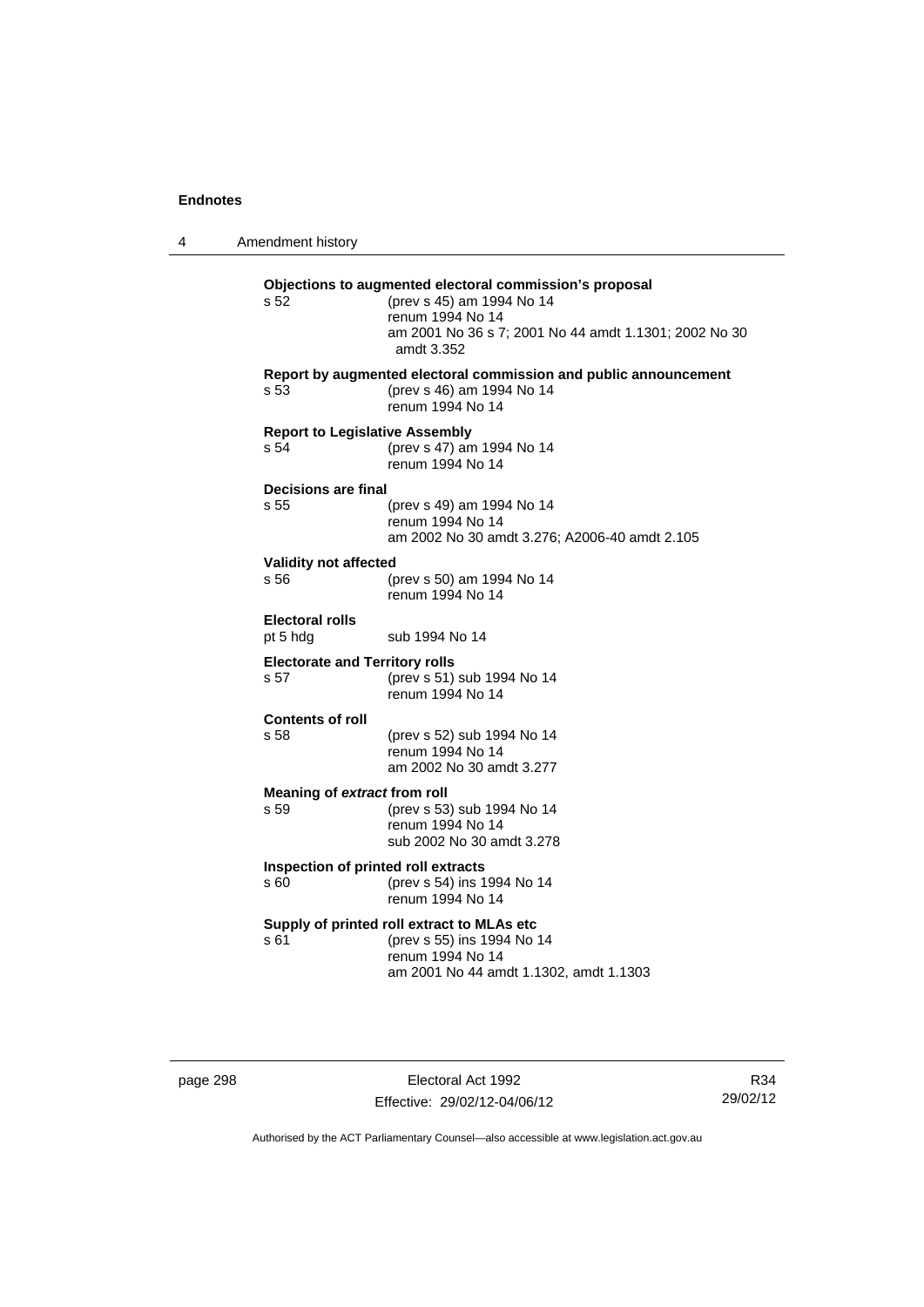**Objections to augmented electoral commission's proposal**

s 52 (prev s 45) am 1994 No 14
renum 1994 No 14
am 2001 No 36 s 7; 2001 No 44 amdt 1.1301; 2002 No 30 amdt 3.352

**Report by augmented electoral commission and public announcement**

s 53 (prev s 46) am 1994 No 14
renum 1994 No 14

**Report to Legislative Assembly**

s 54 (prev s 47) am 1994 No 14
renum 1994 No 14

**Decisions are final**

s 55 (prev s 49) am 1994 No 14
renum 1994 No 14
am 2002 No 30 amdt 3.276; A2006-40 amdt 2.105

**Validity not affected**

s 56 (prev s 50) am 1994 No 14
renum 1994 No 14

**Electoral rolls**

pt 5 hdg sub 1994 No 14

**Electorate and Territory rolls**

s 57 (prev s 51) sub 1994 No 14
renum 1994 No 14

**Contents of roll**

s 58 (prev s 52) sub 1994 No 14
renum 1994 No 14
am 2002 No 30 amdt 3.277

**Meaning of *extract* from roll**

s 59 (prev s 53) sub 1994 No 14
renum 1994 No 14
sub 2002 No 30 amdt 3.278

**Inspection of printed roll extracts**

s 60 (prev s 54) ins 1994 No 14
renum 1994 No 14

**Supply of printed roll extract to MLAs etc**

s 61 (prev s 55) ins 1994 No 14
renum 1994 No 14
am 2001 No 44 amdt 1.1302, amdt 1.1303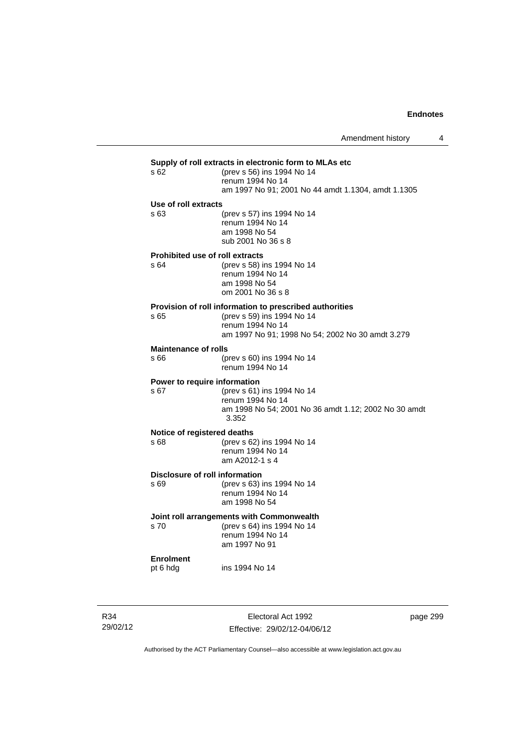**Supply of roll extracts in electronic form to MLAs etc**

s 62 (prev s 56) ins 1994 No 14
renum 1994 No 14
am 1997 No 91; 2001 No 44 amdt 1.1304, amdt 1.1305

**Use of roll extracts**

s 63 (prev s 57) ins 1994 No 14
renum 1994 No 14
am 1998 No 54
sub 2001 No 36 s 8

**Prohibited use of roll extracts**

s 64 (prev s 58) ins 1994 No 14
renum 1994 No 14
am 1998 No 54
om 2001 No 36 s 8

**Provision of roll information to prescribed authorities**

s 65 (prev s 59) ins 1994 No 14
renum 1994 No 14
am 1997 No 91; 1998 No 54; 2002 No 30 amdt 3.279

**Maintenance of rolls**

s 66 (prev s 60) ins 1994 No 14
renum 1994 No 14

**Power to require information**

s 67 (prev s 61) ins 1994 No 14
renum 1994 No 14
am 1998 No 54; 2001 No 36 amdt 1.12; 2002 No 30 amdt 3.352

**Notice of registered deaths**

s 68 (prev s 62) ins 1994 No 14
renum 1994 No 14
am A2012-1 s 4

**Disclosure of roll information**

s 69 (prev s 63) ins 1994 No 14
renum 1994 No 14
am 1998 No 54

**Joint roll arrangements with Commonwealth**

s 70 (prev s 64) ins 1994 No 14
renum 1994 No 14
am 1997 No 91

**Enrolment**

pt 6 hdg ins 1994 No 14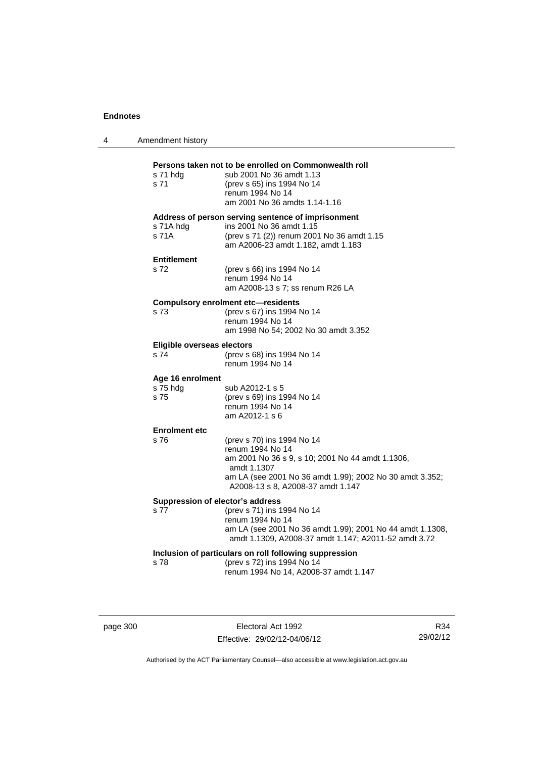**Persons taken not to be enrolled on Commonwealth roll**

s 71 hdg sub 2001 No 36 amdt 1.13
s 71 (prev s 65) ins 1994 No 14
renum 1994 No 14
am 2001 No 36 amdts 1.14-1.16

**Address of person serving sentence of imprisonment**

s 71A hdg ins 2001 No 36 amdt 1.15
s 71A (prev s 71 (2)) renum 2001 No 36 amdt 1.15
am A2006-23 amdt 1.182, amdt 1.183

**Entitlement**

s 72 (prev s 66) ins 1994 No 14
renum 1994 No 14
am A2008-13 s 7; ss renum R26 LA

**Compulsory enrolment etc—residents**

s 73 (prev s 67) ins 1994 No 14
renum 1994 No 14
am 1998 No 54; 2002 No 30 amdt 3.352

**Eligible overseas electors**

s 74 (prev s 68) ins 1994 No 14
renum 1994 No 14

**Age 16 enrolment**

s 75 hdg sub A2012-1 s 5
s 75 (prev s 69) ins 1994 No 14
renum 1994 No 14
am A2012-1 s 6

**Enrolment etc**

s 76 (prev s 70) ins 1994 No 14
renum 1994 No 14
am 2001 No 36 s 9, s 10; 2001 No 44 amdt 1.1306, amdt 1.1307
am LA (see 2001 No 36 amdt 1.99); 2002 No 30 amdt 3.352; A2008-13 s 8, A2008-37 amdt 1.147

**Suppression of elector's address**

s 77 (prev s 71) ins 1994 No 14
renum 1994 No 14
am LA (see 2001 No 36 amdt 1.99); 2001 No 44 amdt 1.1308, amdt 1.1309, A2008-37 amdt 1.147; A2011-52 amdt 3.72

**Inclusion of particulars on roll following suppression**

s 78 (prev s 72) ins 1994 No 14
renum 1994 No 14, A2008-37 amdt 1.147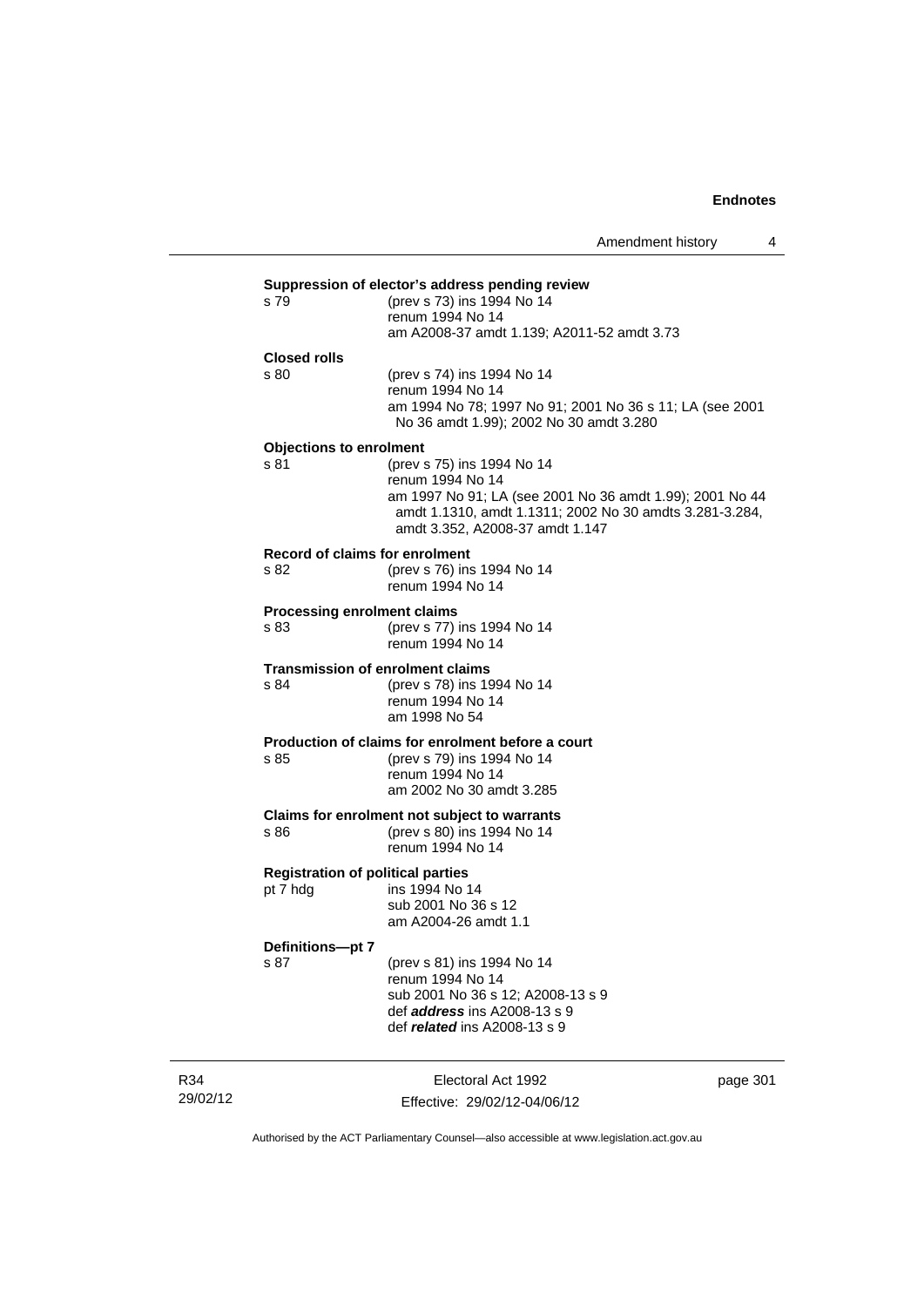**Suppression of elector's address pending review**

s 79 (prev s 73) ins 1994 No 14
renum 1994 No 14
am A2008-37 amdt 1.139; A2011-52 amdt 3.73

**Closed rolls**

s 80 (prev s 74) ins 1994 No 14
renum 1994 No 14
am 1994 No 78; 1997 No 91; 2001 No 36 s 11; LA (see 2001 No 36 amdt 1.99); 2002 No 30 amdt 3.280

**Objections to enrolment**

s 81 (prev s 75) ins 1994 No 14
renum 1994 No 14
am 1997 No 91; LA (see 2001 No 36 amdt 1.99); 2001 No 44 amdt 1.1310, amdt 1.1311; 2002 No 30 amdts 3.281-3.284, amdt 3.352, A2008-37 amdt 1.147

**Record of claims for enrolment**

s 82 (prev s 76) ins 1994 No 14
renum 1994 No 14

**Processing enrolment claims**

s 83 (prev s 77) ins 1994 No 14
renum 1994 No 14

**Transmission of enrolment claims**

s 84 (prev s 78) ins 1994 No 14
renum 1994 No 14
am 1998 No 54

**Production of claims for enrolment before a court**

s 85 (prev s 79) ins 1994 No 14
renum 1994 No 14
am 2002 No 30 amdt 3.285

**Claims for enrolment not subject to warrants**

s 86 (prev s 80) ins 1994 No 14
renum 1994 No 14

**Registration of political parties**

pt 7 hdg ins 1994 No 14
sub 2001 No 36 s 12
am A2004-26 amdt 1.1

**Definitions—pt 7**

s 87 (prev s 81) ins 1994 No 14
renum 1994 No 14
sub 2001 No 36 s 12; A2008-13 s 9
def ***address*** ins A2008-13 s 9
def ***related*** ins A2008-13 s 9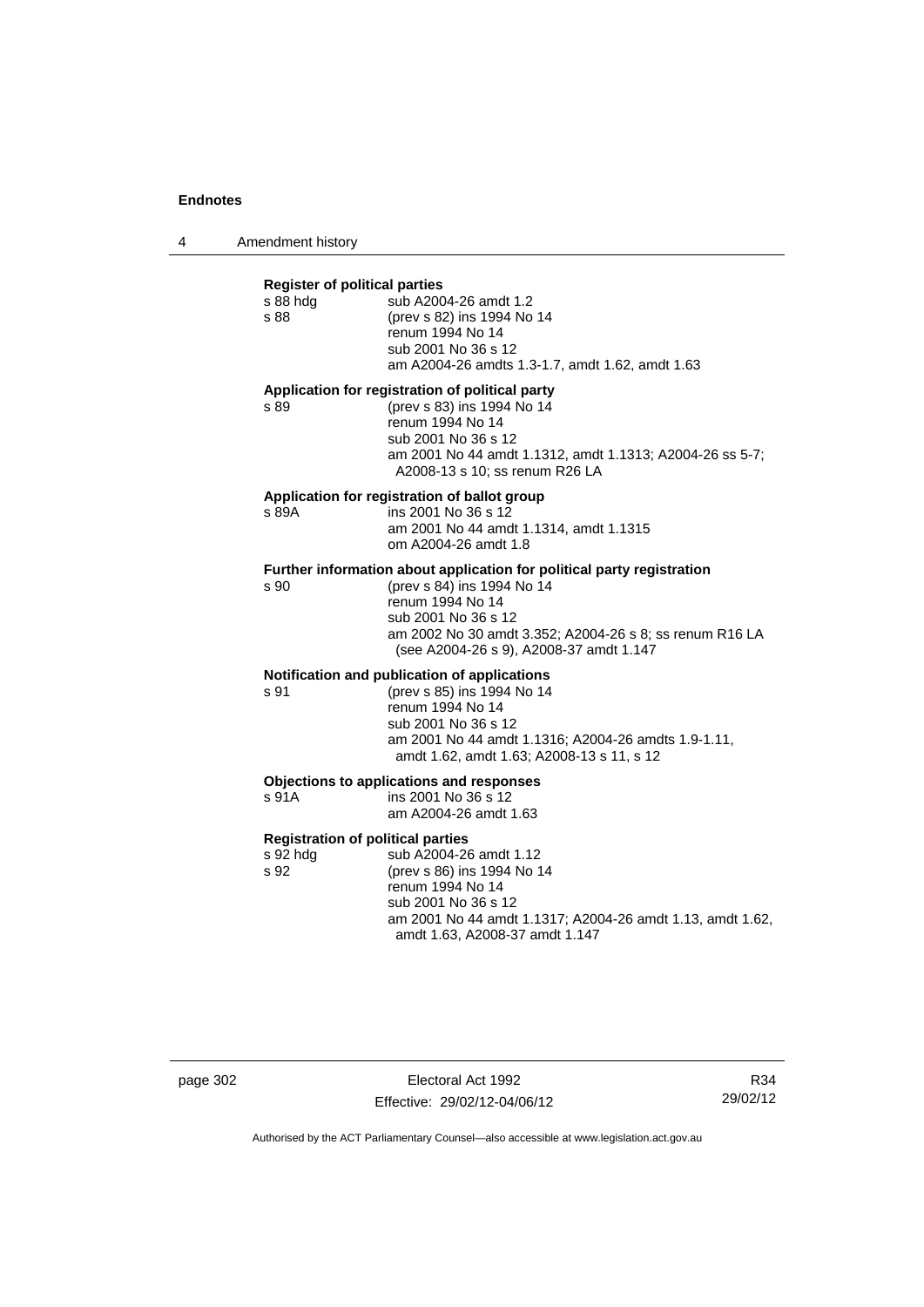**Register of political parties**

| | |
|---|---|
| s 88 hdg | sub A2004-26 amdt 1.2 |
| s 88 | (prev s 82) ins 1994 No 14<br>renum 1994 No 14<br>sub 2001 No 36 s 12<br>am A2004-26 amdts 1.3-1.7, amdt 1.62, amdt 1.63 |

**Application for registration of political party**

| | |
|---|---|
| s 89 | (prev s 83) ins 1994 No 14<br>renum 1994 No 14<br>sub 2001 No 36 s 12<br>am 2001 No 44 amdt 1.1312, amdt 1.1313; A2004-26 ss 5-7; A2008-13 s 10; ss renum R26 LA |

**Application for registration of ballot group**

| | |
|---|---|
| s 89A | ins 2001 No 36 s 12<br>am 2001 No 44 amdt 1.1314, amdt 1.1315<br>om A2004-26 amdt 1.8 |

**Further information about application for political party registration**

| | |
|---|---|
| s 90 | (prev s 84) ins 1994 No 14<br>renum 1994 No 14<br>sub 2001 No 36 s 12<br>am 2002 No 30 amdt 3.352; A2004-26 s 8; ss renum R16 LA (see A2004-26 s 9), A2008-37 amdt 1.147 |

**Notification and publication of applications**

| | |
|---|---|
| s 91 | (prev s 85) ins 1994 No 14<br>renum 1994 No 14<br>sub 2001 No 36 s 12<br>am 2001 No 44 amdt 1.1316; A2004-26 amdts 1.9-1.11, amdt 1.62, amdt 1.63; A2008-13 s 11, s 12 |

**Objections to applications and responses**

| | |
|---|---|
| s 91A | ins 2001 No 36 s 12<br>am A2004-26 amdt 1.63 |

**Registration of political parties**

| | |
|---|---|
| s 92 hdg | sub A2004-26 amdt 1.12 |
| s 92 | (prev s 86) ins 1994 No 14<br>renum 1994 No 14<br>sub 2001 No 36 s 12<br>am 2001 No 44 amdt 1.1317; A2004-26 amdt 1.13, amdt 1.62, amdt 1.63, A2008-37 amdt 1.147 |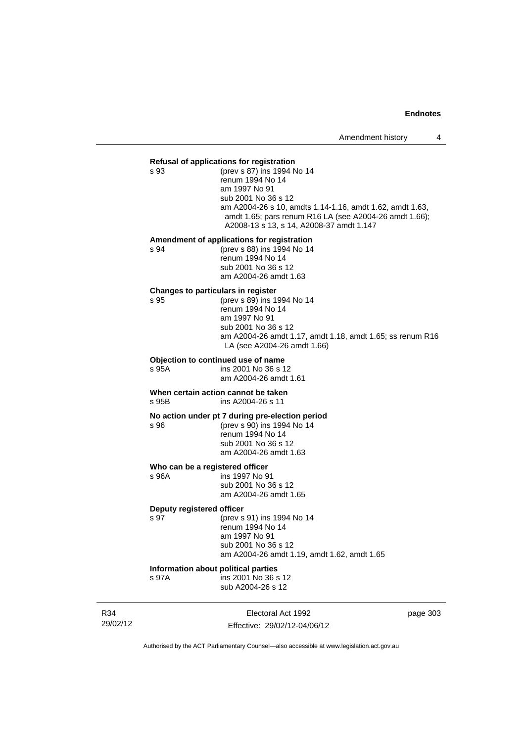**Refusal of applications for registration**

s 93 (prev s 87) ins 1994 No 14
renum 1994 No 14
am 1997 No 91
sub 2001 No 36 s 12
am A2004-26 s 10, amdts 1.14-1.16, amdt 1.62, amdt 1.63, amdt 1.65; pars renum R16 LA (see A2004-26 amdt 1.66); A2008-13 s 13, s 14, A2008-37 amdt 1.147

**Amendment of applications for registration**

s 94 (prev s 88) ins 1994 No 14
renum 1994 No 14
sub 2001 No 36 s 12
am A2004-26 amdt 1.63

**Changes to particulars in register**

s 95 (prev s 89) ins 1994 No 14
renum 1994 No 14
am 1997 No 91
sub 2001 No 36 s 12
am A2004-26 amdt 1.17, amdt 1.18, amdt 1.65; ss renum R16 LA (see A2004-26 amdt 1.66)

**Objection to continued use of name**

s 95A ins 2001 No 36 s 12
am A2004-26 amdt 1.61

**When certain action cannot be taken**

s 95B ins A2004-26 s 11

**No action under pt 7 during pre-election period**

s 96 (prev s 90) ins 1994 No 14
renum 1994 No 14
sub 2001 No 36 s 12
am A2004-26 amdt 1.63

**Who can be a registered officer**

s 96A ins 1997 No 91
sub 2001 No 36 s 12
am A2004-26 amdt 1.65

**Deputy registered officer**

s 97 (prev s 91) ins 1994 No 14
renum 1994 No 14
am 1997 No 91
sub 2001 No 36 s 12
am A2004-26 amdt 1.19, amdt 1.62, amdt 1.65

**Information about political parties**

s 97A ins 2001 No 36 s 12
sub A2004-26 s 12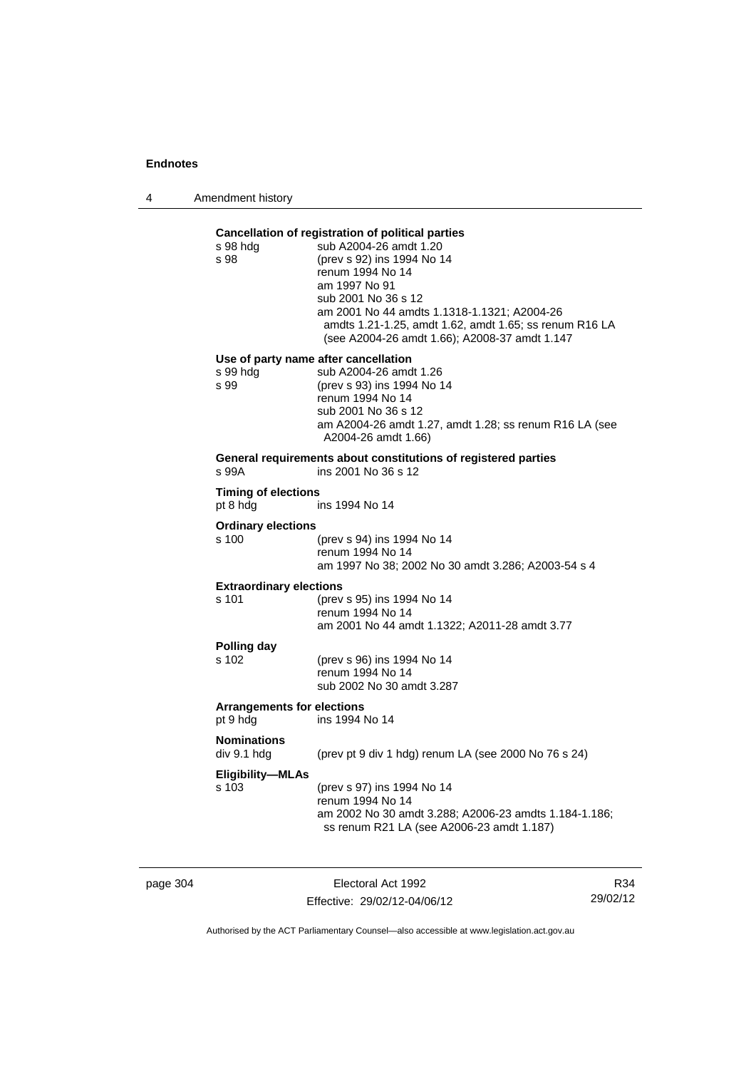**Cancellation of registration of political parties**

s 98 hdg sub A2004-26 amdt 1.20

s 98 (prev s 92) ins 1994 No 14
renum 1994 No 14
am 1997 No 91
sub 2001 No 36 s 12
am 2001 No 44 amdts 1.1318-1.1321; A2004-26 amdts 1.21-1.25, amdt 1.62, amdt 1.65; ss renum R16 LA (see A2004-26 amdt 1.66); A2008-37 amdt 1.147

**Use of party name after cancellation**

s 99 hdg sub A2004-26 amdt 1.26

s 99 (prev s 93) ins 1994 No 14
renum 1994 No 14
sub 2001 No 36 s 12
am A2004-26 amdt 1.27, amdt 1.28; ss renum R16 LA (see A2004-26 amdt 1.66)

**General requirements about constitutions of registered parties**

s 99A ins 2001 No 36 s 12

**Timing of elections**

pt 8 hdg ins 1994 No 14

**Ordinary elections**

s 100 (prev s 94) ins 1994 No 14
renum 1994 No 14
am 1997 No 38; 2002 No 30 amdt 3.286; A2003-54 s 4

**Extraordinary elections**

s 101 (prev s 95) ins 1994 No 14
renum 1994 No 14
am 2001 No 44 amdt 1.1322; A2011-28 amdt 3.77

**Polling day**

s 102 (prev s 96) ins 1994 No 14
renum 1994 No 14
sub 2002 No 30 amdt 3.287

**Arrangements for elections**

pt 9 hdg ins 1994 No 14

**Nominations**

div 9.1 hdg (prev pt 9 div 1 hdg) renum LA (see 2000 No 76 s 24)

**Eligibility—MLAs**

s 103 (prev s 97) ins 1994 No 14
renum 1994 No 14
am 2002 No 30 amdt 3.288; A2006-23 amdts 1.184-1.186; ss renum R21 LA (see A2006-23 amdt 1.187)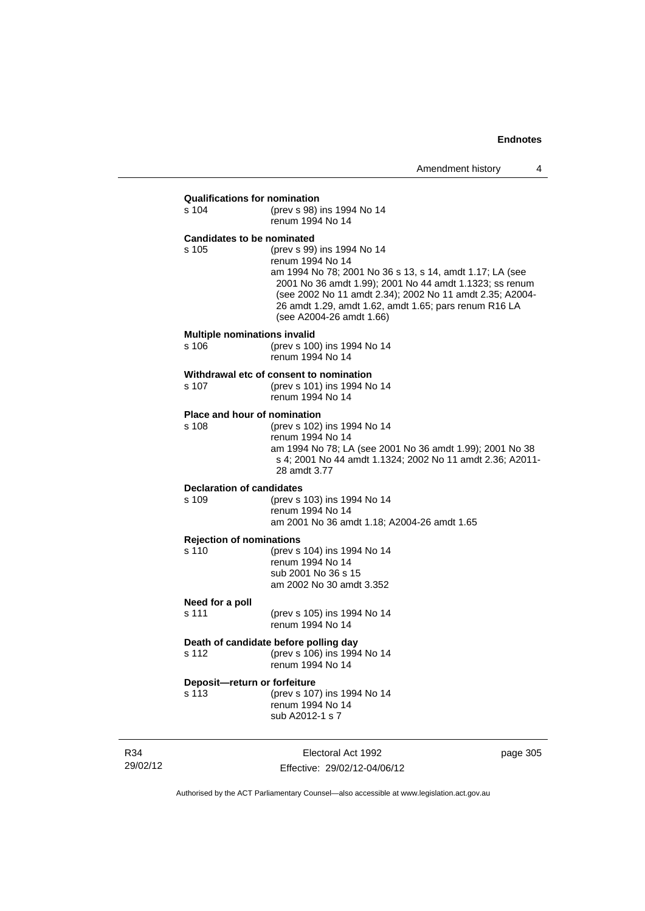**Qualifications for nomination**

s 104 (prev s 98) ins 1994 No 14
renum 1994 No 14

**Candidates to be nominated**

s 105 (prev s 99) ins 1994 No 14
renum 1994 No 14
am 1994 No 78; 2001 No 36 s 13, s 14, amdt 1.17; LA (see 2001 No 36 amdt 1.99); 2001 No 44 amdt 1.1323; ss renum (see 2002 No 11 amdt 2.34); 2002 No 11 amdt 2.35; A2004-26 amdt 1.29, amdt 1.62, amdt 1.65; pars renum R16 LA (see A2004-26 amdt 1.66)

**Multiple nominations invalid**

s 106 (prev s 100) ins 1994 No 14
renum 1994 No 14

**Withdrawal etc of consent to nomination**

s 107 (prev s 101) ins 1994 No 14
renum 1994 No 14

**Place and hour of nomination**

s 108 (prev s 102) ins 1994 No 14
renum 1994 No 14
am 1994 No 78; LA (see 2001 No 36 amdt 1.99); 2001 No 38 s 4; 2001 No 44 amdt 1.1324; 2002 No 11 amdt 2.36; A2011-28 amdt 3.77

**Declaration of candidates**

s 109 (prev s 103) ins 1994 No 14
renum 1994 No 14
am 2001 No 36 amdt 1.18; A2004-26 amdt 1.65

**Rejection of nominations**

s 110 (prev s 104) ins 1994 No 14
renum 1994 No 14
sub 2001 No 36 s 15
am 2002 No 30 amdt 3.352

**Need for a poll**

s 111 (prev s 105) ins 1994 No 14
renum 1994 No 14

**Death of candidate before polling day**

s 112 (prev s 106) ins 1994 No 14
renum 1994 No 14

**Deposit—return or forfeiture**

s 113 (prev s 107) ins 1994 No 14
renum 1994 No 14
sub A2012-1 s 7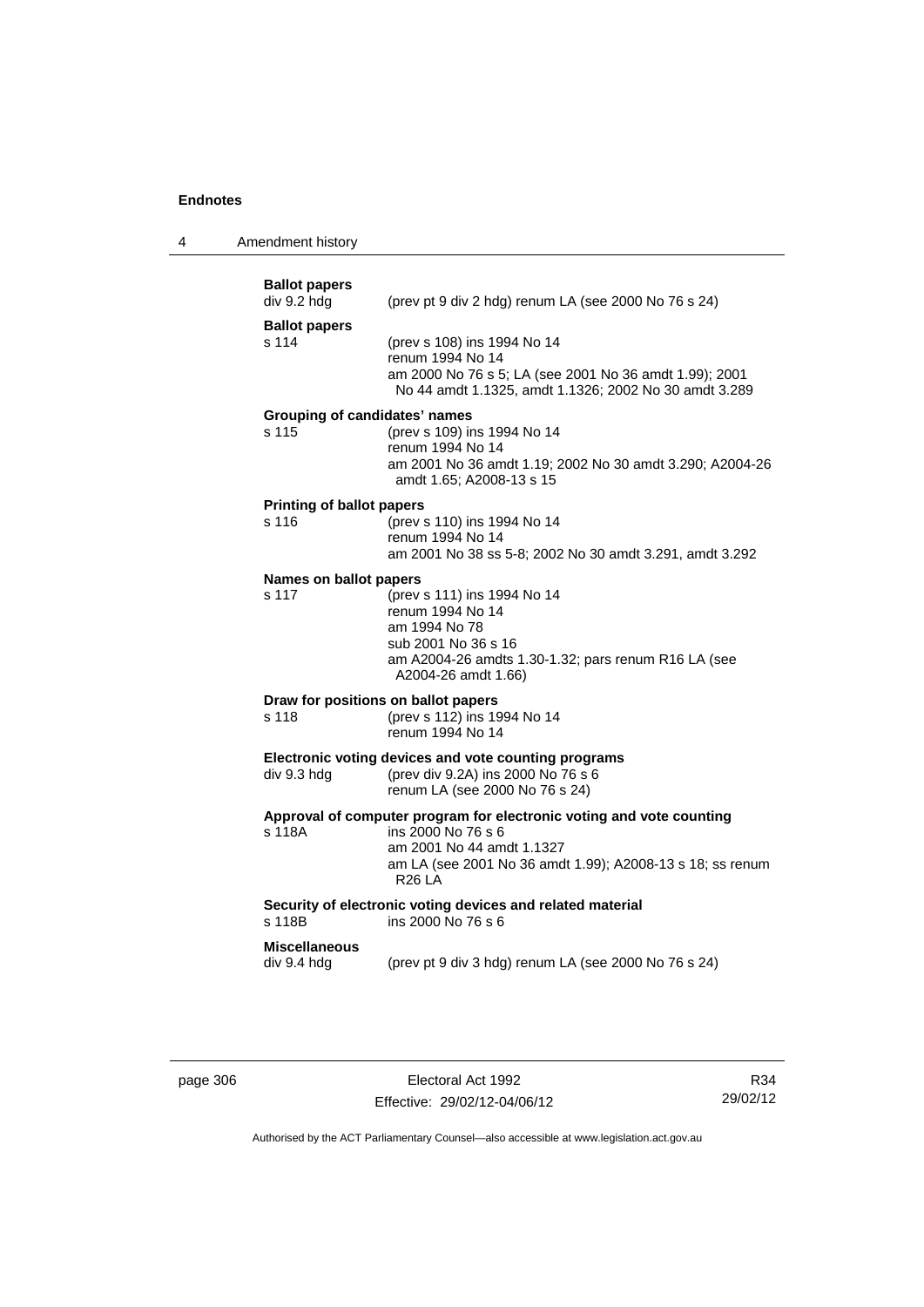**Ballot papers**
div 9.2 hdg (prev pt 9 div 2 hdg) renum LA (see 2000 No 76 s 24)

**Ballot papers**
s 114 (prev s 108) ins 1994 No 14
renum 1994 No 14
am 2000 No 76 s 5; LA (see 2001 No 36 amdt 1.99); 2001 No 44 amdt 1.1325, amdt 1.1326; 2002 No 30 amdt 3.289

**Grouping of candidates' names**
s 115 (prev s 109) ins 1994 No 14
renum 1994 No 14
am 2001 No 36 amdt 1.19; 2002 No 30 amdt 3.290; A2004-26 amdt 1.65; A2008-13 s 15

**Printing of ballot papers**
s 116 (prev s 110) ins 1994 No 14
renum 1994 No 14
am 2001 No 38 ss 5-8; 2002 No 30 amdt 3.291, amdt 3.292

**Names on ballot papers**
s 117 (prev s 111) ins 1994 No 14
renum 1994 No 14
am 1994 No 78
sub 2001 No 36 s 16
am A2004-26 amdts 1.30-1.32; pars renum R16 LA (see A2004-26 amdt 1.66)

**Draw for positions on ballot papers**
s 118 (prev s 112) ins 1994 No 14
renum 1994 No 14

**Electronic voting devices and vote counting programs**
div 9.3 hdg (prev div 9.2A) ins 2000 No 76 s 6
renum LA (see 2000 No 76 s 24)

**Approval of computer program for electronic voting and vote counting**
s 118A ins 2000 No 76 s 6
am 2001 No 44 amdt 1.1327
am LA (see 2001 No 36 amdt 1.99); A2008-13 s 18; ss renum R26 LA

**Security of electronic voting devices and related material**
s 118B ins 2000 No 76 s 6

**Miscellaneous**
div 9.4 hdg (prev pt 9 div 3 hdg) renum LA (see 2000 No 76 s 24)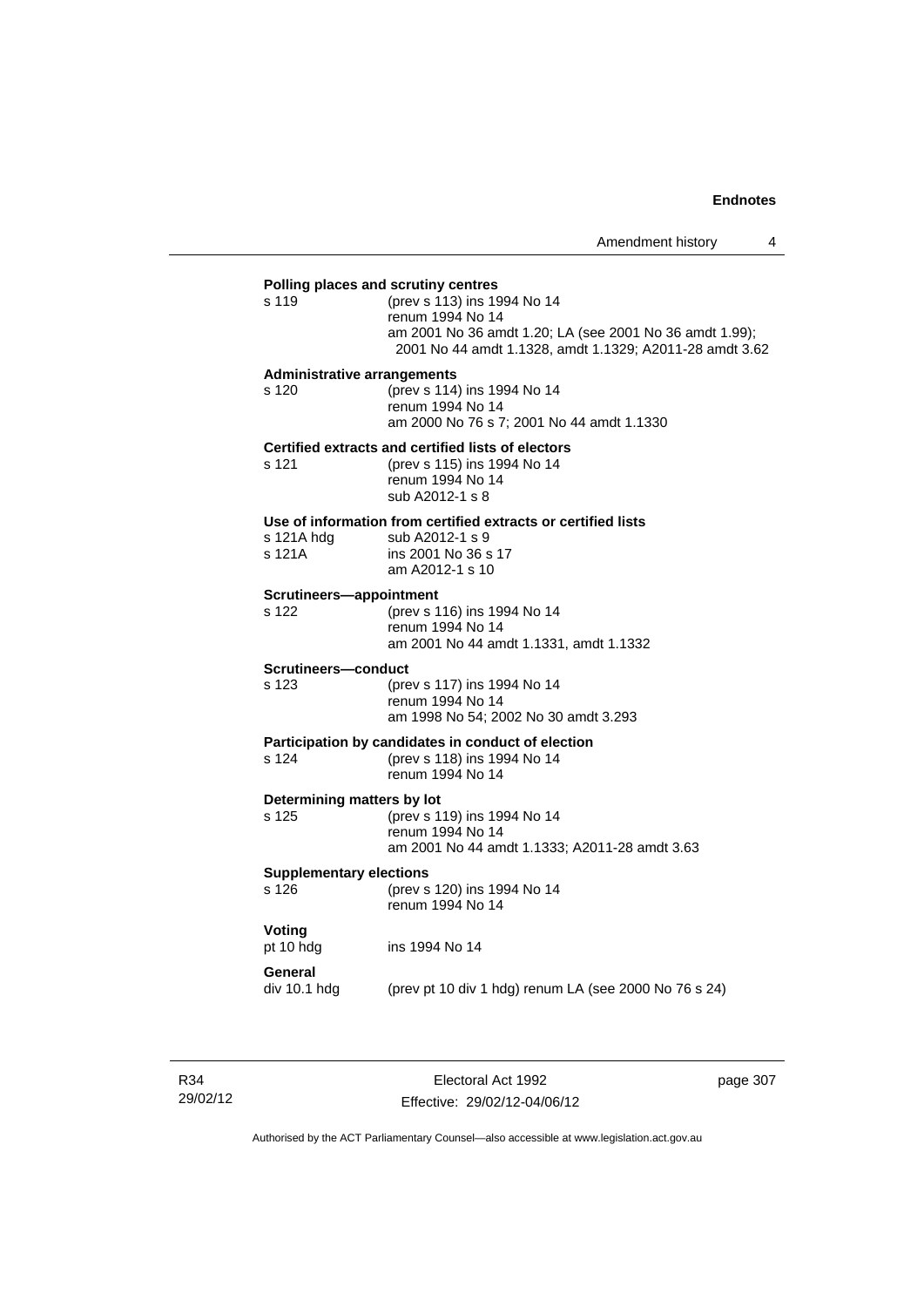**Polling places and scrutiny centres**

s 119 (prev s 113) ins 1994 No 14
renum 1994 No 14
am 2001 No 36 amdt 1.20; LA (see 2001 No 36 amdt 1.99); 2001 No 44 amdt 1.1328, amdt 1.1329; A2011-28 amdt 3.62

**Administrative arrangements**

s 120 (prev s 114) ins 1994 No 14
renum 1994 No 14
am 2000 No 76 s 7; 2001 No 44 amdt 1.1330

**Certified extracts and certified lists of electors**

s 121 (prev s 115) ins 1994 No 14
renum 1994 No 14
sub A2012-1 s 8

**Use of information from certified extracts or certified lists**

s 121A hdg sub A2012-1 s 9
s 121A ins 2001 No 36 s 17
am A2012-1 s 10

**Scrutineers—appointment**

s 122 (prev s 116) ins 1994 No 14
renum 1994 No 14
am 2001 No 44 amdt 1.1331, amdt 1.1332

**Scrutineers—conduct**

s 123 (prev s 117) ins 1994 No 14
renum 1994 No 14
am 1998 No 54; 2002 No 30 amdt 3.293

**Participation by candidates in conduct of election**

s 124 (prev s 118) ins 1994 No 14
renum 1994 No 14

**Determining matters by lot**

s 125 (prev s 119) ins 1994 No 14
renum 1994 No 14
am 2001 No 44 amdt 1.1333; A2011-28 amdt 3.63

**Supplementary elections**

s 126 (prev s 120) ins 1994 No 14
renum 1994 No 14

**Voting**

pt 10 hdg ins 1994 No 14

**General**

div 10.1 hdg (prev pt 10 div 1 hdg) renum LA (see 2000 No 76 s 24)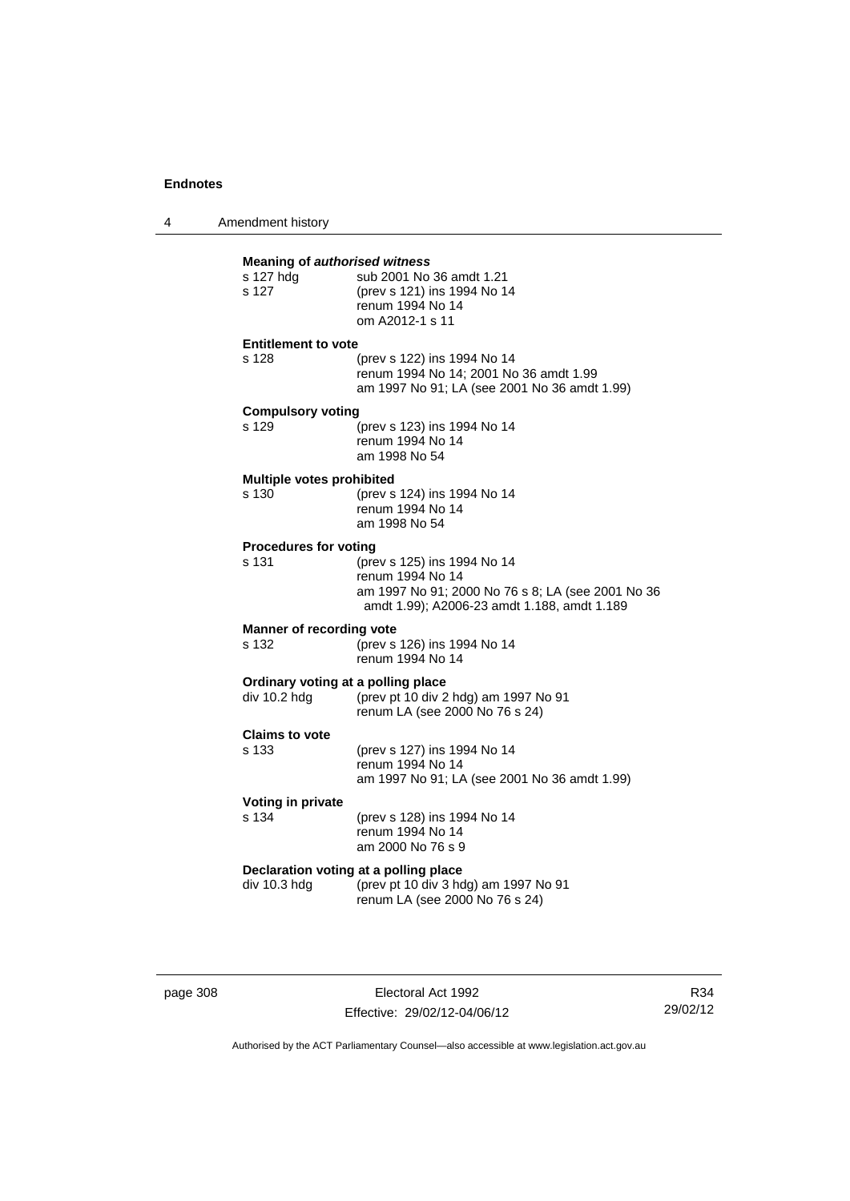**Meaning of *authorised witness***

| | |
|---|---|
| s 127 hdg | sub 2001 No 36 amdt 1.21 |
| s 127 | (prev s 121) ins 1994 No 14<br>renum 1994 No 14<br>om A2012-1 s 11 |

**Entitlement to vote**

| | |
|---|---|
| s 128 | (prev s 122) ins 1994 No 14<br>renum 1994 No 14; 2001 No 36 amdt 1.99<br>am 1997 No 91; LA (see 2001 No 36 amdt 1.99) |

**Compulsory voting**

| | |
|---|---|
| s 129 | (prev s 123) ins 1994 No 14<br>renum 1994 No 14<br>am 1998 No 54 |

**Multiple votes prohibited**

| | |
|---|---|
| s 130 | (prev s 124) ins 1994 No 14<br>renum 1994 No 14<br>am 1998 No 54 |

**Procedures for voting**

| | |
|---|---|
| s 131 | (prev s 125) ins 1994 No 14<br>renum 1994 No 14<br>am 1997 No 91; 2000 No 76 s 8; LA (see 2001 No 36 amdt 1.99); A2006-23 amdt 1.188, amdt 1.189 |

**Manner of recording vote**

| | |
|---|---|
| s 132 | (prev s 126) ins 1994 No 14<br>renum 1994 No 14 |

**Ordinary voting at a polling place**

| | |
|---|---|
| div 10.2 hdg | (prev pt 10 div 2 hdg) am 1997 No 91<br>renum LA (see 2000 No 76 s 24) |

**Claims to vote**

| | |
|---|---|
| s 133 | (prev s 127) ins 1994 No 14<br>renum 1994 No 14<br>am 1997 No 91; LA (see 2001 No 36 amdt 1.99) |

**Voting in private**

| | |
|---|---|
| s 134 | (prev s 128) ins 1994 No 14<br>renum 1994 No 14<br>am 2000 No 76 s 9 |

**Declaration voting at a polling place**

| | |
|---|---|
| div 10.3 hdg | (prev pt 10 div 3 hdg) am 1997 No 91<br>renum LA (see 2000 No 76 s 24) |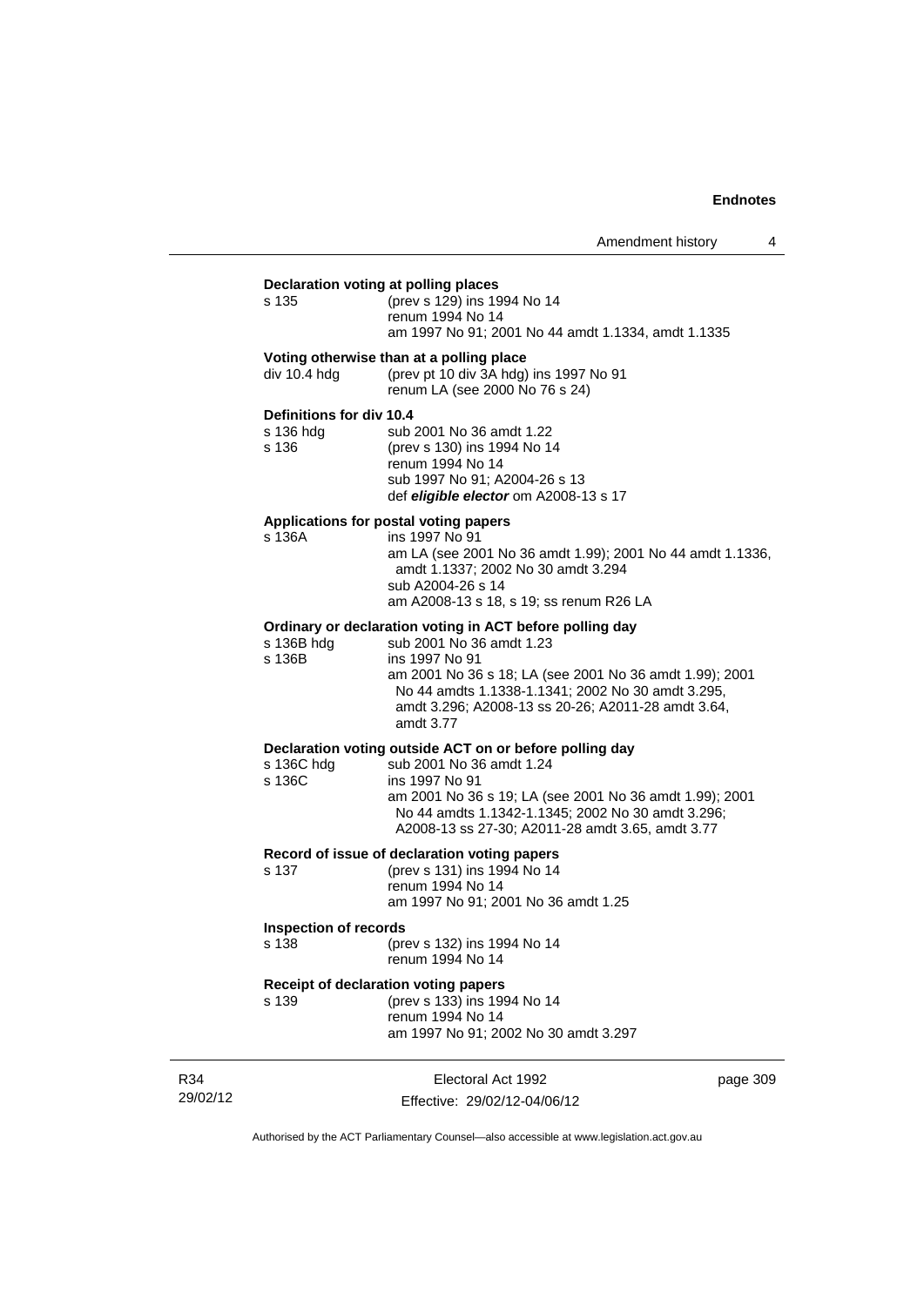**Declaration voting at polling places**

s 135 — (prev s 129) ins 1994 No 14
renum 1994 No 14
am 1997 No 91; 2001 No 44 amdt 1.1334, amdt 1.1335

**Voting otherwise than at a polling place**

div 10.4 hdg — (prev pt 10 div 3A hdg) ins 1997 No 91
renum LA (see 2000 No 76 s 24)

**Definitions for div 10.4**

s 136 hdg — sub 2001 No 36 amdt 1.22
s 136 — (prev s 130) ins 1994 No 14
renum 1994 No 14
sub 1997 No 91; A2004-26 s 13
def ***eligible elector*** om A2008-13 s 17

**Applications for postal voting papers**

s 136A — ins 1997 No 91
am LA (see 2001 No 36 amdt 1.99); 2001 No 44 amdt 1.1336, amdt 1.1337; 2002 No 30 amdt 3.294
sub A2004-26 s 14
am A2008-13 s 18, s 19; ss renum R26 LA

**Ordinary or declaration voting in ACT before polling day**

s 136B hdg — sub 2001 No 36 amdt 1.23
s 136B — ins 1997 No 91
am 2001 No 36 s 18; LA (see 2001 No 36 amdt 1.99); 2001 No 44 amdts 1.1338-1.1341; 2002 No 30 amdt 3.295, amdt 3.296; A2008-13 ss 20-26; A2011-28 amdt 3.64, amdt 3.77

**Declaration voting outside ACT on or before polling day**

s 136C hdg — sub 2001 No 36 amdt 1.24
s 136C — ins 1997 No 91
am 2001 No 36 s 19; LA (see 2001 No 36 amdt 1.99); 2001 No 44 amdts 1.1342-1.1345; 2002 No 30 amdt 3.296; A2008-13 ss 27-30; A2011-28 amdt 3.65, amdt 3.77

**Record of issue of declaration voting papers**

s 137 — (prev s 131) ins 1994 No 14
renum 1994 No 14
am 1997 No 91; 2001 No 36 amdt 1.25

**Inspection of records**

s 138 — (prev s 132) ins 1994 No 14
renum 1994 No 14

**Receipt of declaration voting papers**

s 139 — (prev s 133) ins 1994 No 14
renum 1994 No 14
am 1997 No 91; 2002 No 30 amdt 3.297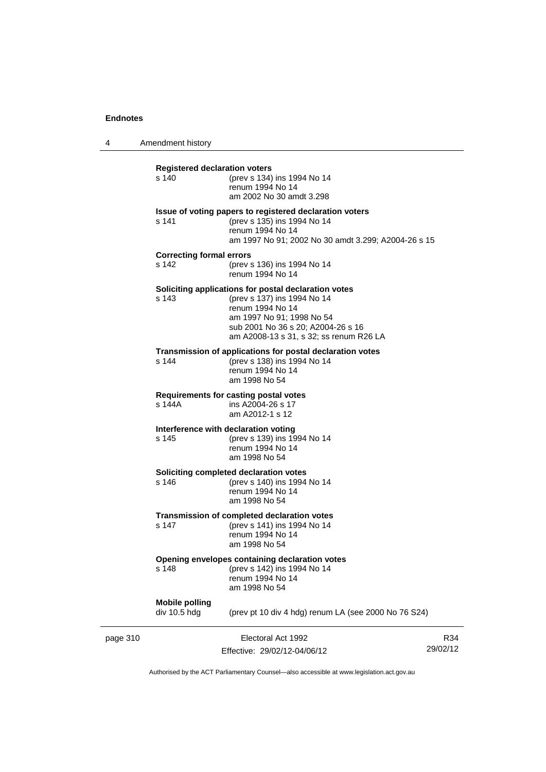**Registered declaration voters**

s 140 (prev s 134) ins 1994 No 14
renum 1994 No 14
am 2002 No 30 amdt 3.298

**Issue of voting papers to registered declaration voters**

s 141 (prev s 135) ins 1994 No 14
renum 1994 No 14
am 1997 No 91; 2002 No 30 amdt 3.299; A2004-26 s 15

**Correcting formal errors**

s 142 (prev s 136) ins 1994 No 14
renum 1994 No 14

**Soliciting applications for postal declaration votes**

s 143 (prev s 137) ins 1994 No 14
renum 1994 No 14
am 1997 No 91; 1998 No 54
sub 2001 No 36 s 20; A2004-26 s 16
am A2008-13 s 31, s 32; ss renum R26 LA

**Transmission of applications for postal declaration votes**

s 144 (prev s 138) ins 1994 No 14
renum 1994 No 14
am 1998 No 54

**Requirements for casting postal votes**

s 144A ins A2004-26 s 17
am A2012-1 s 12

**Interference with declaration voting**

s 145 (prev s 139) ins 1994 No 14
renum 1994 No 14
am 1998 No 54

**Soliciting completed declaration votes**

s 146 (prev s 140) ins 1994 No 14
renum 1994 No 14
am 1998 No 54

**Transmission of completed declaration votes**

s 147 (prev s 141) ins 1994 No 14
renum 1994 No 14
am 1998 No 54

**Opening envelopes containing declaration votes**

s 148 (prev s 142) ins 1994 No 14
renum 1994 No 14
am 1998 No 54

**Mobile polling**

div 10.5 hdg (prev pt 10 div 4 hdg) renum LA (see 2000 No 76 S24)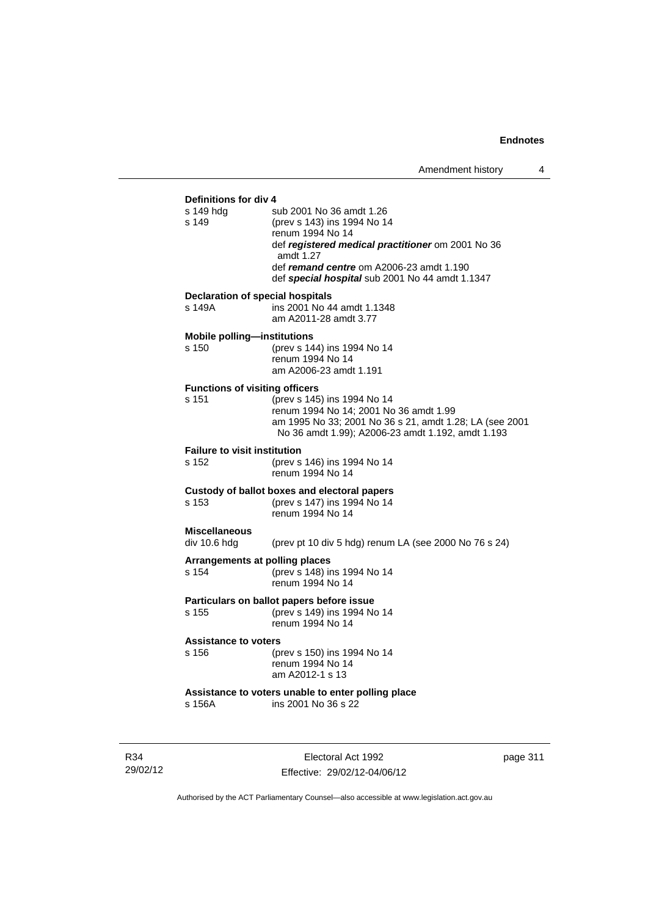**Definitions for div 4**

s 149 hdg sub 2001 No 36 amdt 1.26

s 149 (prev s 143) ins 1994 No 14
renum 1994 No 14
def ***registered medical practitioner*** om 2001 No 36 amdt 1.27
def ***remand centre*** om A2006-23 amdt 1.190
def ***special hospital*** sub 2001 No 44 amdt 1.1347

**Declaration of special hospitals**

s 149A ins 2001 No 44 amdt 1.1348
am A2011-28 amdt 3.77

**Mobile polling—institutions**

s 150 (prev s 144) ins 1994 No 14
renum 1994 No 14
am A2006-23 amdt 1.191

**Functions of visiting officers**

s 151 (prev s 145) ins 1994 No 14
renum 1994 No 14; 2001 No 36 amdt 1.99
am 1995 No 33; 2001 No 36 s 21, amdt 1.28; LA (see 2001 No 36 amdt 1.99); A2006-23 amdt 1.192, amdt 1.193

**Failure to visit institution**

s 152 (prev s 146) ins 1994 No 14
renum 1994 No 14

**Custody of ballot boxes and electoral papers**

s 153 (prev s 147) ins 1994 No 14
renum 1994 No 14

**Miscellaneous**

div 10.6 hdg (prev pt 10 div 5 hdg) renum LA (see 2000 No 76 s 24)

**Arrangements at polling places**

s 154 (prev s 148) ins 1994 No 14
renum 1994 No 14

**Particulars on ballot papers before issue**

s 155 (prev s 149) ins 1994 No 14
renum 1994 No 14

**Assistance to voters**

s 156 (prev s 150) ins 1994 No 14
renum 1994 No 14
am A2012-1 s 13

**Assistance to voters unable to enter polling place**

s 156A ins 2001 No 36 s 22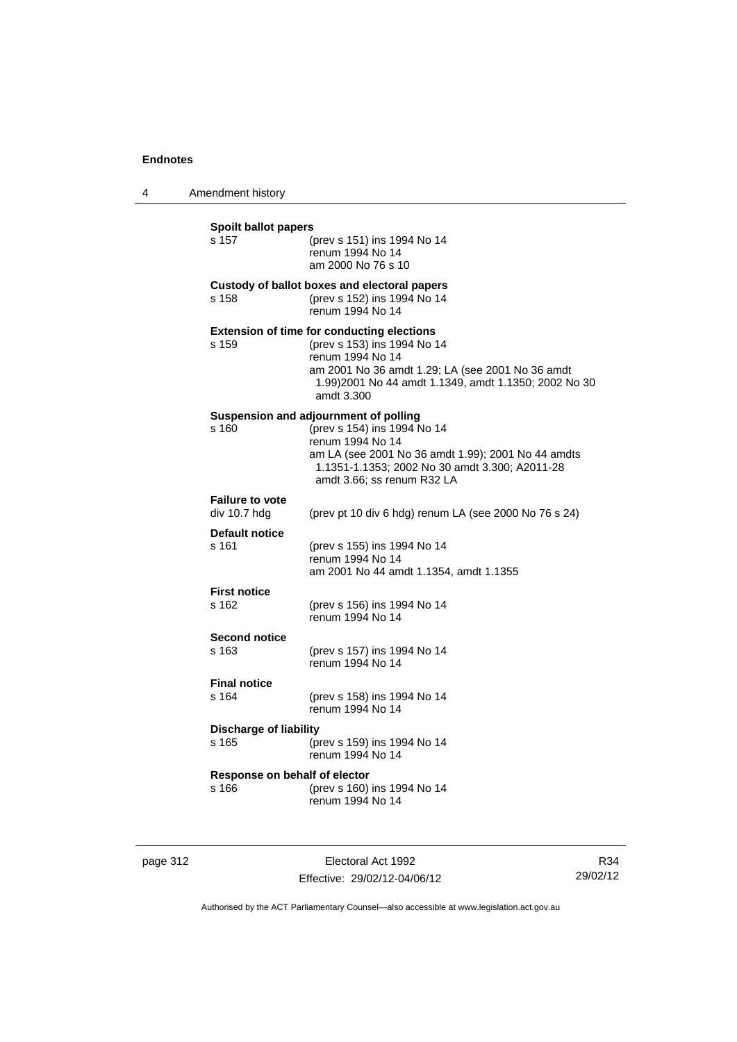**Spoilt ballot papers**
s 157 (prev s 151) ins 1994 No 14
renum 1994 No 14
am 2000 No 76 s 10

**Custody of ballot boxes and electoral papers**
s 158 (prev s 152) ins 1994 No 14
renum 1994 No 14

**Extension of time for conducting elections**
s 159 (prev s 153) ins 1994 No 14
renum 1994 No 14
am 2001 No 36 amdt 1.29; LA (see 2001 No 36 amdt 1.99)2001 No 44 amdt 1.1349, amdt 1.1350; 2002 No 30 amdt 3.300

**Suspension and adjournment of polling**
s 160 (prev s 154) ins 1994 No 14
renum 1994 No 14
am LA (see 2001 No 36 amdt 1.99); 2001 No 44 amdts 1.1351-1.1353; 2002 No 30 amdt 3.300; A2011-28 amdt 3.66; ss renum R32 LA

**Failure to vote**
div 10.7 hdg (prev pt 10 div 6 hdg) renum LA (see 2000 No 76 s 24)

**Default notice**
s 161 (prev s 155) ins 1994 No 14
renum 1994 No 14
am 2001 No 44 amdt 1.1354, amdt 1.1355

**First notice**
s 162 (prev s 156) ins 1994 No 14
renum 1994 No 14

**Second notice**
s 163 (prev s 157) ins 1994 No 14
renum 1994 No 14

**Final notice**
s 164 (prev s 158) ins 1994 No 14
renum 1994 No 14

**Discharge of liability**
s 165 (prev s 159) ins 1994 No 14
renum 1994 No 14

**Response on behalf of elector**
s 166 (prev s 160) ins 1994 No 14
renum 1994 No 14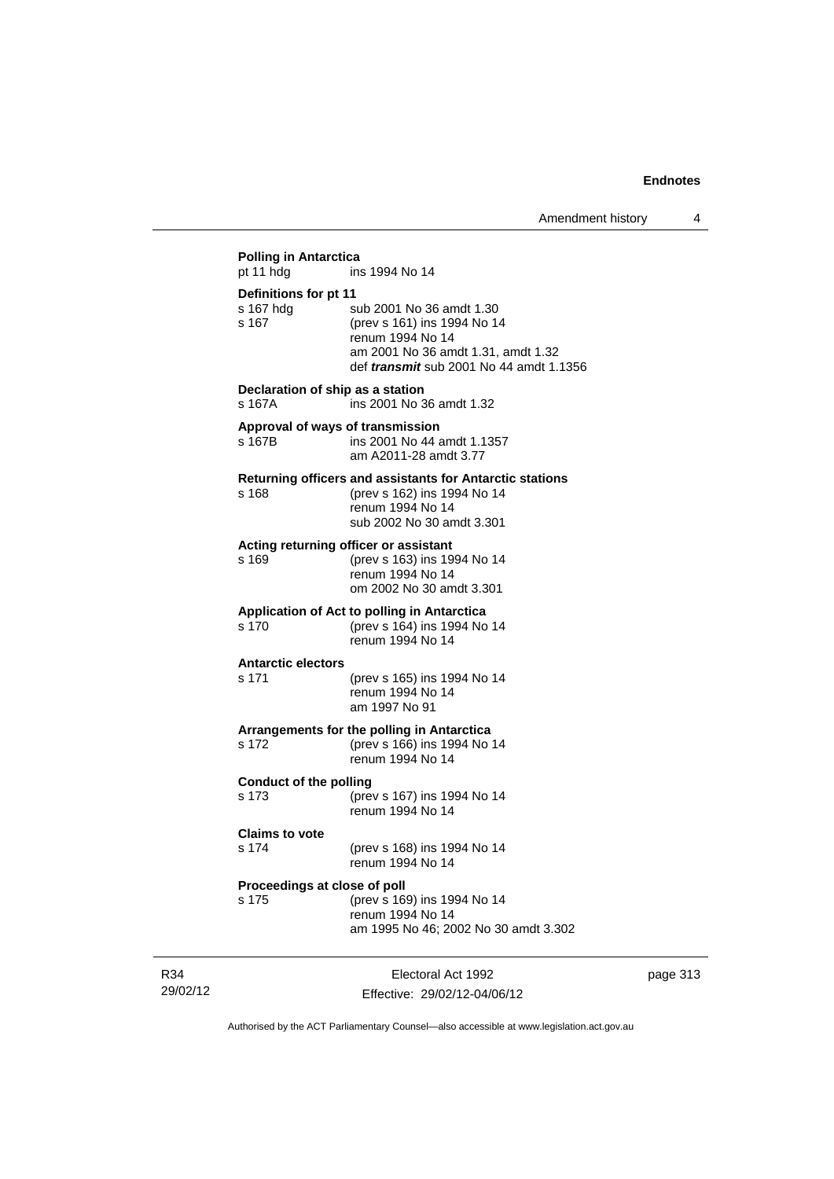**Polling in Antarctica**

pt 11 hdg ins 1994 No 14

**Definitions for pt 11**

s 167 hdg sub 2001 No 36 amdt 1.30

s 167 (prev s 161) ins 1994 No 14
renum 1994 No 14
am 2001 No 36 amdt 1.31, amdt 1.32
def ***transmit*** sub 2001 No 44 amdt 1.1356

**Declaration of ship as a station**

s 167A ins 2001 No 36 amdt 1.32

**Approval of ways of transmission**

s 167B ins 2001 No 44 amdt 1.1357
am A2011-28 amdt 3.77

**Returning officers and assistants for Antarctic stations**

s 168 (prev s 162) ins 1994 No 14
renum 1994 No 14
sub 2002 No 30 amdt 3.301

**Acting returning officer or assistant**

s 169 (prev s 163) ins 1994 No 14
renum 1994 No 14
om 2002 No 30 amdt 3.301

**Application of Act to polling in Antarctica**

s 170 (prev s 164) ins 1994 No 14
renum 1994 No 14

**Antarctic electors**

s 171 (prev s 165) ins 1994 No 14
renum 1994 No 14
am 1997 No 91

**Arrangements for the polling in Antarctica**

s 172 (prev s 166) ins 1994 No 14
renum 1994 No 14

**Conduct of the polling**

s 173 (prev s 167) ins 1994 No 14
renum 1994 No 14

**Claims to vote**

s 174 (prev s 168) ins 1994 No 14
renum 1994 No 14

**Proceedings at close of poll**

s 175 (prev s 169) ins 1994 No 14
renum 1994 No 14
am 1995 No 46; 2002 No 30 amdt 3.302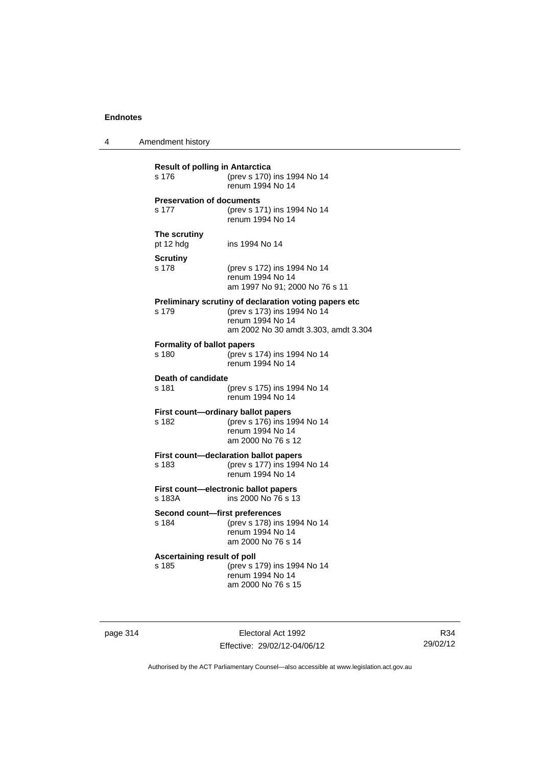**Result of polling in Antarctica**

s 176 (prev s 170) ins 1994 No 14
renum 1994 No 14

**Preservation of documents**

s 177 (prev s 171) ins 1994 No 14
renum 1994 No 14

**The scrutiny**

pt 12 hdg ins 1994 No 14

**Scrutiny**

s 178 (prev s 172) ins 1994 No 14
renum 1994 No 14
am 1997 No 91; 2000 No 76 s 11

**Preliminary scrutiny of declaration voting papers etc**

s 179 (prev s 173) ins 1994 No 14
renum 1994 No 14
am 2002 No 30 amdt 3.303, amdt 3.304

**Formality of ballot papers**

s 180 (prev s 174) ins 1994 No 14
renum 1994 No 14

**Death of candidate**

s 181 (prev s 175) ins 1994 No 14
renum 1994 No 14

**First count—ordinary ballot papers**

s 182 (prev s 176) ins 1994 No 14
renum 1994 No 14
am 2000 No 76 s 12

**First count—declaration ballot papers**

s 183 (prev s 177) ins 1994 No 14
renum 1994 No 14

**First count—electronic ballot papers**

s 183A ins 2000 No 76 s 13

**Second count—first preferences**

s 184 (prev s 178) ins 1994 No 14
renum 1994 No 14
am 2000 No 76 s 14

**Ascertaining result of poll**

s 185 (prev s 179) ins 1994 No 14
renum 1994 No 14
am 2000 No 76 s 15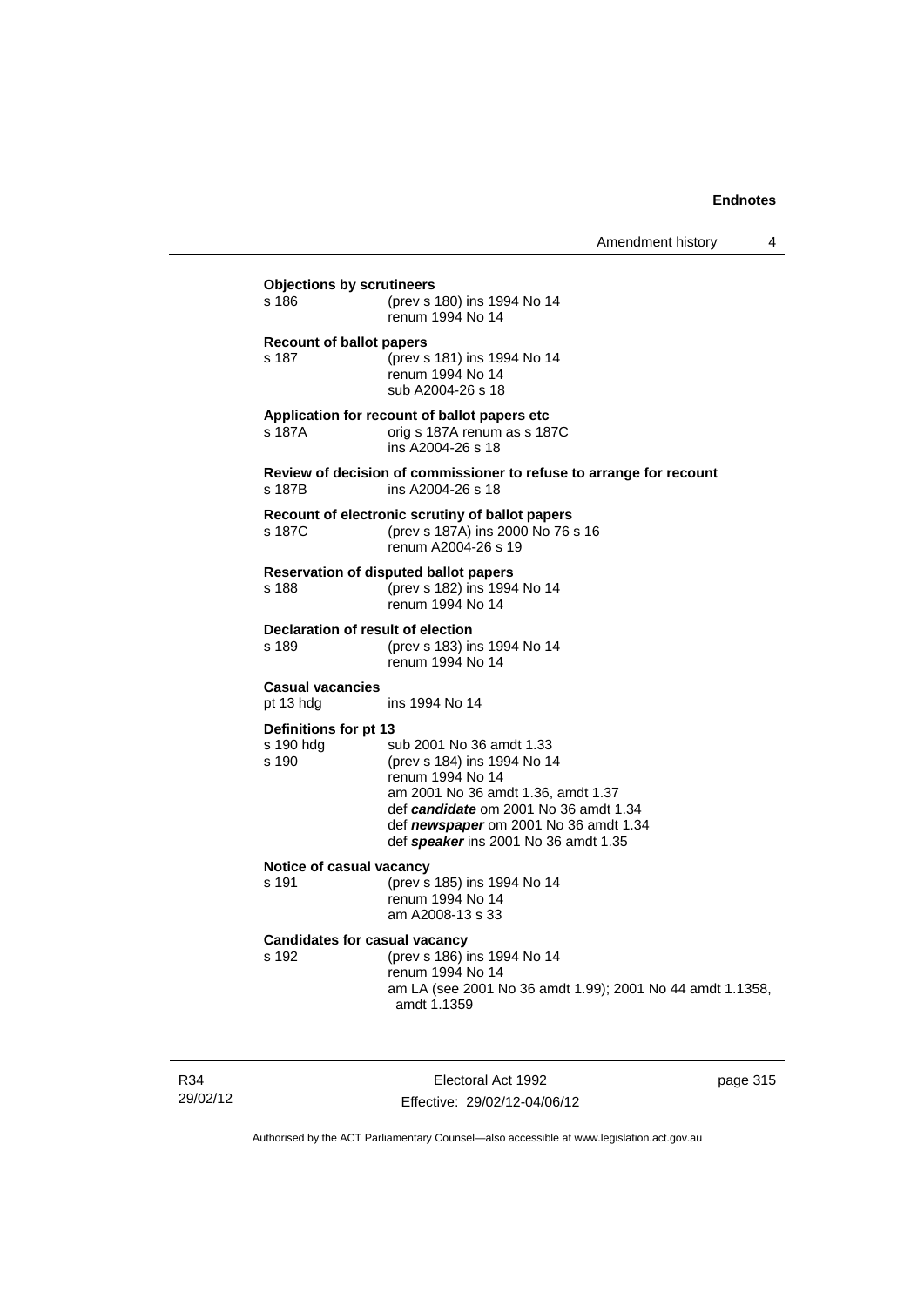**Objections by scrutineers**

s 186 (prev s 180) ins 1994 No 14
renum 1994 No 14

**Recount of ballot papers**

s 187 (prev s 181) ins 1994 No 14
renum 1994 No 14
sub A2004-26 s 18

**Application for recount of ballot papers etc**

s 187A orig s 187A renum as s 187C
ins A2004-26 s 18

**Review of decision of commissioner to refuse to arrange for recount**

s 187B ins A2004-26 s 18

**Recount of electronic scrutiny of ballot papers**

s 187C (prev s 187A) ins 2000 No 76 s 16
renum A2004-26 s 19

**Reservation of disputed ballot papers**

s 188 (prev s 182) ins 1994 No 14
renum 1994 No 14

**Declaration of result of election**

s 189 (prev s 183) ins 1994 No 14
renum 1994 No 14

**Casual vacancies**

pt 13 hdg ins 1994 No 14

**Definitions for pt 13**

s 190 hdg sub 2001 No 36 amdt 1.33
s 190 (prev s 184) ins 1994 No 14
renum 1994 No 14
am 2001 No 36 amdt 1.36, amdt 1.37
def ***candidate*** om 2001 No 36 amdt 1.34
def ***newspaper*** om 2001 No 36 amdt 1.34
def ***speaker*** ins 2001 No 36 amdt 1.35

**Notice of casual vacancy**

s 191 (prev s 185) ins 1994 No 14
renum 1994 No 14
am A2008-13 s 33

**Candidates for casual vacancy**

s 192 (prev s 186) ins 1994 No 14
renum 1994 No 14
am LA (see 2001 No 36 amdt 1.99); 2001 No 44 amdt 1.1358, amdt 1.1359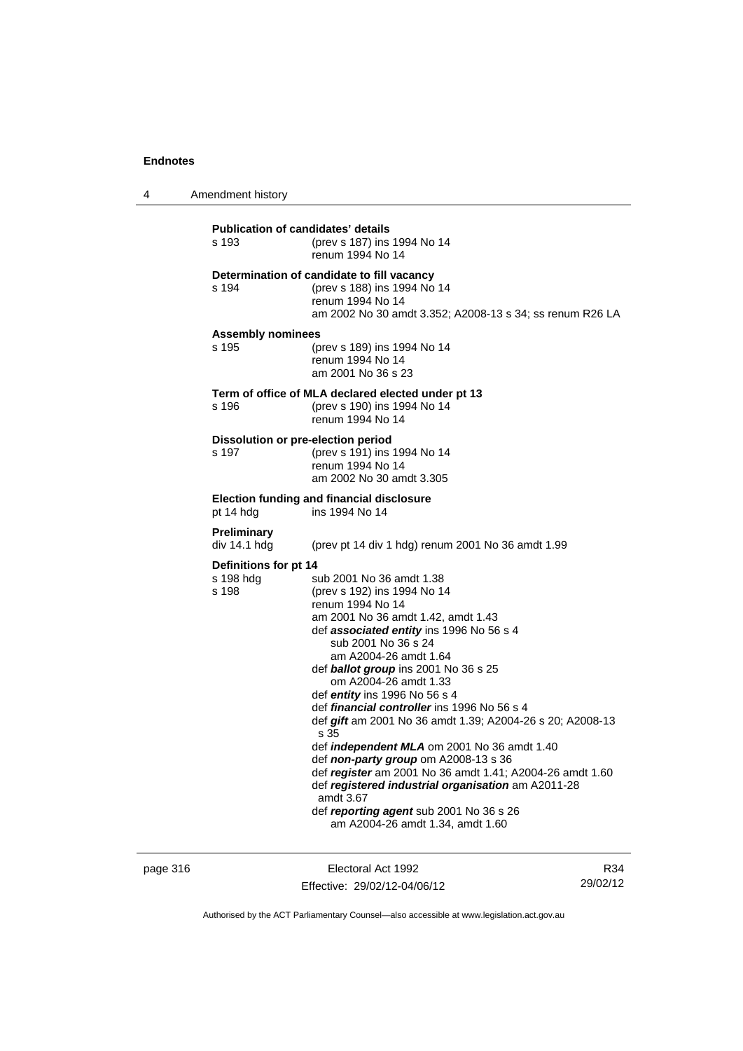**Publication of candidates' details**

s 193 (prev s 187) ins 1994 No 14
renum 1994 No 14

**Determination of candidate to fill vacancy**

s 194 (prev s 188) ins 1994 No 14
renum 1994 No 14
am 2002 No 30 amdt 3.352; A2008-13 s 34; ss renum R26 LA

**Assembly nominees**

s 195 (prev s 189) ins 1994 No 14
renum 1994 No 14
am 2001 No 36 s 23

**Term of office of MLA declared elected under pt 13**

s 196 (prev s 190) ins 1994 No 14
renum 1994 No 14

**Dissolution or pre-election period**

s 197 (prev s 191) ins 1994 No 14
renum 1994 No 14
am 2002 No 30 amdt 3.305

**Election funding and financial disclosure**

pt 14 hdg ins 1994 No 14

**Preliminary**

div 14.1 hdg (prev pt 14 div 1 hdg) renum 2001 No 36 amdt 1.99

**Definitions for pt 14**

s 198 hdg sub 2001 No 36 amdt 1.38

s 198 (prev s 192) ins 1994 No 14
renum 1994 No 14
am 2001 No 36 amdt 1.42, amdt 1.43
def ***associated entity*** ins 1996 No 56 s 4
sub 2001 No 36 s 24
am A2004-26 amdt 1.64
def ***ballot group*** ins 2001 No 36 s 25
om A2004-26 amdt 1.33
def ***entity*** ins 1996 No 56 s 4
def ***financial controller*** ins 1996 No 56 s 4
def ***gift*** am 2001 No 36 amdt 1.39; A2004-26 s 20; A2008-13 s 35
def ***independent MLA*** om 2001 No 36 amdt 1.40
def ***non-party group*** om A2008-13 s 36
def ***register*** am 2001 No 36 amdt 1.41; A2004-26 amdt 1.60
def ***registered industrial organisation*** am A2011-28 amdt 3.67
def ***reporting agent*** sub 2001 No 36 s 26
am A2004-26 amdt 1.34, amdt 1.60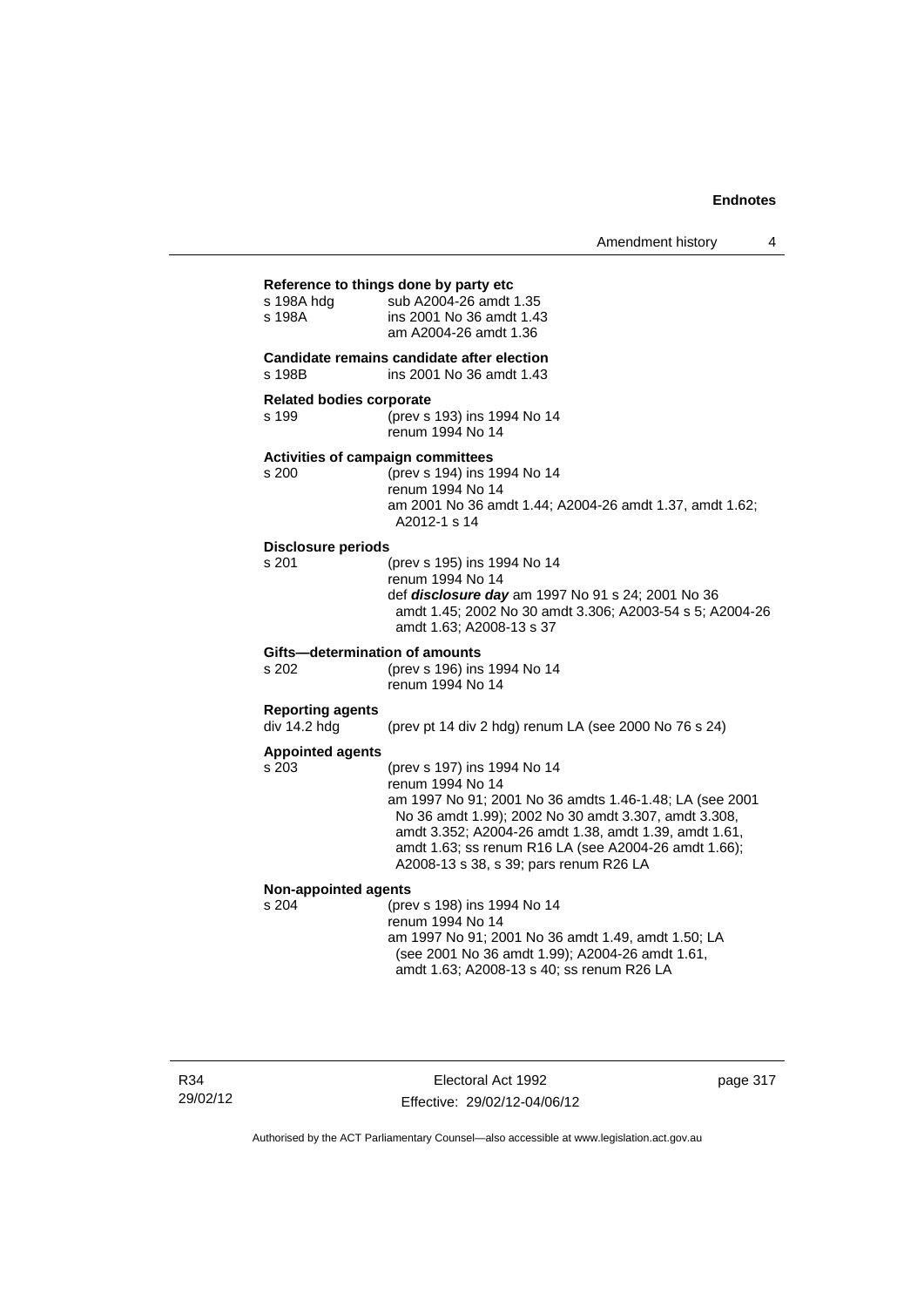**Reference to things done by party etc**

s 198A hdg sub A2004-26 amdt 1.35
s 198A ins 2001 No 36 amdt 1.43
am A2004-26 amdt 1.36

**Candidate remains candidate after election**

s 198B ins 2001 No 36 amdt 1.43

**Related bodies corporate**

s 199 (prev s 193) ins 1994 No 14
renum 1994 No 14

**Activities of campaign committees**

s 200 (prev s 194) ins 1994 No 14
renum 1994 No 14
am 2001 No 36 amdt 1.44; A2004-26 amdt 1.37, amdt 1.62; A2012-1 s 14

**Disclosure periods**

s 201 (prev s 195) ins 1994 No 14
renum 1994 No 14
def ***disclosure day*** am 1997 No 91 s 24; 2001 No 36 amdt 1.45; 2002 No 30 amdt 3.306; A2003-54 s 5; A2004-26 amdt 1.63; A2008-13 s 37

**Gifts—determination of amounts**

s 202 (prev s 196) ins 1994 No 14
renum 1994 No 14

**Reporting agents**

div 14.2 hdg (prev pt 14 div 2 hdg) renum LA (see 2000 No 76 s 24)

**Appointed agents**

s 203 (prev s 197) ins 1994 No 14
renum 1994 No 14
am 1997 No 91; 2001 No 36 amdts 1.46-1.48; LA (see 2001 No 36 amdt 1.99); 2002 No 30 amdt 3.307, amdt 3.308, amdt 3.352; A2004-26 amdt 1.38, amdt 1.39, amdt 1.61, amdt 1.63; ss renum R16 LA (see A2004-26 amdt 1.66); A2008-13 s 38, s 39; pars renum R26 LA

**Non-appointed agents**

s 204 (prev s 198) ins 1994 No 14
renum 1994 No 14
am 1997 No 91; 2001 No 36 amdt 1.49, amdt 1.50; LA (see 2001 No 36 amdt 1.99); A2004-26 amdt 1.61, amdt 1.63; A2008-13 s 40; ss renum R26 LA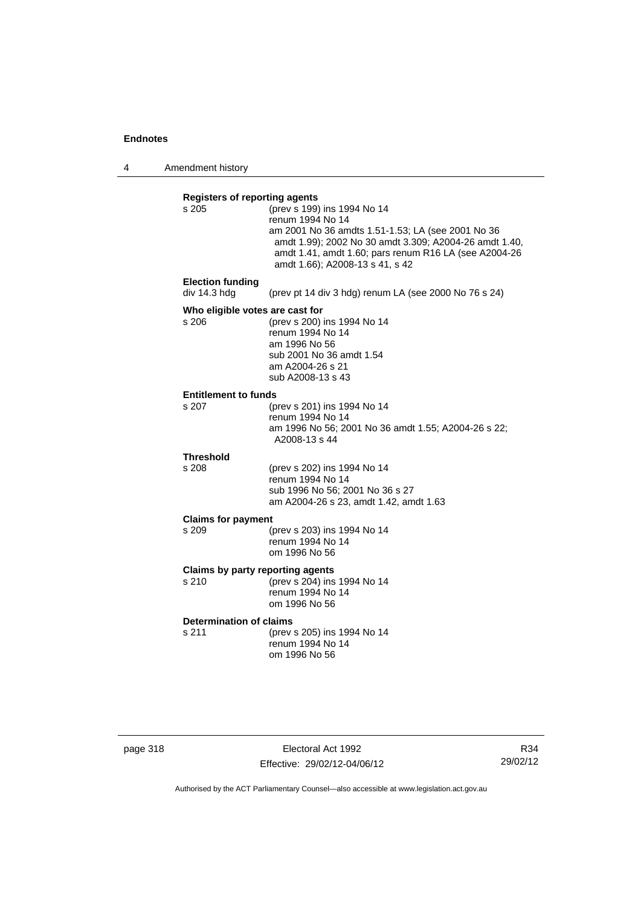**Registers of reporting agents**

s 205 (prev s 199) ins 1994 No 14
renum 1994 No 14
am 2001 No 36 amdts 1.51-1.53; LA (see 2001 No 36 amdt 1.99); 2002 No 30 amdt 3.309; A2004-26 amdt 1.40, amdt 1.41, amdt 1.60; pars renum R16 LA (see A2004-26 amdt 1.66); A2008-13 s 41, s 42

**Election funding**

div 14.3 hdg (prev pt 14 div 3 hdg) renum LA (see 2000 No 76 s 24)

**Who eligible votes are cast for**

s 206 (prev s 200) ins 1994 No 14
renum 1994 No 14
am 1996 No 56
sub 2001 No 36 amdt 1.54
am A2004-26 s 21
sub A2008-13 s 43

**Entitlement to funds**

s 207 (prev s 201) ins 1994 No 14
renum 1994 No 14
am 1996 No 56; 2001 No 36 amdt 1.55; A2004-26 s 22; A2008-13 s 44

**Threshold**

s 208 (prev s 202) ins 1994 No 14
renum 1994 No 14
sub 1996 No 56; 2001 No 36 s 27
am A2004-26 s 23, amdt 1.42, amdt 1.63

**Claims for payment**

s 209 (prev s 203) ins 1994 No 14
renum 1994 No 14
om 1996 No 56

**Claims by party reporting agents**

s 210 (prev s 204) ins 1994 No 14
renum 1994 No 14
om 1996 No 56

**Determination of claims**

s 211 (prev s 205) ins 1994 No 14
renum 1994 No 14
om 1996 No 56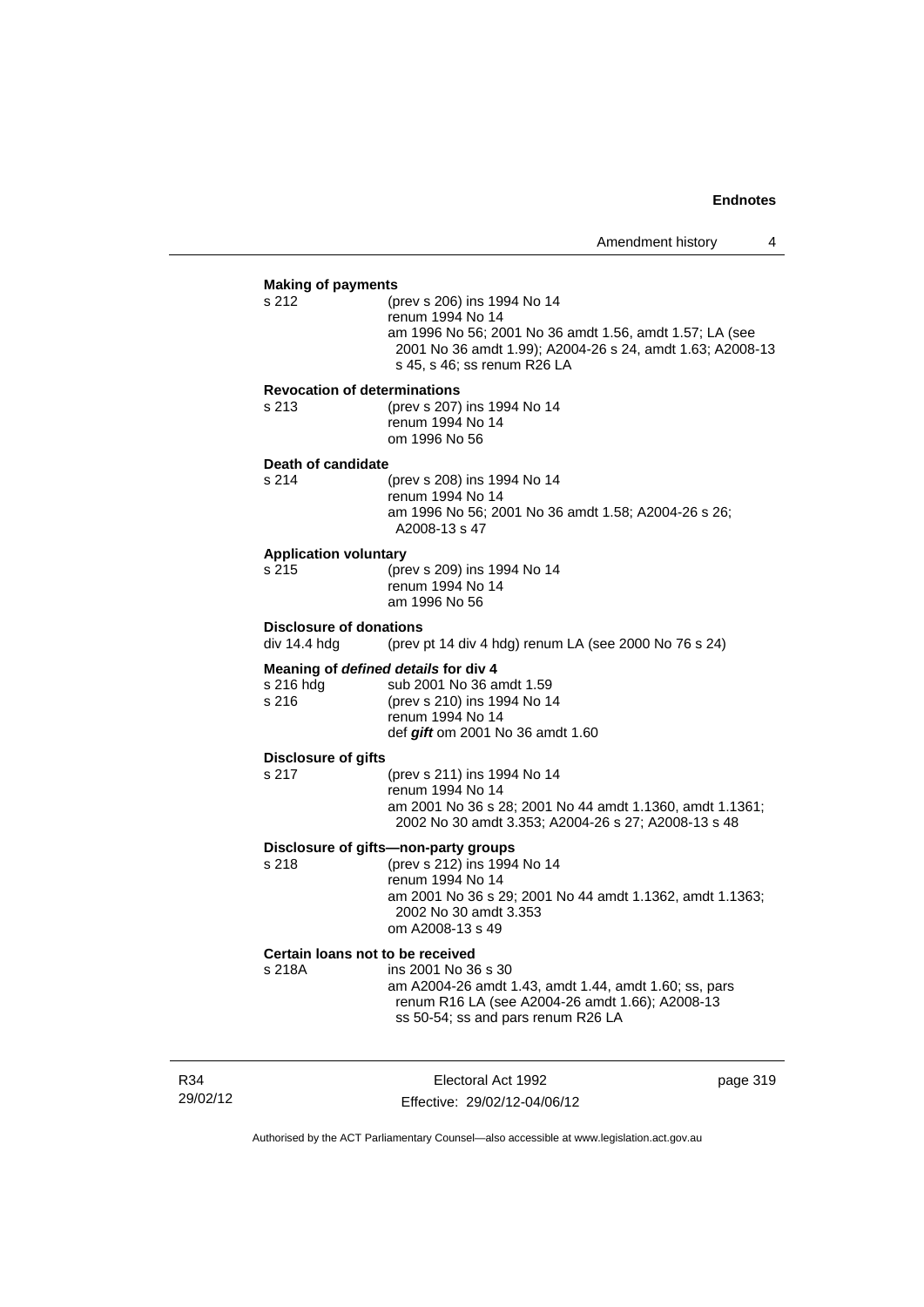**Making of payments**

s 212 (prev s 206) ins 1994 No 14
renum 1994 No 14
am 1996 No 56; 2001 No 36 amdt 1.56, amdt 1.57; LA (see 2001 No 36 amdt 1.99); A2004-26 s 24, amdt 1.63; A2008-13 s 45, s 46; ss renum R26 LA

**Revocation of determinations**

s 213 (prev s 207) ins 1994 No 14
renum 1994 No 14
om 1996 No 56

**Death of candidate**

s 214 (prev s 208) ins 1994 No 14
renum 1994 No 14
am 1996 No 56; 2001 No 36 amdt 1.58; A2004-26 s 26; A2008-13 s 47

**Application voluntary**

s 215 (prev s 209) ins 1994 No 14
renum 1994 No 14
am 1996 No 56

**Disclosure of donations**

div 14.4 hdg (prev pt 14 div 4 hdg) renum LA (see 2000 No 76 s 24)

**Meaning of *defined details* for div 4**

s 216 hdg sub 2001 No 36 amdt 1.59
s 216 (prev s 210) ins 1994 No 14
renum 1994 No 14
def ***gift*** om 2001 No 36 amdt 1.60

**Disclosure of gifts**

s 217 (prev s 211) ins 1994 No 14
renum 1994 No 14
am 2001 No 36 s 28; 2001 No 44 amdt 1.1360, amdt 1.1361; 2002 No 30 amdt 3.353; A2004-26 s 27; A2008-13 s 48

**Disclosure of gifts—non-party groups**

s 218 (prev s 212) ins 1994 No 14
renum 1994 No 14
am 2001 No 36 s 29; 2001 No 44 amdt 1.1362, amdt 1.1363; 2002 No 30 amdt 3.353
om A2008-13 s 49

**Certain loans not to be received**

s 218A ins 2001 No 36 s 30
am A2004-26 amdt 1.43, amdt 1.44, amdt 1.60; ss, pars renum R16 LA (see A2004-26 amdt 1.66); A2008-13 ss 50-54; ss and pars renum R26 LA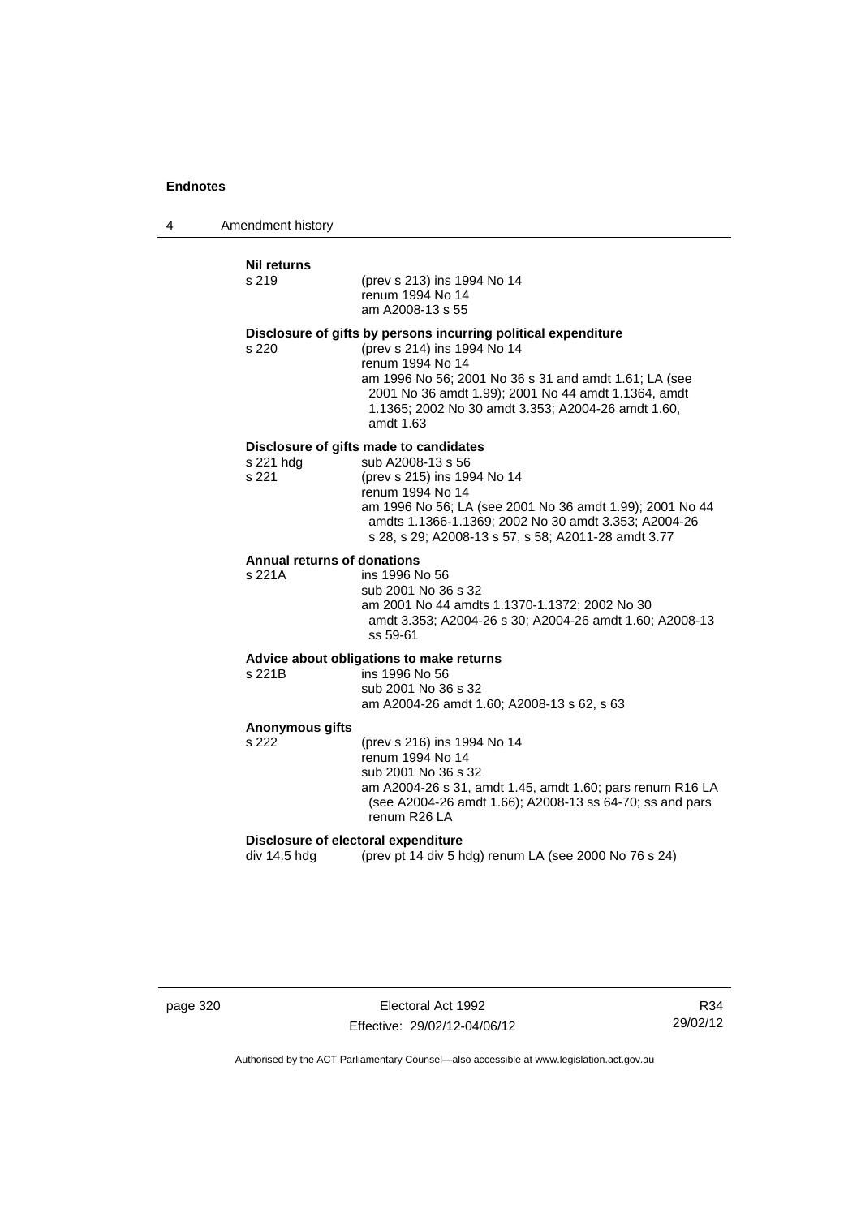**Nil returns**

s 219 (prev s 213) ins 1994 No 14
renum 1994 No 14
am A2008-13 s 55

**Disclosure of gifts by persons incurring political expenditure**

s 220 (prev s 214) ins 1994 No 14
renum 1994 No 14
am 1996 No 56; 2001 No 36 s 31 and amdt 1.61; LA (see 2001 No 36 amdt 1.99); 2001 No 44 amdt 1.1364, amdt 1.1365; 2002 No 30 amdt 3.353; A2004-26 amdt 1.60, amdt 1.63

**Disclosure of gifts made to candidates**

s 221 hdg sub A2008-13 s 56
s 221 (prev s 215) ins 1994 No 14
renum 1994 No 14
am 1996 No 56; LA (see 2001 No 36 amdt 1.99); 2001 No 44 amdts 1.1366-1.1369; 2002 No 30 amdt 3.353; A2004-26 s 28, s 29; A2008-13 s 57, s 58; A2011-28 amdt 3.77

**Annual returns of donations**

s 221A ins 1996 No 56
sub 2001 No 36 s 32
am 2001 No 44 amdts 1.1370-1.1372; 2002 No 30 amdt 3.353; A2004-26 s 30; A2004-26 amdt 1.60; A2008-13 ss 59-61

**Advice about obligations to make returns**

s 221B ins 1996 No 56
sub 2001 No 36 s 32
am A2004-26 amdt 1.60; A2008-13 s 62, s 63

**Anonymous gifts**

s 222 (prev s 216) ins 1994 No 14
renum 1994 No 14
sub 2001 No 36 s 32
am A2004-26 s 31, amdt 1.45, amdt 1.60; pars renum R16 LA (see A2004-26 amdt 1.66); A2008-13 ss 64-70; ss and pars renum R26 LA

**Disclosure of electoral expenditure**

div 14.5 hdg (prev pt 14 div 5 hdg) renum LA (see 2000 No 76 s 24)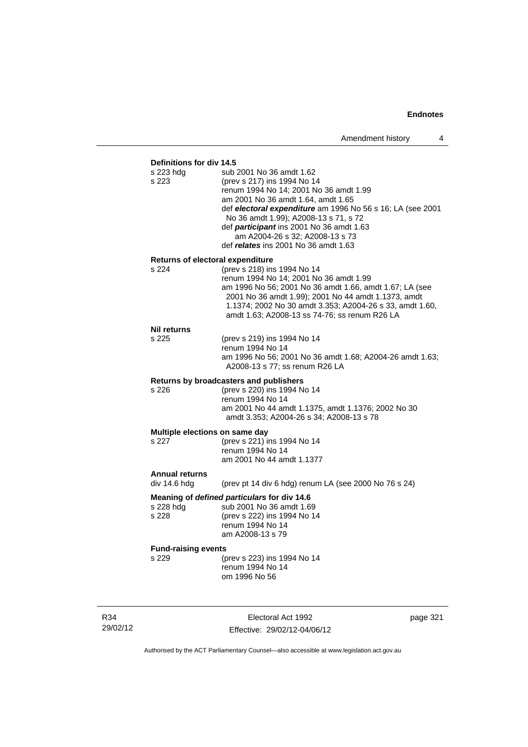**Definitions for div 14.5**

s 223 hdg — sub 2001 No 36 amdt 1.62

s 223 — (prev s 217) ins 1994 No 14
renum 1994 No 14; 2001 No 36 amdt 1.99
am 2001 No 36 amdt 1.64, amdt 1.65
def ***electoral expenditure*** am 1996 No 56 s 16; LA (see 2001 No 36 amdt 1.99); A2008-13 s 71, s 72
def ***participant*** ins 2001 No 36 amdt 1.63
am A2004-26 s 32; A2008-13 s 73
def ***relates*** ins 2001 No 36 amdt 1.63

**Returns of electoral expenditure**

s 224 — (prev s 218) ins 1994 No 14
renum 1994 No 14; 2001 No 36 amdt 1.99
am 1996 No 56; 2001 No 36 amdt 1.66, amdt 1.67; LA (see 2001 No 36 amdt 1.99); 2001 No 44 amdt 1.1373, amdt 1.1374; 2002 No 30 amdt 3.353; A2004-26 s 33, amdt 1.60, amdt 1.63; A2008-13 ss 74-76; ss renum R26 LA

**Nil returns**

s 225 — (prev s 219) ins 1994 No 14
renum 1994 No 14
am 1996 No 56; 2001 No 36 amdt 1.68; A2004-26 amdt 1.63; A2008-13 s 77; ss renum R26 LA

**Returns by broadcasters and publishers**

s 226 — (prev s 220) ins 1994 No 14
renum 1994 No 14
am 2001 No 44 amdt 1.1375, amdt 1.1376; 2002 No 30 amdt 3.353; A2004-26 s 34; A2008-13 s 78

**Multiple elections on same day**

s 227 — (prev s 221) ins 1994 No 14
renum 1994 No 14
am 2001 No 44 amdt 1.1377

**Annual returns**

div 14.6 hdg — (prev pt 14 div 6 hdg) renum LA (see 2000 No 76 s 24)

**Meaning of *defined particulars* for div 14.6**

s 228 hdg — sub 2001 No 36 amdt 1.69

s 228 — (prev s 222) ins 1994 No 14
renum 1994 No 14
am A2008-13 s 79

**Fund-raising events**

s 229 — (prev s 223) ins 1994 No 14
renum 1994 No 14
om 1996 No 56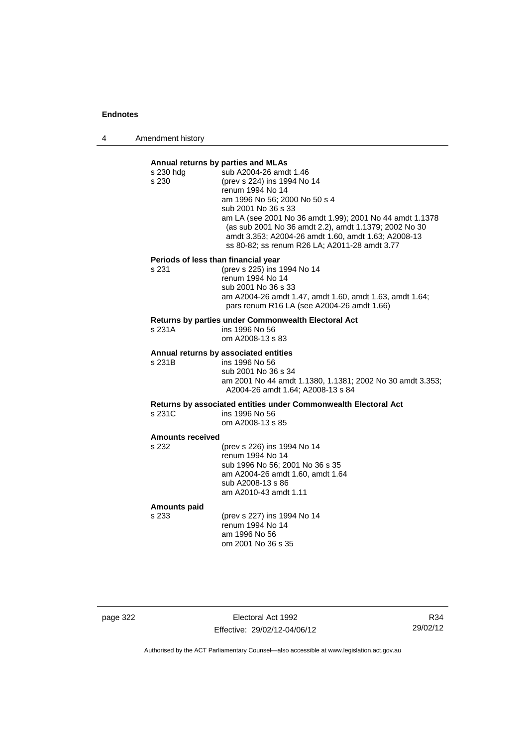**Annual returns by parties and MLAs**

s 230 hdg sub A2004-26 amdt 1.46

s 230 (prev s 224) ins 1994 No 14
renum 1994 No 14
am 1996 No 56; 2000 No 50 s 4
sub 2001 No 36 s 33
am LA (see 2001 No 36 amdt 1.99); 2001 No 44 amdt 1.1378 (as sub 2001 No 36 amdt 2.2), amdt 1.1379; 2002 No 30 amdt 3.353; A2004-26 amdt 1.60, amdt 1.63; A2008-13 ss 80-82; ss renum R26 LA; A2011-28 amdt 3.77

**Periods of less than financial year**

s 231 (prev s 225) ins 1994 No 14
renum 1994 No 14
sub 2001 No 36 s 33
am A2004-26 amdt 1.47, amdt 1.60, amdt 1.63, amdt 1.64; pars renum R16 LA (see A2004-26 amdt 1.66)

**Returns by parties under Commonwealth Electoral Act**

s 231A ins 1996 No 56
om A2008-13 s 83

**Annual returns by associated entities**

s 231B ins 1996 No 56
sub 2001 No 36 s 34
am 2001 No 44 amdt 1.1380, 1.1381; 2002 No 30 amdt 3.353; A2004-26 amdt 1.64; A2008-13 s 84

**Returns by associated entities under Commonwealth Electoral Act**

s 231C ins 1996 No 56
om A2008-13 s 85

**Amounts received**

s 232 (prev s 226) ins 1994 No 14
renum 1994 No 14
sub 1996 No 56; 2001 No 36 s 35
am A2004-26 amdt 1.60, amdt 1.64
sub A2008-13 s 86
am A2010-43 amdt 1.11

**Amounts paid**

s 233 (prev s 227) ins 1994 No 14
renum 1994 No 14
am 1996 No 56
om 2001 No 36 s 35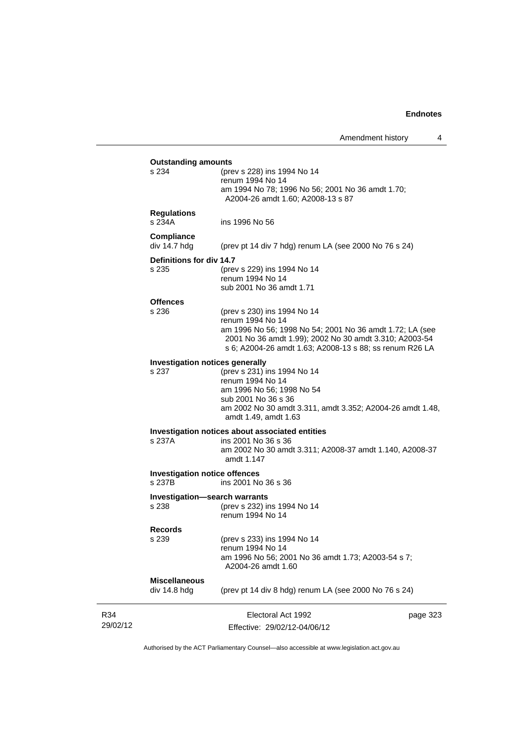**Outstanding amounts**

s 234 (prev s 228) ins 1994 No 14
renum 1994 No 14
am 1994 No 78; 1996 No 56; 2001 No 36 amdt 1.70; A2004-26 amdt 1.60; A2008-13 s 87

**Regulations**

s 234A ins 1996 No 56

**Compliance**

div 14.7 hdg (prev pt 14 div 7 hdg) renum LA (see 2000 No 76 s 24)

**Definitions for div 14.7**

s 235 (prev s 229) ins 1994 No 14
renum 1994 No 14
sub 2001 No 36 amdt 1.71

**Offences**

s 236 (prev s 230) ins 1994 No 14
renum 1994 No 14
am 1996 No 56; 1998 No 54; 2001 No 36 amdt 1.72; LA (see 2001 No 36 amdt 1.99); 2002 No 30 amdt 3.310; A2003-54 s 6; A2004-26 amdt 1.63; A2008-13 s 88; ss renum R26 LA

**Investigation notices generally**

s 237 (prev s 231) ins 1994 No 14
renum 1994 No 14
am 1996 No 56; 1998 No 54
sub 2001 No 36 s 36
am 2002 No 30 amdt 3.311, amdt 3.352; A2004-26 amdt 1.48, amdt 1.49, amdt 1.63

**Investigation notices about associated entities**

s 237A ins 2001 No 36 s 36
am 2002 No 30 amdt 3.311; A2008-37 amdt 1.140, A2008-37 amdt 1.147

**Investigation notice offences**

s 237B ins 2001 No 36 s 36

**Investigation—search warrants**

s 238 (prev s 232) ins 1994 No 14
renum 1994 No 14

**Records**

s 239 (prev s 233) ins 1994 No 14
renum 1994 No 14
am 1996 No 56; 2001 No 36 amdt 1.73; A2003-54 s 7; A2004-26 amdt 1.60

**Miscellaneous**

div 14.8 hdg (prev pt 14 div 8 hdg) renum LA (see 2000 No 76 s 24)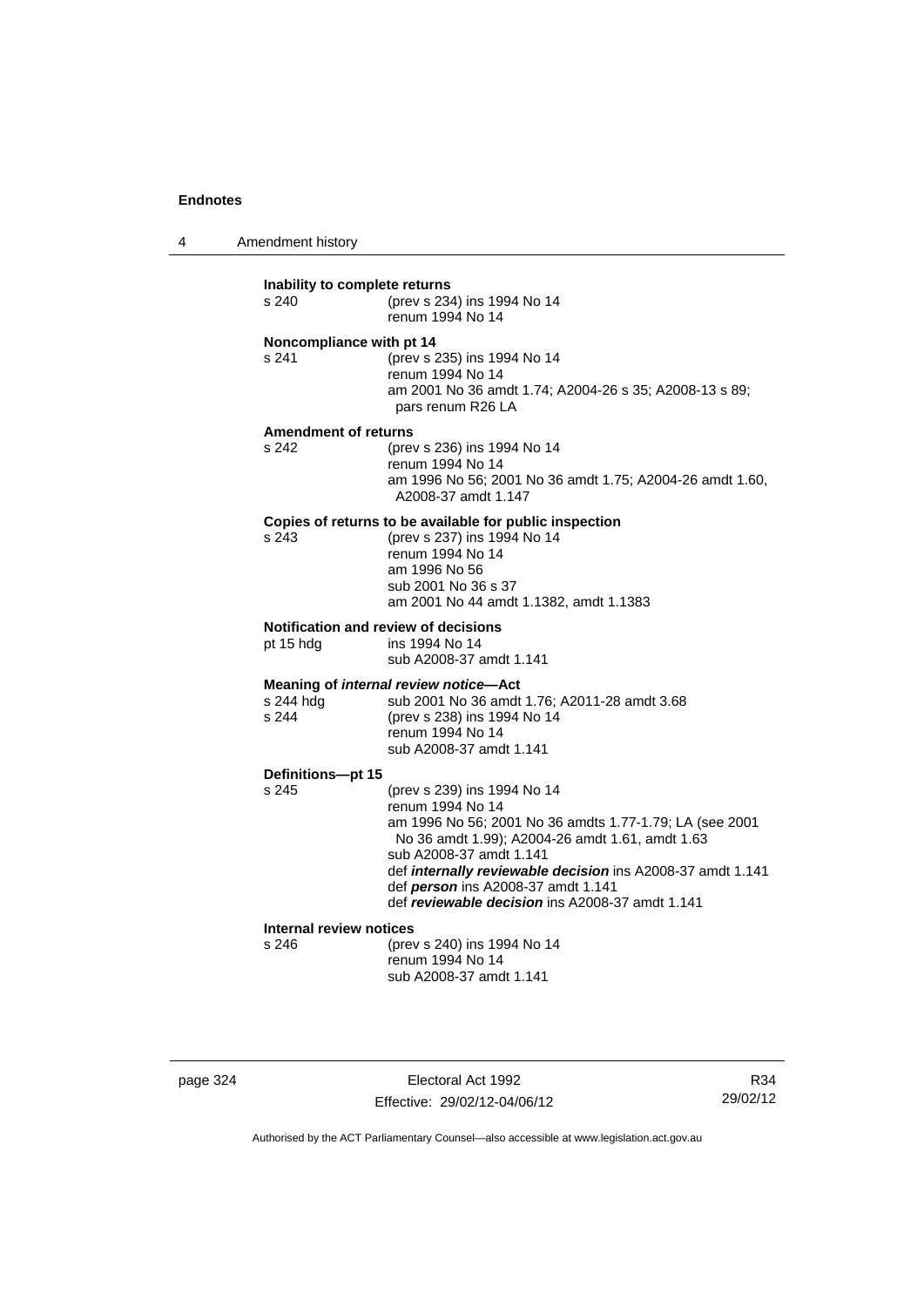**Inability to complete returns**

s 240 (prev s 234) ins 1994 No 14
renum 1994 No 14

**Noncompliance with pt 14**

s 241 (prev s 235) ins 1994 No 14
renum 1994 No 14
am 2001 No 36 amdt 1.74; A2004-26 s 35; A2008-13 s 89; pars renum R26 LA

**Amendment of returns**

s 242 (prev s 236) ins 1994 No 14
renum 1994 No 14
am 1996 No 56; 2001 No 36 amdt 1.75; A2004-26 amdt 1.60, A2008-37 amdt 1.147

**Copies of returns to be available for public inspection**

s 243 (prev s 237) ins 1994 No 14
renum 1994 No 14
am 1996 No 56
sub 2001 No 36 s 37
am 2001 No 44 amdt 1.1382, amdt 1.1383

**Notification and review of decisions**

pt 15 hdg ins 1994 No 14
sub A2008-37 amdt 1.141

**Meaning of *internal review notice*—Act**

s 244 hdg sub 2001 No 36 amdt 1.76; A2011-28 amdt 3.68
s 244 (prev s 238) ins 1994 No 14
renum 1994 No 14
sub A2008-37 amdt 1.141

**Definitions—pt 15**

s 245 (prev s 239) ins 1994 No 14
renum 1994 No 14
am 1996 No 56; 2001 No 36 amdts 1.77-1.79; LA (see 2001 No 36 amdt 1.99); A2004-26 amdt 1.61, amdt 1.63
sub A2008-37 amdt 1.141
def ***internally reviewable decision*** ins A2008-37 amdt 1.141
def ***person*** ins A2008-37 amdt 1.141
def ***reviewable decision*** ins A2008-37 amdt 1.141

**Internal review notices**

s 246 (prev s 240) ins 1994 No 14
renum 1994 No 14
sub A2008-37 amdt 1.141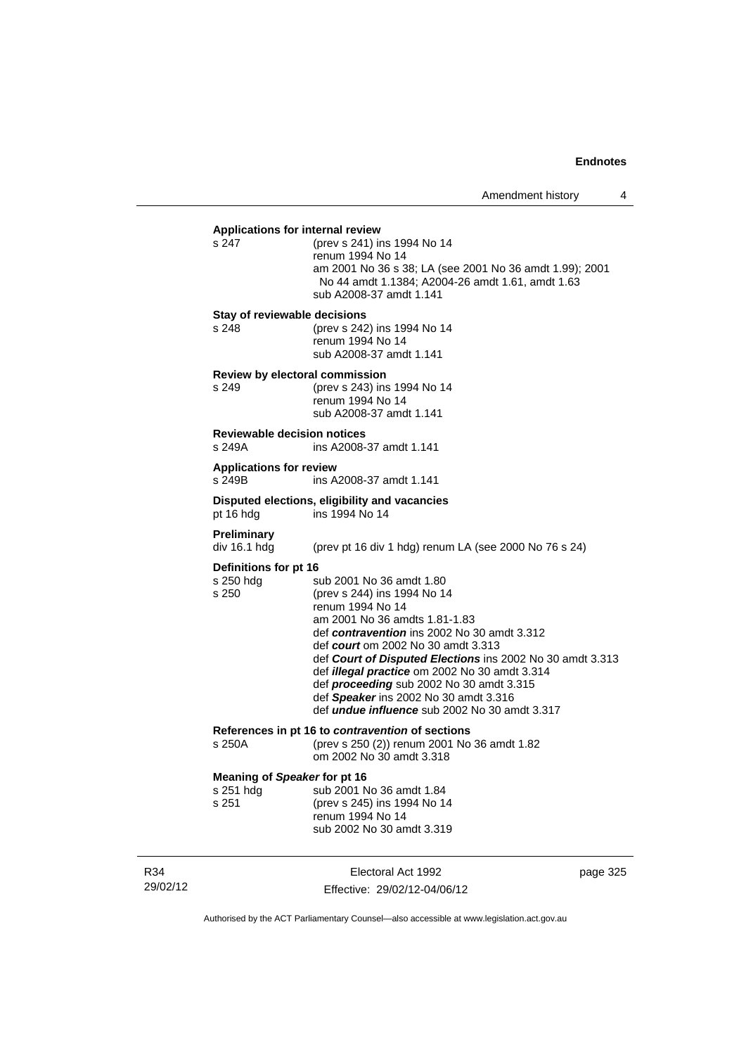**Applications for internal review**

s 247 (prev s 241) ins 1994 No 14
renum 1994 No 14
am 2001 No 36 s 38; LA (see 2001 No 36 amdt 1.99); 2001 No 44 amdt 1.1384; A2004-26 amdt 1.61, amdt 1.63
sub A2008-37 amdt 1.141

**Stay of reviewable decisions**

s 248 (prev s 242) ins 1994 No 14
renum 1994 No 14
sub A2008-37 amdt 1.141

**Review by electoral commission**

s 249 (prev s 243) ins 1994 No 14
renum 1994 No 14
sub A2008-37 amdt 1.141

**Reviewable decision notices**

s 249A ins A2008-37 amdt 1.141

**Applications for review**

s 249B ins A2008-37 amdt 1.141

**Disputed elections, eligibility and vacancies**

pt 16 hdg ins 1994 No 14

**Preliminary**

div 16.1 hdg (prev pt 16 div 1 hdg) renum LA (see 2000 No 76 s 24)

**Definitions for pt 16**

s 250 hdg sub 2001 No 36 amdt 1.80
s 250 (prev s 244) ins 1994 No 14
renum 1994 No 14
am 2001 No 36 amdts 1.81-1.83
def ***contravention*** ins 2002 No 30 amdt 3.312
def ***court*** om 2002 No 30 amdt 3.313
def ***Court of Disputed Elections*** ins 2002 No 30 amdt 3.313
def ***illegal practice*** om 2002 No 30 amdt 3.314
def ***proceeding*** sub 2002 No 30 amdt 3.315
def ***Speaker*** ins 2002 No 30 amdt 3.316
def ***undue influence*** sub 2002 No 30 amdt 3.317

**References in pt 16 to *contravention* of sections**

s 250A (prev s 250 (2)) renum 2001 No 36 amdt 1.82
om 2002 No 30 amdt 3.318

**Meaning of *Speaker* for pt 16**

s 251 hdg sub 2001 No 36 amdt 1.84
s 251 (prev s 245) ins 1994 No 14
renum 1994 No 14
sub 2002 No 30 amdt 3.319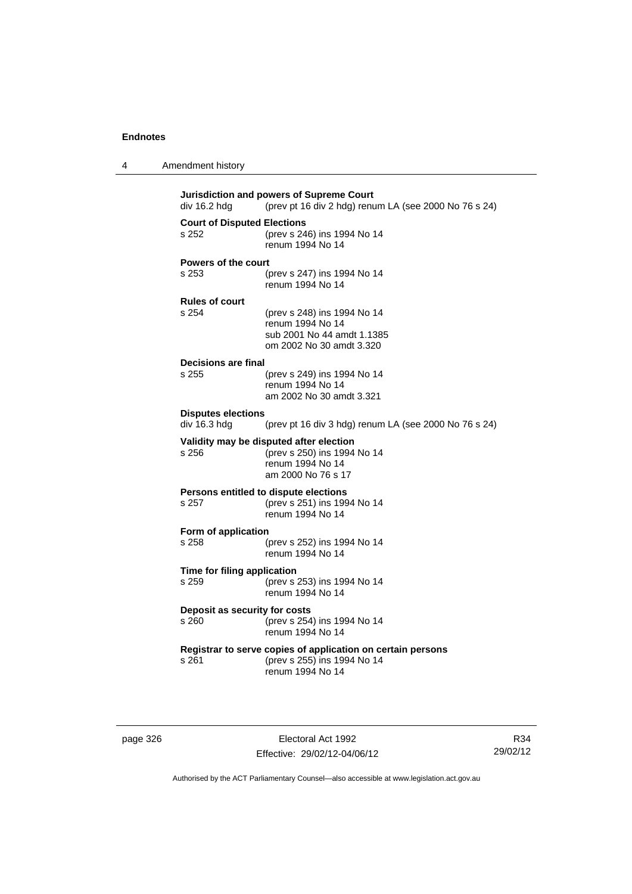**Jurisdiction and powers of Supreme Court**
div 16.2 hdg (prev pt 16 div 2 hdg) renum LA (see 2000 No 76 s 24)

**Court of Disputed Elections**
s 252 (prev s 246) ins 1994 No 14
renum 1994 No 14

**Powers of the court**
s 253 (prev s 247) ins 1994 No 14
renum 1994 No 14

**Rules of court**
s 254 (prev s 248) ins 1994 No 14
renum 1994 No 14
sub 2001 No 44 amdt 1.1385
om 2002 No 30 amdt 3.320

**Decisions are final**
s 255 (prev s 249) ins 1994 No 14
renum 1994 No 14
am 2002 No 30 amdt 3.321

**Disputes elections**
div 16.3 hdg (prev pt 16 div 3 hdg) renum LA (see 2000 No 76 s 24)

**Validity may be disputed after election**
s 256 (prev s 250) ins 1994 No 14
renum 1994 No 14
am 2000 No 76 s 17

**Persons entitled to dispute elections**
s 257 (prev s 251) ins 1994 No 14
renum 1994 No 14

**Form of application**
s 258 (prev s 252) ins 1994 No 14
renum 1994 No 14

**Time for filing application**
s 259 (prev s 253) ins 1994 No 14
renum 1994 No 14

**Deposit as security for costs**
s 260 (prev s 254) ins 1994 No 14
renum 1994 No 14

**Registrar to serve copies of application on certain persons**
s 261 (prev s 255) ins 1994 No 14
renum 1994 No 14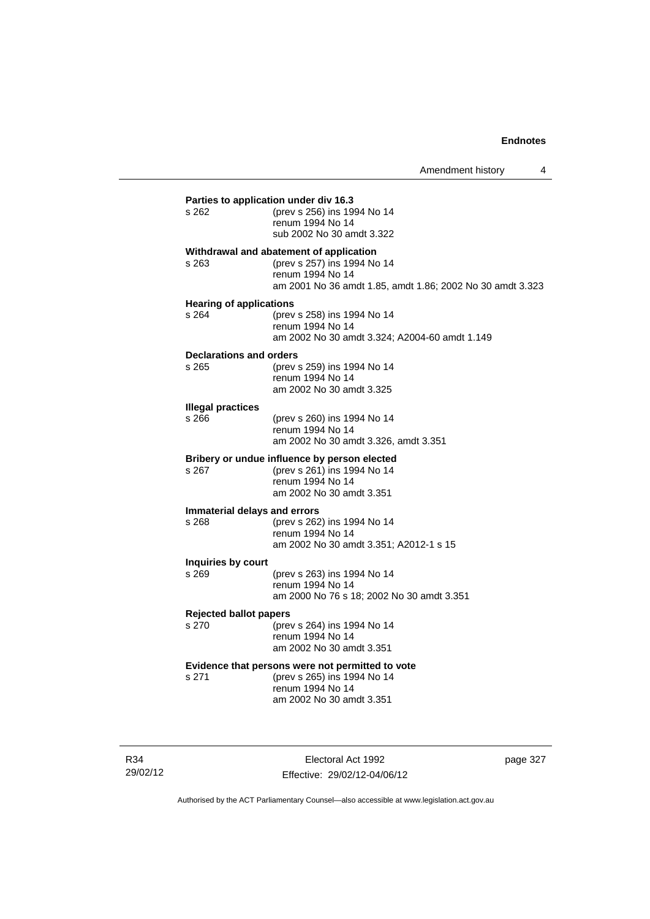**Parties to application under div 16.3**

s 262 (prev s 256) ins 1994 No 14
renum 1994 No 14
sub 2002 No 30 amdt 3.322

**Withdrawal and abatement of application**

s 263 (prev s 257) ins 1994 No 14
renum 1994 No 14
am 2001 No 36 amdt 1.85, amdt 1.86; 2002 No 30 amdt 3.323

**Hearing of applications**

s 264 (prev s 258) ins 1994 No 14
renum 1994 No 14
am 2002 No 30 amdt 3.324; A2004-60 amdt 1.149

**Declarations and orders**

s 265 (prev s 259) ins 1994 No 14
renum 1994 No 14
am 2002 No 30 amdt 3.325

**Illegal practices**

s 266 (prev s 260) ins 1994 No 14
renum 1994 No 14
am 2002 No 30 amdt 3.326, amdt 3.351

**Bribery or undue influence by person elected**

s 267 (prev s 261) ins 1994 No 14
renum 1994 No 14
am 2002 No 30 amdt 3.351

**Immaterial delays and errors**

s 268 (prev s 262) ins 1994 No 14
renum 1994 No 14
am 2002 No 30 amdt 3.351; A2012-1 s 15

**Inquiries by court**

s 269 (prev s 263) ins 1994 No 14
renum 1994 No 14
am 2000 No 76 s 18; 2002 No 30 amdt 3.351

**Rejected ballot papers**

s 270 (prev s 264) ins 1994 No 14
renum 1994 No 14
am 2002 No 30 amdt 3.351

**Evidence that persons were not permitted to vote**

s 271 (prev s 265) ins 1994 No 14
renum 1994 No 14
am 2002 No 30 amdt 3.351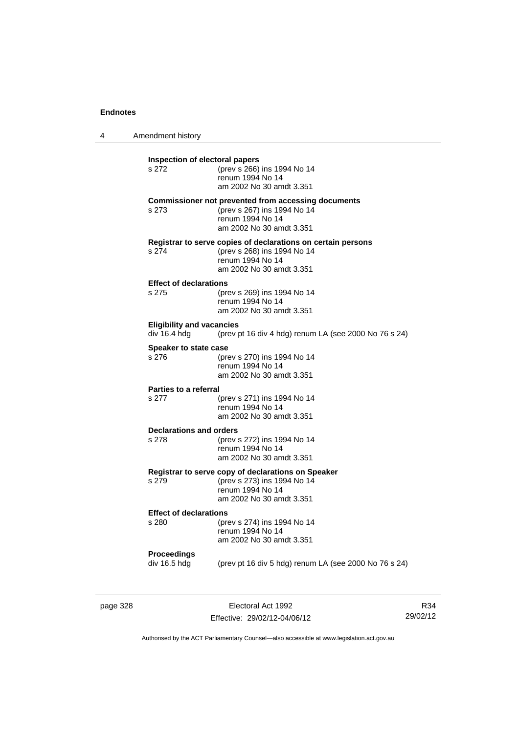**Inspection of electoral papers**

s 272 (prev s 266) ins 1994 No 14
renum 1994 No 14
am 2002 No 30 amdt 3.351

**Commissioner not prevented from accessing documents**

s 273 (prev s 267) ins 1994 No 14
renum 1994 No 14
am 2002 No 30 amdt 3.351

**Registrar to serve copies of declarations on certain persons**

s 274 (prev s 268) ins 1994 No 14
renum 1994 No 14
am 2002 No 30 amdt 3.351

**Effect of declarations**

s 275 (prev s 269) ins 1994 No 14
renum 1994 No 14
am 2002 No 30 amdt 3.351

**Eligibility and vacancies**

div 16.4 hdg (prev pt 16 div 4 hdg) renum LA (see 2000 No 76 s 24)

**Speaker to state case**

s 276 (prev s 270) ins 1994 No 14
renum 1994 No 14
am 2002 No 30 amdt 3.351

**Parties to a referral**

s 277 (prev s 271) ins 1994 No 14
renum 1994 No 14
am 2002 No 30 amdt 3.351

**Declarations and orders**

s 278 (prev s 272) ins 1994 No 14
renum 1994 No 14
am 2002 No 30 amdt 3.351

**Registrar to serve copy of declarations on Speaker**

s 279 (prev s 273) ins 1994 No 14
renum 1994 No 14
am 2002 No 30 amdt 3.351

**Effect of declarations**

s 280 (prev s 274) ins 1994 No 14
renum 1994 No 14
am 2002 No 30 amdt 3.351

**Proceedings**

div 16.5 hdg (prev pt 16 div 5 hdg) renum LA (see 2000 No 76 s 24)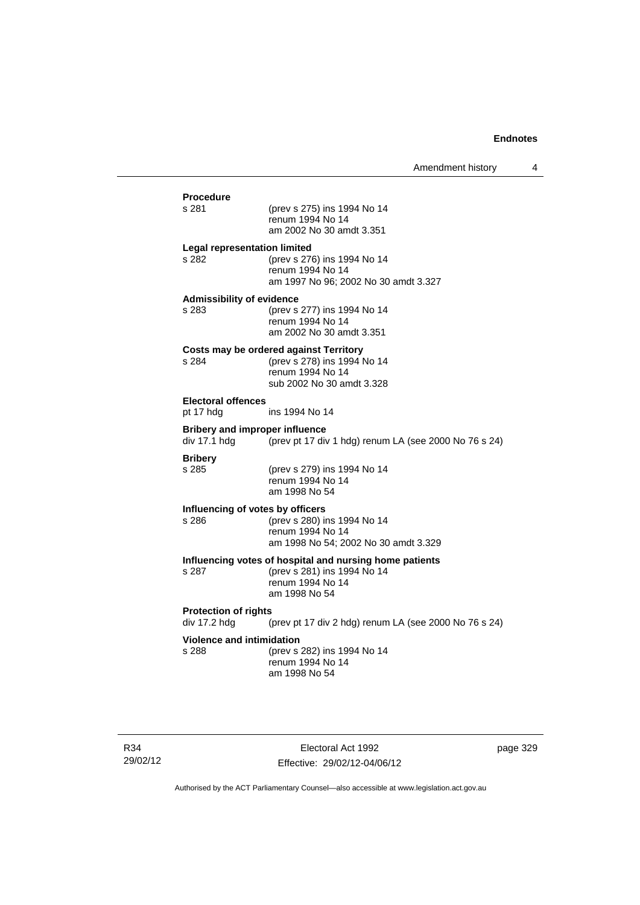**Procedure**

s 281 (prev s 275) ins 1994 No 14
renum 1994 No 14
am 2002 No 30 amdt 3.351

**Legal representation limited**

s 282 (prev s 276) ins 1994 No 14
renum 1994 No 14
am 1997 No 96; 2002 No 30 amdt 3.327

**Admissibility of evidence**

s 283 (prev s 277) ins 1994 No 14
renum 1994 No 14
am 2002 No 30 amdt 3.351

**Costs may be ordered against Territory**

s 284 (prev s 278) ins 1994 No 14
renum 1994 No 14
sub 2002 No 30 amdt 3.328

**Electoral offences**

pt 17 hdg ins 1994 No 14

**Bribery and improper influence**

div 17.1 hdg (prev pt 17 div 1 hdg) renum LA (see 2000 No 76 s 24)

**Bribery**

s 285 (prev s 279) ins 1994 No 14
renum 1994 No 14
am 1998 No 54

**Influencing of votes by officers**

s 286 (prev s 280) ins 1994 No 14
renum 1994 No 14
am 1998 No 54; 2002 No 30 amdt 3.329

**Influencing votes of hospital and nursing home patients**

s 287 (prev s 281) ins 1994 No 14
renum 1994 No 14
am 1998 No 54

**Protection of rights**

div 17.2 hdg (prev pt 17 div 2 hdg) renum LA (see 2000 No 76 s 24)

**Violence and intimidation**

s 288 (prev s 282) ins 1994 No 14
renum 1994 No 14
am 1998 No 54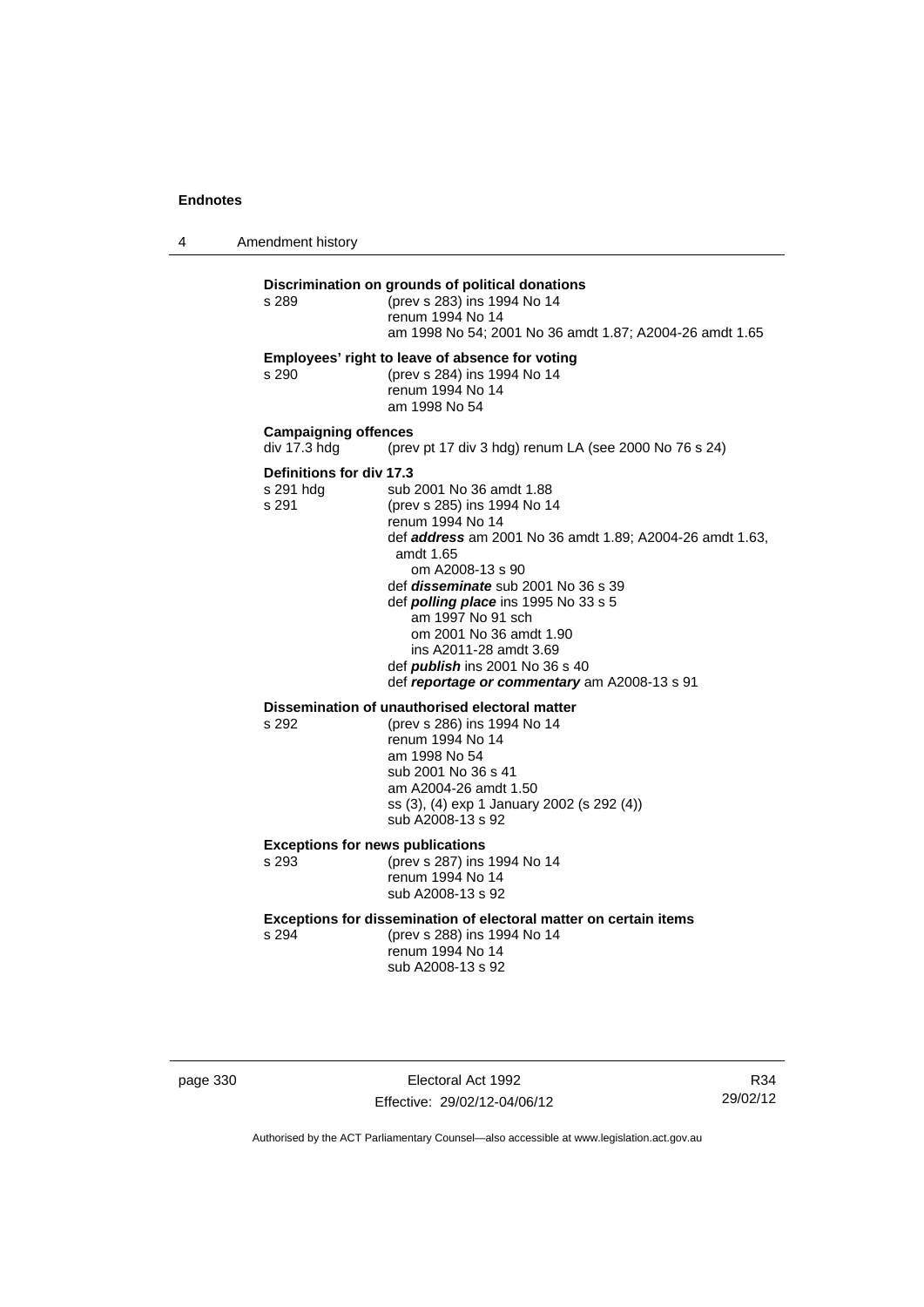**Discrimination on grounds of political donations**

s 289 (prev s 283) ins 1994 No 14
renum 1994 No 14
am 1998 No 54; 2001 No 36 amdt 1.87; A2004-26 amdt 1.65

**Employees' right to leave of absence for voting**

s 290 (prev s 284) ins 1994 No 14
renum 1994 No 14
am 1998 No 54

**Campaigning offences**

div 17.3 hdg (prev pt 17 div 3 hdg) renum LA (see 2000 No 76 s 24)

**Definitions for div 17.3**

s 291 hdg sub 2001 No 36 amdt 1.88

s 291 (prev s 285) ins 1994 No 14
renum 1994 No 14
def ***address*** am 2001 No 36 amdt 1.89; A2004-26 amdt 1.63, amdt 1.65
om A2008-13 s 90
def ***disseminate*** sub 2001 No 36 s 39
def ***polling place*** ins 1995 No 33 s 5
am 1997 No 91 sch
om 2001 No 36 amdt 1.90
ins A2011-28 amdt 3.69
def ***publish*** ins 2001 No 36 s 40
def ***reportage or commentary*** am A2008-13 s 91

**Dissemination of unauthorised electoral matter**

s 292 (prev s 286) ins 1994 No 14
renum 1994 No 14
am 1998 No 54
sub 2001 No 36 s 41
am A2004-26 amdt 1.50
ss (3), (4) exp 1 January 2002 (s 292 (4))
sub A2008-13 s 92

**Exceptions for news publications**

s 293 (prev s 287) ins 1994 No 14
renum 1994 No 14
sub A2008-13 s 92

**Exceptions for dissemination of electoral matter on certain items**

s 294 (prev s 288) ins 1994 No 14
renum 1994 No 14
sub A2008-13 s 92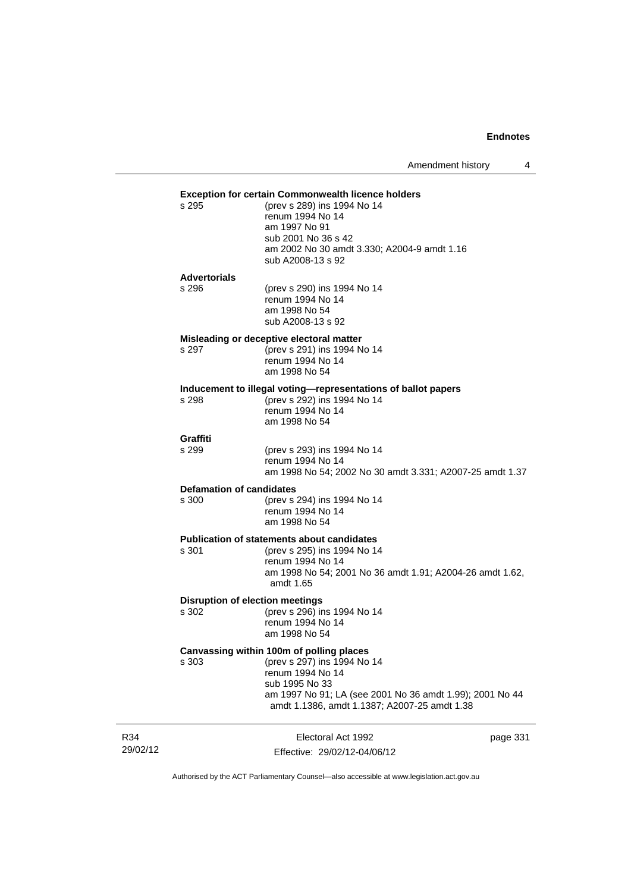**Exception for certain Commonwealth licence holders**

s 295 (prev s 289) ins 1994 No 14
renum 1994 No 14
am 1997 No 91
sub 2001 No 36 s 42
am 2002 No 30 amdt 3.330; A2004-9 amdt 1.16
sub A2008-13 s 92

**Advertorials**

s 296 (prev s 290) ins 1994 No 14
renum 1994 No 14
am 1998 No 54
sub A2008-13 s 92

**Misleading or deceptive electoral matter**

s 297 (prev s 291) ins 1994 No 14
renum 1994 No 14
am 1998 No 54

**Inducement to illegal voting—representations of ballot papers**

s 298 (prev s 292) ins 1994 No 14
renum 1994 No 14
am 1998 No 54

**Graffiti**

s 299 (prev s 293) ins 1994 No 14
renum 1994 No 14
am 1998 No 54; 2002 No 30 amdt 3.331; A2007-25 amdt 1.37

**Defamation of candidates**

s 300 (prev s 294) ins 1994 No 14
renum 1994 No 14
am 1998 No 54

**Publication of statements about candidates**

s 301 (prev s 295) ins 1994 No 14
renum 1994 No 14
am 1998 No 54; 2001 No 36 amdt 1.91; A2004-26 amdt 1.62, amdt 1.65

**Disruption of election meetings**

s 302 (prev s 296) ins 1994 No 14
renum 1994 No 14
am 1998 No 54

**Canvassing within 100m of polling places**

s 303 (prev s 297) ins 1994 No 14
renum 1994 No 14
sub 1995 No 33
am 1997 No 91; LA (see 2001 No 36 amdt 1.99); 2001 No 44 amdt 1.1386, amdt 1.1387; A2007-25 amdt 1.38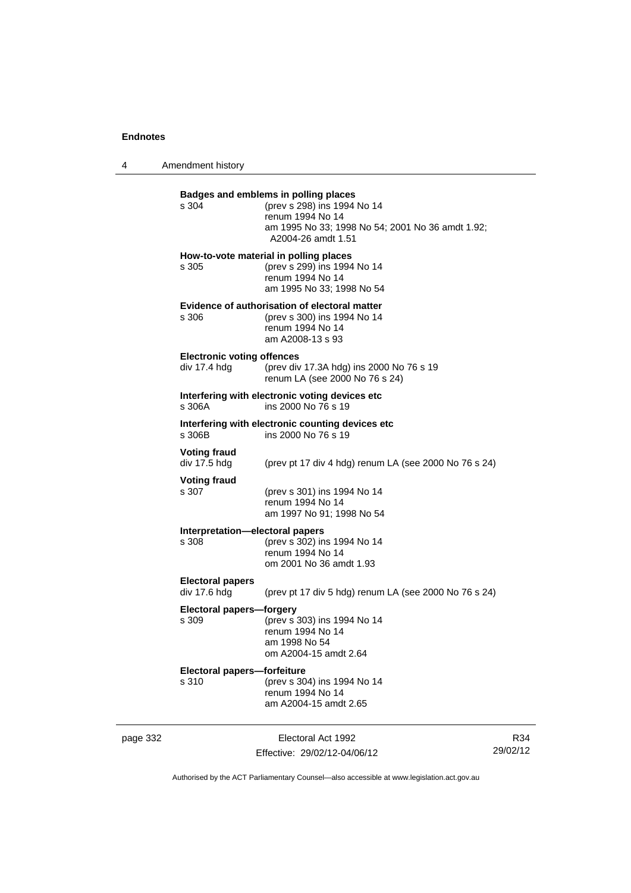**Badges and emblems in polling places**

s 304 (prev s 298) ins 1994 No 14
renum 1994 No 14
am 1995 No 33; 1998 No 54; 2001 No 36 amdt 1.92; A2004-26 amdt 1.51

**How-to-vote material in polling places**

s 305 (prev s 299) ins 1994 No 14
renum 1994 No 14
am 1995 No 33; 1998 No 54

**Evidence of authorisation of electoral matter**

s 306 (prev s 300) ins 1994 No 14
renum 1994 No 14
am A2008-13 s 93

**Electronic voting offences**

div 17.4 hdg (prev div 17.3A hdg) ins 2000 No 76 s 19
renum LA (see 2000 No 76 s 24)

**Interfering with electronic voting devices etc**

s 306A ins 2000 No 76 s 19

**Interfering with electronic counting devices etc**

s 306B ins 2000 No 76 s 19

**Voting fraud**

div 17.5 hdg (prev pt 17 div 4 hdg) renum LA (see 2000 No 76 s 24)

**Voting fraud**

s 307 (prev s 301) ins 1994 No 14
renum 1994 No 14
am 1997 No 91; 1998 No 54

**Interpretation—electoral papers**

s 308 (prev s 302) ins 1994 No 14
renum 1994 No 14
om 2001 No 36 amdt 1.93

**Electoral papers**

div 17.6 hdg (prev pt 17 div 5 hdg) renum LA (see 2000 No 76 s 24)

**Electoral papers—forgery**

s 309 (prev s 303) ins 1994 No 14
renum 1994 No 14
am 1998 No 54
om A2004-15 amdt 2.64

**Electoral papers—forfeiture**

s 310 (prev s 304) ins 1994 No 14
renum 1994 No 14
am A2004-15 amdt 2.65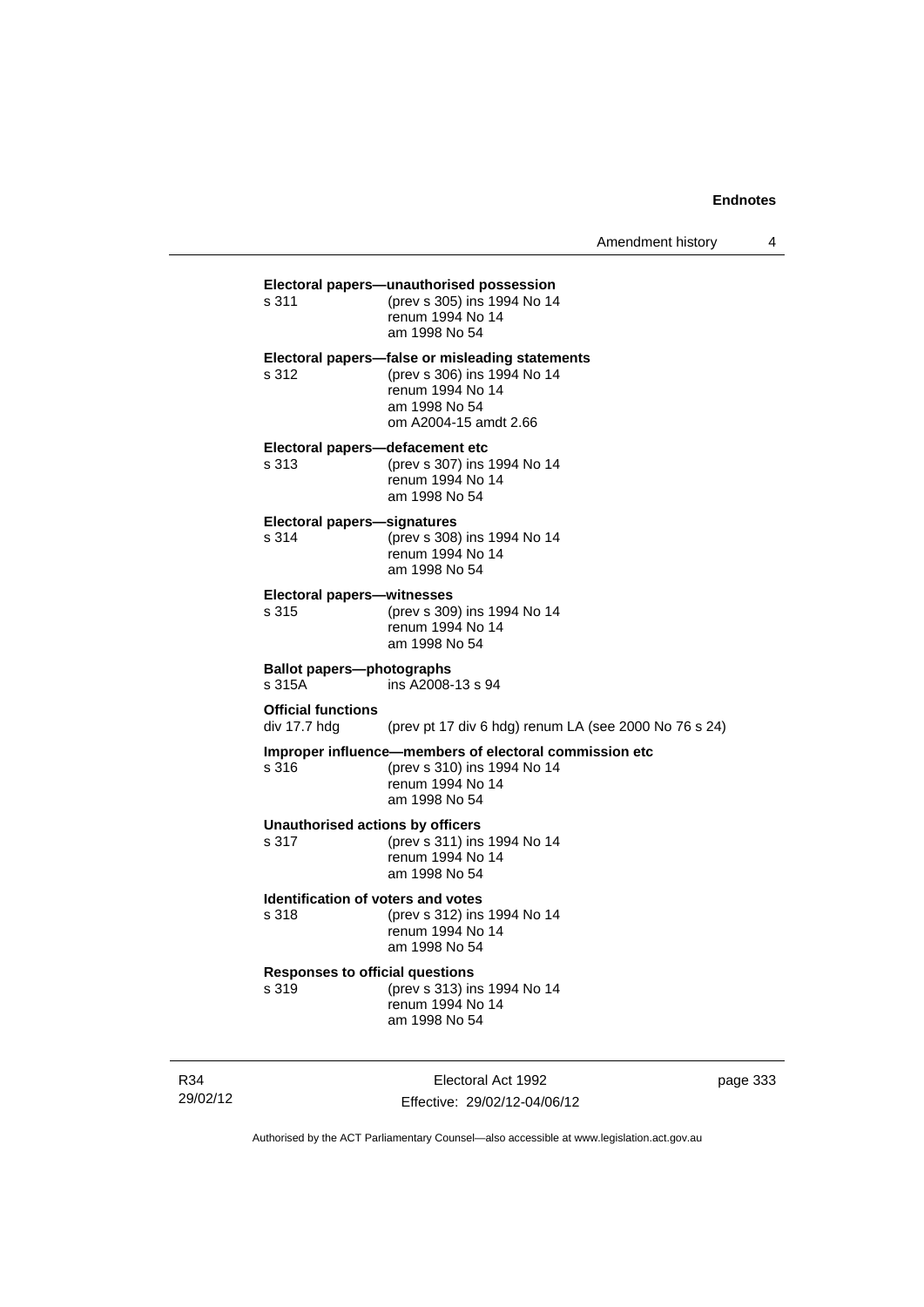**Electoral papers—unauthorised possession**

s 311 (prev s 305) ins 1994 No 14
renum 1994 No 14
am 1998 No 54

**Electoral papers—false or misleading statements**

s 312 (prev s 306) ins 1994 No 14
renum 1994 No 14
am 1998 No 54
om A2004-15 amdt 2.66

**Electoral papers—defacement etc**

s 313 (prev s 307) ins 1994 No 14
renum 1994 No 14
am 1998 No 54

**Electoral papers—signatures**

s 314 (prev s 308) ins 1994 No 14
renum 1994 No 14
am 1998 No 54

**Electoral papers—witnesses**

s 315 (prev s 309) ins 1994 No 14
renum 1994 No 14
am 1998 No 54

**Ballot papers—photographs**

s 315A ins A2008-13 s 94

**Official functions**

div 17.7 hdg (prev pt 17 div 6 hdg) renum LA (see 2000 No 76 s 24)

**Improper influence—members of electoral commission etc**

s 316 (prev s 310) ins 1994 No 14
renum 1994 No 14
am 1998 No 54

**Unauthorised actions by officers**

s 317 (prev s 311) ins 1994 No 14
renum 1994 No 14
am 1998 No 54

**Identification of voters and votes**

s 318 (prev s 312) ins 1994 No 14
renum 1994 No 14
am 1998 No 54

**Responses to official questions**

s 319 (prev s 313) ins 1994 No 14
renum 1994 No 14
am 1998 No 54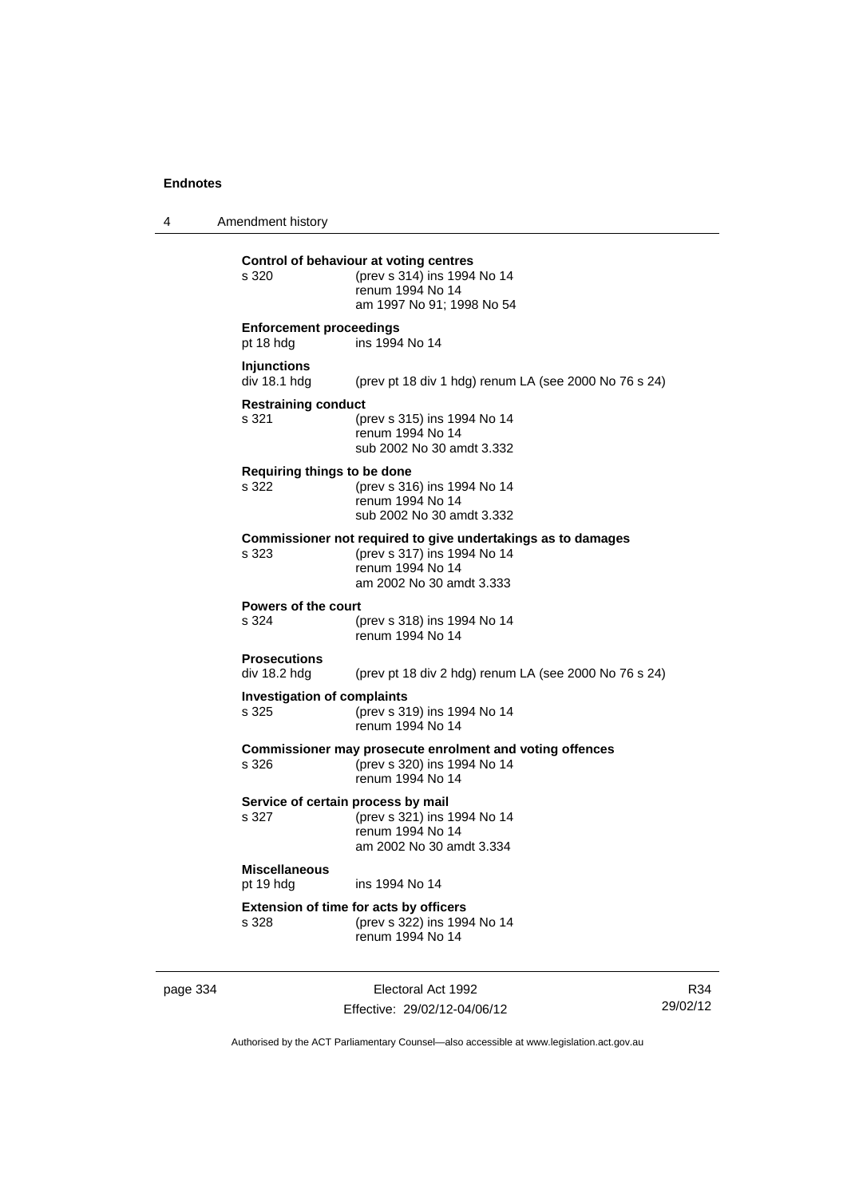**Control of behaviour at voting centres**
s 320 (prev s 314) ins 1994 No 14
renum 1994 No 14
am 1997 No 91; 1998 No 54

**Enforcement proceedings**
pt 18 hdg ins 1994 No 14

**Injunctions**
div 18.1 hdg (prev pt 18 div 1 hdg) renum LA (see 2000 No 76 s 24)

**Restraining conduct**
s 321 (prev s 315) ins 1994 No 14
renum 1994 No 14
sub 2002 No 30 amdt 3.332

**Requiring things to be done**
s 322 (prev s 316) ins 1994 No 14
renum 1994 No 14
sub 2002 No 30 amdt 3.332

**Commissioner not required to give undertakings as to damages**
s 323 (prev s 317) ins 1994 No 14
renum 1994 No 14
am 2002 No 30 amdt 3.333

**Powers of the court**
s 324 (prev s 318) ins 1994 No 14
renum 1994 No 14

**Prosecutions**
div 18.2 hdg (prev pt 18 div 2 hdg) renum LA (see 2000 No 76 s 24)

**Investigation of complaints**
s 325 (prev s 319) ins 1994 No 14
renum 1994 No 14

**Commissioner may prosecute enrolment and voting offences**
s 326 (prev s 320) ins 1994 No 14
renum 1994 No 14

**Service of certain process by mail**
s 327 (prev s 321) ins 1994 No 14
renum 1994 No 14
am 2002 No 30 amdt 3.334

**Miscellaneous**
pt 19 hdg ins 1994 No 14

**Extension of time for acts by officers**
s 328 (prev s 322) ins 1994 No 14
renum 1994 No 14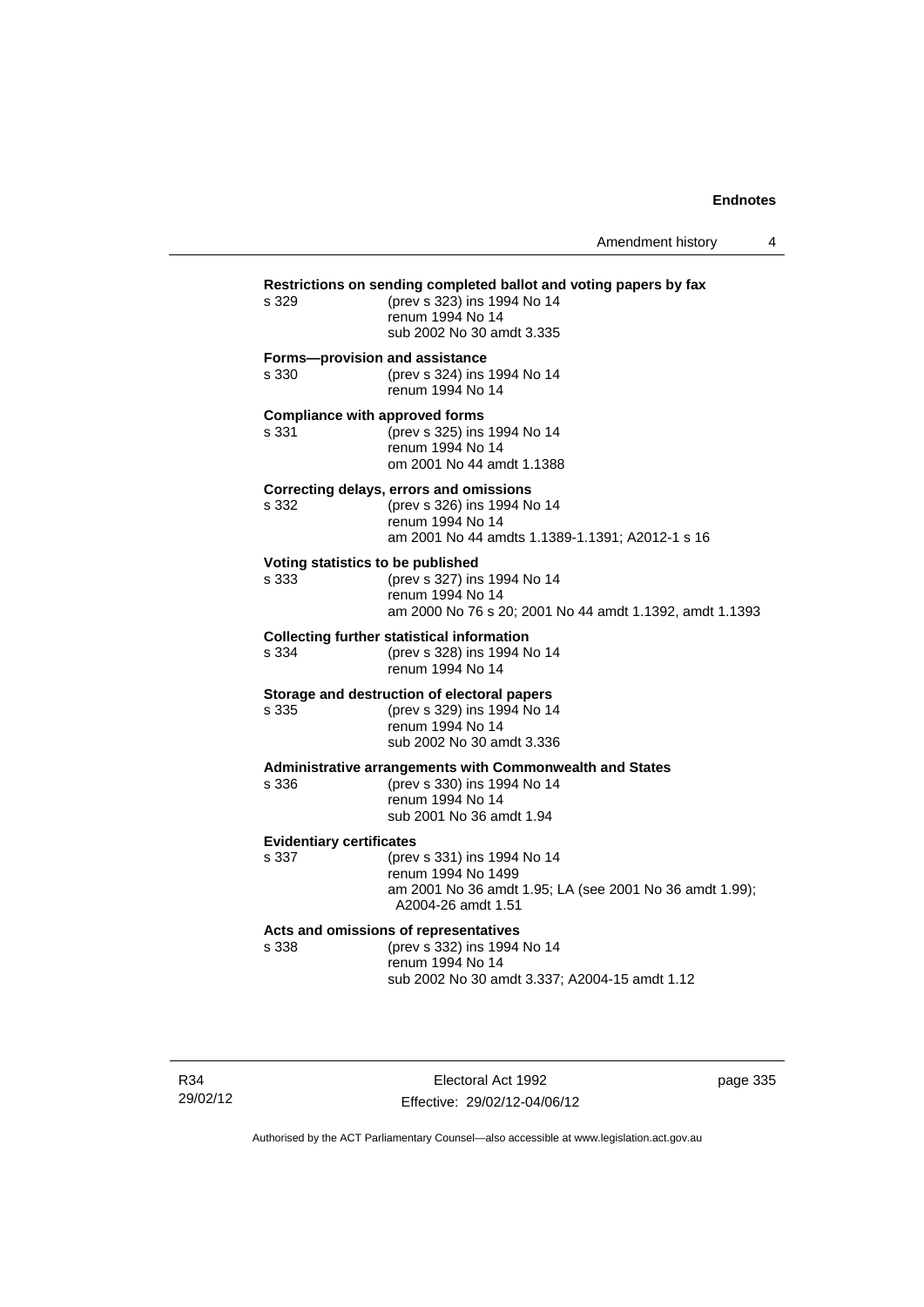**Restrictions on sending completed ballot and voting papers by fax**

s 329 (prev s 323) ins 1994 No 14
renum 1994 No 14
sub 2002 No 30 amdt 3.335

**Forms—provision and assistance**

s 330 (prev s 324) ins 1994 No 14
renum 1994 No 14

**Compliance with approved forms**

s 331 (prev s 325) ins 1994 No 14
renum 1994 No 14
om 2001 No 44 amdt 1.1388

**Correcting delays, errors and omissions**

s 332 (prev s 326) ins 1994 No 14
renum 1994 No 14
am 2001 No 44 amdts 1.1389-1.1391; A2012-1 s 16

**Voting statistics to be published**

s 333 (prev s 327) ins 1994 No 14
renum 1994 No 14
am 2000 No 76 s 20; 2001 No 44 amdt 1.1392, amdt 1.1393

**Collecting further statistical information**

s 334 (prev s 328) ins 1994 No 14
renum 1994 No 14

**Storage and destruction of electoral papers**

s 335 (prev s 329) ins 1994 No 14
renum 1994 No 14
sub 2002 No 30 amdt 3.336

**Administrative arrangements with Commonwealth and States**

s 336 (prev s 330) ins 1994 No 14
renum 1994 No 14
sub 2001 No 36 amdt 1.94

**Evidentiary certificates**

s 337 (prev s 331) ins 1994 No 14
renum 1994 No 1499
am 2001 No 36 amdt 1.95; LA (see 2001 No 36 amdt 1.99); A2004-26 amdt 1.51

**Acts and omissions of representatives**

s 338 (prev s 332) ins 1994 No 14
renum 1994 No 14
sub 2002 No 30 amdt 3.337; A2004-15 amdt 1.12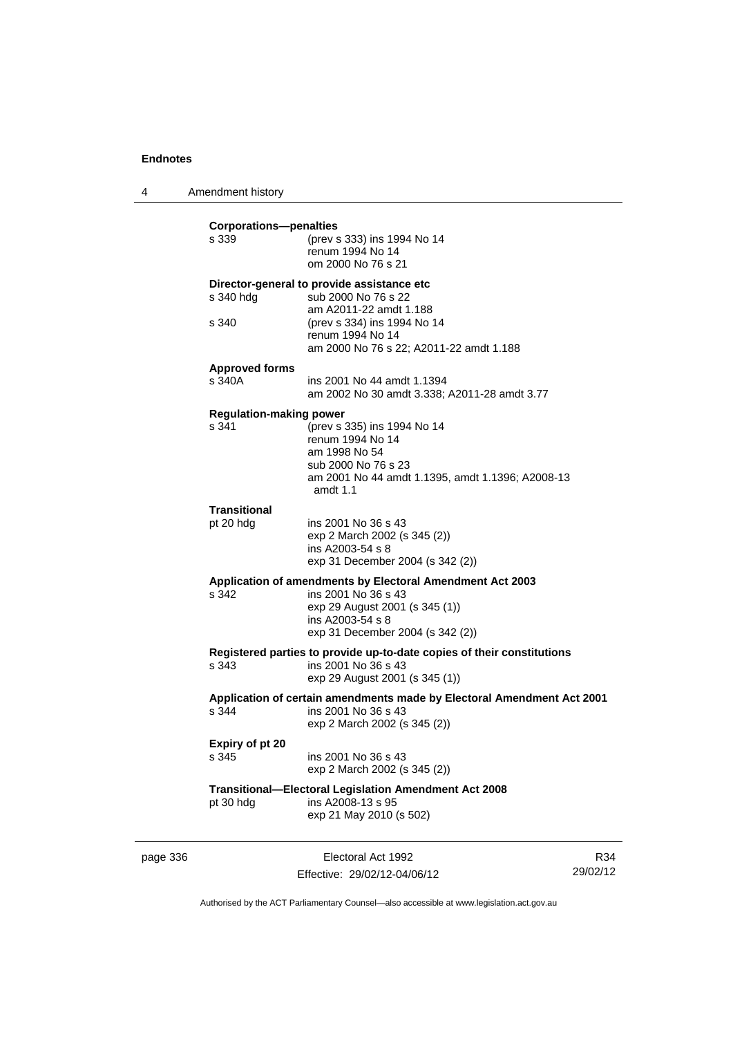**Corporations—penalties**

s 339 — (prev s 333) ins 1994 No 14
renum 1994 No 14
om 2000 No 76 s 21

**Director-general to provide assistance etc**

s 340 hdg — sub 2000 No 76 s 22
am A2011-22 amdt 1.188

s 340 — (prev s 334) ins 1994 No 14
renum 1994 No 14
am 2000 No 76 s 22; A2011-22 amdt 1.188

**Approved forms**

s 340A — ins 2001 No 44 amdt 1.1394
am 2002 No 30 amdt 3.338; A2011-28 amdt 3.77

**Regulation-making power**

s 341 — (prev s 335) ins 1994 No 14
renum 1994 No 14
am 1998 No 54
sub 2000 No 76 s 23
am 2001 No 44 amdt 1.1395, amdt 1.1396; A2008-13 amdt 1.1

**Transitional**

pt 20 hdg — ins 2001 No 36 s 43
exp 2 March 2002 (s 345 (2))
ins A2003-54 s 8
exp 31 December 2004 (s 342 (2))

**Application of amendments by Electoral Amendment Act 2003**

s 342 — ins 2001 No 36 s 43
exp 29 August 2001 (s 345 (1))
ins A2003-54 s 8
exp 31 December 2004 (s 342 (2))

**Registered parties to provide up-to-date copies of their constitutions**

s 343 — ins 2001 No 36 s 43
exp 29 August 2001 (s 345 (1))

**Application of certain amendments made by Electoral Amendment Act 2001**

s 344 — ins 2001 No 36 s 43
exp 2 March 2002 (s 345 (2))

**Expiry of pt 20**

s 345 — ins 2001 No 36 s 43
exp 2 March 2002 (s 345 (2))

**Transitional—Electoral Legislation Amendment Act 2008**

pt 30 hdg — ins A2008-13 s 95
exp 21 May 2010 (s 502)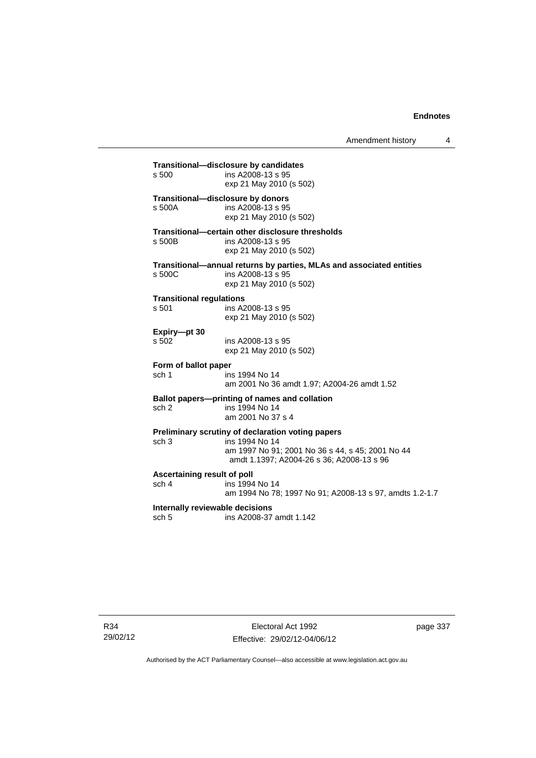**Transitional—disclosure by candidates**
s 500 ins A2008-13 s 95
exp 21 May 2010 (s 502)

**Transitional—disclosure by donors**
s 500A ins A2008-13 s 95
exp 21 May 2010 (s 502)

**Transitional—certain other disclosure thresholds**
s 500B ins A2008-13 s 95
exp 21 May 2010 (s 502)

**Transitional—annual returns by parties, MLAs and associated entities**
s 500C ins A2008-13 s 95
exp 21 May 2010 (s 502)

**Transitional regulations**
s 501 ins A2008-13 s 95
exp 21 May 2010 (s 502)

**Expiry—pt 30**
s 502 ins A2008-13 s 95
exp 21 May 2010 (s 502)

**Form of ballot paper**
sch 1 ins 1994 No 14
am 2001 No 36 amdt 1.97; A2004-26 amdt 1.52

**Ballot papers—printing of names and collation**
sch 2 ins 1994 No 14
am 2001 No 37 s 4

**Preliminary scrutiny of declaration voting papers**
sch 3 ins 1994 No 14
am 1997 No 91; 2001 No 36 s 44, s 45; 2001 No 44 amdt 1.1397; A2004-26 s 36; A2008-13 s 96

**Ascertaining result of poll**
sch 4 ins 1994 No 14
am 1994 No 78; 1997 No 91; A2008-13 s 97, amdts 1.2-1.7

**Internally reviewable decisions**
sch 5 ins A2008-37 amdt 1.142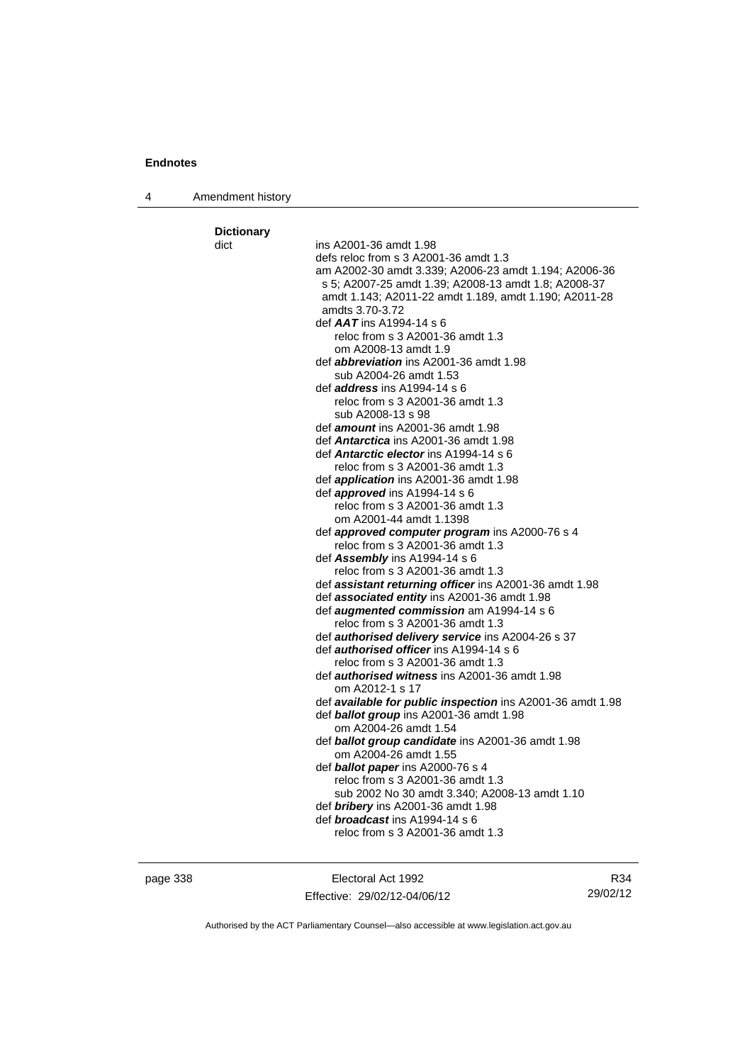**Dictionary**

dict

ins A2001-36 amdt 1.98
defs reloc from s 3 A2001-36 amdt 1.3
am A2002-30 amdt 3.339; A2006-23 amdt 1.194; A2006-36 s 5; A2007-25 amdt 1.39; A2008-13 amdt 1.8; A2008-37 amdt 1.143; A2011-22 amdt 1.189, amdt 1.190; A2011-28 amdts 3.70-3.72

def ***AAT*** ins A1994-14 s 6
reloc from s 3 A2001-36 amdt 1.3
om A2008-13 amdt 1.9

def ***abbreviation*** ins A2001-36 amdt 1.98
sub A2004-26 amdt 1.53

def ***address*** ins A1994-14 s 6
reloc from s 3 A2001-36 amdt 1.3
sub A2008-13 s 98

def ***amount*** ins A2001-36 amdt 1.98

def ***Antarctica*** ins A2001-36 amdt 1.98

def ***Antarctic elector*** ins A1994-14 s 6
reloc from s 3 A2001-36 amdt 1.3

def ***application*** ins A2001-36 amdt 1.98

def ***approved*** ins A1994-14 s 6
reloc from s 3 A2001-36 amdt 1.3
om A2001-44 amdt 1.1398

def ***approved computer program*** ins A2000-76 s 4
reloc from s 3 A2001-36 amdt 1.3

def ***Assembly*** ins A1994-14 s 6
reloc from s 3 A2001-36 amdt 1.3

def ***assistant returning officer*** ins A2001-36 amdt 1.98

def ***associated entity*** ins A2001-36 amdt 1.98

def ***augmented commission*** am A1994-14 s 6
reloc from s 3 A2001-36 amdt 1.3

def ***authorised delivery service*** ins A2004-26 s 37

def ***authorised officer*** ins A1994-14 s 6
reloc from s 3 A2001-36 amdt 1.3

def ***authorised witness*** ins A2001-36 amdt 1.98
om A2012-1 s 17

def ***available for public inspection*** ins A2001-36 amdt 1.98

def ***ballot group*** ins A2001-36 amdt 1.98
om A2004-26 amdt 1.54

def ***ballot group candidate*** ins A2001-36 amdt 1.98
om A2004-26 amdt 1.55

def ***ballot paper*** ins A2000-76 s 4
reloc from s 3 A2001-36 amdt 1.3
sub 2002 No 30 amdt 3.340; A2008-13 amdt 1.10

def ***bribery*** ins A2001-36 amdt 1.98

def ***broadcast*** ins A1994-14 s 6
reloc from s 3 A2001-36 amdt 1.3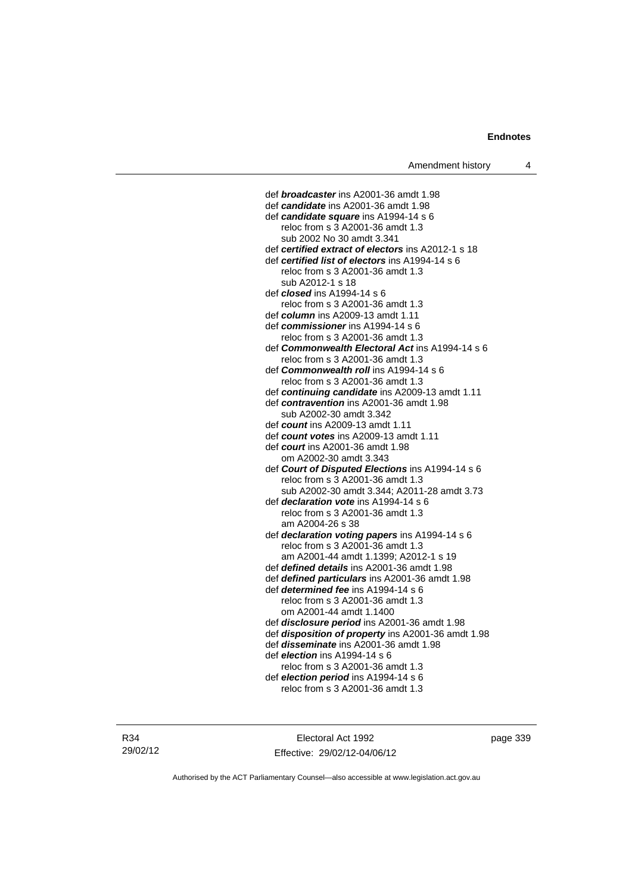def ***broadcaster*** ins A2001-36 amdt 1.98
def ***candidate*** ins A2001-36 amdt 1.98
def ***candidate square*** ins A1994-14 s 6
    reloc from s 3 A2001-36 amdt 1.3
    sub 2002 No 30 amdt 3.341
def ***certified extract of electors*** ins A2012-1 s 18
def ***certified list of electors*** ins A1994-14 s 6
    reloc from s 3 A2001-36 amdt 1.3
    sub A2012-1 s 18
def ***closed*** ins A1994-14 s 6
    reloc from s 3 A2001-36 amdt 1.3
def ***column*** ins A2009-13 amdt 1.11
def ***commissioner*** ins A1994-14 s 6
    reloc from s 3 A2001-36 amdt 1.3
def ***Commonwealth Electoral Act*** ins A1994-14 s 6
    reloc from s 3 A2001-36 amdt 1.3
def ***Commonwealth roll*** ins A1994-14 s 6
    reloc from s 3 A2001-36 amdt 1.3
def ***continuing candidate*** ins A2009-13 amdt 1.11
def ***contravention*** ins A2001-36 amdt 1.98
    sub A2002-30 amdt 3.342
def ***count*** ins A2009-13 amdt 1.11
def ***count votes*** ins A2009-13 amdt 1.11
def ***court*** ins A2001-36 amdt 1.98
    om A2002-30 amdt 3.343
def ***Court of Disputed Elections*** ins A1994-14 s 6
    reloc from s 3 A2001-36 amdt 1.3
    sub A2002-30 amdt 3.344; A2011-28 amdt 3.73
def ***declaration vote*** ins A1994-14 s 6
    reloc from s 3 A2001-36 amdt 1.3
    am A2004-26 s 38
def ***declaration voting papers*** ins A1994-14 s 6
    reloc from s 3 A2001-36 amdt 1.3
    am A2001-44 amdt 1.1399; A2012-1 s 19
def ***defined details*** ins A2001-36 amdt 1.98
def ***defined particulars*** ins A2001-36 amdt 1.98
def ***determined fee*** ins A1994-14 s 6
    reloc from s 3 A2001-36 amdt 1.3
    om A2001-44 amdt 1.1400
def ***disclosure period*** ins A2001-36 amdt 1.98
def ***disposition of property*** ins A2001-36 amdt 1.98
def ***disseminate*** ins A2001-36 amdt 1.98
def ***election*** ins A1994-14 s 6
    reloc from s 3 A2001-36 amdt 1.3
def ***election period*** ins A1994-14 s 6
    reloc from s 3 A2001-36 amdt 1.3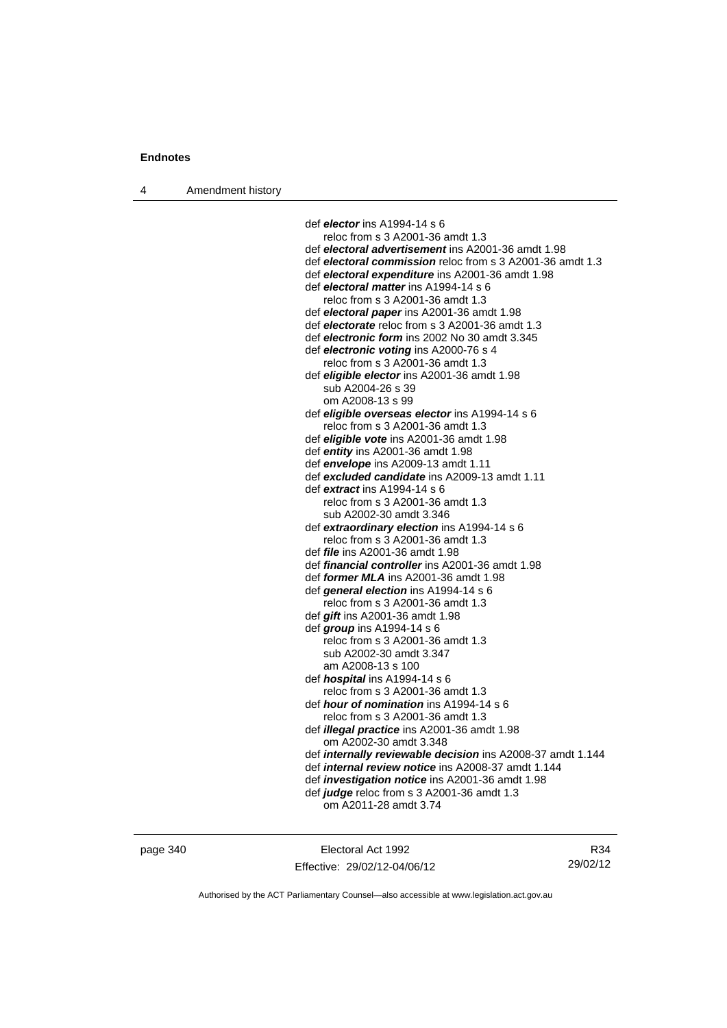def ***elector*** ins A1994-14 s 6
reloc from s 3 A2001-36 amdt 1.3
def ***electoral advertisement*** ins A2001-36 amdt 1.98
def ***electoral commission*** reloc from s 3 A2001-36 amdt 1.3
def ***electoral expenditure*** ins A2001-36 amdt 1.98
def ***electoral matter*** ins A1994-14 s 6
reloc from s 3 A2001-36 amdt 1.3
def ***electoral paper*** ins A2001-36 amdt 1.98
def ***electorate*** reloc from s 3 A2001-36 amdt 1.3
def ***electronic form*** ins 2002 No 30 amdt 3.345
def ***electronic voting*** ins A2000-76 s 4
reloc from s 3 A2001-36 amdt 1.3
def ***eligible elector*** ins A2001-36 amdt 1.98
sub A2004-26 s 39
om A2008-13 s 99
def ***eligible overseas elector*** ins A1994-14 s 6
reloc from s 3 A2001-36 amdt 1.3
def ***eligible vote*** ins A2001-36 amdt 1.98
def ***entity*** ins A2001-36 amdt 1.98
def ***envelope*** ins A2009-13 amdt 1.11
def ***excluded candidate*** ins A2009-13 amdt 1.11
def ***extract*** ins A1994-14 s 6
reloc from s 3 A2001-36 amdt 1.3
sub A2002-30 amdt 3.346
def ***extraordinary election*** ins A1994-14 s 6
reloc from s 3 A2001-36 amdt 1.3
def ***file*** ins A2001-36 amdt 1.98
def ***financial controller*** ins A2001-36 amdt 1.98
def ***former MLA*** ins A2001-36 amdt 1.98
def ***general election*** ins A1994-14 s 6
reloc from s 3 A2001-36 amdt 1.3
def ***gift*** ins A2001-36 amdt 1.98
def ***group*** ins A1994-14 s 6
reloc from s 3 A2001-36 amdt 1.3
sub A2002-30 amdt 3.347
am A2008-13 s 100
def ***hospital*** ins A1994-14 s 6
reloc from s 3 A2001-36 amdt 1.3
def ***hour of nomination*** ins A1994-14 s 6
reloc from s 3 A2001-36 amdt 1.3
def ***illegal practice*** ins A2001-36 amdt 1.98
om A2002-30 amdt 3.348
def ***internally reviewable decision*** ins A2008-37 amdt 1.144
def ***internal review notice*** ins A2008-37 amdt 1.144
def ***investigation notice*** ins A2001-36 amdt 1.98
def ***judge*** reloc from s 3 A2001-36 amdt 1.3
om A2011-28 amdt 3.74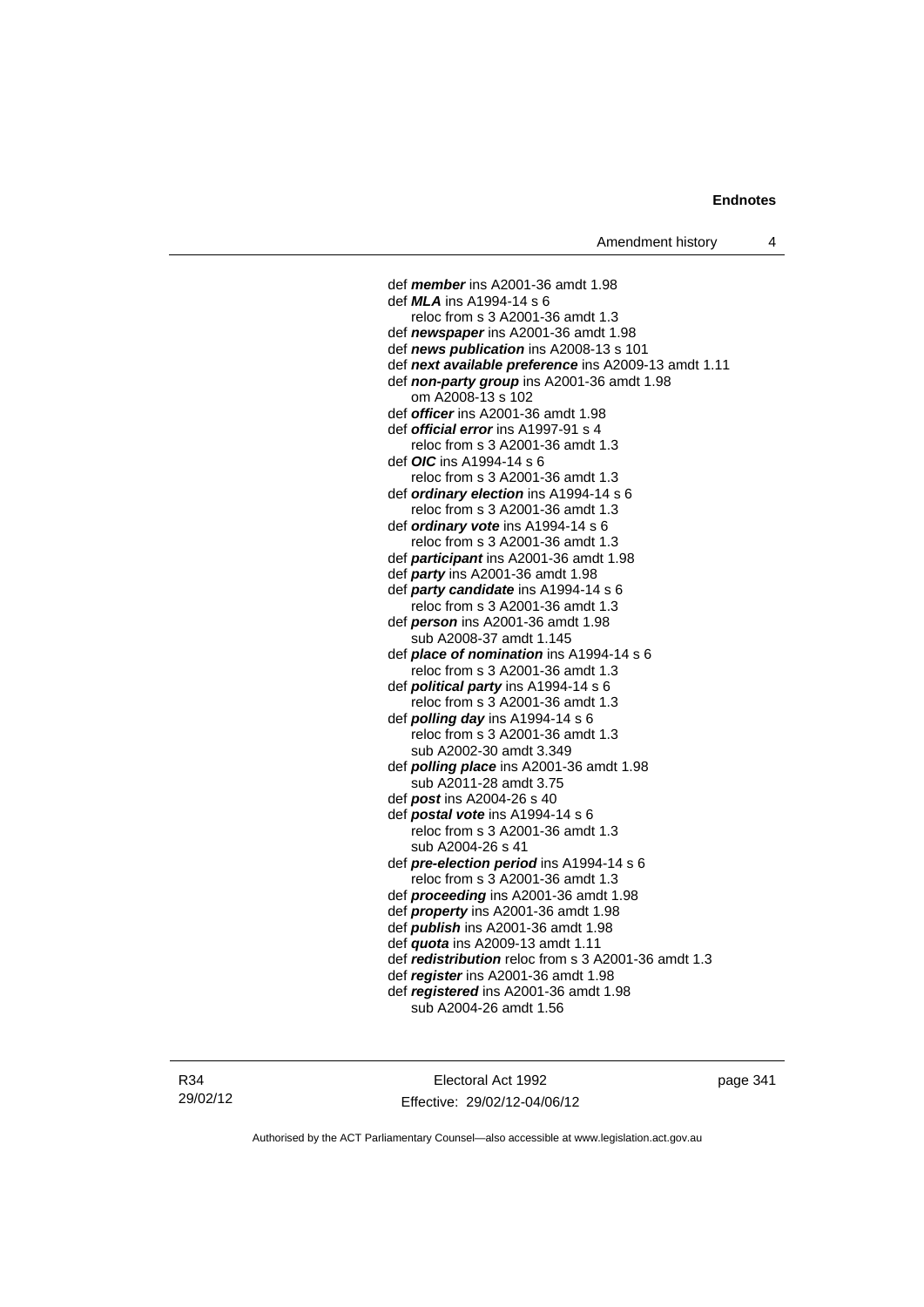def ***member*** ins A2001-36 amdt 1.98
def ***MLA*** ins A1994-14 s 6
    reloc from s 3 A2001-36 amdt 1.3
def ***newspaper*** ins A2001-36 amdt 1.98
def ***news publication*** ins A2008-13 s 101
def ***next available preference*** ins A2009-13 amdt 1.11
def ***non-party group*** ins A2001-36 amdt 1.98
    om A2008-13 s 102
def ***officer*** ins A2001-36 amdt 1.98
def ***official error*** ins A1997-91 s 4
    reloc from s 3 A2001-36 amdt 1.3
def ***OIC*** ins A1994-14 s 6
    reloc from s 3 A2001-36 amdt 1.3
def ***ordinary election*** ins A1994-14 s 6
    reloc from s 3 A2001-36 amdt 1.3
def ***ordinary vote*** ins A1994-14 s 6
    reloc from s 3 A2001-36 amdt 1.3
def ***participant*** ins A2001-36 amdt 1.98
def ***party*** ins A2001-36 amdt 1.98
def ***party candidate*** ins A1994-14 s 6
    reloc from s 3 A2001-36 amdt 1.3
def ***person*** ins A2001-36 amdt 1.98
    sub A2008-37 amdt 1.145
def ***place of nomination*** ins A1994-14 s 6
    reloc from s 3 A2001-36 amdt 1.3
def ***political party*** ins A1994-14 s 6
    reloc from s 3 A2001-36 amdt 1.3
def ***polling day*** ins A1994-14 s 6
    reloc from s 3 A2001-36 amdt 1.3
    sub A2002-30 amdt 3.349
def ***polling place*** ins A2001-36 amdt 1.98
    sub A2011-28 amdt 3.75
def ***post*** ins A2004-26 s 40
def ***postal vote*** ins A1994-14 s 6
    reloc from s 3 A2001-36 amdt 1.3
    sub A2004-26 s 41
def ***pre-election period*** ins A1994-14 s 6
    reloc from s 3 A2001-36 amdt 1.3
def ***proceeding*** ins A2001-36 amdt 1.98
def ***property*** ins A2001-36 amdt 1.98
def ***publish*** ins A2001-36 amdt 1.98
def ***quota*** ins A2009-13 amdt 1.11
def ***redistribution*** reloc from s 3 A2001-36 amdt 1.3
def ***register*** ins A2001-36 amdt 1.98
def ***registered*** ins A2001-36 amdt 1.98
    sub A2004-26 amdt 1.56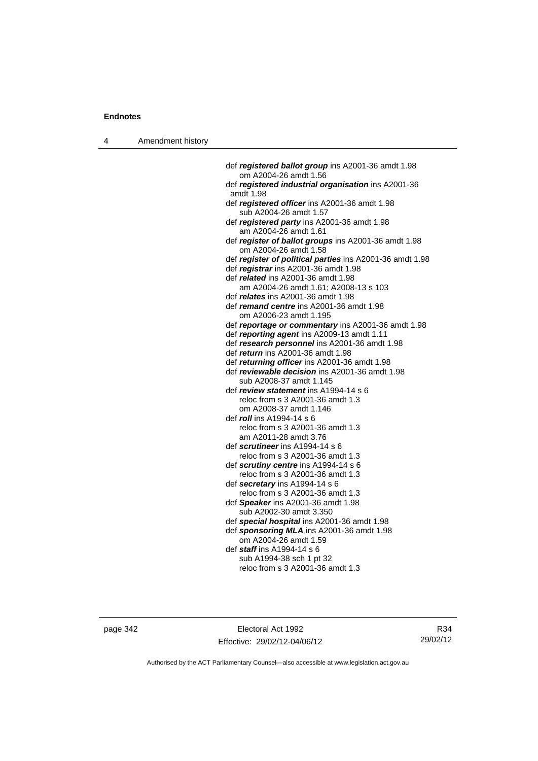def ***registered ballot group*** ins A2001-36 amdt 1.98
om A2004-26 amdt 1.56

def ***registered industrial organisation*** ins A2001-36 amdt 1.98

def ***registered officer*** ins A2001-36 amdt 1.98
sub A2004-26 amdt 1.57

def ***registered party*** ins A2001-36 amdt 1.98
am A2004-26 amdt 1.61

def ***register of ballot groups*** ins A2001-36 amdt 1.98
om A2004-26 amdt 1.58

def ***register of political parties*** ins A2001-36 amdt 1.98

def ***registrar*** ins A2001-36 amdt 1.98

def ***related*** ins A2001-36 amdt 1.98
am A2004-26 amdt 1.61; A2008-13 s 103

def ***relates*** ins A2001-36 amdt 1.98

def ***remand centre*** ins A2001-36 amdt 1.98
om A2006-23 amdt 1.195

def ***reportage or commentary*** ins A2001-36 amdt 1.98

def ***reporting agent*** ins A2009-13 amdt 1.11

def ***research personnel*** ins A2001-36 amdt 1.98

def ***return*** ins A2001-36 amdt 1.98

def ***returning officer*** ins A2001-36 amdt 1.98

def ***reviewable decision*** ins A2001-36 amdt 1.98
sub A2008-37 amdt 1.145

def ***review statement*** ins A1994-14 s 6
reloc from s 3 A2001-36 amdt 1.3
om A2008-37 amdt 1.146

def ***roll*** ins A1994-14 s 6
reloc from s 3 A2001-36 amdt 1.3
am A2011-28 amdt 3.76

def ***scrutineer*** ins A1994-14 s 6
reloc from s 3 A2001-36 amdt 1.3

def ***scrutiny centre*** ins A1994-14 s 6
reloc from s 3 A2001-36 amdt 1.3

def ***secretary*** ins A1994-14 s 6
reloc from s 3 A2001-36 amdt 1.3

def ***Speaker*** ins A2001-36 amdt 1.98
sub A2002-30 amdt 3.350

def ***special hospital*** ins A2001-36 amdt 1.98

def ***sponsoring MLA*** ins A2001-36 amdt 1.98
om A2004-26 amdt 1.59

def ***staff*** ins A1994-14 s 6
sub A1994-38 sch 1 pt 32
reloc from s 3 A2001-36 amdt 1.3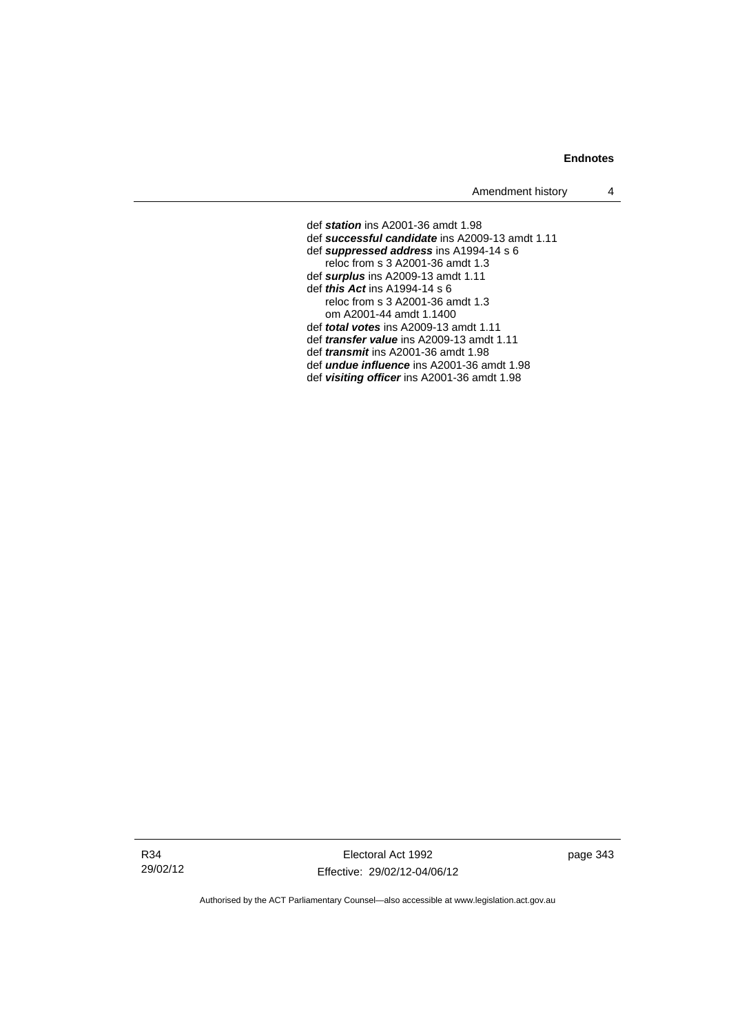def ***station*** ins A2001-36 amdt 1.98
def ***successful candidate*** ins A2009-13 amdt 1.11
def ***suppressed address*** ins A1994-14 s 6
  reloc from s 3 A2001-36 amdt 1.3
def ***surplus*** ins A2009-13 amdt 1.11
def ***this Act*** ins A1994-14 s 6
  reloc from s 3 A2001-36 amdt 1.3
  om A2001-44 amdt 1.1400
def ***total votes*** ins A2009-13 amdt 1.11
def ***transfer value*** ins A2009-13 amdt 1.11
def ***transmit*** ins A2001-36 amdt 1.98
def ***undue influence*** ins A2001-36 amdt 1.98
def ***visiting officer*** ins A2001-36 amdt 1.98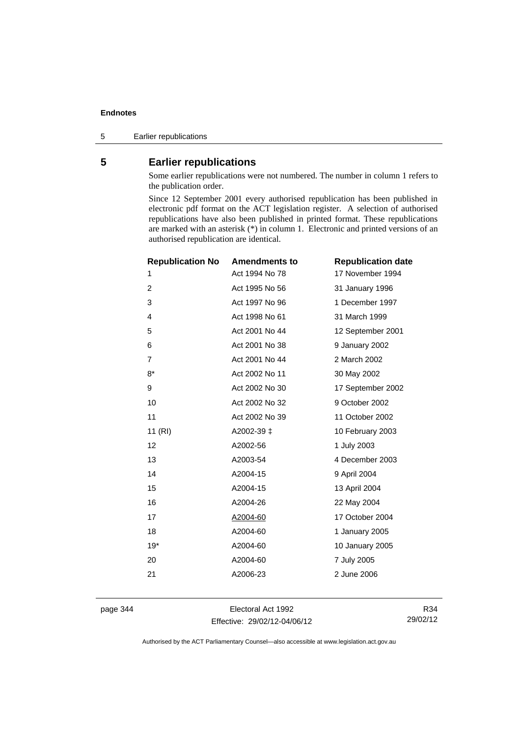## 5 Earlier republications

Some earlier republications were not numbered. The number in column 1 refers to the publication order.

Since 12 September 2001 every authorised republication has been published in electronic pdf format on the ACT legislation register. A selection of authorised republications have also been published in printed format. These republications are marked with an asterisk (*) in column 1. Electronic and printed versions of an authorised republication are identical.

| Republication No | Amendments to | Republication date |
|---|---|---|
| 1 | Act 1994 No 78 | 17 November 1994 |
| 2 | Act 1995 No 56 | 31 January 1996 |
| 3 | Act 1997 No 96 | 1 December 1997 |
| 4 | Act 1998 No 61 | 31 March 1999 |
| 5 | Act 2001 No 44 | 12 September 2001 |
| 6 | Act 2001 No 38 | 9 January 2002 |
| 7 | Act 2001 No 44 | 2 March 2002 |
| 8* | Act 2002 No 11 | 30 May 2002 |
| 9 | Act 2002 No 30 | 17 September 2002 |
| 10 | Act 2002 No 32 | 9 October 2002 |
| 11 | Act 2002 No 39 | 11 October 2002 |
| 11 (RI) | A2002-39 ‡ | 10 February 2003 |
| 12 | A2002-56 | 1 July 2003 |
| 13 | A2003-54 | 4 December 2003 |
| 14 | A2004-15 | 9 April 2004 |
| 15 | A2004-15 | 13 April 2004 |
| 16 | A2004-26 | 22 May 2004 |
| 17 | A2004-60 | 17 October 2004 |
| 18 | A2004-60 | 1 January 2005 |
| 19* | A2004-60 | 10 January 2005 |
| 20 | A2004-60 | 7 July 2005 |
| 21 | A2006-23 | 2 June 2006 |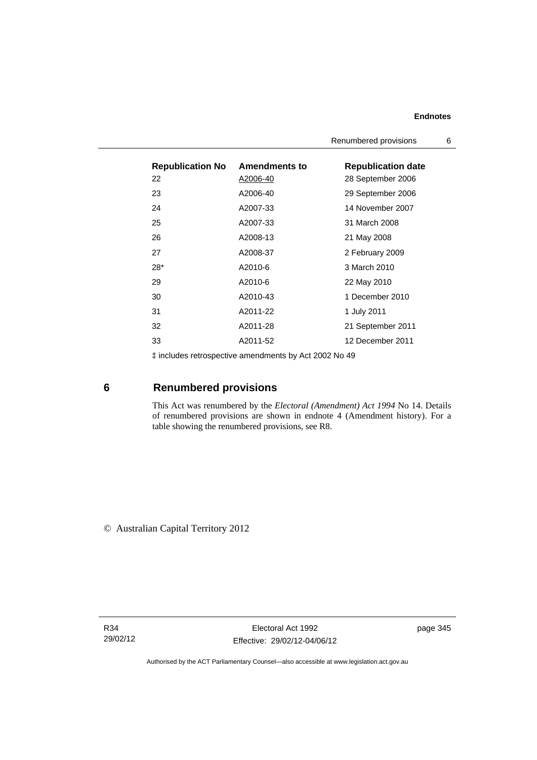| Republication No | Amendments to | Republication date |
|---|---|---|
| 22 | A2006-40 | 28 September 2006 |
| 23 | A2006-40 | 29 September 2006 |
| 24 | A2007-33 | 14 November 2007 |
| 25 | A2007-33 | 31 March 2008 |
| 26 | A2008-13 | 21 May 2008 |
| 27 | A2008-37 | 2 February 2009 |
| 28* | A2010-6 | 3 March 2010 |
| 29 | A2010-6 | 22 May 2010 |
| 30 | A2010-43 | 1 December 2010 |
| 31 | A2011-22 | 1 July 2011 |
| 32 | A2011-28 | 21 September 2011 |
| 33 | A2011-52 | 12 December 2011 |

‡ includes retrospective amendments by Act 2002 No 49

## 6 Renumbered provisions

This Act was renumbered by the *Electoral (Amendment) Act 1994* No 14. Details of renumbered provisions are shown in endnote 4 (Amendment history). For a table showing the renumbered provisions, see R8.

© Australian Capital Territory 2012